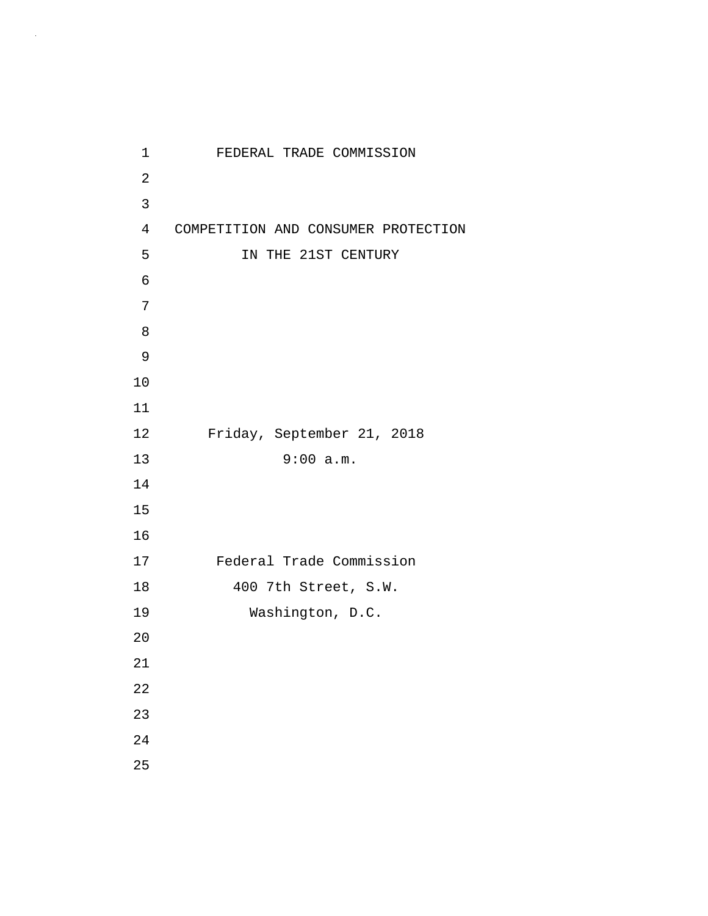# FEDERAL TRADE COMMISSION

## COMPETITION AND CONSUMER PROTECTION IN THE 21ST CENTURY

Friday, September 21, 2018

9:00 a.m.

Federal Trade Commission

400 7th Street, S.W.

Washington, D.C.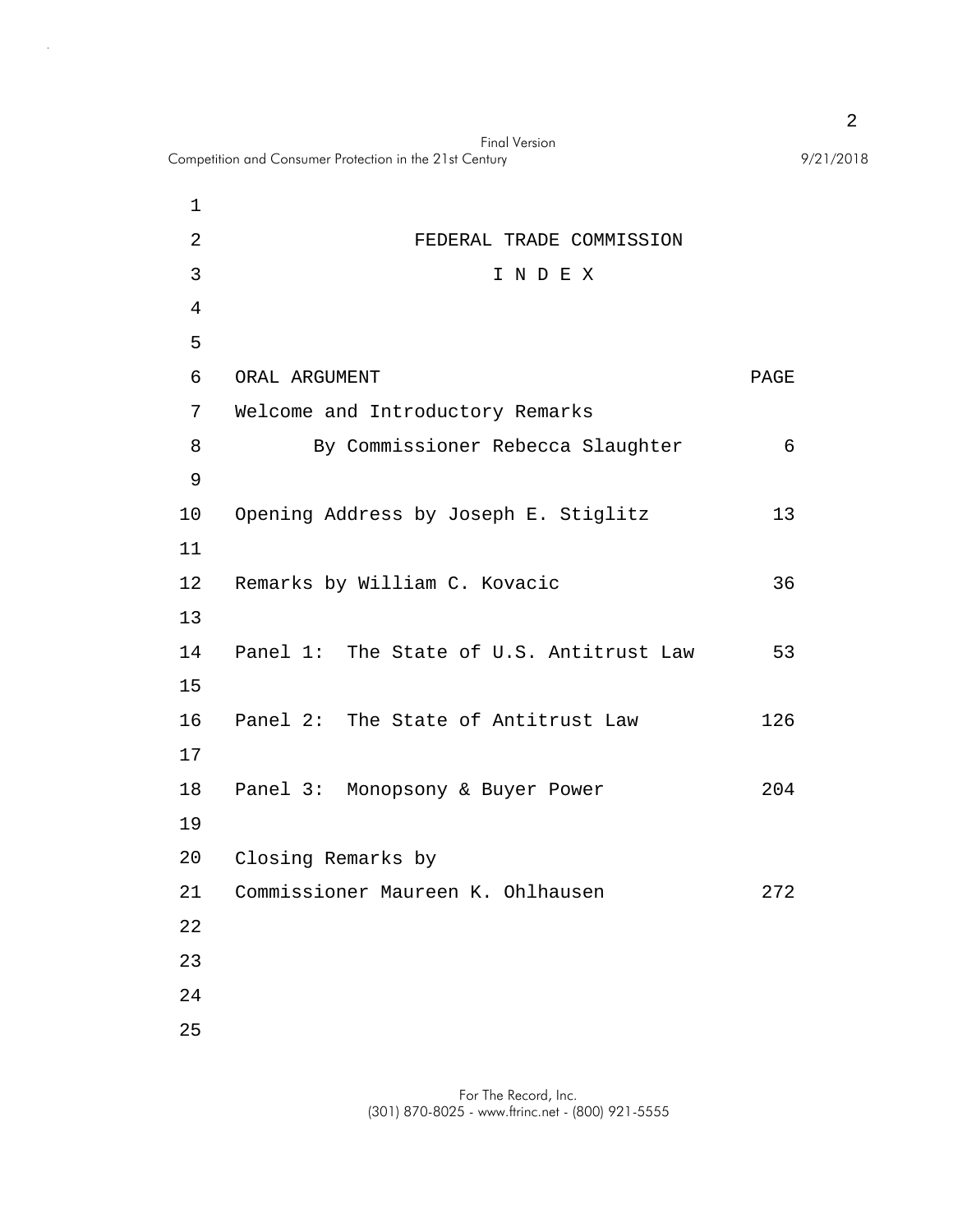# FEDERAL TRADE COMMISSION

## I N D E X

| ORAL ARGUMENT | PAGE |
| --- | --- |
| Welcome and Introductory Remarks By Commissioner Rebecca Slaughter | 6 |
| Opening Address by Joseph E. Stiglitz | 13 |
| Remarks by William C. Kovacic | 36 |
| Panel 1: The State of U.S. Antitrust Law | 53 |
| Panel 2: The State of Antitrust Law | 126 |
| Panel 3: Monopsony & Buyer Power | 204 |
| Closing Remarks by Commissioner Maureen K. Ohlhausen | 272 |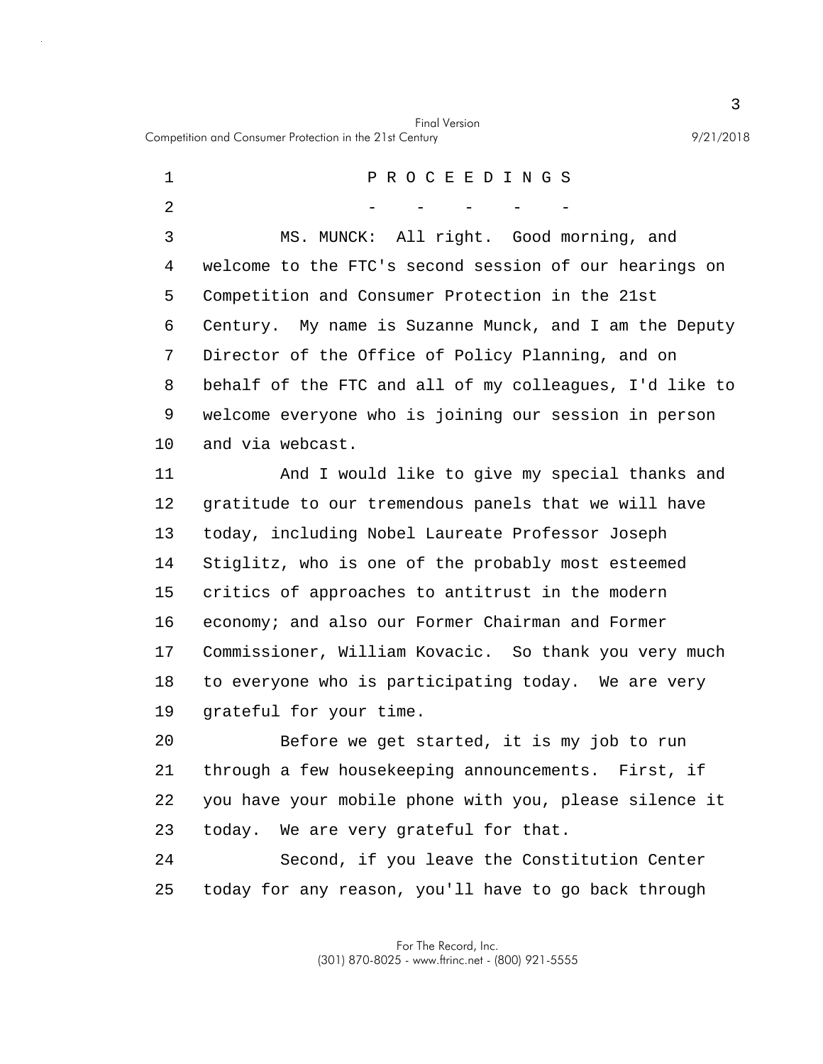# P R O C E E D I N G S

\- - - - -

MS. MUNCK: All right. Good morning, and welcome to the FTC's second session of our hearings on Competition and Consumer Protection in the 21st Century. My name is Suzanne Munck, and I am the Deputy Director of the Office of Policy Planning, and on behalf of the FTC and all of my colleagues, I'd like to welcome everyone who is joining our session in person and via webcast.

And I would like to give my special thanks and gratitude to our tremendous panels that we will have today, including Nobel Laureate Professor Joseph Stiglitz, who is one of the probably most esteemed critics of approaches to antitrust in the modern economy; and also our Former Chairman and Former Commissioner, William Kovacic. So thank you very much to everyone who is participating today. We are very grateful for your time.

Before we get started, it is my job to run through a few housekeeping announcements. First, if you have your mobile phone with you, please silence it today. We are very grateful for that.

Second, if you leave the Constitution Center today for any reason, you'll have to go back through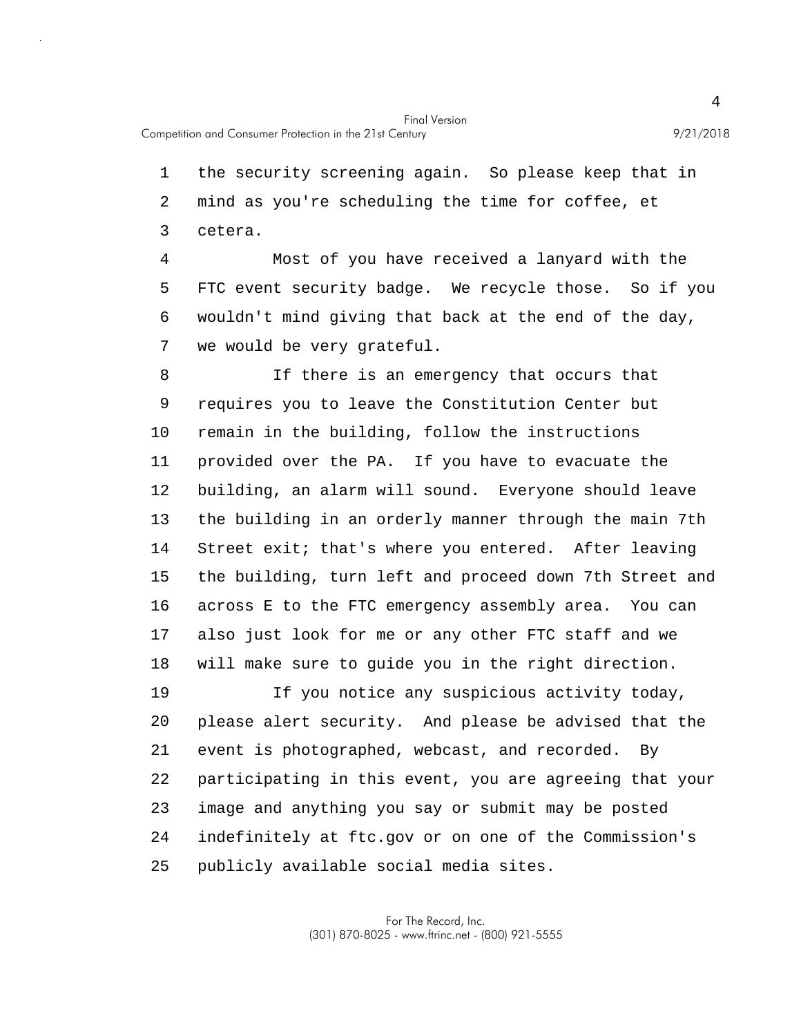the security screening again. So please keep that in mind as you're scheduling the time for coffee, et cetera.

Most of you have received a lanyard with the FTC event security badge. We recycle those. So if you wouldn't mind giving that back at the end of the day, we would be very grateful.

If there is an emergency that occurs that requires you to leave the Constitution Center but remain in the building, follow the instructions provided over the PA. If you have to evacuate the building, an alarm will sound. Everyone should leave the building in an orderly manner through the main 7th Street exit; that's where you entered. After leaving the building, turn left and proceed down 7th Street and across E to the FTC emergency assembly area. You can also just look for me or any other FTC staff and we will make sure to guide you in the right direction.

If you notice any suspicious activity today, please alert security. And please be advised that the event is photographed, webcast, and recorded. By participating in this event, you are agreeing that your image and anything you say or submit may be posted indefinitely at ftc.gov or on one of the Commission's publicly available social media sites.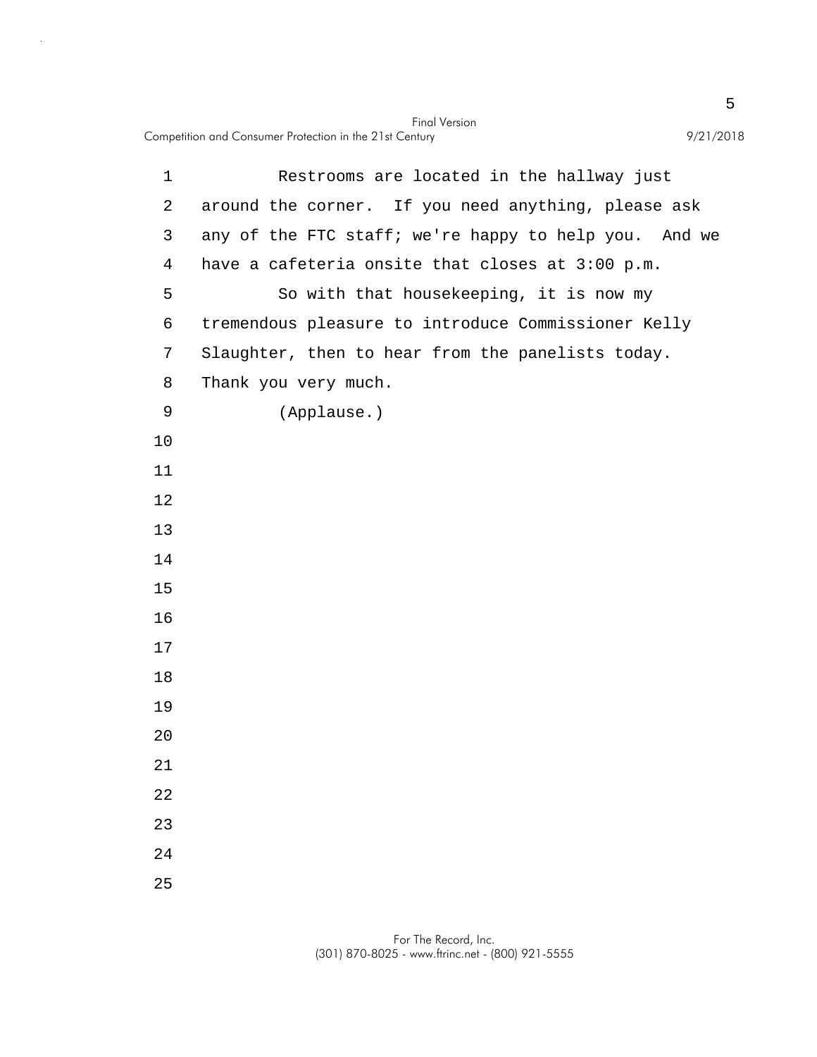Restrooms are located in the hallway just around the corner. If you need anything, please ask any of the FTC staff; we're happy to help you. And we have a cafeteria onsite that closes at 3:00 p.m.

So with that housekeeping, it is now my tremendous pleasure to introduce Commissioner Kelly Slaughter, then to hear from the panelists today. Thank you very much.

(Applause.)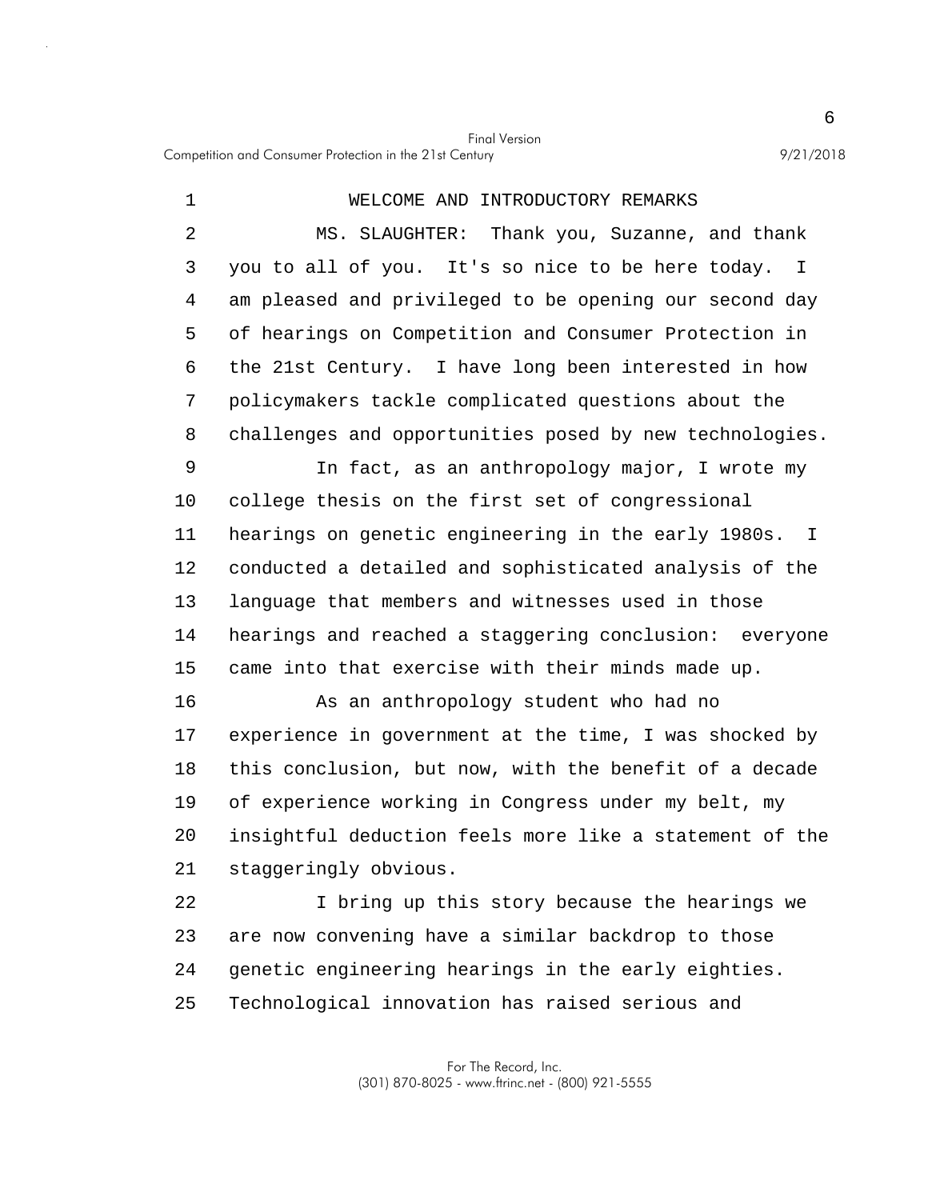## WELCOME AND INTRODUCTORY REMARKS

MS. SLAUGHTER: Thank you, Suzanne, and thank you to all of you. It's so nice to be here today. I am pleased and privileged to be opening our second day of hearings on Competition and Consumer Protection in the 21st Century. I have long been interested in how policymakers tackle complicated questions about the challenges and opportunities posed by new technologies.

In fact, as an anthropology major, I wrote my college thesis on the first set of congressional hearings on genetic engineering in the early 1980s. I conducted a detailed and sophisticated analysis of the language that members and witnesses used in those hearings and reached a staggering conclusion: everyone came into that exercise with their minds made up.

As an anthropology student who had no experience in government at the time, I was shocked by this conclusion, but now, with the benefit of a decade of experience working in Congress under my belt, my insightful deduction feels more like a statement of the staggeringly obvious.

I bring up this story because the hearings we are now convening have a similar backdrop to those genetic engineering hearings in the early eighties. Technological innovation has raised serious and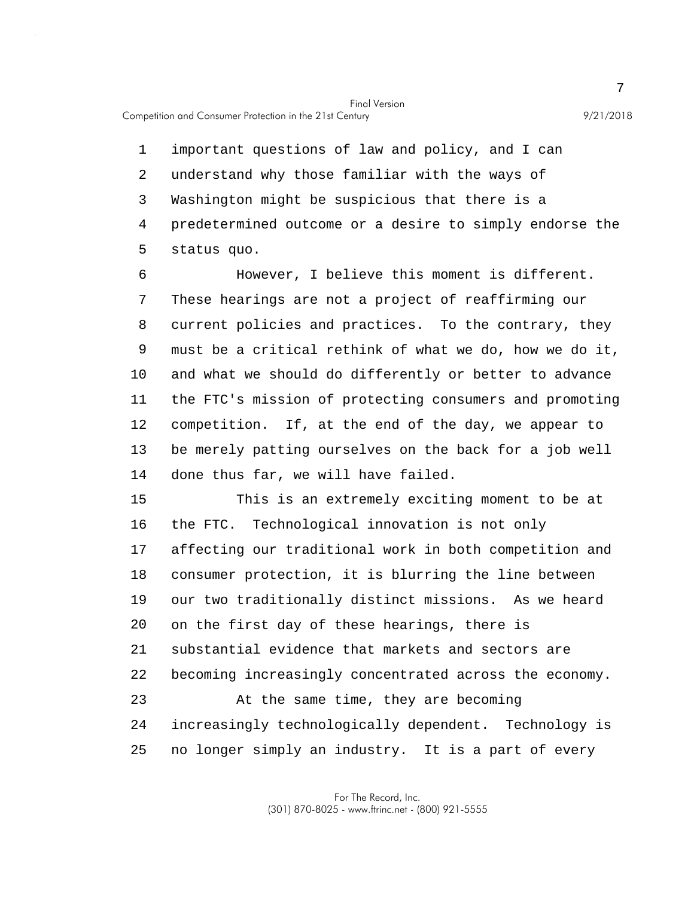important questions of law and policy, and I can understand why those familiar with the ways of Washington might be suspicious that there is a predetermined outcome or a desire to simply endorse the status quo.

However, I believe this moment is different. These hearings are not a project of reaffirming our current policies and practices. To the contrary, they must be a critical rethink of what we do, how we do it, and what we should do differently or better to advance the FTC's mission of protecting consumers and promoting competition. If, at the end of the day, we appear to be merely patting ourselves on the back for a job well done thus far, we will have failed.

This is an extremely exciting moment to be at the FTC. Technological innovation is not only affecting our traditional work in both competition and consumer protection, it is blurring the line between our two traditionally distinct missions. As we heard on the first day of these hearings, there is substantial evidence that markets and sectors are becoming increasingly concentrated across the economy.

At the same time, they are becoming increasingly technologically dependent. Technology is no longer simply an industry. It is a part of every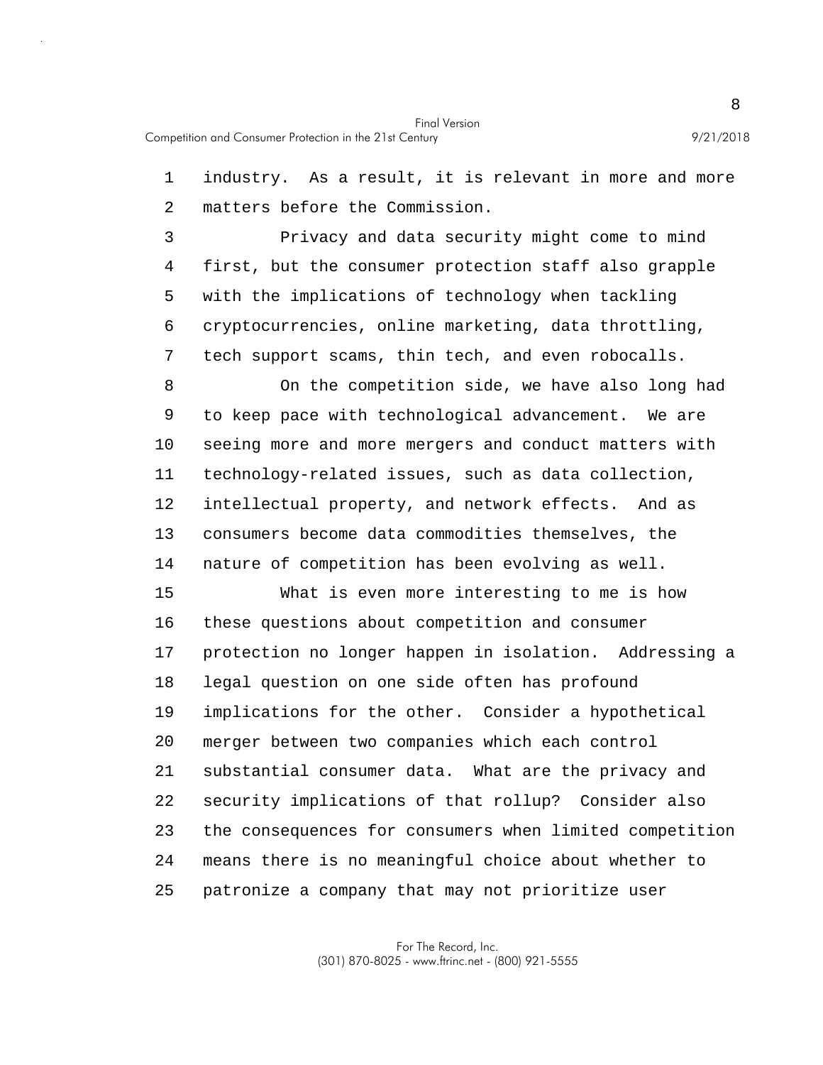industry. As a result, it is relevant in more and more matters before the Commission.

Privacy and data security might come to mind first, but the consumer protection staff also grapple with the implications of technology when tackling cryptocurrencies, online marketing, data throttling, tech support scams, thin tech, and even robocalls.

On the competition side, we have also long had to keep pace with technological advancement. We are seeing more and more mergers and conduct matters with technology-related issues, such as data collection, intellectual property, and network effects. And as consumers become data commodities themselves, the nature of competition has been evolving as well.

What is even more interesting to me is how these questions about competition and consumer protection no longer happen in isolation. Addressing a legal question on one side often has profound implications for the other. Consider a hypothetical merger between two companies which each control substantial consumer data. What are the privacy and security implications of that rollup? Consider also the consequences for consumers when limited competition means there is no meaningful choice about whether to patronize a company that may not prioritize user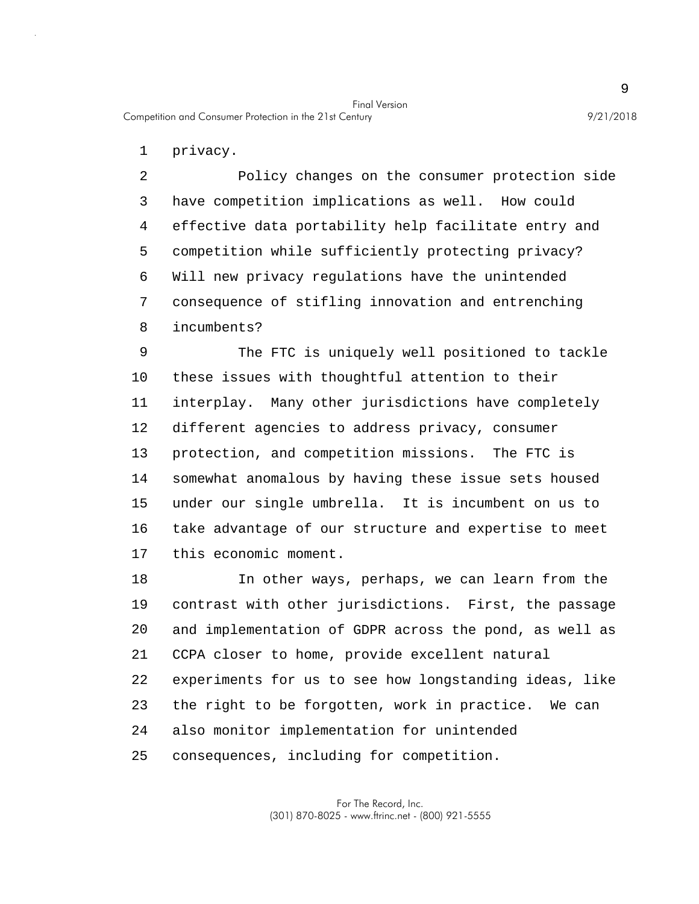privacy.

Policy changes on the consumer protection side have competition implications as well. How could effective data portability help facilitate entry and competition while sufficiently protecting privacy? Will new privacy regulations have the unintended consequence of stifling innovation and entrenching incumbents?

The FTC is uniquely well positioned to tackle these issues with thoughtful attention to their interplay. Many other jurisdictions have completely different agencies to address privacy, consumer protection, and competition missions. The FTC is somewhat anomalous by having these issue sets housed under our single umbrella. It is incumbent on us to take advantage of our structure and expertise to meet this economic moment.

In other ways, perhaps, we can learn from the contrast with other jurisdictions. First, the passage and implementation of GDPR across the pond, as well as CCPA closer to home, provide excellent natural experiments for us to see how longstanding ideas, like the right to be forgotten, work in practice. We can also monitor implementation for unintended consequences, including for competition.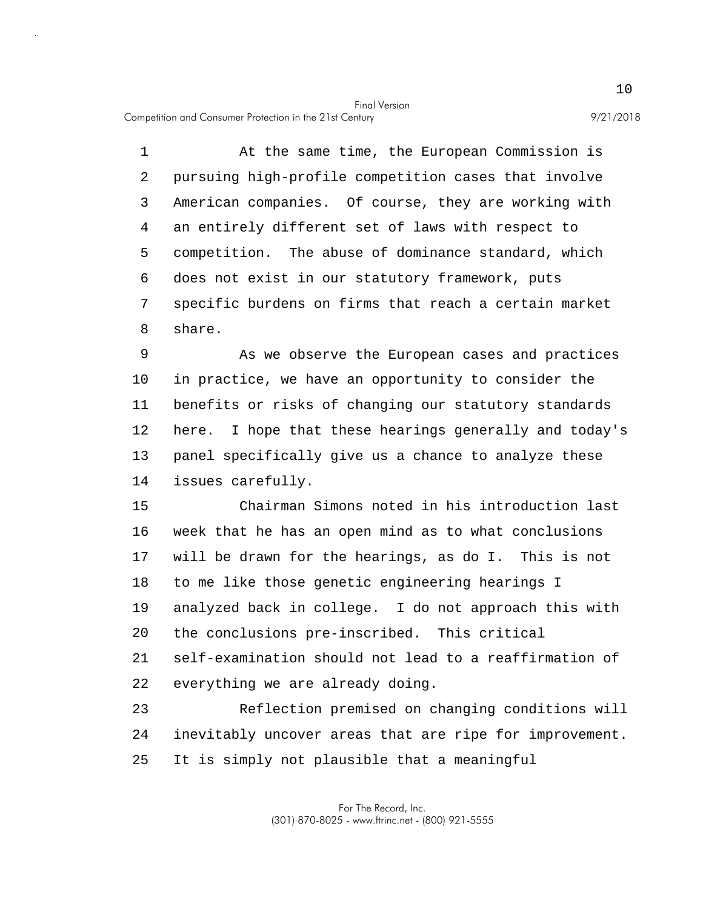At the same time, the European Commission is pursuing high-profile competition cases that involve American companies. Of course, they are working with an entirely different set of laws with respect to competition. The abuse of dominance standard, which does not exist in our statutory framework, puts specific burdens on firms that reach a certain market share.

As we observe the European cases and practices in practice, we have an opportunity to consider the benefits or risks of changing our statutory standards here. I hope that these hearings generally and today's panel specifically give us a chance to analyze these issues carefully.

Chairman Simons noted in his introduction last week that he has an open mind as to what conclusions will be drawn for the hearings, as do I. This is not to me like those genetic engineering hearings I analyzed back in college. I do not approach this with the conclusions pre-inscribed. This critical self-examination should not lead to a reaffirmation of everything we are already doing.

Reflection premised on changing conditions will inevitably uncover areas that are ripe for improvement. It is simply not plausible that a meaningful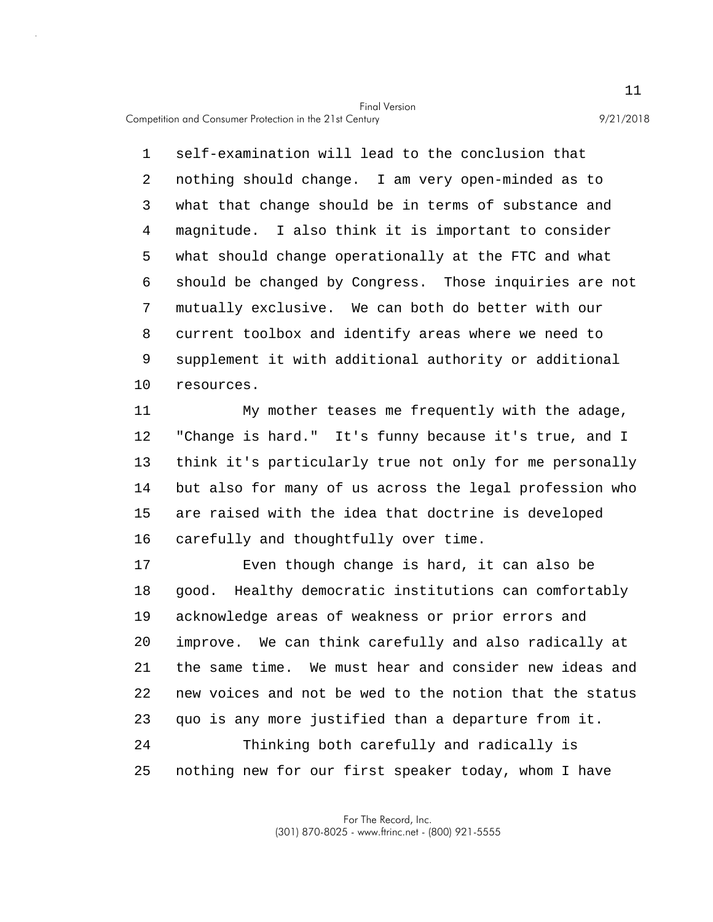self-examination will lead to the conclusion that nothing should change. I am very open-minded as to what that change should be in terms of substance and magnitude. I also think it is important to consider what should change operationally at the FTC and what should be changed by Congress. Those inquiries are not mutually exclusive. We can both do better with our current toolbox and identify areas where we need to supplement it with additional authority or additional resources.

My mother teases me frequently with the adage, "Change is hard." It's funny because it's true, and I think it's particularly true not only for me personally but also for many of us across the legal profession who are raised with the idea that doctrine is developed carefully and thoughtfully over time.

Even though change is hard, it can also be good. Healthy democratic institutions can comfortably acknowledge areas of weakness or prior errors and improve. We can think carefully and also radically at the same time. We must hear and consider new ideas and new voices and not be wed to the notion that the status quo is any more justified than a departure from it.

Thinking both carefully and radically is nothing new for our first speaker today, whom I have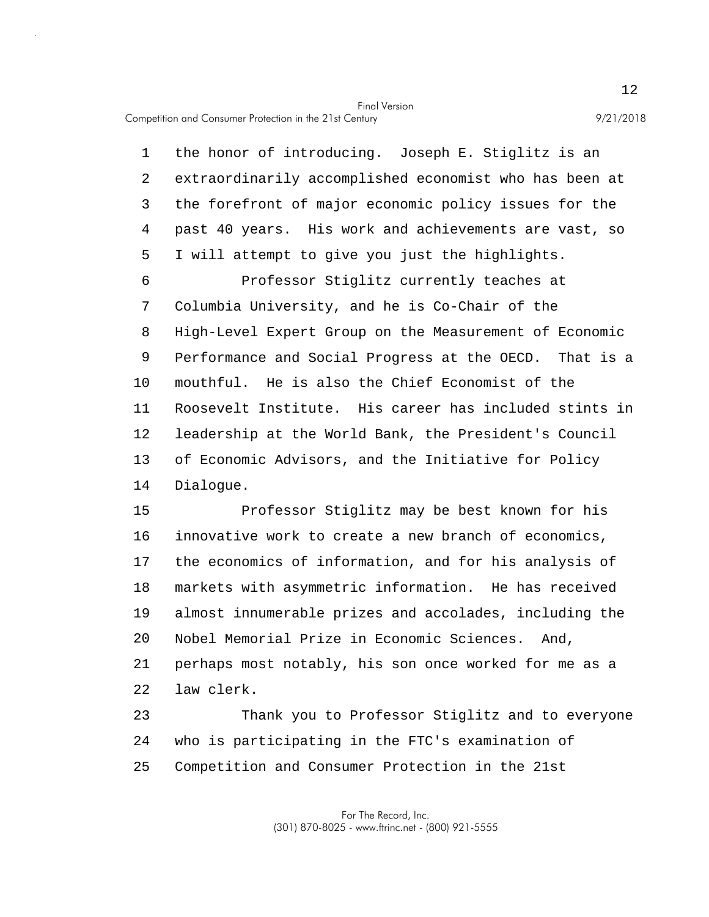the honor of introducing. Joseph E. Stiglitz is an extraordinarily accomplished economist who has been at the forefront of major economic policy issues for the past 40 years. His work and achievements are vast, so I will attempt to give you just the highlights.

Professor Stiglitz currently teaches at Columbia University, and he is Co-Chair of the High-Level Expert Group on the Measurement of Economic Performance and Social Progress at the OECD. That is a mouthful. He is also the Chief Economist of the Roosevelt Institute. His career has included stints in leadership at the World Bank, the President's Council of Economic Advisors, and the Initiative for Policy Dialogue.

Professor Stiglitz may be best known for his innovative work to create a new branch of economics, the economics of information, and for his analysis of markets with asymmetric information. He has received almost innumerable prizes and accolades, including the Nobel Memorial Prize in Economic Sciences. And, perhaps most notably, his son once worked for me as a law clerk.

Thank you to Professor Stiglitz and to everyone who is participating in the FTC's examination of Competition and Consumer Protection in the 21st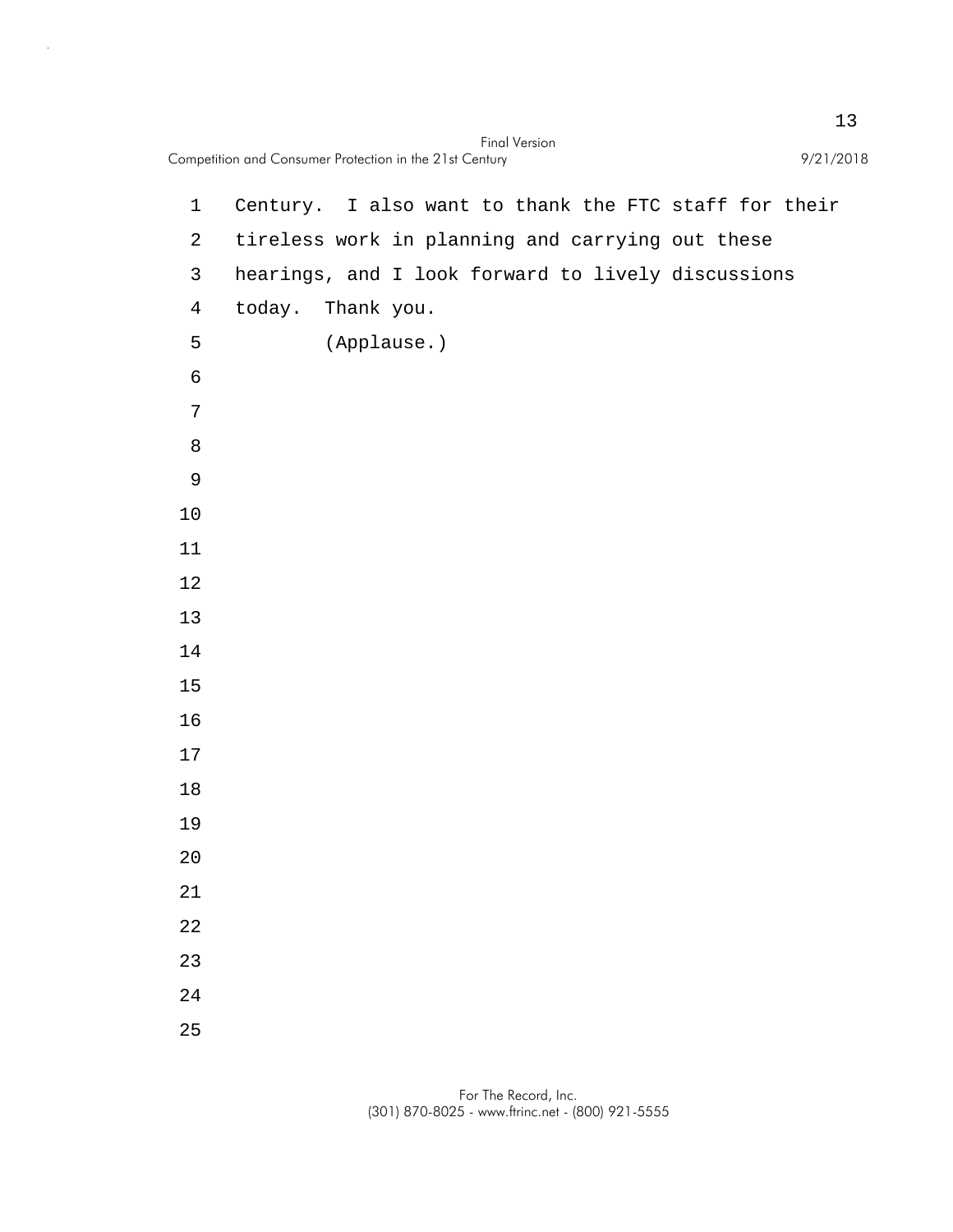Century. I also want to thank the FTC staff for their tireless work in planning and carrying out these hearings, and I look forward to lively discussions today. Thank you.

(Applause.)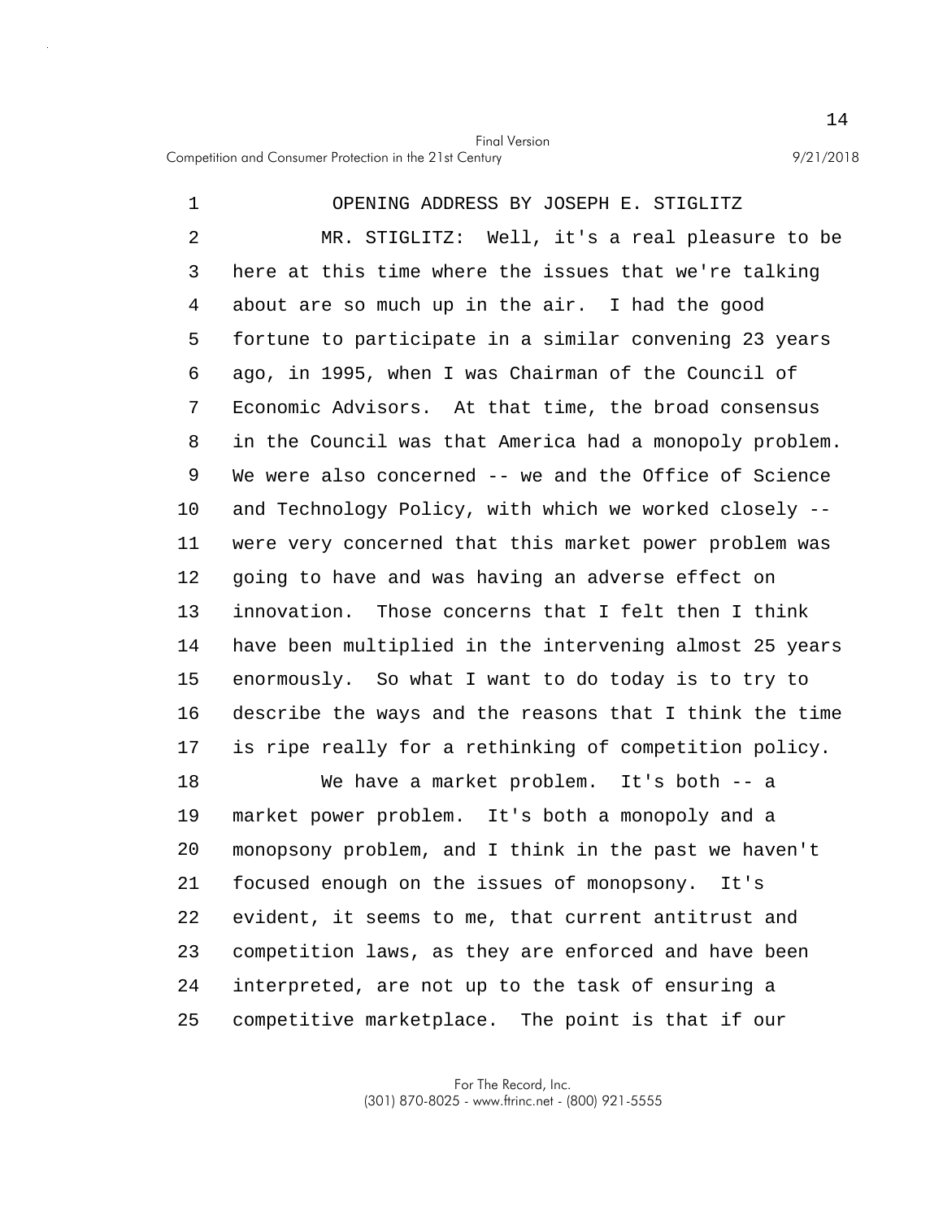## OPENING ADDRESS BY JOSEPH E. STIGLITZ

MR. STIGLITZ: Well, it's a real pleasure to be here at this time where the issues that we're talking about are so much up in the air. I had the good fortune to participate in a similar convening 23 years ago, in 1995, when I was Chairman of the Council of Economic Advisors. At that time, the broad consensus in the Council was that America had a monopoly problem. We were also concerned -- we and the Office of Science and Technology Policy, with which we worked closely -- were very concerned that this market power problem was going to have and was having an adverse effect on innovation. Those concerns that I felt then I think have been multiplied in the intervening almost 25 years enormously. So what I want to do today is to try to describe the ways and the reasons that I think the time is ripe really for a rethinking of competition policy.

We have a market problem. It's both -- a market power problem. It's both a monopoly and a monopsony problem, and I think in the past we haven't focused enough on the issues of monopsony. It's evident, it seems to me, that current antitrust and competition laws, as they are enforced and have been interpreted, are not up to the task of ensuring a competitive marketplace. The point is that if our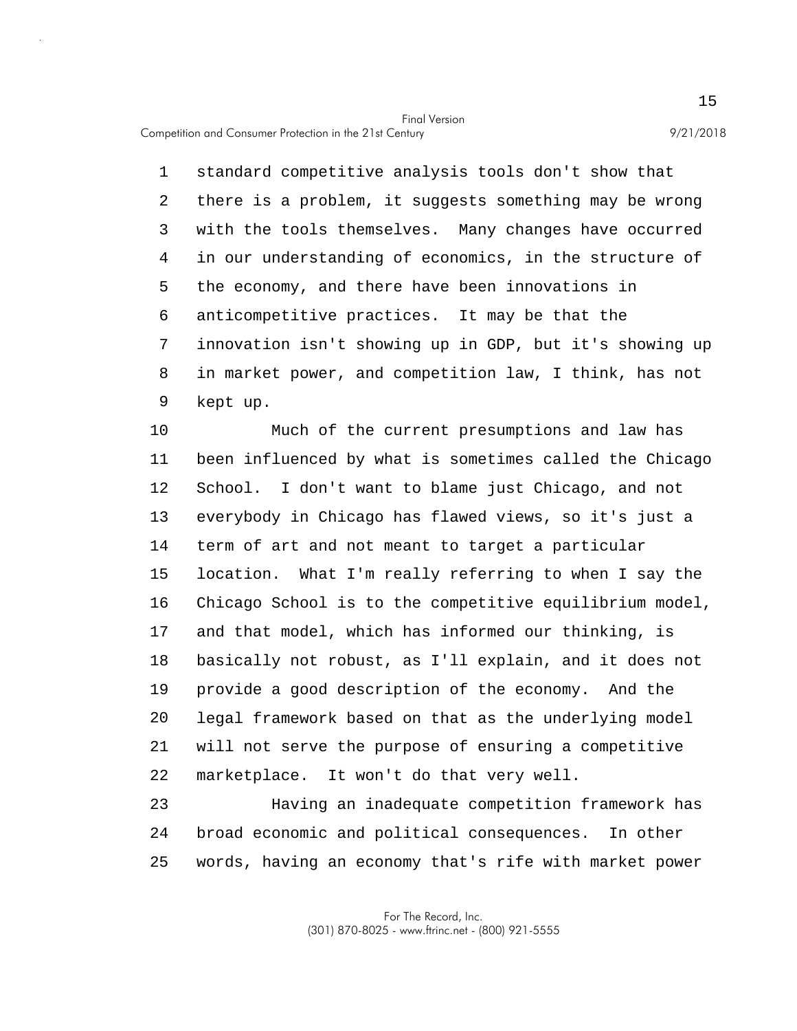standard competitive analysis tools don't show that there is a problem, it suggests something may be wrong with the tools themselves. Many changes have occurred in our understanding of economics, in the structure of the economy, and there have been innovations in anticompetitive practices. It may be that the innovation isn't showing up in GDP, but it's showing up in market power, and competition law, I think, has not kept up.

Much of the current presumptions and law has been influenced by what is sometimes called the Chicago School. I don't want to blame just Chicago, and not everybody in Chicago has flawed views, so it's just a term of art and not meant to target a particular location. What I'm really referring to when I say the Chicago School is to the competitive equilibrium model, and that model, which has informed our thinking, is basically not robust, as I'll explain, and it does not provide a good description of the economy. And the legal framework based on that as the underlying model will not serve the purpose of ensuring a competitive marketplace. It won't do that very well.

Having an inadequate competition framework has broad economic and political consequences. In other words, having an economy that's rife with market power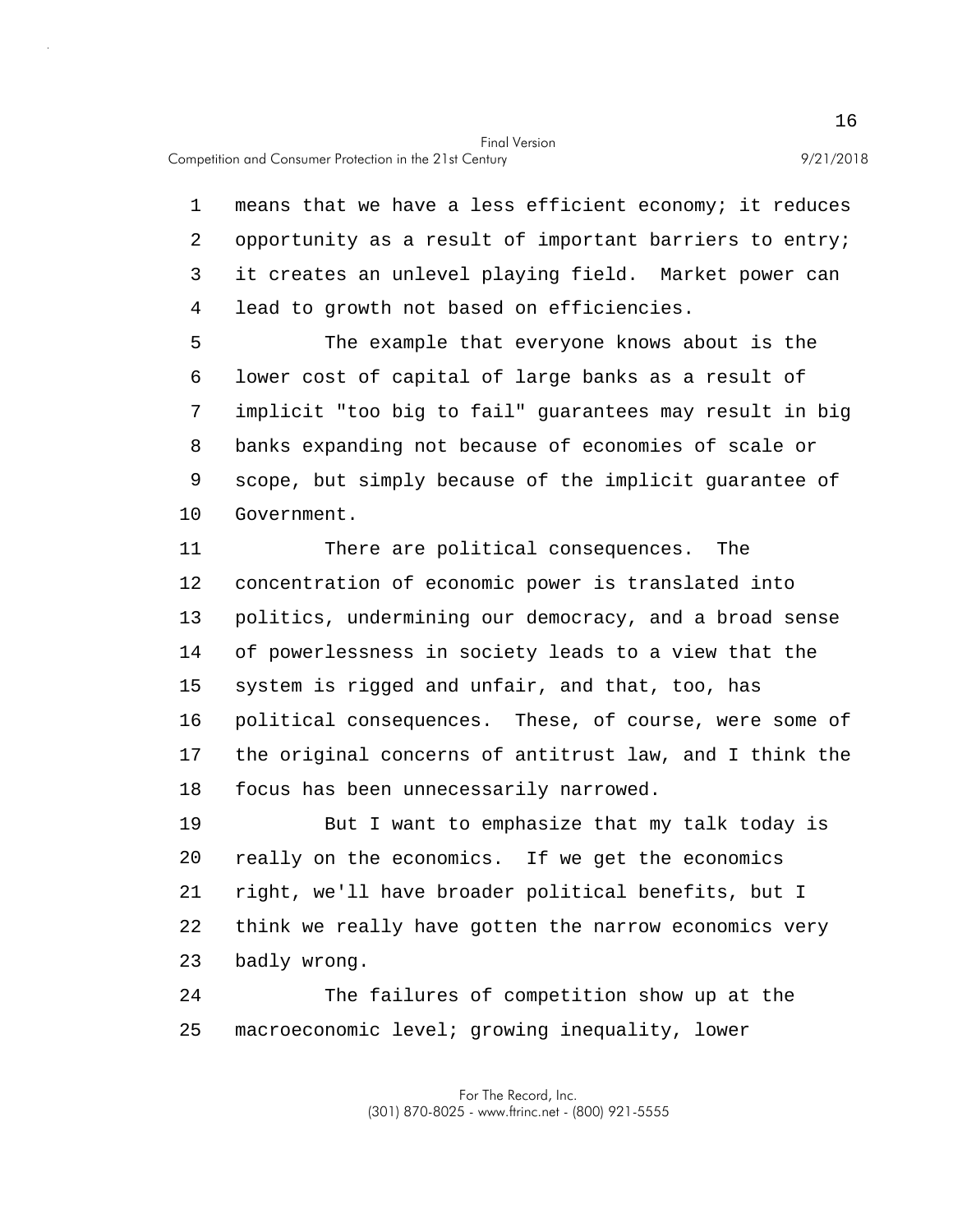means that we have a less efficient economy; it reduces opportunity as a result of important barriers to entry; it creates an unlevel playing field. Market power can lead to growth not based on efficiencies.

The example that everyone knows about is the lower cost of capital of large banks as a result of implicit "too big to fail" guarantees may result in big banks expanding not because of economies of scale or scope, but simply because of the implicit guarantee of Government.

There are political consequences. The concentration of economic power is translated into politics, undermining our democracy, and a broad sense of powerlessness in society leads to a view that the system is rigged and unfair, and that, too, has political consequences. These, of course, were some of the original concerns of antitrust law, and I think the focus has been unnecessarily narrowed.

But I want to emphasize that my talk today is really on the economics. If we get the economics right, we'll have broader political benefits, but I think we really have gotten the narrow economics very badly wrong.

The failures of competition show up at the macroeconomic level; growing inequality, lower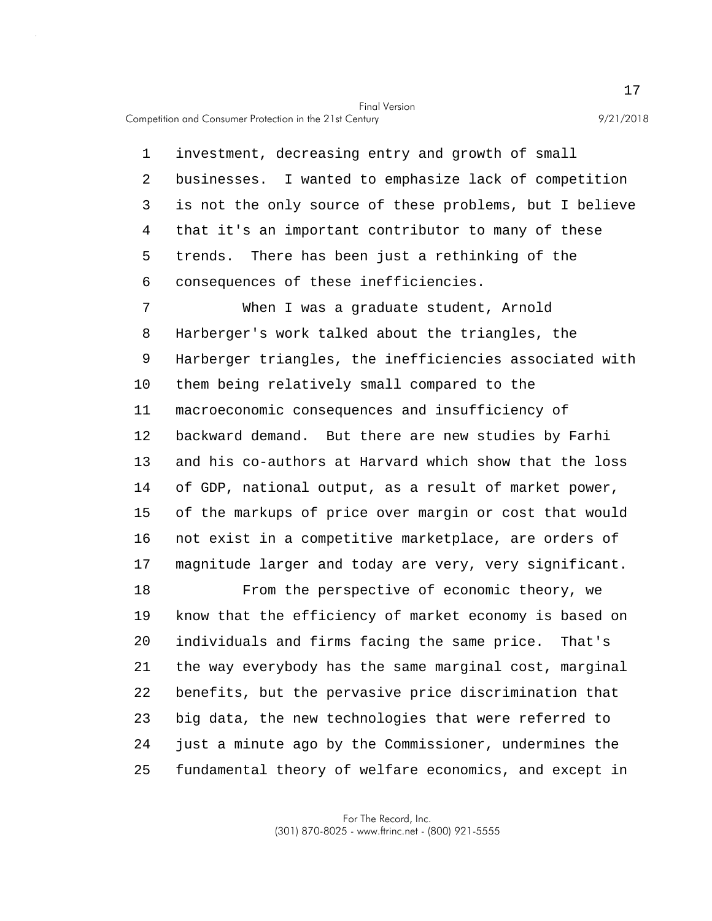investment, decreasing entry and growth of small businesses. I wanted to emphasize lack of competition is not the only source of these problems, but I believe that it's an important contributor to many of these trends. There has been just a rethinking of the consequences of these inefficiencies.

When I was a graduate student, Arnold Harberger's work talked about the triangles, the Harberger triangles, the inefficiencies associated with them being relatively small compared to the macroeconomic consequences and insufficiency of backward demand. But there are new studies by Farhi and his co-authors at Harvard which show that the loss of GDP, national output, as a result of market power, of the markups of price over margin or cost that would not exist in a competitive marketplace, are orders of magnitude larger and today are very, very significant.

From the perspective of economic theory, we know that the efficiency of market economy is based on individuals and firms facing the same price. That's the way everybody has the same marginal cost, marginal benefits, but the pervasive price discrimination that big data, the new technologies that were referred to just a minute ago by the Commissioner, undermines the fundamental theory of welfare economics, and except in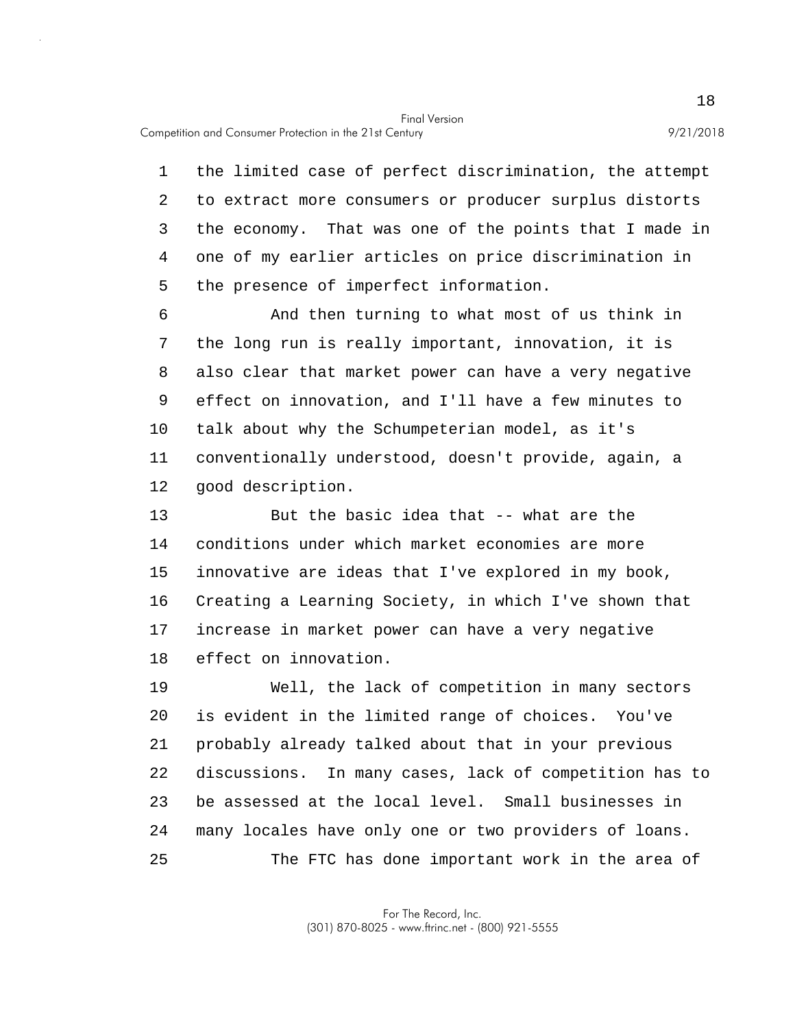the limited case of perfect discrimination, the attempt to extract more consumers or producer surplus distorts the economy. That was one of the points that I made in one of my earlier articles on price discrimination in the presence of imperfect information.

And then turning to what most of us think in the long run is really important, innovation, it is also clear that market power can have a very negative effect on innovation, and I'll have a few minutes to talk about why the Schumpeterian model, as it's conventionally understood, doesn't provide, again, a good description.

But the basic idea that -- what are the conditions under which market economies are more innovative are ideas that I've explored in my book, Creating a Learning Society, in which I've shown that increase in market power can have a very negative effect on innovation.

Well, the lack of competition in many sectors is evident in the limited range of choices. You've probably already talked about that in your previous discussions. In many cases, lack of competition has to be assessed at the local level. Small businesses in many locales have only one or two providers of loans.

The FTC has done important work in the area of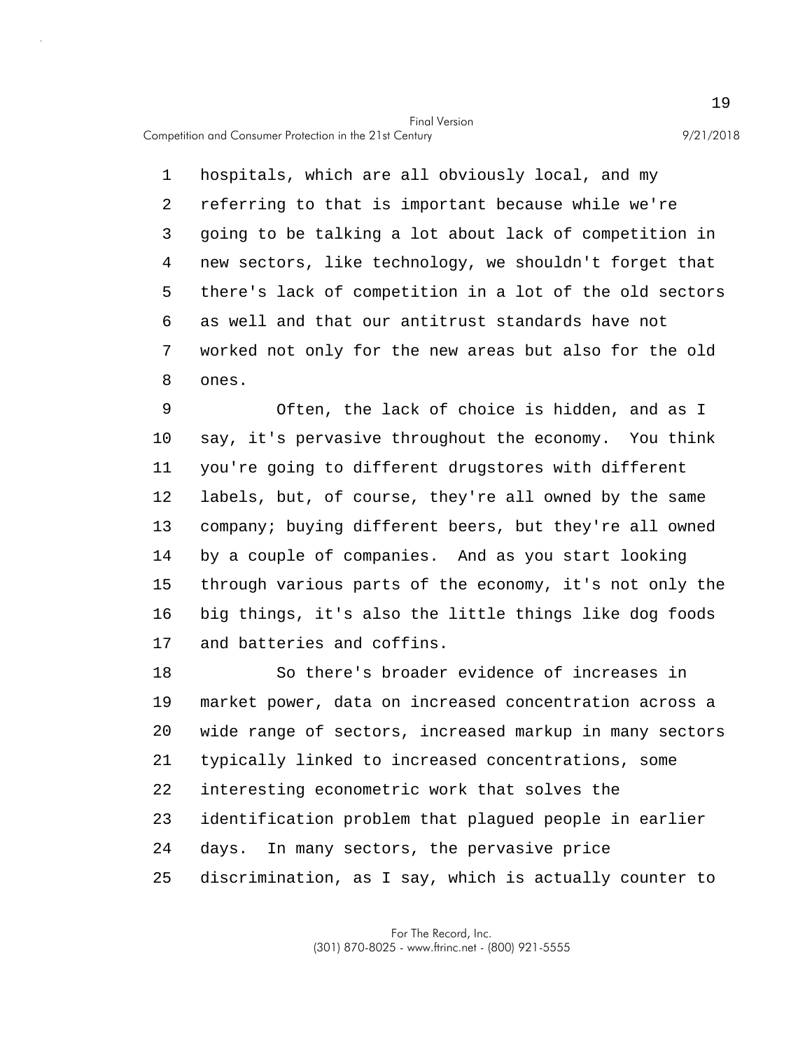hospitals, which are all obviously local, and my referring to that is important because while we're going to be talking a lot about lack of competition in new sectors, like technology, we shouldn't forget that there's lack of competition in a lot of the old sectors as well and that our antitrust standards have not worked not only for the new areas but also for the old ones.

Often, the lack of choice is hidden, and as I say, it's pervasive throughout the economy. You think you're going to different drugstores with different labels, but, of course, they're all owned by the same company; buying different beers, but they're all owned by a couple of companies. And as you start looking through various parts of the economy, it's not only the big things, it's also the little things like dog foods and batteries and coffins.

So there's broader evidence of increases in market power, data on increased concentration across a wide range of sectors, increased markup in many sectors typically linked to increased concentrations, some interesting econometric work that solves the identification problem that plagued people in earlier days. In many sectors, the pervasive price discrimination, as I say, which is actually counter to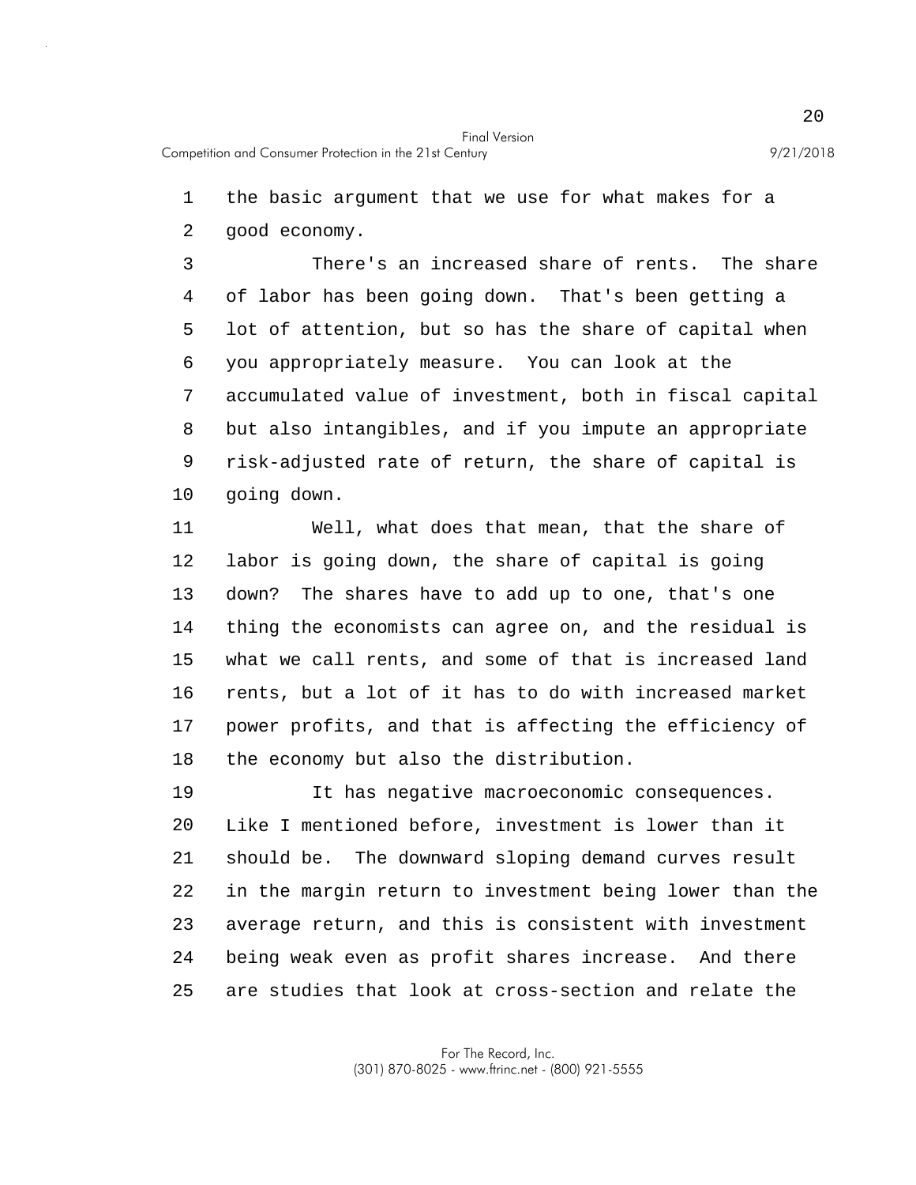the basic argument that we use for what makes for a good economy.

There's an increased share of rents. The share of labor has been going down. That's been getting a lot of attention, but so has the share of capital when you appropriately measure. You can look at the accumulated value of investment, both in fiscal capital but also intangibles, and if you impute an appropriate risk-adjusted rate of return, the share of capital is going down.

Well, what does that mean, that the share of labor is going down, the share of capital is going down? The shares have to add up to one, that's one thing the economists can agree on, and the residual is what we call rents, and some of that is increased land rents, but a lot of it has to do with increased market power profits, and that is affecting the efficiency of the economy but also the distribution.

It has negative macroeconomic consequences. Like I mentioned before, investment is lower than it should be. The downward sloping demand curves result in the margin return to investment being lower than the average return, and this is consistent with investment being weak even as profit shares increase. And there are studies that look at cross-section and relate the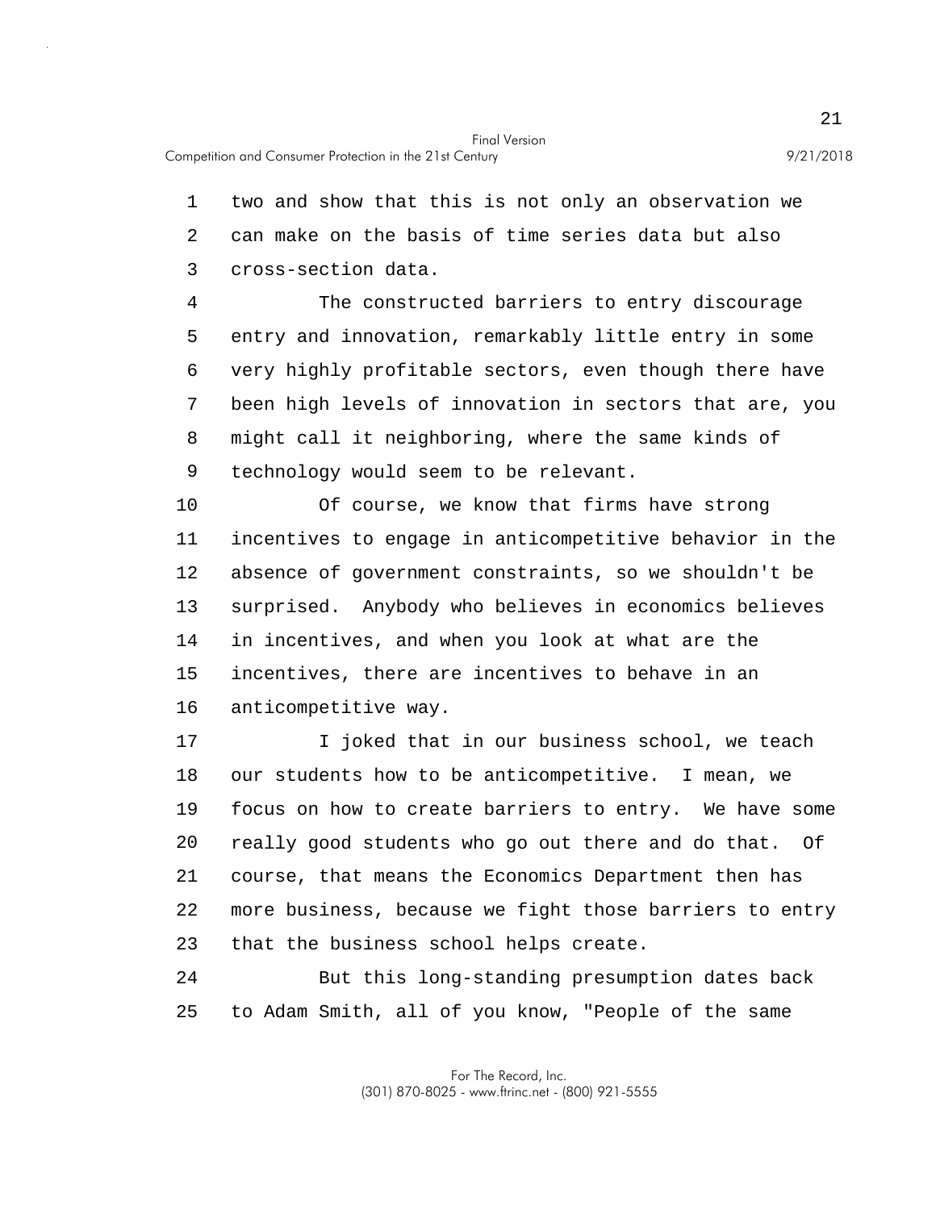two and show that this is not only an observation we can make on the basis of time series data but also cross-section data.

The constructed barriers to entry discourage entry and innovation, remarkably little entry in some very highly profitable sectors, even though there have been high levels of innovation in sectors that are, you might call it neighboring, where the same kinds of technology would seem to be relevant.

Of course, we know that firms have strong incentives to engage in anticompetitive behavior in the absence of government constraints, so we shouldn't be surprised. Anybody who believes in economics believes in incentives, and when you look at what are the incentives, there are incentives to behave in an anticompetitive way.

I joked that in our business school, we teach our students how to be anticompetitive. I mean, we focus on how to create barriers to entry. We have some really good students who go out there and do that. Of course, that means the Economics Department then has more business, because we fight those barriers to entry that the business school helps create.

But this long-standing presumption dates back to Adam Smith, all of you know, "People of the same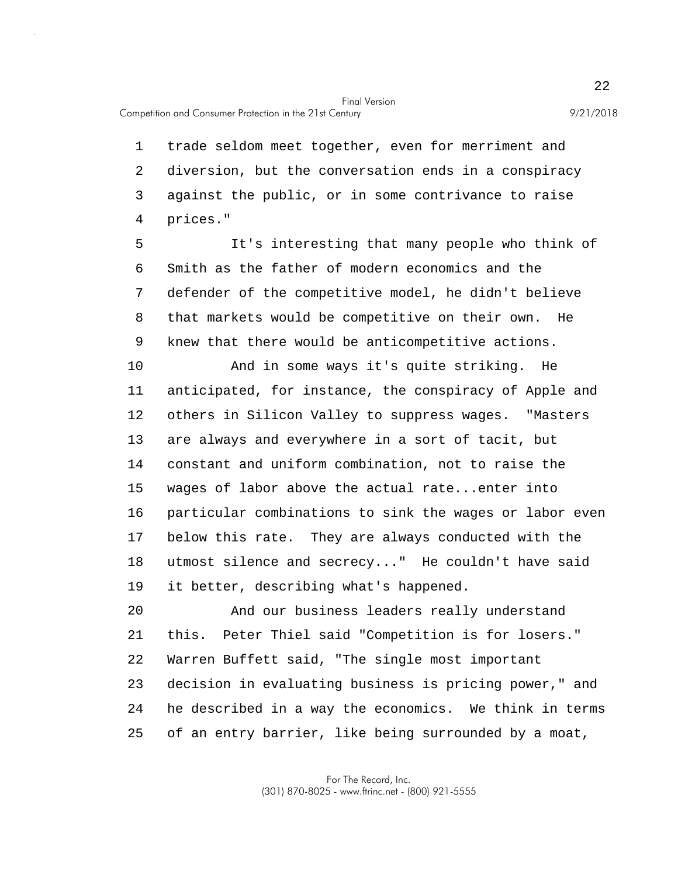trade seldom meet together, even for merriment and diversion, but the conversation ends in a conspiracy against the public, or in some contrivance to raise prices."

It's interesting that many people who think of Smith as the father of modern economics and the defender of the competitive model, he didn't believe that markets would be competitive on their own. He knew that there would be anticompetitive actions.

And in some ways it's quite striking. He anticipated, for instance, the conspiracy of Apple and others in Silicon Valley to suppress wages. "Masters are always and everywhere in a sort of tacit, but constant and uniform combination, not to raise the wages of labor above the actual rate...enter into particular combinations to sink the wages or labor even below this rate. They are always conducted with the utmost silence and secrecy..." He couldn't have said it better, describing what's happened.

And our business leaders really understand this. Peter Thiel said "Competition is for losers." Warren Buffett said, "The single most important decision in evaluating business is pricing power," and he described in a way the economics. We think in terms of an entry barrier, like being surrounded by a moat,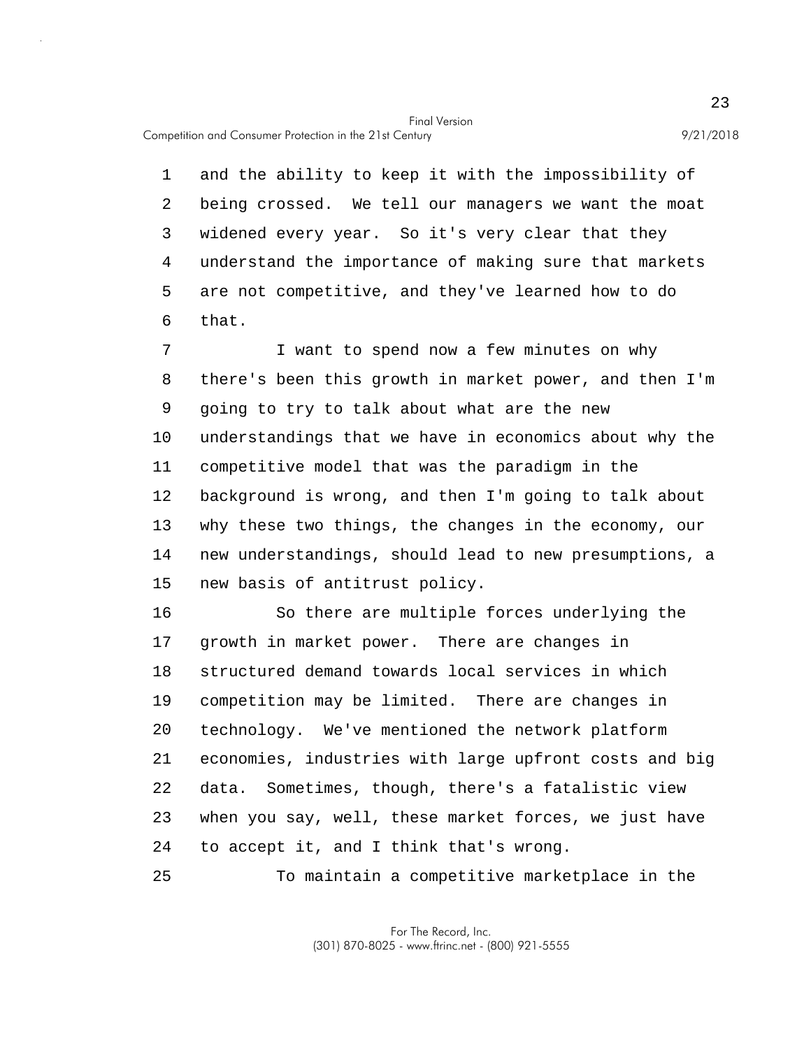and the ability to keep it with the impossibility of being crossed. We tell our managers we want the moat widened every year. So it's very clear that they understand the importance of making sure that markets are not competitive, and they've learned how to do that.

I want to spend now a few minutes on why there's been this growth in market power, and then I'm going to try to talk about what are the new understandings that we have in economics about why the competitive model that was the paradigm in the background is wrong, and then I'm going to talk about why these two things, the changes in the economy, our new understandings, should lead to new presumptions, a new basis of antitrust policy.

So there are multiple forces underlying the growth in market power. There are changes in structured demand towards local services in which competition may be limited. There are changes in technology. We've mentioned the network platform economies, industries with large upfront costs and big data. Sometimes, though, there's a fatalistic view when you say, well, these market forces, we just have to accept it, and I think that's wrong.

To maintain a competitive marketplace in the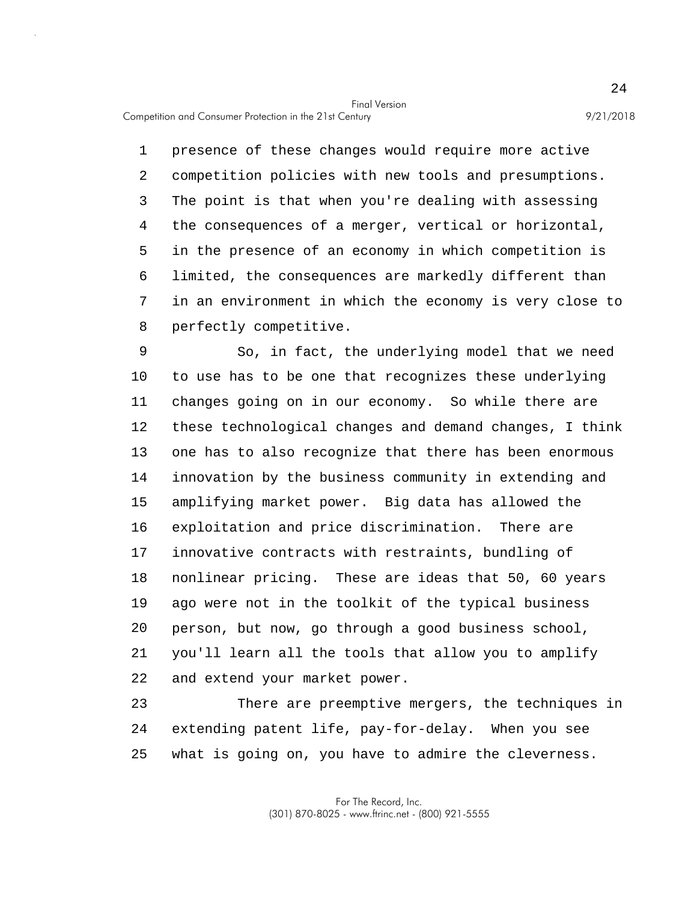presence of these changes would require more active competition policies with new tools and presumptions. The point is that when you're dealing with assessing the consequences of a merger, vertical or horizontal, in the presence of an economy in which competition is limited, the consequences are markedly different than in an environment in which the economy is very close to perfectly competitive.

So, in fact, the underlying model that we need to use has to be one that recognizes these underlying changes going on in our economy. So while there are these technological changes and demand changes, I think one has to also recognize that there has been enormous innovation by the business community in extending and amplifying market power. Big data has allowed the exploitation and price discrimination. There are innovative contracts with restraints, bundling of nonlinear pricing. These are ideas that 50, 60 years ago were not in the toolkit of the typical business person, but now, go through a good business school, you'll learn all the tools that allow you to amplify and extend your market power.

There are preemptive mergers, the techniques in extending patent life, pay-for-delay. When you see what is going on, you have to admire the cleverness.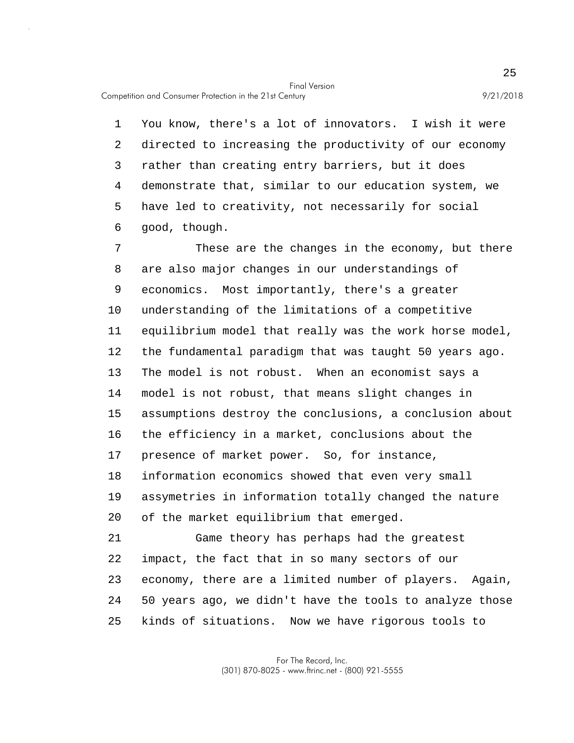You know, there's a lot of innovators. I wish it were directed to increasing the productivity of our economy rather than creating entry barriers, but it does demonstrate that, similar to our education system, we have led to creativity, not necessarily for social good, though.

These are the changes in the economy, but there are also major changes in our understandings of economics. Most importantly, there's a greater understanding of the limitations of a competitive equilibrium model that really was the work horse model, the fundamental paradigm that was taught 50 years ago. The model is not robust. When an economist says a model is not robust, that means slight changes in assumptions destroy the conclusions, a conclusion about the efficiency in a market, conclusions about the presence of market power. So, for instance, information economics showed that even very small assymetries in information totally changed the nature of the market equilibrium that emerged.

Game theory has perhaps had the greatest impact, the fact that in so many sectors of our economy, there are a limited number of players. Again, 50 years ago, we didn't have the tools to analyze those kinds of situations. Now we have rigorous tools to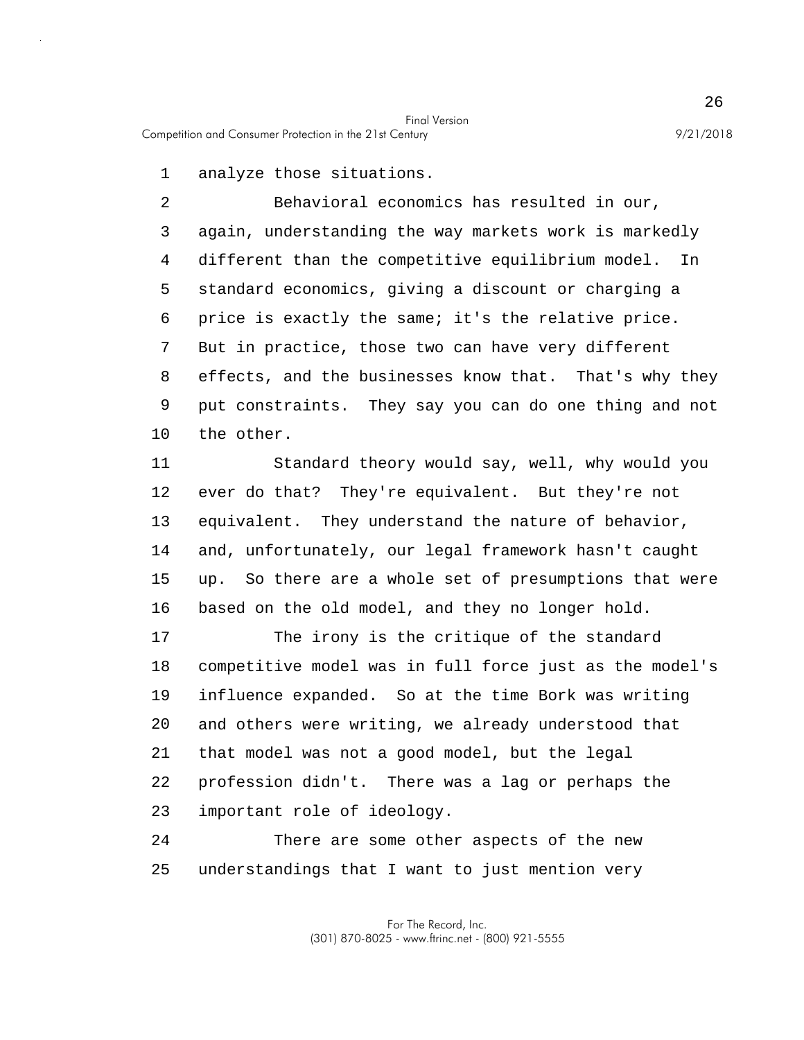analyze those situations.

Behavioral economics has resulted in our, again, understanding the way markets work is markedly different than the competitive equilibrium model. In standard economics, giving a discount or charging a price is exactly the same; it's the relative price. But in practice, those two can have very different effects, and the businesses know that. That's why they put constraints. They say you can do one thing and not the other.

Standard theory would say, well, why would you ever do that? They're equivalent. But they're not equivalent. They understand the nature of behavior, and, unfortunately, our legal framework hasn't caught up. So there are a whole set of presumptions that were based on the old model, and they no longer hold.

The irony is the critique of the standard competitive model was in full force just as the model's influence expanded. So at the time Bork was writing and others were writing, we already understood that that model was not a good model, but the legal profession didn't. There was a lag or perhaps the important role of ideology.

There are some other aspects of the new understandings that I want to just mention very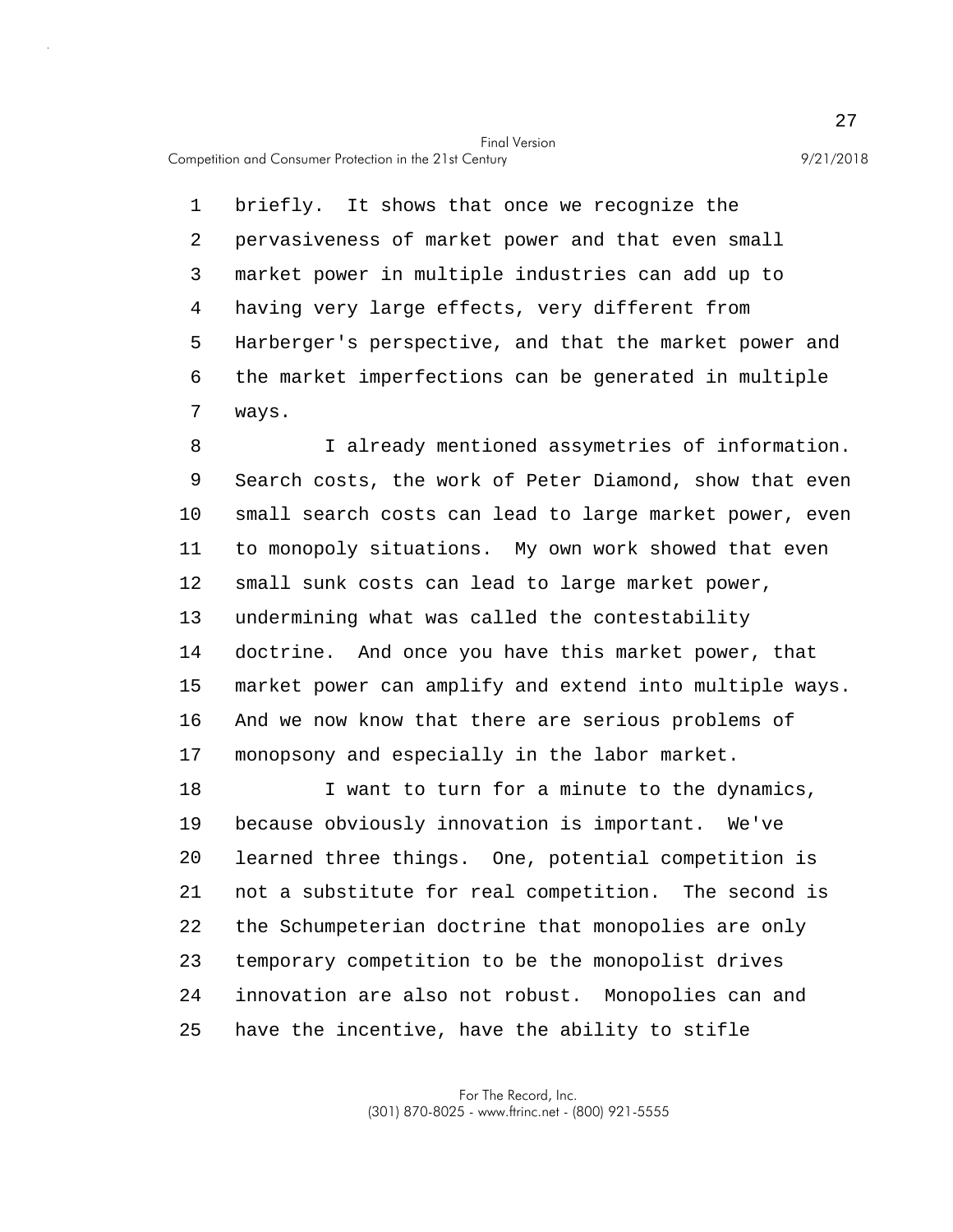briefly. It shows that once we recognize the pervasiveness of market power and that even small market power in multiple industries can add up to having very large effects, very different from Harberger's perspective, and that the market power and the market imperfections can be generated in multiple ways.

I already mentioned assymetries of information. Search costs, the work of Peter Diamond, show that even small search costs can lead to large market power, even to monopoly situations. My own work showed that even small sunk costs can lead to large market power, undermining what was called the contestability doctrine. And once you have this market power, that market power can amplify and extend into multiple ways. And we now know that there are serious problems of monopsony and especially in the labor market.

I want to turn for a minute to the dynamics, because obviously innovation is important. We've learned three things. One, potential competition is not a substitute for real competition. The second is the Schumpeterian doctrine that monopolies are only temporary competition to be the monopolist drives innovation are also not robust. Monopolies can and have the incentive, have the ability to stifle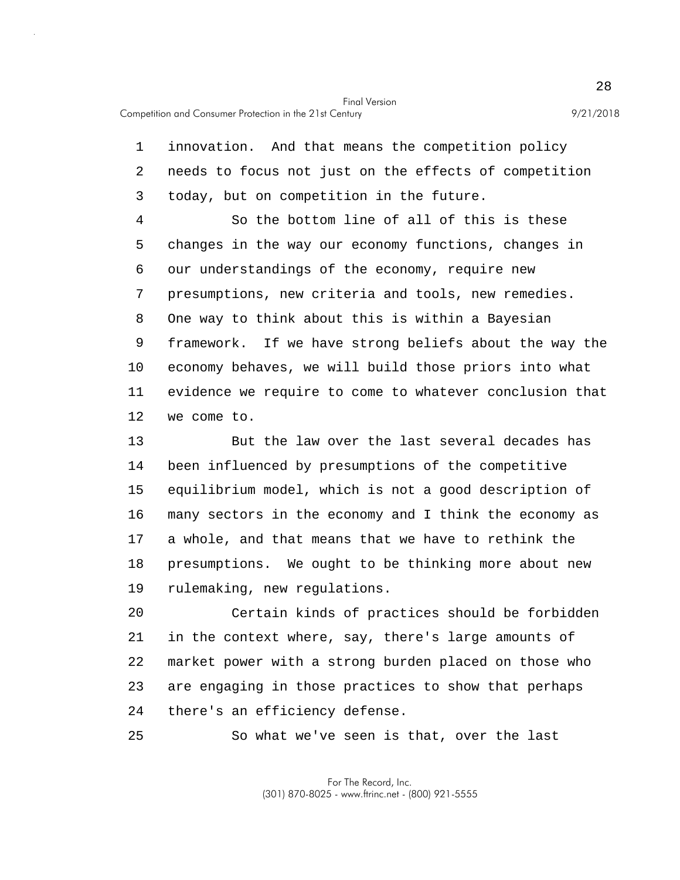innovation. And that means the competition policy needs to focus not just on the effects of competition today, but on competition in the future.

So the bottom line of all of this is these changes in the way our economy functions, changes in our understandings of the economy, require new presumptions, new criteria and tools, new remedies. One way to think about this is within a Bayesian framework. If we have strong beliefs about the way the economy behaves, we will build those priors into what evidence we require to come to whatever conclusion that we come to.

But the law over the last several decades has been influenced by presumptions of the competitive equilibrium model, which is not a good description of many sectors in the economy and I think the economy as a whole, and that means that we have to rethink the presumptions. We ought to be thinking more about new rulemaking, new regulations.

Certain kinds of practices should be forbidden in the context where, say, there's large amounts of market power with a strong burden placed on those who are engaging in those practices to show that perhaps there's an efficiency defense.

So what we've seen is that, over the last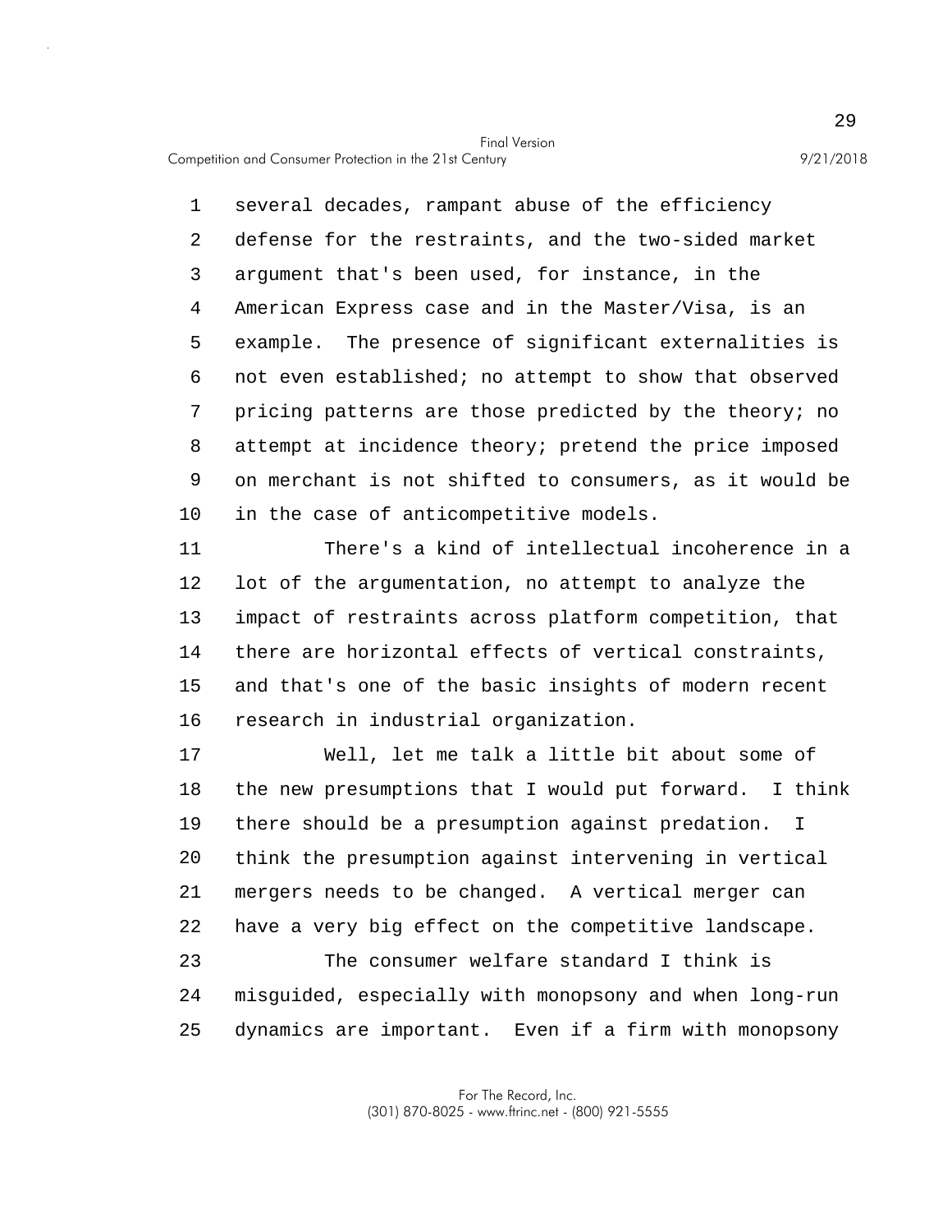several decades, rampant abuse of the efficiency defense for the restraints, and the two-sided market argument that's been used, for instance, in the American Express case and in the Master/Visa, is an example. The presence of significant externalities is not even established; no attempt to show that observed pricing patterns are those predicted by the theory; no attempt at incidence theory; pretend the price imposed on merchant is not shifted to consumers, as it would be in the case of anticompetitive models.

There's a kind of intellectual incoherence in a lot of the argumentation, no attempt to analyze the impact of restraints across platform competition, that there are horizontal effects of vertical constraints, and that's one of the basic insights of modern recent research in industrial organization.

Well, let me talk a little bit about some of the new presumptions that I would put forward. I think there should be a presumption against predation. I think the presumption against intervening in vertical mergers needs to be changed. A vertical merger can have a very big effect on the competitive landscape.

The consumer welfare standard I think is misguided, especially with monopsony and when long-run dynamics are important. Even if a firm with monopsony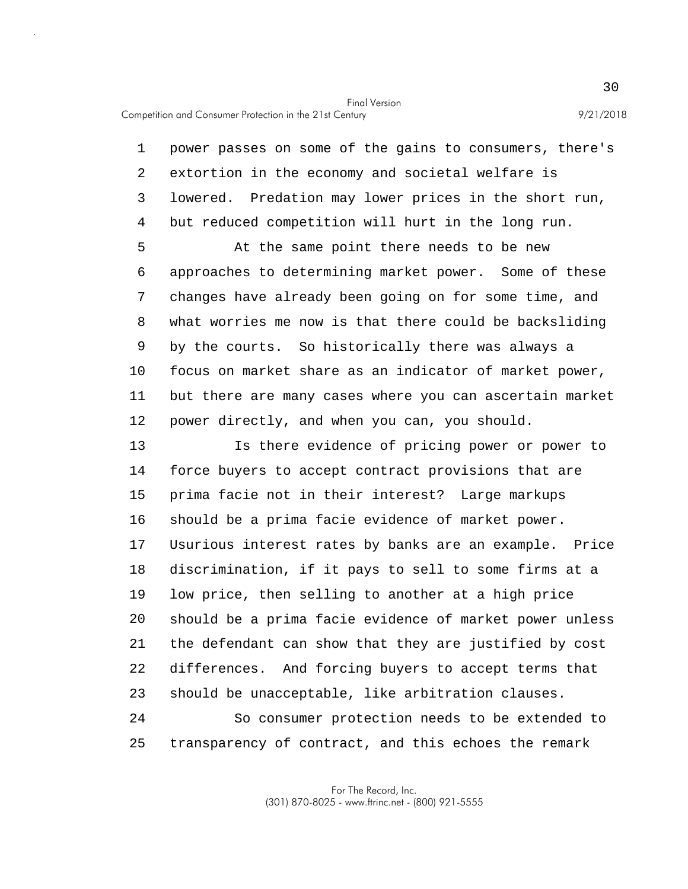power passes on some of the gains to consumers, there's extortion in the economy and societal welfare is lowered. Predation may lower prices in the short run, but reduced competition will hurt in the long run.

At the same point there needs to be new approaches to determining market power. Some of these changes have already been going on for some time, and what worries me now is that there could be backsliding by the courts. So historically there was always a focus on market share as an indicator of market power, but there are many cases where you can ascertain market power directly, and when you can, you should.

Is there evidence of pricing power or power to force buyers to accept contract provisions that are prima facie not in their interest? Large markups should be a prima facie evidence of market power. Usurious interest rates by banks are an example. Price discrimination, if it pays to sell to some firms at a low price, then selling to another at a high price should be a prima facie evidence of market power unless the defendant can show that they are justified by cost differences. And forcing buyers to accept terms that should be unacceptable, like arbitration clauses.

So consumer protection needs to be extended to transparency of contract, and this echoes the remark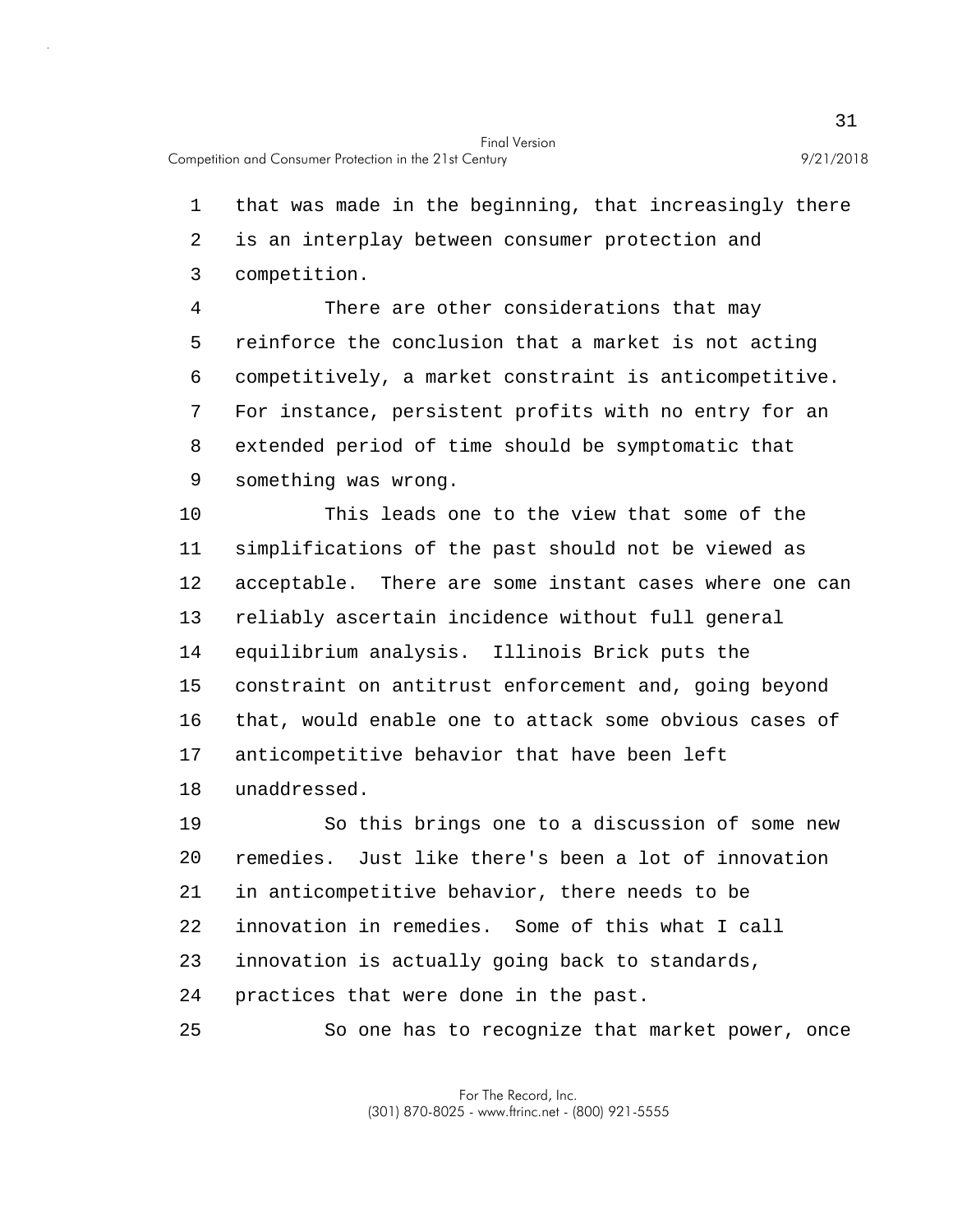that was made in the beginning, that increasingly there is an interplay between consumer protection and competition.

There are other considerations that may reinforce the conclusion that a market is not acting competitively, a market constraint is anticompetitive. For instance, persistent profits with no entry for an extended period of time should be symptomatic that something was wrong.

This leads one to the view that some of the simplifications of the past should not be viewed as acceptable. There are some instant cases where one can reliably ascertain incidence without full general equilibrium analysis. Illinois Brick puts the constraint on antitrust enforcement and, going beyond that, would enable one to attack some obvious cases of anticompetitive behavior that have been left unaddressed.

So this brings one to a discussion of some new remedies. Just like there's been a lot of innovation in anticompetitive behavior, there needs to be innovation in remedies. Some of this what I call innovation is actually going back to standards, practices that were done in the past.

So one has to recognize that market power, once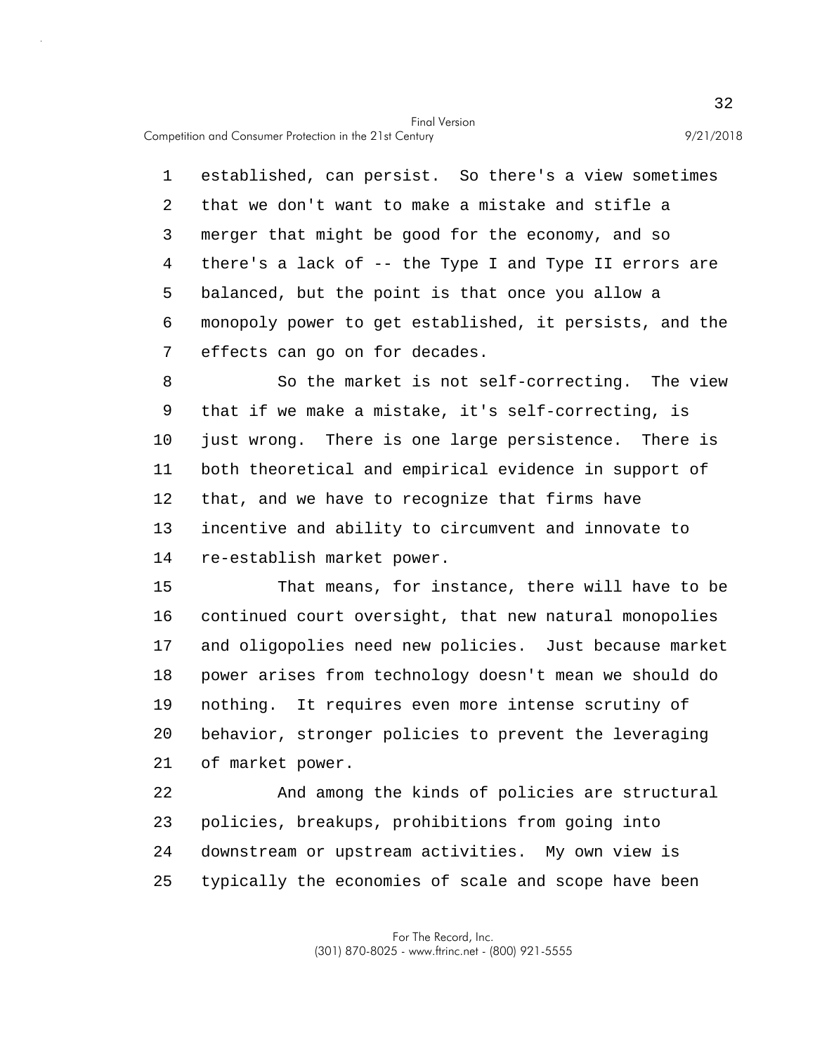established, can persist. So there's a view sometimes that we don't want to make a mistake and stifle a merger that might be good for the economy, and so there's a lack of -- the Type I and Type II errors are balanced, but the point is that once you allow a monopoly power to get established, it persists, and the effects can go on for decades.

So the market is not self-correcting. The view that if we make a mistake, it's self-correcting, is just wrong. There is one large persistence. There is both theoretical and empirical evidence in support of that, and we have to recognize that firms have incentive and ability to circumvent and innovate to re-establish market power.

That means, for instance, there will have to be continued court oversight, that new natural monopolies and oligopolies need new policies. Just because market power arises from technology doesn't mean we should do nothing. It requires even more intense scrutiny of behavior, stronger policies to prevent the leveraging of market power.

And among the kinds of policies are structural policies, breakups, prohibitions from going into downstream or upstream activities. My own view is typically the economies of scale and scope have been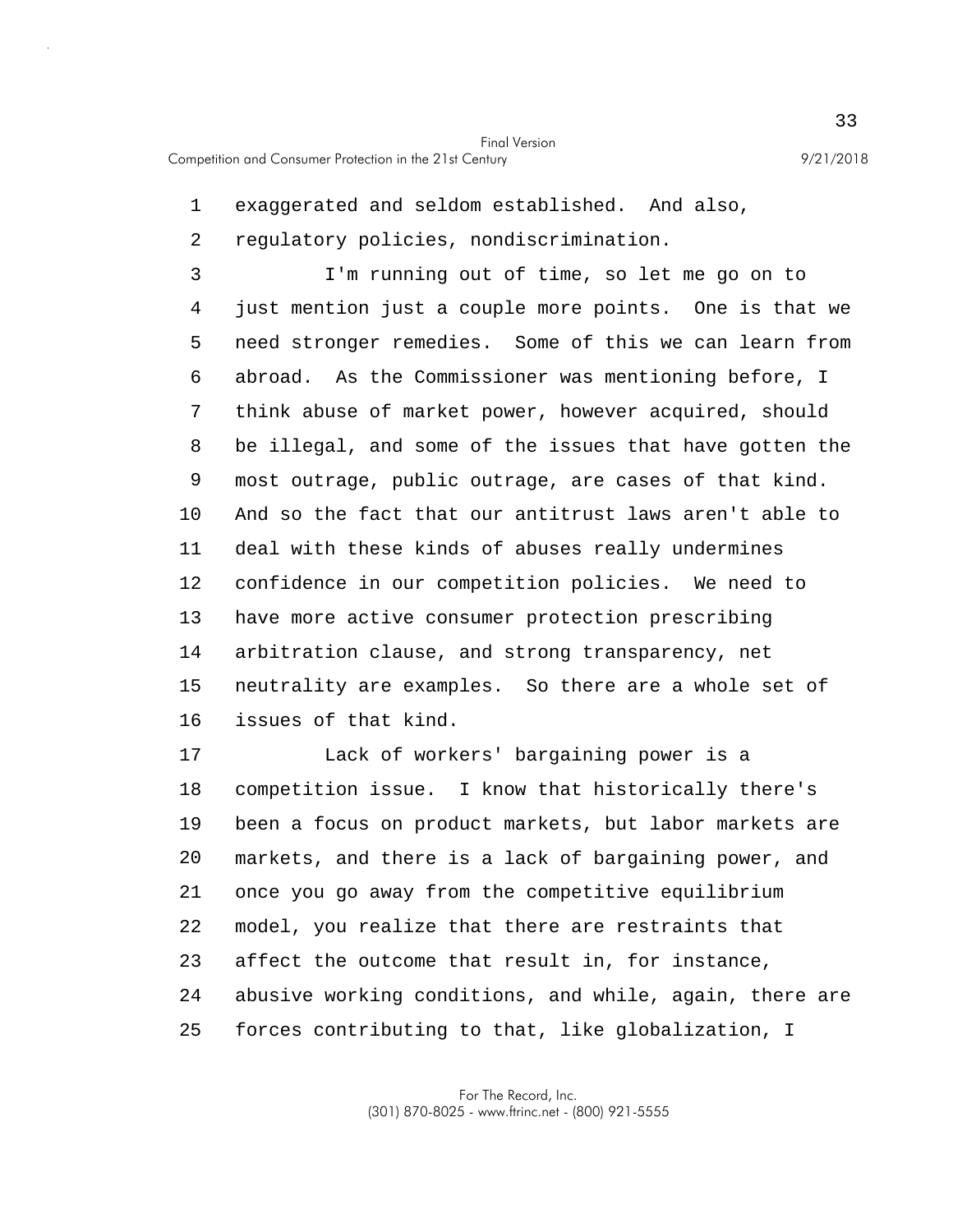exaggerated and seldom established. And also, regulatory policies, nondiscrimination.

I'm running out of time, so let me go on to just mention just a couple more points. One is that we need stronger remedies. Some of this we can learn from abroad. As the Commissioner was mentioning before, I think abuse of market power, however acquired, should be illegal, and some of the issues that have gotten the most outrage, public outrage, are cases of that kind. And so the fact that our antitrust laws aren't able to deal with these kinds of abuses really undermines confidence in our competition policies. We need to have more active consumer protection prescribing arbitration clause, and strong transparency, net neutrality are examples. So there are a whole set of issues of that kind.

Lack of workers' bargaining power is a competition issue. I know that historically there's been a focus on product markets, but labor markets are markets, and there is a lack of bargaining power, and once you go away from the competitive equilibrium model, you realize that there are restraints that affect the outcome that result in, for instance, abusive working conditions, and while, again, there are forces contributing to that, like globalization, I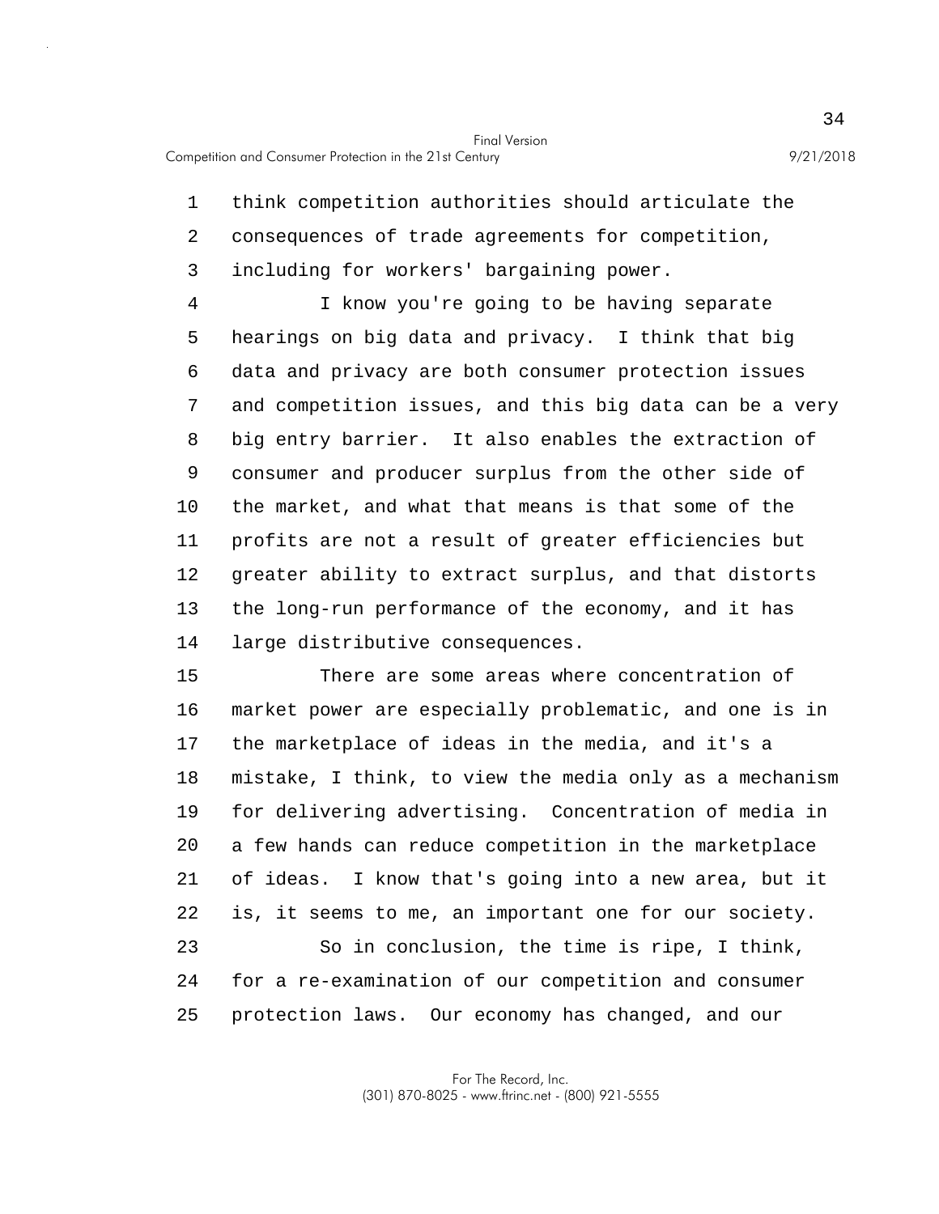think competition authorities should articulate the consequences of trade agreements for competition, including for workers' bargaining power.

I know you're going to be having separate hearings on big data and privacy. I think that big data and privacy are both consumer protection issues and competition issues, and this big data can be a very big entry barrier. It also enables the extraction of consumer and producer surplus from the other side of the market, and what that means is that some of the profits are not a result of greater efficiencies but greater ability to extract surplus, and that distorts the long-run performance of the economy, and it has large distributive consequences.

There are some areas where concentration of market power are especially problematic, and one is in the marketplace of ideas in the media, and it's a mistake, I think, to view the media only as a mechanism for delivering advertising. Concentration of media in a few hands can reduce competition in the marketplace of ideas. I know that's going into a new area, but it is, it seems to me, an important one for our society.

So in conclusion, the time is ripe, I think, for a re-examination of our competition and consumer protection laws. Our economy has changed, and our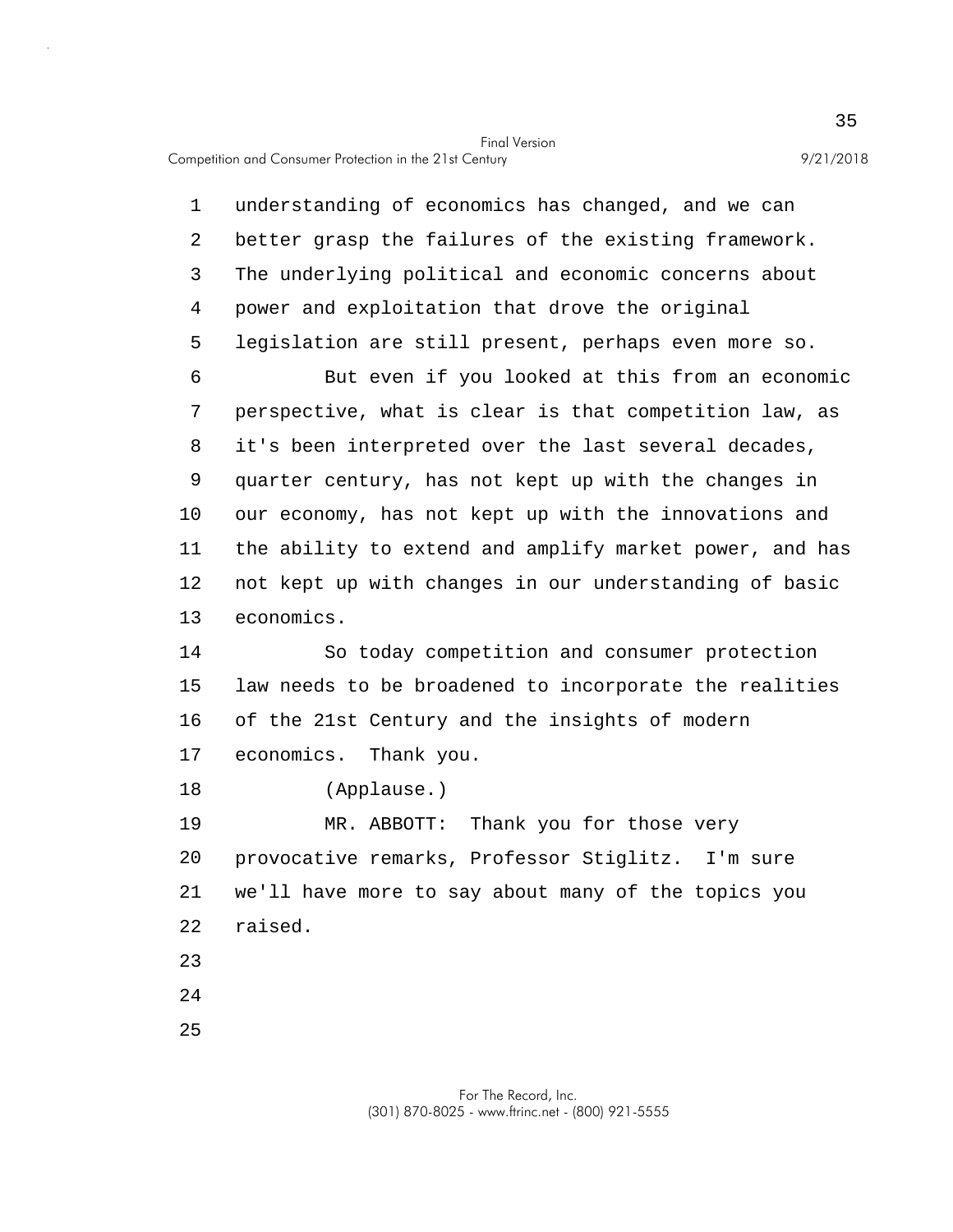understanding of economics has changed, and we can better grasp the failures of the existing framework. The underlying political and economic concerns about power and exploitation that drove the original legislation are still present, perhaps even more so.

But even if you looked at this from an economic perspective, what is clear is that competition law, as it's been interpreted over the last several decades, quarter century, has not kept up with the changes in our economy, has not kept up with the innovations and the ability to extend and amplify market power, and has not kept up with changes in our understanding of basic economics.

So today competition and consumer protection law needs to be broadened to incorporate the realities of the 21st Century and the insights of modern economics. Thank you.

(Applause.)

MR. ABBOTT: Thank you for those very provocative remarks, Professor Stiglitz. I'm sure we'll have more to say about many of the topics you raised.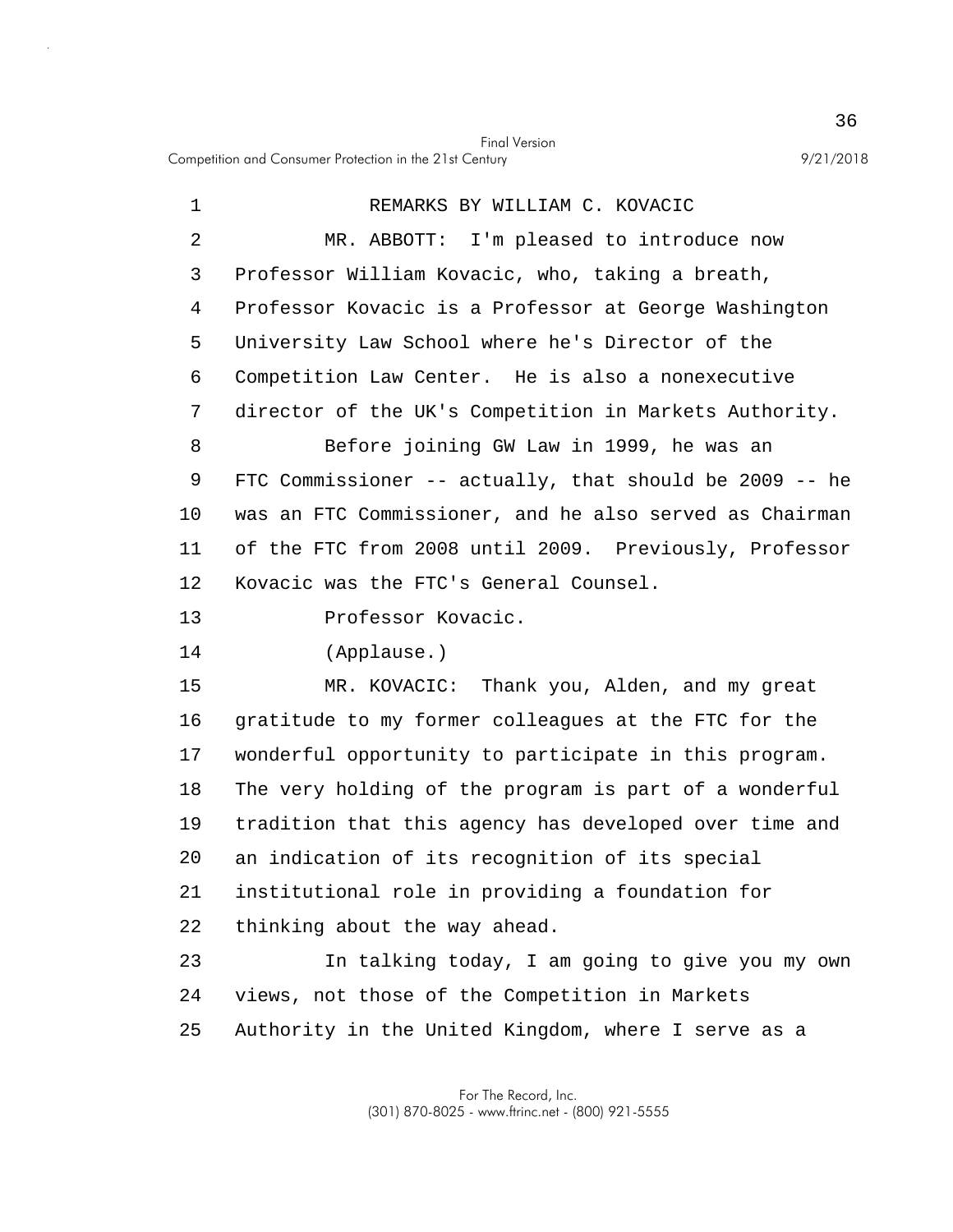REMARKS BY WILLIAM C. KOVACIC

MR. ABBOTT: I'm pleased to introduce now Professor William Kovacic, who, taking a breath, Professor Kovacic is a Professor at George Washington University Law School where he's Director of the Competition Law Center. He is also a nonexecutive director of the UK's Competition in Markets Authority.

Before joining GW Law in 1999, he was an FTC Commissioner -- actually, that should be 2009 -- he was an FTC Commissioner, and he also served as Chairman of the FTC from 2008 until 2009. Previously, Professor Kovacic was the FTC's General Counsel.

Professor Kovacic.

(Applause.)

MR. KOVACIC: Thank you, Alden, and my great gratitude to my former colleagues at the FTC for the wonderful opportunity to participate in this program. The very holding of the program is part of a wonderful tradition that this agency has developed over time and an indication of its recognition of its special institutional role in providing a foundation for thinking about the way ahead.

In talking today, I am going to give you my own views, not those of the Competition in Markets Authority in the United Kingdom, where I serve as a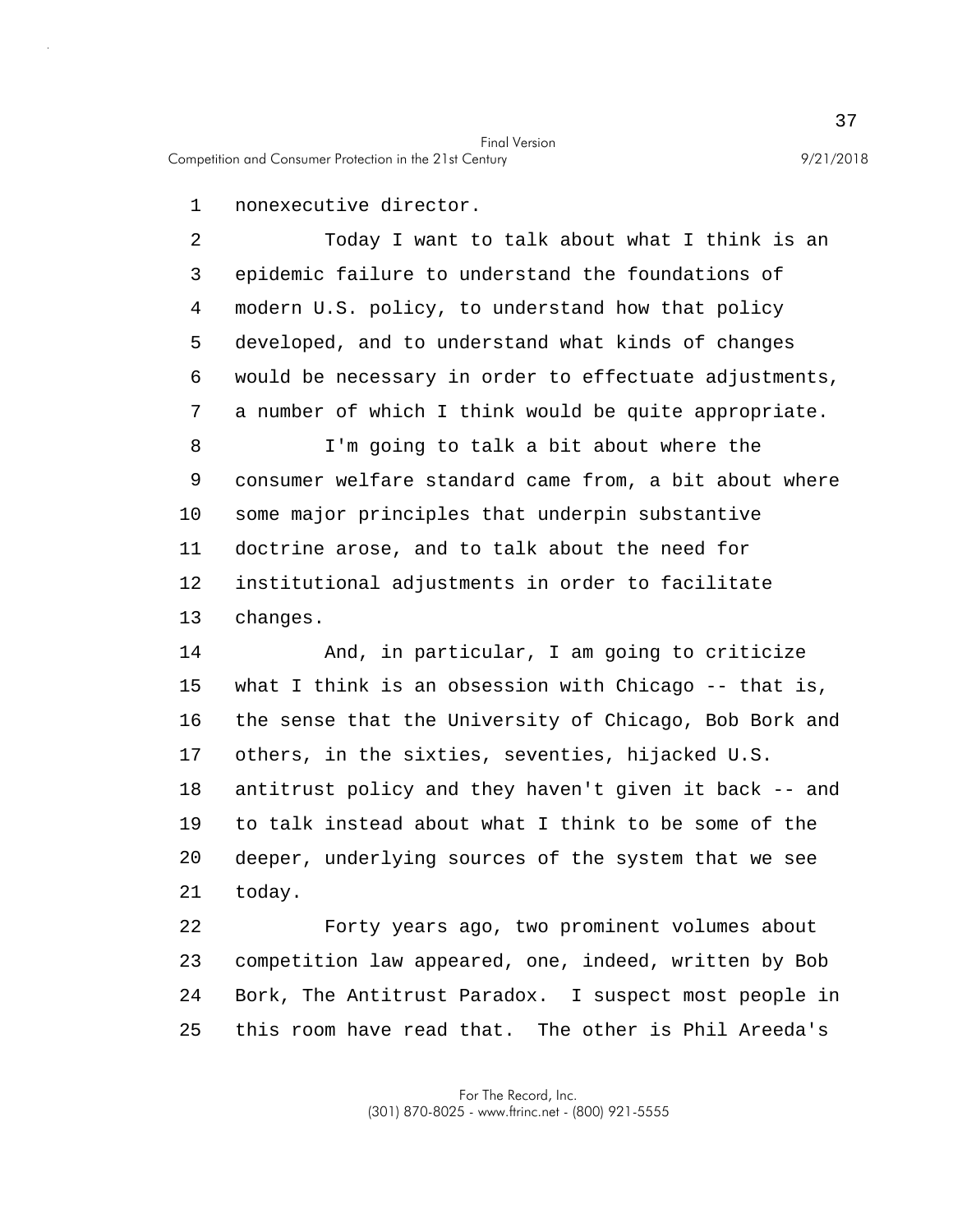nonexecutive director.

Today I want to talk about what I think is an epidemic failure to understand the foundations of modern U.S. policy, to understand how that policy developed, and to understand what kinds of changes would be necessary in order to effectuate adjustments, a number of which I think would be quite appropriate.

I'm going to talk a bit about where the consumer welfare standard came from, a bit about where some major principles that underpin substantive doctrine arose, and to talk about the need for institutional adjustments in order to facilitate changes.

And, in particular, I am going to criticize what I think is an obsession with Chicago -- that is, the sense that the University of Chicago, Bob Bork and others, in the sixties, seventies, hijacked U.S. antitrust policy and they haven't given it back -- and to talk instead about what I think to be some of the deeper, underlying sources of the system that we see today.

Forty years ago, two prominent volumes about competition law appeared, one, indeed, written by Bob Bork, The Antitrust Paradox. I suspect most people in this room have read that. The other is Phil Areeda's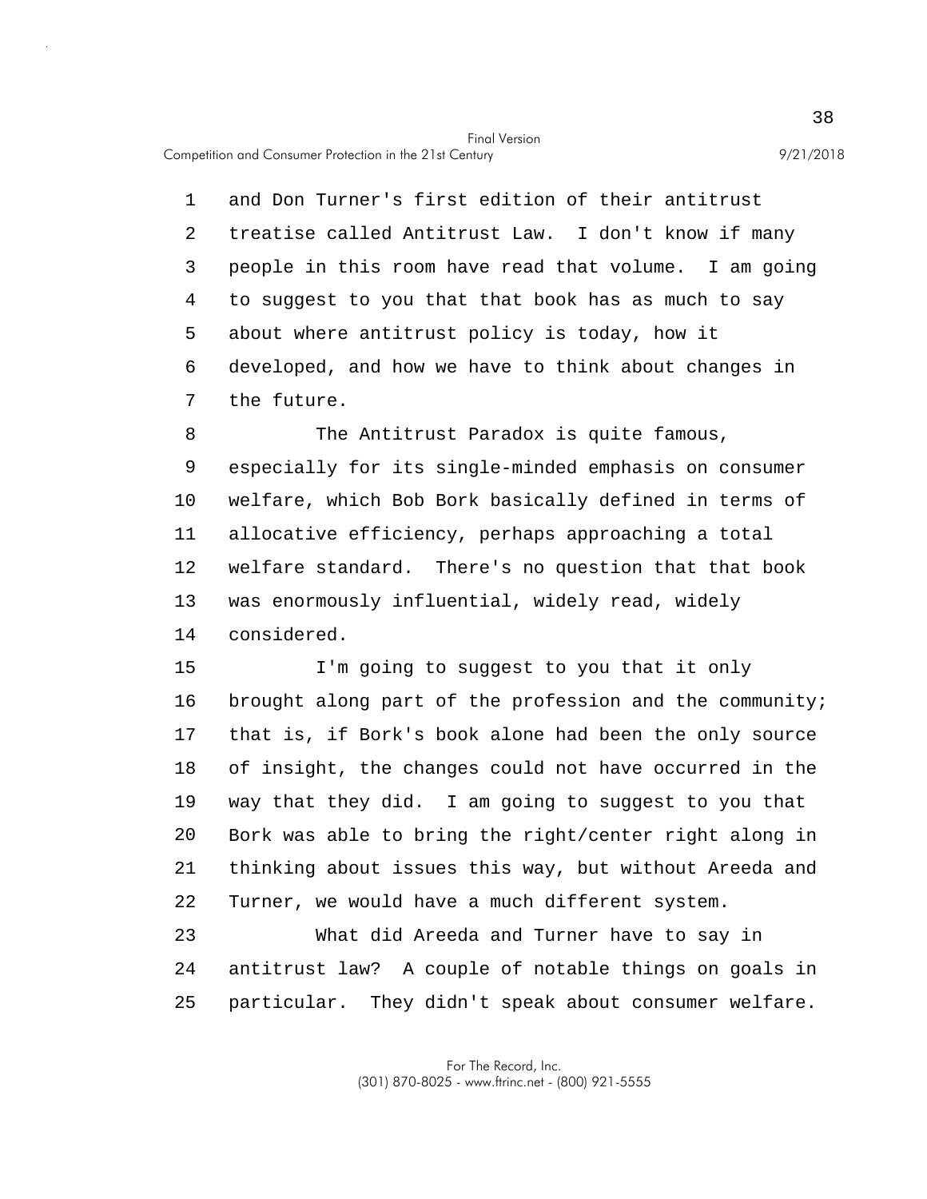and Don Turner's first edition of their antitrust treatise called Antitrust Law. I don't know if many people in this room have read that volume. I am going to suggest to you that that book has as much to say about where antitrust policy is today, how it developed, and how we have to think about changes in the future.

The Antitrust Paradox is quite famous, especially for its single-minded emphasis on consumer welfare, which Bob Bork basically defined in terms of allocative efficiency, perhaps approaching a total welfare standard. There's no question that that book was enormously influential, widely read, widely considered.

I'm going to suggest to you that it only brought along part of the profession and the community; that is, if Bork's book alone had been the only source of insight, the changes could not have occurred in the way that they did. I am going to suggest to you that Bork was able to bring the right/center right along in thinking about issues this way, but without Areeda and Turner, we would have a much different system.

What did Areeda and Turner have to say in antitrust law? A couple of notable things on goals in particular. They didn't speak about consumer welfare.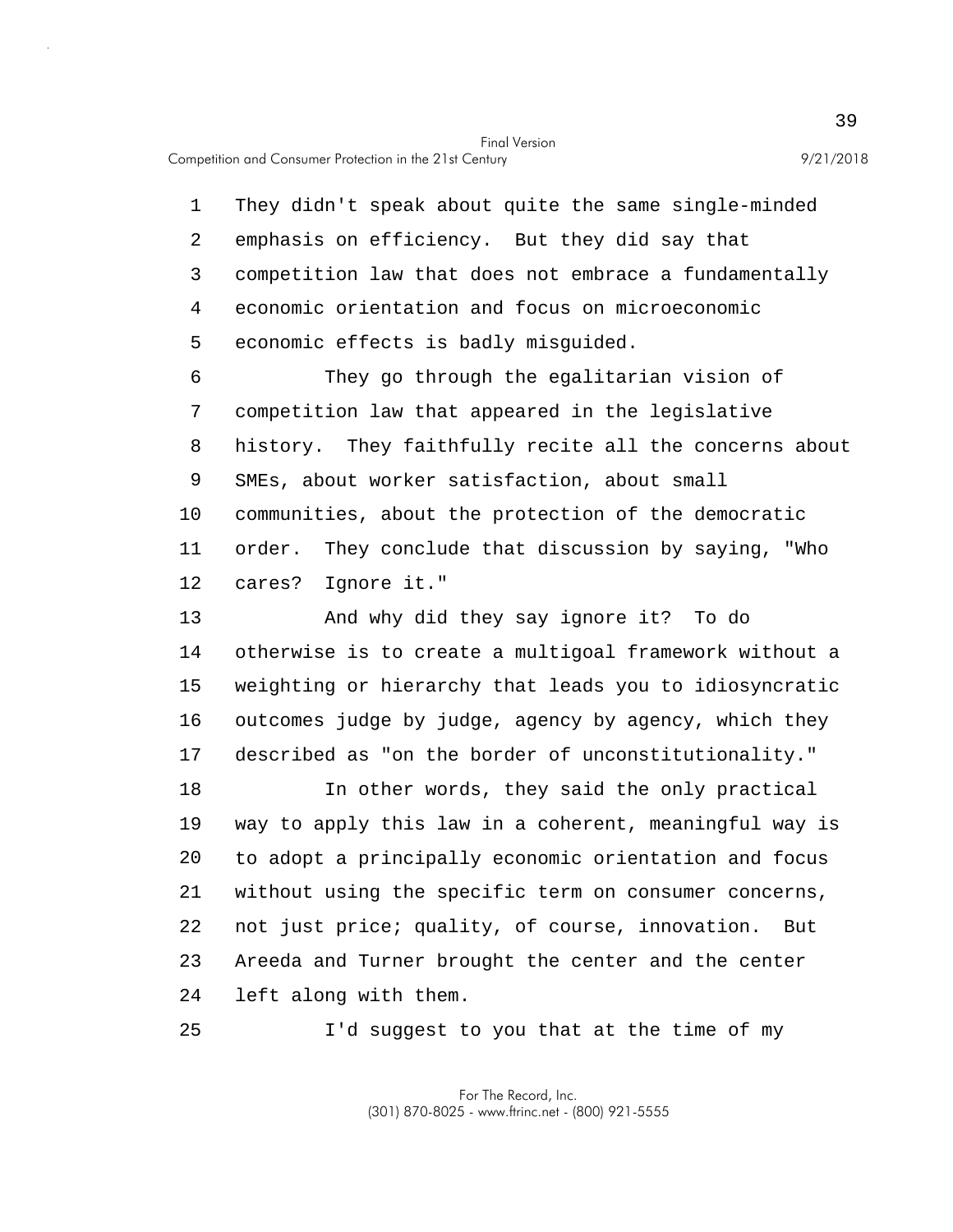They didn't speak about quite the same single-minded emphasis on efficiency. But they did say that competition law that does not embrace a fundamentally economic orientation and focus on microeconomic economic effects is badly misguided.

They go through the egalitarian vision of competition law that appeared in the legislative history. They faithfully recite all the concerns about SMEs, about worker satisfaction, about small communities, about the protection of the democratic order. They conclude that discussion by saying, "Who cares? Ignore it."

And why did they say ignore it? To do otherwise is to create a multigoal framework without a weighting or hierarchy that leads you to idiosyncratic outcomes judge by judge, agency by agency, which they described as "on the border of unconstitutionality."

In other words, they said the only practical way to apply this law in a coherent, meaningful way is to adopt a principally economic orientation and focus without using the specific term on consumer concerns, not just price; quality, of course, innovation. But Areeda and Turner brought the center and the center left along with them.

I'd suggest to you that at the time of my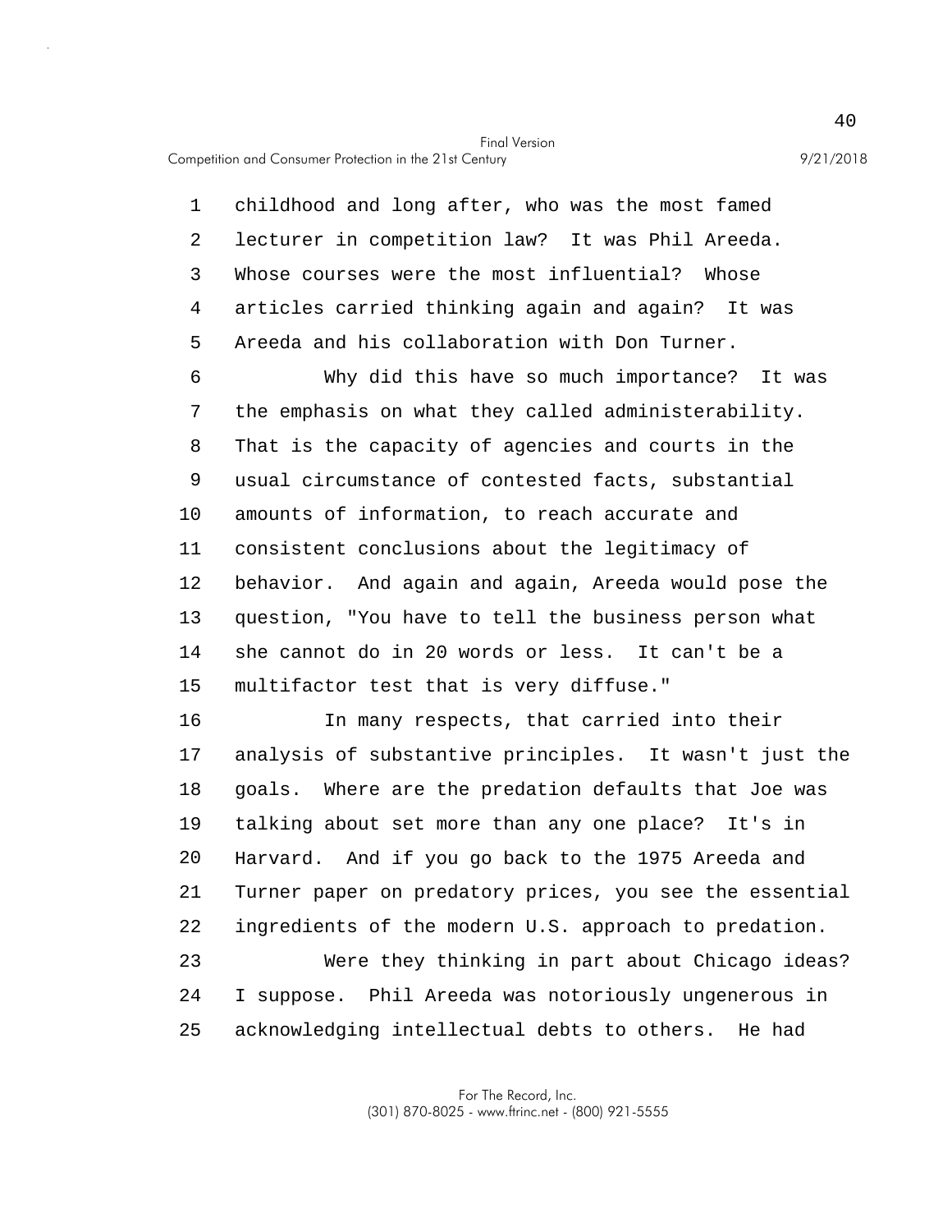childhood and long after, who was the most famed lecturer in competition law? It was Phil Areeda. Whose courses were the most influential? Whose articles carried thinking again and again? It was Areeda and his collaboration with Don Turner.

Why did this have so much importance? It was the emphasis on what they called administerability. That is the capacity of agencies and courts in the usual circumstance of contested facts, substantial amounts of information, to reach accurate and consistent conclusions about the legitimacy of behavior. And again and again, Areeda would pose the question, "You have to tell the business person what she cannot do in 20 words or less. It can't be a multifactor test that is very diffuse."

In many respects, that carried into their analysis of substantive principles. It wasn't just the goals. Where are the predation defaults that Joe was talking about set more than any one place? It's in Harvard. And if you go back to the 1975 Areeda and Turner paper on predatory prices, you see the essential ingredients of the modern U.S. approach to predation.

Were they thinking in part about Chicago ideas? I suppose. Phil Areeda was notoriously ungenerous in acknowledging intellectual debts to others. He had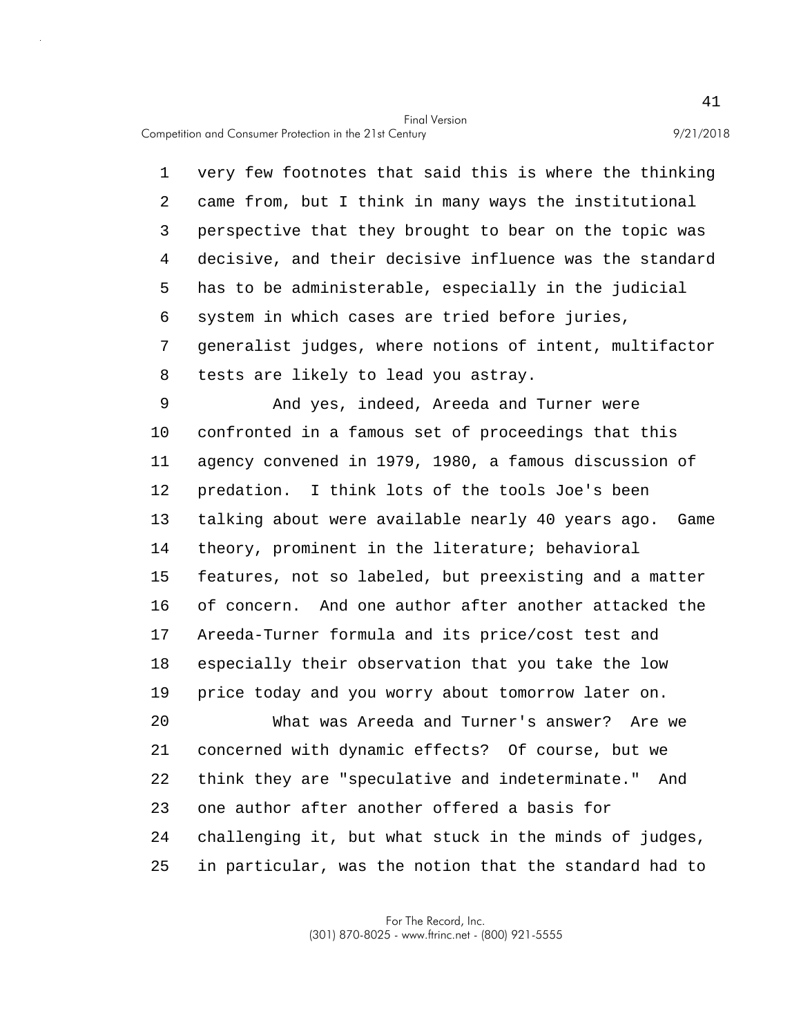very few footnotes that said this is where the thinking came from, but I think in many ways the institutional perspective that they brought to bear on the topic was decisive, and their decisive influence was the standard has to be administerable, especially in the judicial system in which cases are tried before juries, generalist judges, where notions of intent, multifactor tests are likely to lead you astray.

And yes, indeed, Areeda and Turner were confronted in a famous set of proceedings that this agency convened in 1979, 1980, a famous discussion of predation. I think lots of the tools Joe's been talking about were available nearly 40 years ago. Game theory, prominent in the literature; behavioral features, not so labeled, but preexisting and a matter of concern. And one author after another attacked the Areeda-Turner formula and its price/cost test and especially their observation that you take the low price today and you worry about tomorrow later on.

What was Areeda and Turner's answer? Are we concerned with dynamic effects? Of course, but we think they are "speculative and indeterminate." And one author after another offered a basis for challenging it, but what stuck in the minds of judges, in particular, was the notion that the standard had to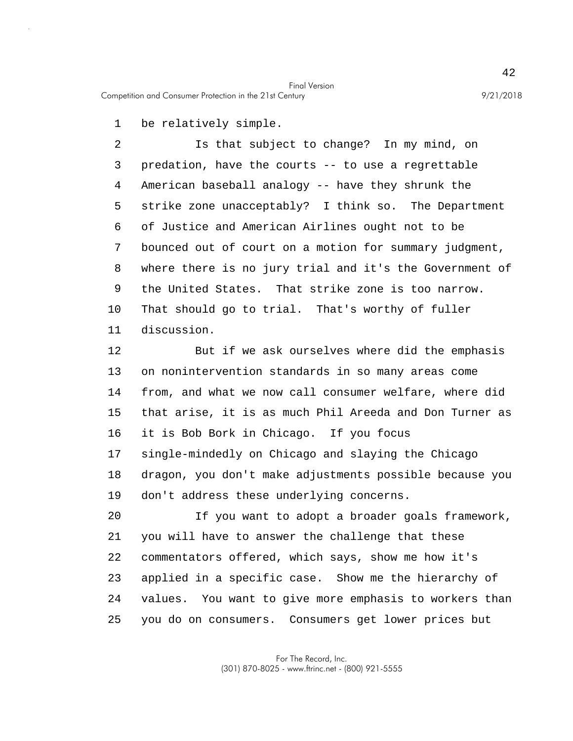be relatively simple.

Is that subject to change? In my mind, on predation, have the courts -- to use a regrettable American baseball analogy -- have they shrunk the strike zone unacceptably? I think so. The Department of Justice and American Airlines ought not to be bounced out of court on a motion for summary judgment, where there is no jury trial and it's the Government of the United States. That strike zone is too narrow. That should go to trial. That's worthy of fuller discussion.

But if we ask ourselves where did the emphasis on nonintervention standards in so many areas come from, and what we now call consumer welfare, where did that arise, it is as much Phil Areeda and Don Turner as it is Bob Bork in Chicago. If you focus single-mindedly on Chicago and slaying the Chicago dragon, you don't make adjustments possible because you don't address these underlying concerns.

If you want to adopt a broader goals framework, you will have to answer the challenge that these commentators offered, which says, show me how it's applied in a specific case. Show me the hierarchy of values. You want to give more emphasis to workers than you do on consumers. Consumers get lower prices but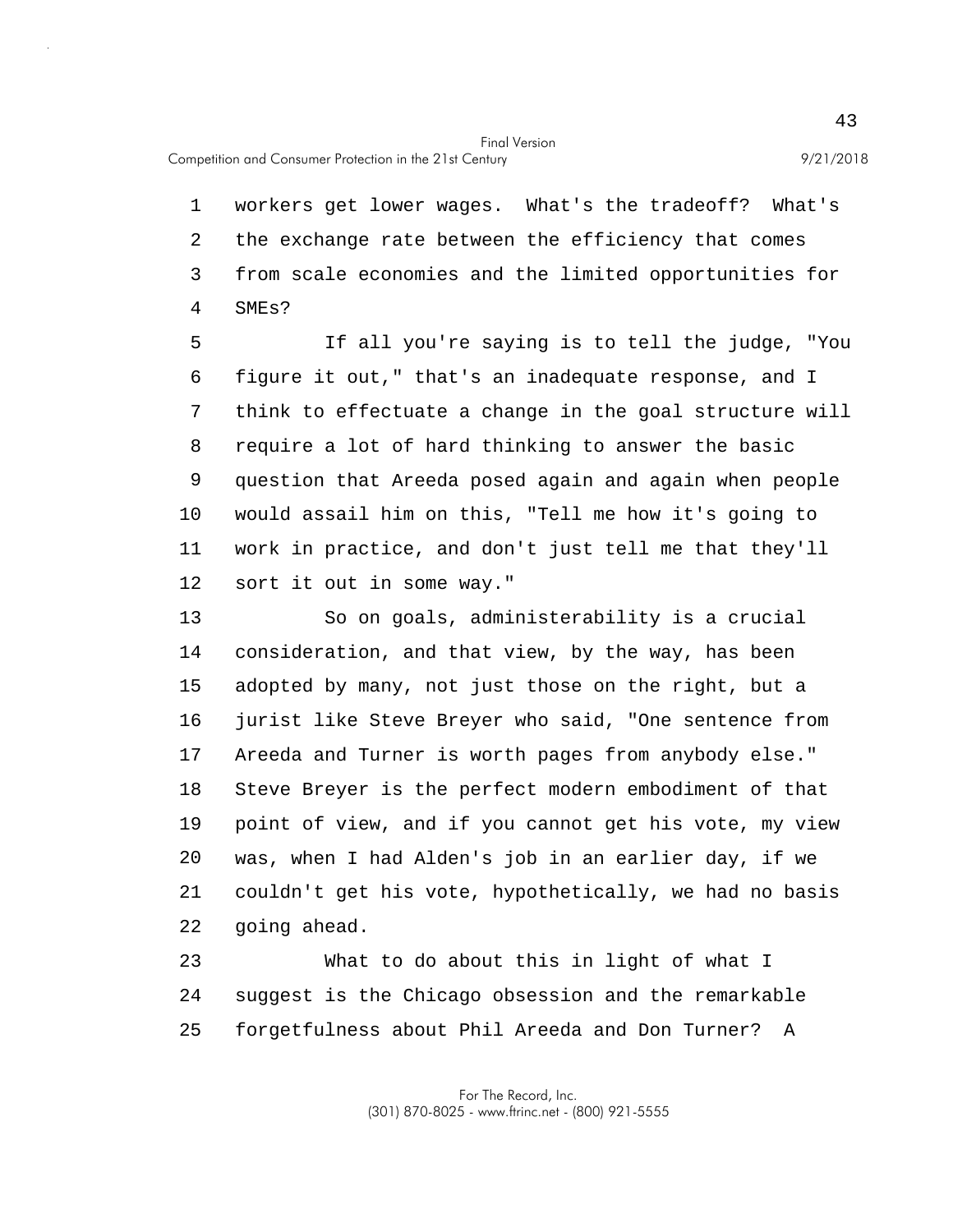workers get lower wages. What's the tradeoff? What's the exchange rate between the efficiency that comes from scale economies and the limited opportunities for SMEs?

If all you're saying is to tell the judge, "You figure it out," that's an inadequate response, and I think to effectuate a change in the goal structure will require a lot of hard thinking to answer the basic question that Areeda posed again and again when people would assail him on this, "Tell me how it's going to work in practice, and don't just tell me that they'll sort it out in some way."

So on goals, administerability is a crucial consideration, and that view, by the way, has been adopted by many, not just those on the right, but a jurist like Steve Breyer who said, "One sentence from Areeda and Turner is worth pages from anybody else." Steve Breyer is the perfect modern embodiment of that point of view, and if you cannot get his vote, my view was, when I had Alden's job in an earlier day, if we couldn't get his vote, hypothetically, we had no basis going ahead.

What to do about this in light of what I suggest is the Chicago obsession and the remarkable forgetfulness about Phil Areeda and Don Turner? A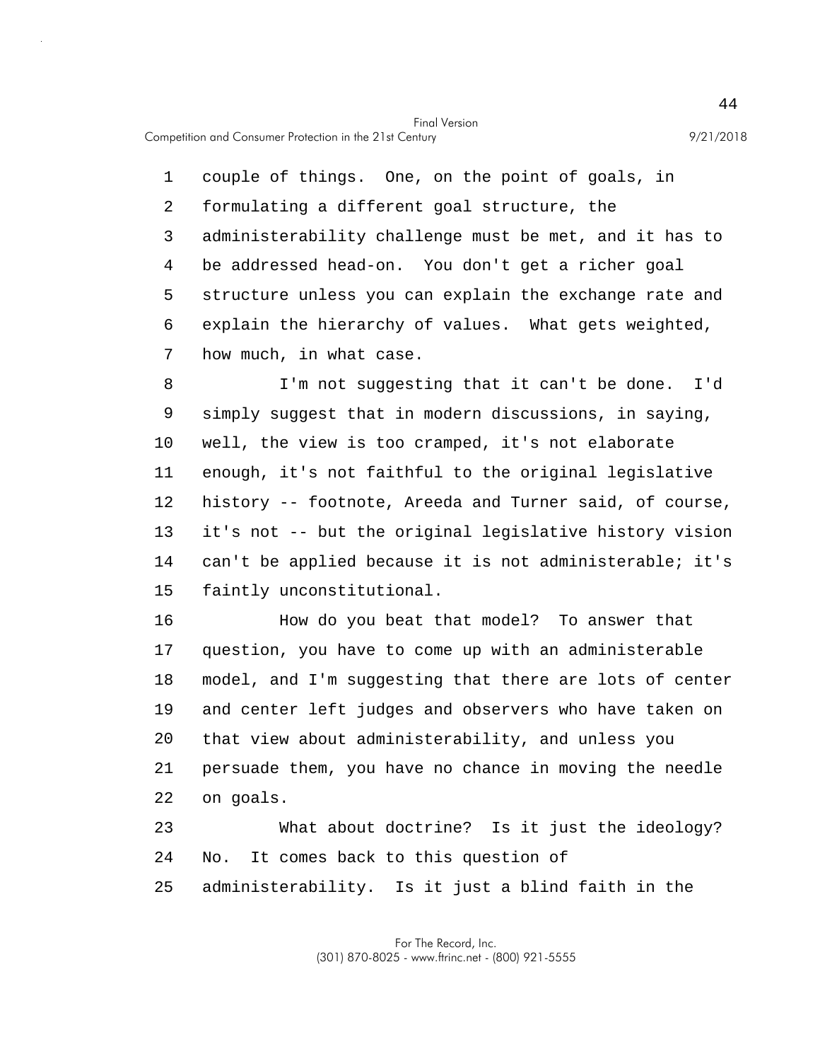couple of things. One, on the point of goals, in formulating a different goal structure, the administerability challenge must be met, and it has to be addressed head-on. You don't get a richer goal structure unless you can explain the exchange rate and explain the hierarchy of values. What gets weighted, how much, in what case.

I'm not suggesting that it can't be done. I'd simply suggest that in modern discussions, in saying, well, the view is too cramped, it's not elaborate enough, it's not faithful to the original legislative history -- footnote, Areeda and Turner said, of course, it's not -- but the original legislative history vision can't be applied because it is not administerable; it's faintly unconstitutional.

How do you beat that model? To answer that question, you have to come up with an administerable model, and I'm suggesting that there are lots of center and center left judges and observers who have taken on that view about administerability, and unless you persuade them, you have no chance in moving the needle on goals.

What about doctrine? Is it just the ideology? No. It comes back to this question of administerability. Is it just a blind faith in the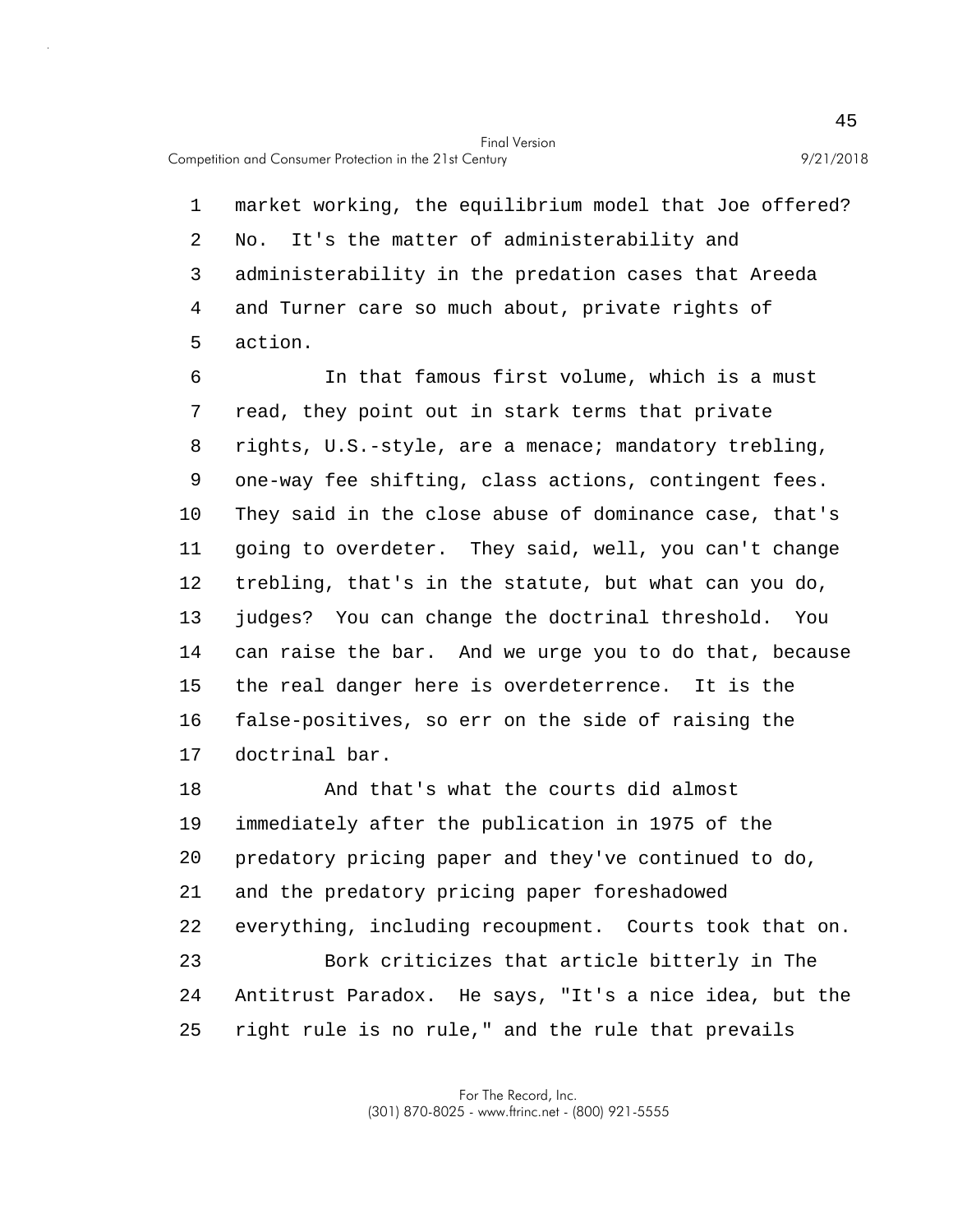market working, the equilibrium model that Joe offered? No. It's the matter of administerability and administerability in the predation cases that Areeda and Turner care so much about, private rights of action.

In that famous first volume, which is a must read, they point out in stark terms that private rights, U.S.-style, are a menace; mandatory trebling, one-way fee shifting, class actions, contingent fees. They said in the close abuse of dominance case, that's going to overdeter. They said, well, you can't change trebling, that's in the statute, but what can you do, judges? You can change the doctrinal threshold. You can raise the bar. And we urge you to do that, because the real danger here is overdeterrence. It is the false-positives, so err on the side of raising the doctrinal bar.

And that's what the courts did almost immediately after the publication in 1975 of the predatory pricing paper and they've continued to do, and the predatory pricing paper foreshadowed everything, including recoupment. Courts took that on.

Bork criticizes that article bitterly in The Antitrust Paradox. He says, "It's a nice idea, but the right rule is no rule," and the rule that prevails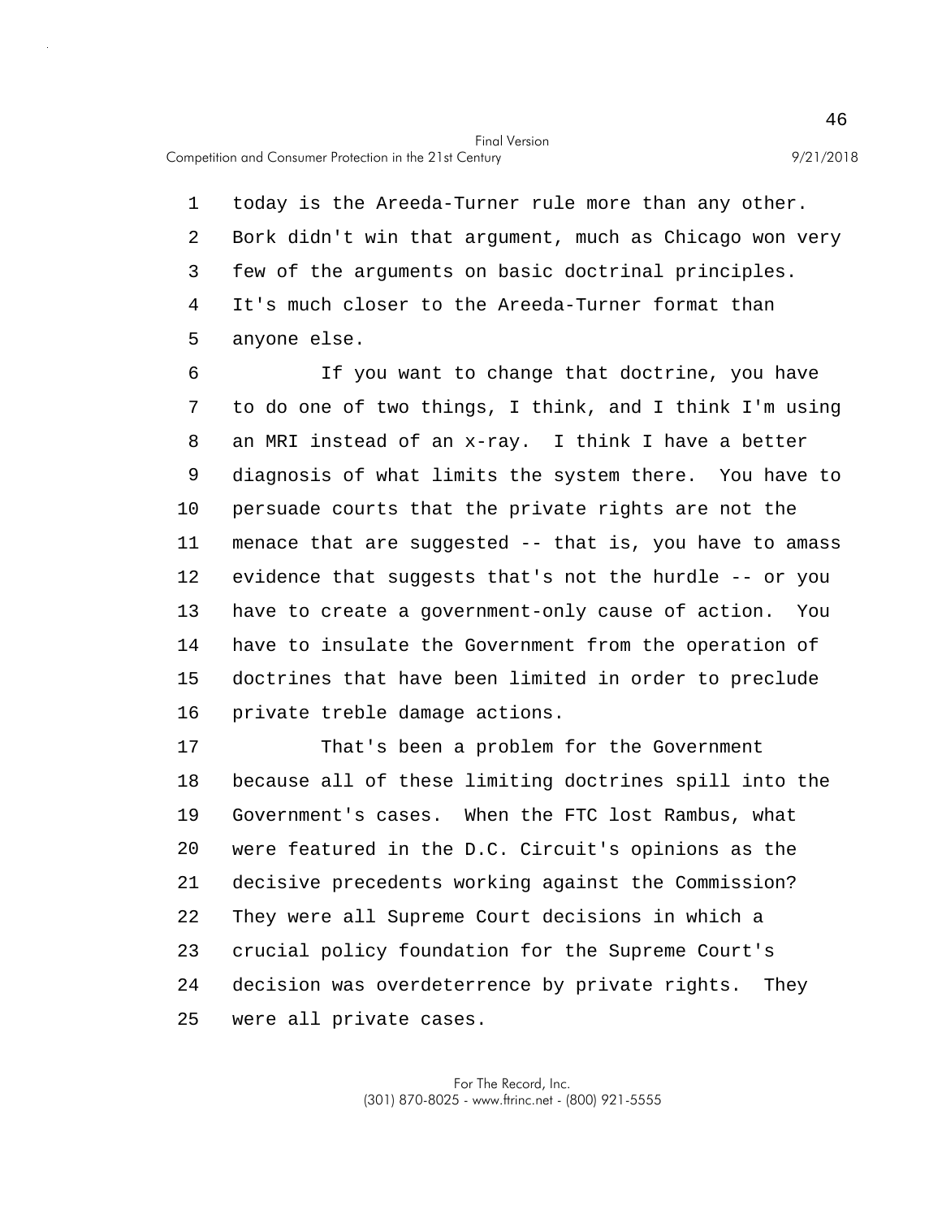today is the Areeda-Turner rule more than any other. Bork didn't win that argument, much as Chicago won very few of the arguments on basic doctrinal principles. It's much closer to the Areeda-Turner format than anyone else.

If you want to change that doctrine, you have to do one of two things, I think, and I think I'm using an MRI instead of an x-ray. I think I have a better diagnosis of what limits the system there. You have to persuade courts that the private rights are not the menace that are suggested -- that is, you have to amass evidence that suggests that's not the hurdle -- or you have to create a government-only cause of action. You have to insulate the Government from the operation of doctrines that have been limited in order to preclude private treble damage actions.

That's been a problem for the Government because all of these limiting doctrines spill into the Government's cases. When the FTC lost Rambus, what were featured in the D.C. Circuit's opinions as the decisive precedents working against the Commission? They were all Supreme Court decisions in which a crucial policy foundation for the Supreme Court's decision was overdeterrence by private rights. They were all private cases.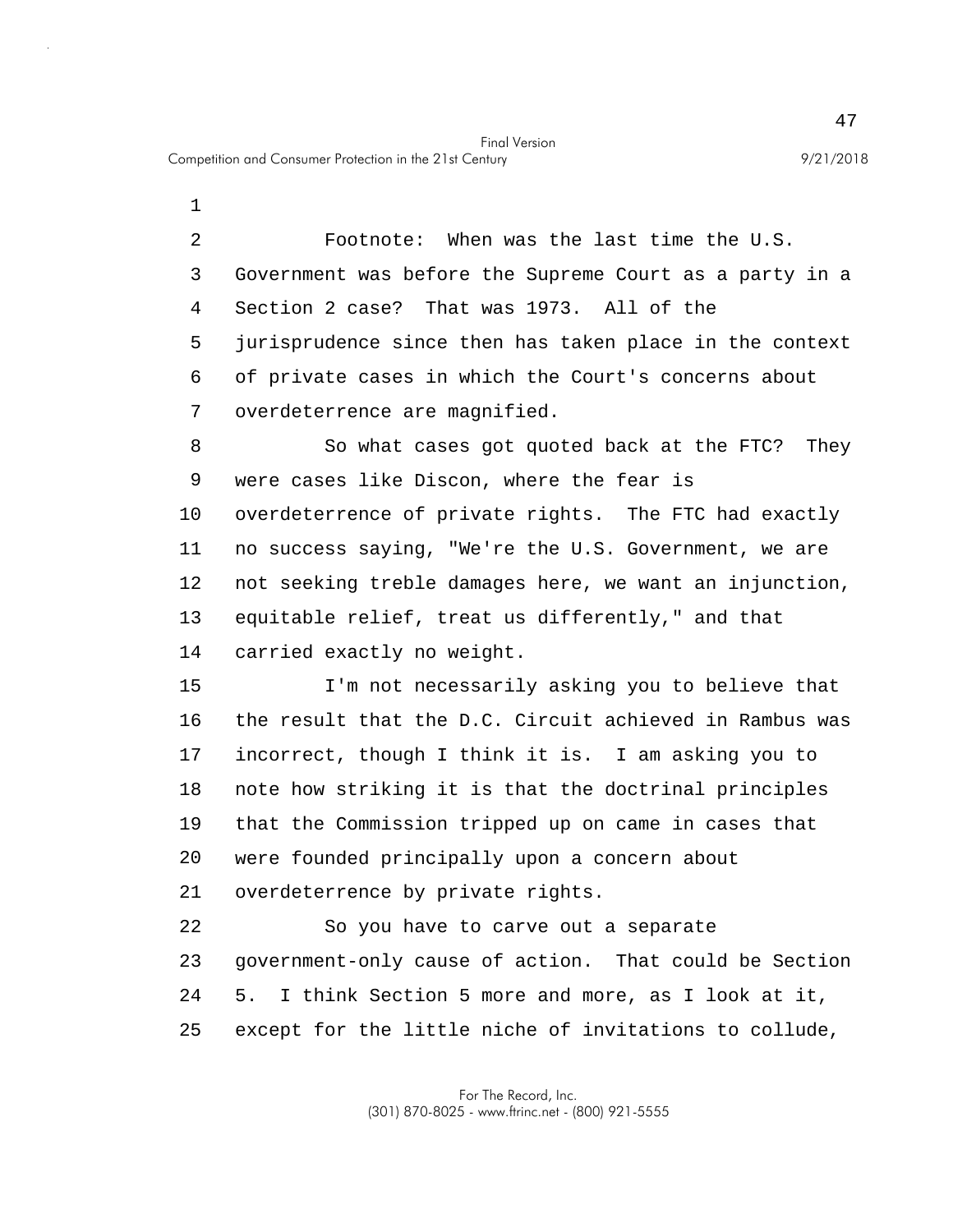Footnote: When was the last time the U.S. Government was before the Supreme Court as a party in a Section 2 case? That was 1973. All of the jurisprudence since then has taken place in the context of private cases in which the Court's concerns about overdeterrence are magnified.

So what cases got quoted back at the FTC? They were cases like Discon, where the fear is overdeterrence of private rights. The FTC had exactly no success saying, "We're the U.S. Government, we are not seeking treble damages here, we want an injunction, equitable relief, treat us differently," and that carried exactly no weight.

I'm not necessarily asking you to believe that the result that the D.C. Circuit achieved in Rambus was incorrect, though I think it is. I am asking you to note how striking it is that the doctrinal principles that the Commission tripped up on came in cases that were founded principally upon a concern about overdeterrence by private rights.

So you have to carve out a separate government-only cause of action. That could be Section 5. I think Section 5 more and more, as I look at it, except for the little niche of invitations to collude,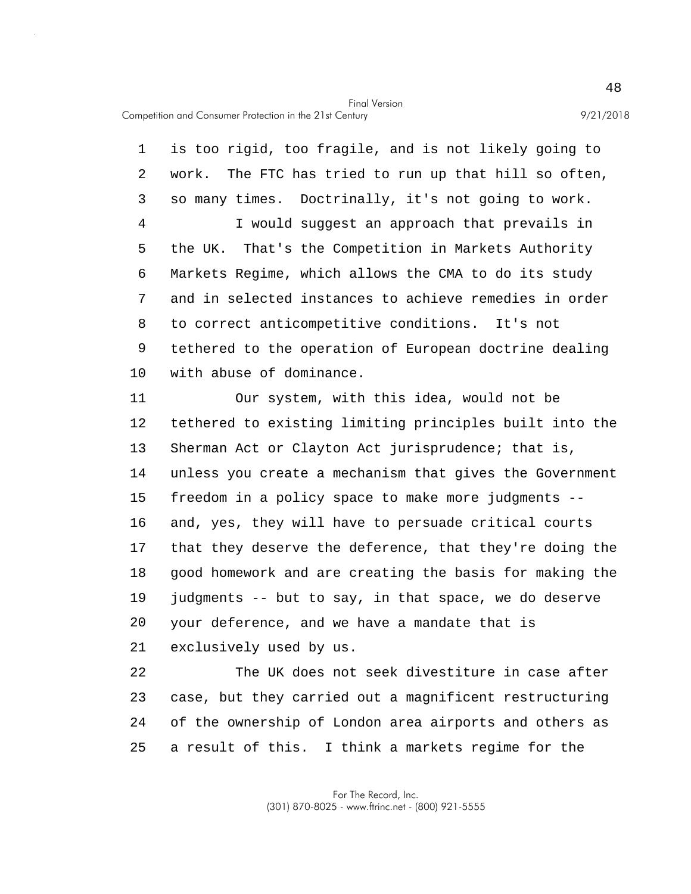is too rigid, too fragile, and is not likely going to work. The FTC has tried to run up that hill so often, so many times. Doctrinally, it's not going to work.

I would suggest an approach that prevails in the UK. That's the Competition in Markets Authority Markets Regime, which allows the CMA to do its study and in selected instances to achieve remedies in order to correct anticompetitive conditions. It's not tethered to the operation of European doctrine dealing with abuse of dominance.

Our system, with this idea, would not be tethered to existing limiting principles built into the Sherman Act or Clayton Act jurisprudence; that is, unless you create a mechanism that gives the Government freedom in a policy space to make more judgments -- and, yes, they will have to persuade critical courts that they deserve the deference, that they're doing the good homework and are creating the basis for making the judgments -- but to say, in that space, we do deserve your deference, and we have a mandate that is exclusively used by us.

The UK does not seek divestiture in case after case, but they carried out a magnificent restructuring of the ownership of London area airports and others as a result of this. I think a markets regime for the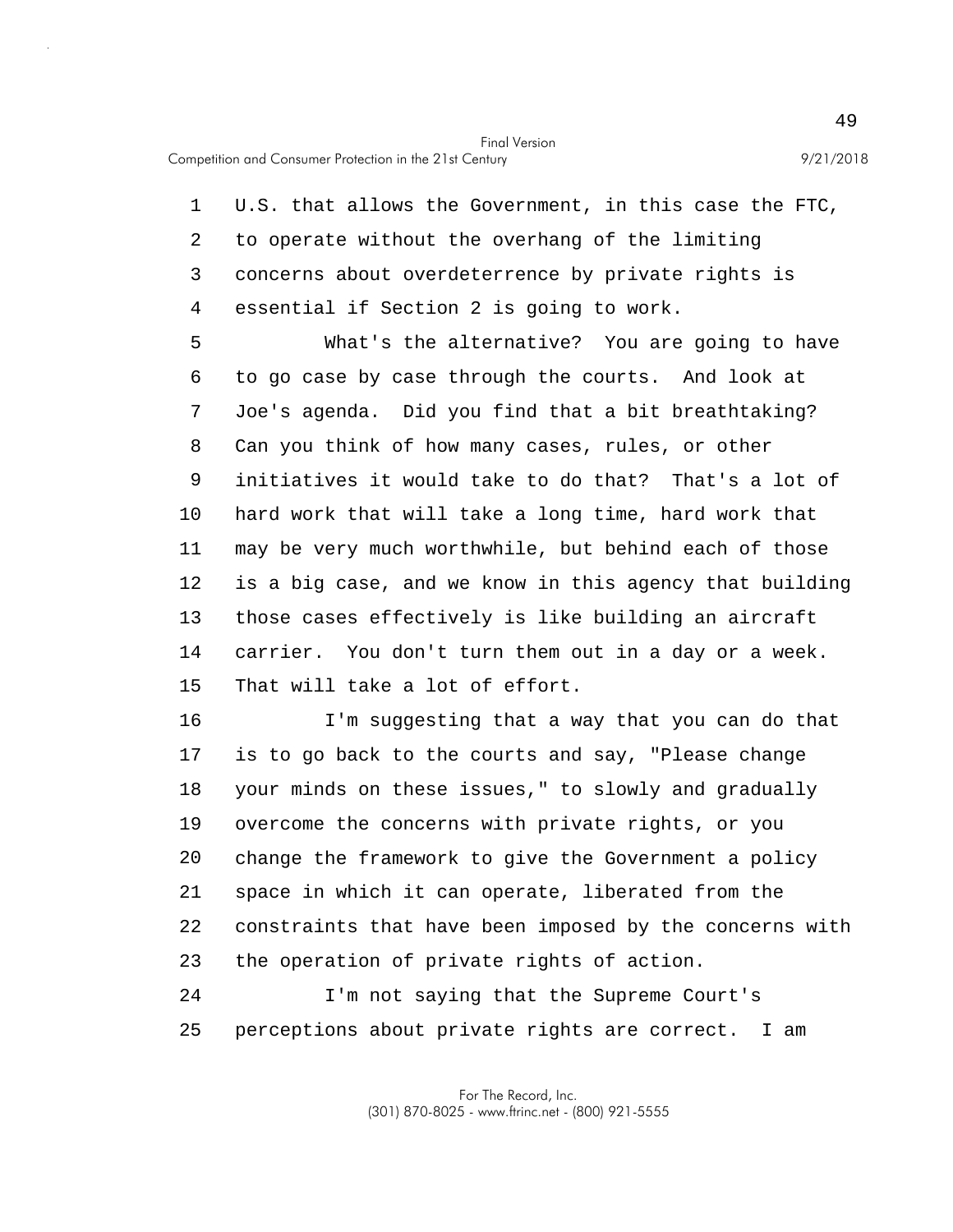U.S. that allows the Government, in this case the FTC, to operate without the overhang of the limiting concerns about overdeterrence by private rights is essential if Section 2 is going to work.

What's the alternative? You are going to have to go case by case through the courts. And look at Joe's agenda. Did you find that a bit breathtaking? Can you think of how many cases, rules, or other initiatives it would take to do that? That's a lot of hard work that will take a long time, hard work that may be very much worthwhile, but behind each of those is a big case, and we know in this agency that building those cases effectively is like building an aircraft carrier. You don't turn them out in a day or a week. That will take a lot of effort.

I'm suggesting that a way that you can do that is to go back to the courts and say, "Please change your minds on these issues," to slowly and gradually overcome the concerns with private rights, or you change the framework to give the Government a policy space in which it can operate, liberated from the constraints that have been imposed by the concerns with the operation of private rights of action.

I'm not saying that the Supreme Court's perceptions about private rights are correct. I am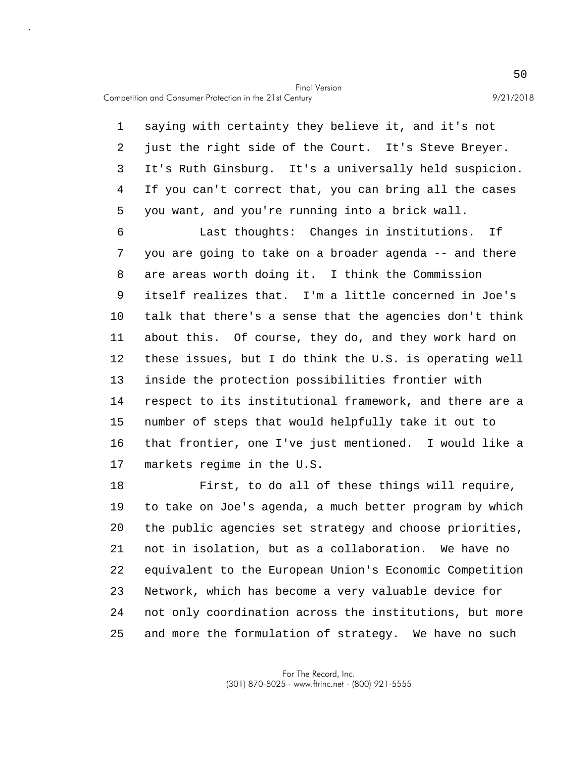saying with certainty they believe it, and it's not just the right side of the Court. It's Steve Breyer. It's Ruth Ginsburg. It's a universally held suspicion. If you can't correct that, you can bring all the cases you want, and you're running into a brick wall.

Last thoughts: Changes in institutions. If you are going to take on a broader agenda -- and there are areas worth doing it. I think the Commission itself realizes that. I'm a little concerned in Joe's talk that there's a sense that the agencies don't think about this. Of course, they do, and they work hard on these issues, but I do think the U.S. is operating well inside the protection possibilities frontier with respect to its institutional framework, and there are a number of steps that would helpfully take it out to that frontier, one I've just mentioned. I would like a markets regime in the U.S.

First, to do all of these things will require, to take on Joe's agenda, a much better program by which the public agencies set strategy and choose priorities, not in isolation, but as a collaboration. We have no equivalent to the European Union's Economic Competition Network, which has become a very valuable device for not only coordination across the institutions, but more and more the formulation of strategy. We have no such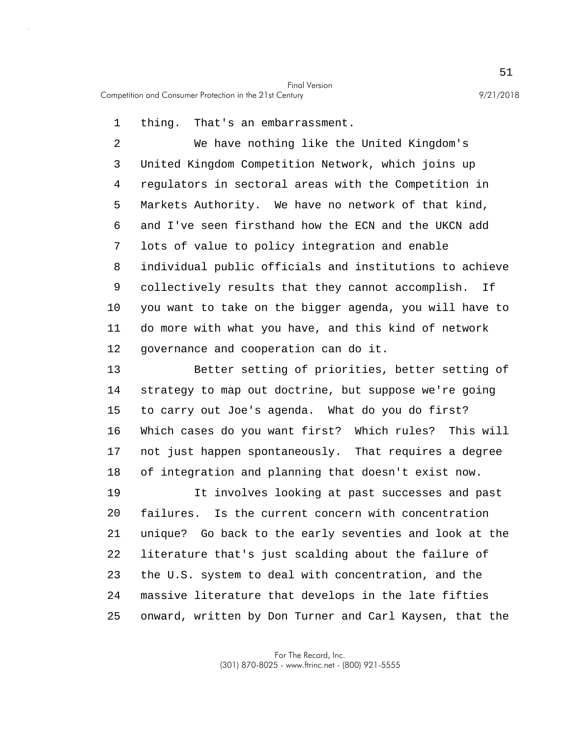thing. That's an embarrassment.

We have nothing like the United Kingdom's United Kingdom Competition Network, which joins up regulators in sectoral areas with the Competition in Markets Authority. We have no network of that kind, and I've seen firsthand how the ECN and the UKCN add lots of value to policy integration and enable individual public officials and institutions to achieve collectively results that they cannot accomplish. If you want to take on the bigger agenda, you will have to do more with what you have, and this kind of network governance and cooperation can do it.

Better setting of priorities, better setting of strategy to map out doctrine, but suppose we're going to carry out Joe's agenda. What do you do first? Which cases do you want first? Which rules? This will not just happen spontaneously. That requires a degree of integration and planning that doesn't exist now.

It involves looking at past successes and past failures. Is the current concern with concentration unique? Go back to the early seventies and look at the literature that's just scalding about the failure of the U.S. system to deal with concentration, and the massive literature that develops in the late fifties onward, written by Don Turner and Carl Kaysen, that the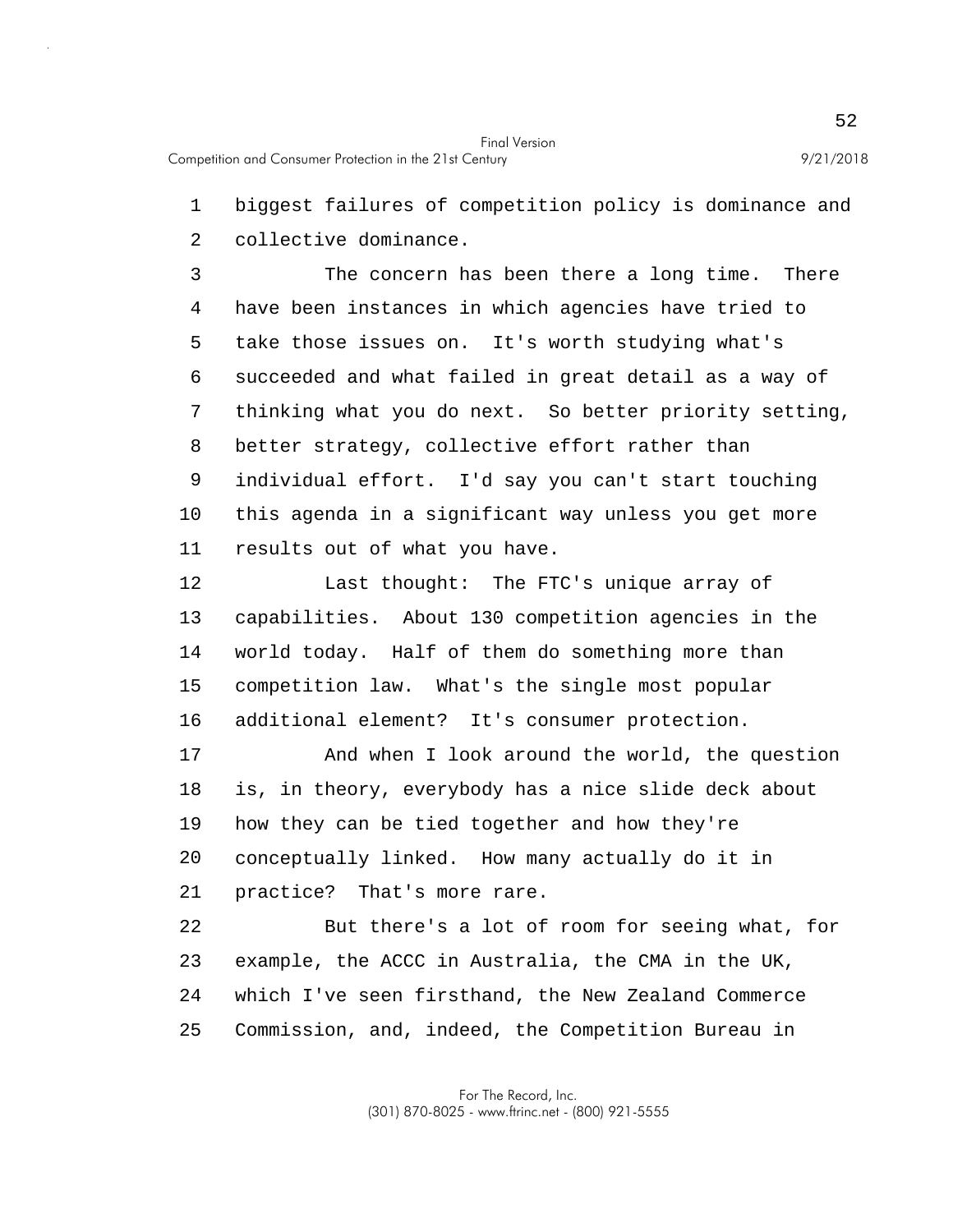biggest failures of competition policy is dominance and collective dominance.

The concern has been there a long time. There have been instances in which agencies have tried to take those issues on. It's worth studying what's succeeded and what failed in great detail as a way of thinking what you do next. So better priority setting, better strategy, collective effort rather than individual effort. I'd say you can't start touching this agenda in a significant way unless you get more results out of what you have.

Last thought: The FTC's unique array of capabilities. About 130 competition agencies in the world today. Half of them do something more than competition law. What's the single most popular additional element? It's consumer protection.

And when I look around the world, the question is, in theory, everybody has a nice slide deck about how they can be tied together and how they're conceptually linked. How many actually do it in practice? That's more rare.

But there's a lot of room for seeing what, for example, the ACCC in Australia, the CMA in the UK, which I've seen firsthand, the New Zealand Commerce Commission, and, indeed, the Competition Bureau in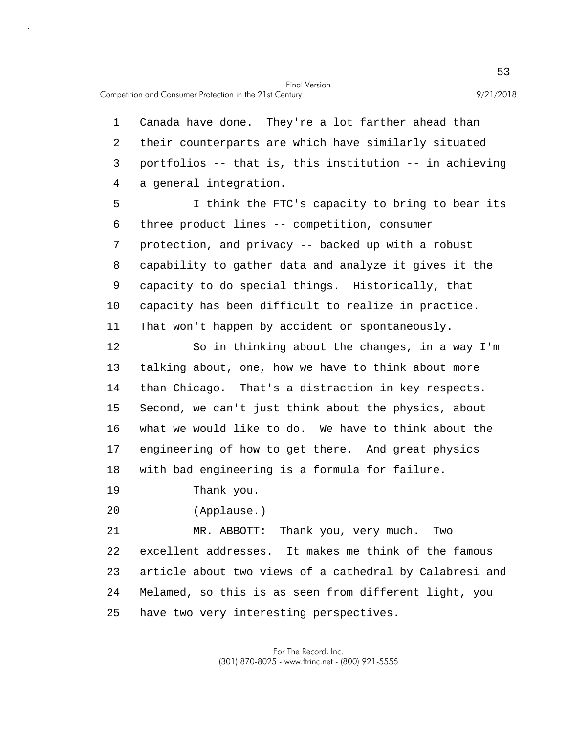Canada have done. They're a lot farther ahead than their counterparts are which have similarly situated portfolios -- that is, this institution -- in achieving a general integration.

I think the FTC's capacity to bring to bear its three product lines -- competition, consumer protection, and privacy -- backed up with a robust capability to gather data and analyze it gives it the capacity to do special things. Historically, that capacity has been difficult to realize in practice. That won't happen by accident or spontaneously.

So in thinking about the changes, in a way I'm talking about, one, how we have to think about more than Chicago. That's a distraction in key respects. Second, we can't just think about the physics, about what we would like to do. We have to think about the engineering of how to get there. And great physics with bad engineering is a formula for failure.

Thank you.

(Applause.)

MR. ABBOTT: Thank you, very much. Two excellent addresses. It makes me think of the famous article about two views of a cathedral by Calabresi and Melamed, so this is as seen from different light, you have two very interesting perspectives.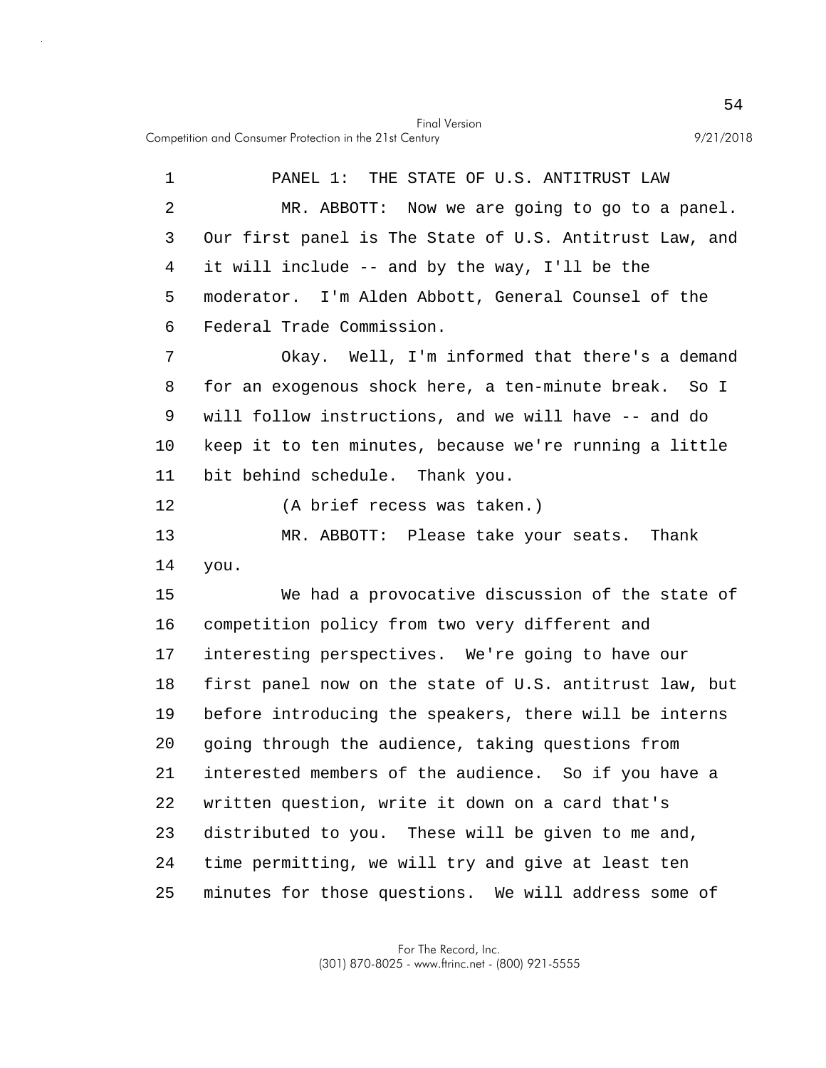PANEL 1: THE STATE OF U.S. ANTITRUST LAW

MR. ABBOTT: Now we are going to go to a panel. Our first panel is The State of U.S. Antitrust Law, and it will include -- and by the way, I'll be the moderator. I'm Alden Abbott, General Counsel of the Federal Trade Commission.

Okay. Well, I'm informed that there's a demand for an exogenous shock here, a ten-minute break. So I will follow instructions, and we will have -- and do keep it to ten minutes, because we're running a little bit behind schedule. Thank you.

(A brief recess was taken.)

MR. ABBOTT: Please take your seats. Thank you.

We had a provocative discussion of the state of competition policy from two very different and interesting perspectives. We're going to have our first panel now on the state of U.S. antitrust law, but before introducing the speakers, there will be interns going through the audience, taking questions from interested members of the audience. So if you have a written question, write it down on a card that's distributed to you. These will be given to me and, time permitting, we will try and give at least ten minutes for those questions. We will address some of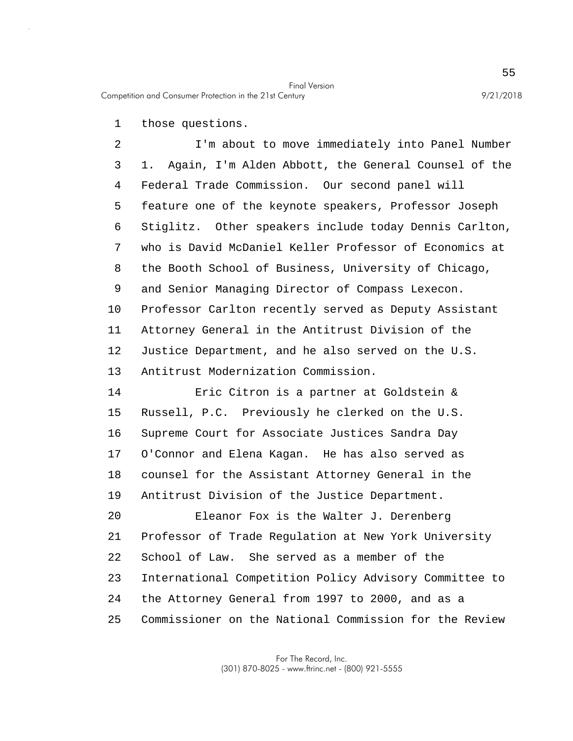those questions.

I'm about to move immediately into Panel Number 1. Again, I'm Alden Abbott, the General Counsel of the Federal Trade Commission. Our second panel will feature one of the keynote speakers, Professor Joseph Stiglitz. Other speakers include today Dennis Carlton, who is David McDaniel Keller Professor of Economics at the Booth School of Business, University of Chicago, and Senior Managing Director of Compass Lexecon. Professor Carlton recently served as Deputy Assistant Attorney General in the Antitrust Division of the Justice Department, and he also served on the U.S. Antitrust Modernization Commission.

Eric Citron is a partner at Goldstein & Russell, P.C. Previously he clerked on the U.S. Supreme Court for Associate Justices Sandra Day O'Connor and Elena Kagan. He has also served as counsel for the Assistant Attorney General in the Antitrust Division of the Justice Department.

Eleanor Fox is the Walter J. Derenberg Professor of Trade Regulation at New York University School of Law. She served as a member of the International Competition Policy Advisory Committee to the Attorney General from 1997 to 2000, and as a Commissioner on the National Commission for the Review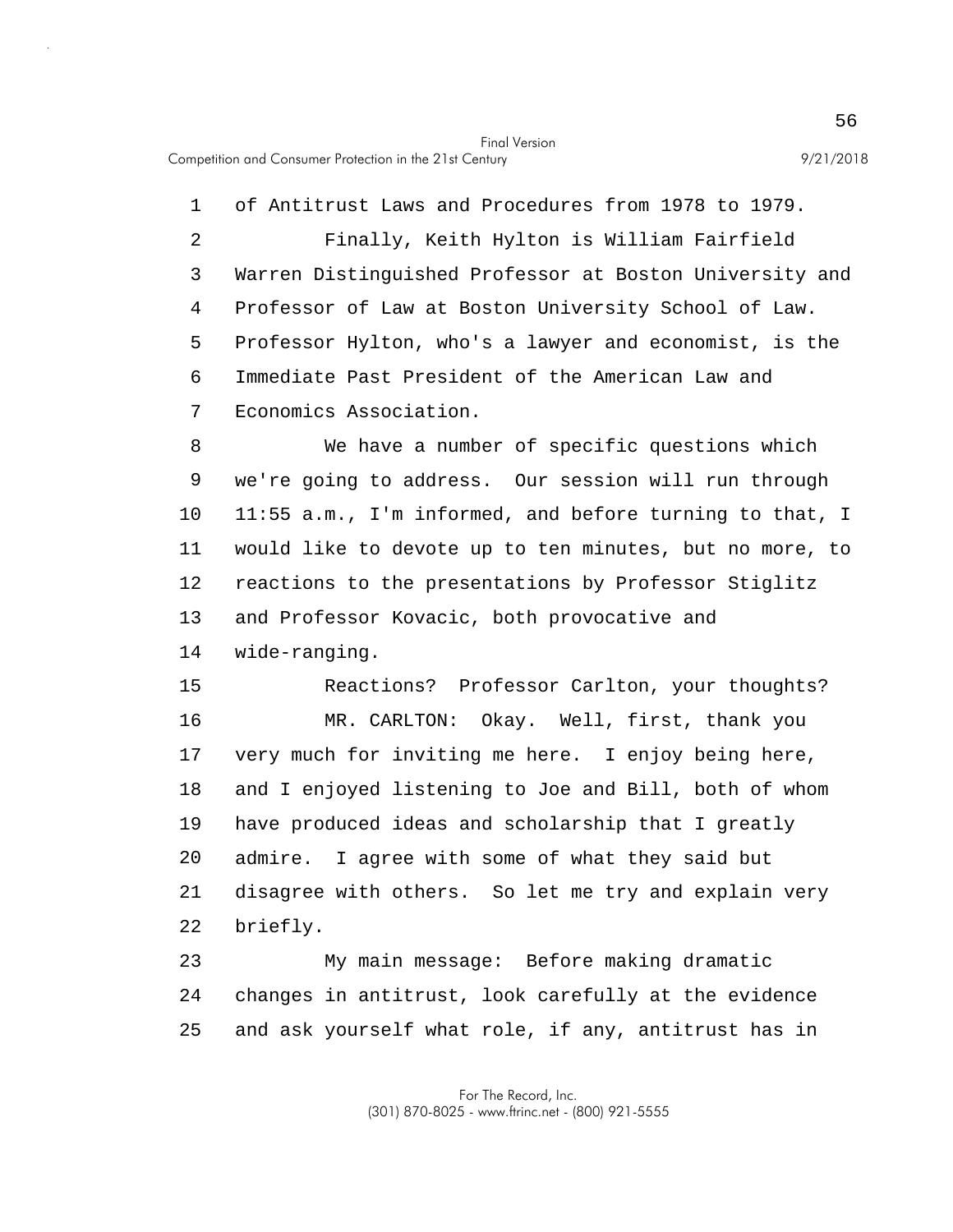of Antitrust Laws and Procedures from 1978 to 1979.

Finally, Keith Hylton is William Fairfield Warren Distinguished Professor at Boston University and Professor of Law at Boston University School of Law. Professor Hylton, who's a lawyer and economist, is the Immediate Past President of the American Law and Economics Association.

We have a number of specific questions which we're going to address. Our session will run through 11:55 a.m., I'm informed, and before turning to that, I would like to devote up to ten minutes, but no more, to reactions to the presentations by Professor Stiglitz and Professor Kovacic, both provocative and wide-ranging.

Reactions? Professor Carlton, your thoughts?

MR. CARLTON: Okay. Well, first, thank you very much for inviting me here. I enjoy being here, and I enjoyed listening to Joe and Bill, both of whom have produced ideas and scholarship that I greatly admire. I agree with some of what they said but disagree with others. So let me try and explain very briefly.

My main message: Before making dramatic changes in antitrust, look carefully at the evidence and ask yourself what role, if any, antitrust has in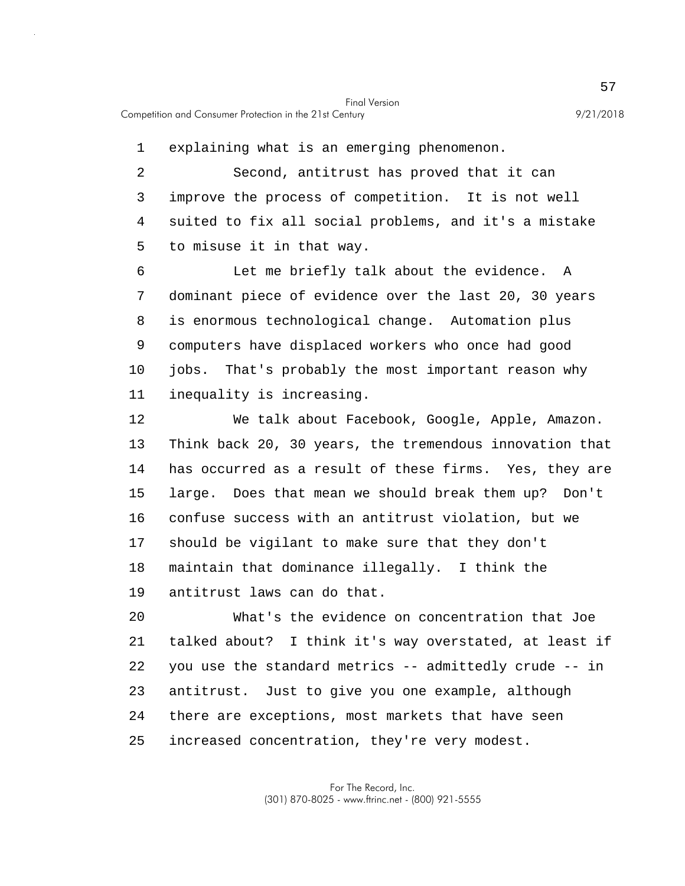explaining what is an emerging phenomenon.

Second, antitrust has proved that it can improve the process of competition. It is not well suited to fix all social problems, and it's a mistake to misuse it in that way.

Let me briefly talk about the evidence. A dominant piece of evidence over the last 20, 30 years is enormous technological change. Automation plus computers have displaced workers who once had good jobs. That's probably the most important reason why inequality is increasing.

We talk about Facebook, Google, Apple, Amazon. Think back 20, 30 years, the tremendous innovation that has occurred as a result of these firms. Yes, they are large. Does that mean we should break them up? Don't confuse success with an antitrust violation, but we should be vigilant to make sure that they don't maintain that dominance illegally. I think the antitrust laws can do that.

What's the evidence on concentration that Joe talked about? I think it's way overstated, at least if you use the standard metrics -- admittedly crude -- in antitrust. Just to give you one example, although there are exceptions, most markets that have seen increased concentration, they're very modest.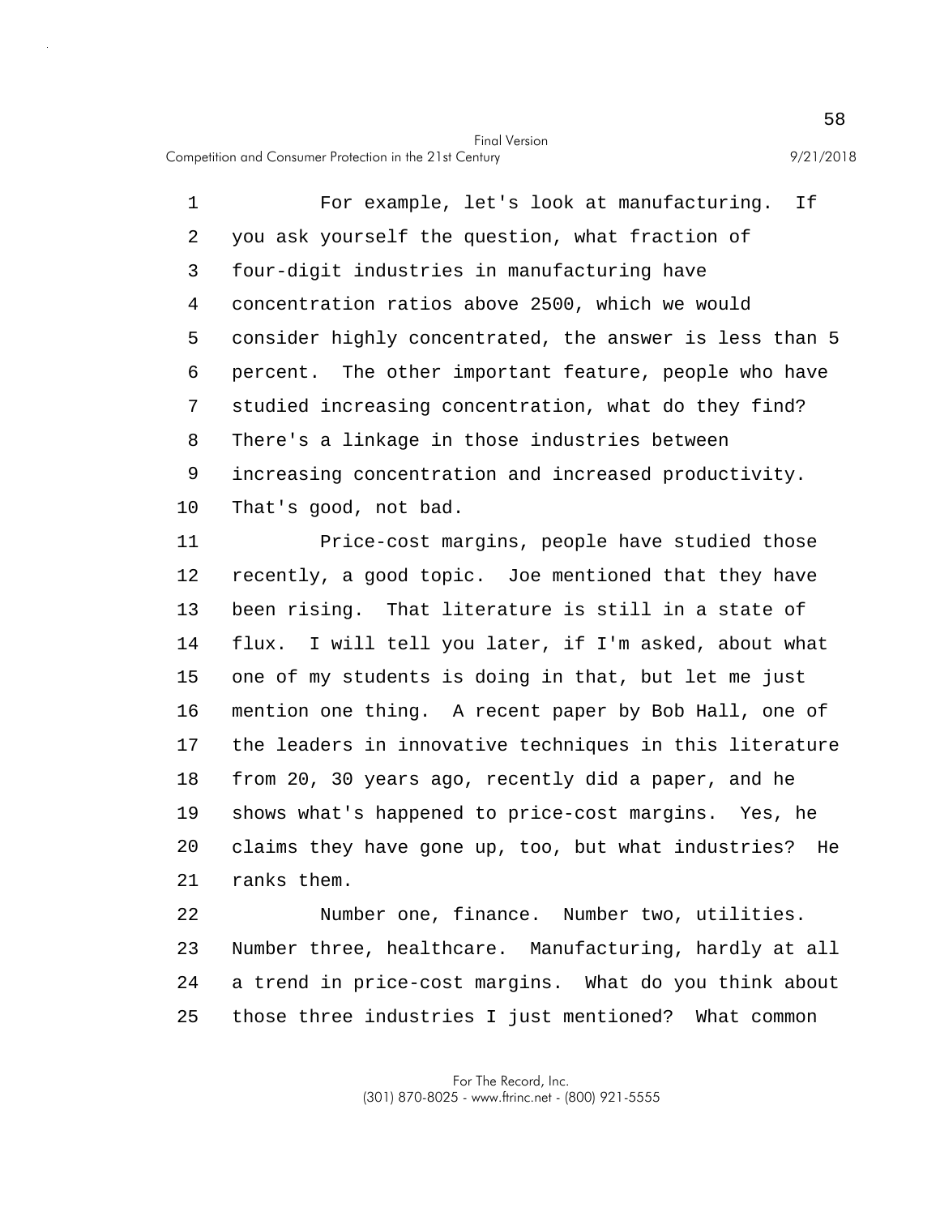For example, let's look at manufacturing. If you ask yourself the question, what fraction of four-digit industries in manufacturing have concentration ratios above 2500, which we would consider highly concentrated, the answer is less than 5 percent. The other important feature, people who have studied increasing concentration, what do they find? There's a linkage in those industries between increasing concentration and increased productivity. That's good, not bad.

Price-cost margins, people have studied those recently, a good topic. Joe mentioned that they have been rising. That literature is still in a state of flux. I will tell you later, if I'm asked, about what one of my students is doing in that, but let me just mention one thing. A recent paper by Bob Hall, one of the leaders in innovative techniques in this literature from 20, 30 years ago, recently did a paper, and he shows what's happened to price-cost margins. Yes, he claims they have gone up, too, but what industries? He ranks them.

Number one, finance. Number two, utilities. Number three, healthcare. Manufacturing, hardly at all a trend in price-cost margins. What do you think about those three industries I just mentioned? What common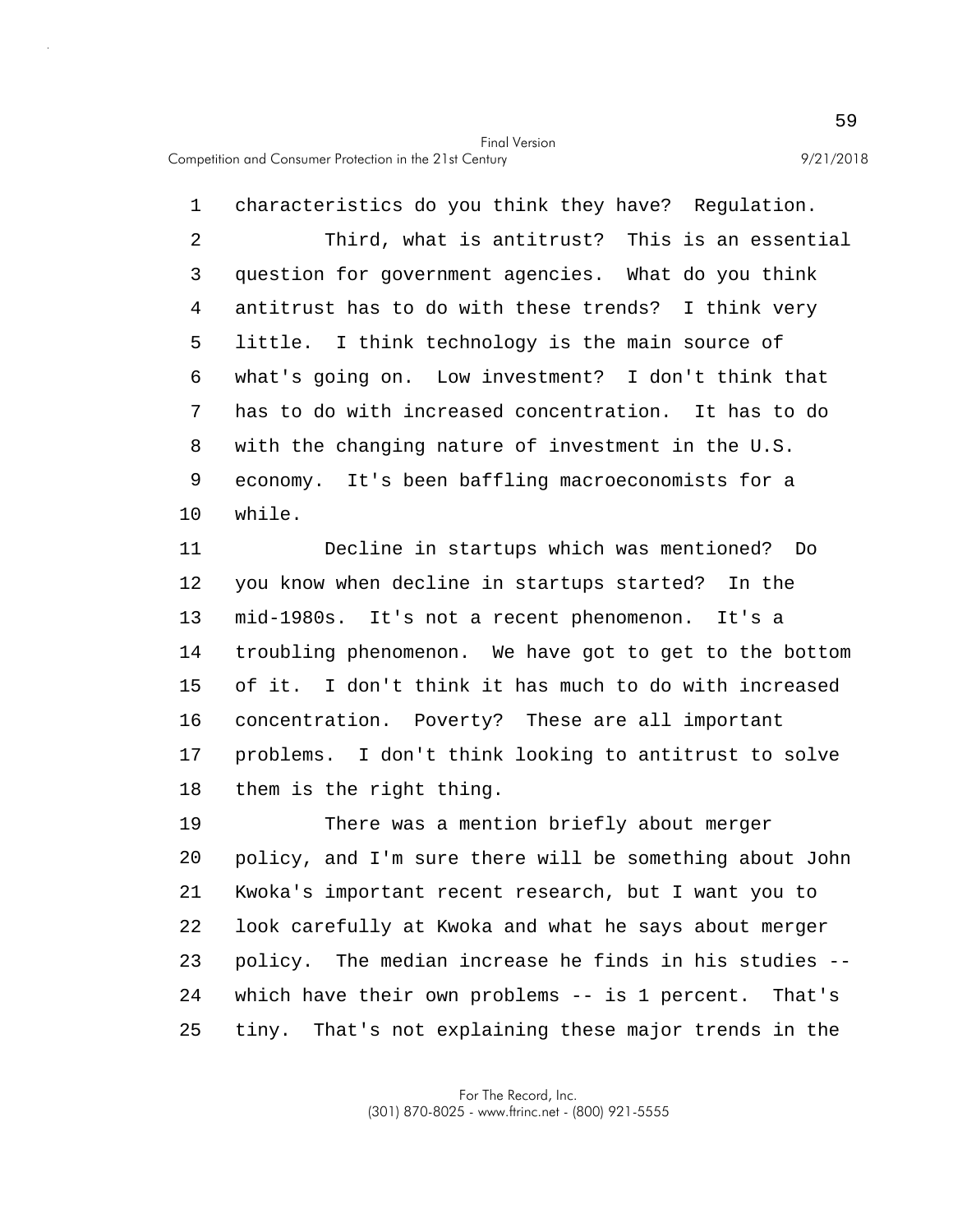characteristics do you think they have? Regulation.

Third, what is antitrust? This is an essential question for government agencies. What do you think antitrust has to do with these trends? I think very little. I think technology is the main source of what's going on. Low investment? I don't think that has to do with increased concentration. It has to do with the changing nature of investment in the U.S. economy. It's been baffling macroeconomists for a while.

Decline in startups which was mentioned? Do you know when decline in startups started? In the mid-1980s. It's not a recent phenomenon. It's a troubling phenomenon. We have got to get to the bottom of it. I don't think it has much to do with increased concentration. Poverty? These are all important problems. I don't think looking to antitrust to solve them is the right thing.

There was a mention briefly about merger policy, and I'm sure there will be something about John Kwoka's important recent research, but I want you to look carefully at Kwoka and what he says about merger policy. The median increase he finds in his studies -- which have their own problems -- is 1 percent. That's tiny. That's not explaining these major trends in the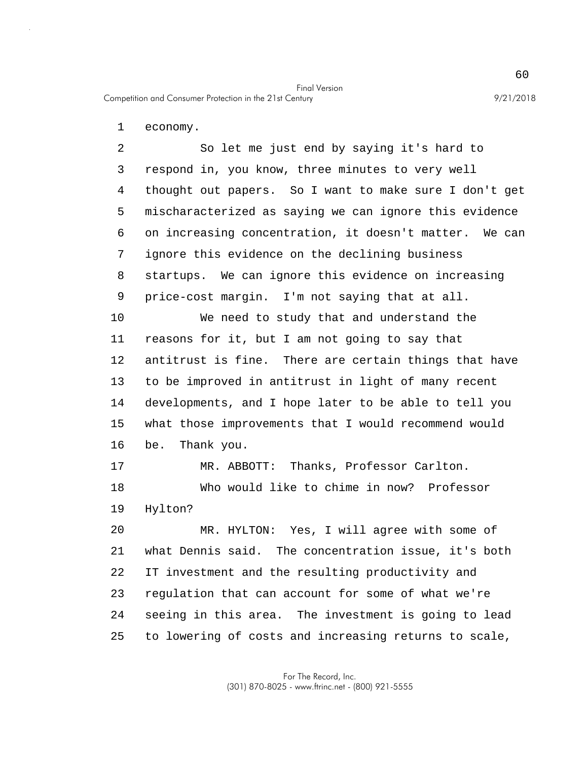economy.

So let me just end by saying it's hard to respond in, you know, three minutes to very well thought out papers. So I want to make sure I don't get mischaracterized as saying we can ignore this evidence on increasing concentration, it doesn't matter. We can ignore this evidence on the declining business startups. We can ignore this evidence on increasing price-cost margin. I'm not saying that at all.

We need to study that and understand the reasons for it, but I am not going to say that antitrust is fine. There are certain things that have to be improved in antitrust in light of many recent developments, and I hope later to be able to tell you what those improvements that I would recommend would be. Thank you.

MR. ABBOTT: Thanks, Professor Carlton.

Who would like to chime in now? Professor Hylton?

MR. HYLTON: Yes, I will agree with some of what Dennis said. The concentration issue, it's both IT investment and the resulting productivity and regulation that can account for some of what we're seeing in this area. The investment is going to lead to lowering of costs and increasing returns to scale,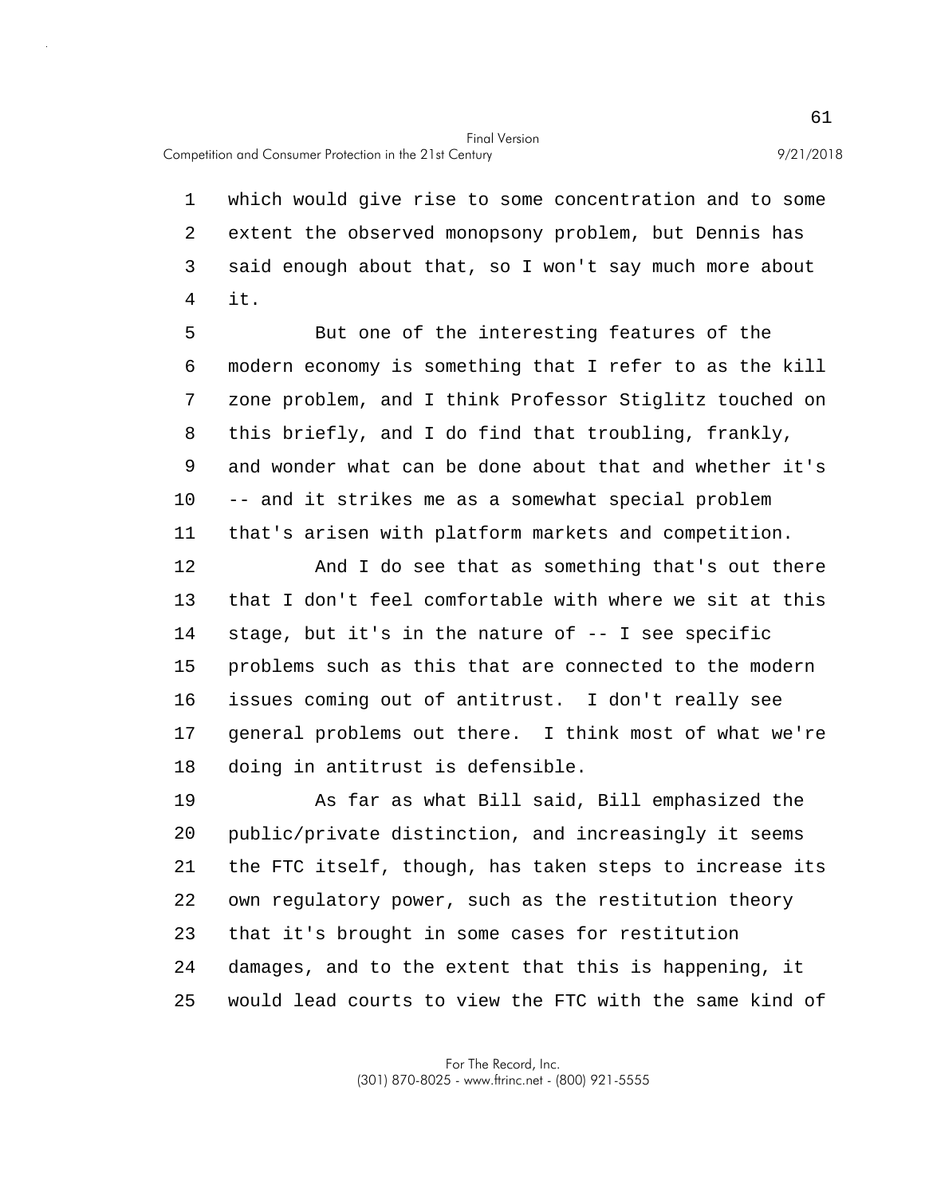which would give rise to some concentration and to some extent the observed monopsony problem, but Dennis has said enough about that, so I won't say much more about it.

But one of the interesting features of the modern economy is something that I refer to as the kill zone problem, and I think Professor Stiglitz touched on this briefly, and I do find that troubling, frankly, and wonder what can be done about that and whether it's -- and it strikes me as a somewhat special problem that's arisen with platform markets and competition.

And I do see that as something that's out there that I don't feel comfortable with where we sit at this stage, but it's in the nature of -- I see specific problems such as this that are connected to the modern issues coming out of antitrust. I don't really see general problems out there. I think most of what we're doing in antitrust is defensible.

As far as what Bill said, Bill emphasized the public/private distinction, and increasingly it seems the FTC itself, though, has taken steps to increase its own regulatory power, such as the restitution theory that it's brought in some cases for restitution damages, and to the extent that this is happening, it would lead courts to view the FTC with the same kind of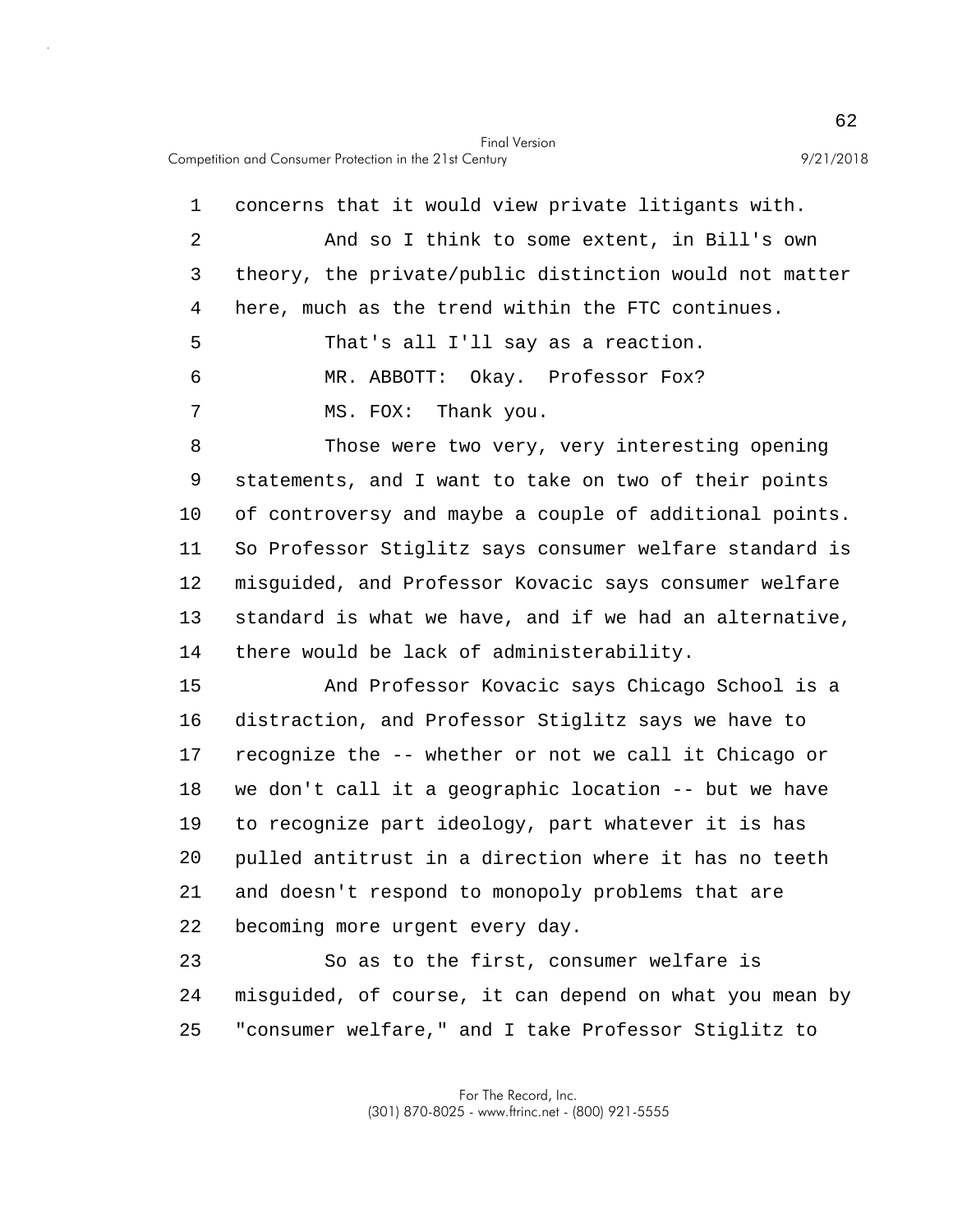concerns that it would view private litigants with.

And so I think to some extent, in Bill's own theory, the private/public distinction would not matter here, much as the trend within the FTC continues.

That's all I'll say as a reaction.

MR. ABBOTT: Okay. Professor Fox?

MS. FOX: Thank you.

Those were two very, very interesting opening statements, and I want to take on two of their points of controversy and maybe a couple of additional points. So Professor Stiglitz says consumer welfare standard is misguided, and Professor Kovacic says consumer welfare standard is what we have, and if we had an alternative, there would be lack of administerability.

And Professor Kovacic says Chicago School is a distraction, and Professor Stiglitz says we have to recognize the -- whether or not we call it Chicago or we don't call it a geographic location -- but we have to recognize part ideology, part whatever it is has pulled antitrust in a direction where it has no teeth and doesn't respond to monopoly problems that are becoming more urgent every day.

So as to the first, consumer welfare is misguided, of course, it can depend on what you mean by "consumer welfare," and I take Professor Stiglitz to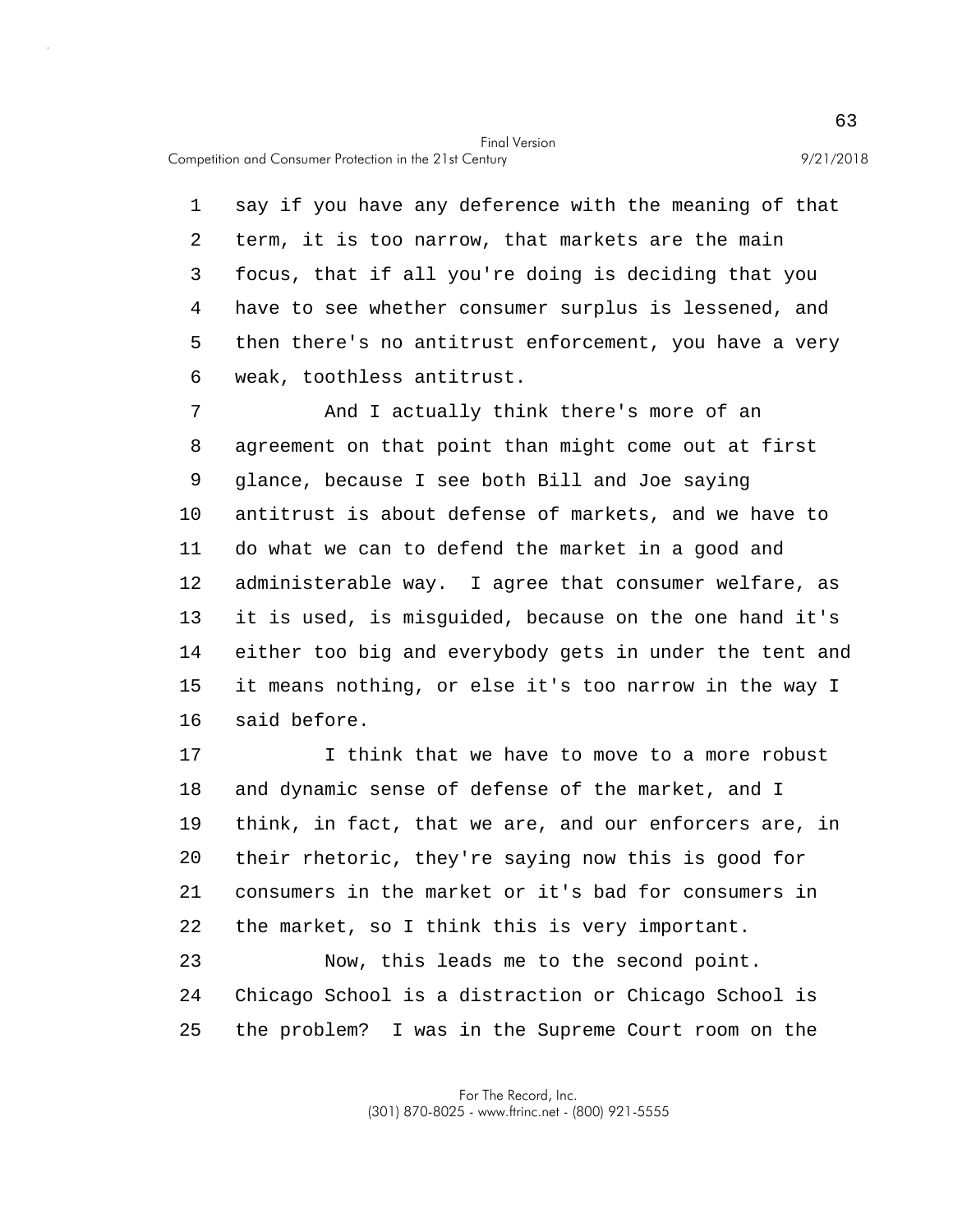say if you have any deference with the meaning of that term, it is too narrow, that markets are the main focus, that if all you're doing is deciding that you have to see whether consumer surplus is lessened, and then there's no antitrust enforcement, you have a very weak, toothless antitrust.

And I actually think there's more of an agreement on that point than might come out at first glance, because I see both Bill and Joe saying antitrust is about defense of markets, and we have to do what we can to defend the market in a good and administerable way. I agree that consumer welfare, as it is used, is misguided, because on the one hand it's either too big and everybody gets in under the tent and it means nothing, or else it's too narrow in the way I said before.

I think that we have to move to a more robust and dynamic sense of defense of the market, and I think, in fact, that we are, and our enforcers are, in their rhetoric, they're saying now this is good for consumers in the market or it's bad for consumers in the market, so I think this is very important.

Now, this leads me to the second point. Chicago School is a distraction or Chicago School is the problem? I was in the Supreme Court room on the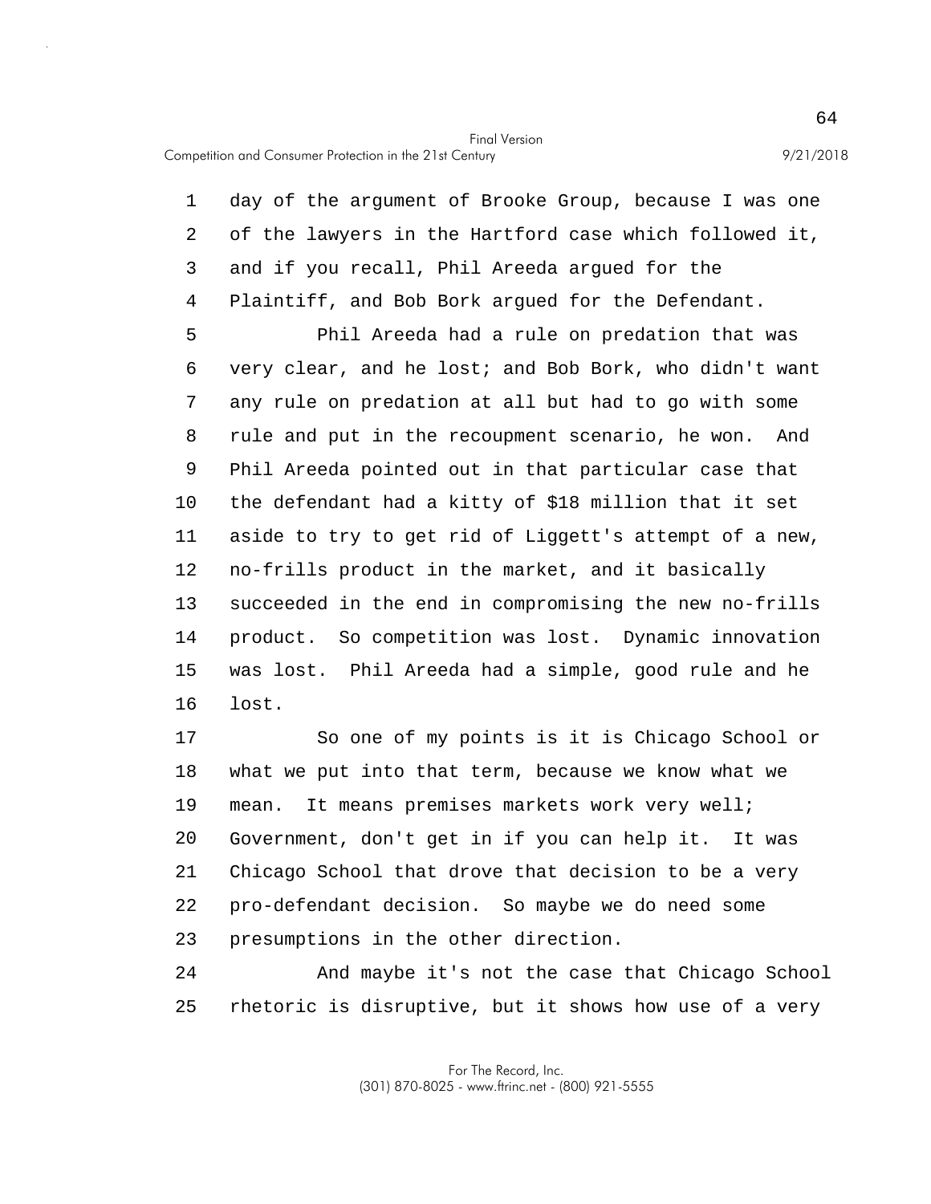day of the argument of Brooke Group, because I was one of the lawyers in the Hartford case which followed it, and if you recall, Phil Areeda argued for the Plaintiff, and Bob Bork argued for the Defendant.

Phil Areeda had a rule on predation that was very clear, and he lost; and Bob Bork, who didn't want any rule on predation at all but had to go with some rule and put in the recoupment scenario, he won. And Phil Areeda pointed out in that particular case that the defendant had a kitty of $18 million that it set aside to try to get rid of Liggett's attempt of a new, no-frills product in the market, and it basically succeeded in the end in compromising the new no-frills product. So competition was lost. Dynamic innovation was lost. Phil Areeda had a simple, good rule and he lost.

So one of my points is it is Chicago School or what we put into that term, because we know what we mean. It means premises markets work very well; Government, don't get in if you can help it. It was Chicago School that drove that decision to be a very pro-defendant decision. So maybe we do need some presumptions in the other direction.

And maybe it's not the case that Chicago School rhetoric is disruptive, but it shows how use of a very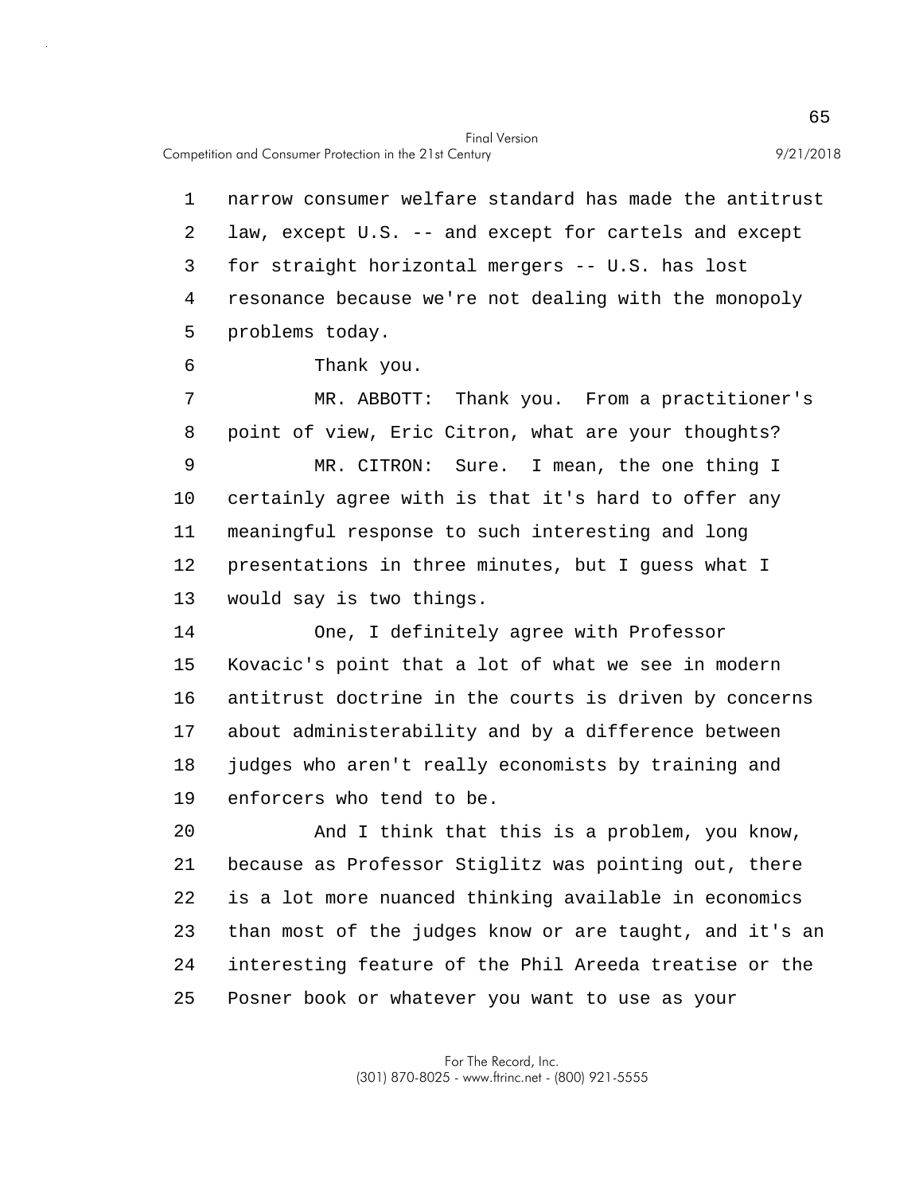narrow consumer welfare standard has made the antitrust law, except U.S. -- and except for cartels and except for straight horizontal mergers -- U.S. has lost resonance because we're not dealing with the monopoly problems today.

Thank you.

MR. ABBOTT: Thank you. From a practitioner's point of view, Eric Citron, what are your thoughts?

MR. CITRON: Sure. I mean, the one thing I certainly agree with is that it's hard to offer any meaningful response to such interesting and long presentations in three minutes, but I guess what I would say is two things.

One, I definitely agree with Professor Kovacic's point that a lot of what we see in modern antitrust doctrine in the courts is driven by concerns about administerability and by a difference between judges who aren't really economists by training and enforcers who tend to be.

And I think that this is a problem, you know, because as Professor Stiglitz was pointing out, there is a lot more nuanced thinking available in economics than most of the judges know or are taught, and it's an interesting feature of the Phil Areeda treatise or the Posner book or whatever you want to use as your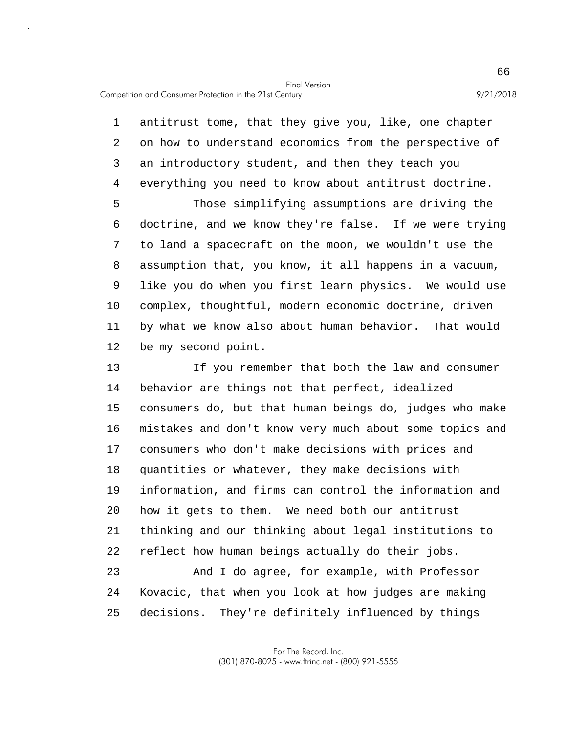antitrust tome, that they give you, like, one chapter on how to understand economics from the perspective of an introductory student, and then they teach you everything you need to know about antitrust doctrine.

Those simplifying assumptions are driving the doctrine, and we know they're false. If we were trying to land a spacecraft on the moon, we wouldn't use the assumption that, you know, it all happens in a vacuum, like you do when you first learn physics. We would use complex, thoughtful, modern economic doctrine, driven by what we know also about human behavior. That would be my second point.

If you remember that both the law and consumer behavior are things not that perfect, idealized consumers do, but that human beings do, judges who make mistakes and don't know very much about some topics and consumers who don't make decisions with prices and quantities or whatever, they make decisions with information, and firms can control the information and how it gets to them. We need both our antitrust thinking and our thinking about legal institutions to reflect how human beings actually do their jobs.

And I do agree, for example, with Professor Kovacic, that when you look at how judges are making decisions. They're definitely influenced by things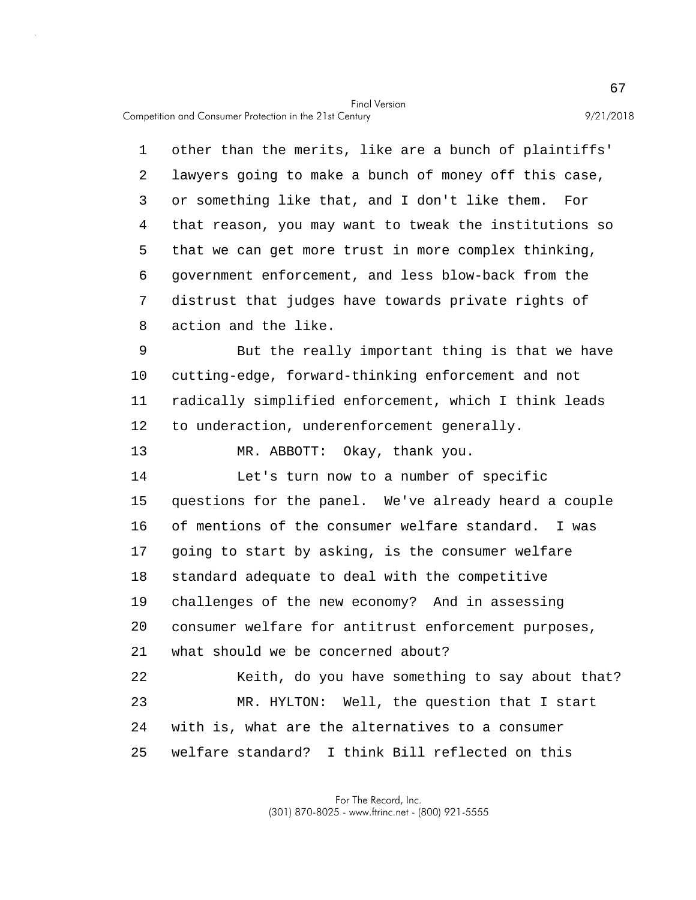other than the merits, like are a bunch of plaintiffs' lawyers going to make a bunch of money off this case, or something like that, and I don't like them. For that reason, you may want to tweak the institutions so that we can get more trust in more complex thinking, government enforcement, and less blow-back from the distrust that judges have towards private rights of action and the like.

But the really important thing is that we have cutting-edge, forward-thinking enforcement and not radically simplified enforcement, which I think leads to underaction, underenforcement generally.

MR. ABBOTT: Okay, thank you.

Let's turn now to a number of specific questions for the panel. We've already heard a couple of mentions of the consumer welfare standard. I was going to start by asking, is the consumer welfare standard adequate to deal with the competitive challenges of the new economy? And in assessing consumer welfare for antitrust enforcement purposes, what should we be concerned about?

Keith, do you have something to say about that?

MR. HYLTON: Well, the question that I start with is, what are the alternatives to a consumer welfare standard? I think Bill reflected on this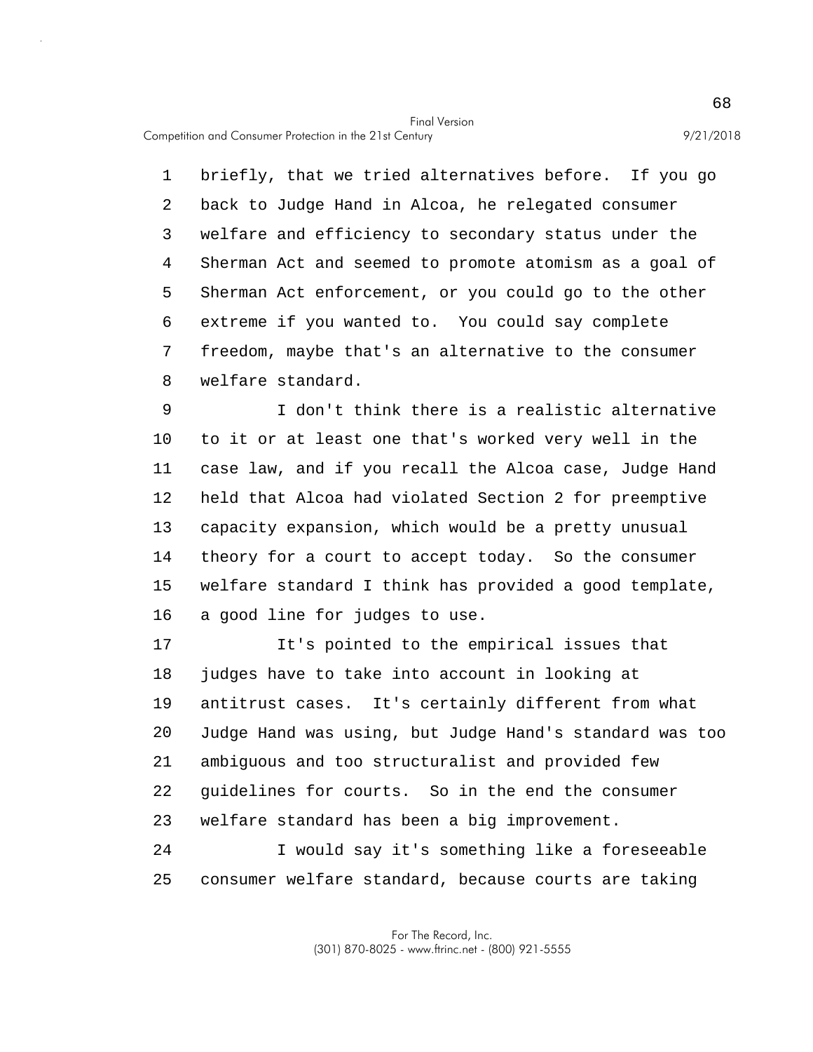briefly, that we tried alternatives before. If you go back to Judge Hand in Alcoa, he relegated consumer welfare and efficiency to secondary status under the Sherman Act and seemed to promote atomism as a goal of Sherman Act enforcement, or you could go to the other extreme if you wanted to. You could say complete freedom, maybe that's an alternative to the consumer welfare standard.

I don't think there is a realistic alternative to it or at least one that's worked very well in the case law, and if you recall the Alcoa case, Judge Hand held that Alcoa had violated Section 2 for preemptive capacity expansion, which would be a pretty unusual theory for a court to accept today. So the consumer welfare standard I think has provided a good template, a good line for judges to use.

It's pointed to the empirical issues that judges have to take into account in looking at antitrust cases. It's certainly different from what Judge Hand was using, but Judge Hand's standard was too ambiguous and too structuralist and provided few guidelines for courts. So in the end the consumer welfare standard has been a big improvement.

I would say it's something like a foreseeable consumer welfare standard, because courts are taking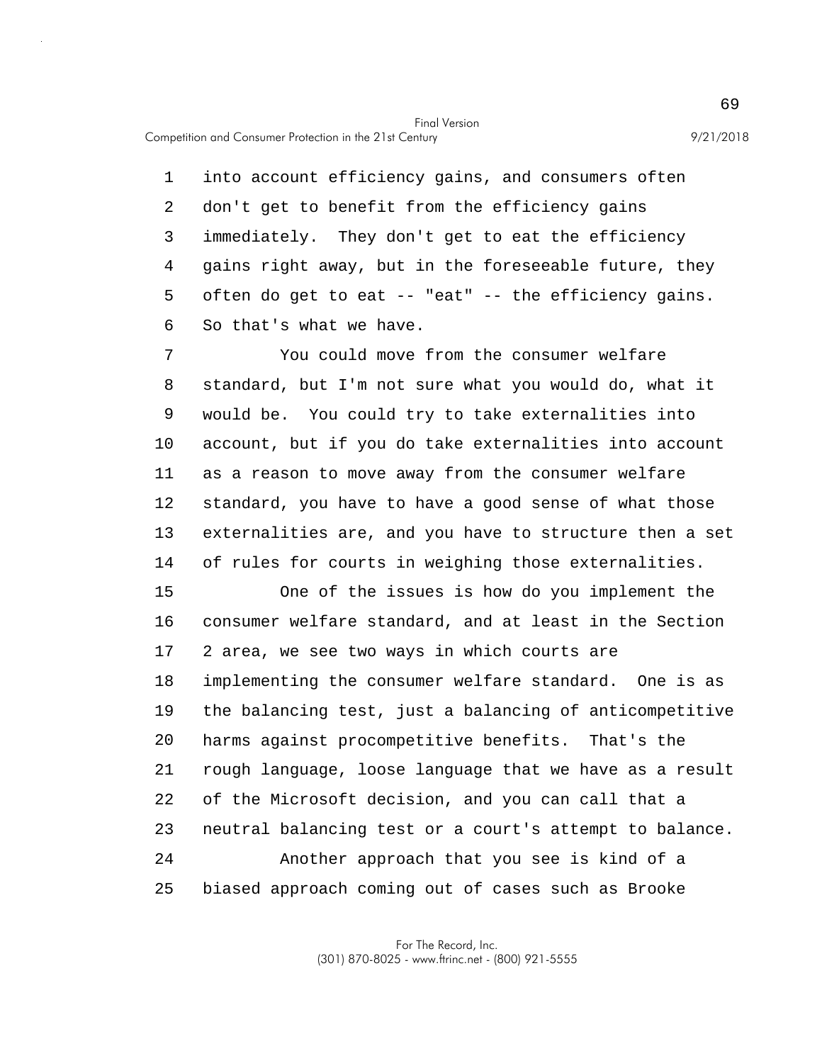into account efficiency gains, and consumers often don't get to benefit from the efficiency gains immediately. They don't get to eat the efficiency gains right away, but in the foreseeable future, they often do get to eat -- "eat" -- the efficiency gains. So that's what we have.

You could move from the consumer welfare standard, but I'm not sure what you would do, what it would be. You could try to take externalities into account, but if you do take externalities into account as a reason to move away from the consumer welfare standard, you have to have a good sense of what those externalities are, and you have to structure then a set of rules for courts in weighing those externalities.

One of the issues is how do you implement the consumer welfare standard, and at least in the Section 2 area, we see two ways in which courts are implementing the consumer welfare standard. One is as the balancing test, just a balancing of anticompetitive harms against procompetitive benefits. That's the rough language, loose language that we have as a result of the Microsoft decision, and you can call that a neutral balancing test or a court's attempt to balance.

Another approach that you see is kind of a biased approach coming out of cases such as Brooke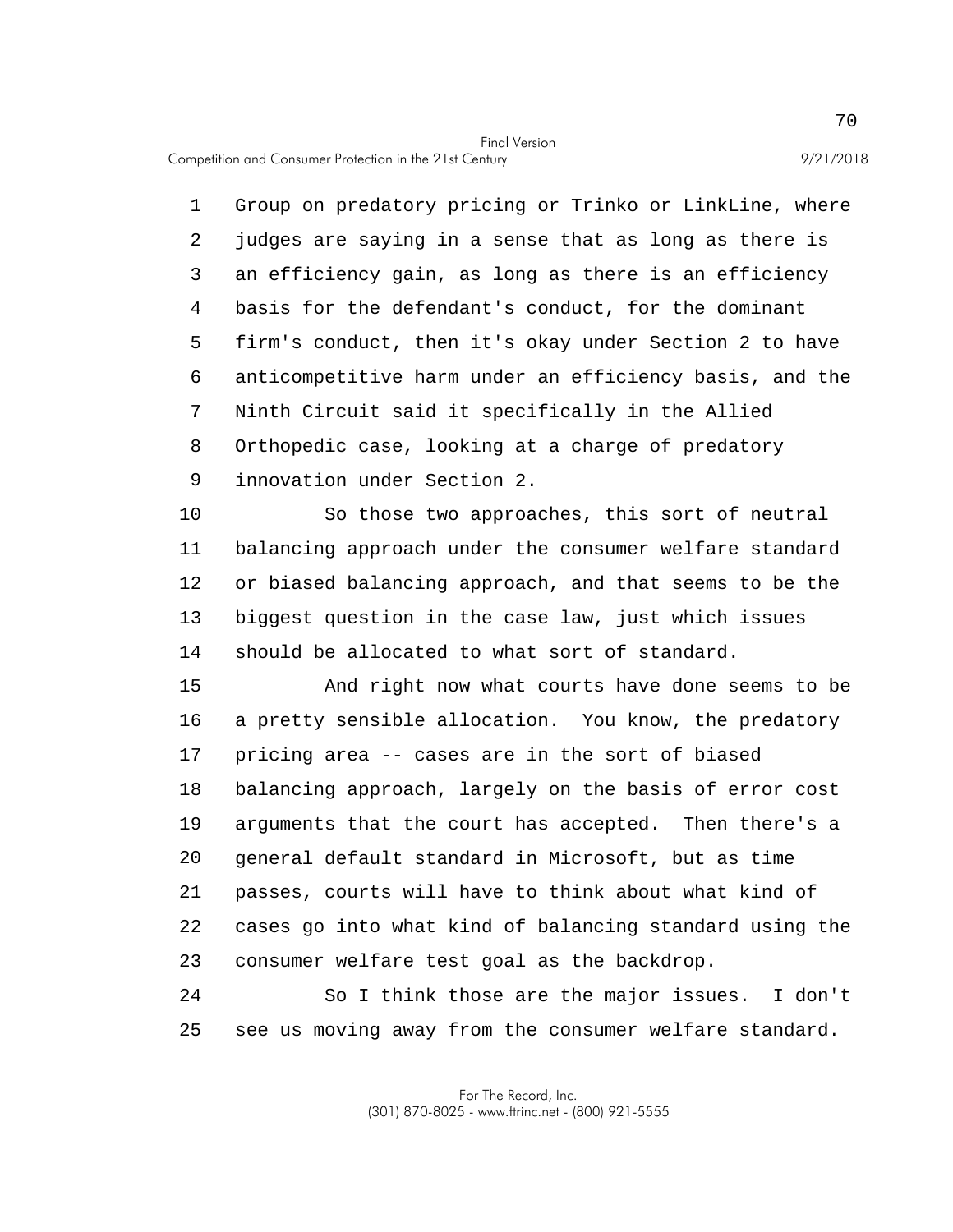Group on predatory pricing or Trinko or LinkLine, where judges are saying in a sense that as long as there is an efficiency gain, as long as there is an efficiency basis for the defendant's conduct, for the dominant firm's conduct, then it's okay under Section 2 to have anticompetitive harm under an efficiency basis, and the Ninth Circuit said it specifically in the Allied Orthopedic case, looking at a charge of predatory innovation under Section 2.

So those two approaches, this sort of neutral balancing approach under the consumer welfare standard or biased balancing approach, and that seems to be the biggest question in the case law, just which issues should be allocated to what sort of standard.

And right now what courts have done seems to be a pretty sensible allocation. You know, the predatory pricing area -- cases are in the sort of biased balancing approach, largely on the basis of error cost arguments that the court has accepted. Then there's a general default standard in Microsoft, but as time passes, courts will have to think about what kind of cases go into what kind of balancing standard using the consumer welfare test goal as the backdrop.

So I think those are the major issues. I don't see us moving away from the consumer welfare standard.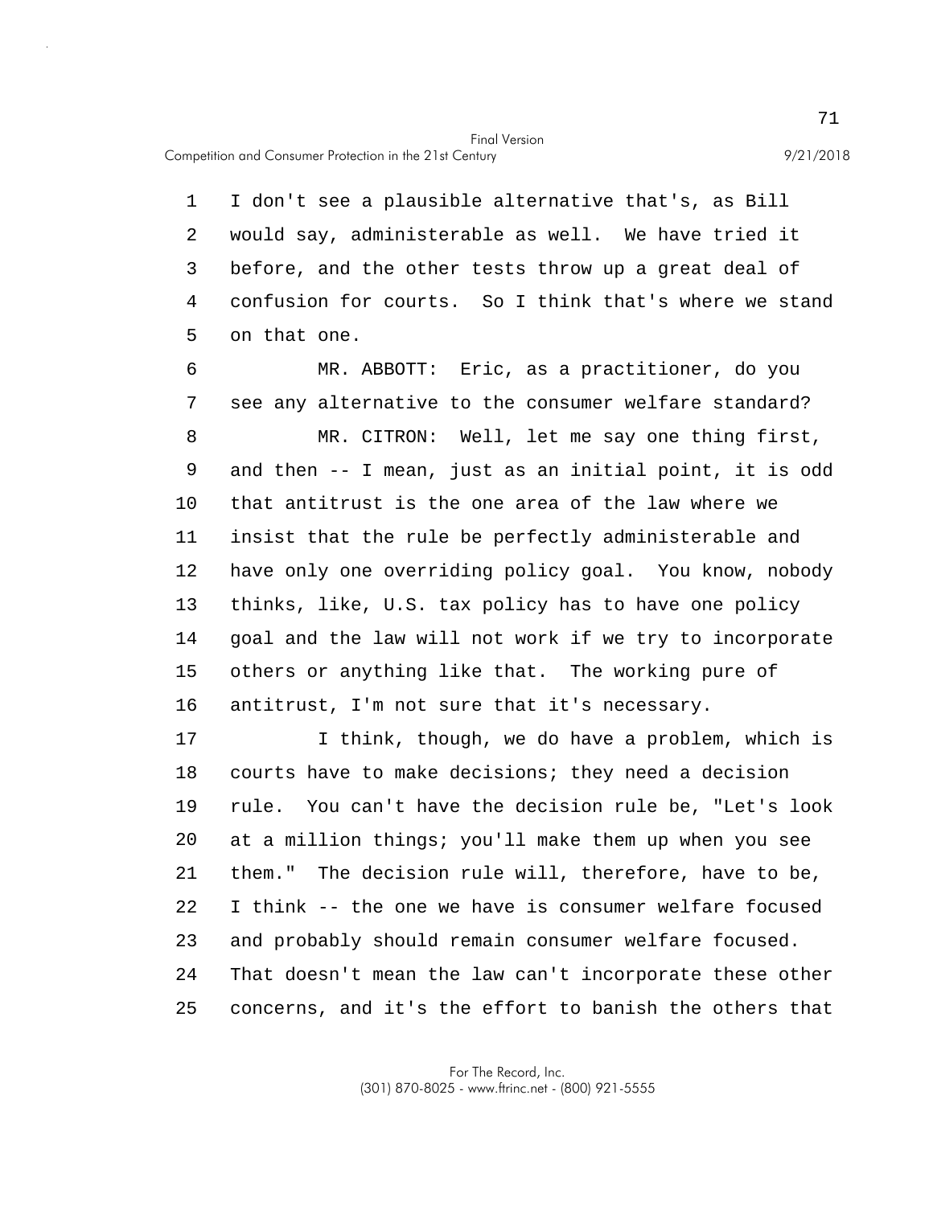I don't see a plausible alternative that's, as Bill would say, administerable as well. We have tried it before, and the other tests throw up a great deal of confusion for courts. So I think that's where we stand on that one.

MR. ABBOTT: Eric, as a practitioner, do you see any alternative to the consumer welfare standard?

MR. CITRON: Well, let me say one thing first, and then -- I mean, just as an initial point, it is odd that antitrust is the one area of the law where we insist that the rule be perfectly administerable and have only one overriding policy goal. You know, nobody thinks, like, U.S. tax policy has to have one policy goal and the law will not work if we try to incorporate others or anything like that. The working pure of antitrust, I'm not sure that it's necessary.

I think, though, we do have a problem, which is courts have to make decisions; they need a decision rule. You can't have the decision rule be, "Let's look at a million things; you'll make them up when you see them." The decision rule will, therefore, have to be, I think -- the one we have is consumer welfare focused and probably should remain consumer welfare focused. That doesn't mean the law can't incorporate these other concerns, and it's the effort to banish the others that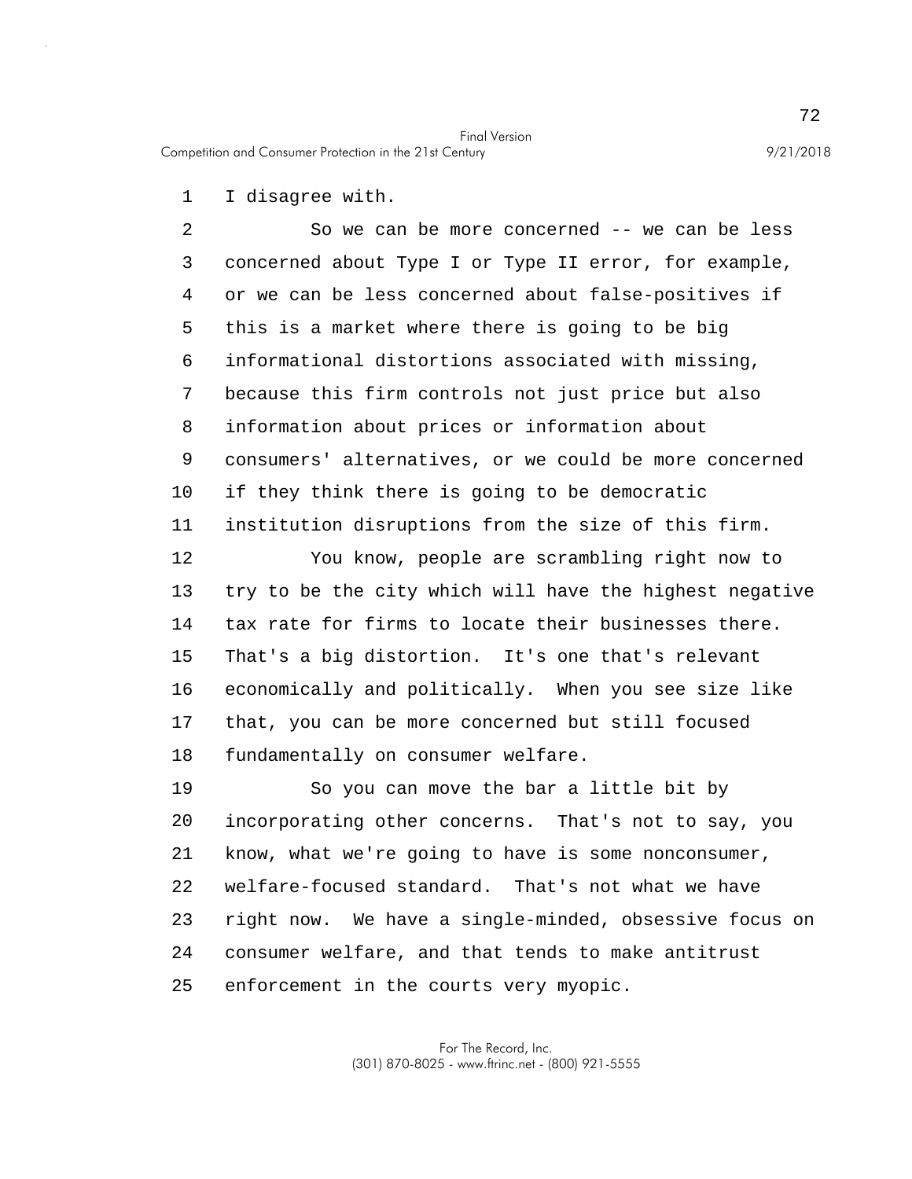I disagree with.

So we can be more concerned -- we can be less concerned about Type I or Type II error, for example, or we can be less concerned about false-positives if this is a market where there is going to be big informational distortions associated with missing, because this firm controls not just price but also information about prices or information about consumers' alternatives, or we could be more concerned if they think there is going to be democratic institution disruptions from the size of this firm.

You know, people are scrambling right now to try to be the city which will have the highest negative tax rate for firms to locate their businesses there. That's a big distortion. It's one that's relevant economically and politically. When you see size like that, you can be more concerned but still focused fundamentally on consumer welfare.

So you can move the bar a little bit by incorporating other concerns. That's not to say, you know, what we're going to have is some nonconsumer, welfare-focused standard. That's not what we have right now. We have a single-minded, obsessive focus on consumer welfare, and that tends to make antitrust enforcement in the courts very myopic.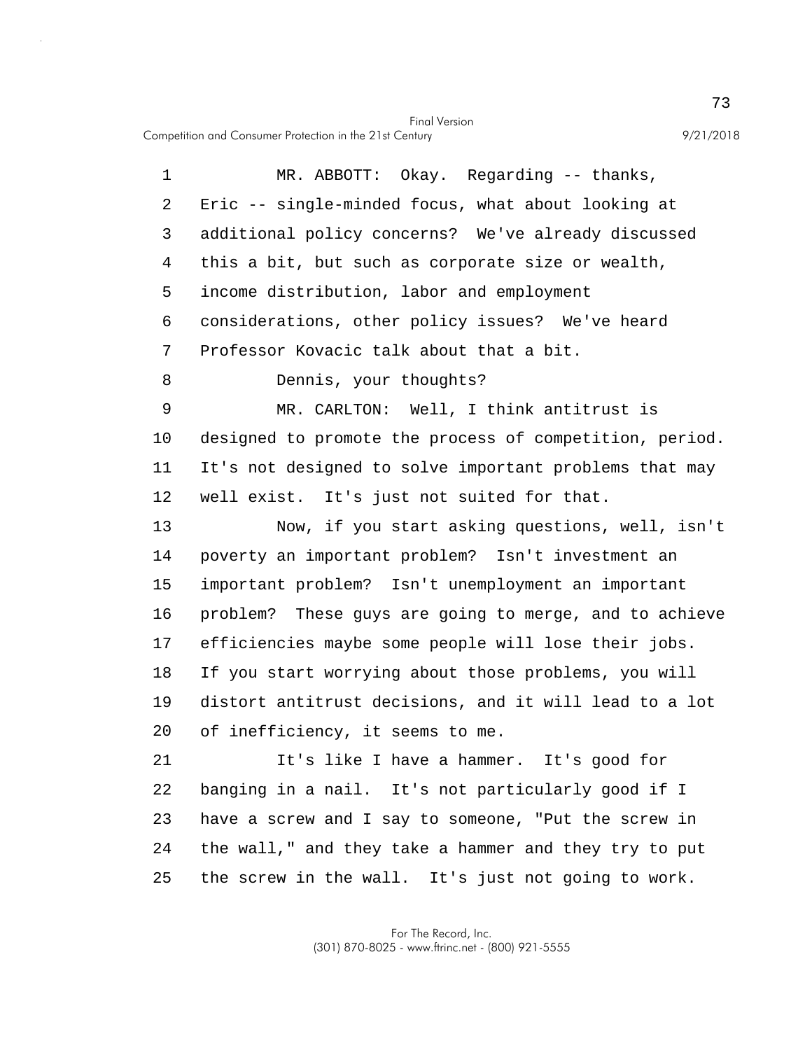MR. ABBOTT: Okay. Regarding -- thanks, Eric -- single-minded focus, what about looking at additional policy concerns? We've already discussed this a bit, but such as corporate size or wealth, income distribution, labor and employment considerations, other policy issues? We've heard Professor Kovacic talk about that a bit.

Dennis, your thoughts?

MR. CARLTON: Well, I think antitrust is designed to promote the process of competition, period. It's not designed to solve important problems that may well exist. It's just not suited for that.

Now, if you start asking questions, well, isn't poverty an important problem? Isn't investment an important problem? Isn't unemployment an important problem? These guys are going to merge, and to achieve efficiencies maybe some people will lose their jobs. If you start worrying about those problems, you will distort antitrust decisions, and it will lead to a lot of inefficiency, it seems to me.

It's like I have a hammer. It's good for banging in a nail. It's not particularly good if I have a screw and I say to someone, "Put the screw in the wall," and they take a hammer and they try to put the screw in the wall. It's just not going to work.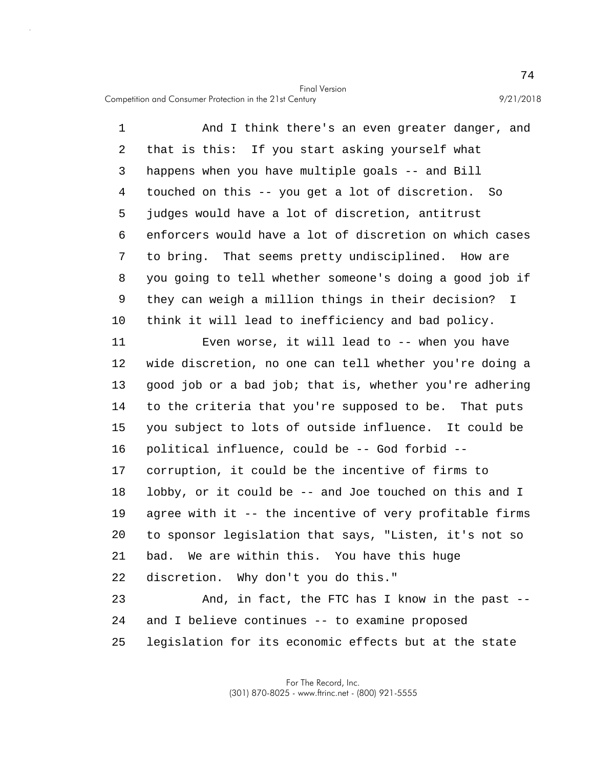And I think there's an even greater danger, and that is this: If you start asking yourself what happens when you have multiple goals -- and Bill touched on this -- you get a lot of discretion. So judges would have a lot of discretion, antitrust enforcers would have a lot of discretion on which cases to bring. That seems pretty undisciplined. How are you going to tell whether someone's doing a good job if they can weigh a million things in their decision? I think it will lead to inefficiency and bad policy.

Even worse, it will lead to -- when you have wide discretion, no one can tell whether you're doing a good job or a bad job; that is, whether you're adhering to the criteria that you're supposed to be. That puts you subject to lots of outside influence. It could be political influence, could be -- God forbid -- corruption, it could be the incentive of firms to lobby, or it could be -- and Joe touched on this and I agree with it -- the incentive of very profitable firms to sponsor legislation that says, "Listen, it's not so bad. We are within this. You have this huge discretion. Why don't you do this."

And, in fact, the FTC has I know in the past -- and I believe continues -- to examine proposed legislation for its economic effects but at the state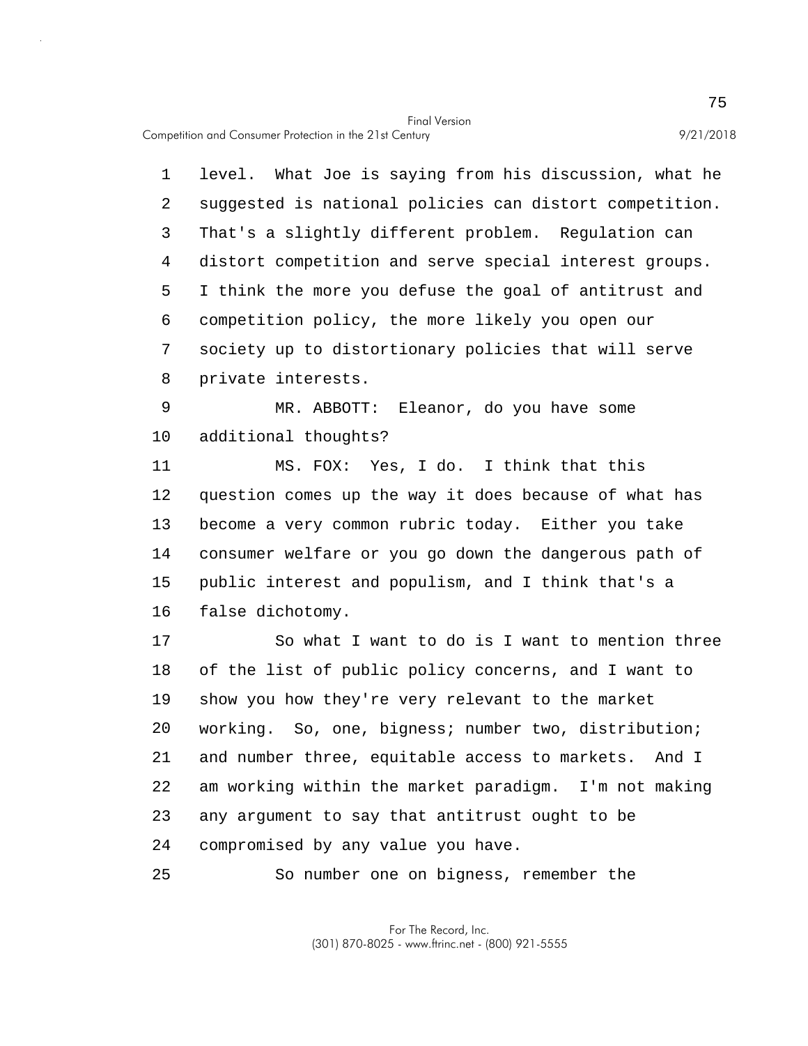level. What Joe is saying from his discussion, what he suggested is national policies can distort competition. That's a slightly different problem. Regulation can distort competition and serve special interest groups. I think the more you defuse the goal of antitrust and competition policy, the more likely you open our society up to distortionary policies that will serve private interests.

MR. ABBOTT: Eleanor, do you have some additional thoughts?

MS. FOX: Yes, I do. I think that this question comes up the way it does because of what has become a very common rubric today. Either you take consumer welfare or you go down the dangerous path of public interest and populism, and I think that's a false dichotomy.

So what I want to do is I want to mention three of the list of public policy concerns, and I want to show you how they're very relevant to the market working. So, one, bigness; number two, distribution; and number three, equitable access to markets. And I am working within the market paradigm. I'm not making any argument to say that antitrust ought to be compromised by any value you have.

So number one on bigness, remember the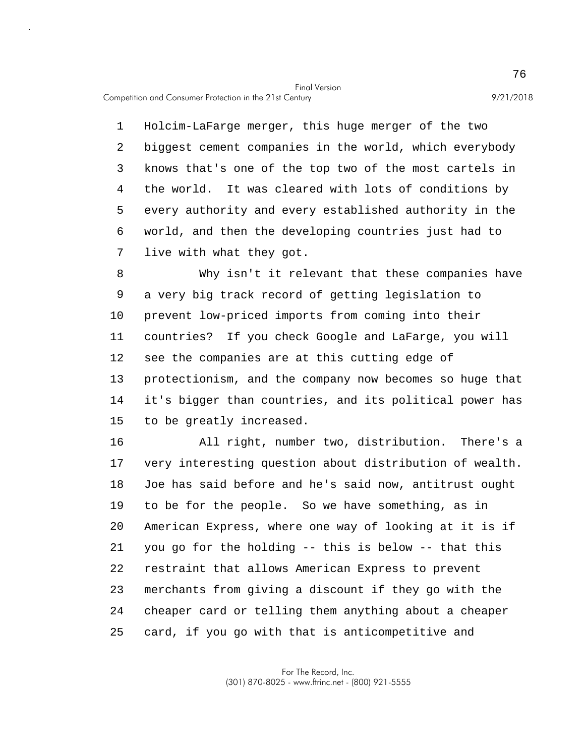Holcim-LaFarge merger, this huge merger of the two biggest cement companies in the world, which everybody knows that's one of the top two of the most cartels in the world. It was cleared with lots of conditions by every authority and every established authority in the world, and then the developing countries just had to live with what they got.

Why isn't it relevant that these companies have a very big track record of getting legislation to prevent low-priced imports from coming into their countries? If you check Google and LaFarge, you will see the companies are at this cutting edge of protectionism, and the company now becomes so huge that it's bigger than countries, and its political power has to be greatly increased.

All right, number two, distribution. There's a very interesting question about distribution of wealth. Joe has said before and he's said now, antitrust ought to be for the people. So we have something, as in American Express, where one way of looking at it is if you go for the holding -- this is below -- that this restraint that allows American Express to prevent merchants from giving a discount if they go with the cheaper card or telling them anything about a cheaper card, if you go with that is anticompetitive and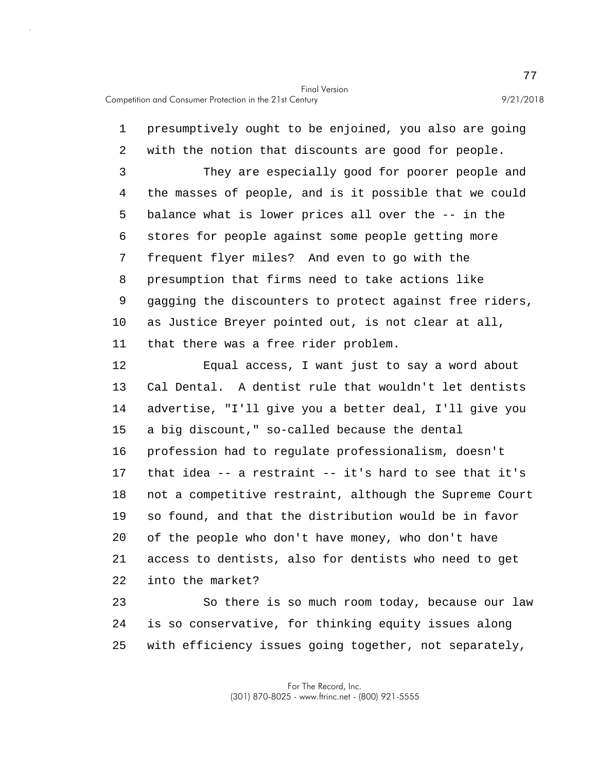presumptively ought to be enjoined, you also are going with the notion that discounts are good for people.

They are especially good for poorer people and the masses of people, and is it possible that we could balance what is lower prices all over the -- in the stores for people against some people getting more frequent flyer miles? And even to go with the presumption that firms need to take actions like gagging the discounters to protect against free riders, as Justice Breyer pointed out, is not clear at all, that there was a free rider problem.

Equal access, I want just to say a word about Cal Dental. A dentist rule that wouldn't let dentists advertise, "I'll give you a better deal, I'll give you a big discount," so-called because the dental profession had to regulate professionalism, doesn't that idea -- a restraint -- it's hard to see that it's not a competitive restraint, although the Supreme Court so found, and that the distribution would be in favor of the people who don't have money, who don't have access to dentists, also for dentists who need to get into the market?

So there is so much room today, because our law is so conservative, for thinking equity issues along with efficiency issues going together, not separately,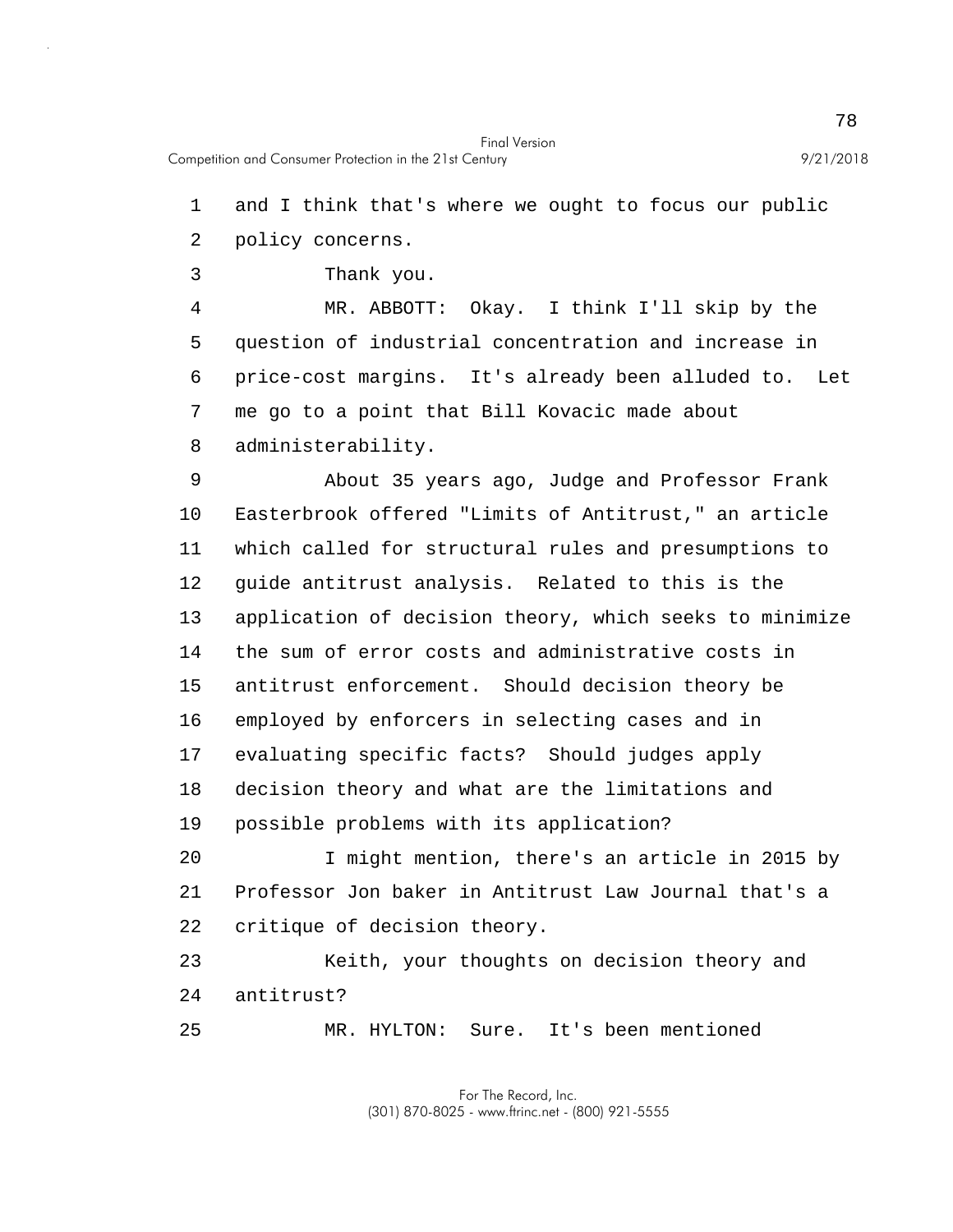and I think that's where we ought to focus our public policy concerns.

Thank you.

MR. ABBOTT: Okay. I think I'll skip by the question of industrial concentration and increase in price-cost margins. It's already been alluded to. Let me go to a point that Bill Kovacic made about administerability.

About 35 years ago, Judge and Professor Frank Easterbrook offered "Limits of Antitrust," an article which called for structural rules and presumptions to guide antitrust analysis. Related to this is the application of decision theory, which seeks to minimize the sum of error costs and administrative costs in antitrust enforcement. Should decision theory be employed by enforcers in selecting cases and in evaluating specific facts? Should judges apply decision theory and what are the limitations and possible problems with its application?

I might mention, there's an article in 2015 by Professor Jon baker in Antitrust Law Journal that's a critique of decision theory.

Keith, your thoughts on decision theory and antitrust?

MR. HYLTON: Sure. It's been mentioned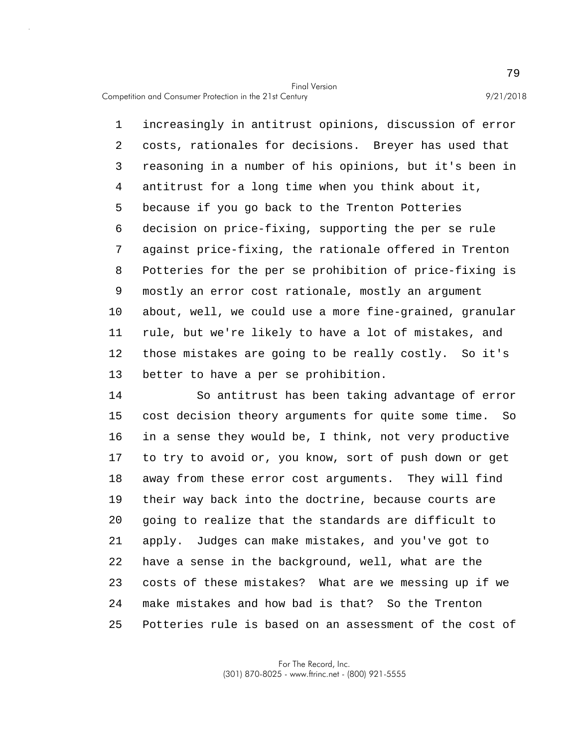increasingly in antitrust opinions, discussion of error costs, rationales for decisions. Breyer has used that reasoning in a number of his opinions, but it's been in antitrust for a long time when you think about it, because if you go back to the Trenton Potteries decision on price-fixing, supporting the per se rule against price-fixing, the rationale offered in Trenton Potteries for the per se prohibition of price-fixing is mostly an error cost rationale, mostly an argument about, well, we could use a more fine-grained, granular rule, but we're likely to have a lot of mistakes, and those mistakes are going to be really costly. So it's better to have a per se prohibition.

So antitrust has been taking advantage of error cost decision theory arguments for quite some time. So in a sense they would be, I think, not very productive to try to avoid or, you know, sort of push down or get away from these error cost arguments. They will find their way back into the doctrine, because courts are going to realize that the standards are difficult to apply. Judges can make mistakes, and you've got to have a sense in the background, well, what are the costs of these mistakes? What are we messing up if we make mistakes and how bad is that? So the Trenton Potteries rule is based on an assessment of the cost of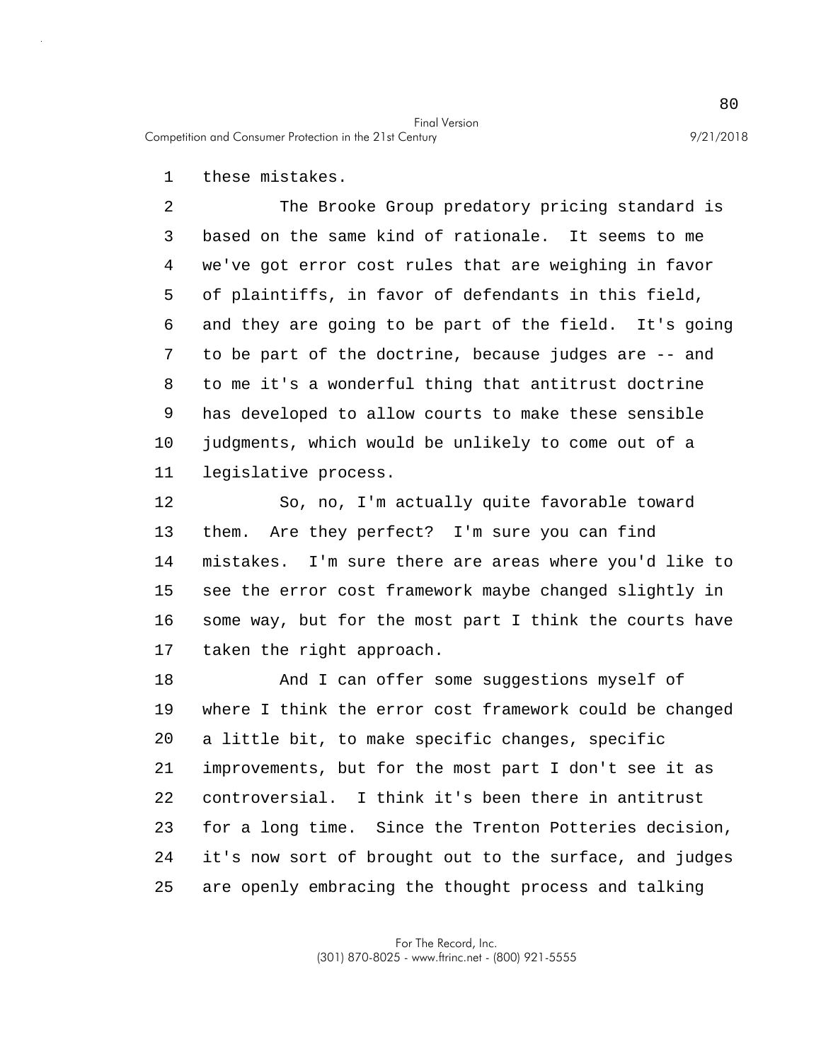these mistakes.

The Brooke Group predatory pricing standard is based on the same kind of rationale. It seems to me we've got error cost rules that are weighing in favor of plaintiffs, in favor of defendants in this field, and they are going to be part of the field. It's going to be part of the doctrine, because judges are -- and to me it's a wonderful thing that antitrust doctrine has developed to allow courts to make these sensible judgments, which would be unlikely to come out of a legislative process.

So, no, I'm actually quite favorable toward them. Are they perfect? I'm sure you can find mistakes. I'm sure there are areas where you'd like to see the error cost framework maybe changed slightly in some way, but for the most part I think the courts have taken the right approach.

And I can offer some suggestions myself of where I think the error cost framework could be changed a little bit, to make specific changes, specific improvements, but for the most part I don't see it as controversial. I think it's been there in antitrust for a long time. Since the Trenton Potteries decision, it's now sort of brought out to the surface, and judges are openly embracing the thought process and talking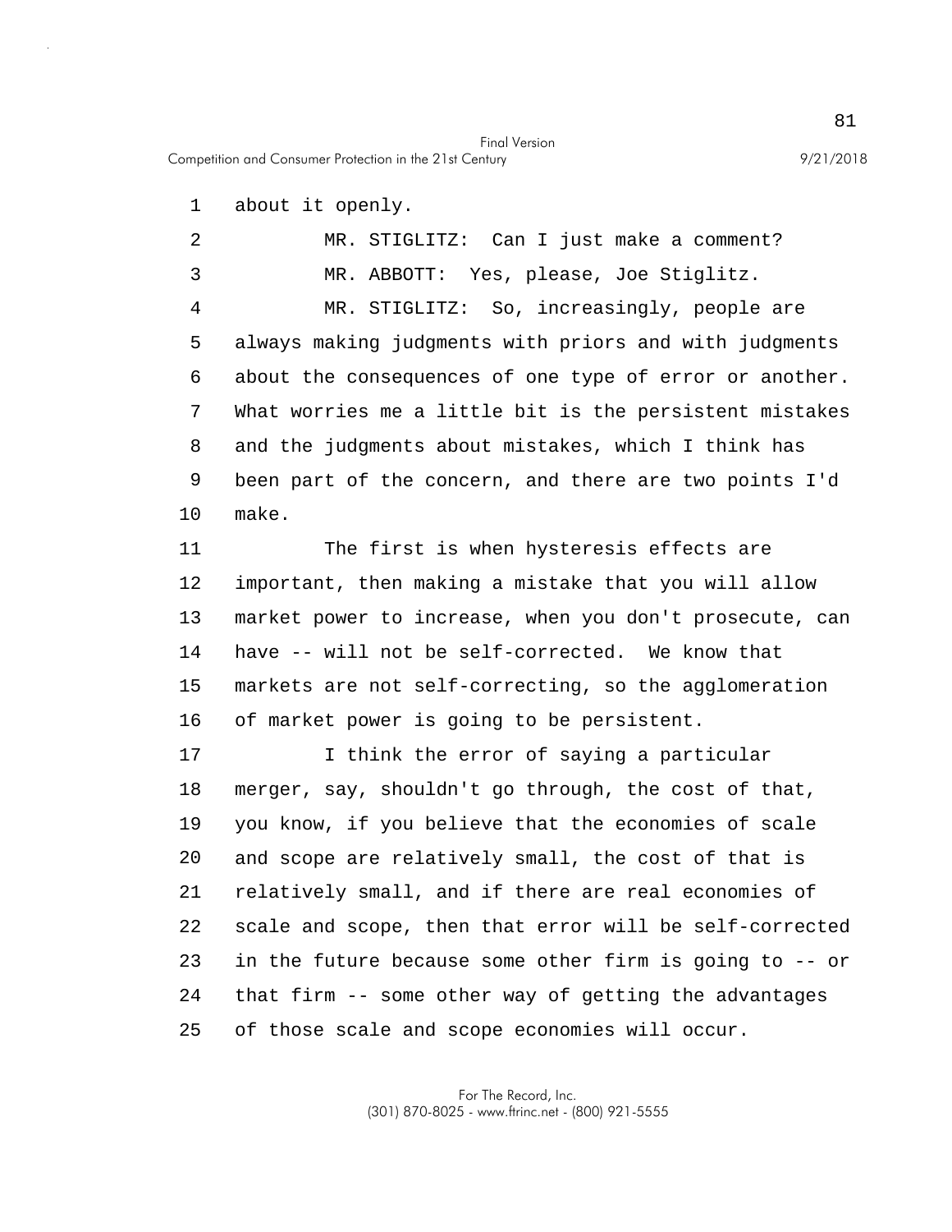about it openly.

MR. STIGLITZ: Can I just make a comment?

MR. ABBOTT: Yes, please, Joe Stiglitz.

MR. STIGLITZ: So, increasingly, people are always making judgments with priors and with judgments about the consequences of one type of error or another. What worries me a little bit is the persistent mistakes and the judgments about mistakes, which I think has been part of the concern, and there are two points I'd make.

The first is when hysteresis effects are important, then making a mistake that you will allow market power to increase, when you don't prosecute, can have -- will not be self-corrected. We know that markets are not self-correcting, so the agglomeration of market power is going to be persistent.

I think the error of saying a particular merger, say, shouldn't go through, the cost of that, you know, if you believe that the economies of scale and scope are relatively small, the cost of that is relatively small, and if there are real economies of scale and scope, then that error will be self-corrected in the future because some other firm is going to -- or that firm -- some other way of getting the advantages of those scale and scope economies will occur.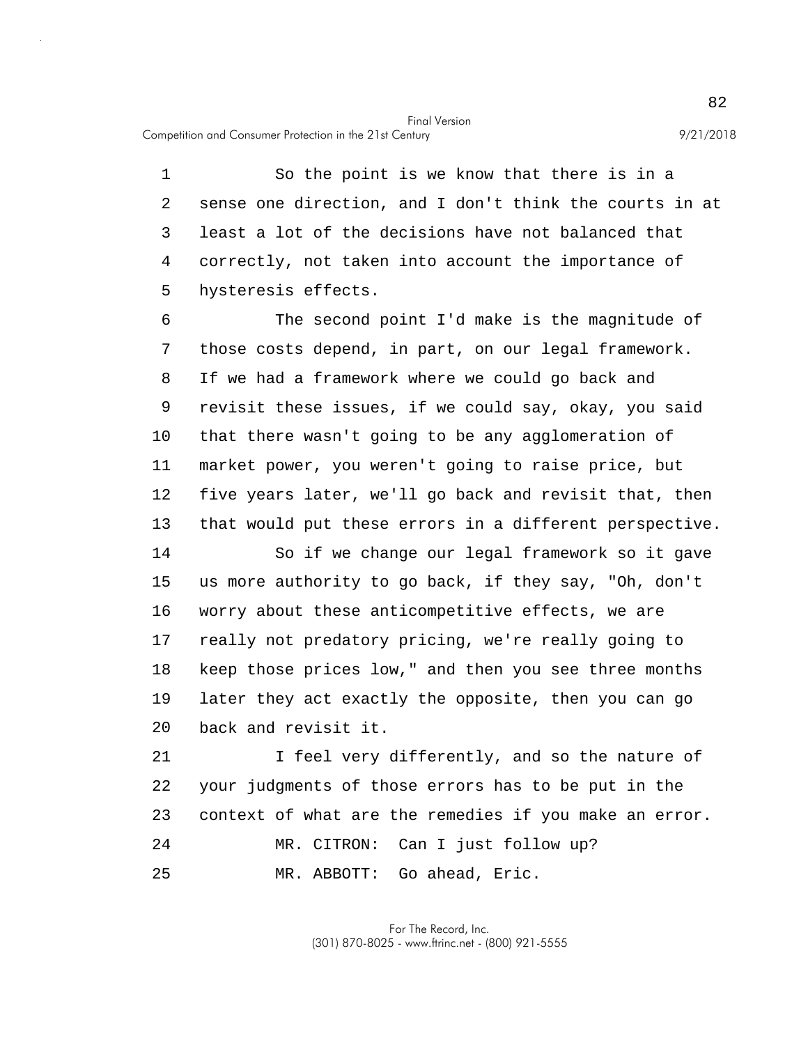So the point is we know that there is in a sense one direction, and I don't think the courts in at least a lot of the decisions have not balanced that correctly, not taken into account the importance of hysteresis effects.

The second point I'd make is the magnitude of those costs depend, in part, on our legal framework. If we had a framework where we could go back and revisit these issues, if we could say, okay, you said that there wasn't going to be any agglomeration of market power, you weren't going to raise price, but five years later, we'll go back and revisit that, then that would put these errors in a different perspective.

So if we change our legal framework so it gave us more authority to go back, if they say, "Oh, don't worry about these anticompetitive effects, we are really not predatory pricing, we're really going to keep those prices low," and then you see three months later they act exactly the opposite, then you can go back and revisit it.

I feel very differently, and so the nature of your judgments of those errors has to be put in the context of what are the remedies if you make an error.

MR. CITRON: Can I just follow up?

MR. ABBOTT: Go ahead, Eric.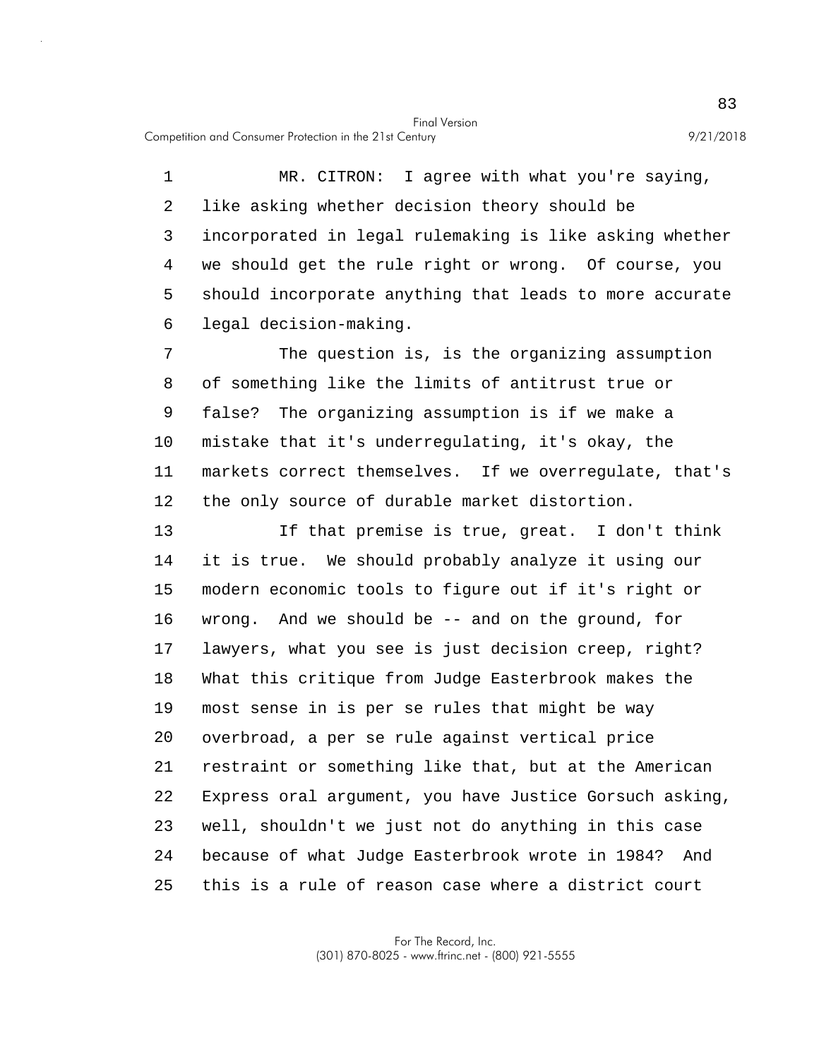MR. CITRON: I agree with what you're saying, like asking whether decision theory should be incorporated in legal rulemaking is like asking whether we should get the rule right or wrong. Of course, you should incorporate anything that leads to more accurate legal decision-making.

The question is, is the organizing assumption of something like the limits of antitrust true or false? The organizing assumption is if we make a mistake that it's underregulating, it's okay, the markets correct themselves. If we overregulate, that's the only source of durable market distortion.

If that premise is true, great. I don't think it is true. We should probably analyze it using our modern economic tools to figure out if it's right or wrong. And we should be -- and on the ground, for lawyers, what you see is just decision creep, right? What this critique from Judge Easterbrook makes the most sense in is per se rules that might be way overbroad, a per se rule against vertical price restraint or something like that, but at the American Express oral argument, you have Justice Gorsuch asking, well, shouldn't we just not do anything in this case because of what Judge Easterbrook wrote in 1984? And this is a rule of reason case where a district court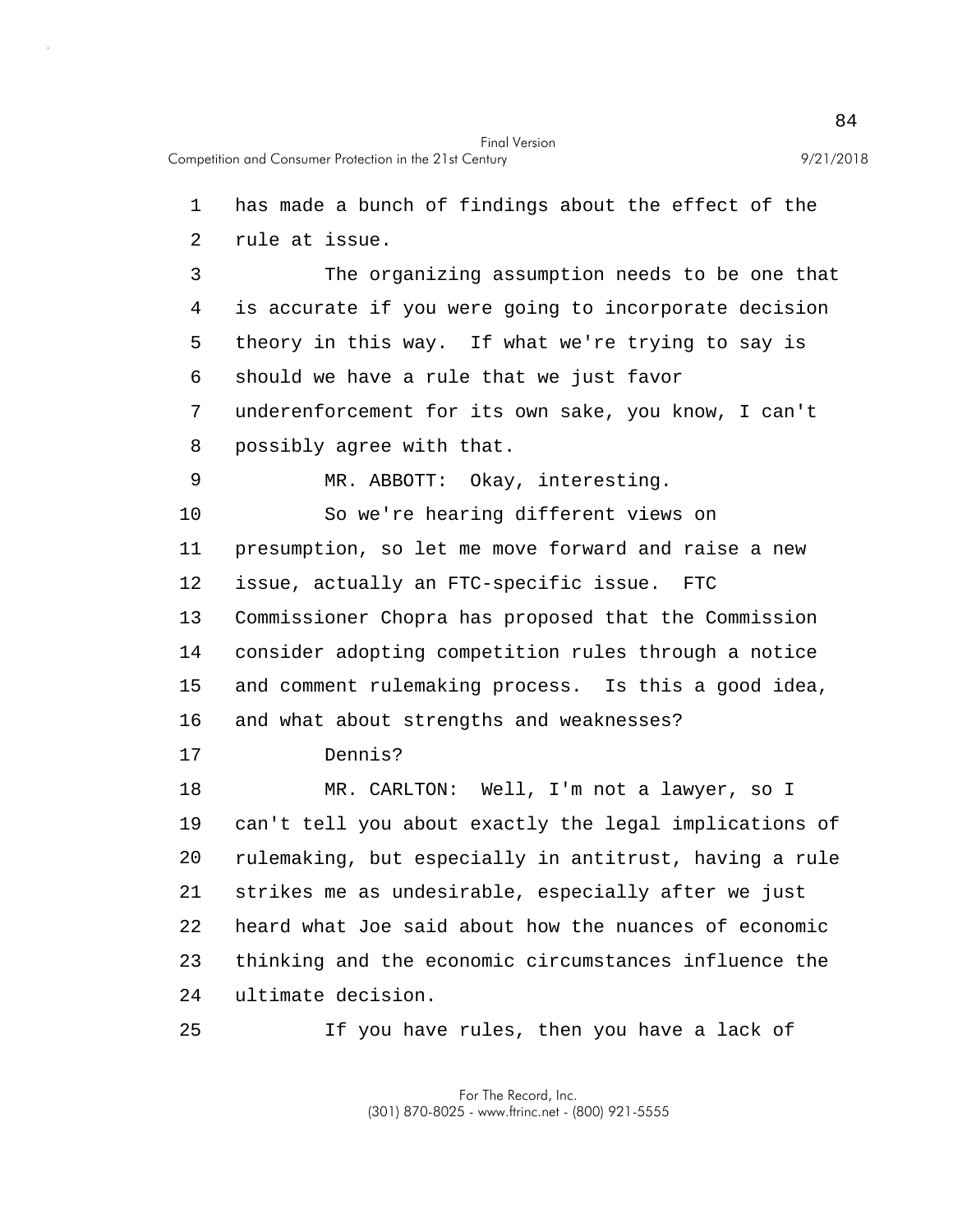has made a bunch of findings about the effect of the rule at issue.

The organizing assumption needs to be one that is accurate if you were going to incorporate decision theory in this way. If what we're trying to say is should we have a rule that we just favor underenforcement for its own sake, you know, I can't possibly agree with that.

MR. ABBOTT: Okay, interesting.

So we're hearing different views on presumption, so let me move forward and raise a new issue, actually an FTC-specific issue. FTC Commissioner Chopra has proposed that the Commission consider adopting competition rules through a notice and comment rulemaking process. Is this a good idea, and what about strengths and weaknesses?

Dennis?

MR. CARLTON: Well, I'm not a lawyer, so I can't tell you about exactly the legal implications of rulemaking, but especially in antitrust, having a rule strikes me as undesirable, especially after we just heard what Joe said about how the nuances of economic thinking and the economic circumstances influence the ultimate decision.

If you have rules, then you have a lack of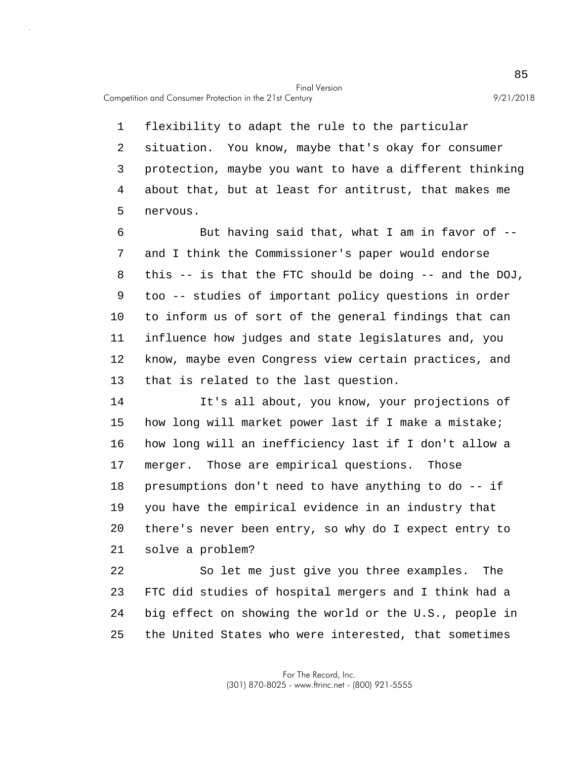flexibility to adapt the rule to the particular situation. You know, maybe that's okay for consumer protection, maybe you want to have a different thinking about that, but at least for antitrust, that makes me nervous.

But having said that, what I am in favor of -- and I think the Commissioner's paper would endorse this -- is that the FTC should be doing -- and the DOJ, too -- studies of important policy questions in order to inform us of sort of the general findings that can influence how judges and state legislatures and, you know, maybe even Congress view certain practices, and that is related to the last question.

It's all about, you know, your projections of how long will market power last if I make a mistake; how long will an inefficiency last if I don't allow a merger. Those are empirical questions. Those presumptions don't need to have anything to do -- if you have the empirical evidence in an industry that there's never been entry, so why do I expect entry to solve a problem?

So let me just give you three examples. The FTC did studies of hospital mergers and I think had a big effect on showing the world or the U.S., people in the United States who were interested, that sometimes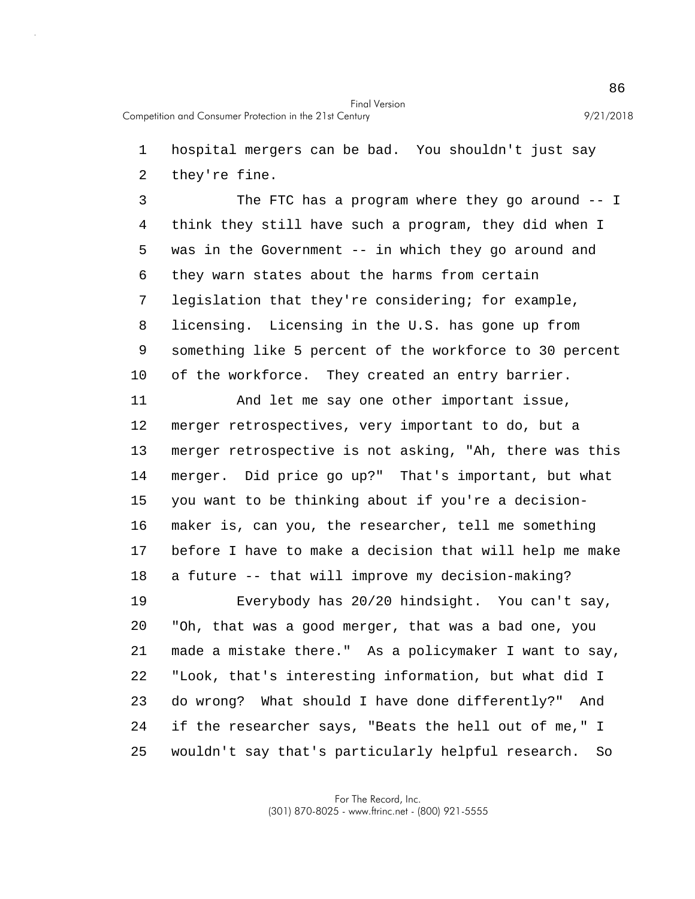hospital mergers can be bad. You shouldn't just say they're fine.

The FTC has a program where they go around -- I think they still have such a program, they did when I was in the Government -- in which they go around and they warn states about the harms from certain legislation that they're considering; for example, licensing. Licensing in the U.S. has gone up from something like 5 percent of the workforce to 30 percent of the workforce. They created an entry barrier.

And let me say one other important issue, merger retrospectives, very important to do, but a merger retrospective is not asking, "Ah, there was this merger. Did price go up?" That's important, but what you want to be thinking about if you're a decision-maker is, can you, the researcher, tell me something before I have to make a decision that will help me make a future -- that will improve my decision-making?

Everybody has 20/20 hindsight. You can't say, "Oh, that was a good merger, that was a bad one, you made a mistake there." As a policymaker I want to say, "Look, that's interesting information, but what did I do wrong? What should I have done differently?" And if the researcher says, "Beats the hell out of me," I wouldn't say that's particularly helpful research. So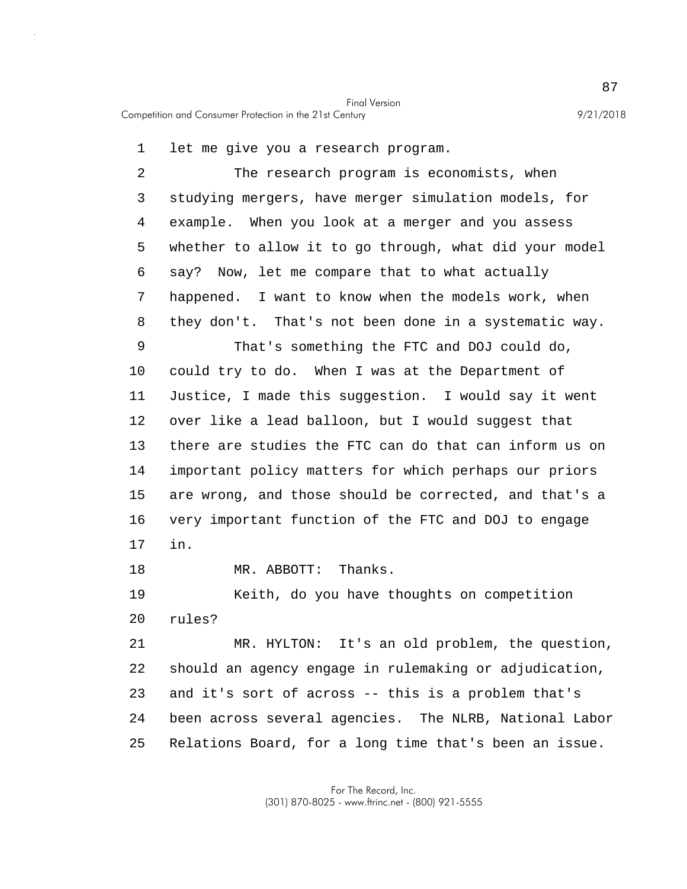let me give you a research program.

The research program is economists, when studying mergers, have merger simulation models, for example. When you look at a merger and you assess whether to allow it to go through, what did your model say? Now, let me compare that to what actually happened. I want to know when the models work, when they don't. That's not been done in a systematic way.

That's something the FTC and DOJ could do, could try to do. When I was at the Department of Justice, I made this suggestion. I would say it went over like a lead balloon, but I would suggest that there are studies the FTC can do that can inform us on important policy matters for which perhaps our priors are wrong, and those should be corrected, and that's a very important function of the FTC and DOJ to engage in.

MR. ABBOTT: Thanks.

Keith, do you have thoughts on competition rules?

MR. HYLTON: It's an old problem, the question, should an agency engage in rulemaking or adjudication, and it's sort of across -- this is a problem that's been across several agencies. The NLRB, National Labor Relations Board, for a long time that's been an issue.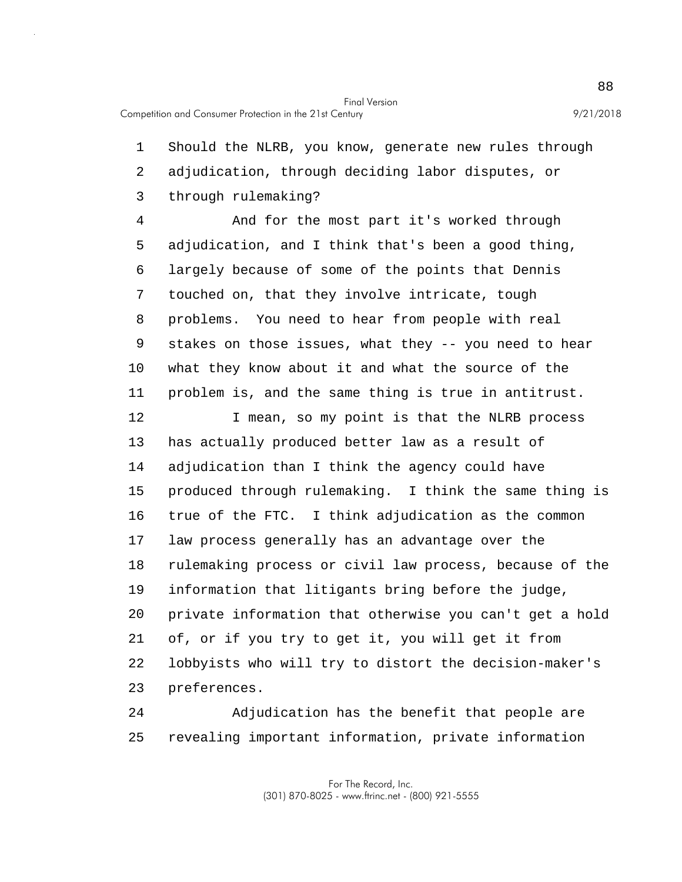Should the NLRB, you know, generate new rules through adjudication, through deciding labor disputes, or through rulemaking?

And for the most part it's worked through adjudication, and I think that's been a good thing, largely because of some of the points that Dennis touched on, that they involve intricate, tough problems. You need to hear from people with real stakes on those issues, what they -- you need to hear what they know about it and what the source of the problem is, and the same thing is true in antitrust.

I mean, so my point is that the NLRB process has actually produced better law as a result of adjudication than I think the agency could have produced through rulemaking. I think the same thing is true of the FTC. I think adjudication as the common law process generally has an advantage over the rulemaking process or civil law process, because of the information that litigants bring before the judge, private information that otherwise you can't get a hold of, or if you try to get it, you will get it from lobbyists who will try to distort the decision-maker's preferences.

Adjudication has the benefit that people are revealing important information, private information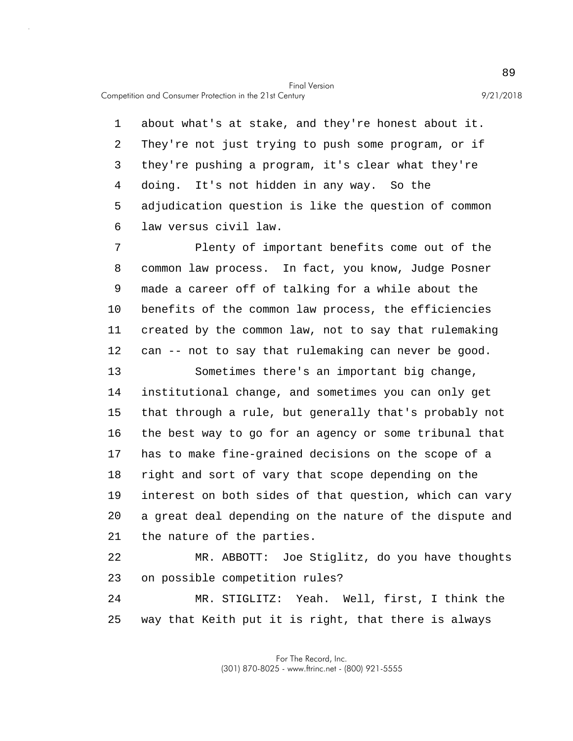about what's at stake, and they're honest about it. They're not just trying to push some program, or if they're pushing a program, it's clear what they're doing. It's not hidden in any way. So the adjudication question is like the question of common law versus civil law.

Plenty of important benefits come out of the common law process. In fact, you know, Judge Posner made a career off of talking for a while about the benefits of the common law process, the efficiencies created by the common law, not to say that rulemaking can -- not to say that rulemaking can never be good.

Sometimes there's an important big change, institutional change, and sometimes you can only get that through a rule, but generally that's probably not the best way to go for an agency or some tribunal that has to make fine-grained decisions on the scope of a right and sort of vary that scope depending on the interest on both sides of that question, which can vary a great deal depending on the nature of the dispute and the nature of the parties.

MR. ABBOTT: Joe Stiglitz, do you have thoughts on possible competition rules?

MR. STIGLITZ: Yeah. Well, first, I think the way that Keith put it is right, that there is always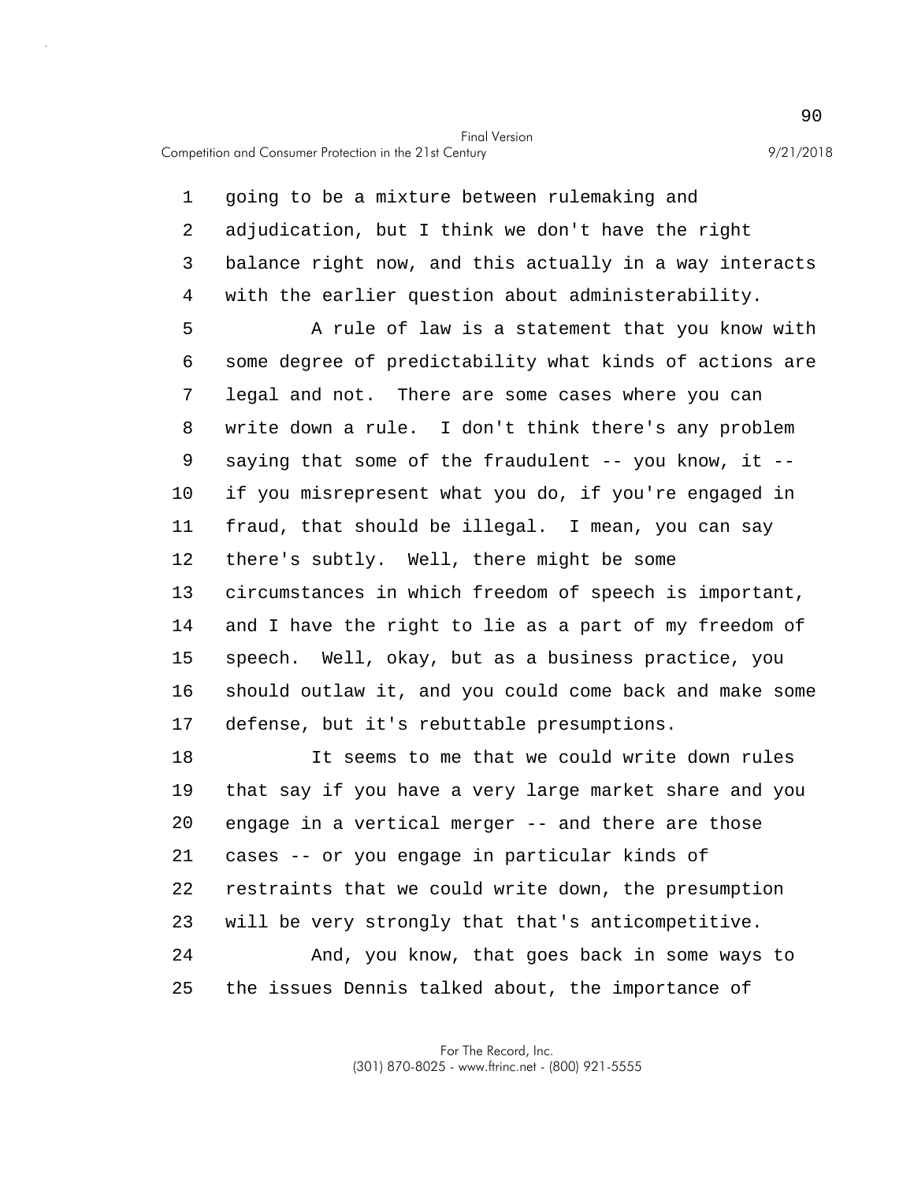going to be a mixture between rulemaking and adjudication, but I think we don't have the right balance right now, and this actually in a way interacts with the earlier question about administerability.

A rule of law is a statement that you know with some degree of predictability what kinds of actions are legal and not. There are some cases where you can write down a rule. I don't think there's any problem saying that some of the fraudulent -- you know, it -- if you misrepresent what you do, if you're engaged in fraud, that should be illegal. I mean, you can say there's subtly. Well, there might be some circumstances in which freedom of speech is important, and I have the right to lie as a part of my freedom of speech. Well, okay, but as a business practice, you should outlaw it, and you could come back and make some defense, but it's rebuttable presumptions.

It seems to me that we could write down rules that say if you have a very large market share and you engage in a vertical merger -- and there are those cases -- or you engage in particular kinds of restraints that we could write down, the presumption will be very strongly that that's anticompetitive.

And, you know, that goes back in some ways to the issues Dennis talked about, the importance of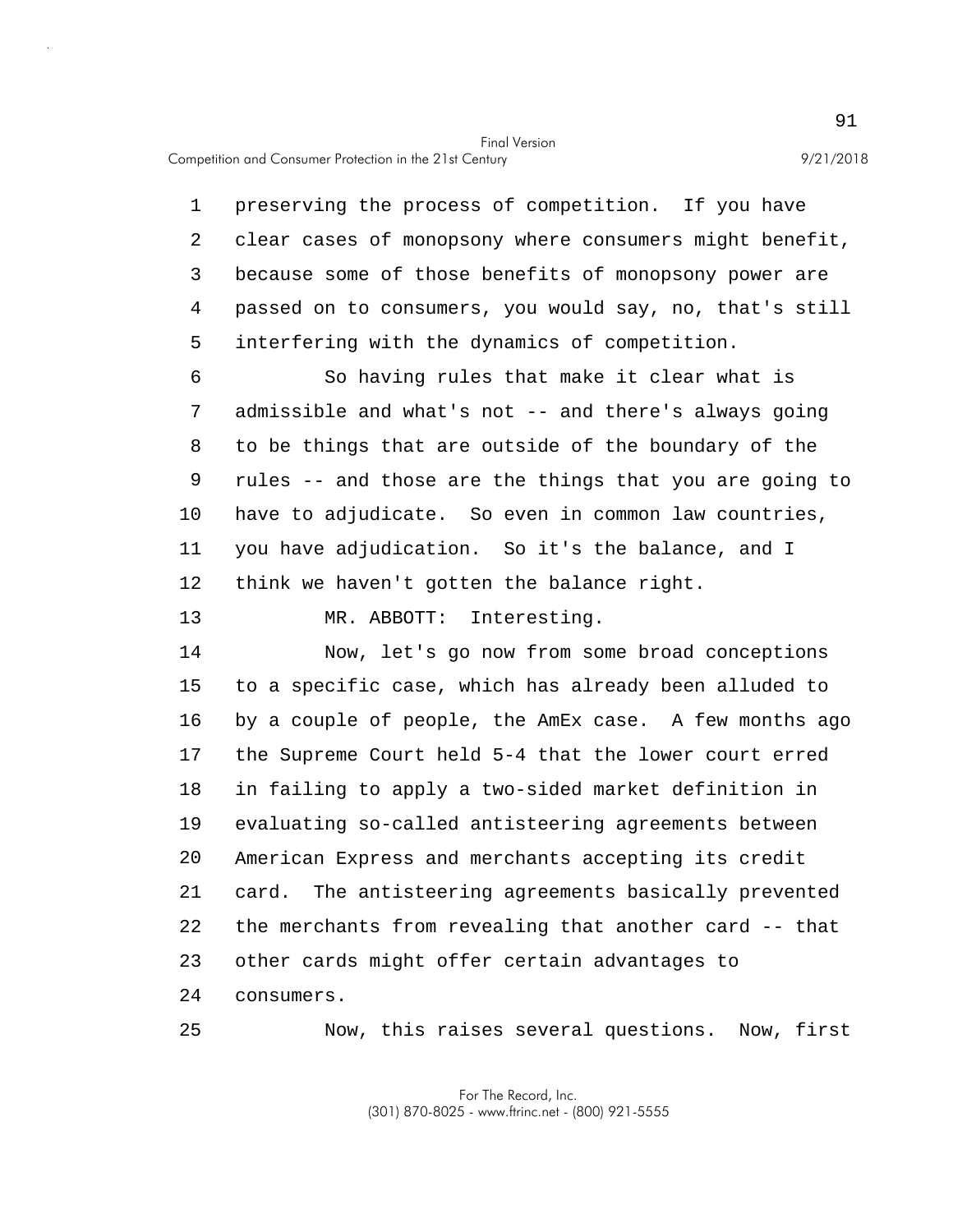preserving the process of competition. If you have clear cases of monopsony where consumers might benefit, because some of those benefits of monopsony power are passed on to consumers, you would say, no, that's still interfering with the dynamics of competition.

So having rules that make it clear what is admissible and what's not -- and there's always going to be things that are outside of the boundary of the rules -- and those are the things that you are going to have to adjudicate. So even in common law countries, you have adjudication. So it's the balance, and I think we haven't gotten the balance right.

MR. ABBOTT: Interesting.

Now, let's go now from some broad conceptions to a specific case, which has already been alluded to by a couple of people, the AmEx case. A few months ago the Supreme Court held 5-4 that the lower court erred in failing to apply a two-sided market definition in evaluating so-called antisteering agreements between American Express and merchants accepting its credit card. The antisteering agreements basically prevented the merchants from revealing that another card -- that other cards might offer certain advantages to consumers.

Now, this raises several questions. Now, first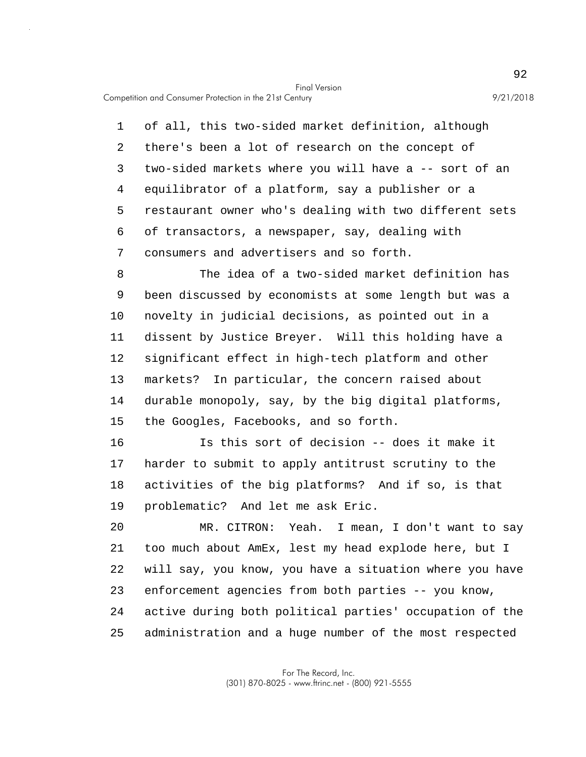of all, this two-sided market definition, although there's been a lot of research on the concept of two-sided markets where you will have a -- sort of an equilibrator of a platform, say a publisher or a restaurant owner who's dealing with two different sets of transactors, a newspaper, say, dealing with consumers and advertisers and so forth.

The idea of a two-sided market definition has been discussed by economists at some length but was a novelty in judicial decisions, as pointed out in a dissent by Justice Breyer. Will this holding have a significant effect in high-tech platform and other markets? In particular, the concern raised about durable monopoly, say, by the big digital platforms, the Googles, Facebooks, and so forth.

Is this sort of decision -- does it make it harder to submit to apply antitrust scrutiny to the activities of the big platforms? And if so, is that problematic? And let me ask Eric.

MR. CITRON: Yeah. I mean, I don't want to say too much about AmEx, lest my head explode here, but I will say, you know, you have a situation where you have enforcement agencies from both parties -- you know, active during both political parties' occupation of the administration and a huge number of the most respected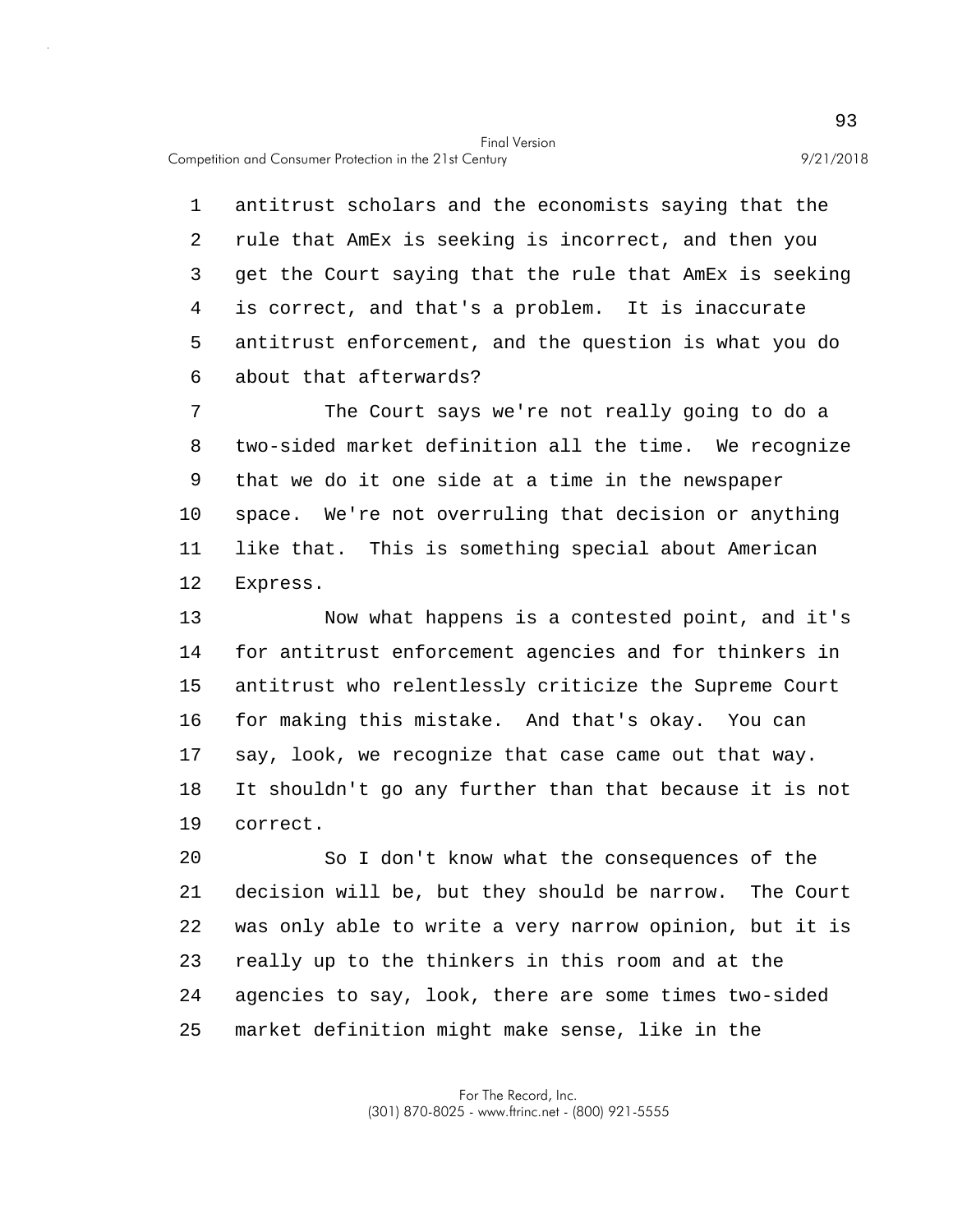antitrust scholars and the economists saying that the rule that AmEx is seeking is incorrect, and then you get the Court saying that the rule that AmEx is seeking is correct, and that's a problem. It is inaccurate antitrust enforcement, and the question is what you do about that afterwards?

The Court says we're not really going to do a two-sided market definition all the time. We recognize that we do it one side at a time in the newspaper space. We're not overruling that decision or anything like that. This is something special about American Express.

Now what happens is a contested point, and it's for antitrust enforcement agencies and for thinkers in antitrust who relentlessly criticize the Supreme Court for making this mistake. And that's okay. You can say, look, we recognize that case came out that way. It shouldn't go any further than that because it is not correct.

So I don't know what the consequences of the decision will be, but they should be narrow. The Court was only able to write a very narrow opinion, but it is really up to the thinkers in this room and at the agencies to say, look, there are some times two-sided market definition might make sense, like in the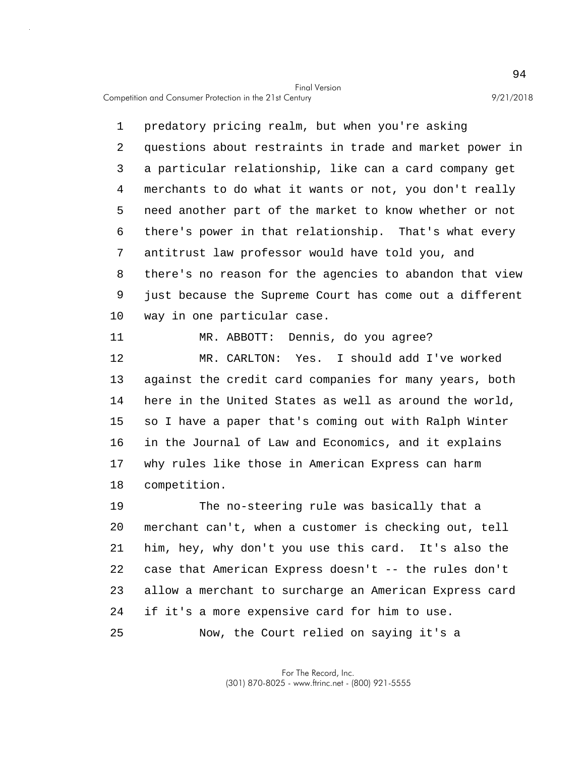predatory pricing realm, but when you're asking questions about restraints in trade and market power in a particular relationship, like can a card company get merchants to do what it wants or not, you don't really need another part of the market to know whether or not there's power in that relationship. That's what every antitrust law professor would have told you, and there's no reason for the agencies to abandon that view just because the Supreme Court has come out a different way in one particular case.

MR. ABBOTT: Dennis, do you agree?

MR. CARLTON: Yes. I should add I've worked against the credit card companies for many years, both here in the United States as well as around the world, so I have a paper that's coming out with Ralph Winter in the Journal of Law and Economics, and it explains why rules like those in American Express can harm competition.

The no-steering rule was basically that a merchant can't, when a customer is checking out, tell him, hey, why don't you use this card. It's also the case that American Express doesn't -- the rules don't allow a merchant to surcharge an American Express card if it's a more expensive card for him to use.

Now, the Court relied on saying it's a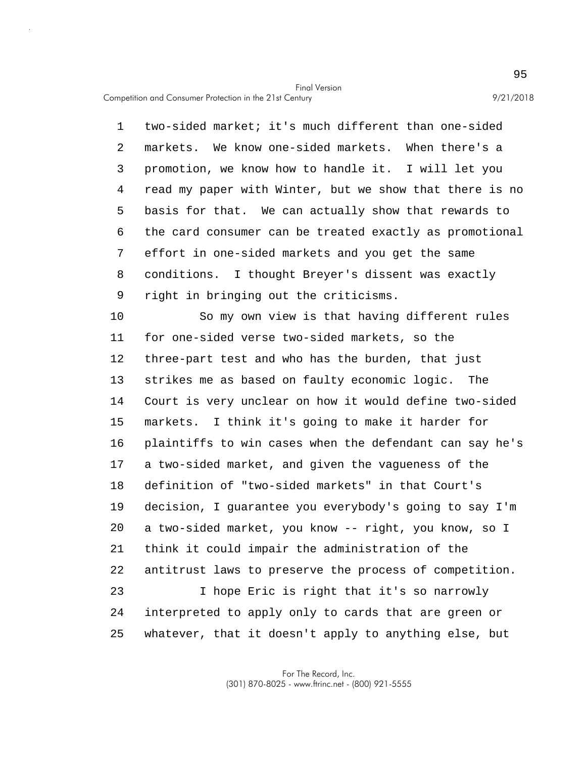two-sided market; it's much different than one-sided markets. We know one-sided markets. When there's a promotion, we know how to handle it. I will let you read my paper with Winter, but we show that there is no basis for that. We can actually show that rewards to the card consumer can be treated exactly as promotional effort in one-sided markets and you get the same conditions. I thought Breyer's dissent was exactly right in bringing out the criticisms.

So my own view is that having different rules for one-sided verse two-sided markets, so the three-part test and who has the burden, that just strikes me as based on faulty economic logic. The Court is very unclear on how it would define two-sided markets. I think it's going to make it harder for plaintiffs to win cases when the defendant can say he's a two-sided market, and given the vagueness of the definition of "two-sided markets" in that Court's decision, I guarantee you everybody's going to say I'm a two-sided market, you know -- right, you know, so I think it could impair the administration of the antitrust laws to preserve the process of competition.

I hope Eric is right that it's so narrowly interpreted to apply only to cards that are green or whatever, that it doesn't apply to anything else, but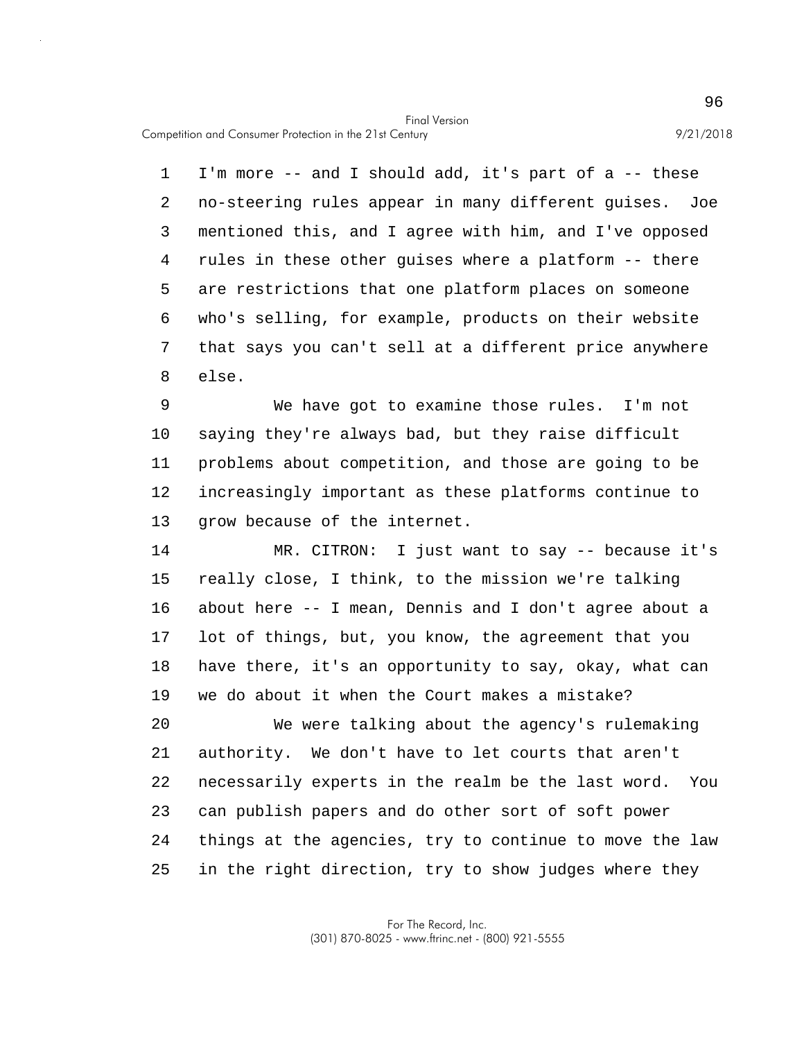I'm more -- and I should add, it's part of a -- these no-steering rules appear in many different guises. Joe mentioned this, and I agree with him, and I've opposed rules in these other guises where a platform -- there are restrictions that one platform places on someone who's selling, for example, products on their website that says you can't sell at a different price anywhere else.

We have got to examine those rules. I'm not saying they're always bad, but they raise difficult problems about competition, and those are going to be increasingly important as these platforms continue to grow because of the internet.

MR. CITRON: I just want to say -- because it's really close, I think, to the mission we're talking about here -- I mean, Dennis and I don't agree about a lot of things, but, you know, the agreement that you have there, it's an opportunity to say, okay, what can we do about it when the Court makes a mistake?

We were talking about the agency's rulemaking authority. We don't have to let courts that aren't necessarily experts in the realm be the last word. You can publish papers and do other sort of soft power things at the agencies, try to continue to move the law in the right direction, try to show judges where they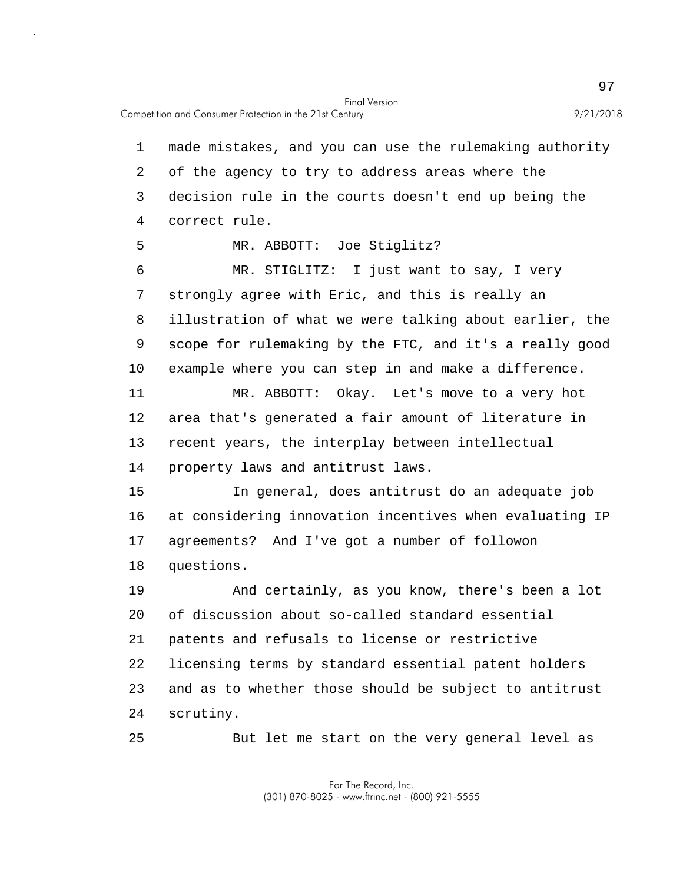made mistakes, and you can use the rulemaking authority of the agency to try to address areas where the decision rule in the courts doesn't end up being the correct rule.

MR. ABBOTT: Joe Stiglitz?

MR. STIGLITZ: I just want to say, I very strongly agree with Eric, and this is really an illustration of what we were talking about earlier, the scope for rulemaking by the FTC, and it's a really good example where you can step in and make a difference.

MR. ABBOTT: Okay. Let's move to a very hot area that's generated a fair amount of literature in recent years, the interplay between intellectual property laws and antitrust laws.

In general, does antitrust do an adequate job at considering innovation incentives when evaluating IP agreements? And I've got a number of followon questions.

And certainly, as you know, there's been a lot of discussion about so-called standard essential patents and refusals to license or restrictive licensing terms by standard essential patent holders and as to whether those should be subject to antitrust scrutiny.

But let me start on the very general level as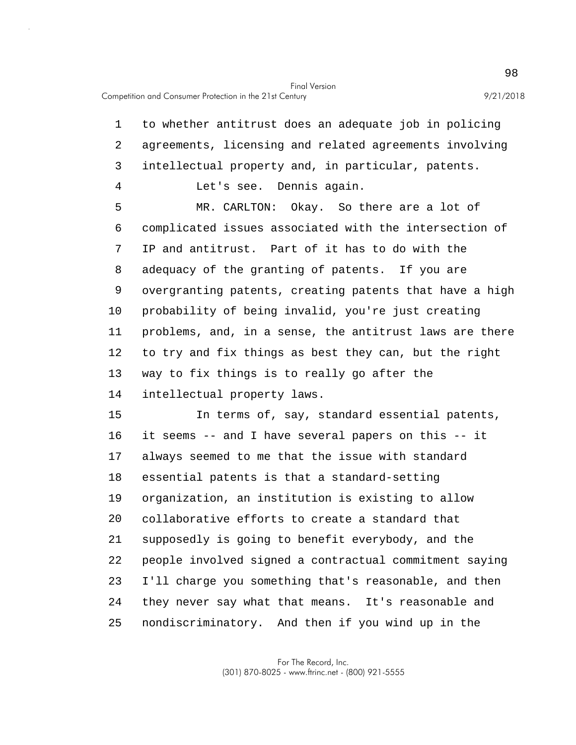to whether antitrust does an adequate job in policing agreements, licensing and related agreements involving intellectual property and, in particular, patents.

Let's see. Dennis again.

MR. CARLTON: Okay. So there are a lot of complicated issues associated with the intersection of IP and antitrust. Part of it has to do with the adequacy of the granting of patents. If you are overgranting patents, creating patents that have a high probability of being invalid, you're just creating problems, and, in a sense, the antitrust laws are there to try and fix things as best they can, but the right way to fix things is to really go after the intellectual property laws.

In terms of, say, standard essential patents, it seems -- and I have several papers on this -- it always seemed to me that the issue with standard essential patents is that a standard-setting organization, an institution is existing to allow collaborative efforts to create a standard that supposedly is going to benefit everybody, and the people involved signed a contractual commitment saying I'll charge you something that's reasonable, and then they never say what that means. It's reasonable and nondiscriminatory. And then if you wind up in the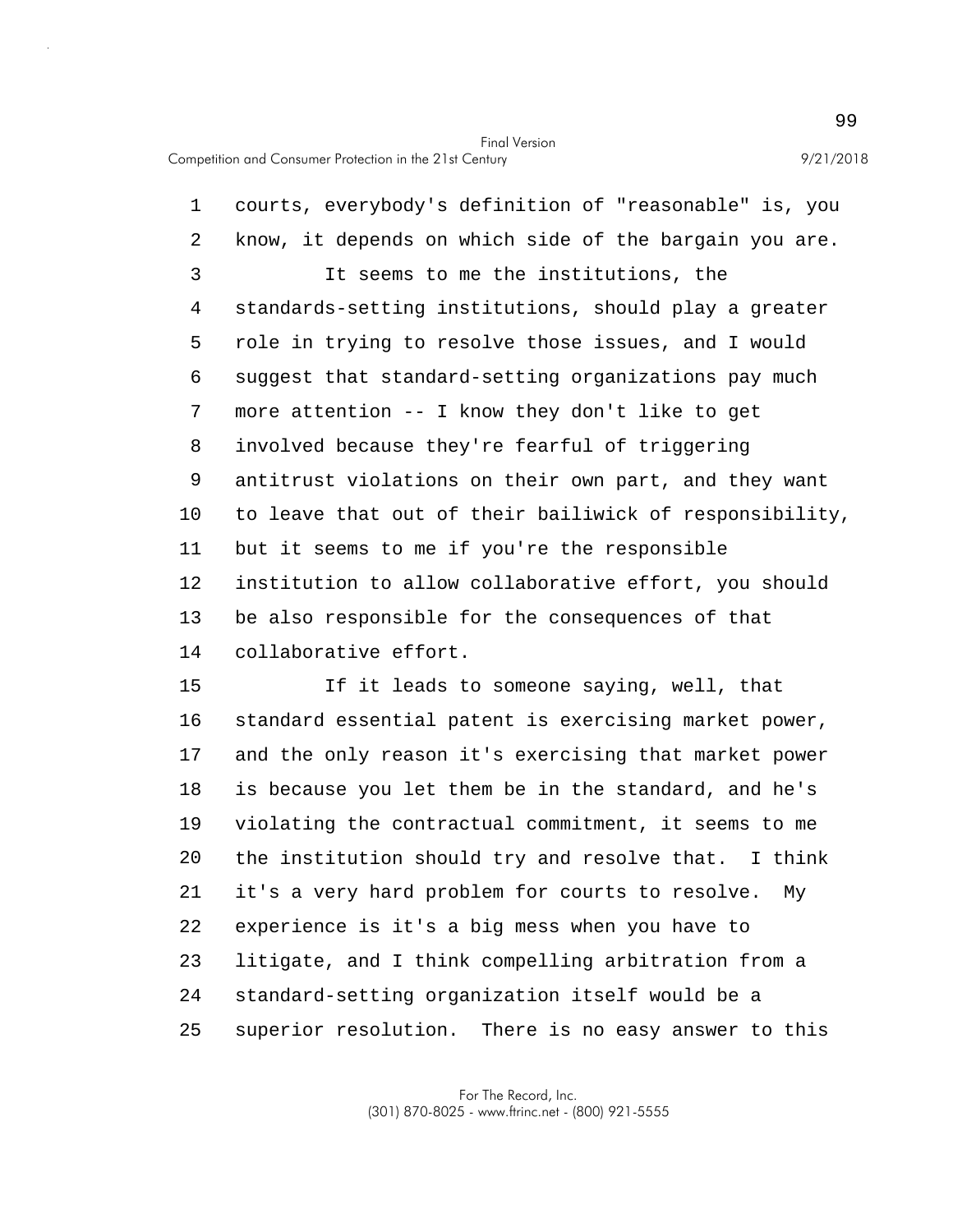courts, everybody's definition of "reasonable" is, you know, it depends on which side of the bargain you are.

It seems to me the institutions, the standards-setting institutions, should play a greater role in trying to resolve those issues, and I would suggest that standard-setting organizations pay much more attention -- I know they don't like to get involved because they're fearful of triggering antitrust violations on their own part, and they want to leave that out of their bailiwick of responsibility, but it seems to me if you're the responsible institution to allow collaborative effort, you should be also responsible for the consequences of that collaborative effort.

If it leads to someone saying, well, that standard essential patent is exercising market power, and the only reason it's exercising that market power is because you let them be in the standard, and he's violating the contractual commitment, it seems to me the institution should try and resolve that. I think it's a very hard problem for courts to resolve. My experience is it's a big mess when you have to litigate, and I think compelling arbitration from a standard-setting organization itself would be a superior resolution. There is no easy answer to this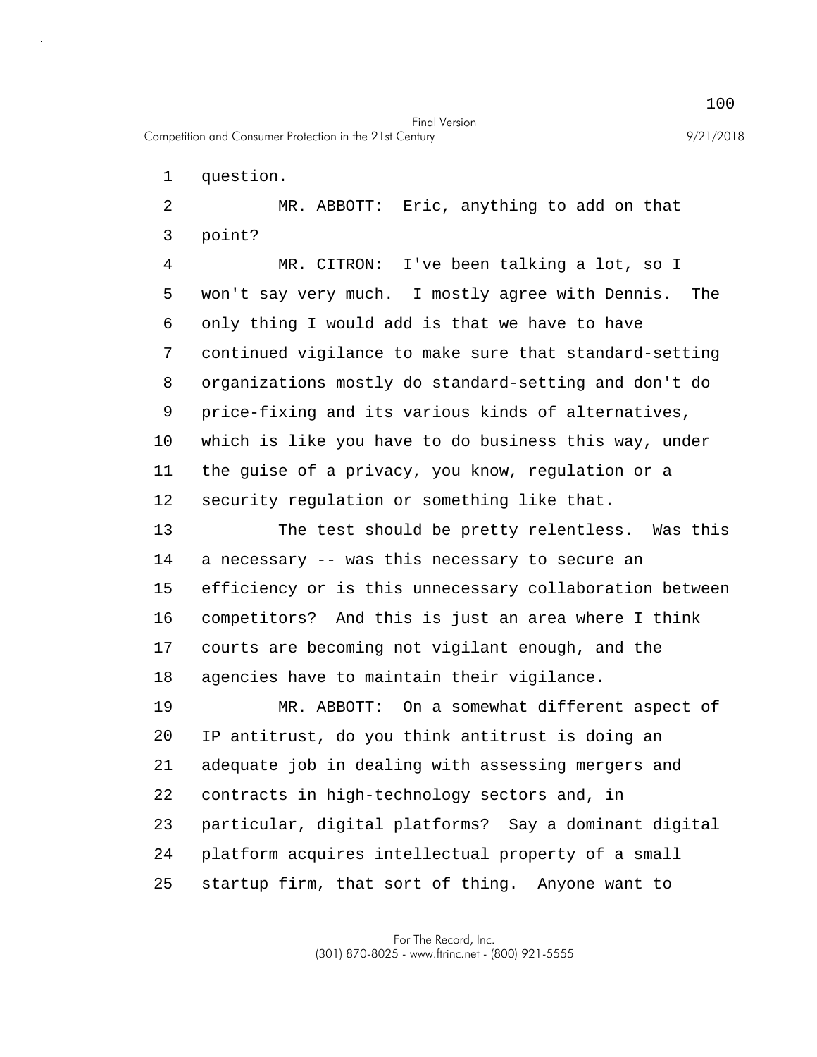question.

MR. ABBOTT: Eric, anything to add on that point?

MR. CITRON: I've been talking a lot, so I won't say very much. I mostly agree with Dennis. The only thing I would add is that we have to have continued vigilance to make sure that standard-setting organizations mostly do standard-setting and don't do price-fixing and its various kinds of alternatives, which is like you have to do business this way, under the guise of a privacy, you know, regulation or a security regulation or something like that.

The test should be pretty relentless. Was this a necessary -- was this necessary to secure an efficiency or is this unnecessary collaboration between competitors? And this is just an area where I think courts are becoming not vigilant enough, and the agencies have to maintain their vigilance.

MR. ABBOTT: On a somewhat different aspect of IP antitrust, do you think antitrust is doing an adequate job in dealing with assessing mergers and contracts in high-technology sectors and, in particular, digital platforms? Say a dominant digital platform acquires intellectual property of a small startup firm, that sort of thing. Anyone want to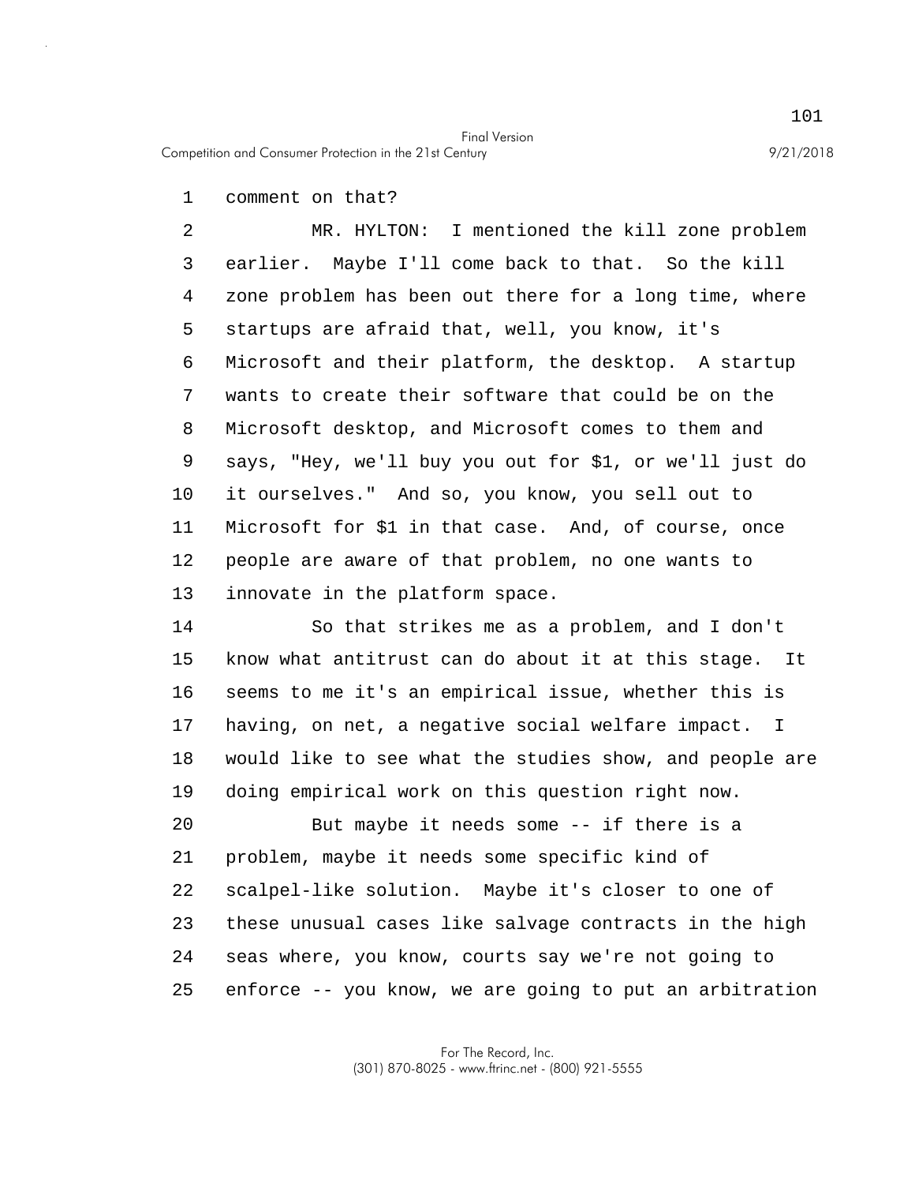comment on that?

MR. HYLTON: I mentioned the kill zone problem earlier. Maybe I'll come back to that. So the kill zone problem has been out there for a long time, where startups are afraid that, well, you know, it's Microsoft and their platform, the desktop. A startup wants to create their software that could be on the Microsoft desktop, and Microsoft comes to them and says, "Hey, we'll buy you out for $1, or we'll just do it ourselves." And so, you know, you sell out to Microsoft for $1 in that case. And, of course, once people are aware of that problem, no one wants to innovate in the platform space.

So that strikes me as a problem, and I don't know what antitrust can do about it at this stage. It seems to me it's an empirical issue, whether this is having, on net, a negative social welfare impact. I would like to see what the studies show, and people are doing empirical work on this question right now.

But maybe it needs some -- if there is a problem, maybe it needs some specific kind of scalpel-like solution. Maybe it's closer to one of these unusual cases like salvage contracts in the high seas where, you know, courts say we're not going to enforce -- you know, we are going to put an arbitration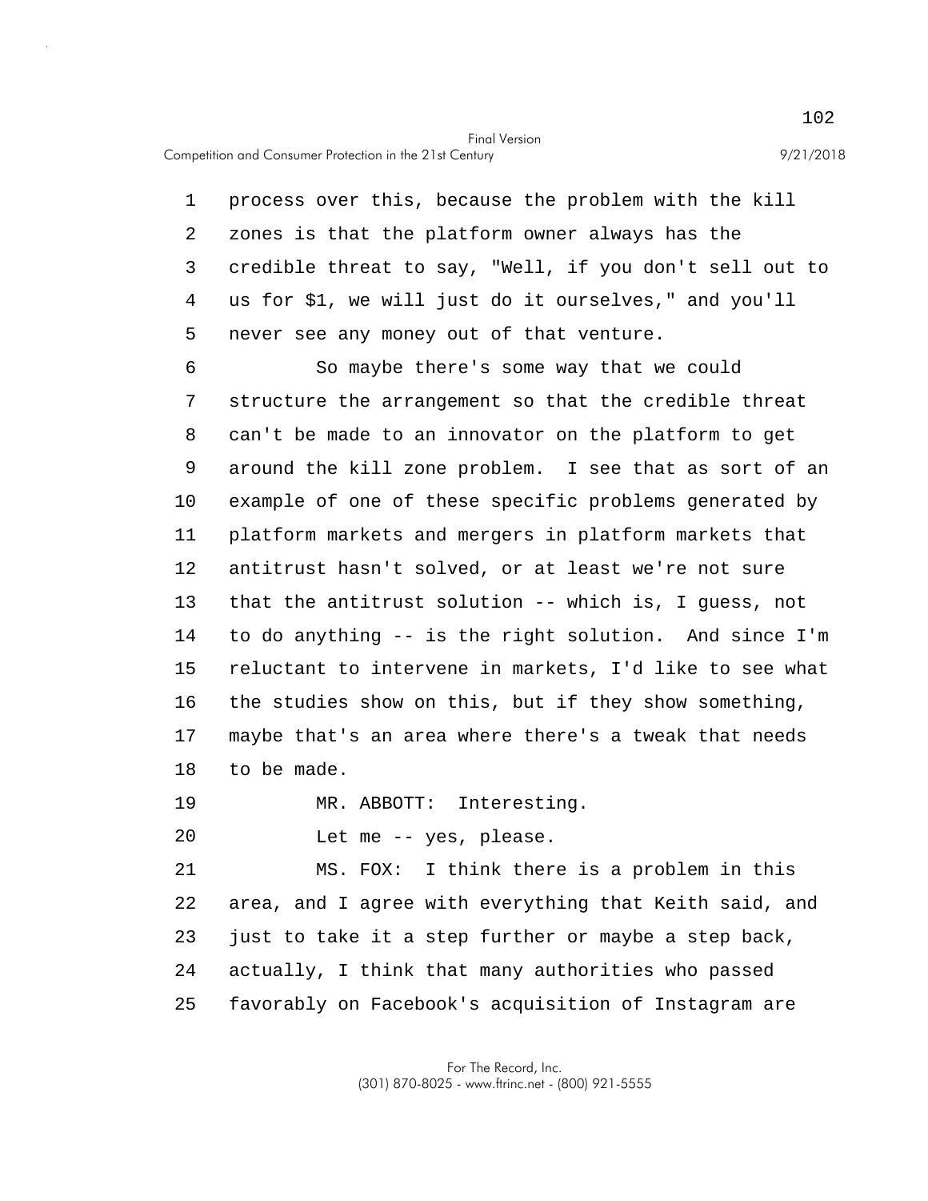process over this, because the problem with the kill zones is that the platform owner always has the credible threat to say, "Well, if you don't sell out to us for $1, we will just do it ourselves," and you'll never see any money out of that venture.

So maybe there's some way that we could structure the arrangement so that the credible threat can't be made to an innovator on the platform to get around the kill zone problem. I see that as sort of an example of one of these specific problems generated by platform markets and mergers in platform markets that antitrust hasn't solved, or at least we're not sure that the antitrust solution -- which is, I guess, not to do anything -- is the right solution. And since I'm reluctant to intervene in markets, I'd like to see what the studies show on this, but if they show something, maybe that's an area where there's a tweak that needs to be made.

MR. ABBOTT: Interesting.

Let me -- yes, please.

MS. FOX: I think there is a problem in this area, and I agree with everything that Keith said, and just to take it a step further or maybe a step back, actually, I think that many authorities who passed favorably on Facebook's acquisition of Instagram are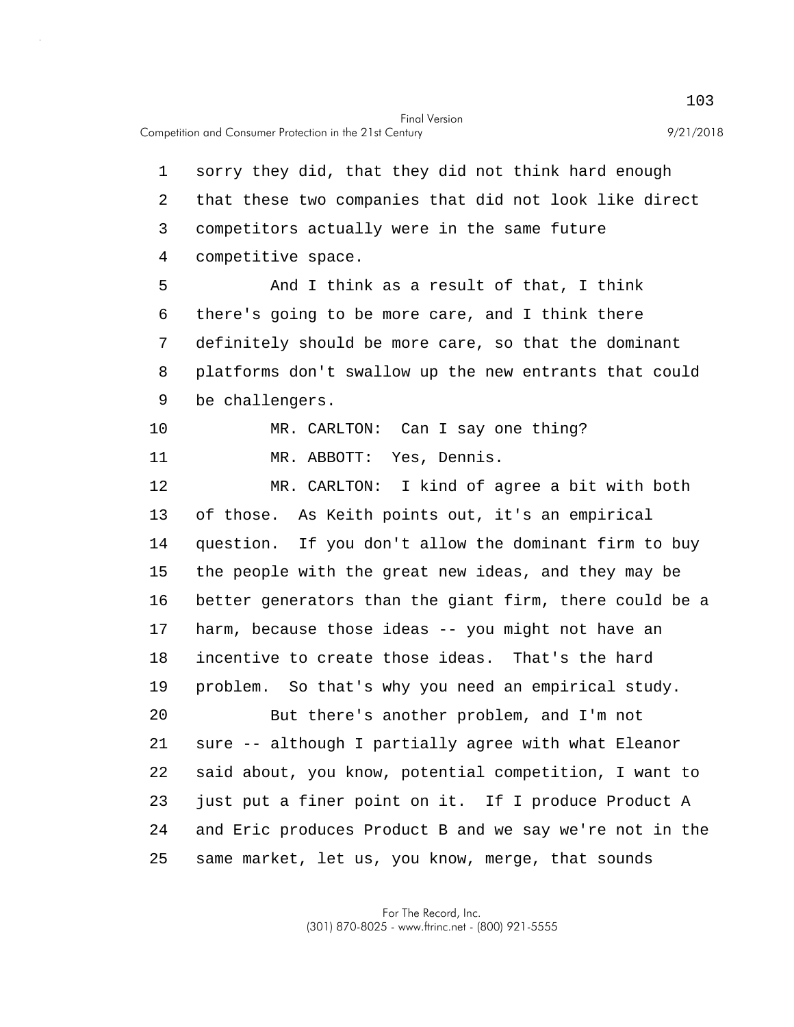sorry they did, that they did not think hard enough that these two companies that did not look like direct competitors actually were in the same future competitive space.

And I think as a result of that, I think there's going to be more care, and I think there definitely should be more care, so that the dominant platforms don't swallow up the new entrants that could be challengers.

MR. CARLTON: Can I say one thing?

MR. ABBOTT: Yes, Dennis.

MR. CARLTON: I kind of agree a bit with both of those. As Keith points out, it's an empirical question. If you don't allow the dominant firm to buy the people with the great new ideas, and they may be better generators than the giant firm, there could be a harm, because those ideas -- you might not have an incentive to create those ideas. That's the hard problem. So that's why you need an empirical study.

But there's another problem, and I'm not sure -- although I partially agree with what Eleanor said about, you know, potential competition, I want to just put a finer point on it. If I produce Product A and Eric produces Product B and we say we're not in the same market, let us, you know, merge, that sounds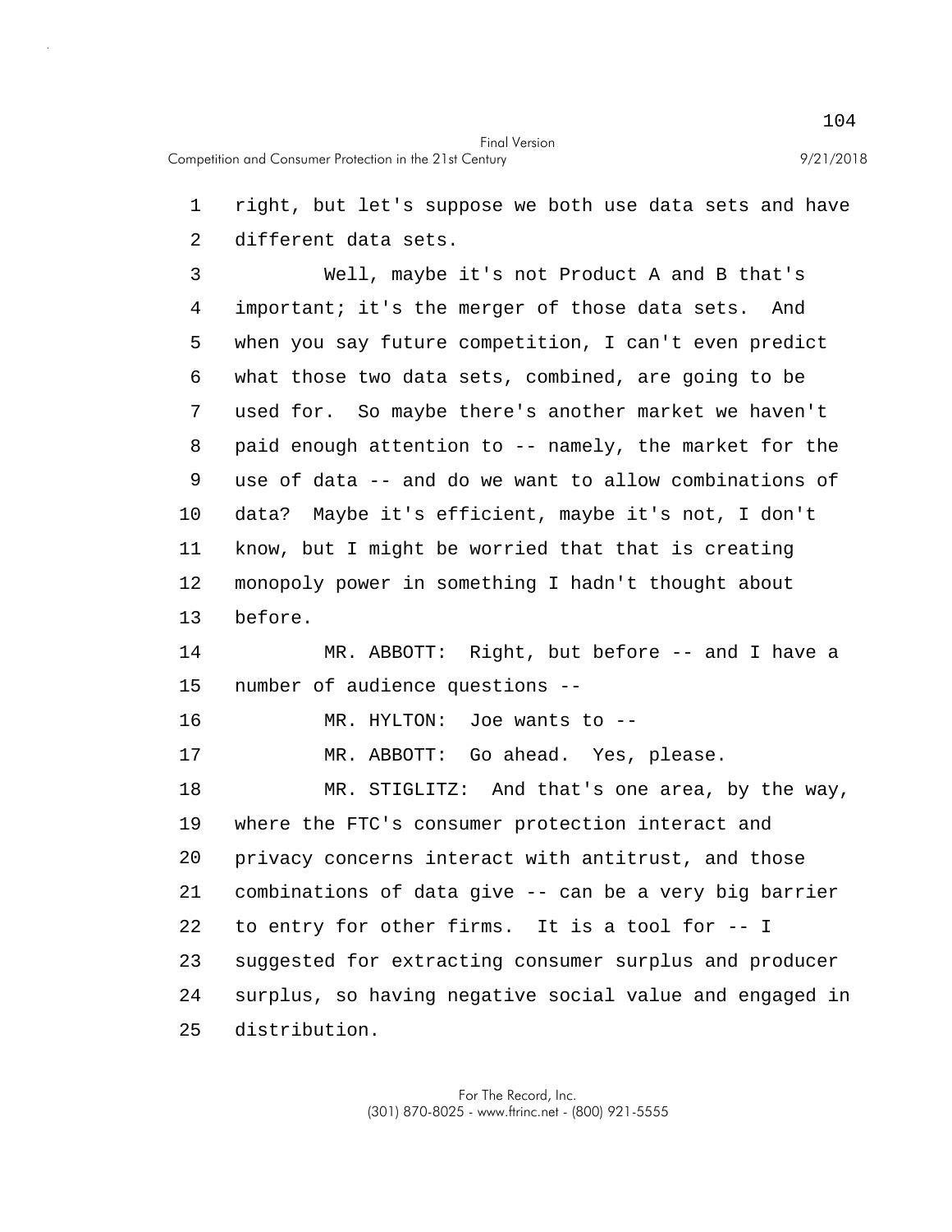right, but let's suppose we both use data sets and have different data sets.

Well, maybe it's not Product A and B that's important; it's the merger of those data sets. And when you say future competition, I can't even predict what those two data sets, combined, are going to be used for. So maybe there's another market we haven't paid enough attention to -- namely, the market for the use of data -- and do we want to allow combinations of data? Maybe it's efficient, maybe it's not, I don't know, but I might be worried that that is creating monopoly power in something I hadn't thought about before.

MR. ABBOTT: Right, but before -- and I have a number of audience questions --

MR. HYLTON: Joe wants to --

MR. ABBOTT: Go ahead. Yes, please.

MR. STIGLITZ: And that's one area, by the way, where the FTC's consumer protection interact and privacy concerns interact with antitrust, and those combinations of data give -- can be a very big barrier to entry for other firms. It is a tool for -- I suggested for extracting consumer surplus and producer surplus, so having negative social value and engaged in distribution.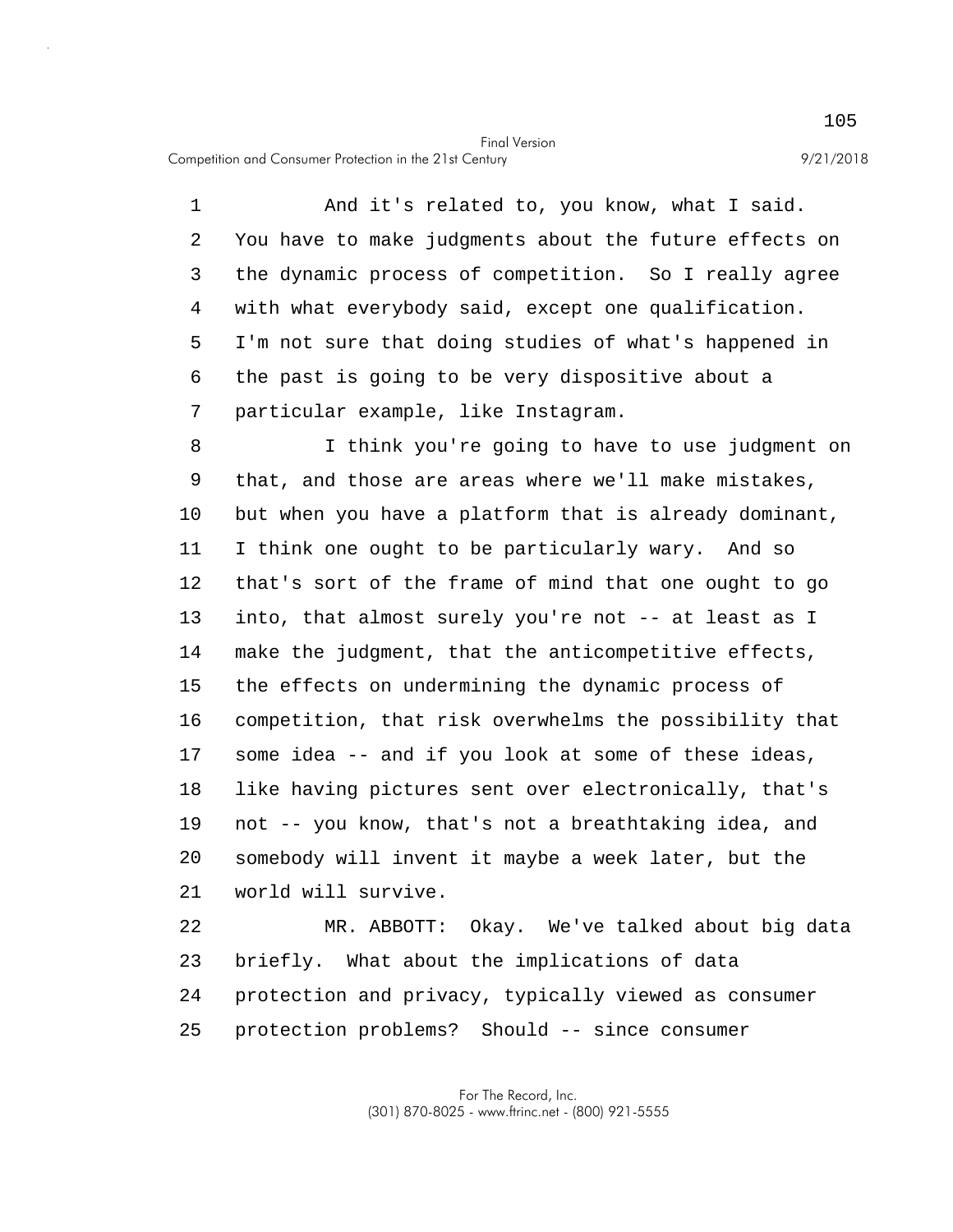And it's related to, you know, what I said. You have to make judgments about the future effects on the dynamic process of competition. So I really agree with what everybody said, except one qualification. I'm not sure that doing studies of what's happened in the past is going to be very dispositive about a particular example, like Instagram.

I think you're going to have to use judgment on that, and those are areas where we'll make mistakes, but when you have a platform that is already dominant, I think one ought to be particularly wary. And so that's sort of the frame of mind that one ought to go into, that almost surely you're not -- at least as I make the judgment, that the anticompetitive effects, the effects on undermining the dynamic process of competition, that risk overwhelms the possibility that some idea -- and if you look at some of these ideas, like having pictures sent over electronically, that's not -- you know, that's not a breathtaking idea, and somebody will invent it maybe a week later, but the world will survive.

MR. ABBOTT: Okay. We've talked about big data briefly. What about the implications of data protection and privacy, typically viewed as consumer protection problems? Should -- since consumer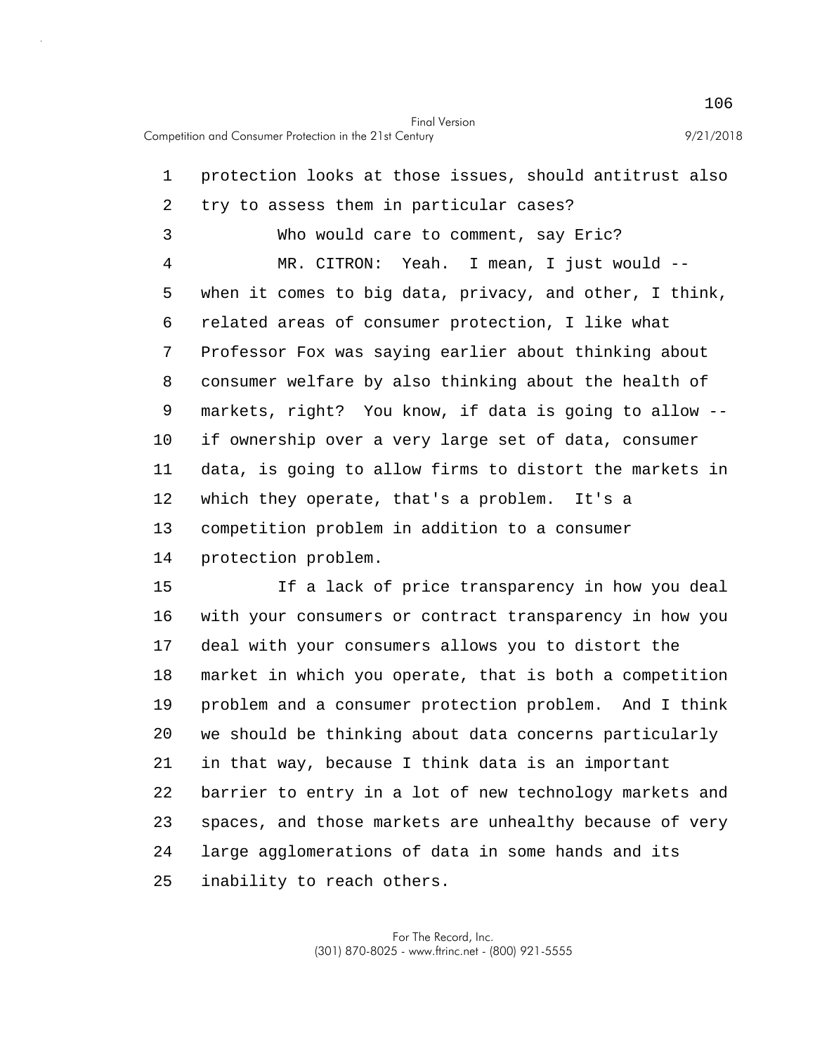protection looks at those issues, should antitrust also try to assess them in particular cases?

Who would care to comment, say Eric?

MR. CITRON: Yeah. I mean, I just would -- when it comes to big data, privacy, and other, I think, related areas of consumer protection, I like what Professor Fox was saying earlier about thinking about consumer welfare by also thinking about the health of markets, right? You know, if data is going to allow -- if ownership over a very large set of data, consumer data, is going to allow firms to distort the markets in which they operate, that's a problem. It's a competition problem in addition to a consumer protection problem.

If a lack of price transparency in how you deal with your consumers or contract transparency in how you deal with your consumers allows you to distort the market in which you operate, that is both a competition problem and a consumer protection problem. And I think we should be thinking about data concerns particularly in that way, because I think data is an important barrier to entry in a lot of new technology markets and spaces, and those markets are unhealthy because of very large agglomerations of data in some hands and its inability to reach others.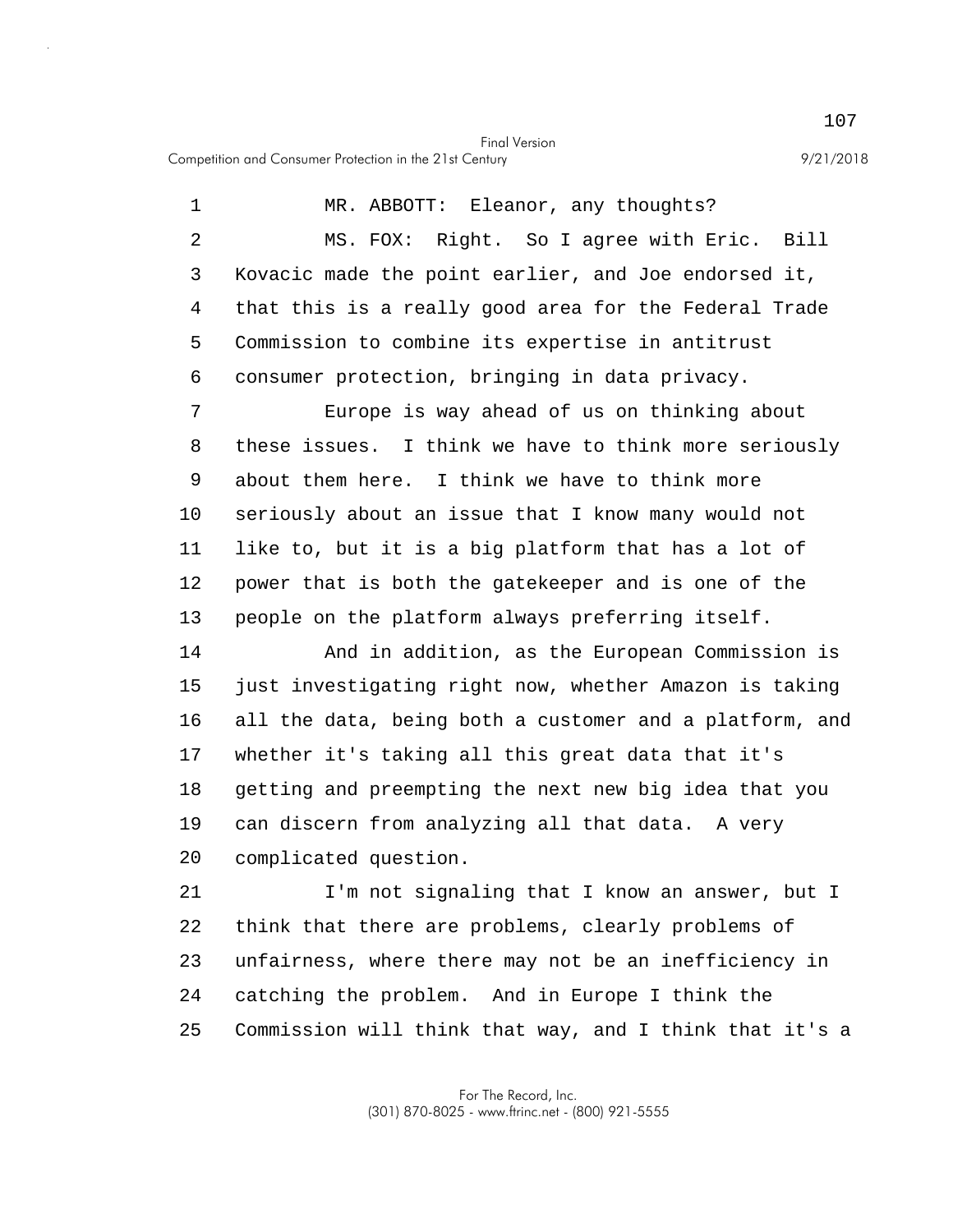MR. ABBOTT: Eleanor, any thoughts?

MS. FOX: Right. So I agree with Eric. Bill Kovacic made the point earlier, and Joe endorsed it, that this is a really good area for the Federal Trade Commission to combine its expertise in antitrust consumer protection, bringing in data privacy.

Europe is way ahead of us on thinking about these issues. I think we have to think more seriously about them here. I think we have to think more seriously about an issue that I know many would not like to, but it is a big platform that has a lot of power that is both the gatekeeper and is one of the people on the platform always preferring itself.

And in addition, as the European Commission is just investigating right now, whether Amazon is taking all the data, being both a customer and a platform, and whether it's taking all this great data that it's getting and preempting the next new big idea that you can discern from analyzing all that data. A very complicated question.

I'm not signaling that I know an answer, but I think that there are problems, clearly problems of unfairness, where there may not be an inefficiency in catching the problem. And in Europe I think the Commission will think that way, and I think that it's a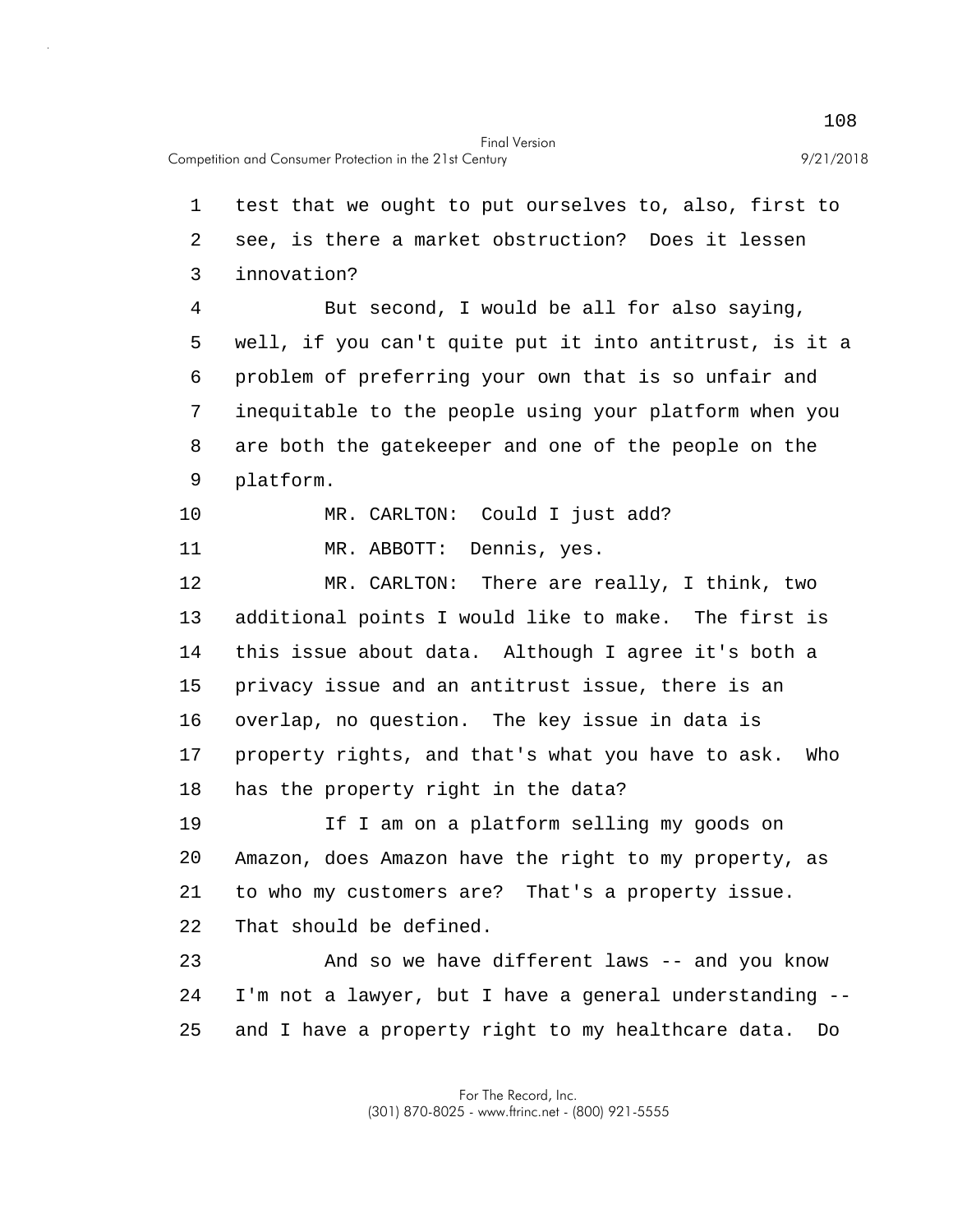test that we ought to put ourselves to, also, first to see, is there a market obstruction? Does it lessen innovation?

But second, I would be all for also saying, well, if you can't quite put it into antitrust, is it a problem of preferring your own that is so unfair and inequitable to the people using your platform when you are both the gatekeeper and one of the people on the platform.

MR. CARLTON: Could I just add?

MR. ABBOTT: Dennis, yes.

MR. CARLTON: There are really, I think, two additional points I would like to make. The first is this issue about data. Although I agree it's both a privacy issue and an antitrust issue, there is an overlap, no question. The key issue in data is property rights, and that's what you have to ask. Who has the property right in the data?

If I am on a platform selling my goods on Amazon, does Amazon have the right to my property, as to who my customers are? That's a property issue. That should be defined.

And so we have different laws -- and you know I'm not a lawyer, but I have a general understanding -- and I have a property right to my healthcare data. Do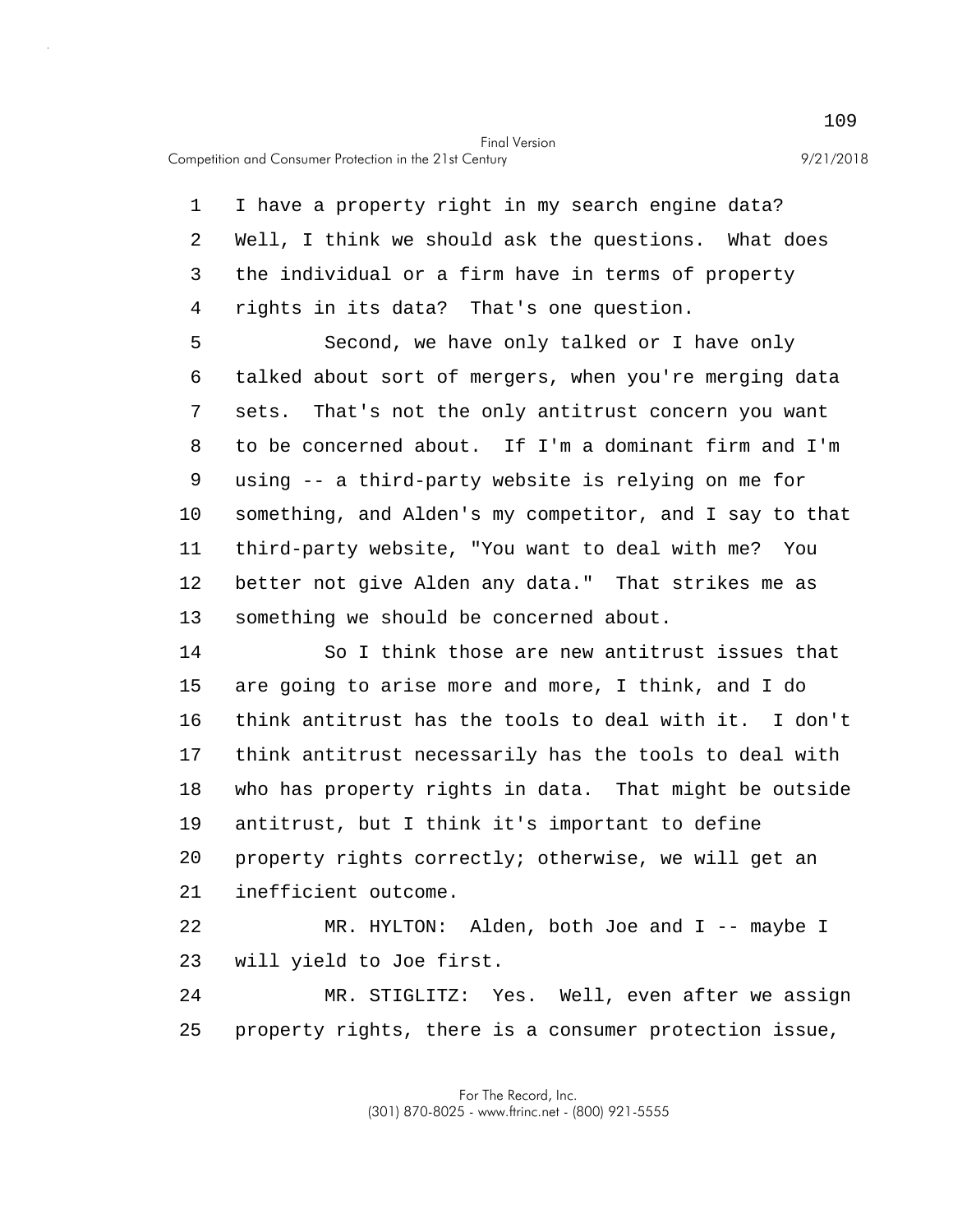I have a property right in my search engine data? Well, I think we should ask the questions. What does the individual or a firm have in terms of property rights in its data? That's one question.

Second, we have only talked or I have only talked about sort of mergers, when you're merging data sets. That's not the only antitrust concern you want to be concerned about. If I'm a dominant firm and I'm using -- a third-party website is relying on me for something, and Alden's my competitor, and I say to that third-party website, "You want to deal with me? You better not give Alden any data." That strikes me as something we should be concerned about.

So I think those are new antitrust issues that are going to arise more and more, I think, and I do think antitrust has the tools to deal with it. I don't think antitrust necessarily has the tools to deal with who has property rights in data. That might be outside antitrust, but I think it's important to define property rights correctly; otherwise, we will get an inefficient outcome.

MR. HYLTON: Alden, both Joe and I -- maybe I will yield to Joe first.

MR. STIGLITZ: Yes. Well, even after we assign property rights, there is a consumer protection issue,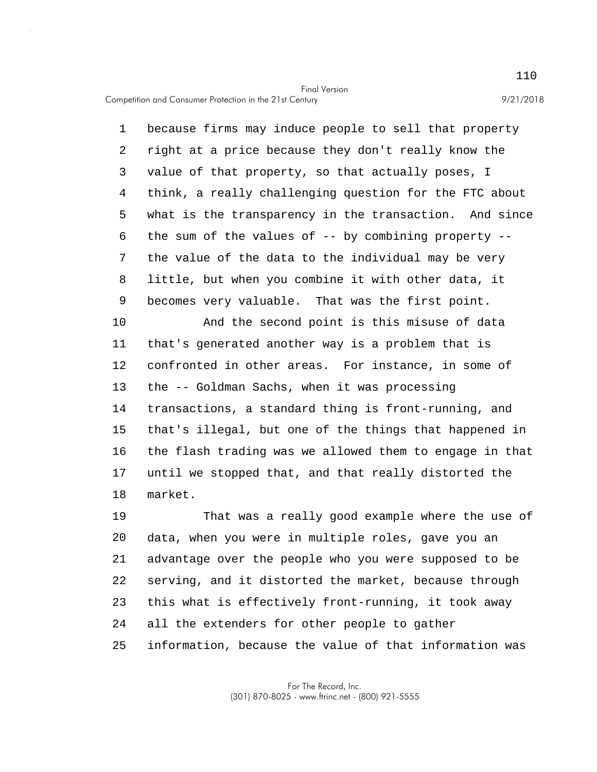because firms may induce people to sell that property right at a price because they don't really know the value of that property, so that actually poses, I think, a really challenging question for the FTC about what is the transparency in the transaction. And since the sum of the values of -- by combining property -- the value of the data to the individual may be very little, but when you combine it with other data, it becomes very valuable. That was the first point.

And the second point is this misuse of data that's generated another way is a problem that is confronted in other areas. For instance, in some of the -- Goldman Sachs, when it was processing transactions, a standard thing is front-running, and that's illegal, but one of the things that happened in the flash trading was we allowed them to engage in that until we stopped that, and that really distorted the market.

That was a really good example where the use of data, when you were in multiple roles, gave you an advantage over the people who you were supposed to be serving, and it distorted the market, because through this what is effectively front-running, it took away all the extenders for other people to gather information, because the value of that information was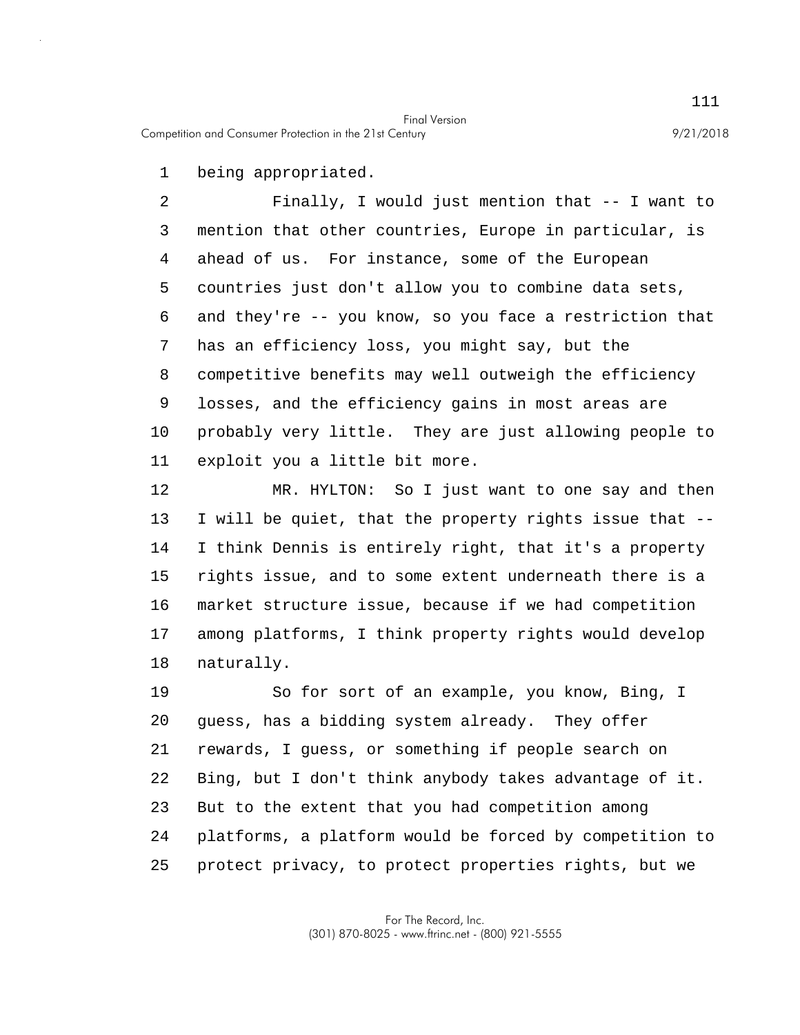being appropriated.

Finally, I would just mention that -- I want to mention that other countries, Europe in particular, is ahead of us. For instance, some of the European countries just don't allow you to combine data sets, and they're -- you know, so you face a restriction that has an efficiency loss, you might say, but the competitive benefits may well outweigh the efficiency losses, and the efficiency gains in most areas are probably very little. They are just allowing people to exploit you a little bit more.

MR. HYLTON: So I just want to one say and then I will be quiet, that the property rights issue that -- I think Dennis is entirely right, that it's a property rights issue, and to some extent underneath there is a market structure issue, because if we had competition among platforms, I think property rights would develop naturally.

So for sort of an example, you know, Bing, I guess, has a bidding system already. They offer rewards, I guess, or something if people search on Bing, but I don't think anybody takes advantage of it. But to the extent that you had competition among platforms, a platform would be forced by competition to protect privacy, to protect properties rights, but we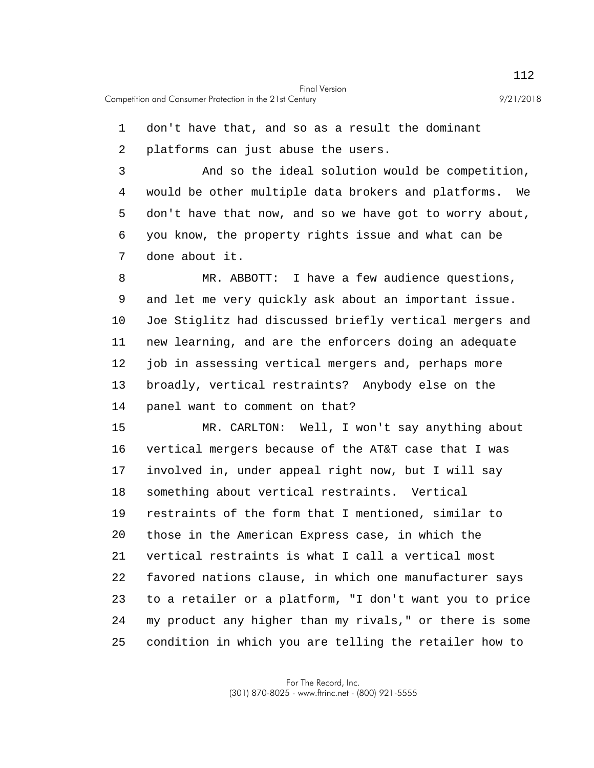don't have that, and so as a result the dominant platforms can just abuse the users.

And so the ideal solution would be competition, would be other multiple data brokers and platforms. We don't have that now, and so we have got to worry about, you know, the property rights issue and what can be done about it.

MR. ABBOTT: I have a few audience questions, and let me very quickly ask about an important issue. Joe Stiglitz had discussed briefly vertical mergers and new learning, and are the enforcers doing an adequate job in assessing vertical mergers and, perhaps more broadly, vertical restraints? Anybody else on the panel want to comment on that?

MR. CARLTON: Well, I won't say anything about vertical mergers because of the AT&T case that I was involved in, under appeal right now, but I will say something about vertical restraints. Vertical restraints of the form that I mentioned, similar to those in the American Express case, in which the vertical restraints is what I call a vertical most favored nations clause, in which one manufacturer says to a retailer or a platform, "I don't want you to price my product any higher than my rivals," or there is some condition in which you are telling the retailer how to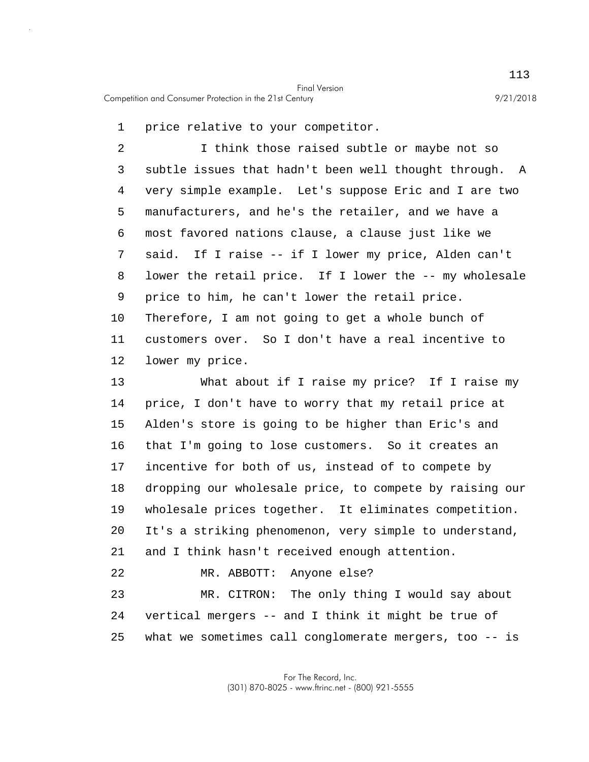price relative to your competitor.

I think those raised subtle or maybe not so subtle issues that hadn't been well thought through. A very simple example. Let's suppose Eric and I are two manufacturers, and he's the retailer, and we have a most favored nations clause, a clause just like we said. If I raise -- if I lower my price, Alden can't lower the retail price. If I lower the -- my wholesale price to him, he can't lower the retail price. Therefore, I am not going to get a whole bunch of customers over. So I don't have a real incentive to lower my price.

What about if I raise my price? If I raise my price, I don't have to worry that my retail price at Alden's store is going to be higher than Eric's and that I'm going to lose customers. So it creates an incentive for both of us, instead of to compete by dropping our wholesale price, to compete by raising our wholesale prices together. It eliminates competition. It's a striking phenomenon, very simple to understand, and I think hasn't received enough attention.

MR. ABBOTT: Anyone else?

MR. CITRON: The only thing I would say about vertical mergers -- and I think it might be true of what we sometimes call conglomerate mergers, too -- is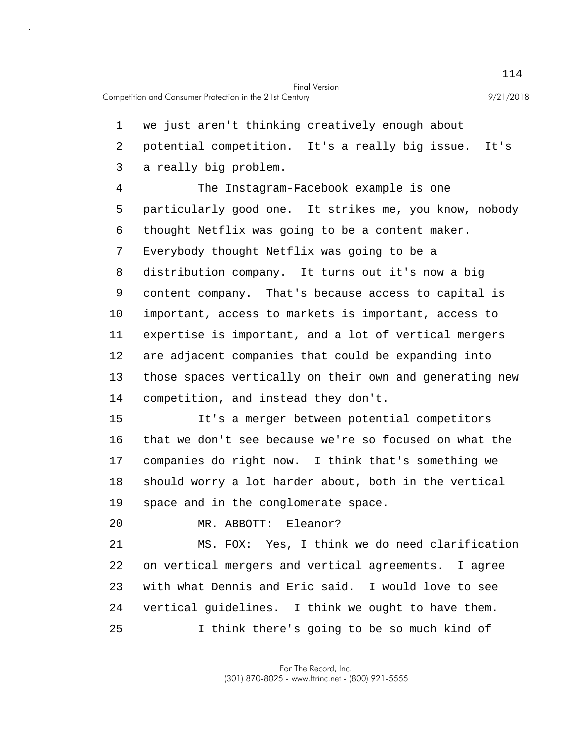we just aren't thinking creatively enough about potential competition. It's a really big issue. It's a really big problem.

The Instagram-Facebook example is one particularly good one. It strikes me, you know, nobody thought Netflix was going to be a content maker. Everybody thought Netflix was going to be a distribution company. It turns out it's now a big content company. That's because access to capital is important, access to markets is important, access to expertise is important, and a lot of vertical mergers are adjacent companies that could be expanding into those spaces vertically on their own and generating new competition, and instead they don't.

It's a merger between potential competitors that we don't see because we're so focused on what the companies do right now. I think that's something we should worry a lot harder about, both in the vertical space and in the conglomerate space.

MR. ABBOTT: Eleanor?

MS. FOX: Yes, I think we do need clarification on vertical mergers and vertical agreements. I agree with what Dennis and Eric said. I would love to see vertical guidelines. I think we ought to have them.

I think there's going to be so much kind of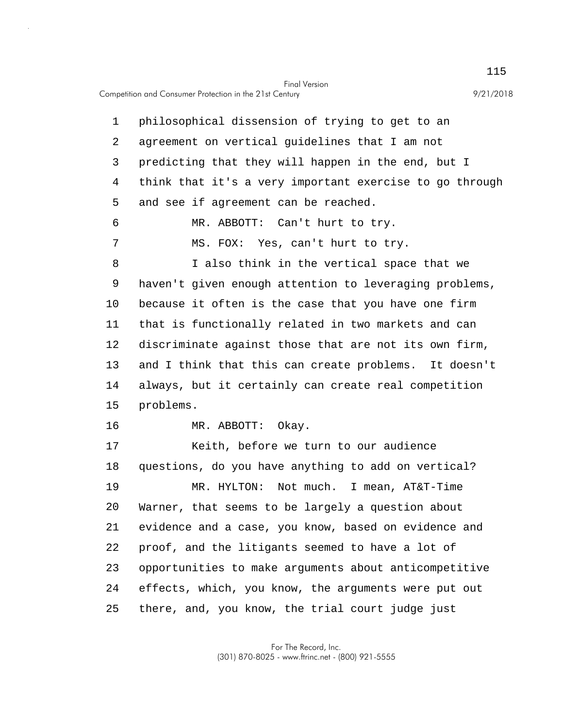philosophical dissension of trying to get to an agreement on vertical guidelines that I am not predicting that they will happen in the end, but I think that it's a very important exercise to go through and see if agreement can be reached.

MR. ABBOTT: Can't hurt to try.

MS. FOX: Yes, can't hurt to try.

I also think in the vertical space that we haven't given enough attention to leveraging problems, because it often is the case that you have one firm that is functionally related in two markets and can discriminate against those that are not its own firm, and I think that this can create problems. It doesn't always, but it certainly can create real competition problems.

MR. ABBOTT: Okay.

Keith, before we turn to our audience questions, do you have anything to add on vertical?

MR. HYLTON: Not much. I mean, AT&T-Time Warner, that seems to be largely a question about evidence and a case, you know, based on evidence and proof, and the litigants seemed to have a lot of opportunities to make arguments about anticompetitive effects, which, you know, the arguments were put out there, and, you know, the trial court judge just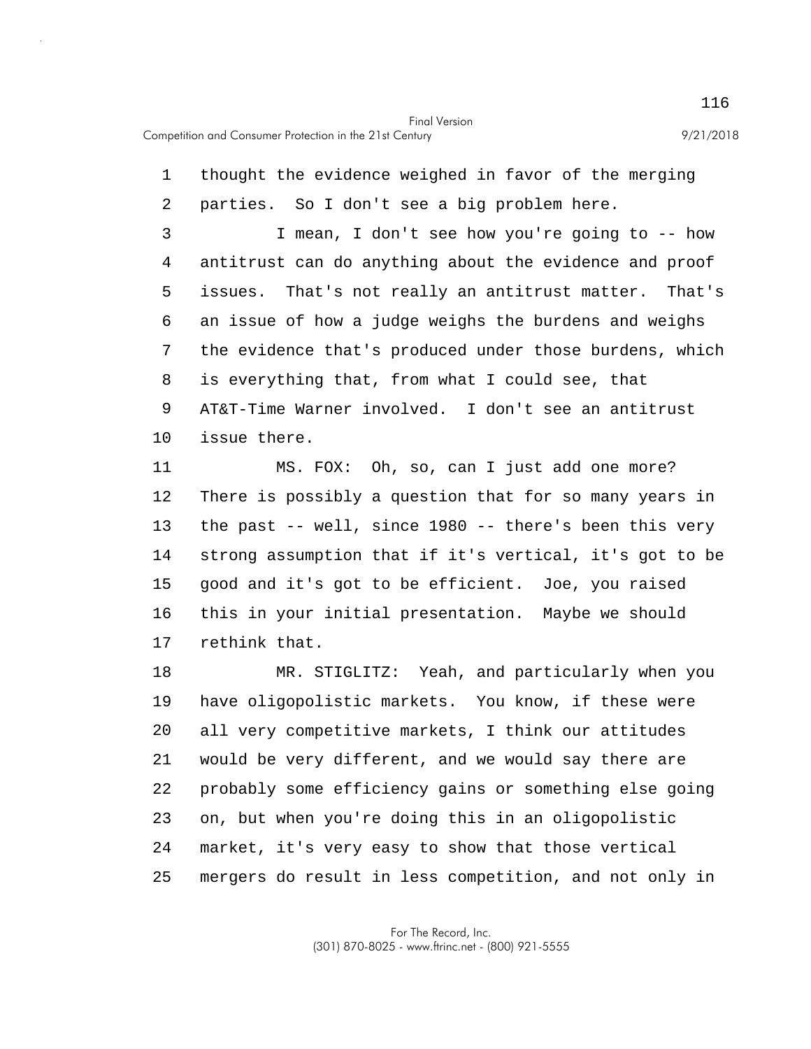thought the evidence weighed in favor of the merging parties. So I don't see a big problem here.

I mean, I don't see how you're going to -- how antitrust can do anything about the evidence and proof issues. That's not really an antitrust matter. That's an issue of how a judge weighs the burdens and weighs the evidence that's produced under those burdens, which is everything that, from what I could see, that AT&T-Time Warner involved. I don't see an antitrust issue there.

MS. FOX: Oh, so, can I just add one more? There is possibly a question that for so many years in the past -- well, since 1980 -- there's been this very strong assumption that if it's vertical, it's got to be good and it's got to be efficient. Joe, you raised this in your initial presentation. Maybe we should rethink that.

MR. STIGLITZ: Yeah, and particularly when you have oligopolistic markets. You know, if these were all very competitive markets, I think our attitudes would be very different, and we would say there are probably some efficiency gains or something else going on, but when you're doing this in an oligopolistic market, it's very easy to show that those vertical mergers do result in less competition, and not only in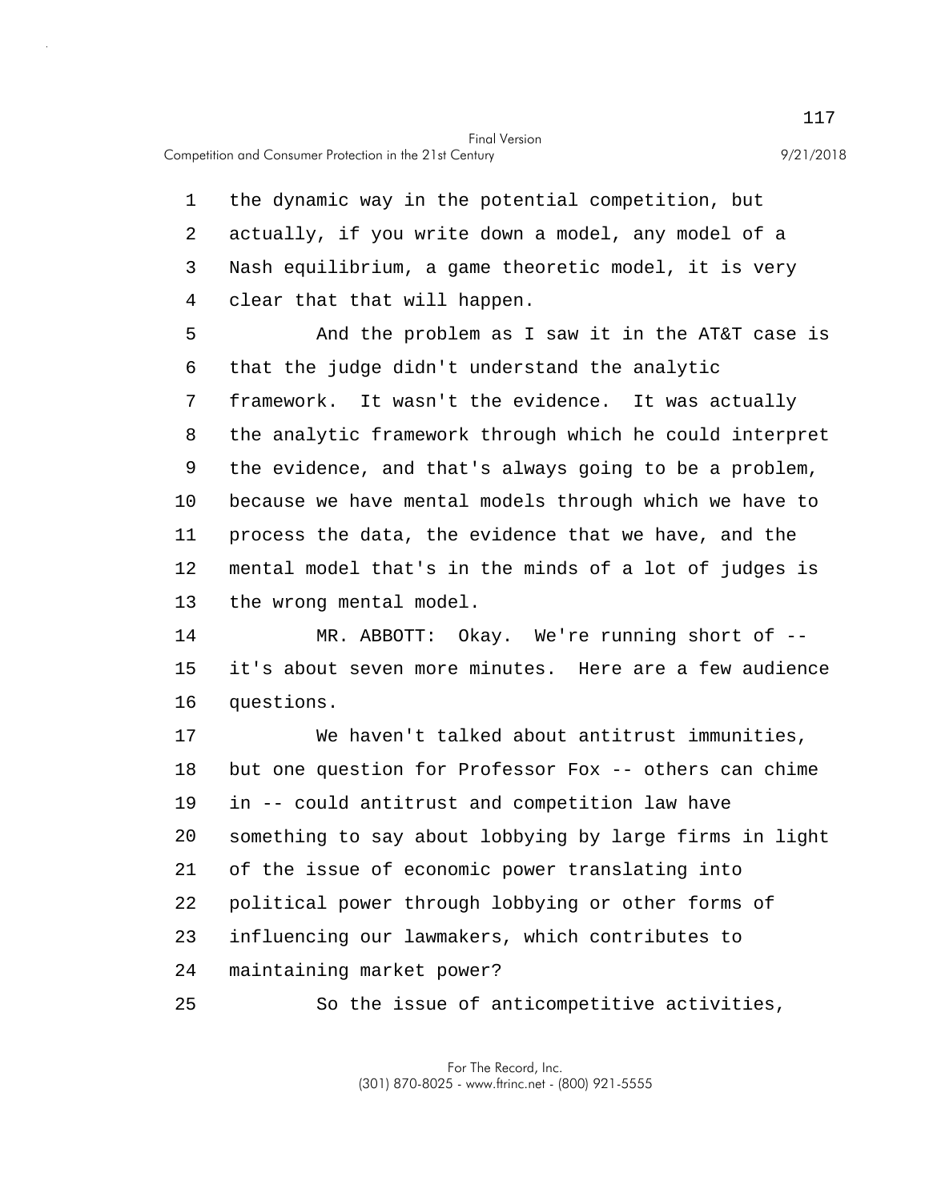the dynamic way in the potential competition, but actually, if you write down a model, any model of a Nash equilibrium, a game theoretic model, it is very clear that that will happen.

And the problem as I saw it in the AT&T case is that the judge didn't understand the analytic framework. It wasn't the evidence. It was actually the analytic framework through which he could interpret the evidence, and that's always going to be a problem, because we have mental models through which we have to process the data, the evidence that we have, and the mental model that's in the minds of a lot of judges is the wrong mental model.

MR. ABBOTT: Okay. We're running short of -- it's about seven more minutes. Here are a few audience questions.

We haven't talked about antitrust immunities, but one question for Professor Fox -- others can chime in -- could antitrust and competition law have something to say about lobbying by large firms in light of the issue of economic power translating into political power through lobbying or other forms of influencing our lawmakers, which contributes to maintaining market power?

So the issue of anticompetitive activities,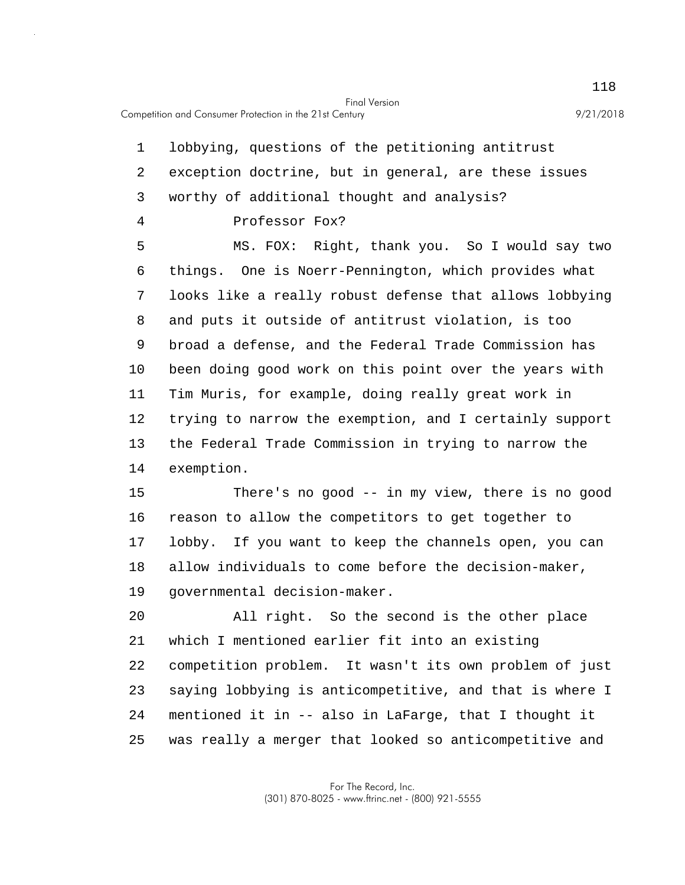lobbying, questions of the petitioning antitrust exception doctrine, but in general, are these issues worthy of additional thought and analysis?

Professor Fox?

MS. FOX: Right, thank you. So I would say two things. One is Noerr-Pennington, which provides what looks like a really robust defense that allows lobbying and puts it outside of antitrust violation, is too broad a defense, and the Federal Trade Commission has been doing good work on this point over the years with Tim Muris, for example, doing really great work in trying to narrow the exemption, and I certainly support the Federal Trade Commission in trying to narrow the exemption.

There's no good -- in my view, there is no good reason to allow the competitors to get together to lobby. If you want to keep the channels open, you can allow individuals to come before the decision-maker, governmental decision-maker.

All right. So the second is the other place which I mentioned earlier fit into an existing competition problem. It wasn't its own problem of just saying lobbying is anticompetitive, and that is where I mentioned it in -- also in LaFarge, that I thought it was really a merger that looked so anticompetitive and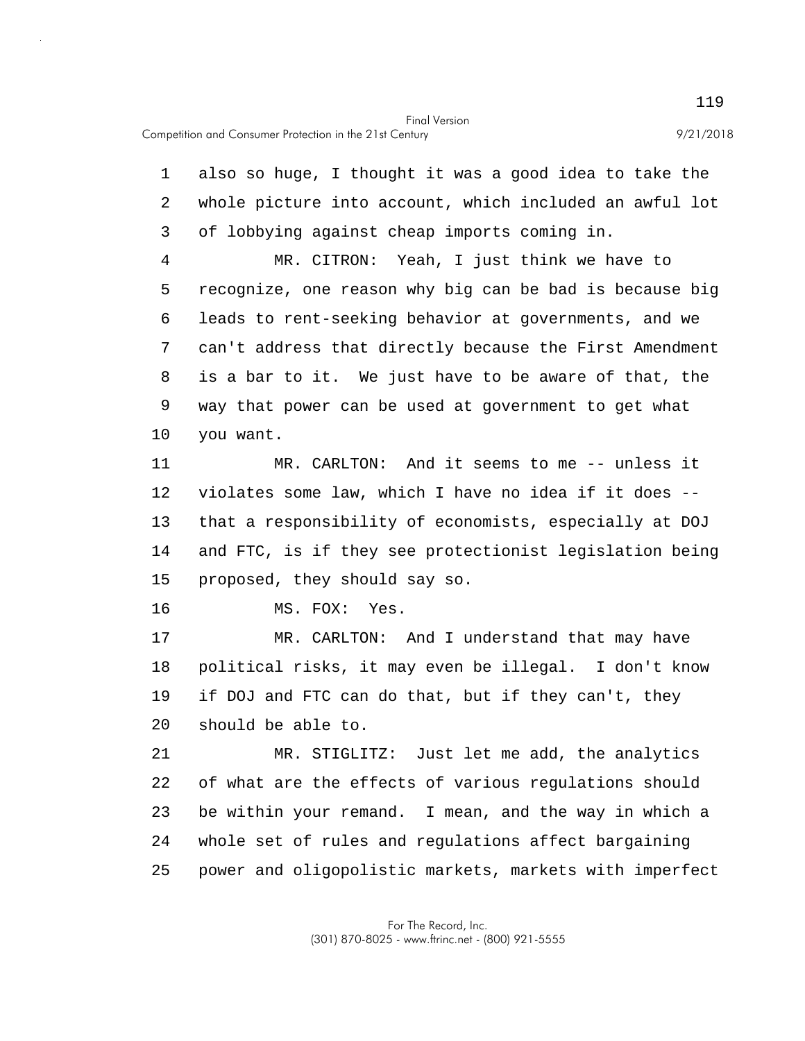also so huge, I thought it was a good idea to take the whole picture into account, which included an awful lot of lobbying against cheap imports coming in.

MR. CITRON: Yeah, I just think we have to recognize, one reason why big can be bad is because big leads to rent-seeking behavior at governments, and we can't address that directly because the First Amendment is a bar to it. We just have to be aware of that, the way that power can be used at government to get what you want.

MR. CARLTON: And it seems to me -- unless it violates some law, which I have no idea if it does -- that a responsibility of economists, especially at DOJ and FTC, is if they see protectionist legislation being proposed, they should say so.

MS. FOX: Yes.

MR. CARLTON: And I understand that may have political risks, it may even be illegal. I don't know if DOJ and FTC can do that, but if they can't, they should be able to.

MR. STIGLITZ: Just let me add, the analytics of what are the effects of various regulations should be within your remand. I mean, and the way in which a whole set of rules and regulations affect bargaining power and oligopolistic markets, markets with imperfect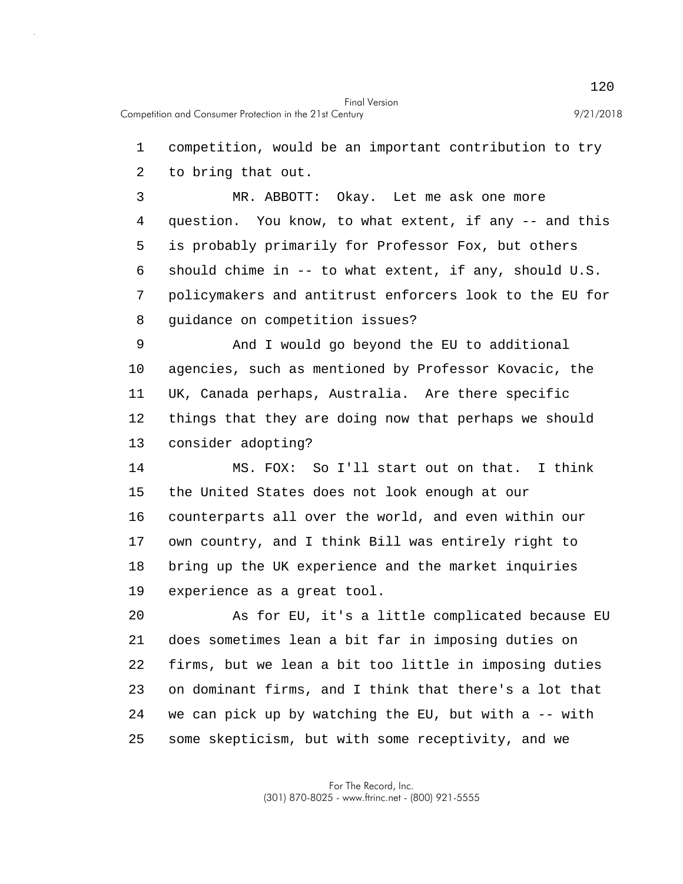competition, would be an important contribution to try to bring that out.

MR. ABBOTT: Okay. Let me ask one more question. You know, to what extent, if any -- and this is probably primarily for Professor Fox, but others should chime in -- to what extent, if any, should U.S. policymakers and antitrust enforcers look to the EU for guidance on competition issues?

And I would go beyond the EU to additional agencies, such as mentioned by Professor Kovacic, the UK, Canada perhaps, Australia. Are there specific things that they are doing now that perhaps we should consider adopting?

MS. FOX: So I'll start out on that. I think the United States does not look enough at our counterparts all over the world, and even within our own country, and I think Bill was entirely right to bring up the UK experience and the market inquiries experience as a great tool.

As for EU, it's a little complicated because EU does sometimes lean a bit far in imposing duties on firms, but we lean a bit too little in imposing duties on dominant firms, and I think that there's a lot that we can pick up by watching the EU, but with a -- with some skepticism, but with some receptivity, and we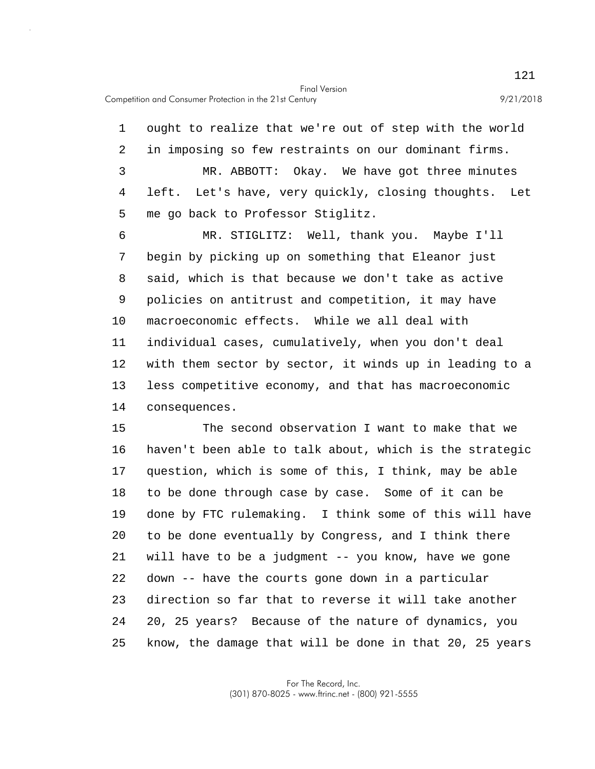ought to realize that we're out of step with the world in imposing so few restraints on our dominant firms.

MR. ABBOTT: Okay. We have got three minutes left. Let's have, very quickly, closing thoughts. Let me go back to Professor Stiglitz.

MR. STIGLITZ: Well, thank you. Maybe I'll begin by picking up on something that Eleanor just said, which is that because we don't take as active policies on antitrust and competition, it may have macroeconomic effects. While we all deal with individual cases, cumulatively, when you don't deal with them sector by sector, it winds up in leading to a less competitive economy, and that has macroeconomic consequences.

The second observation I want to make that we haven't been able to talk about, which is the strategic question, which is some of this, I think, may be able to be done through case by case. Some of it can be done by FTC rulemaking. I think some of this will have to be done eventually by Congress, and I think there will have to be a judgment -- you know, have we gone down -- have the courts gone down in a particular direction so far that to reverse it will take another 20, 25 years? Because of the nature of dynamics, you know, the damage that will be done in that 20, 25 years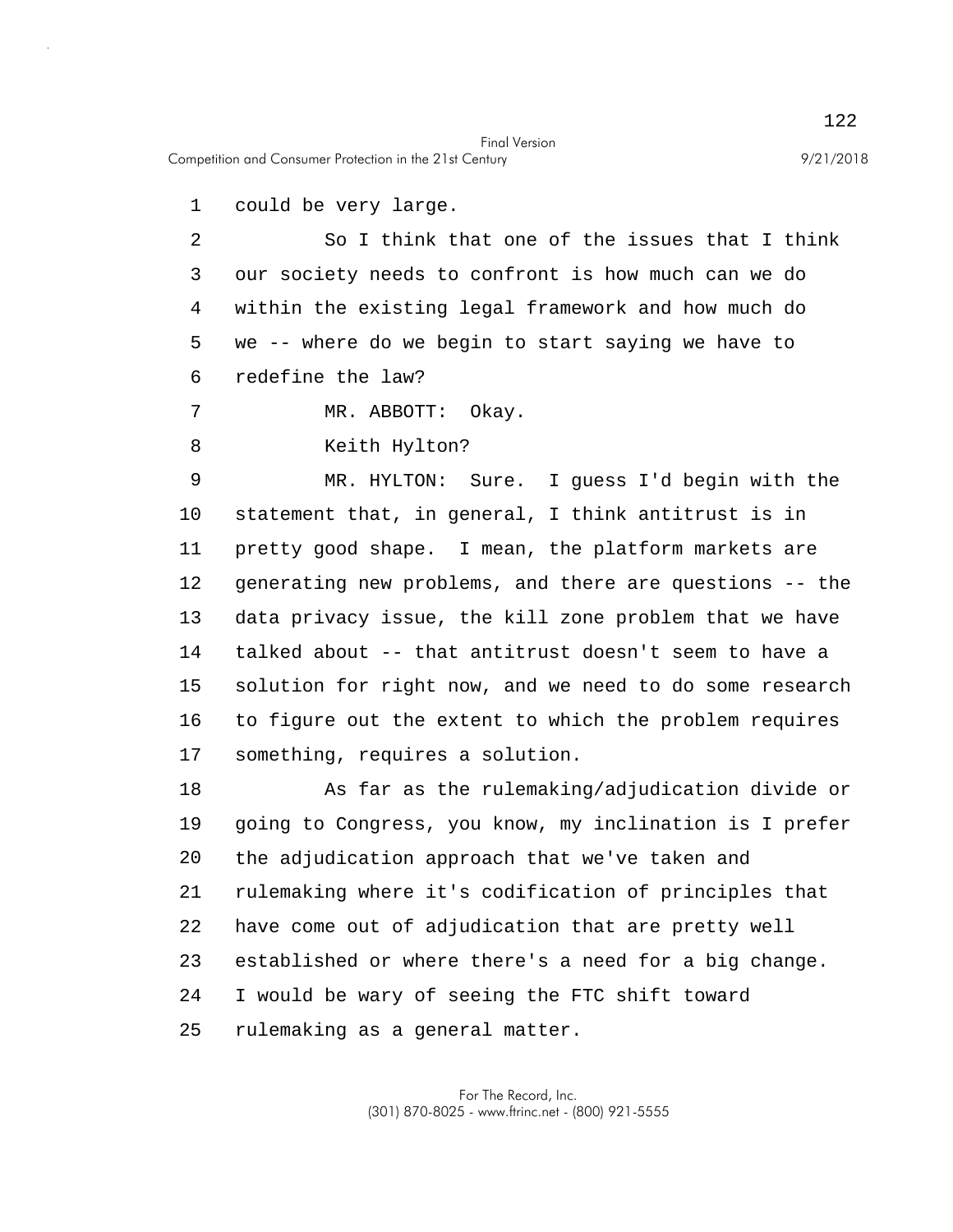could be very large.

So I think that one of the issues that I think our society needs to confront is how much can we do within the existing legal framework and how much do we -- where do we begin to start saying we have to redefine the law?

MR. ABBOTT: Okay.

Keith Hylton?

MR. HYLTON: Sure. I guess I'd begin with the statement that, in general, I think antitrust is in pretty good shape. I mean, the platform markets are generating new problems, and there are questions -- the data privacy issue, the kill zone problem that we have talked about -- that antitrust doesn't seem to have a solution for right now, and we need to do some research to figure out the extent to which the problem requires something, requires a solution.

As far as the rulemaking/adjudication divide or going to Congress, you know, my inclination is I prefer the adjudication approach that we've taken and rulemaking where it's codification of principles that have come out of adjudication that are pretty well established or where there's a need for a big change. I would be wary of seeing the FTC shift toward rulemaking as a general matter.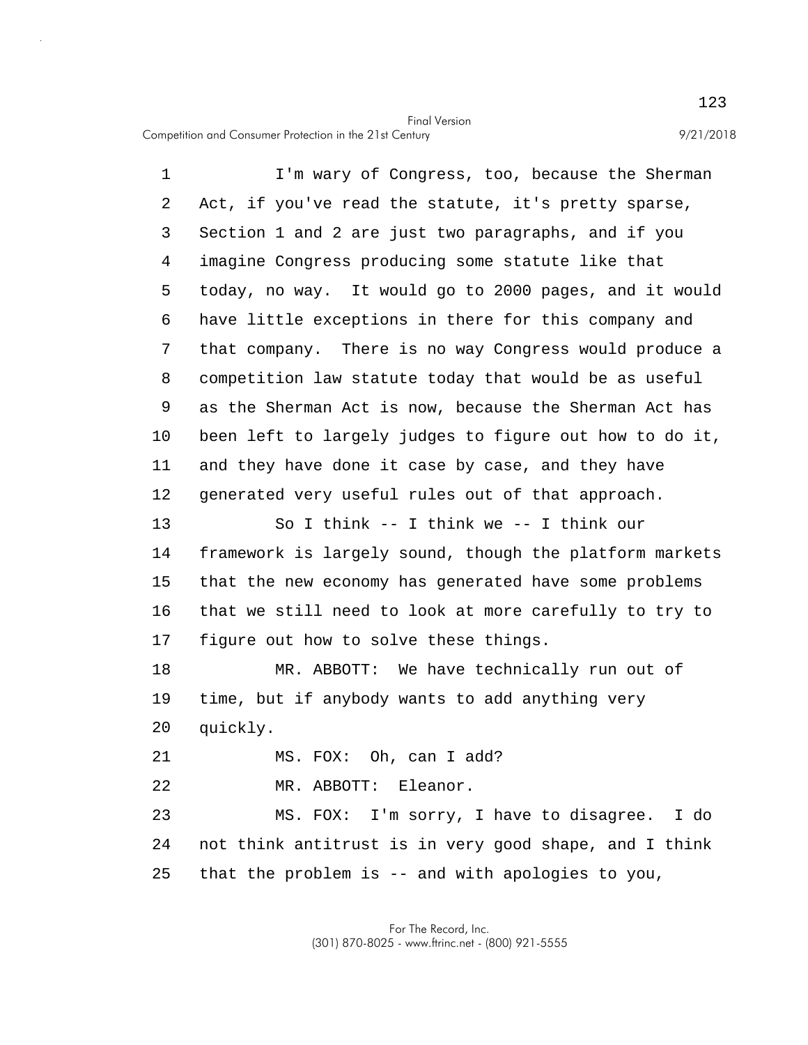I'm wary of Congress, too, because the Sherman Act, if you've read the statute, it's pretty sparse, Section 1 and 2 are just two paragraphs, and if you imagine Congress producing some statute like that today, no way. It would go to 2000 pages, and it would have little exceptions in there for this company and that company. There is no way Congress would produce a competition law statute today that would be as useful as the Sherman Act is now, because the Sherman Act has been left to largely judges to figure out how to do it, and they have done it case by case, and they have generated very useful rules out of that approach.

So I think -- I think we -- I think our framework is largely sound, though the platform markets that the new economy has generated have some problems that we still need to look at more carefully to try to figure out how to solve these things.

MR. ABBOTT: We have technically run out of time, but if anybody wants to add anything very quickly.

MS. FOX: Oh, can I add?

MR. ABBOTT: Eleanor.

MS. FOX: I'm sorry, I have to disagree. I do not think antitrust is in very good shape, and I think that the problem is -- and with apologies to you,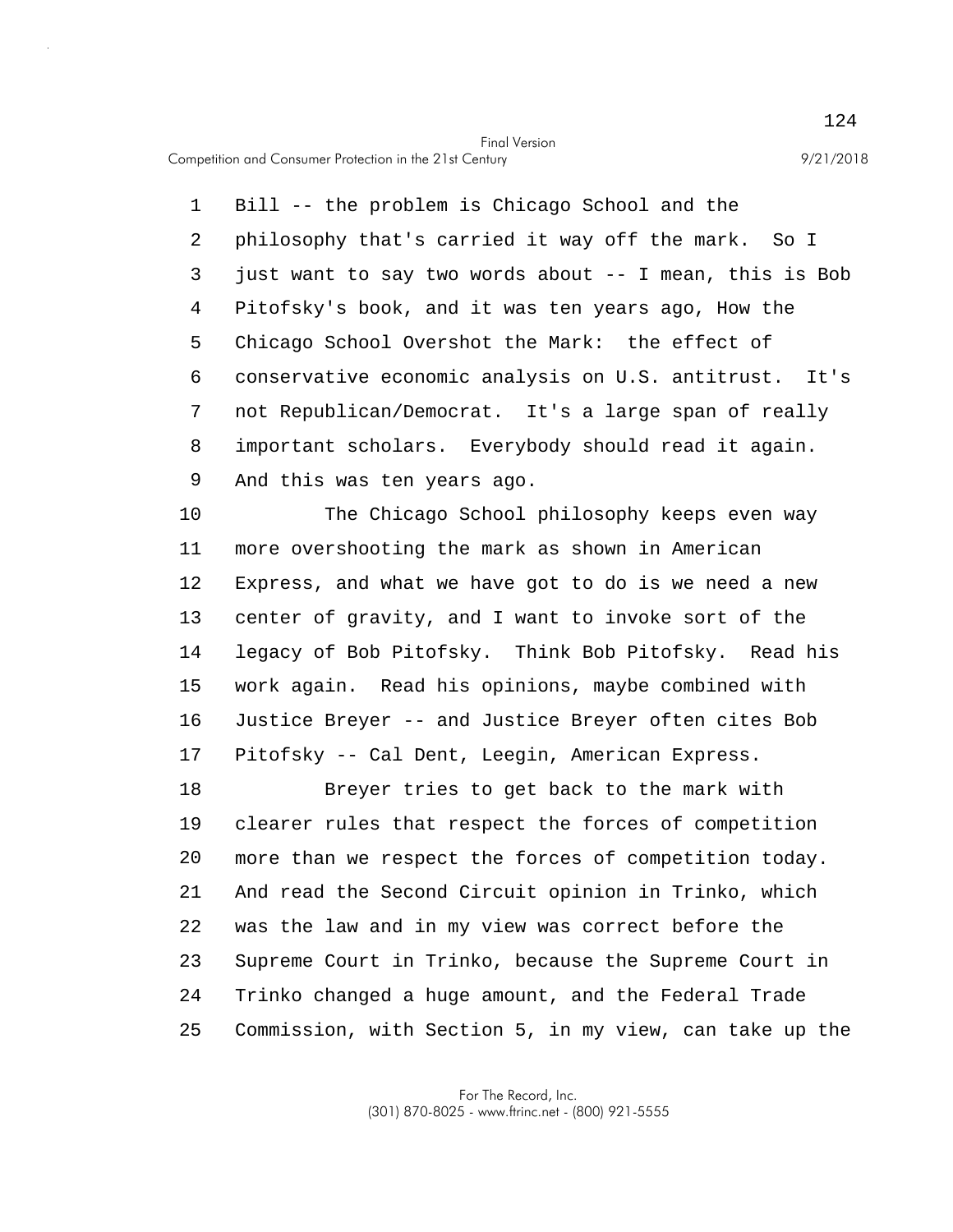Bill -- the problem is Chicago School and the philosophy that's carried it way off the mark. So I just want to say two words about -- I mean, this is Bob Pitofsky's book, and it was ten years ago, How the Chicago School Overshot the Mark: the effect of conservative economic analysis on U.S. antitrust. It's not Republican/Democrat. It's a large span of really important scholars. Everybody should read it again. And this was ten years ago.

The Chicago School philosophy keeps even way more overshooting the mark as shown in American Express, and what we have got to do is we need a new center of gravity, and I want to invoke sort of the legacy of Bob Pitofsky. Think Bob Pitofsky. Read his work again. Read his opinions, maybe combined with Justice Breyer -- and Justice Breyer often cites Bob Pitofsky -- Cal Dent, Leegin, American Express.

Breyer tries to get back to the mark with clearer rules that respect the forces of competition more than we respect the forces of competition today. And read the Second Circuit opinion in Trinko, which was the law and in my view was correct before the Supreme Court in Trinko, because the Supreme Court in Trinko changed a huge amount, and the Federal Trade Commission, with Section 5, in my view, can take up the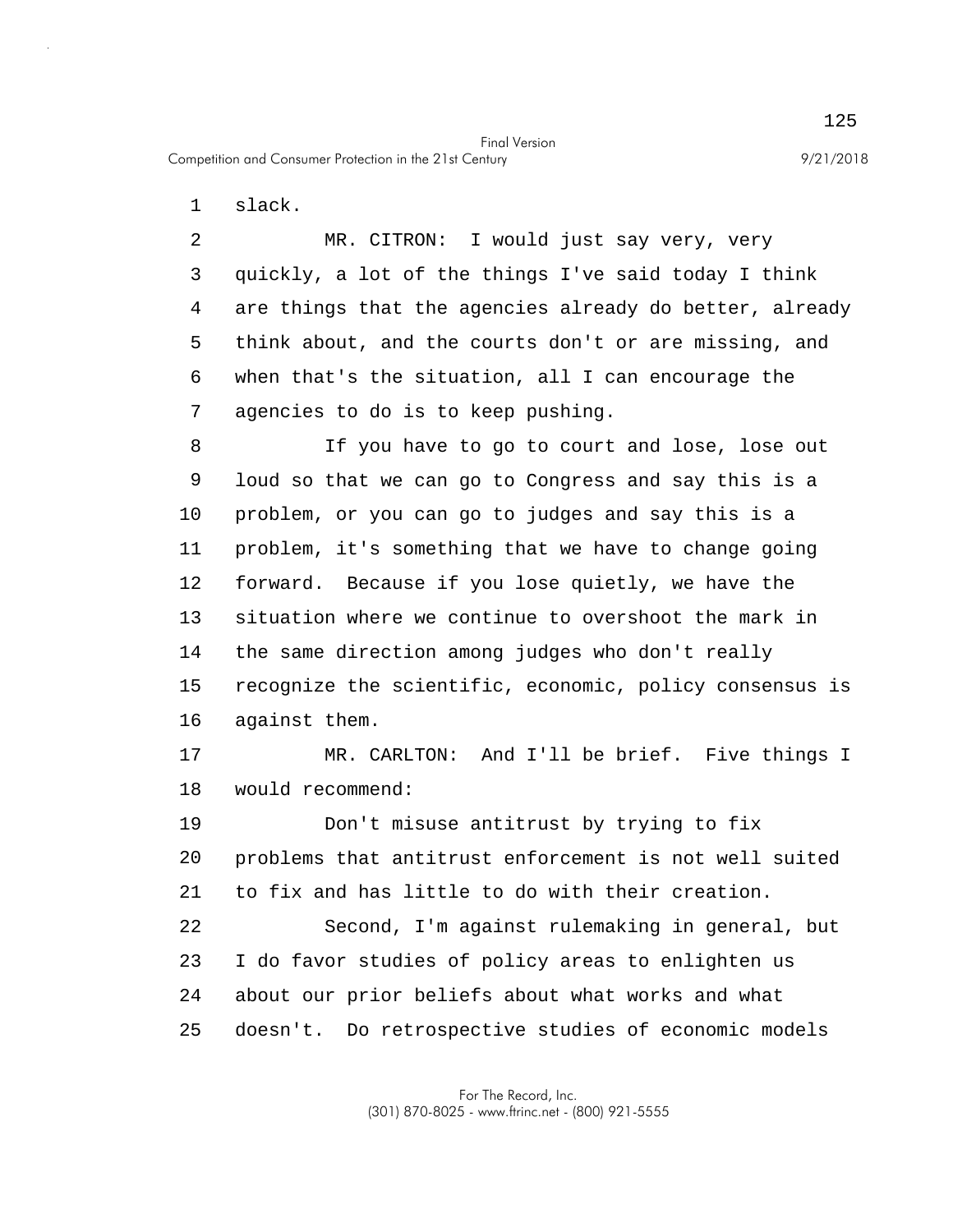slack.

MR. CITRON: I would just say very, very quickly, a lot of the things I've said today I think are things that the agencies already do better, already think about, and the courts don't or are missing, and when that's the situation, all I can encourage the agencies to do is to keep pushing.

If you have to go to court and lose, lose out loud so that we can go to Congress and say this is a problem, or you can go to judges and say this is a problem, it's something that we have to change going forward. Because if you lose quietly, we have the situation where we continue to overshoot the mark in the same direction among judges who don't really recognize the scientific, economic, policy consensus is against them.

MR. CARLTON: And I'll be brief. Five things I would recommend:

Don't misuse antitrust by trying to fix problems that antitrust enforcement is not well suited to fix and has little to do with their creation.

Second, I'm against rulemaking in general, but I do favor studies of policy areas to enlighten us about our prior beliefs about what works and what doesn't. Do retrospective studies of economic models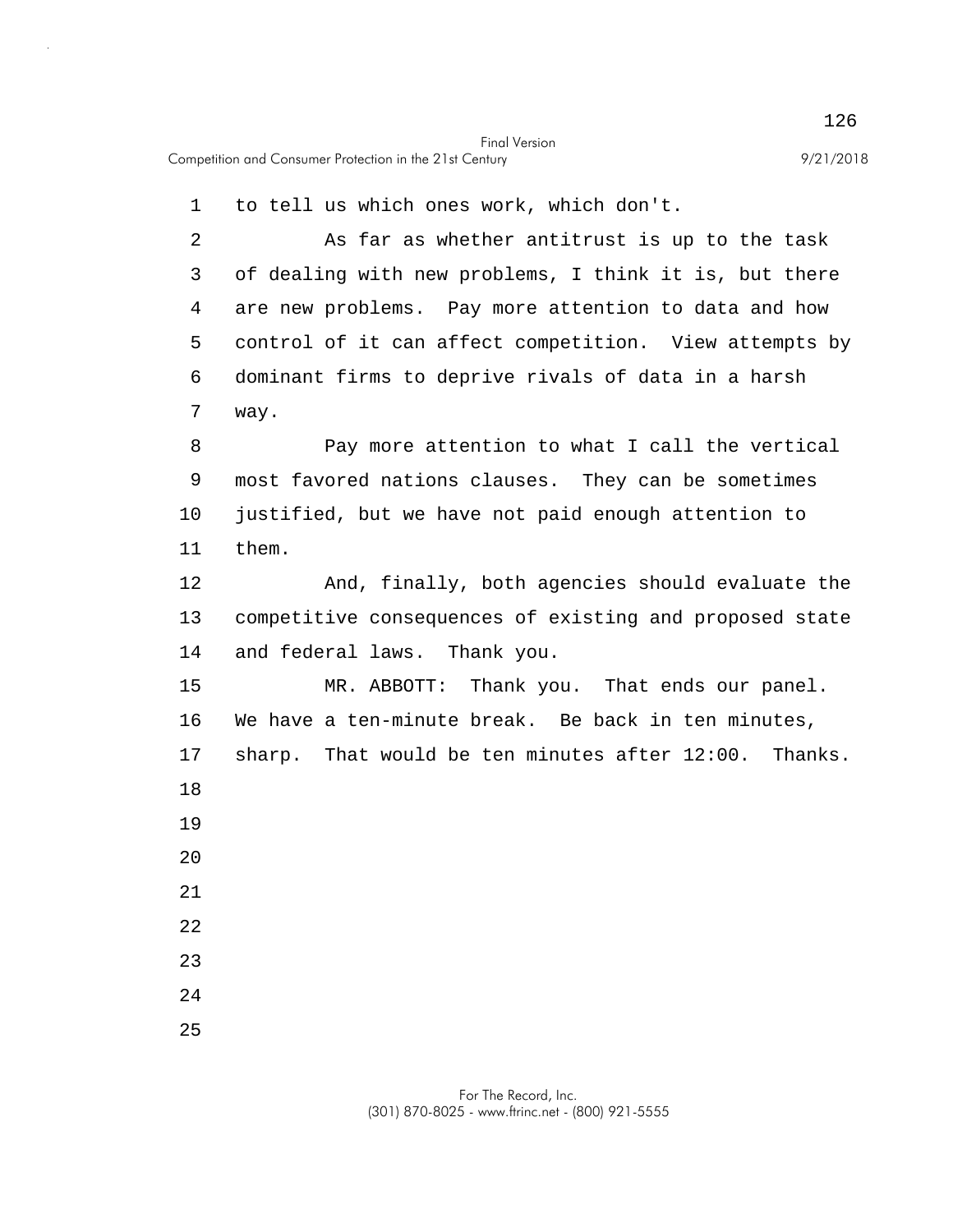to tell us which ones work, which don't.

As far as whether antitrust is up to the task of dealing with new problems, I think it is, but there are new problems. Pay more attention to data and how control of it can affect competition. View attempts by dominant firms to deprive rivals of data in a harsh way.

Pay more attention to what I call the vertical most favored nations clauses. They can be sometimes justified, but we have not paid enough attention to them.

And, finally, both agencies should evaluate the competitive consequences of existing and proposed state and federal laws. Thank you.

MR. ABBOTT: Thank you. That ends our panel. We have a ten-minute break. Be back in ten minutes, sharp. That would be ten minutes after 12:00. Thanks.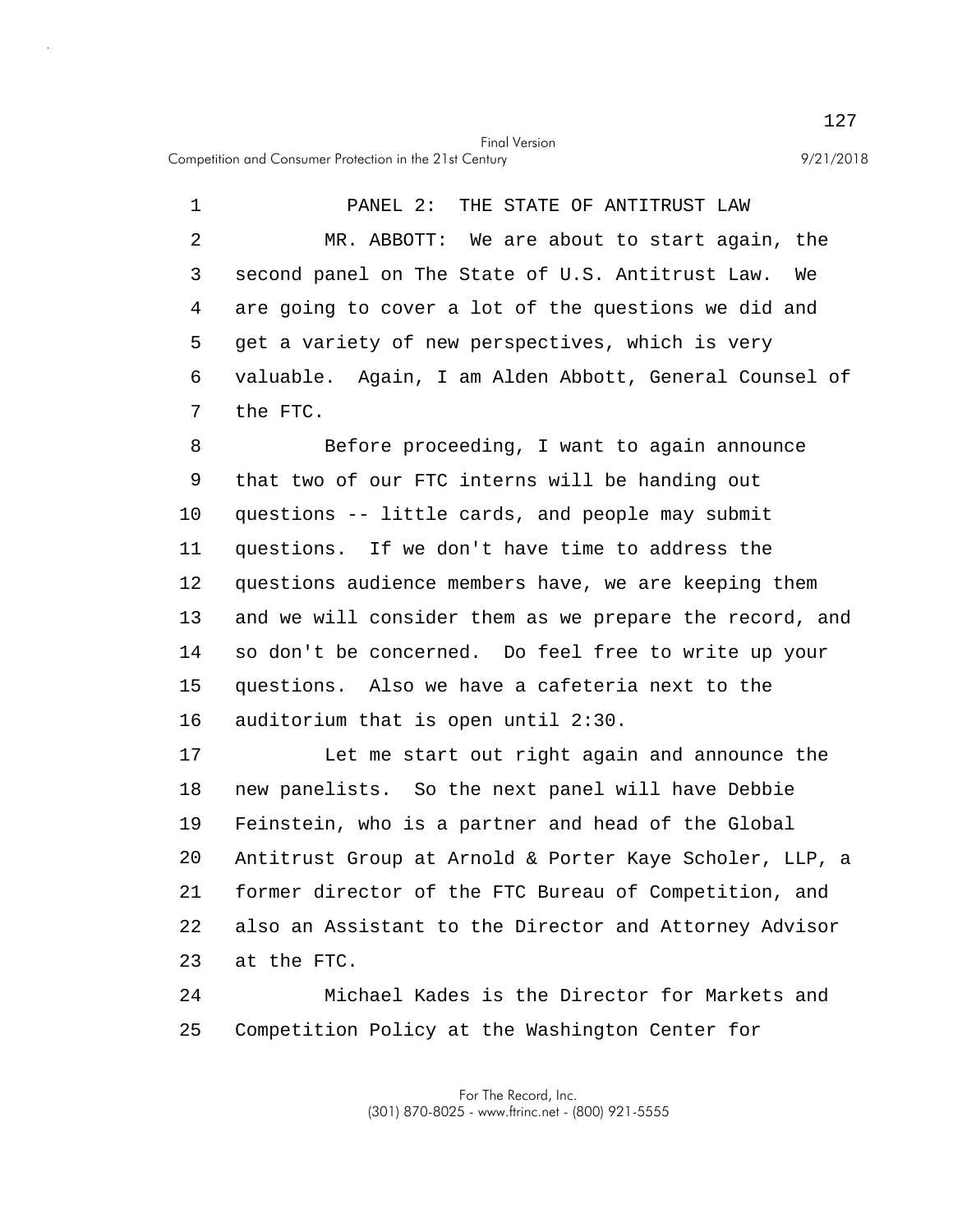PANEL 2: THE STATE OF ANTITRUST LAW

MR. ABBOTT: We are about to start again, the second panel on The State of U.S. Antitrust Law. We are going to cover a lot of the questions we did and get a variety of new perspectives, which is very valuable. Again, I am Alden Abbott, General Counsel of the FTC.

Before proceeding, I want to again announce that two of our FTC interns will be handing out questions -- little cards, and people may submit questions. If we don't have time to address the questions audience members have, we are keeping them and we will consider them as we prepare the record, and so don't be concerned. Do feel free to write up your questions. Also we have a cafeteria next to the auditorium that is open until 2:30.

Let me start out right again and announce the new panelists. So the next panel will have Debbie Feinstein, who is a partner and head of the Global Antitrust Group at Arnold & Porter Kaye Scholer, LLP, a former director of the FTC Bureau of Competition, and also an Assistant to the Director and Attorney Advisor at the FTC.

Michael Kades is the Director for Markets and Competition Policy at the Washington Center for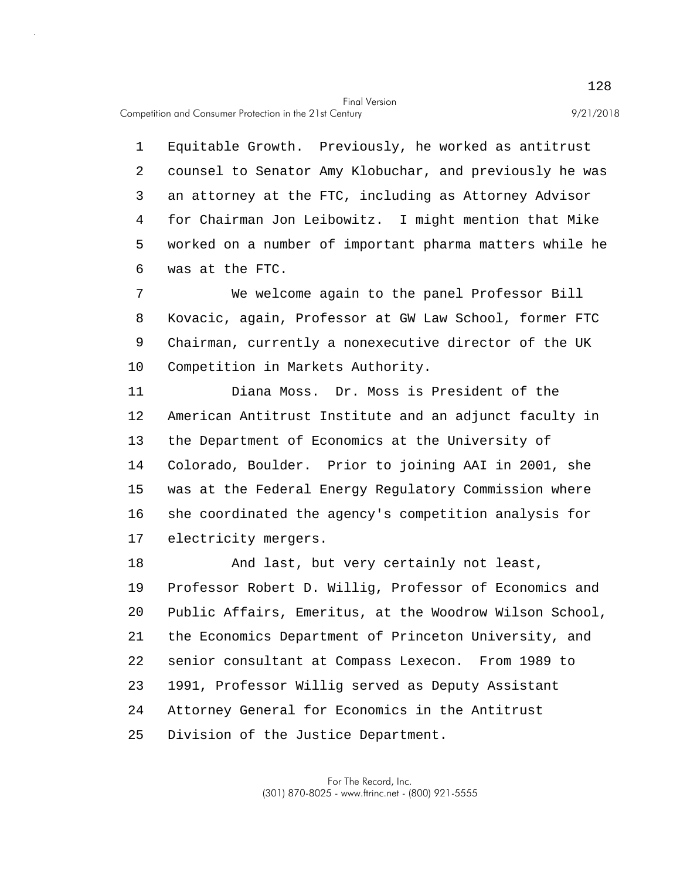Equitable Growth. Previously, he worked as antitrust counsel to Senator Amy Klobuchar, and previously he was an attorney at the FTC, including as Attorney Advisor for Chairman Jon Leibowitz. I might mention that Mike worked on a number of important pharma matters while he was at the FTC.

We welcome again to the panel Professor Bill Kovacic, again, Professor at GW Law School, former FTC Chairman, currently a nonexecutive director of the UK Competition in Markets Authority.

Diana Moss. Dr. Moss is President of the American Antitrust Institute and an adjunct faculty in the Department of Economics at the University of Colorado, Boulder. Prior to joining AAI in 2001, she was at the Federal Energy Regulatory Commission where she coordinated the agency's competition analysis for electricity mergers.

And last, but very certainly not least, Professor Robert D. Willig, Professor of Economics and Public Affairs, Emeritus, at the Woodrow Wilson School, the Economics Department of Princeton University, and senior consultant at Compass Lexecon. From 1989 to 1991, Professor Willig served as Deputy Assistant Attorney General for Economics in the Antitrust Division of the Justice Department.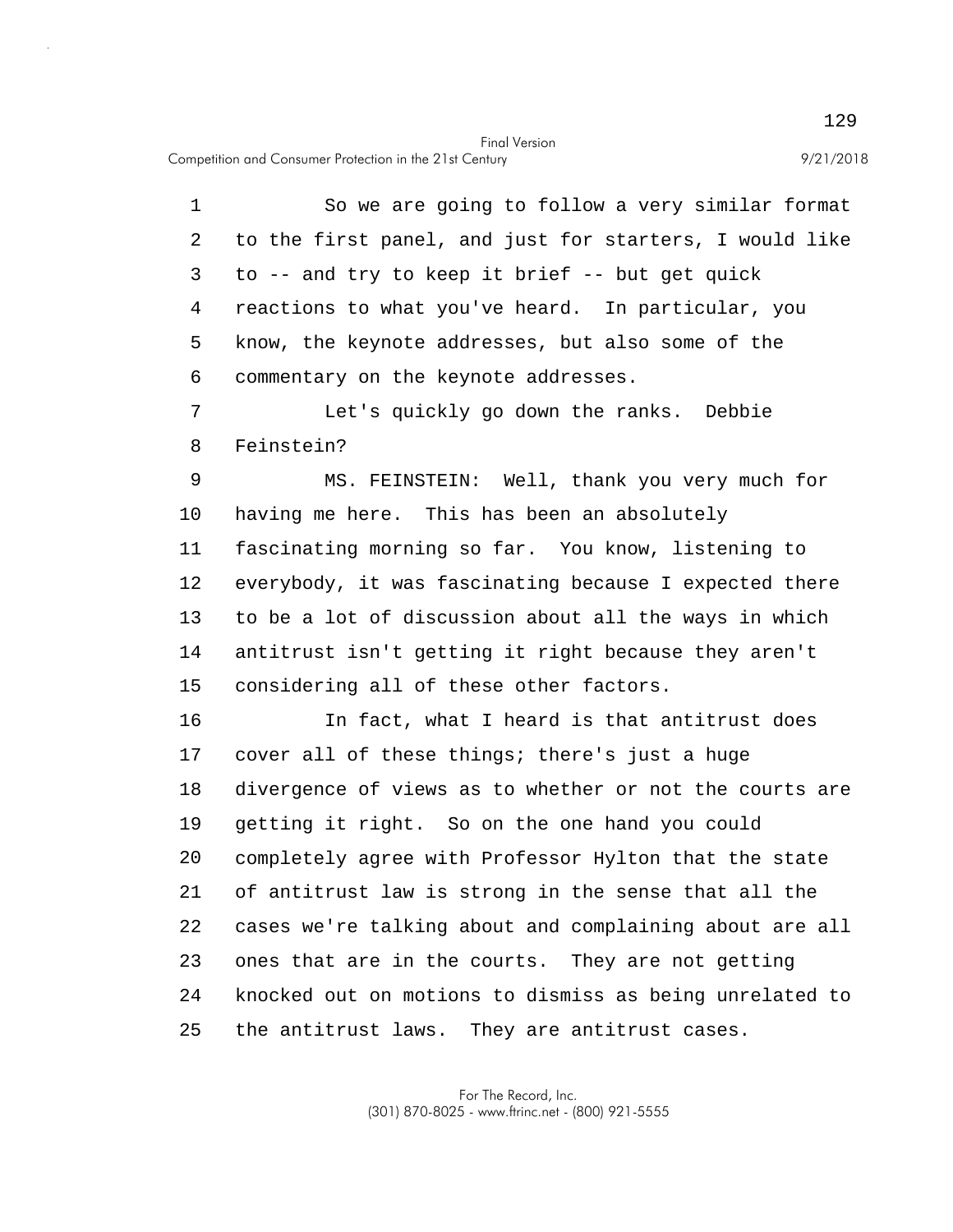So we are going to follow a very similar format to the first panel, and just for starters, I would like to -- and try to keep it brief -- but get quick reactions to what you've heard. In particular, you know, the keynote addresses, but also some of the commentary on the keynote addresses.

Let's quickly go down the ranks. Debbie Feinstein?

MS. FEINSTEIN: Well, thank you very much for having me here. This has been an absolutely fascinating morning so far. You know, listening to everybody, it was fascinating because I expected there to be a lot of discussion about all the ways in which antitrust isn't getting it right because they aren't considering all of these other factors.

In fact, what I heard is that antitrust does cover all of these things; there's just a huge divergence of views as to whether or not the courts are getting it right. So on the one hand you could completely agree with Professor Hylton that the state of antitrust law is strong in the sense that all the cases we're talking about and complaining about are all ones that are in the courts. They are not getting knocked out on motions to dismiss as being unrelated to the antitrust laws. They are antitrust cases.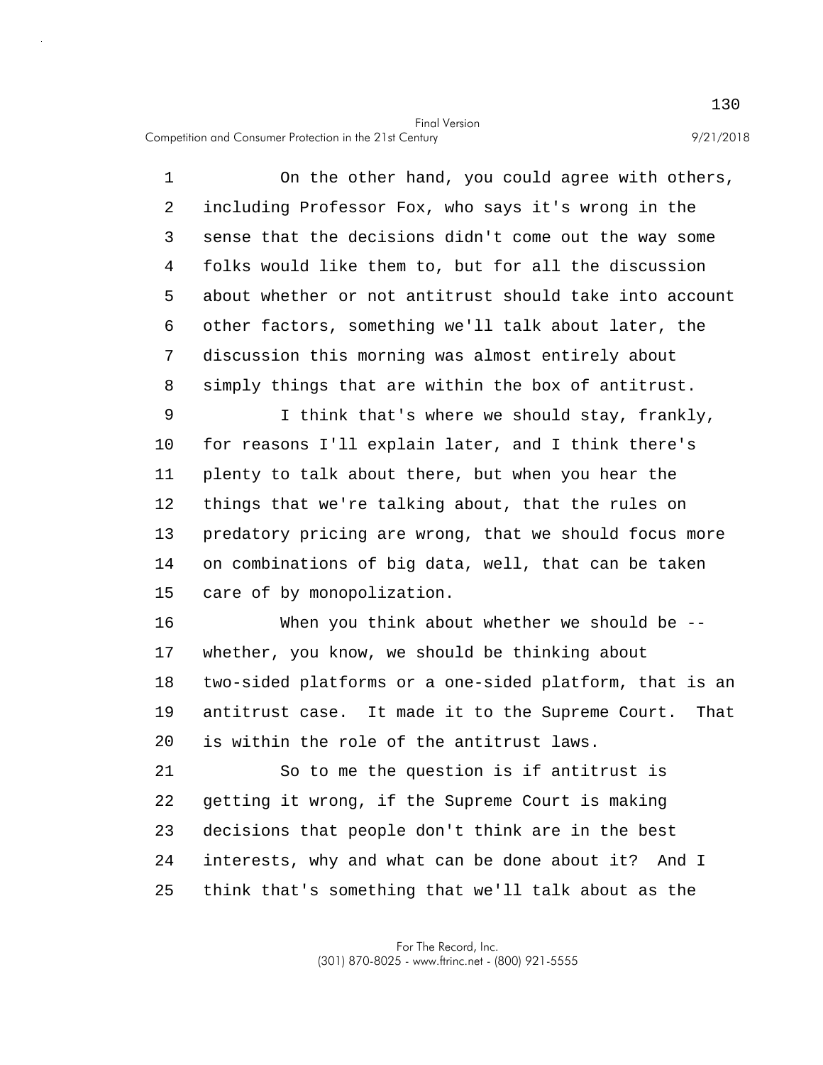On the other hand, you could agree with others, including Professor Fox, who says it's wrong in the sense that the decisions didn't come out the way some folks would like them to, but for all the discussion about whether or not antitrust should take into account other factors, something we'll talk about later, the discussion this morning was almost entirely about simply things that are within the box of antitrust.

I think that's where we should stay, frankly, for reasons I'll explain later, and I think there's plenty to talk about there, but when you hear the things that we're talking about, that the rules on predatory pricing are wrong, that we should focus more on combinations of big data, well, that can be taken care of by monopolization.

When you think about whether we should be -- whether, you know, we should be thinking about two-sided platforms or a one-sided platform, that is an antitrust case. It made it to the Supreme Court. That is within the role of the antitrust laws.

So to me the question is if antitrust is getting it wrong, if the Supreme Court is making decisions that people don't think are in the best interests, why and what can be done about it? And I think that's something that we'll talk about as the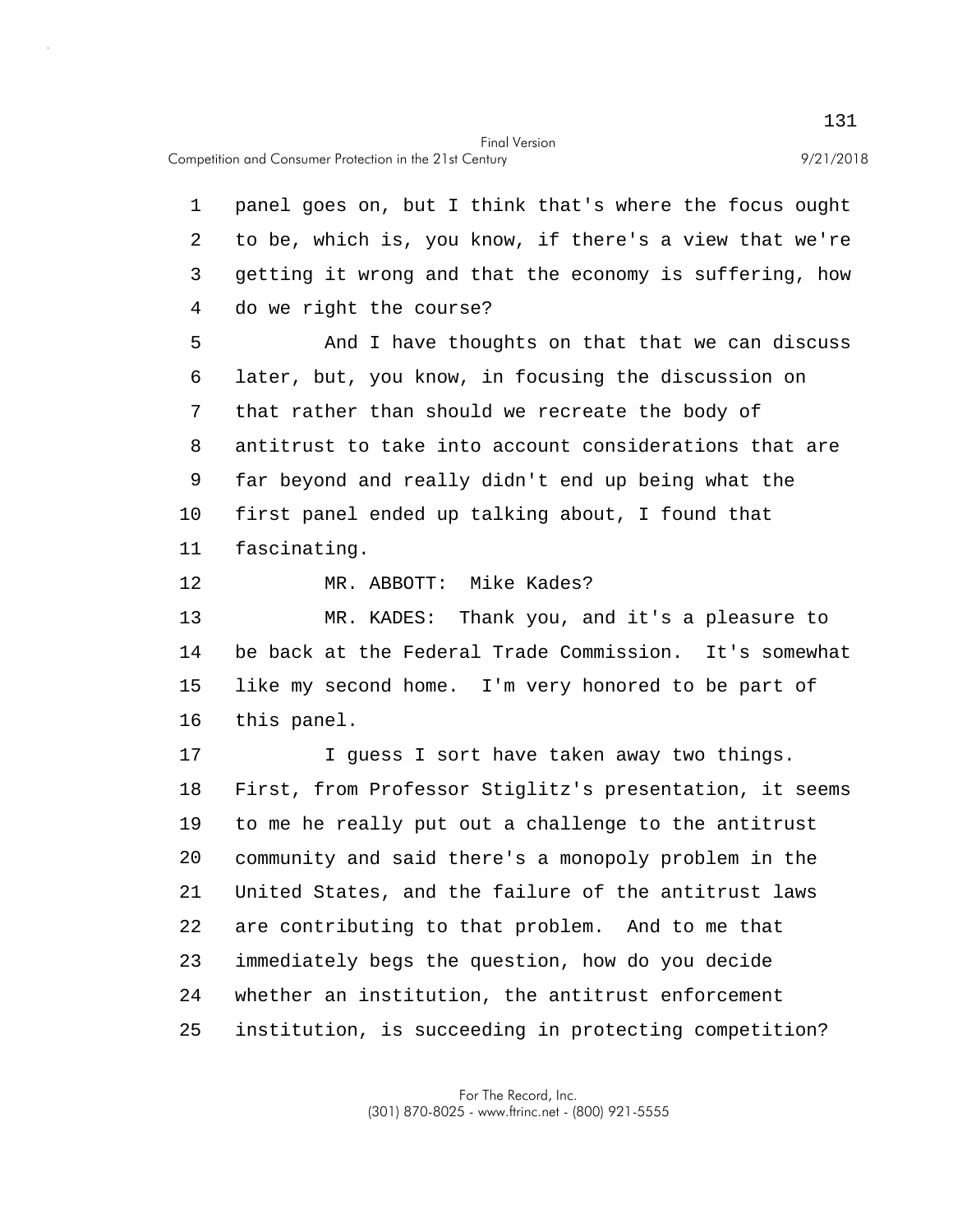panel goes on, but I think that's where the focus ought to be, which is, you know, if there's a view that we're getting it wrong and that the economy is suffering, how do we right the course?

And I have thoughts on that that we can discuss later, but, you know, in focusing the discussion on that rather than should we recreate the body of antitrust to take into account considerations that are far beyond and really didn't end up being what the first panel ended up talking about, I found that fascinating.

MR. ABBOTT: Mike Kades?

MR. KADES: Thank you, and it's a pleasure to be back at the Federal Trade Commission. It's somewhat like my second home. I'm very honored to be part of this panel.

I guess I sort have taken away two things. First, from Professor Stiglitz's presentation, it seems to me he really put out a challenge to the antitrust community and said there's a monopoly problem in the United States, and the failure of the antitrust laws are contributing to that problem. And to me that immediately begs the question, how do you decide whether an institution, the antitrust enforcement institution, is succeeding in protecting competition?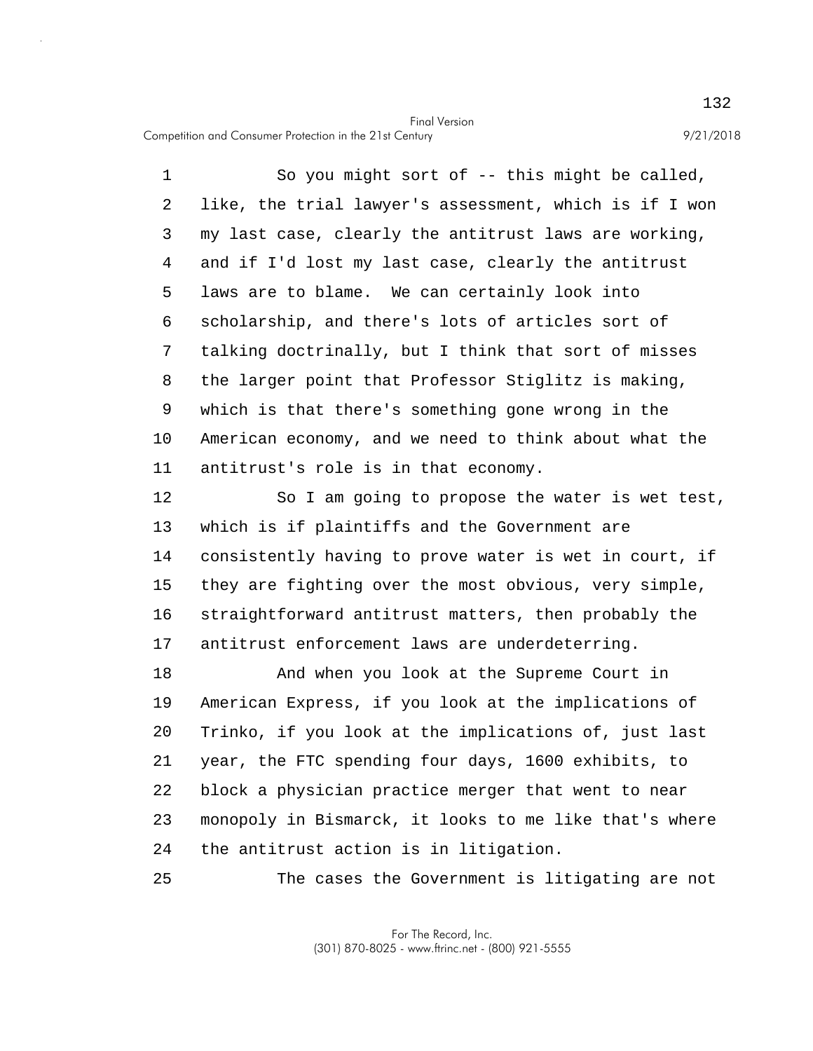So you might sort of -- this might be called, like, the trial lawyer's assessment, which is if I won my last case, clearly the antitrust laws are working, and if I'd lost my last case, clearly the antitrust laws are to blame. We can certainly look into scholarship, and there's lots of articles sort of talking doctrinally, but I think that sort of misses the larger point that Professor Stiglitz is making, which is that there's something gone wrong in the American economy, and we need to think about what the antitrust's role is in that economy.

So I am going to propose the water is wet test, which is if plaintiffs and the Government are consistently having to prove water is wet in court, if they are fighting over the most obvious, very simple, straightforward antitrust matters, then probably the antitrust enforcement laws are underdeterring.

And when you look at the Supreme Court in American Express, if you look at the implications of Trinko, if you look at the implications of, just last year, the FTC spending four days, 1600 exhibits, to block a physician practice merger that went to near monopoly in Bismarck, it looks to me like that's where the antitrust action is in litigation.

The cases the Government is litigating are not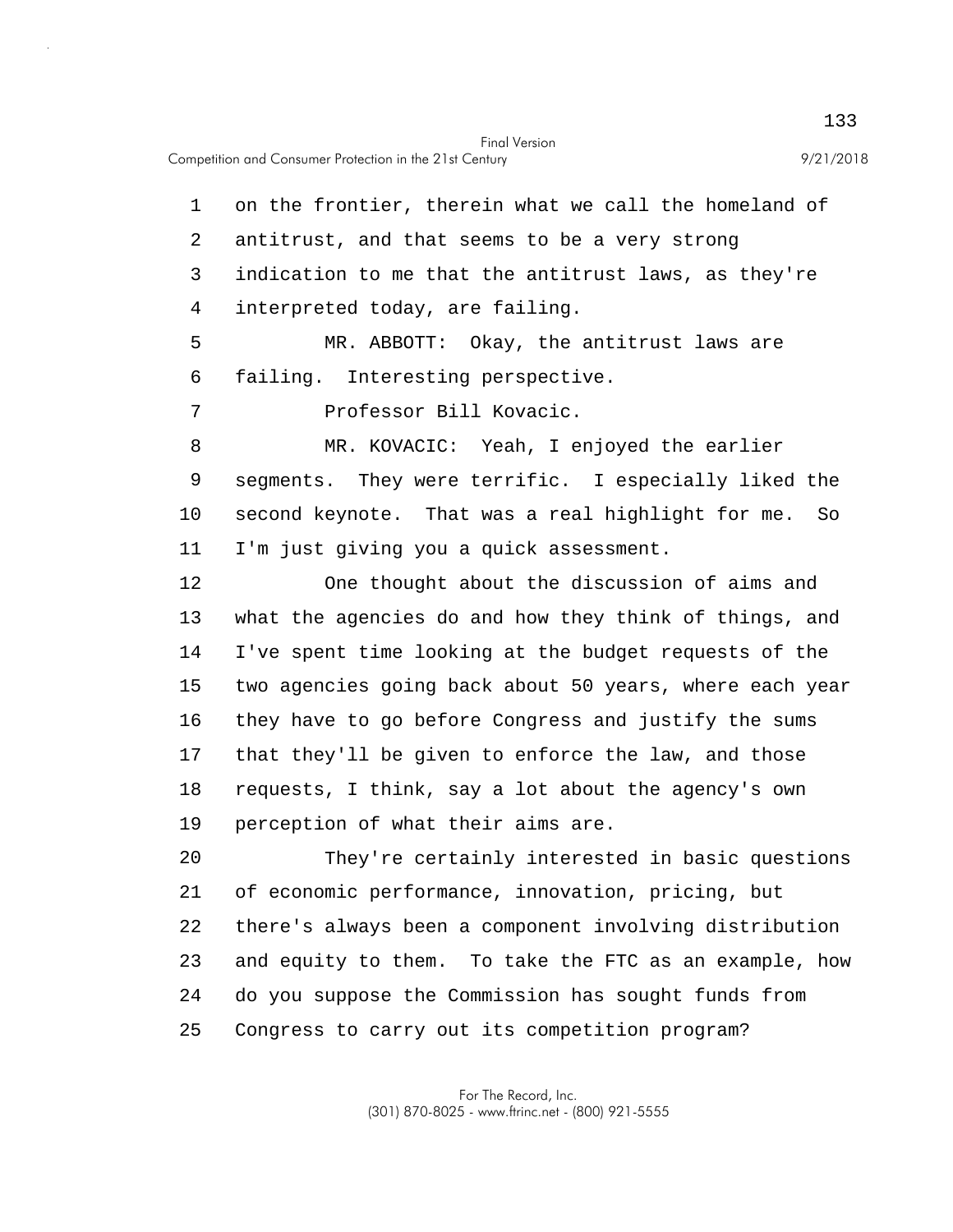on the frontier, therein what we call the homeland of antitrust, and that seems to be a very strong indication to me that the antitrust laws, as they're interpreted today, are failing.

MR. ABBOTT: Okay, the antitrust laws are failing. Interesting perspective.

Professor Bill Kovacic.

MR. KOVACIC: Yeah, I enjoyed the earlier segments. They were terrific. I especially liked the second keynote. That was a real highlight for me. So I'm just giving you a quick assessment.

One thought about the discussion of aims and what the agencies do and how they think of things, and I've spent time looking at the budget requests of the two agencies going back about 50 years, where each year they have to go before Congress and justify the sums that they'll be given to enforce the law, and those requests, I think, say a lot about the agency's own perception of what their aims are.

They're certainly interested in basic questions of economic performance, innovation, pricing, but there's always been a component involving distribution and equity to them. To take the FTC as an example, how do you suppose the Commission has sought funds from Congress to carry out its competition program?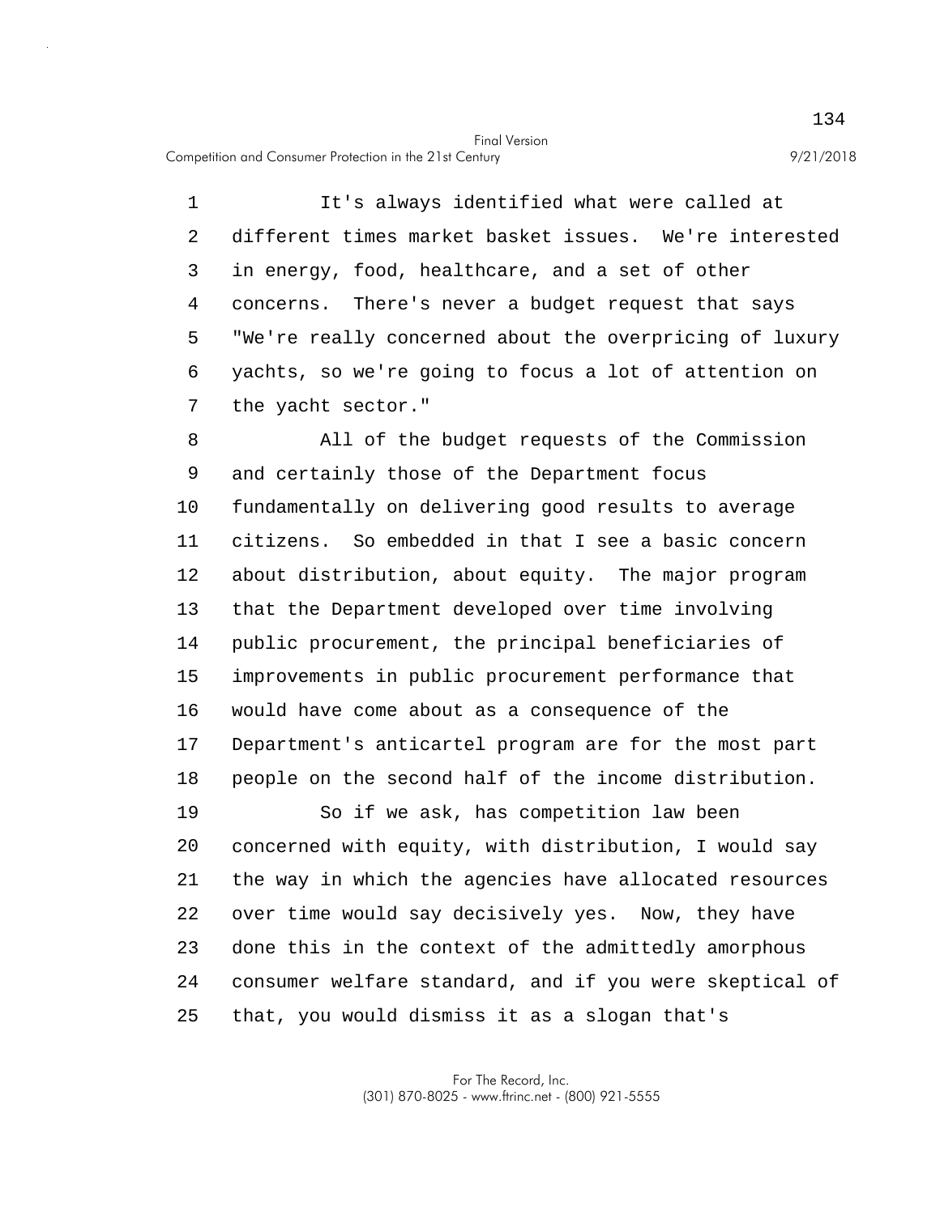It's always identified what were called at different times market basket issues. We're interested in energy, food, healthcare, and a set of other concerns. There's never a budget request that says "We're really concerned about the overpricing of luxury yachts, so we're going to focus a lot of attention on the yacht sector."

All of the budget requests of the Commission and certainly those of the Department focus fundamentally on delivering good results to average citizens. So embedded in that I see a basic concern about distribution, about equity. The major program that the Department developed over time involving public procurement, the principal beneficiaries of improvements in public procurement performance that would have come about as a consequence of the Department's anticartel program are for the most part people on the second half of the income distribution.

So if we ask, has competition law been concerned with equity, with distribution, I would say the way in which the agencies have allocated resources over time would say decisively yes. Now, they have done this in the context of the admittedly amorphous consumer welfare standard, and if you were skeptical of that, you would dismiss it as a slogan that's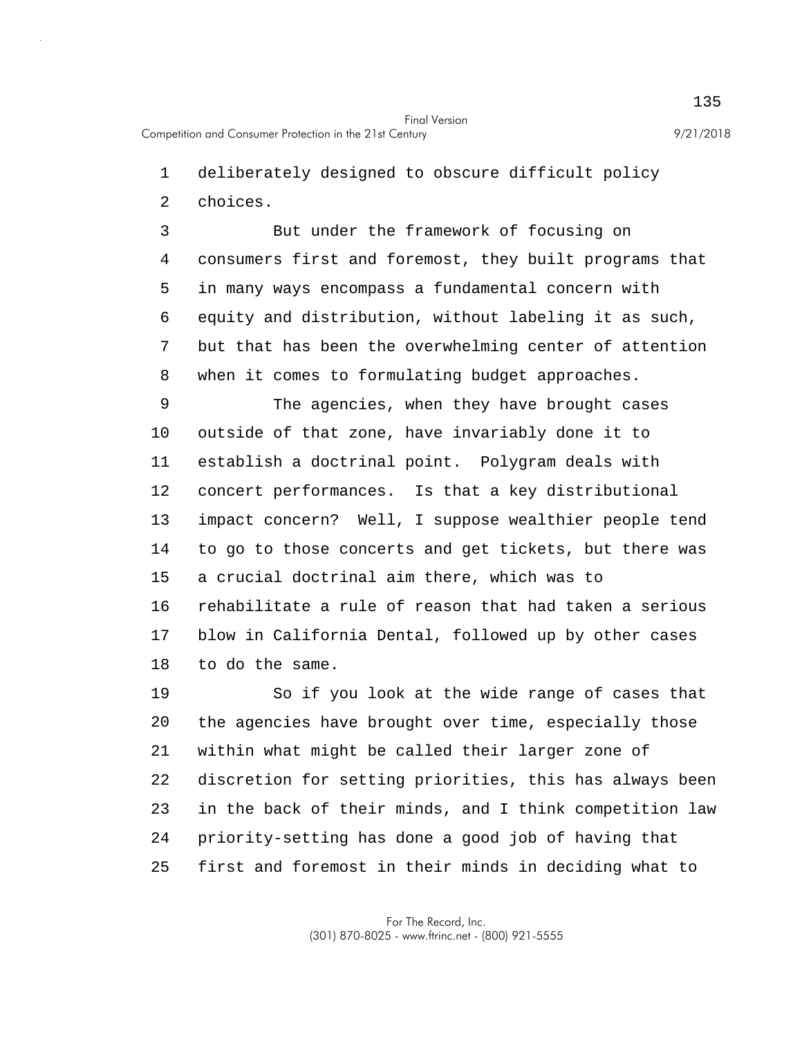deliberately designed to obscure difficult policy choices.

But under the framework of focusing on consumers first and foremost, they built programs that in many ways encompass a fundamental concern with equity and distribution, without labeling it as such, but that has been the overwhelming center of attention when it comes to formulating budget approaches.

The agencies, when they have brought cases outside of that zone, have invariably done it to establish a doctrinal point. Polygram deals with concert performances. Is that a key distributional impact concern? Well, I suppose wealthier people tend to go to those concerts and get tickets, but there was a crucial doctrinal aim there, which was to rehabilitate a rule of reason that had taken a serious blow in California Dental, followed up by other cases to do the same.

So if you look at the wide range of cases that the agencies have brought over time, especially those within what might be called their larger zone of discretion for setting priorities, this has always been in the back of their minds, and I think competition law priority-setting has done a good job of having that first and foremost in their minds in deciding what to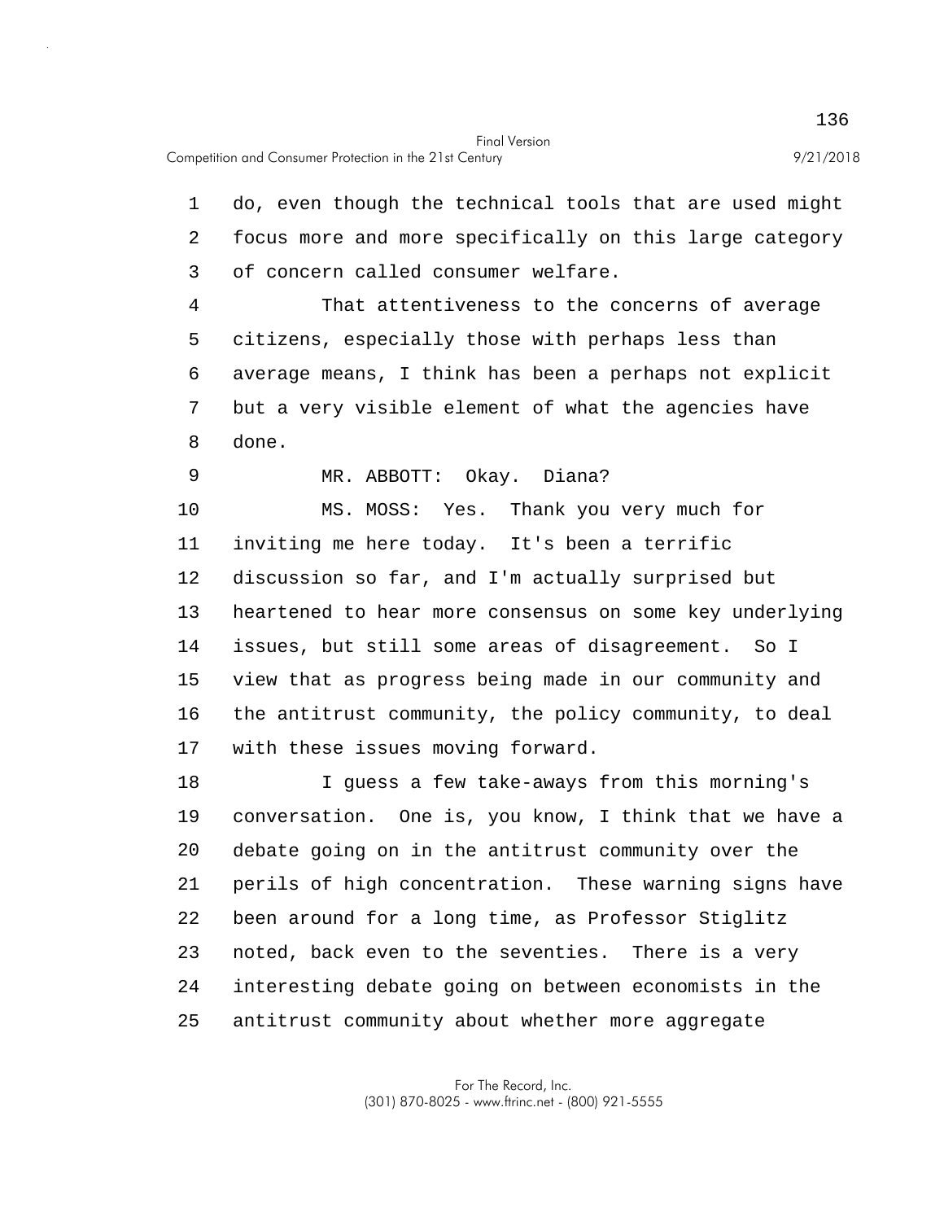do, even though the technical tools that are used might focus more and more specifically on this large category of concern called consumer welfare.

That attentiveness to the concerns of average citizens, especially those with perhaps less than average means, I think has been a perhaps not explicit but a very visible element of what the agencies have done.

MR. ABBOTT: Okay. Diana?

MS. MOSS: Yes. Thank you very much for inviting me here today. It's been a terrific discussion so far, and I'm actually surprised but heartened to hear more consensus on some key underlying issues, but still some areas of disagreement. So I view that as progress being made in our community and the antitrust community, the policy community, to deal with these issues moving forward.

I guess a few take-aways from this morning's conversation. One is, you know, I think that we have a debate going on in the antitrust community over the perils of high concentration. These warning signs have been around for a long time, as Professor Stiglitz noted, back even to the seventies. There is a very interesting debate going on between economists in the antitrust community about whether more aggregate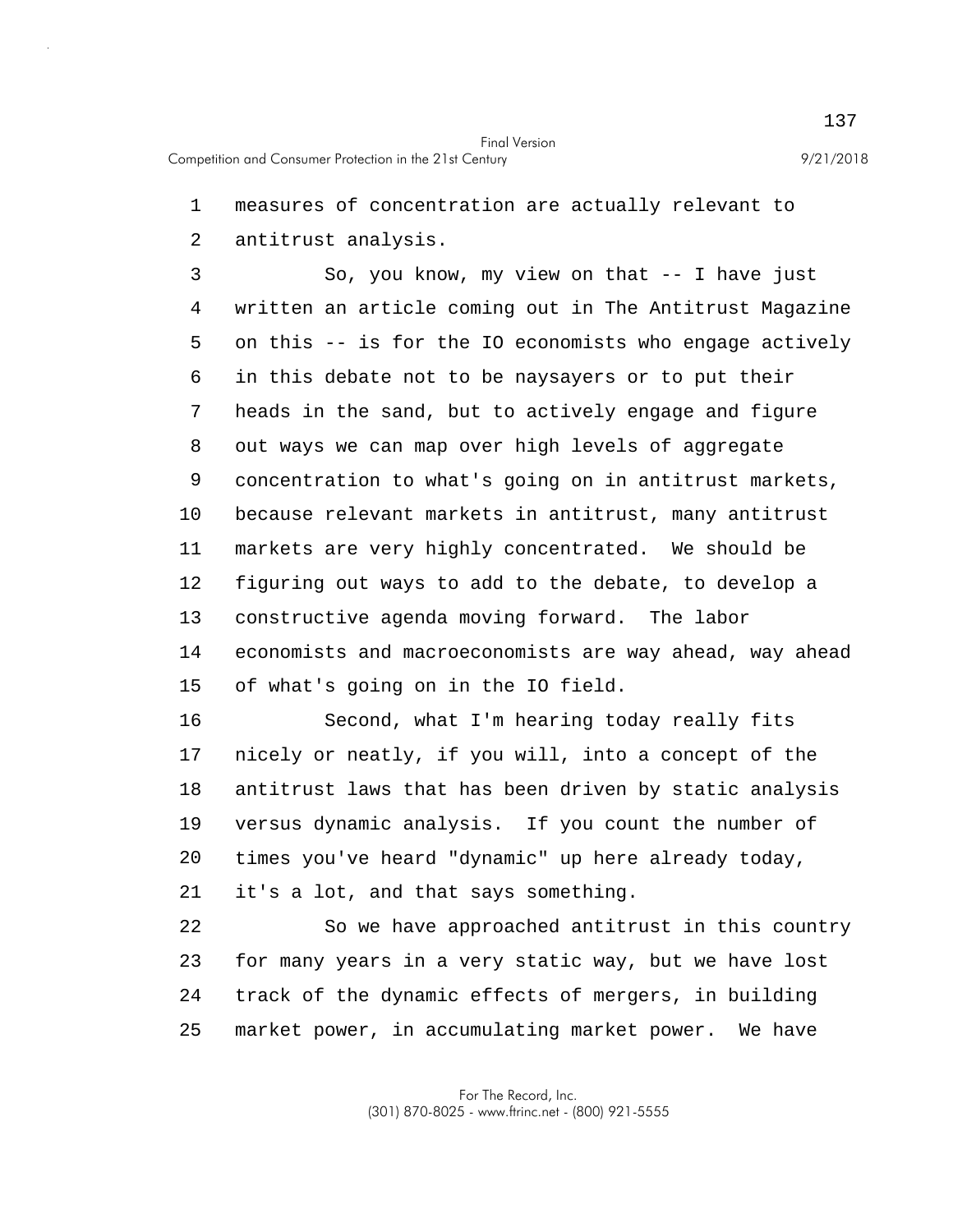measures of concentration are actually relevant to antitrust analysis.

So, you know, my view on that -- I have just written an article coming out in The Antitrust Magazine on this -- is for the IO economists who engage actively in this debate not to be naysayers or to put their heads in the sand, but to actively engage and figure out ways we can map over high levels of aggregate concentration to what's going on in antitrust markets, because relevant markets in antitrust, many antitrust markets are very highly concentrated. We should be figuring out ways to add to the debate, to develop a constructive agenda moving forward. The labor economists and macroeconomists are way ahead, way ahead of what's going on in the IO field.

Second, what I'm hearing today really fits nicely or neatly, if you will, into a concept of the antitrust laws that has been driven by static analysis versus dynamic analysis. If you count the number of times you've heard "dynamic" up here already today, it's a lot, and that says something.

So we have approached antitrust in this country for many years in a very static way, but we have lost track of the dynamic effects of mergers, in building market power, in accumulating market power. We have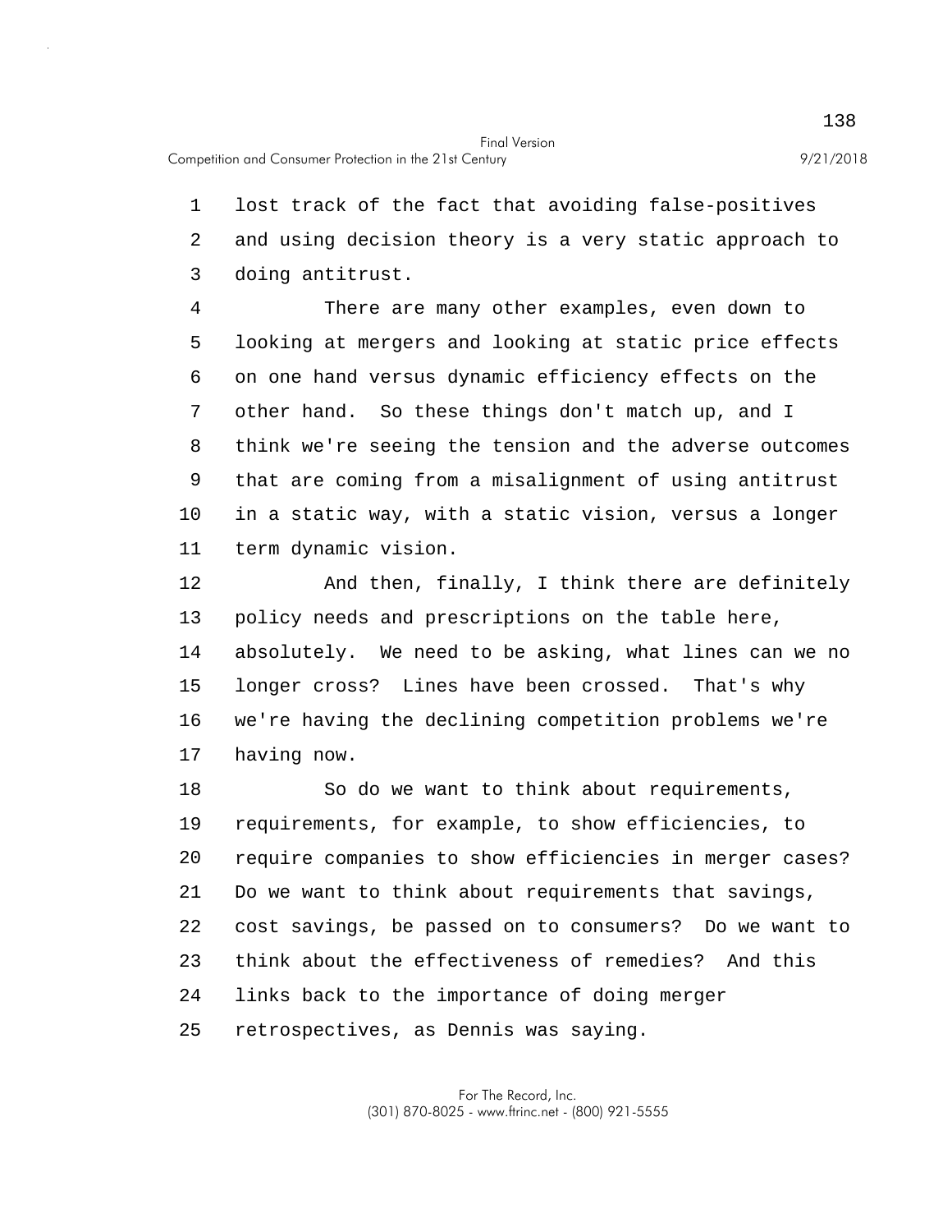lost track of the fact that avoiding false-positives and using decision theory is a very static approach to doing antitrust.

There are many other examples, even down to looking at mergers and looking at static price effects on one hand versus dynamic efficiency effects on the other hand. So these things don't match up, and I think we're seeing the tension and the adverse outcomes that are coming from a misalignment of using antitrust in a static way, with a static vision, versus a longer term dynamic vision.

And then, finally, I think there are definitely policy needs and prescriptions on the table here, absolutely. We need to be asking, what lines can we no longer cross? Lines have been crossed. That's why we're having the declining competition problems we're having now.

So do we want to think about requirements, requirements, for example, to show efficiencies, to require companies to show efficiencies in merger cases? Do we want to think about requirements that savings, cost savings, be passed on to consumers? Do we want to think about the effectiveness of remedies? And this links back to the importance of doing merger retrospectives, as Dennis was saying.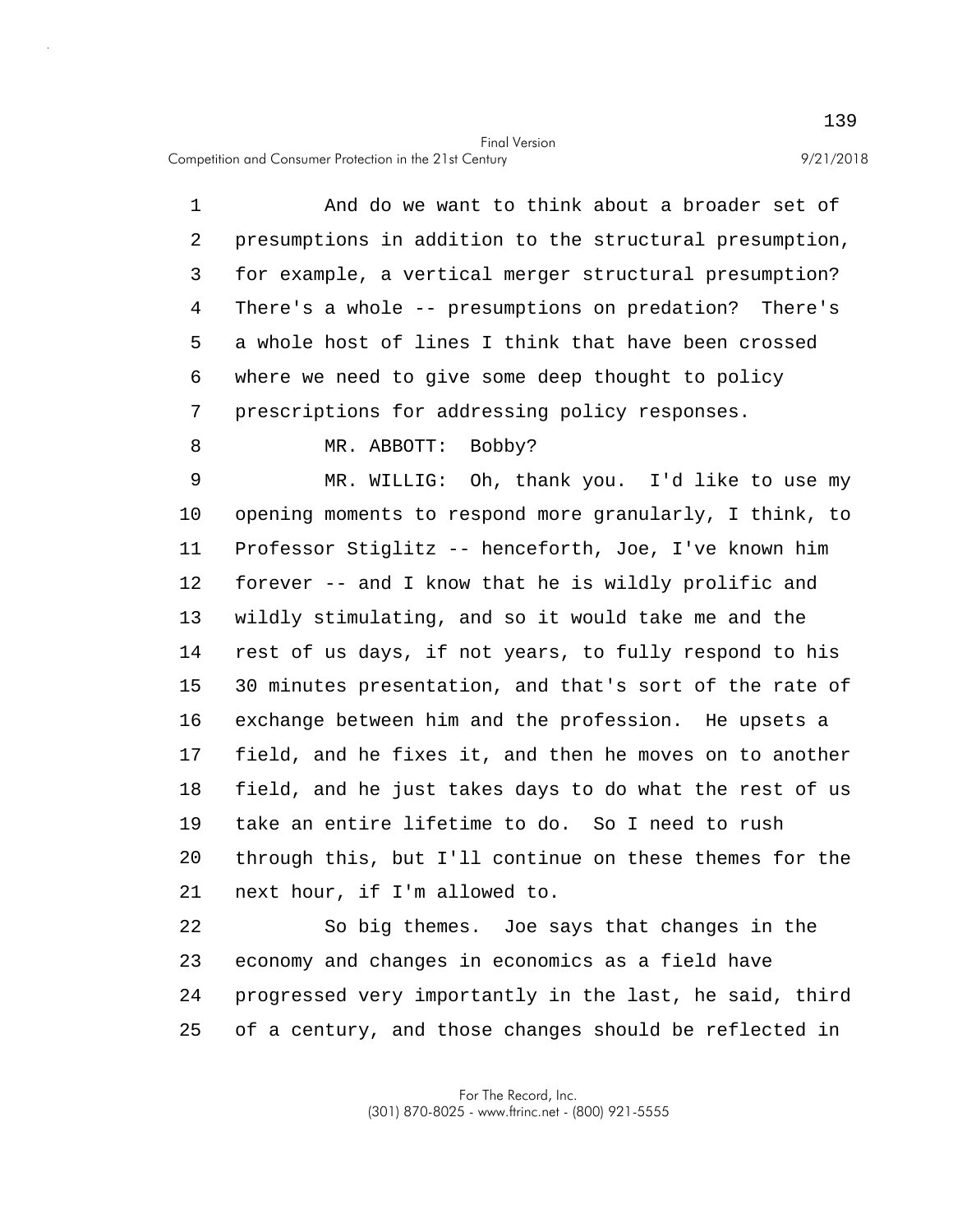And do we want to think about a broader set of presumptions in addition to the structural presumption, for example, a vertical merger structural presumption? There's a whole -- presumptions on predation? There's a whole host of lines I think that have been crossed where we need to give some deep thought to policy prescriptions for addressing policy responses.

MR. ABBOTT: Bobby?

MR. WILLIG: Oh, thank you. I'd like to use my opening moments to respond more granularly, I think, to Professor Stiglitz -- henceforth, Joe, I've known him forever -- and I know that he is wildly prolific and wildly stimulating, and so it would take me and the rest of us days, if not years, to fully respond to his 30 minutes presentation, and that's sort of the rate of exchange between him and the profession. He upsets a field, and he fixes it, and then he moves on to another field, and he just takes days to do what the rest of us take an entire lifetime to do. So I need to rush through this, but I'll continue on these themes for the next hour, if I'm allowed to.

So big themes. Joe says that changes in the economy and changes in economics as a field have progressed very importantly in the last, he said, third of a century, and those changes should be reflected in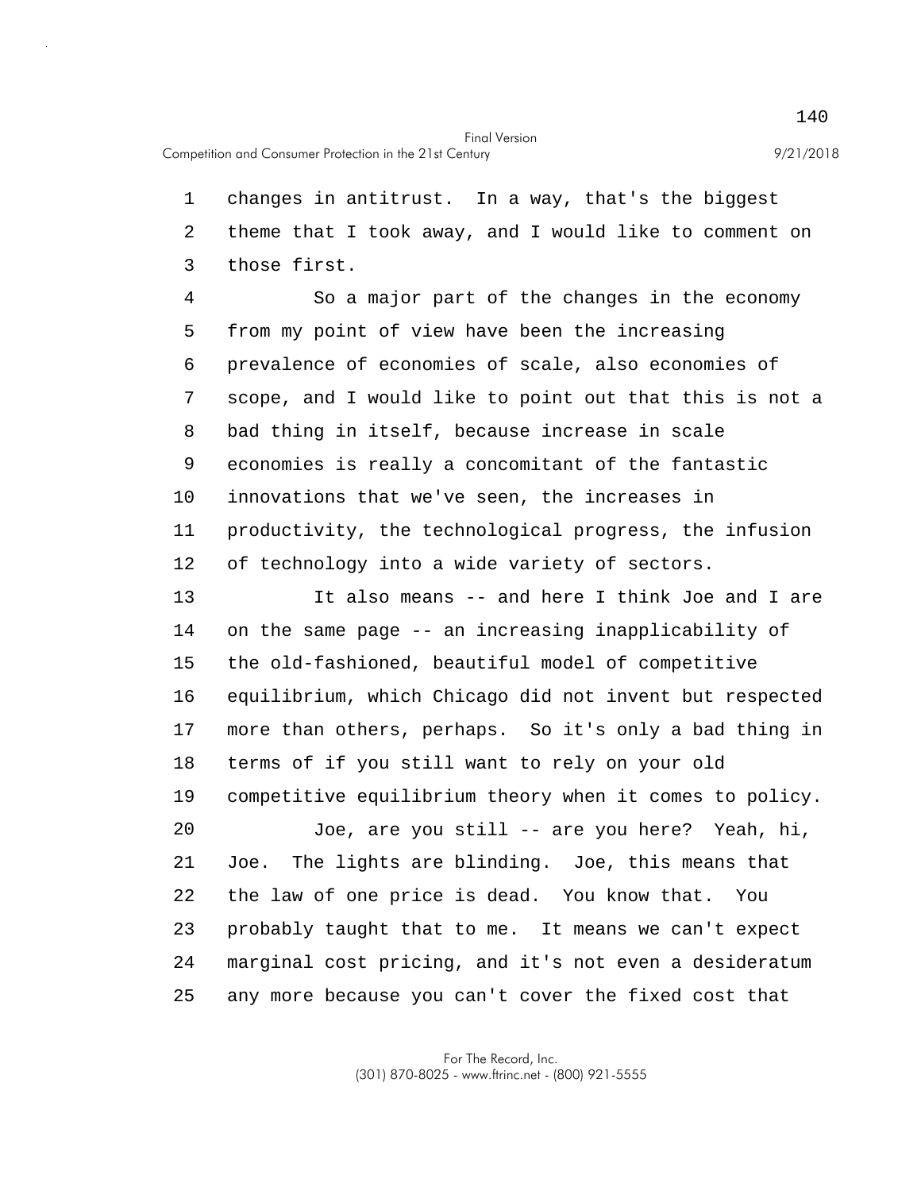changes in antitrust. In a way, that's the biggest theme that I took away, and I would like to comment on those first.

So a major part of the changes in the economy from my point of view have been the increasing prevalence of economies of scale, also economies of scope, and I would like to point out that this is not a bad thing in itself, because increase in scale economies is really a concomitant of the fantastic innovations that we've seen, the increases in productivity, the technological progress, the infusion of technology into a wide variety of sectors.

It also means -- and here I think Joe and I are on the same page -- an increasing inapplicability of the old-fashioned, beautiful model of competitive equilibrium, which Chicago did not invent but respected more than others, perhaps. So it's only a bad thing in terms of if you still want to rely on your old competitive equilibrium theory when it comes to policy.

Joe, are you still -- are you here? Yeah, hi, Joe. The lights are blinding. Joe, this means that the law of one price is dead. You know that. You probably taught that to me. It means we can't expect marginal cost pricing, and it's not even a desideratum any more because you can't cover the fixed cost that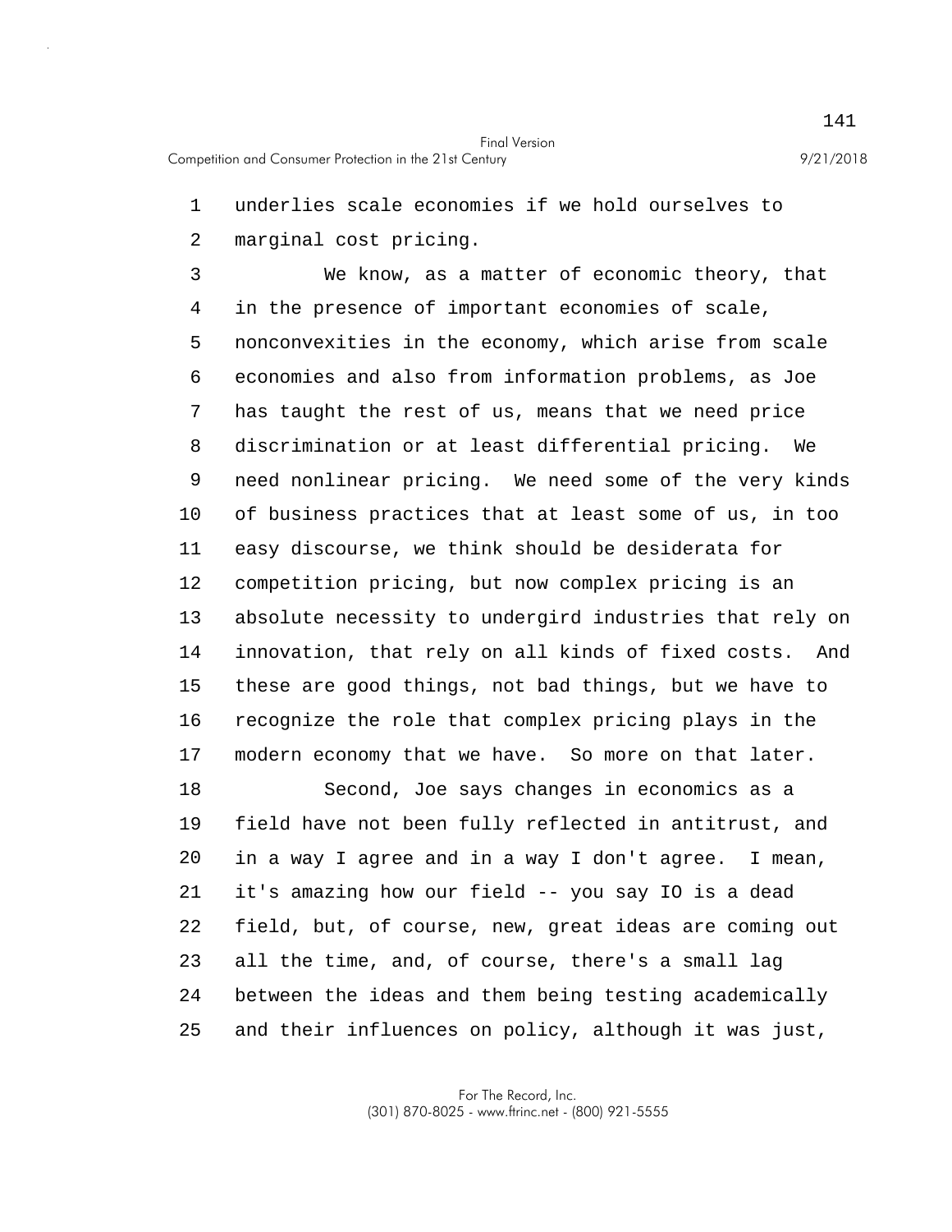underlies scale economies if we hold ourselves to marginal cost pricing.

We know, as a matter of economic theory, that in the presence of important economies of scale, nonconvexities in the economy, which arise from scale economies and also from information problems, as Joe has taught the rest of us, means that we need price discrimination or at least differential pricing. We need nonlinear pricing. We need some of the very kinds of business practices that at least some of us, in too easy discourse, we think should be desiderata for competition pricing, but now complex pricing is an absolute necessity to undergird industries that rely on innovation, that rely on all kinds of fixed costs. And these are good things, not bad things, but we have to recognize the role that complex pricing plays in the modern economy that we have. So more on that later.

Second, Joe says changes in economics as a field have not been fully reflected in antitrust, and in a way I agree and in a way I don't agree. I mean, it's amazing how our field -- you say IO is a dead field, but, of course, new, great ideas are coming out all the time, and, of course, there's a small lag between the ideas and them being testing academically and their influences on policy, although it was just,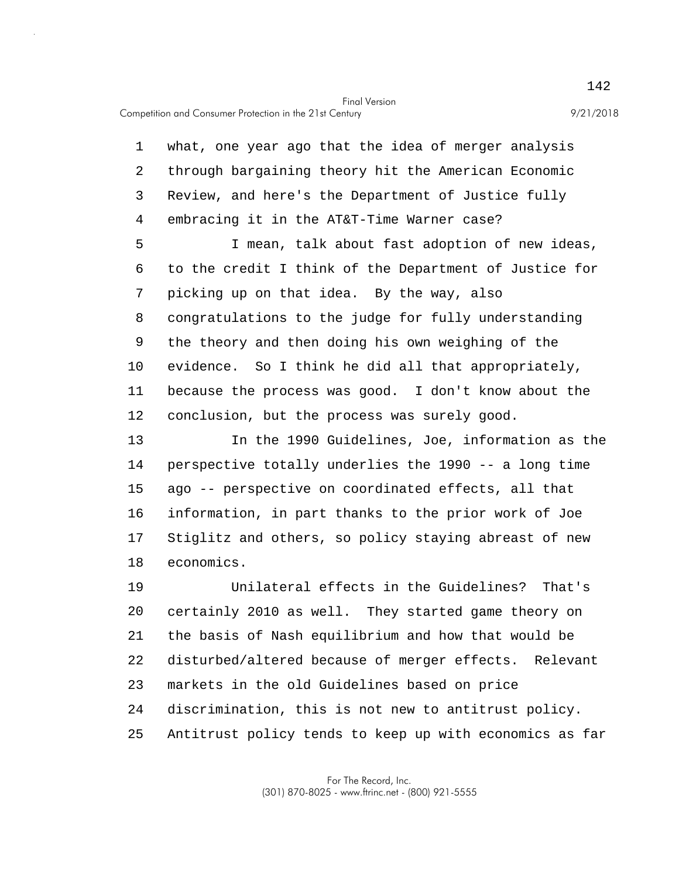what, one year ago that the idea of merger analysis through bargaining theory hit the American Economic Review, and here's the Department of Justice fully embracing it in the AT&T-Time Warner case?

I mean, talk about fast adoption of new ideas, to the credit I think of the Department of Justice for picking up on that idea. By the way, also congratulations to the judge for fully understanding the theory and then doing his own weighing of the evidence. So I think he did all that appropriately, because the process was good. I don't know about the conclusion, but the process was surely good.

In the 1990 Guidelines, Joe, information as the perspective totally underlies the 1990 -- a long time ago -- perspective on coordinated effects, all that information, in part thanks to the prior work of Joe Stiglitz and others, so policy staying abreast of new economics.

Unilateral effects in the Guidelines? That's certainly 2010 as well. They started game theory on the basis of Nash equilibrium and how that would be disturbed/altered because of merger effects. Relevant markets in the old Guidelines based on price discrimination, this is not new to antitrust policy. Antitrust policy tends to keep up with economics as far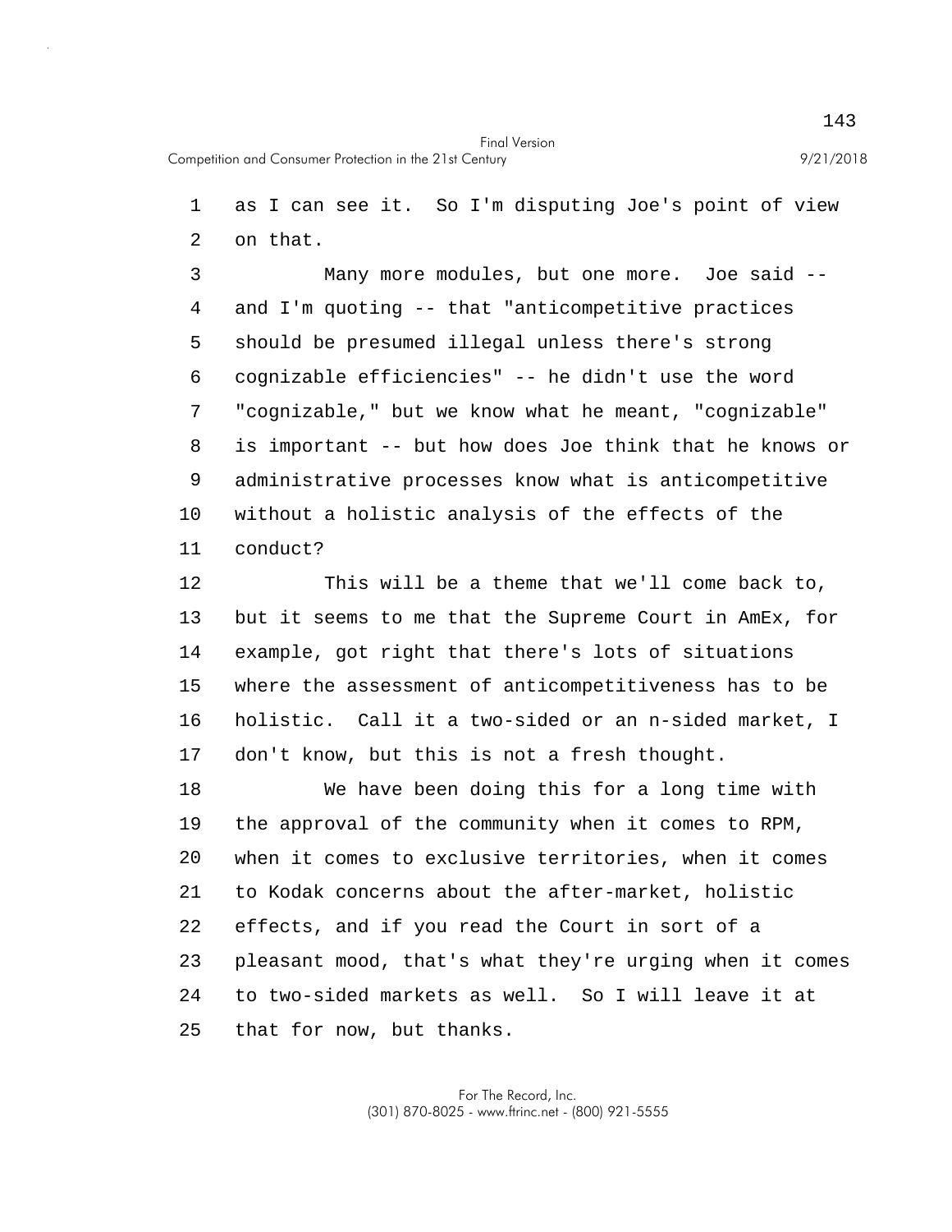as I can see it. So I'm disputing Joe's point of view on that.

Many more modules, but one more. Joe said -- and I'm quoting -- that "anticompetitive practices should be presumed illegal unless there's strong cognizable efficiencies" -- he didn't use the word "cognizable," but we know what he meant, "cognizable" is important -- but how does Joe think that he knows or administrative processes know what is anticompetitive without a holistic analysis of the effects of the conduct?

This will be a theme that we'll come back to, but it seems to me that the Supreme Court in AmEx, for example, got right that there's lots of situations where the assessment of anticompetitiveness has to be holistic. Call it a two-sided or an n-sided market, I don't know, but this is not a fresh thought.

We have been doing this for a long time with the approval of the community when it comes to RPM, when it comes to exclusive territories, when it comes to Kodak concerns about the after-market, holistic effects, and if you read the Court in sort of a pleasant mood, that's what they're urging when it comes to two-sided markets as well. So I will leave it at that for now, but thanks.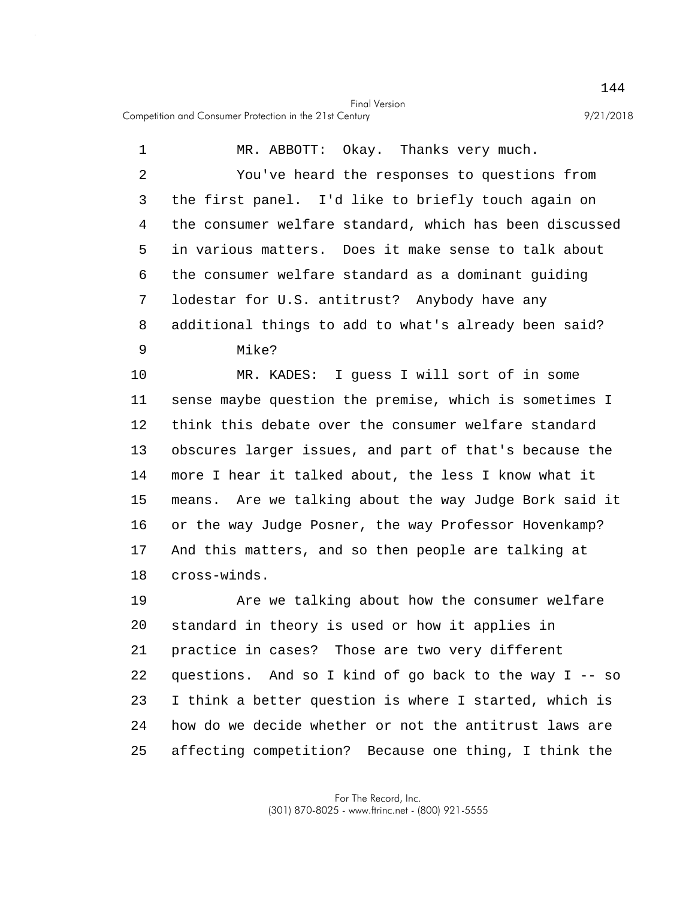MR. ABBOTT: Okay. Thanks very much.

You've heard the responses to questions from the first panel. I'd like to briefly touch again on the consumer welfare standard, which has been discussed in various matters. Does it make sense to talk about the consumer welfare standard as a dominant guiding lodestar for U.S. antitrust? Anybody have any additional things to add to what's already been said?

Mike?

MR. KADES: I guess I will sort of in some sense maybe question the premise, which is sometimes I think this debate over the consumer welfare standard obscures larger issues, and part of that's because the more I hear it talked about, the less I know what it means. Are we talking about the way Judge Bork said it or the way Judge Posner, the way Professor Hovenkamp? And this matters, and so then people are talking at cross-winds.

Are we talking about how the consumer welfare standard in theory is used or how it applies in practice in cases? Those are two very different questions. And so I kind of go back to the way I -- so I think a better question is where I started, which is how do we decide whether or not the antitrust laws are affecting competition? Because one thing, I think the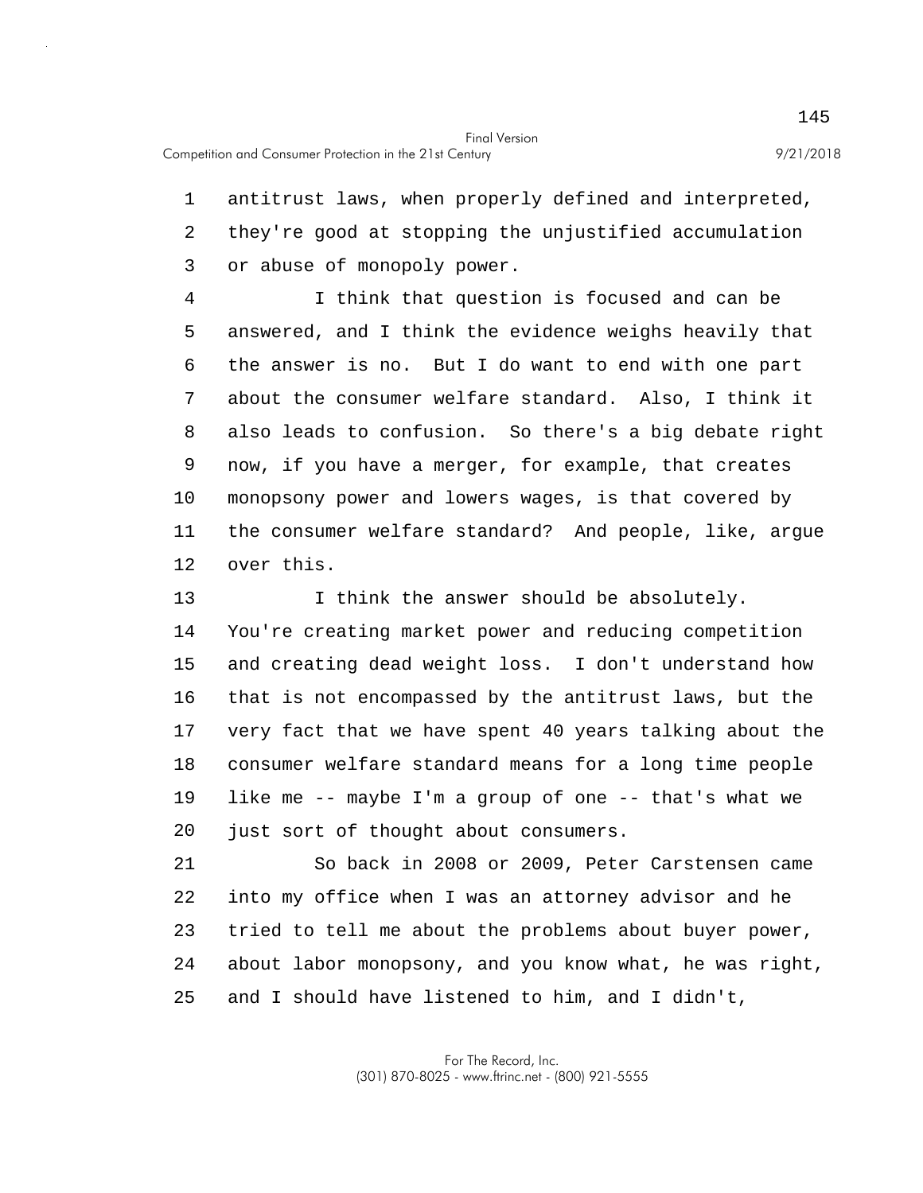antitrust laws, when properly defined and interpreted, they're good at stopping the unjustified accumulation or abuse of monopoly power.

I think that question is focused and can be answered, and I think the evidence weighs heavily that the answer is no. But I do want to end with one part about the consumer welfare standard. Also, I think it also leads to confusion. So there's a big debate right now, if you have a merger, for example, that creates monopsony power and lowers wages, is that covered by the consumer welfare standard? And people, like, argue over this.

I think the answer should be absolutely. You're creating market power and reducing competition and creating dead weight loss. I don't understand how that is not encompassed by the antitrust laws, but the very fact that we have spent 40 years talking about the consumer welfare standard means for a long time people like me -- maybe I'm a group of one -- that's what we just sort of thought about consumers.

So back in 2008 or 2009, Peter Carstensen came into my office when I was an attorney advisor and he tried to tell me about the problems about buyer power, about labor monopsony, and you know what, he was right, and I should have listened to him, and I didn't,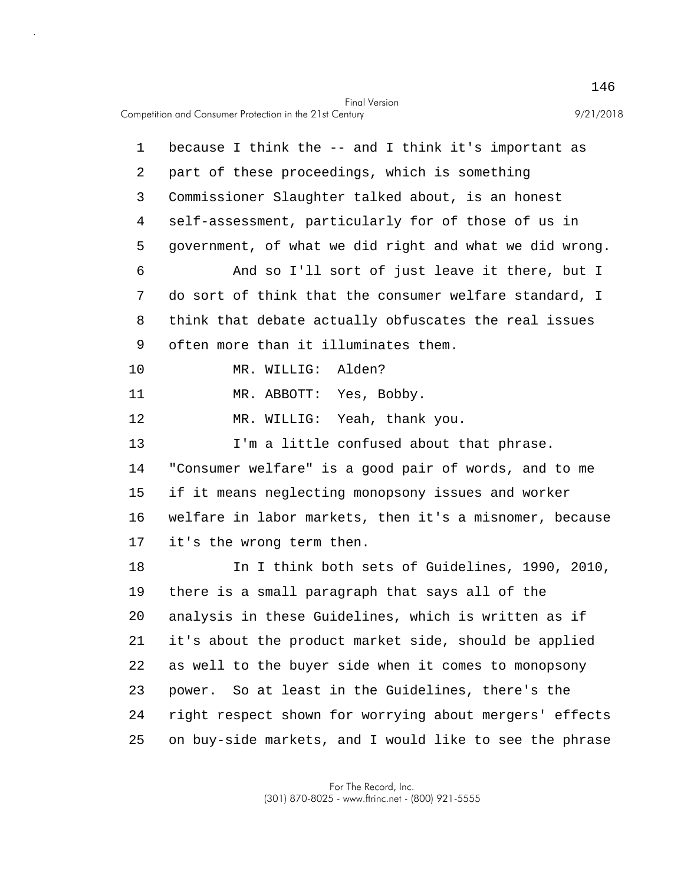because I think the -- and I think it's important as part of these proceedings, which is something Commissioner Slaughter talked about, is an honest self-assessment, particularly for of those of us in government, of what we did right and what we did wrong.

And so I'll sort of just leave it there, but I do sort of think that the consumer welfare standard, I think that debate actually obfuscates the real issues often more than it illuminates them.

MR. WILLIG: Alden?

MR. ABBOTT: Yes, Bobby.

MR. WILLIG: Yeah, thank you.

I'm a little confused about that phrase. "Consumer welfare" is a good pair of words, and to me if it means neglecting monopsony issues and worker welfare in labor markets, then it's a misnomer, because it's the wrong term then.

In I think both sets of Guidelines, 1990, 2010, there is a small paragraph that says all of the analysis in these Guidelines, which is written as if it's about the product market side, should be applied as well to the buyer side when it comes to monopsony power. So at least in the Guidelines, there's the right respect shown for worrying about mergers' effects on buy-side markets, and I would like to see the phrase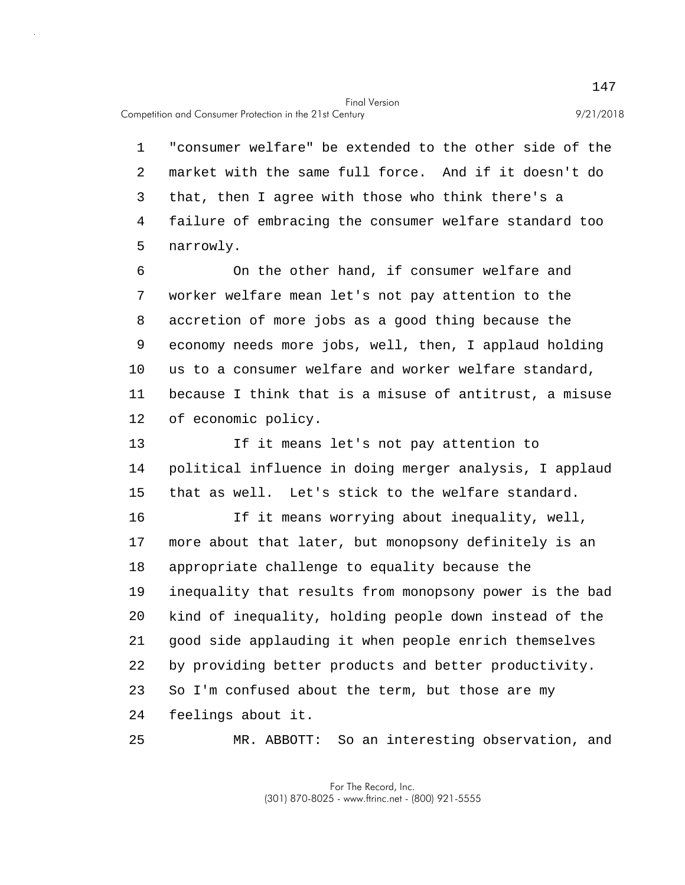"consumer welfare" be extended to the other side of the market with the same full force. And if it doesn't do that, then I agree with those who think there's a failure of embracing the consumer welfare standard too narrowly.

On the other hand, if consumer welfare and worker welfare mean let's not pay attention to the accretion of more jobs as a good thing because the economy needs more jobs, well, then, I applaud holding us to a consumer welfare and worker welfare standard, because I think that is a misuse of antitrust, a misuse of economic policy.

If it means let's not pay attention to political influence in doing merger analysis, I applaud that as well. Let's stick to the welfare standard.

If it means worrying about inequality, well, more about that later, but monopsony definitely is an appropriate challenge to equality because the inequality that results from monopsony power is the bad kind of inequality, holding people down instead of the good side applauding it when people enrich themselves by providing better products and better productivity. So I'm confused about the term, but those are my feelings about it.

MR. ABBOTT: So an interesting observation, and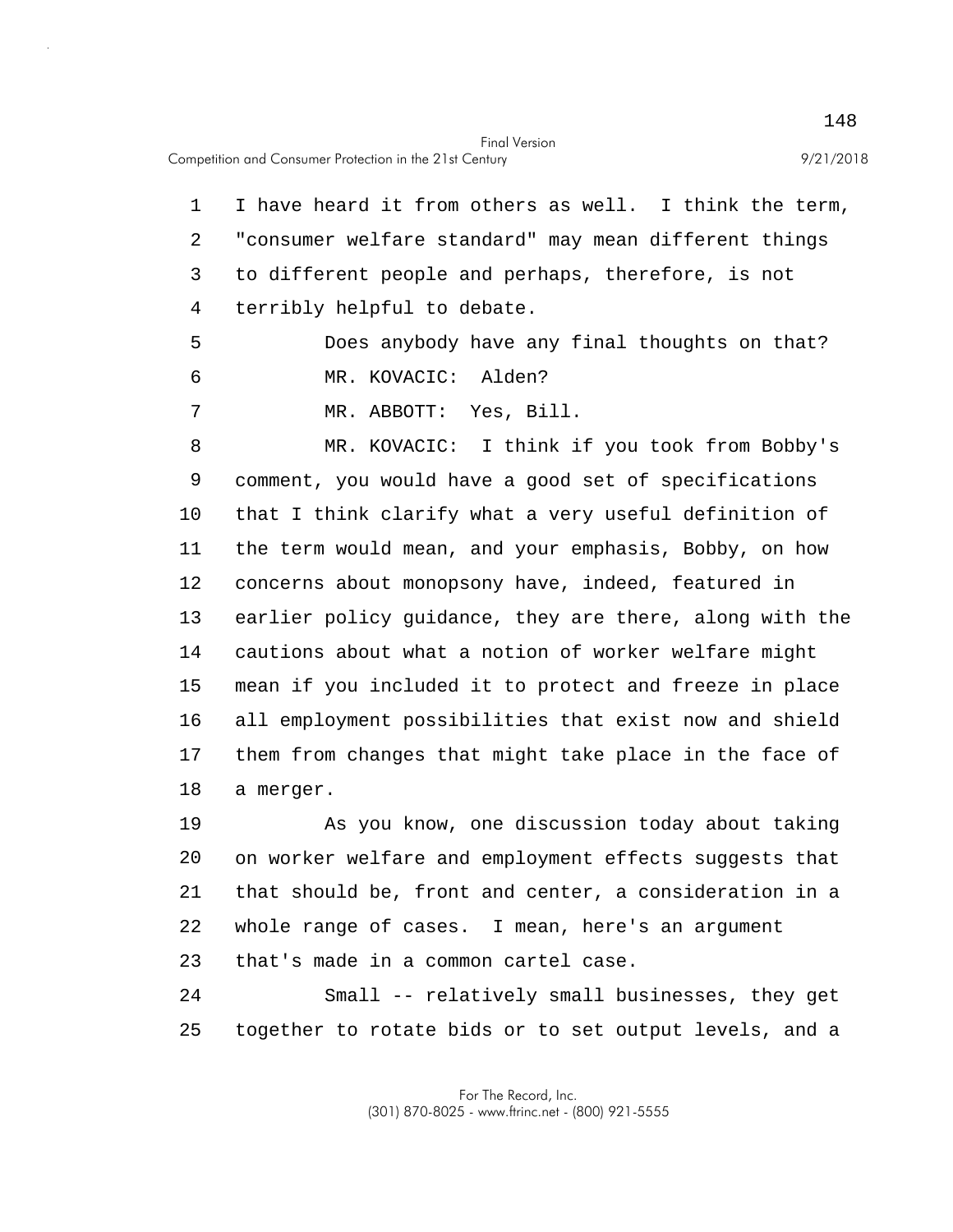I have heard it from others as well. I think the term, "consumer welfare standard" may mean different things to different people and perhaps, therefore, is not terribly helpful to debate.

Does anybody have any final thoughts on that?

MR. KOVACIC: Alden?

MR. ABBOTT: Yes, Bill.

MR. KOVACIC: I think if you took from Bobby's comment, you would have a good set of specifications that I think clarify what a very useful definition of the term would mean, and your emphasis, Bobby, on how concerns about monopsony have, indeed, featured in earlier policy guidance, they are there, along with the cautions about what a notion of worker welfare might mean if you included it to protect and freeze in place all employment possibilities that exist now and shield them from changes that might take place in the face of a merger.

As you know, one discussion today about taking on worker welfare and employment effects suggests that that should be, front and center, a consideration in a whole range of cases. I mean, here's an argument that's made in a common cartel case.

Small -- relatively small businesses, they get together to rotate bids or to set output levels, and a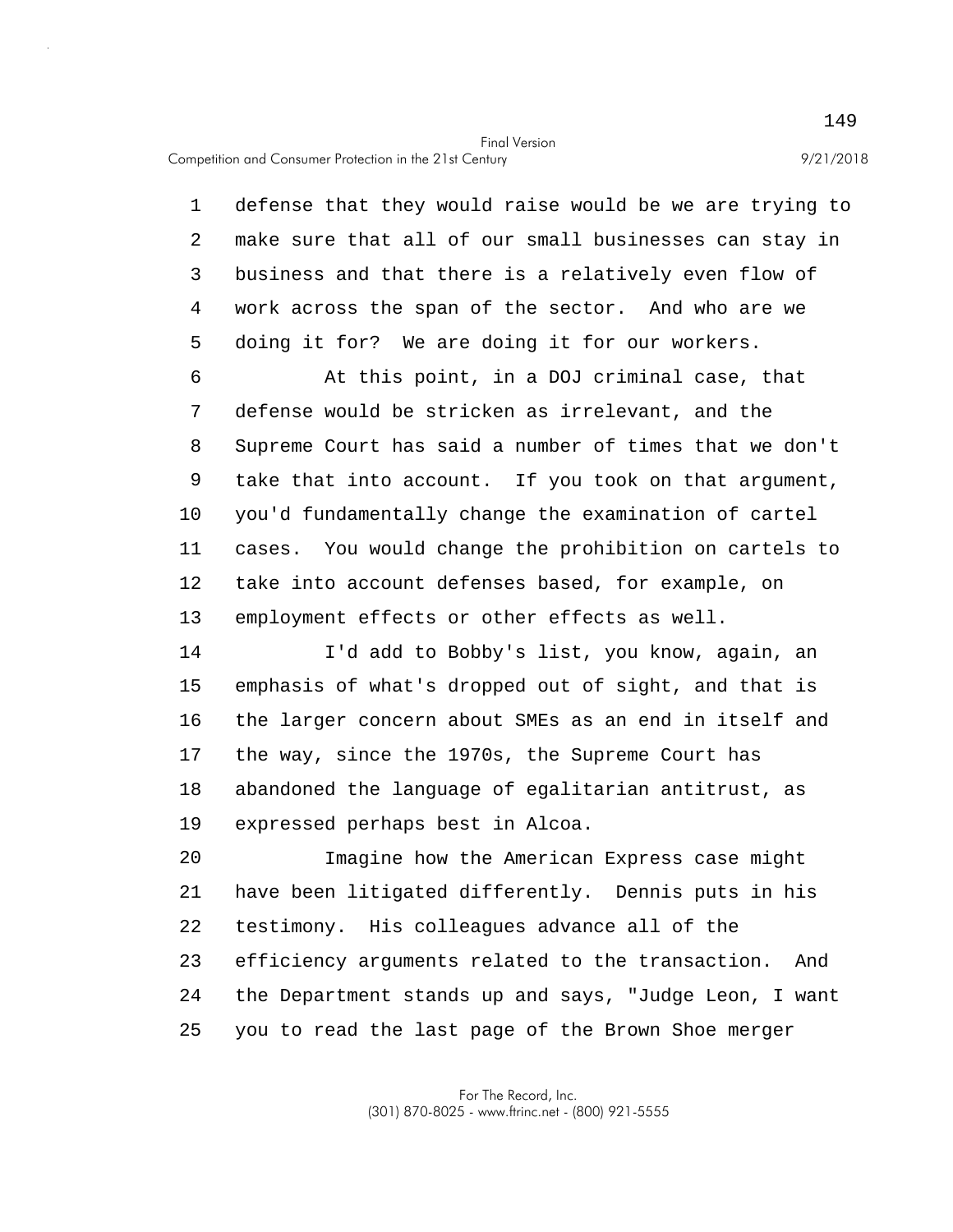defense that they would raise would be we are trying to make sure that all of our small businesses can stay in business and that there is a relatively even flow of work across the span of the sector. And who are we doing it for? We are doing it for our workers.

At this point, in a DOJ criminal case, that defense would be stricken as irrelevant, and the Supreme Court has said a number of times that we don't take that into account. If you took on that argument, you'd fundamentally change the examination of cartel cases. You would change the prohibition on cartels to take into account defenses based, for example, on employment effects or other effects as well.

I'd add to Bobby's list, you know, again, an emphasis of what's dropped out of sight, and that is the larger concern about SMEs as an end in itself and the way, since the 1970s, the Supreme Court has abandoned the language of egalitarian antitrust, as expressed perhaps best in Alcoa.

Imagine how the American Express case might have been litigated differently. Dennis puts in his testimony. His colleagues advance all of the efficiency arguments related to the transaction. And the Department stands up and says, "Judge Leon, I want you to read the last page of the Brown Shoe merger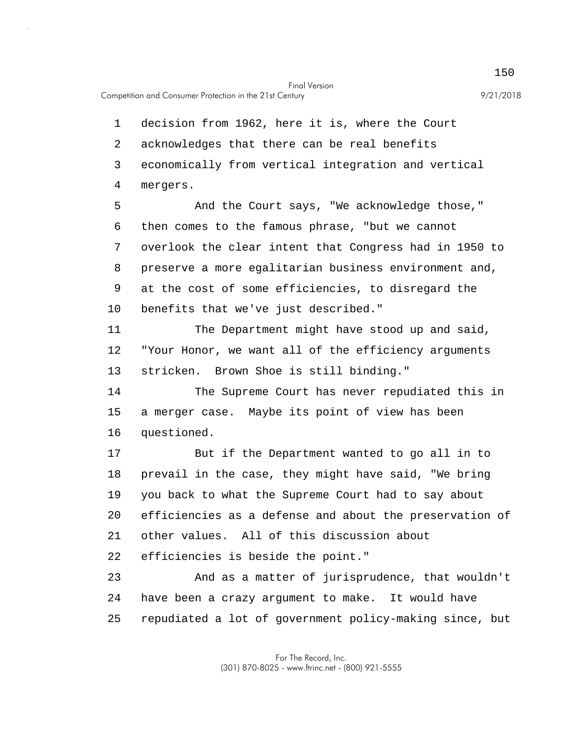decision from 1962, here it is, where the Court acknowledges that there can be real benefits economically from vertical integration and vertical mergers.

And the Court says, "We acknowledge those," then comes to the famous phrase, "but we cannot overlook the clear intent that Congress had in 1950 to preserve a more egalitarian business environment and, at the cost of some efficiencies, to disregard the benefits that we've just described."

The Department might have stood up and said, "Your Honor, we want all of the efficiency arguments stricken. Brown Shoe is still binding."

The Supreme Court has never repudiated this in a merger case. Maybe its point of view has been questioned.

But if the Department wanted to go all in to prevail in the case, they might have said, "We bring you back to what the Supreme Court had to say about efficiencies as a defense and about the preservation of other values. All of this discussion about efficiencies is beside the point."

And as a matter of jurisprudence, that wouldn't have been a crazy argument to make. It would have repudiated a lot of government policy-making since, but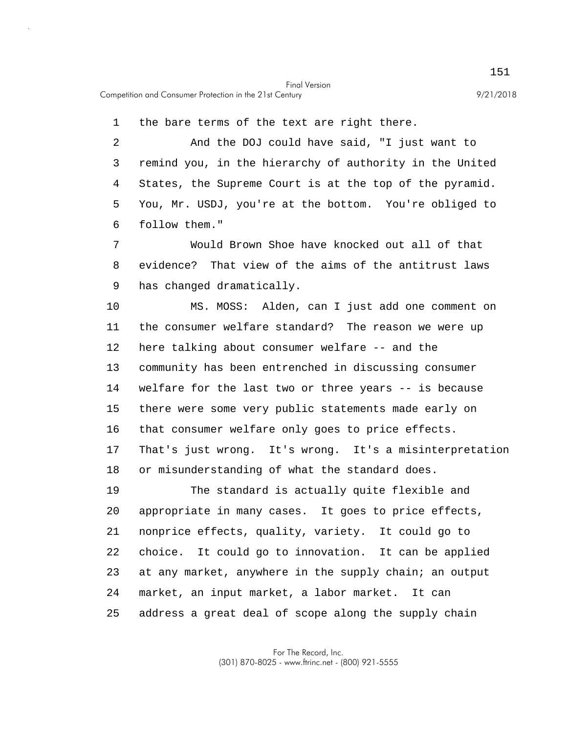the bare terms of the text are right there.

And the DOJ could have said, "I just want to remind you, in the hierarchy of authority in the United States, the Supreme Court is at the top of the pyramid. You, Mr. USDJ, you're at the bottom. You're obliged to follow them."

Would Brown Shoe have knocked out all of that evidence? That view of the aims of the antitrust laws has changed dramatically.

MS. MOSS: Alden, can I just add one comment on the consumer welfare standard? The reason we were up here talking about consumer welfare -- and the community has been entrenched in discussing consumer welfare for the last two or three years -- is because there were some very public statements made early on that consumer welfare only goes to price effects. That's just wrong. It's wrong. It's a misinterpretation or misunderstanding of what the standard does.

The standard is actually quite flexible and appropriate in many cases. It goes to price effects, nonprice effects, quality, variety. It could go to choice. It could go to innovation. It can be applied at any market, anywhere in the supply chain; an output market, an input market, a labor market. It can address a great deal of scope along the supply chain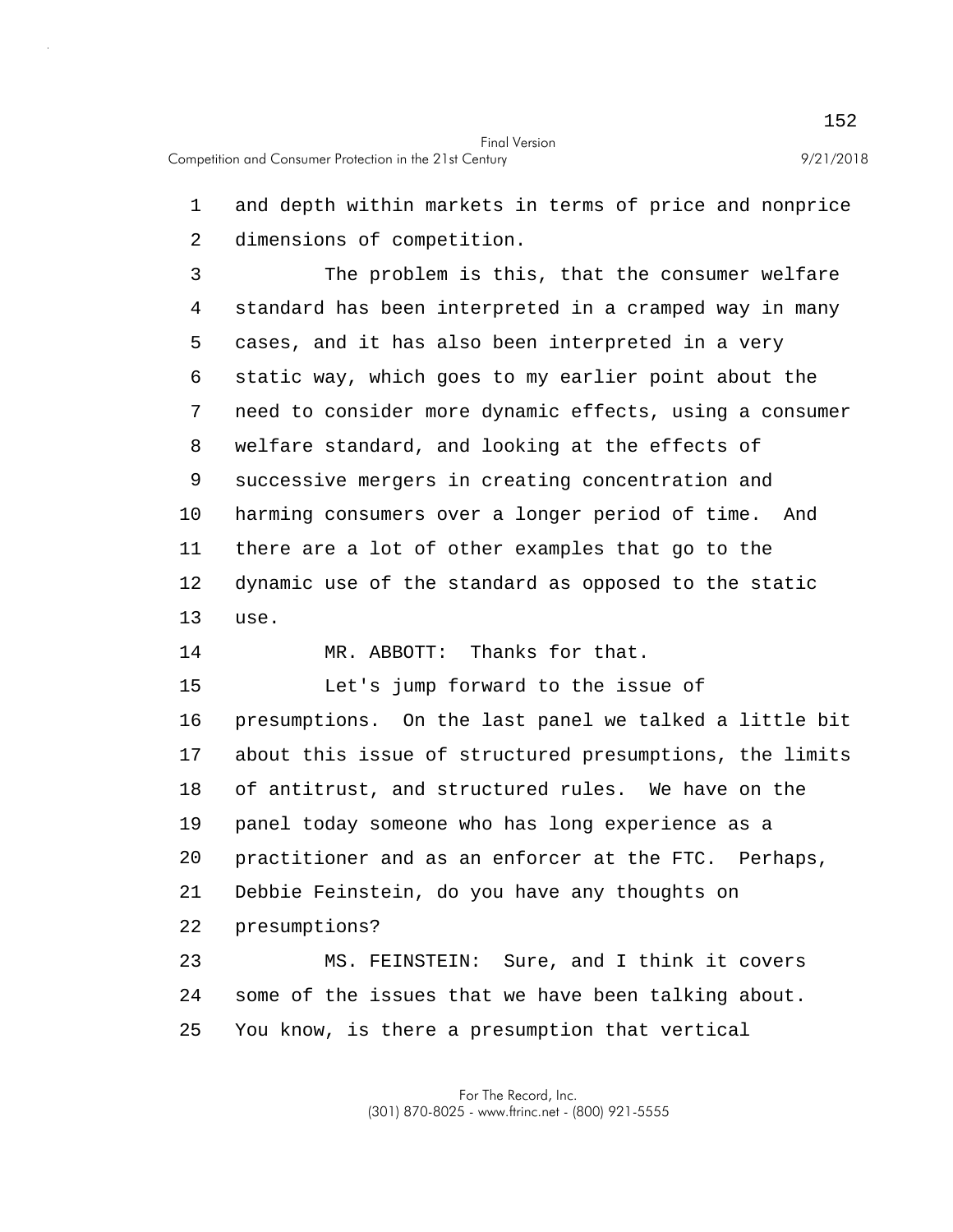and depth within markets in terms of price and nonprice dimensions of competition.

The problem is this, that the consumer welfare standard has been interpreted in a cramped way in many cases, and it has also been interpreted in a very static way, which goes to my earlier point about the need to consider more dynamic effects, using a consumer welfare standard, and looking at the effects of successive mergers in creating concentration and harming consumers over a longer period of time. And there are a lot of other examples that go to the dynamic use of the standard as opposed to the static use.

MR. ABBOTT: Thanks for that.

Let's jump forward to the issue of presumptions. On the last panel we talked a little bit about this issue of structured presumptions, the limits of antitrust, and structured rules. We have on the panel today someone who has long experience as a practitioner and as an enforcer at the FTC. Perhaps, Debbie Feinstein, do you have any thoughts on presumptions?

MS. FEINSTEIN: Sure, and I think it covers some of the issues that we have been talking about. You know, is there a presumption that vertical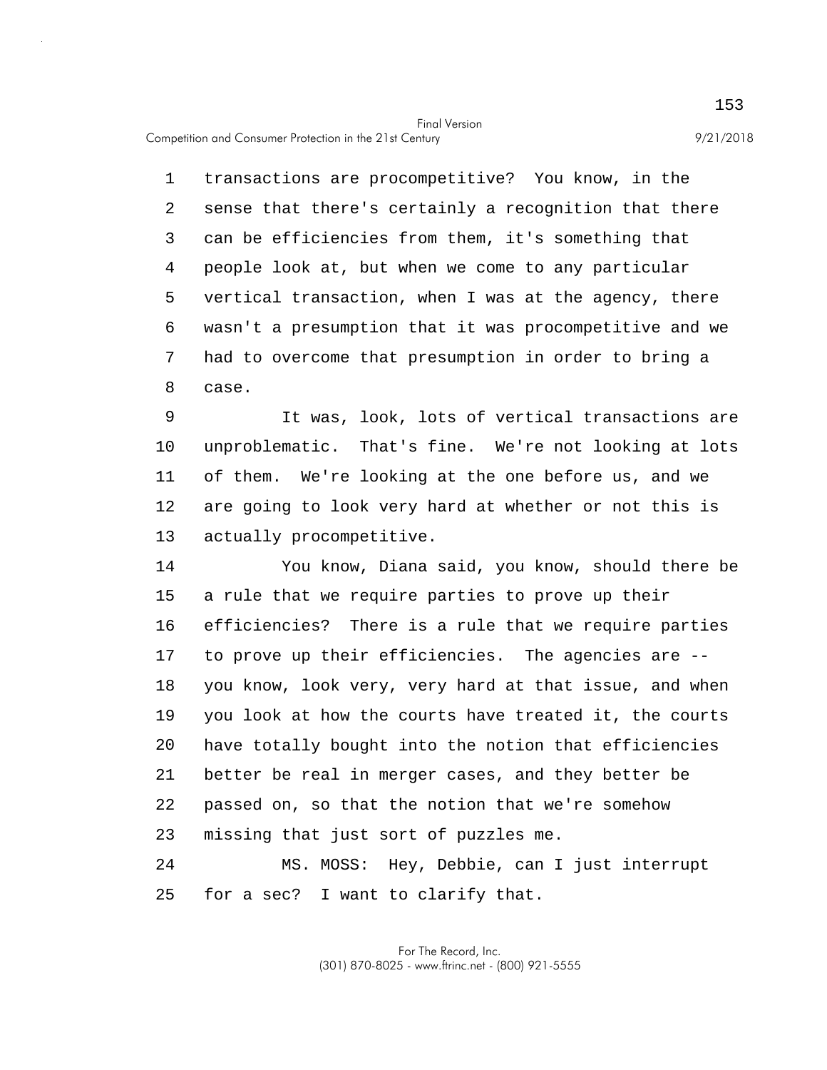transactions are procompetitive? You know, in the sense that there's certainly a recognition that there can be efficiencies from them, it's something that people look at, but when we come to any particular vertical transaction, when I was at the agency, there wasn't a presumption that it was procompetitive and we had to overcome that presumption in order to bring a case.

It was, look, lots of vertical transactions are unproblematic. That's fine. We're not looking at lots of them. We're looking at the one before us, and we are going to look very hard at whether or not this is actually procompetitive.

You know, Diana said, you know, should there be a rule that we require parties to prove up their efficiencies? There is a rule that we require parties to prove up their efficiencies. The agencies are -- you know, look very, very hard at that issue, and when you look at how the courts have treated it, the courts have totally bought into the notion that efficiencies better be real in merger cases, and they better be passed on, so that the notion that we're somehow missing that just sort of puzzles me.

MS. MOSS: Hey, Debbie, can I just interrupt for a sec? I want to clarify that.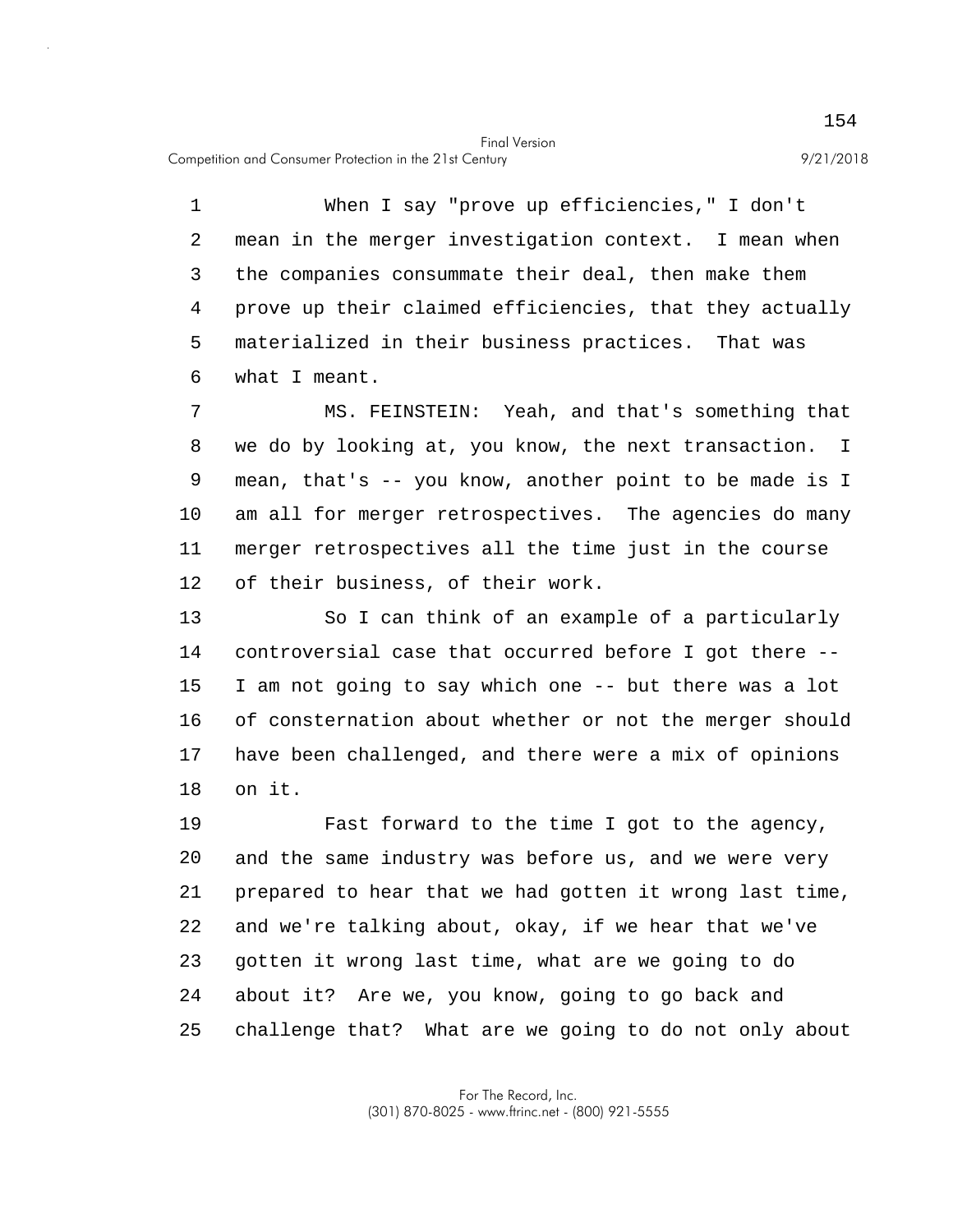When I say "prove up efficiencies," I don't mean in the merger investigation context. I mean when the companies consummate their deal, then make them prove up their claimed efficiencies, that they actually materialized in their business practices. That was what I meant.

MS. FEINSTEIN: Yeah, and that's something that we do by looking at, you know, the next transaction. I mean, that's -- you know, another point to be made is I am all for merger retrospectives. The agencies do many merger retrospectives all the time just in the course of their business, of their work.

So I can think of an example of a particularly controversial case that occurred before I got there -- I am not going to say which one -- but there was a lot of consternation about whether or not the merger should have been challenged, and there were a mix of opinions on it.

Fast forward to the time I got to the agency, and the same industry was before us, and we were very prepared to hear that we had gotten it wrong last time, and we're talking about, okay, if we hear that we've gotten it wrong last time, what are we going to do about it? Are we, you know, going to go back and challenge that? What are we going to do not only about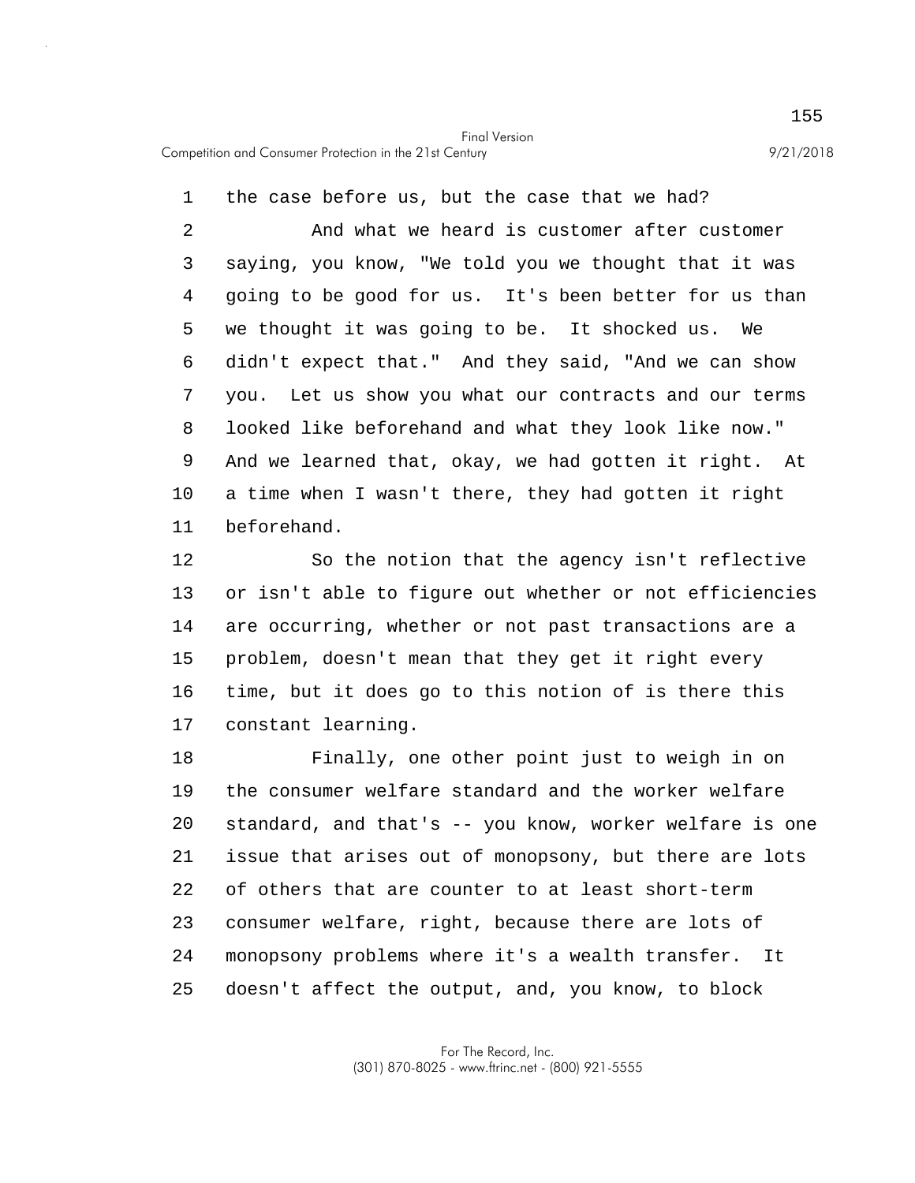the case before us, but the case that we had?

And what we heard is customer after customer saying, you know, "We told you we thought that it was going to be good for us. It's been better for us than we thought it was going to be. It shocked us. We didn't expect that." And they said, "And we can show you. Let us show you what our contracts and our terms looked like beforehand and what they look like now." And we learned that, okay, we had gotten it right. At a time when I wasn't there, they had gotten it right beforehand.

So the notion that the agency isn't reflective or isn't able to figure out whether or not efficiencies are occurring, whether or not past transactions are a problem, doesn't mean that they get it right every time, but it does go to this notion of is there this constant learning.

Finally, one other point just to weigh in on the consumer welfare standard and the worker welfare standard, and that's -- you know, worker welfare is one issue that arises out of monopsony, but there are lots of others that are counter to at least short-term consumer welfare, right, because there are lots of monopsony problems where it's a wealth transfer. It doesn't affect the output, and, you know, to block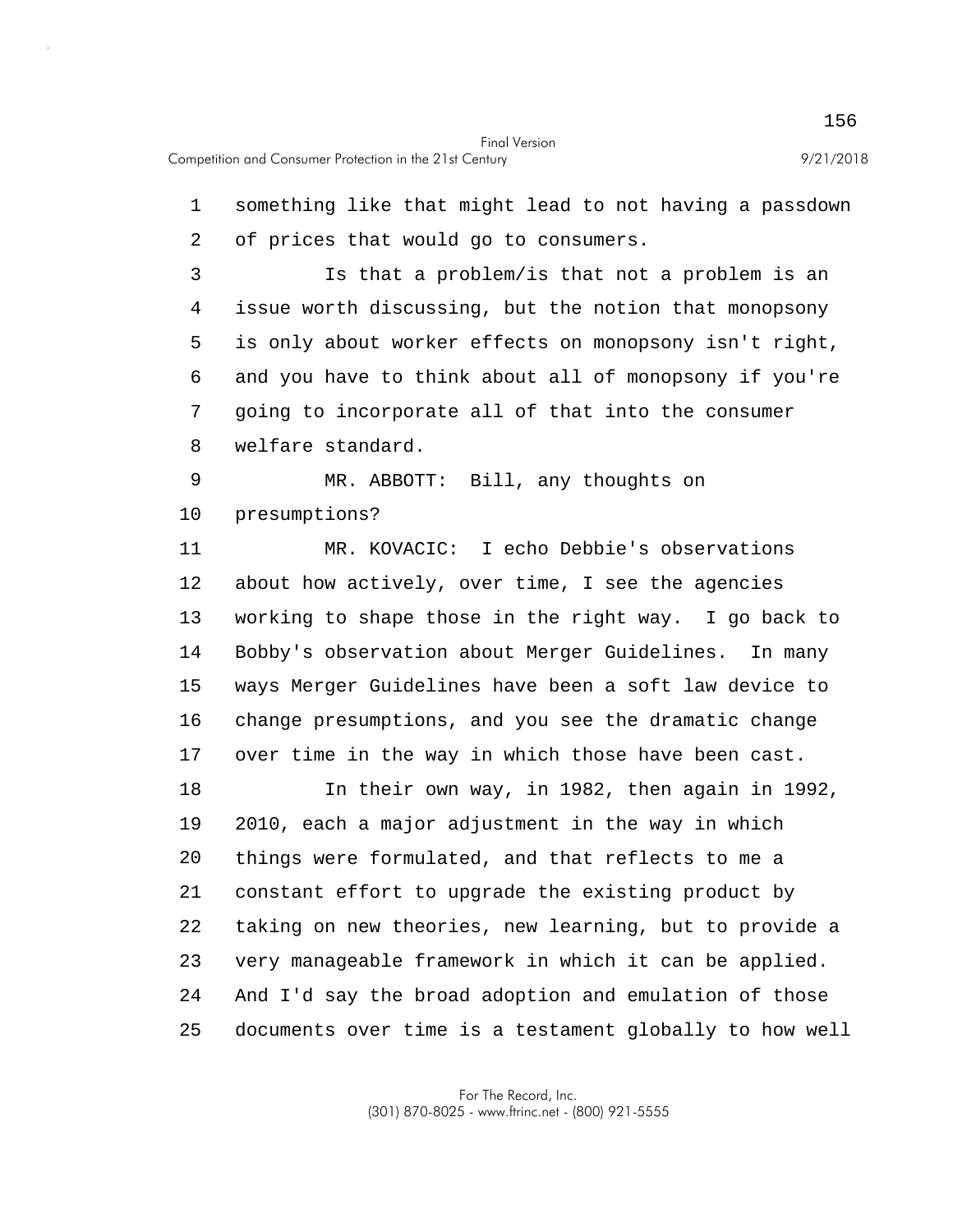something like that might lead to not having a passdown of prices that would go to consumers.

Is that a problem/is that not a problem is an issue worth discussing, but the notion that monopsony is only about worker effects on monopsony isn't right, and you have to think about all of monopsony if you're going to incorporate all of that into the consumer welfare standard.

MR. ABBOTT: Bill, any thoughts on presumptions?

MR. KOVACIC: I echo Debbie's observations about how actively, over time, I see the agencies working to shape those in the right way. I go back to Bobby's observation about Merger Guidelines. In many ways Merger Guidelines have been a soft law device to change presumptions, and you see the dramatic change over time in the way in which those have been cast.

In their own way, in 1982, then again in 1992, 2010, each a major adjustment in the way in which things were formulated, and that reflects to me a constant effort to upgrade the existing product by taking on new theories, new learning, but to provide a very manageable framework in which it can be applied. And I'd say the broad adoption and emulation of those documents over time is a testament globally to how well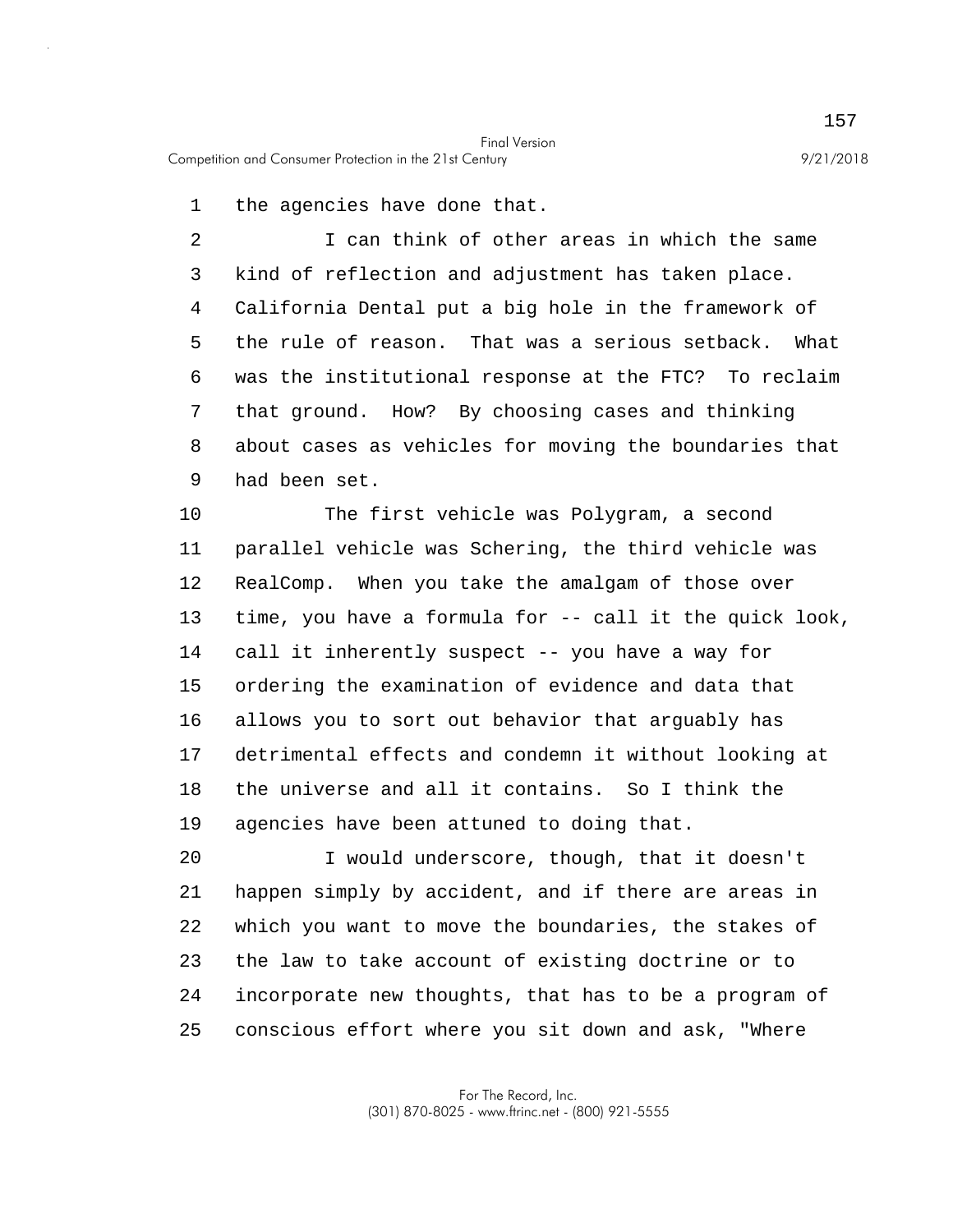1 the agencies have done that.

2 I can think of other areas in which the same
3 kind of reflection and adjustment has taken place.
4 California Dental put a big hole in the framework of
5 the rule of reason. That was a serious setback. What
6 was the institutional response at the FTC? To reclaim
7 that ground. How? By choosing cases and thinking
8 about cases as vehicles for moving the boundaries that
9 had been set.

10 The first vehicle was Polygram, a second
11 parallel vehicle was Schering, the third vehicle was
12 RealComp. When you take the amalgam of those over
13 time, you have a formula for -- call it the quick look,
14 call it inherently suspect -- you have a way for
15 ordering the examination of evidence and data that
16 allows you to sort out behavior that arguably has
17 detrimental effects and condemn it without looking at
18 the universe and all it contains. So I think the
19 agencies have been attuned to doing that.

20 I would underscore, though, that it doesn't
21 happen simply by accident, and if there are areas in
22 which you want to move the boundaries, the stakes of
23 the law to take account of existing doctrine or to
24 incorporate new thoughts, that has to be a program of
25 conscious effort where you sit down and ask, "Where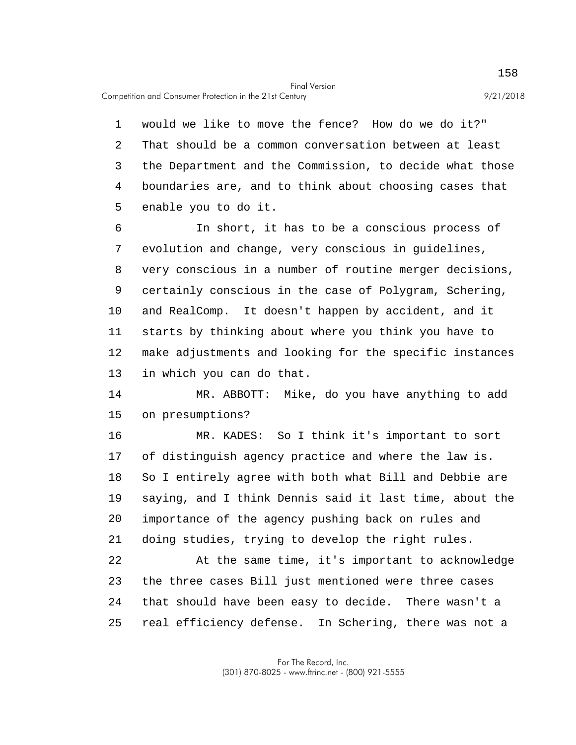would we like to move the fence? How do we do it?" That should be a common conversation between at least the Department and the Commission, to decide what those boundaries are, and to think about choosing cases that enable you to do it.

In short, it has to be a conscious process of evolution and change, very conscious in guidelines, very conscious in a number of routine merger decisions, certainly conscious in the case of Polygram, Schering, and RealComp. It doesn't happen by accident, and it starts by thinking about where you think you have to make adjustments and looking for the specific instances in which you can do that.

MR. ABBOTT: Mike, do you have anything to add on presumptions?

MR. KADES: So I think it's important to sort of distinguish agency practice and where the law is. So I entirely agree with both what Bill and Debbie are saying, and I think Dennis said it last time, about the importance of the agency pushing back on rules and doing studies, trying to develop the right rules.

At the same time, it's important to acknowledge the three cases Bill just mentioned were three cases that should have been easy to decide. There wasn't a real efficiency defense. In Schering, there was not a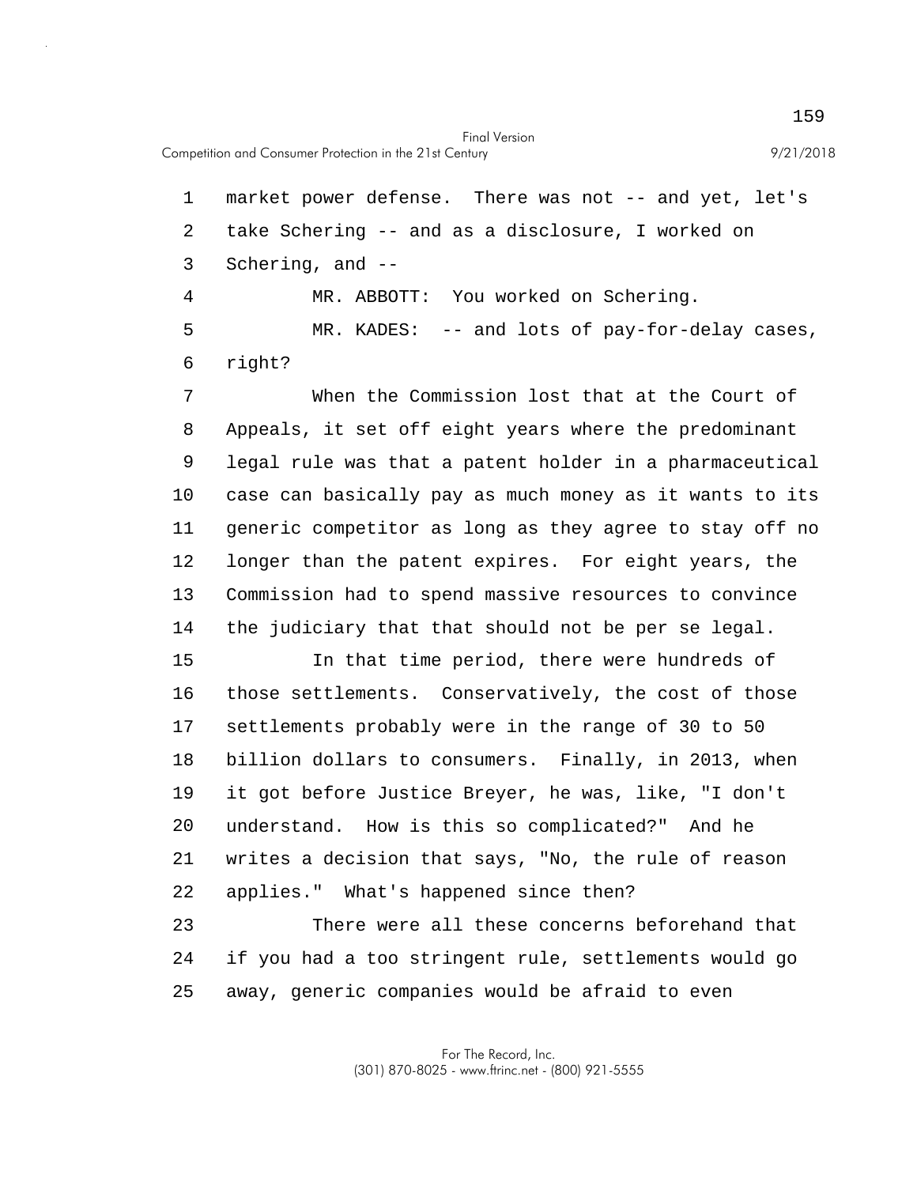market power defense. There was not -- and yet, let's take Schering -- and as a disclosure, I worked on Schering, and --

MR. ABBOTT: You worked on Schering.

MR. KADES: -- and lots of pay-for-delay cases, right?

When the Commission lost that at the Court of Appeals, it set off eight years where the predominant legal rule was that a patent holder in a pharmaceutical case can basically pay as much money as it wants to its generic competitor as long as they agree to stay off no longer than the patent expires. For eight years, the Commission had to spend massive resources to convince the judiciary that that should not be per se legal.

In that time period, there were hundreds of those settlements. Conservatively, the cost of those settlements probably were in the range of 30 to 50 billion dollars to consumers. Finally, in 2013, when it got before Justice Breyer, he was, like, "I don't understand. How is this so complicated?" And he writes a decision that says, "No, the rule of reason applies." What's happened since then?

There were all these concerns beforehand that if you had a too stringent rule, settlements would go away, generic companies would be afraid to even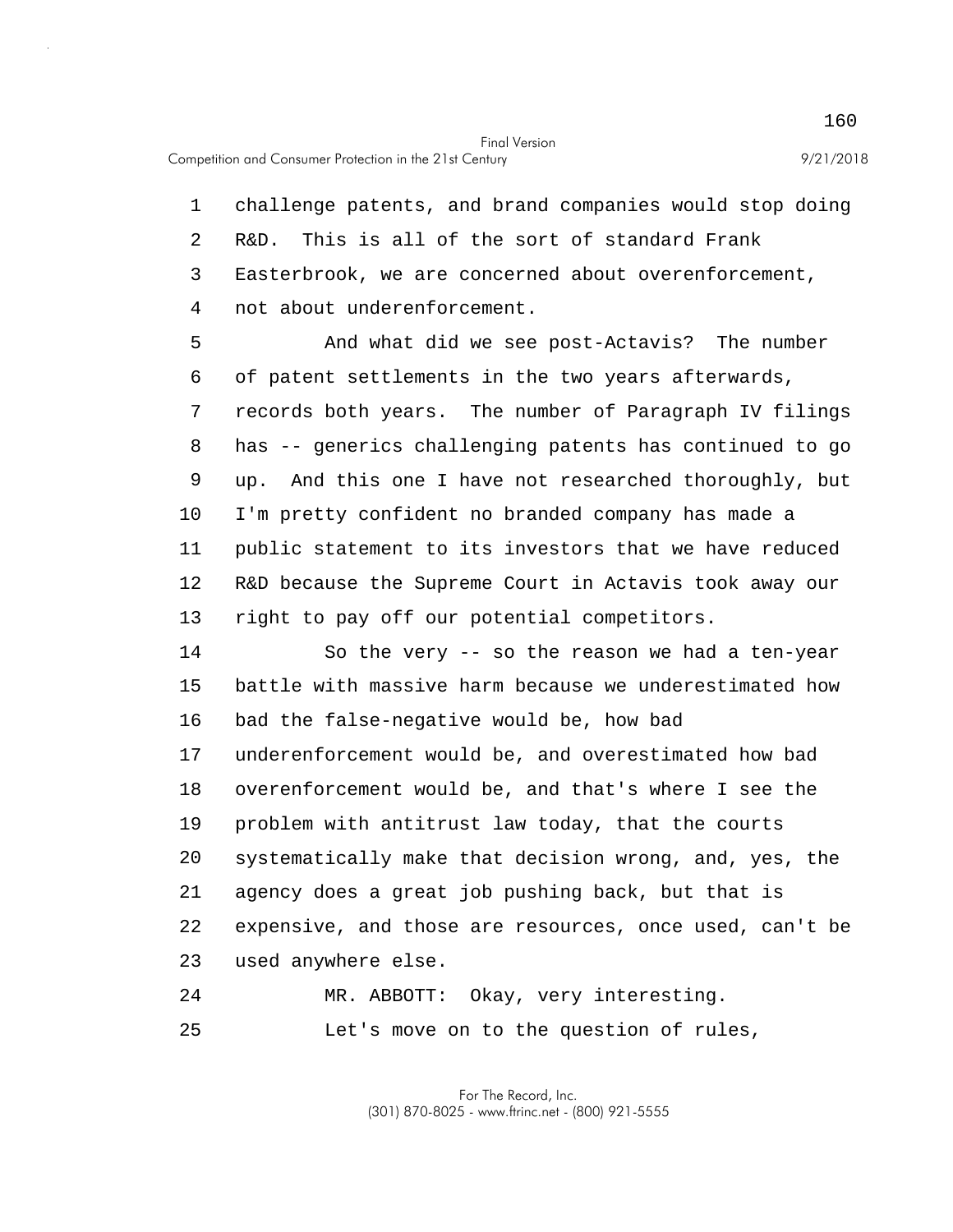challenge patents, and brand companies would stop doing R&D. This is all of the sort of standard Frank Easterbrook, we are concerned about overenforcement, not about underenforcement.

And what did we see post-Actavis? The number of patent settlements in the two years afterwards, records both years. The number of Paragraph IV filings has -- generics challenging patents has continued to go up. And this one I have not researched thoroughly, but I'm pretty confident no branded company has made a public statement to its investors that we have reduced R&D because the Supreme Court in Actavis took away our right to pay off our potential competitors.

So the very -- so the reason we had a ten-year battle with massive harm because we underestimated how bad the false-negative would be, how bad underenforcement would be, and overestimated how bad overenforcement would be, and that's where I see the problem with antitrust law today, that the courts systematically make that decision wrong, and, yes, the agency does a great job pushing back, but that is expensive, and those are resources, once used, can't be used anywhere else.

MR. ABBOTT: Okay, very interesting.

Let's move on to the question of rules,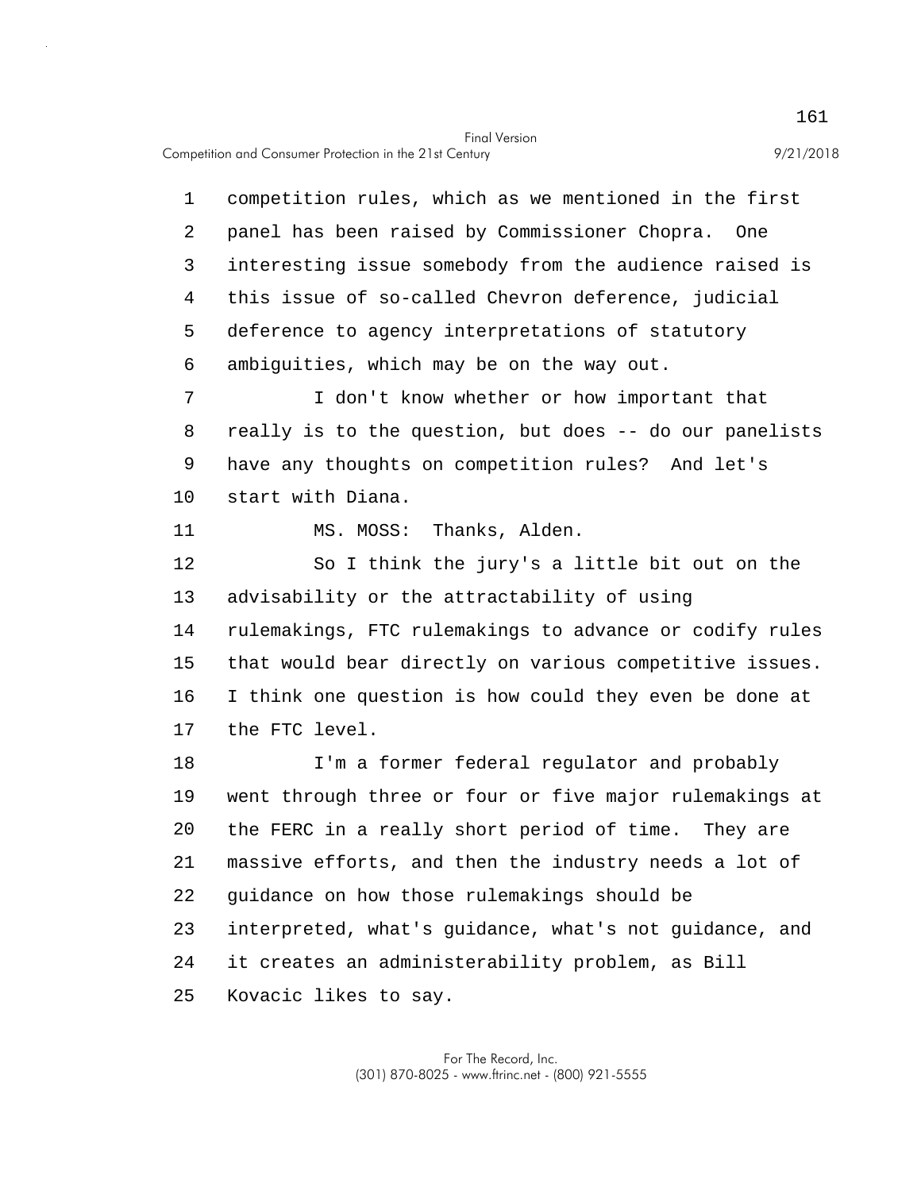competition rules, which as we mentioned in the first panel has been raised by Commissioner Chopra. One interesting issue somebody from the audience raised is this issue of so-called Chevron deference, judicial deference to agency interpretations of statutory ambiguities, which may be on the way out.

I don't know whether or how important that really is to the question, but does -- do our panelists have any thoughts on competition rules? And let's start with Diana.

MS. MOSS: Thanks, Alden.

So I think the jury's a little bit out on the advisability or the attractability of using rulemakings, FTC rulemakings to advance or codify rules that would bear directly on various competitive issues. I think one question is how could they even be done at the FTC level.

I'm a former federal regulator and probably went through three or four or five major rulemakings at the FERC in a really short period of time. They are massive efforts, and then the industry needs a lot of guidance on how those rulemakings should be interpreted, what's guidance, what's not guidance, and it creates an administerability problem, as Bill Kovacic likes to say.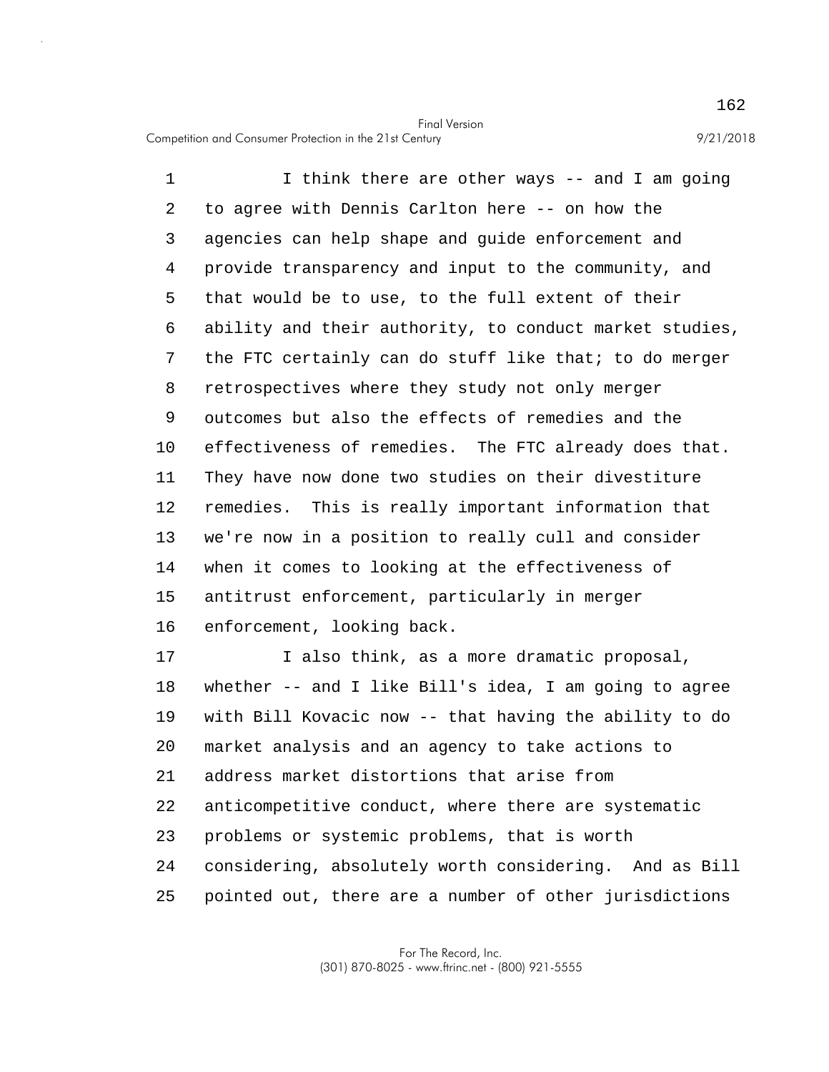I think there are other ways -- and I am going to agree with Dennis Carlton here -- on how the agencies can help shape and guide enforcement and provide transparency and input to the community, and that would be to use, to the full extent of their ability and their authority, to conduct market studies, the FTC certainly can do stuff like that; to do merger retrospectives where they study not only merger outcomes but also the effects of remedies and the effectiveness of remedies. The FTC already does that. They have now done two studies on their divestiture remedies. This is really important information that we're now in a position to really cull and consider when it comes to looking at the effectiveness of antitrust enforcement, particularly in merger enforcement, looking back.

I also think, as a more dramatic proposal, whether -- and I like Bill's idea, I am going to agree with Bill Kovacic now -- that having the ability to do market analysis and an agency to take actions to address market distortions that arise from anticompetitive conduct, where there are systematic problems or systemic problems, that is worth considering, absolutely worth considering. And as Bill pointed out, there are a number of other jurisdictions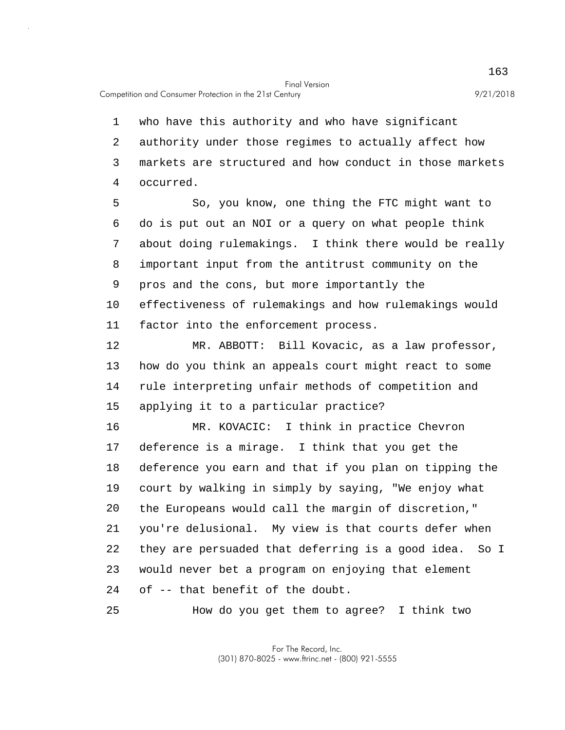who have this authority and who have significant authority under those regimes to actually affect how markets are structured and how conduct in those markets occurred.

So, you know, one thing the FTC might want to do is put out an NOI or a query on what people think about doing rulemakings. I think there would be really important input from the antitrust community on the pros and the cons, but more importantly the effectiveness of rulemakings and how rulemakings would factor into the enforcement process.

MR. ABBOTT: Bill Kovacic, as a law professor, how do you think an appeals court might react to some rule interpreting unfair methods of competition and applying it to a particular practice?

MR. KOVACIC: I think in practice Chevron deference is a mirage. I think that you get the deference you earn and that if you plan on tipping the court by walking in simply by saying, "We enjoy what the Europeans would call the margin of discretion," you're delusional. My view is that courts defer when they are persuaded that deferring is a good idea. So I would never bet a program on enjoying that element of -- that benefit of the doubt.

How do you get them to agree? I think two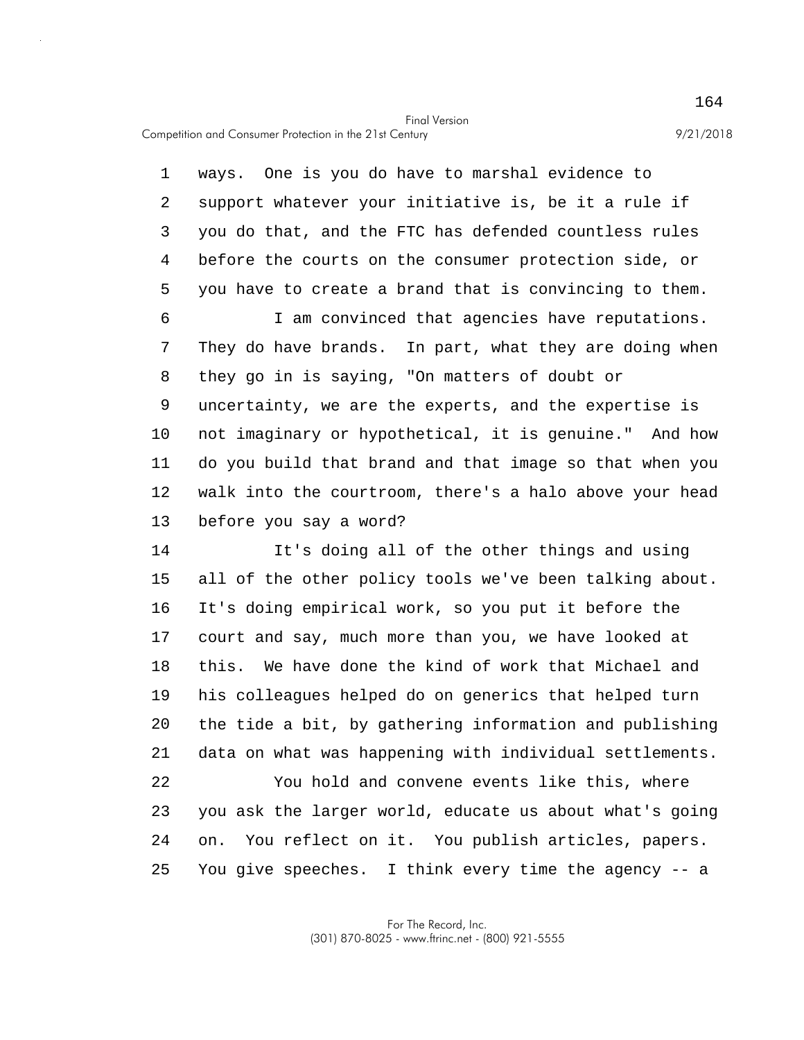ways. One is you do have to marshal evidence to support whatever your initiative is, be it a rule if you do that, and the FTC has defended countless rules before the courts on the consumer protection side, or you have to create a brand that is convincing to them.

I am convinced that agencies have reputations. They do have brands. In part, what they are doing when they go in is saying, "On matters of doubt or uncertainty, we are the experts, and the expertise is not imaginary or hypothetical, it is genuine." And how do you build that brand and that image so that when you walk into the courtroom, there's a halo above your head before you say a word?

It's doing all of the other things and using all of the other policy tools we've been talking about. It's doing empirical work, so you put it before the court and say, much more than you, we have looked at this. We have done the kind of work that Michael and his colleagues helped do on generics that helped turn the tide a bit, by gathering information and publishing data on what was happening with individual settlements.

You hold and convene events like this, where you ask the larger world, educate us about what's going on. You reflect on it. You publish articles, papers. You give speeches. I think every time the agency -- a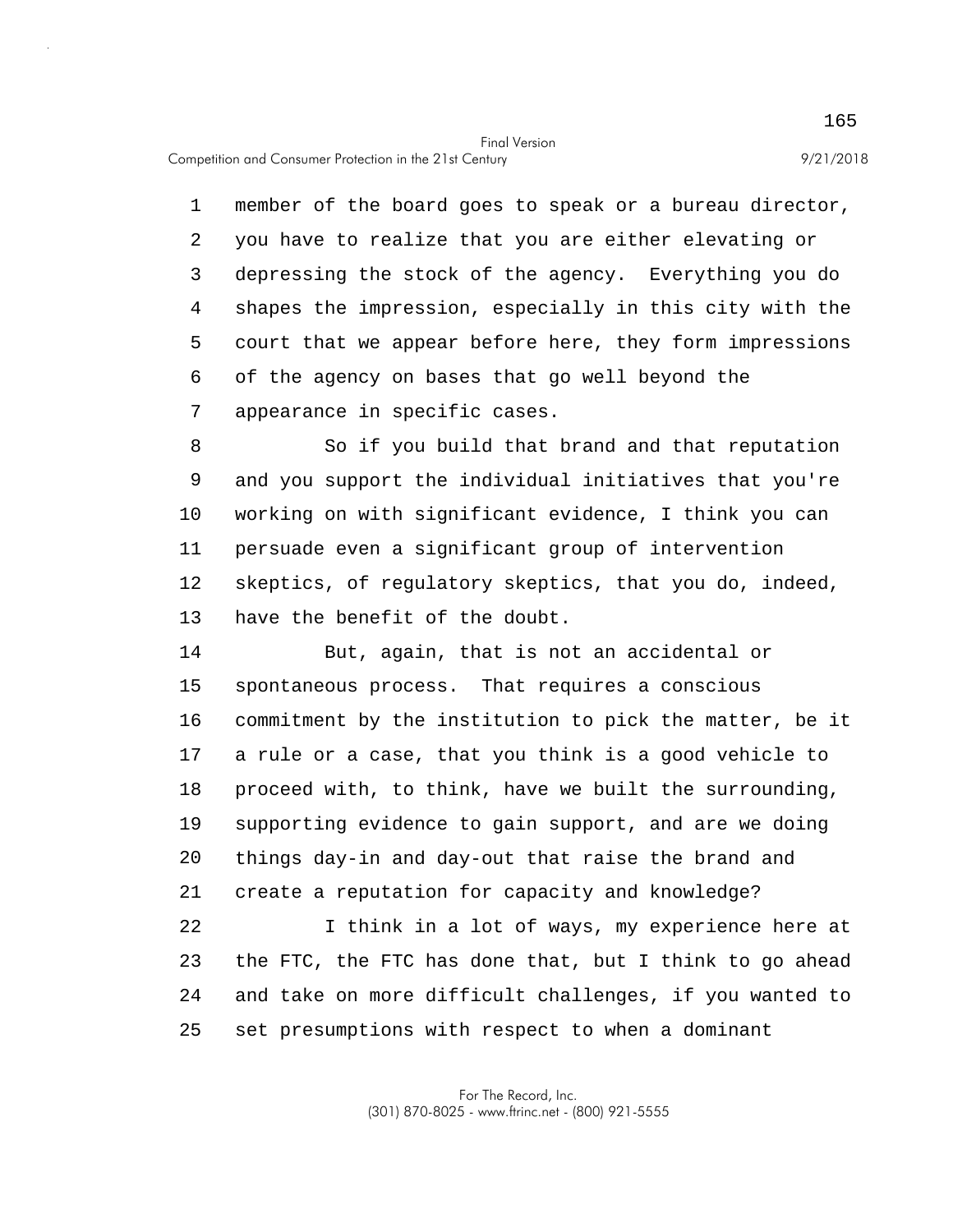member of the board goes to speak or a bureau director, you have to realize that you are either elevating or depressing the stock of the agency. Everything you do shapes the impression, especially in this city with the court that we appear before here, they form impressions of the agency on bases that go well beyond the appearance in specific cases.

So if you build that brand and that reputation and you support the individual initiatives that you're working on with significant evidence, I think you can persuade even a significant group of intervention skeptics, of regulatory skeptics, that you do, indeed, have the benefit of the doubt.

But, again, that is not an accidental or spontaneous process. That requires a conscious commitment by the institution to pick the matter, be it a rule or a case, that you think is a good vehicle to proceed with, to think, have we built the surrounding, supporting evidence to gain support, and are we doing things day-in and day-out that raise the brand and create a reputation for capacity and knowledge?

I think in a lot of ways, my experience here at the FTC, the FTC has done that, but I think to go ahead and take on more difficult challenges, if you wanted to set presumptions with respect to when a dominant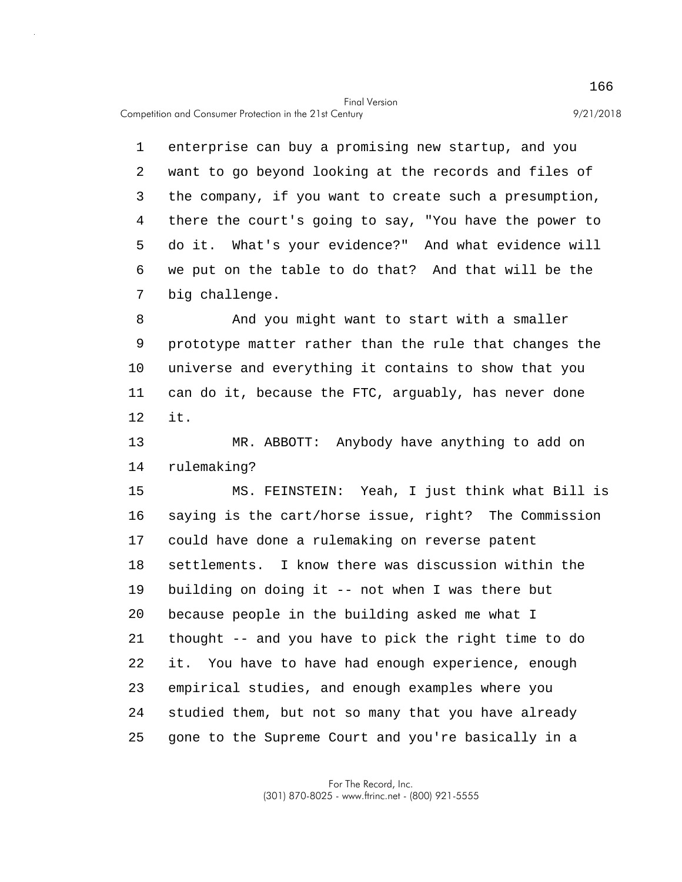enterprise can buy a promising new startup, and you want to go beyond looking at the records and files of the company, if you want to create such a presumption, there the court's going to say, "You have the power to do it. What's your evidence?" And what evidence will we put on the table to do that? And that will be the big challenge.

And you might want to start with a smaller prototype matter rather than the rule that changes the universe and everything it contains to show that you can do it, because the FTC, arguably, has never done it.

MR. ABBOTT: Anybody have anything to add on rulemaking?

MS. FEINSTEIN: Yeah, I just think what Bill is saying is the cart/horse issue, right? The Commission could have done a rulemaking on reverse patent settlements. I know there was discussion within the building on doing it -- not when I was there but because people in the building asked me what I thought -- and you have to pick the right time to do it. You have to have had enough experience, enough empirical studies, and enough examples where you studied them, but not so many that you have already gone to the Supreme Court and you're basically in a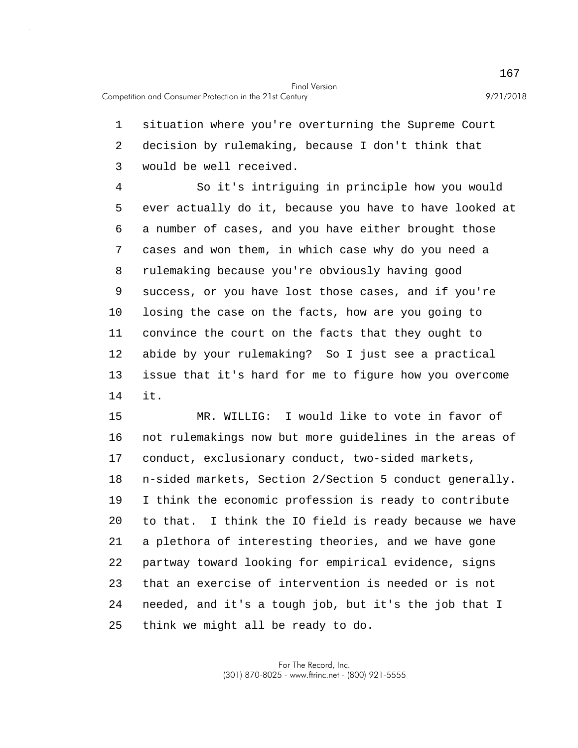situation where you're overturning the Supreme Court decision by rulemaking, because I don't think that would be well received.

So it's intriguing in principle how you would ever actually do it, because you have to have looked at a number of cases, and you have either brought those cases and won them, in which case why do you need a rulemaking because you're obviously having good success, or you have lost those cases, and if you're losing the case on the facts, how are you going to convince the court on the facts that they ought to abide by your rulemaking? So I just see a practical issue that it's hard for me to figure how you overcome it.

MR. WILLIG: I would like to vote in favor of not rulemakings now but more guidelines in the areas of conduct, exclusionary conduct, two-sided markets, n-sided markets, Section 2/Section 5 conduct generally. I think the economic profession is ready to contribute to that. I think the IO field is ready because we have a plethora of interesting theories, and we have gone partway toward looking for empirical evidence, signs that an exercise of intervention is needed or is not needed, and it's a tough job, but it's the job that I think we might all be ready to do.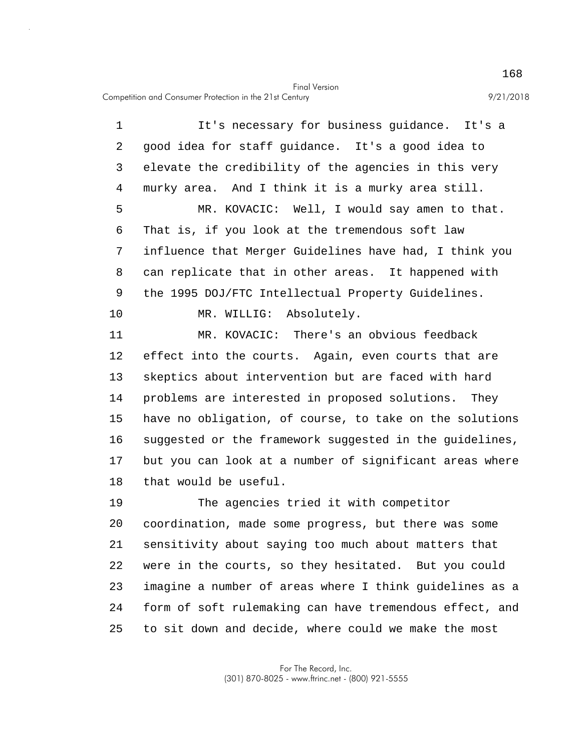It's necessary for business guidance. It's a good idea for staff guidance. It's a good idea to elevate the credibility of the agencies in this very murky area. And I think it is a murky area still.

MR. KOVACIC: Well, I would say amen to that. That is, if you look at the tremendous soft law influence that Merger Guidelines have had, I think you can replicate that in other areas. It happened with the 1995 DOJ/FTC Intellectual Property Guidelines.

MR. WILLIG: Absolutely.

MR. KOVACIC: There's an obvious feedback effect into the courts. Again, even courts that are skeptics about intervention but are faced with hard problems are interested in proposed solutions. They have no obligation, of course, to take on the solutions suggested or the framework suggested in the guidelines, but you can look at a number of significant areas where that would be useful.

The agencies tried it with competitor coordination, made some progress, but there was some sensitivity about saying too much about matters that were in the courts, so they hesitated. But you could imagine a number of areas where I think guidelines as a form of soft rulemaking can have tremendous effect, and to sit down and decide, where could we make the most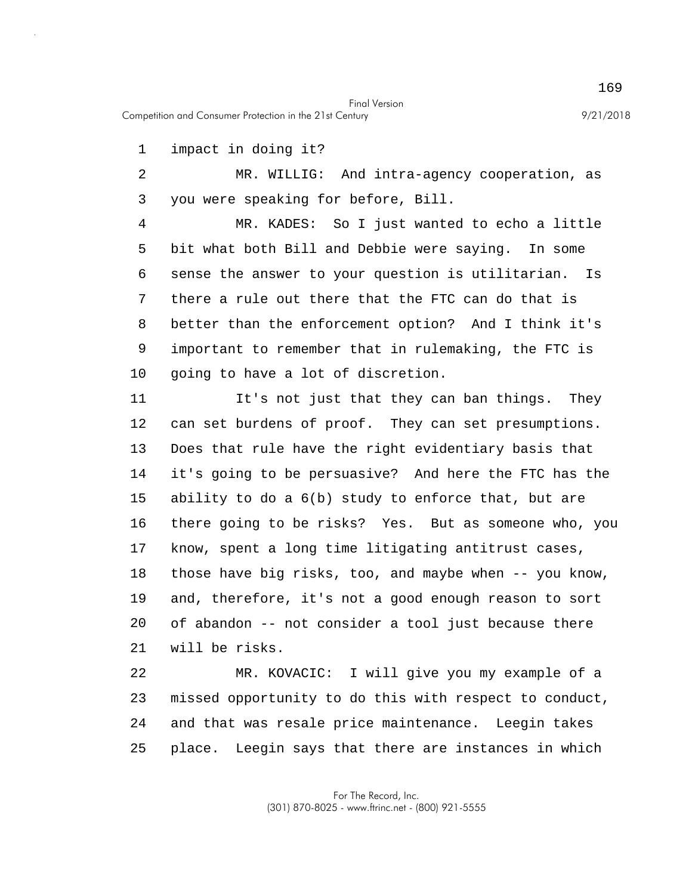impact in doing it?

MR. WILLIG: And intra-agency cooperation, as you were speaking for before, Bill.

MR. KADES: So I just wanted to echo a little bit what both Bill and Debbie were saying. In some sense the answer to your question is utilitarian. Is there a rule out there that the FTC can do that is better than the enforcement option? And I think it's important to remember that in rulemaking, the FTC is going to have a lot of discretion.

It's not just that they can ban things. They can set burdens of proof. They can set presumptions. Does that rule have the right evidentiary basis that it's going to be persuasive? And here the FTC has the ability to do a 6(b) study to enforce that, but are there going to be risks? Yes. But as someone who, you know, spent a long time litigating antitrust cases, those have big risks, too, and maybe when -- you know, and, therefore, it's not a good enough reason to sort of abandon -- not consider a tool just because there will be risks.

MR. KOVACIC: I will give you my example of a missed opportunity to do this with respect to conduct, and that was resale price maintenance. Leegin takes place. Leegin says that there are instances in which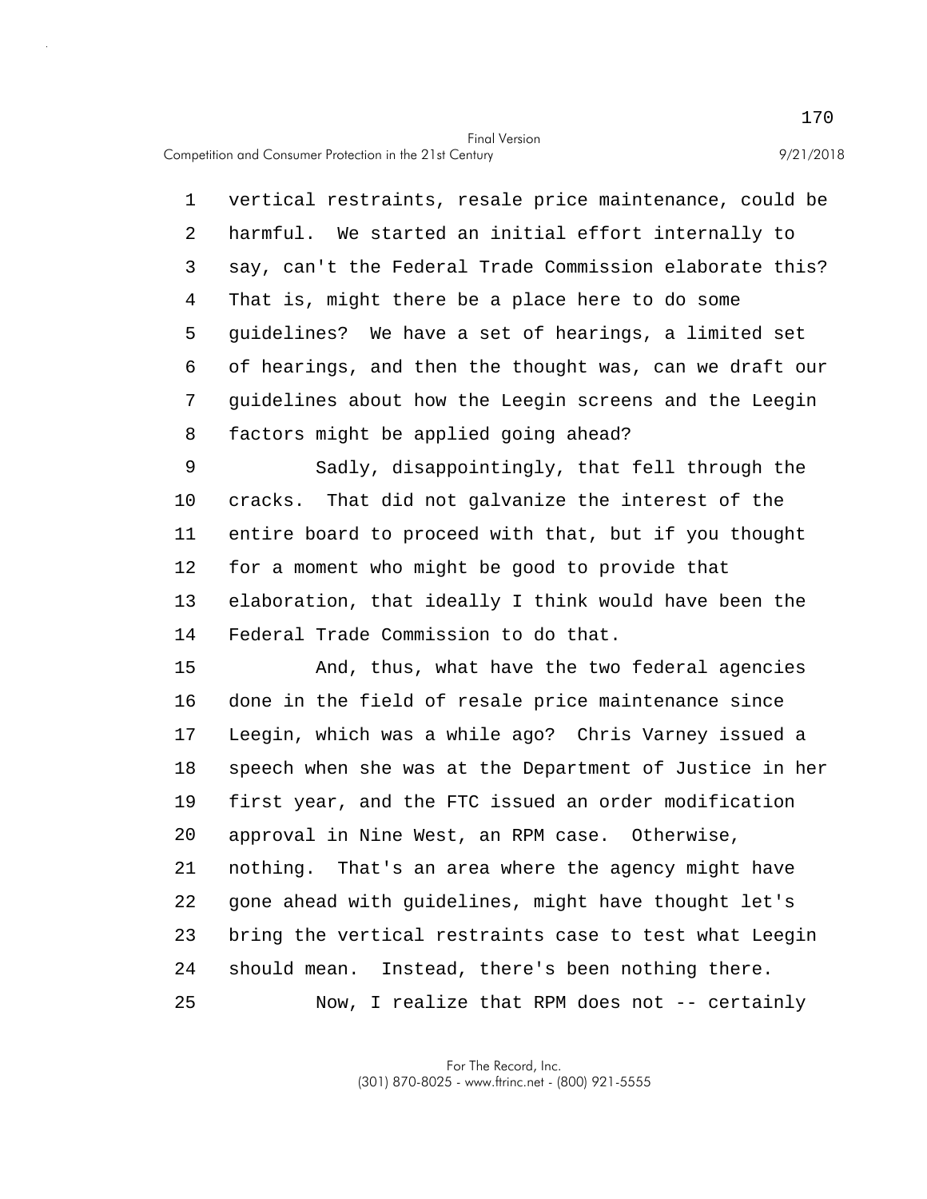vertical restraints, resale price maintenance, could be harmful. We started an initial effort internally to say, can't the Federal Trade Commission elaborate this? That is, might there be a place here to do some guidelines? We have a set of hearings, a limited set of hearings, and then the thought was, can we draft our guidelines about how the Leegin screens and the Leegin factors might be applied going ahead?

Sadly, disappointingly, that fell through the cracks. That did not galvanize the interest of the entire board to proceed with that, but if you thought for a moment who might be good to provide that elaboration, that ideally I think would have been the Federal Trade Commission to do that.

And, thus, what have the two federal agencies done in the field of resale price maintenance since Leegin, which was a while ago? Chris Varney issued a speech when she was at the Department of Justice in her first year, and the FTC issued an order modification approval in Nine West, an RPM case. Otherwise, nothing. That's an area where the agency might have gone ahead with guidelines, might have thought let's bring the vertical restraints case to test what Leegin should mean. Instead, there's been nothing there.

Now, I realize that RPM does not -- certainly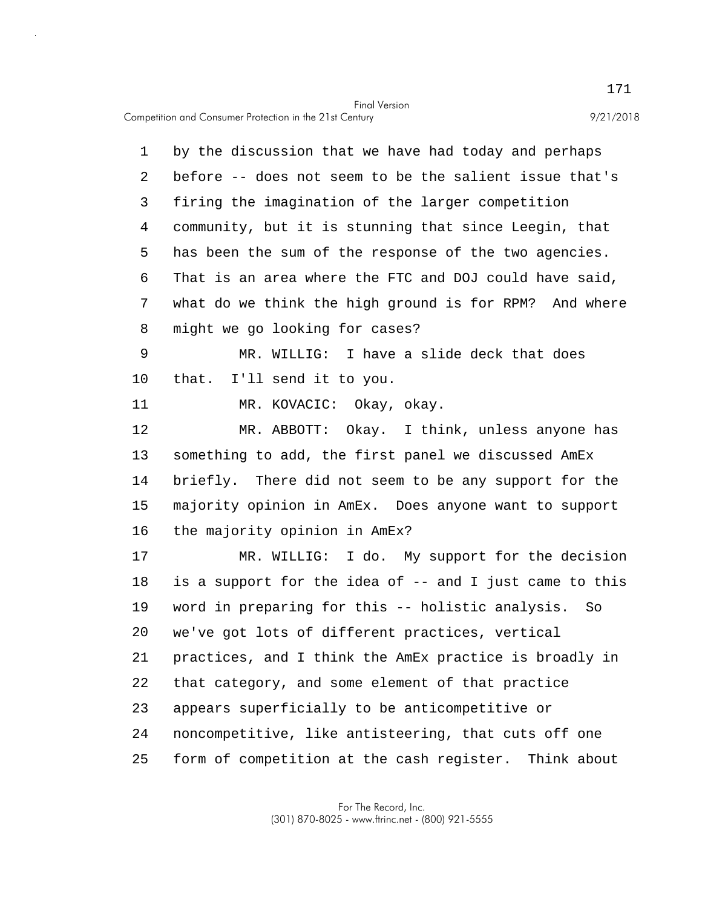by the discussion that we have had today and perhaps before -- does not seem to be the salient issue that's firing the imagination of the larger competition community, but it is stunning that since Leegin, that has been the sum of the response of the two agencies. That is an area where the FTC and DOJ could have said, what do we think the high ground is for RPM? And where might we go looking for cases?

MR. WILLIG: I have a slide deck that does that. I'll send it to you.

MR. KOVACIC: Okay, okay.

MR. ABBOTT: Okay. I think, unless anyone has something to add, the first panel we discussed AmEx briefly. There did not seem to be any support for the majority opinion in AmEx. Does anyone want to support the majority opinion in AmEx?

MR. WILLIG: I do. My support for the decision is a support for the idea of -- and I just came to this word in preparing for this -- holistic analysis. So we've got lots of different practices, vertical practices, and I think the AmEx practice is broadly in that category, and some element of that practice appears superficially to be anticompetitive or noncompetitive, like antisteering, that cuts off one form of competition at the cash register. Think about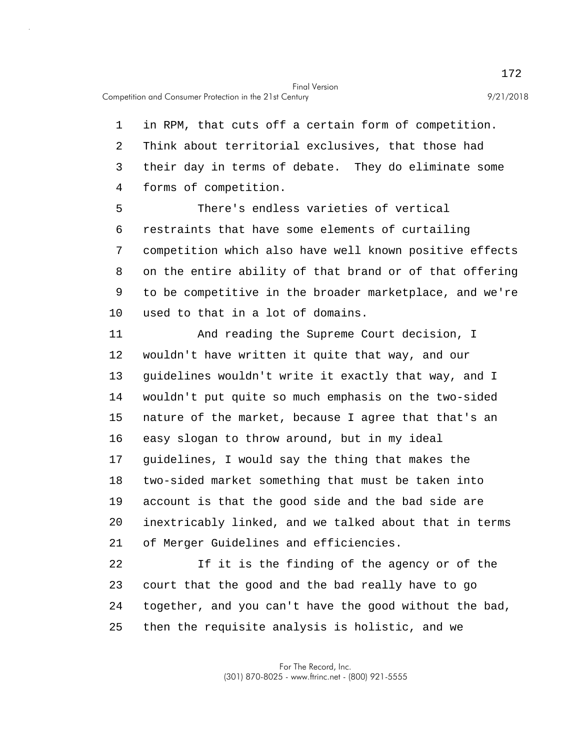in RPM, that cuts off a certain form of competition. Think about territorial exclusives, that those had their day in terms of debate. They do eliminate some forms of competition.

There's endless varieties of vertical restraints that have some elements of curtailing competition which also have well known positive effects on the entire ability of that brand or of that offering to be competitive in the broader marketplace, and we're used to that in a lot of domains.

And reading the Supreme Court decision, I wouldn't have written it quite that way, and our guidelines wouldn't write it exactly that way, and I wouldn't put quite so much emphasis on the two-sided nature of the market, because I agree that that's an easy slogan to throw around, but in my ideal guidelines, I would say the thing that makes the two-sided market something that must be taken into account is that the good side and the bad side are inextricably linked, and we talked about that in terms of Merger Guidelines and efficiencies.

If it is the finding of the agency or of the court that the good and the bad really have to go together, and you can't have the good without the bad, then the requisite analysis is holistic, and we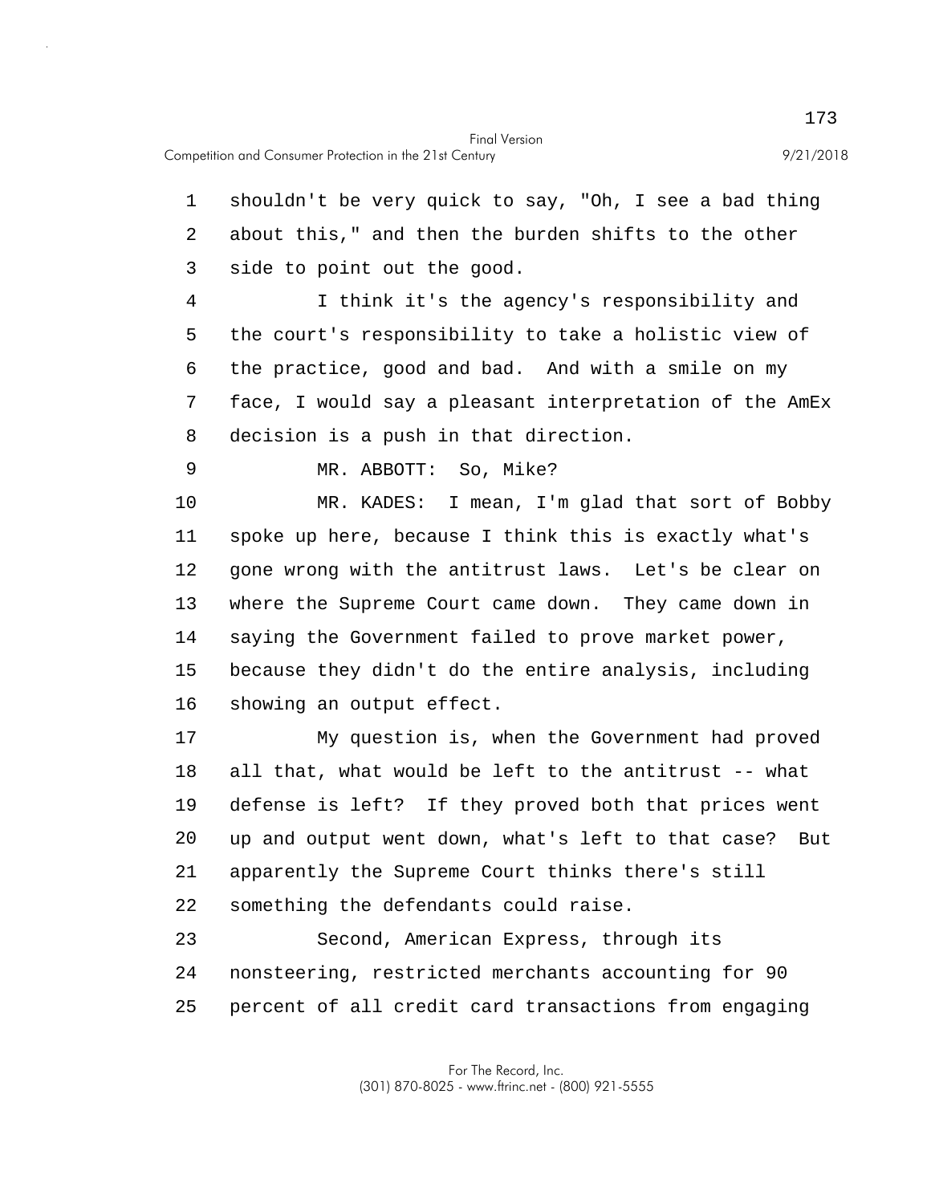shouldn't be very quick to say, "Oh, I see a bad thing about this," and then the burden shifts to the other side to point out the good.

I think it's the agency's responsibility and the court's responsibility to take a holistic view of the practice, good and bad. And with a smile on my face, I would say a pleasant interpretation of the AmEx decision is a push in that direction.

MR. ABBOTT: So, Mike?

MR. KADES: I mean, I'm glad that sort of Bobby spoke up here, because I think this is exactly what's gone wrong with the antitrust laws. Let's be clear on where the Supreme Court came down. They came down in saying the Government failed to prove market power, because they didn't do the entire analysis, including showing an output effect.

My question is, when the Government had proved all that, what would be left to the antitrust -- what defense is left? If they proved both that prices went up and output went down, what's left to that case? But apparently the Supreme Court thinks there's still something the defendants could raise.

Second, American Express, through its nonsteering, restricted merchants accounting for 90 percent of all credit card transactions from engaging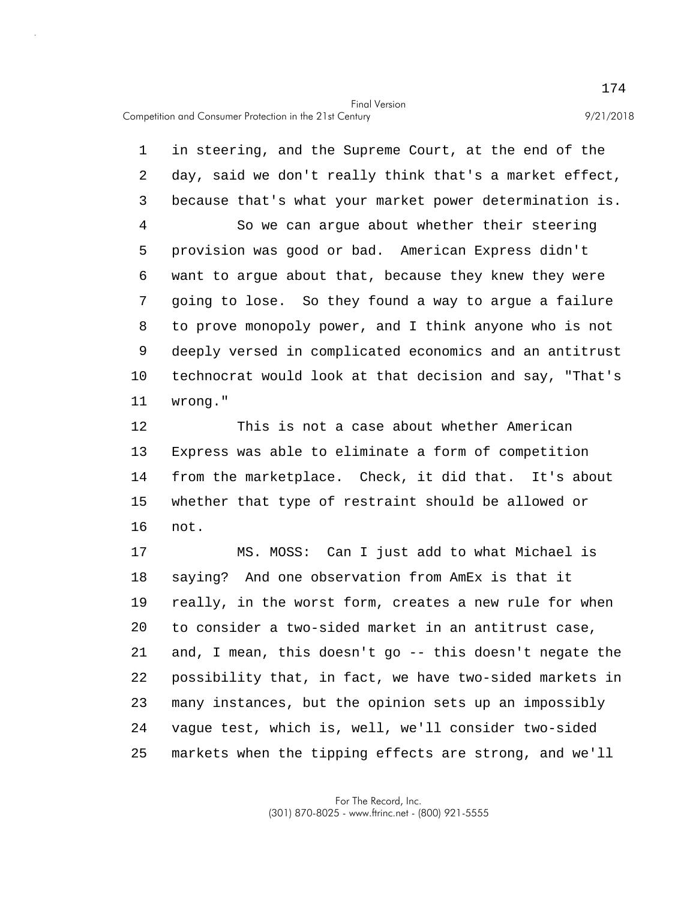in steering, and the Supreme Court, at the end of the day, said we don't really think that's a market effect, because that's what your market power determination is.

So we can argue about whether their steering provision was good or bad. American Express didn't want to argue about that, because they knew they were going to lose. So they found a way to argue a failure to prove monopoly power, and I think anyone who is not deeply versed in complicated economics and an antitrust technocrat would look at that decision and say, "That's wrong."

This is not a case about whether American Express was able to eliminate a form of competition from the marketplace. Check, it did that. It's about whether that type of restraint should be allowed or not.

MS. MOSS: Can I just add to what Michael is saying? And one observation from AmEx is that it really, in the worst form, creates a new rule for when to consider a two-sided market in an antitrust case, and, I mean, this doesn't go -- this doesn't negate the possibility that, in fact, we have two-sided markets in many instances, but the opinion sets up an impossibly vague test, which is, well, we'll consider two-sided markets when the tipping effects are strong, and we'll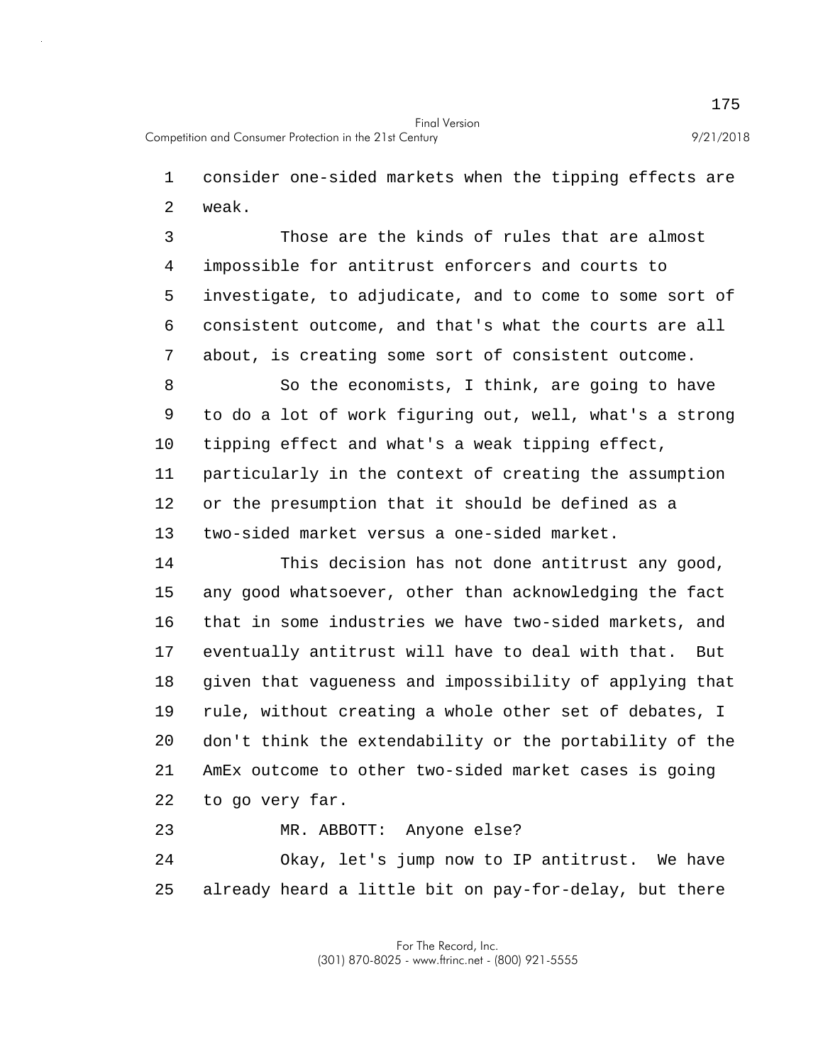consider one-sided markets when the tipping effects are weak.

Those are the kinds of rules that are almost impossible for antitrust enforcers and courts to investigate, to adjudicate, and to come to some sort of consistent outcome, and that's what the courts are all about, is creating some sort of consistent outcome.

So the economists, I think, are going to have to do a lot of work figuring out, well, what's a strong tipping effect and what's a weak tipping effect, particularly in the context of creating the assumption or the presumption that it should be defined as a two-sided market versus a one-sided market.

This decision has not done antitrust any good, any good whatsoever, other than acknowledging the fact that in some industries we have two-sided markets, and eventually antitrust will have to deal with that. But given that vagueness and impossibility of applying that rule, without creating a whole other set of debates, I don't think the extendability or the portability of the AmEx outcome to other two-sided market cases is going to go very far.

MR. ABBOTT: Anyone else?

Okay, let's jump now to IP antitrust. We have already heard a little bit on pay-for-delay, but there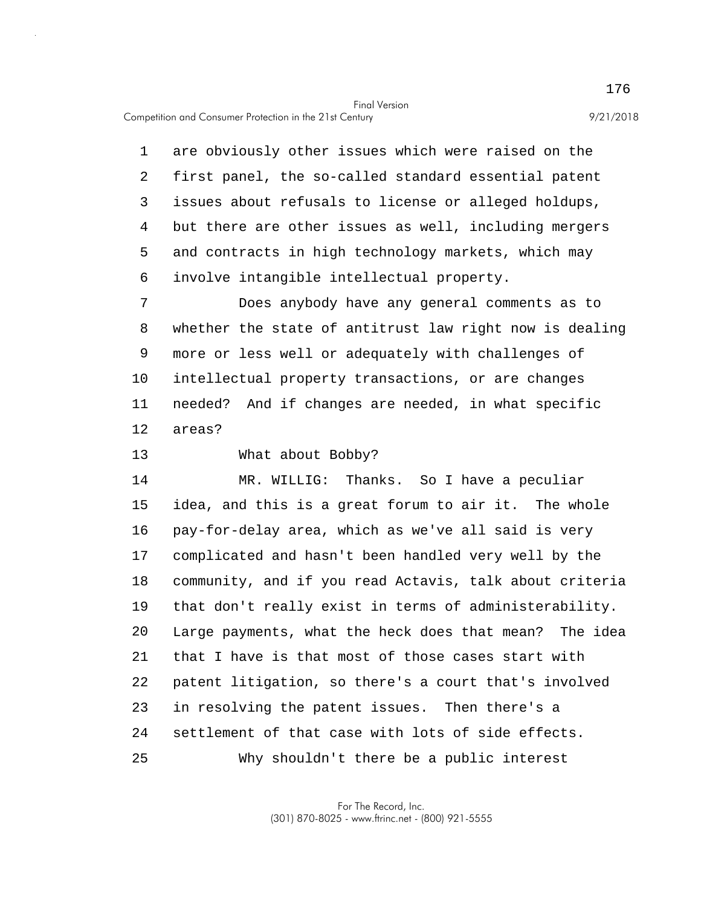are obviously other issues which were raised on the first panel, the so-called standard essential patent issues about refusals to license or alleged holdups, but there are other issues as well, including mergers and contracts in high technology markets, which may involve intangible intellectual property.

Does anybody have any general comments as to whether the state of antitrust law right now is dealing more or less well or adequately with challenges of intellectual property transactions, or are changes needed? And if changes are needed, in what specific areas?

What about Bobby?

MR. WILLIG: Thanks. So I have a peculiar idea, and this is a great forum to air it. The whole pay-for-delay area, which as we've all said is very complicated and hasn't been handled very well by the community, and if you read Actavis, talk about criteria that don't really exist in terms of administerability. Large payments, what the heck does that mean? The idea that I have is that most of those cases start with patent litigation, so there's a court that's involved in resolving the patent issues. Then there's a settlement of that case with lots of side effects.

Why shouldn't there be a public interest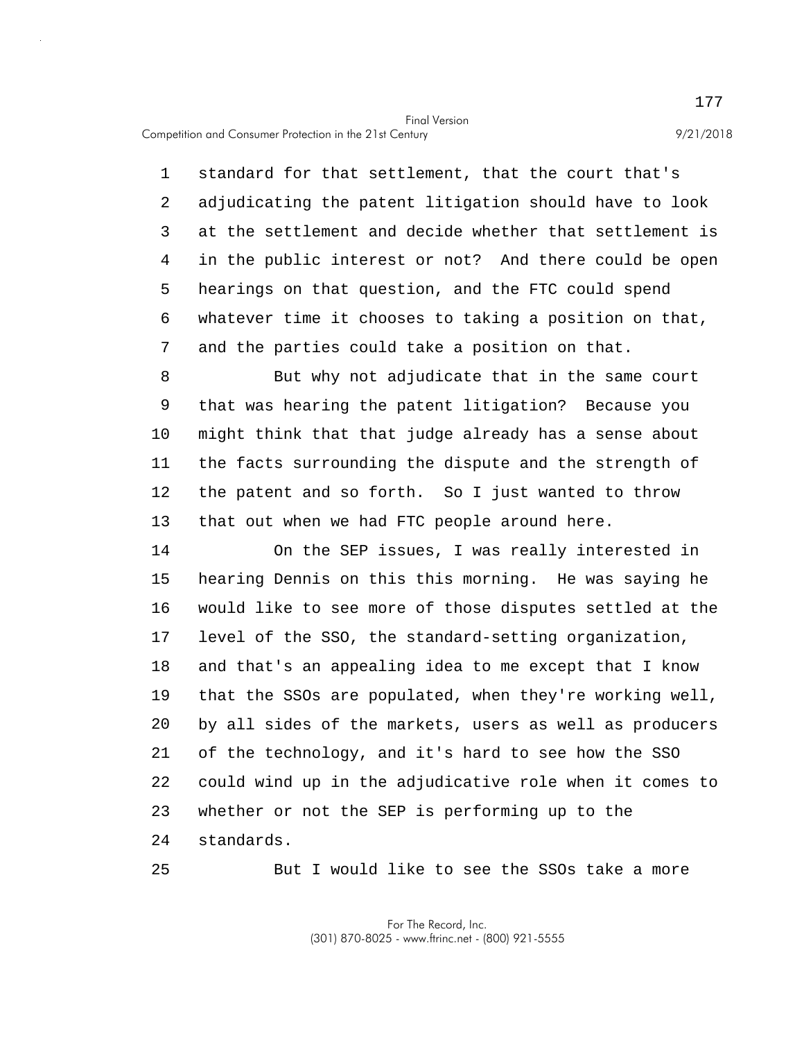standard for that settlement, that the court that's adjudicating the patent litigation should have to look at the settlement and decide whether that settlement is in the public interest or not? And there could be open hearings on that question, and the FTC could spend whatever time it chooses to taking a position on that, and the parties could take a position on that.

But why not adjudicate that in the same court that was hearing the patent litigation? Because you might think that that judge already has a sense about the facts surrounding the dispute and the strength of the patent and so forth. So I just wanted to throw that out when we had FTC people around here.

On the SEP issues, I was really interested in hearing Dennis on this this morning. He was saying he would like to see more of those disputes settled at the level of the SSO, the standard-setting organization, and that's an appealing idea to me except that I know that the SSOs are populated, when they're working well, by all sides of the markets, users as well as producers of the technology, and it's hard to see how the SSO could wind up in the adjudicative role when it comes to whether or not the SEP is performing up to the standards.

But I would like to see the SSOs take a more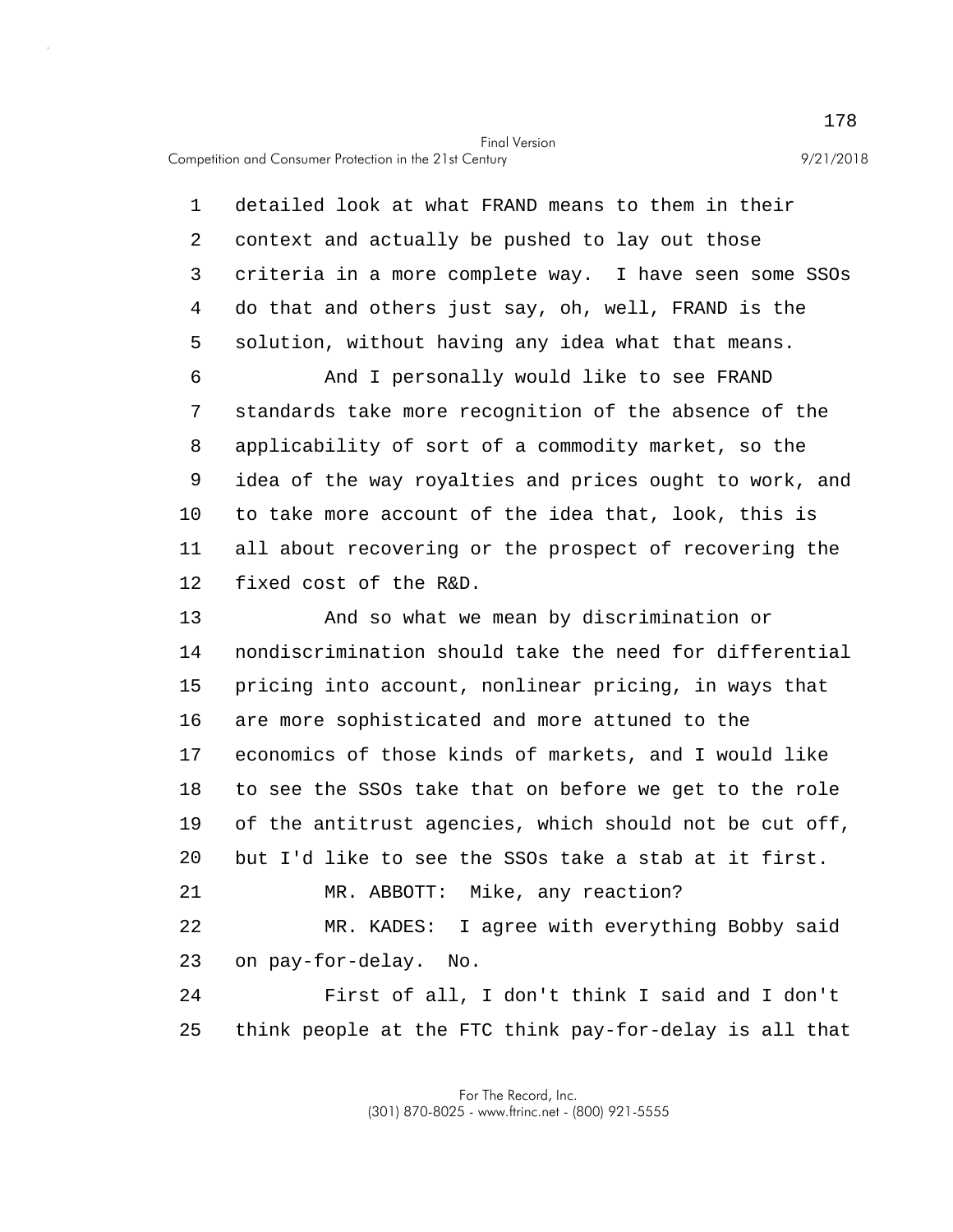detailed look at what FRAND means to them in their context and actually be pushed to lay out those criteria in a more complete way. I have seen some SSOs do that and others just say, oh, well, FRAND is the solution, without having any idea what that means.

And I personally would like to see FRAND standards take more recognition of the absence of the applicability of sort of a commodity market, so the idea of the way royalties and prices ought to work, and to take more account of the idea that, look, this is all about recovering or the prospect of recovering the fixed cost of the R&D.

And so what we mean by discrimination or nondiscrimination should take the need for differential pricing into account, nonlinear pricing, in ways that are more sophisticated and more attuned to the economics of those kinds of markets, and I would like to see the SSOs take that on before we get to the role of the antitrust agencies, which should not be cut off, but I'd like to see the SSOs take a stab at it first.

MR. ABBOTT: Mike, any reaction?

MR. KADES: I agree with everything Bobby said on pay-for-delay. No.

First of all, I don't think I said and I don't think people at the FTC think pay-for-delay is all that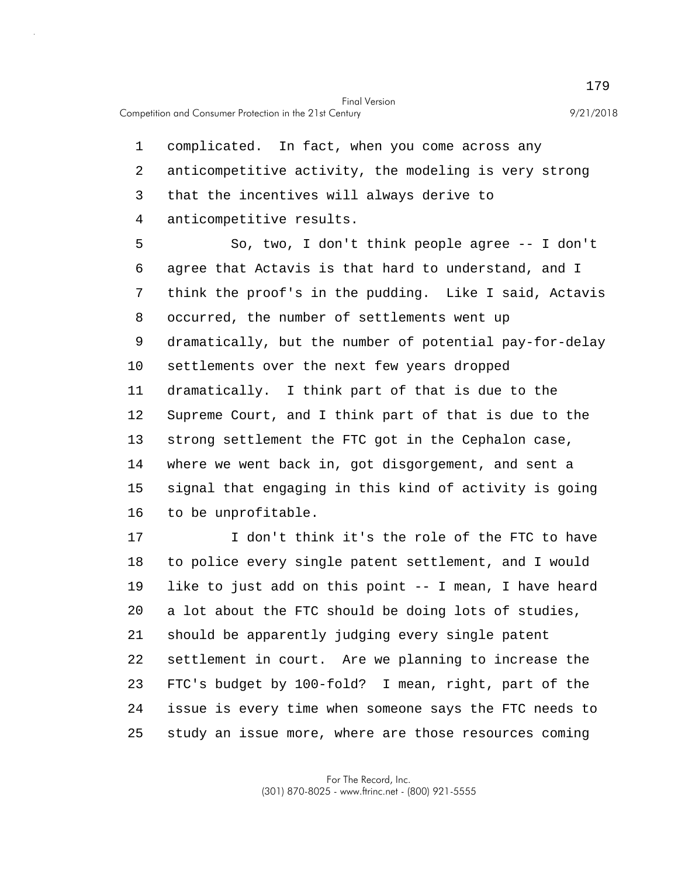complicated. In fact, when you come across any anticompetitive activity, the modeling is very strong that the incentives will always derive to anticompetitive results.

So, two, I don't think people agree -- I don't agree that Actavis is that hard to understand, and I think the proof's in the pudding. Like I said, Actavis occurred, the number of settlements went up dramatically, but the number of potential pay-for-delay settlements over the next few years dropped dramatically. I think part of that is due to the Supreme Court, and I think part of that is due to the strong settlement the FTC got in the Cephalon case, where we went back in, got disgorgement, and sent a signal that engaging in this kind of activity is going to be unprofitable.

I don't think it's the role of the FTC to have to police every single patent settlement, and I would like to just add on this point -- I mean, I have heard a lot about the FTC should be doing lots of studies, should be apparently judging every single patent settlement in court. Are we planning to increase the FTC's budget by 100-fold? I mean, right, part of the issue is every time when someone says the FTC needs to study an issue more, where are those resources coming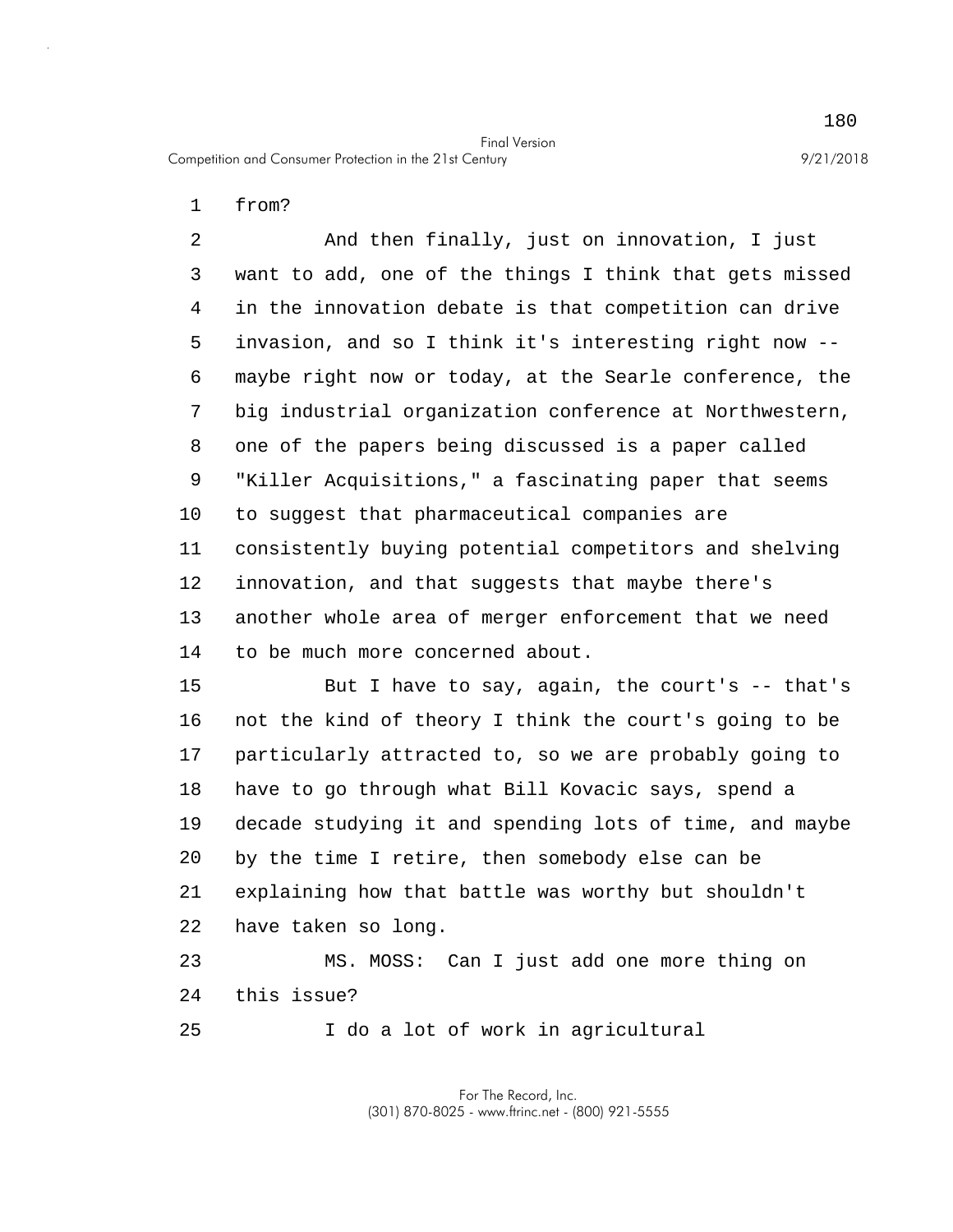from?

And then finally, just on innovation, I just want to add, one of the things I think that gets missed in the innovation debate is that competition can drive invasion, and so I think it's interesting right now -- maybe right now or today, at the Searle conference, the big industrial organization conference at Northwestern, one of the papers being discussed is a paper called "Killer Acquisitions," a fascinating paper that seems to suggest that pharmaceutical companies are consistently buying potential competitors and shelving innovation, and that suggests that maybe there's another whole area of merger enforcement that we need to be much more concerned about.

But I have to say, again, the court's -- that's not the kind of theory I think the court's going to be particularly attracted to, so we are probably going to have to go through what Bill Kovacic says, spend a decade studying it and spending lots of time, and maybe by the time I retire, then somebody else can be explaining how that battle was worthy but shouldn't have taken so long.

MS. MOSS: Can I just add one more thing on this issue?

I do a lot of work in agricultural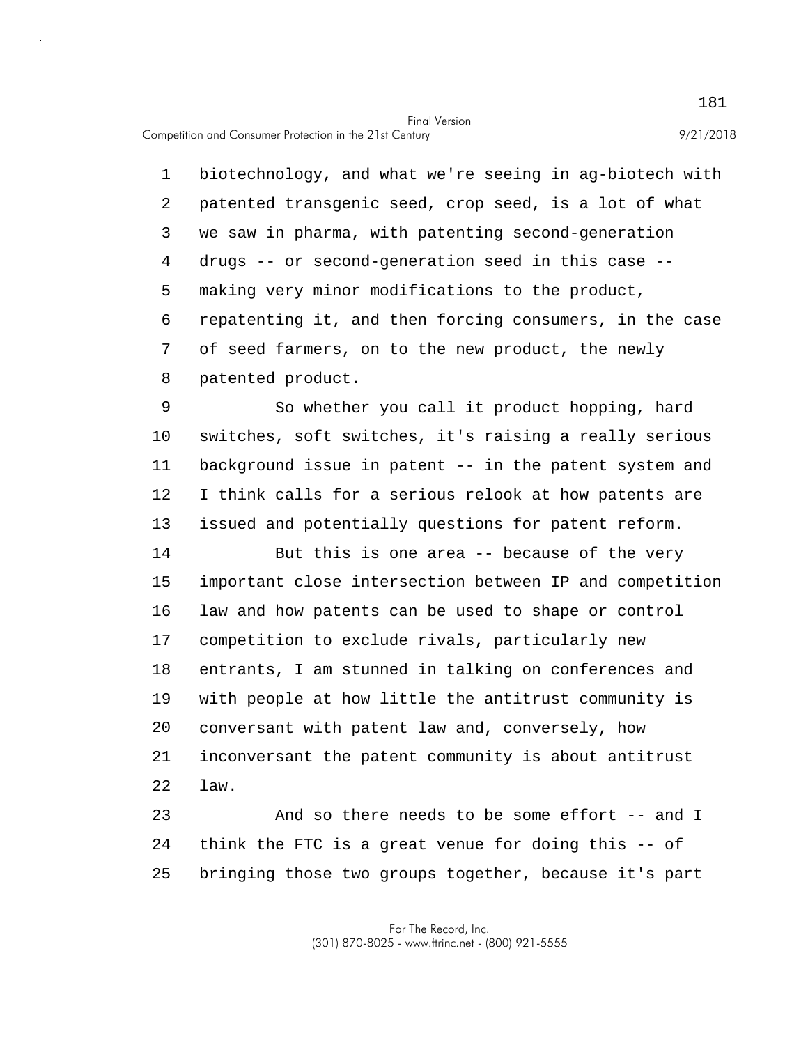biotechnology, and what we're seeing in ag-biotech with patented transgenic seed, crop seed, is a lot of what we saw in pharma, with patenting second-generation drugs -- or second-generation seed in this case -- making very minor modifications to the product, repatenting it, and then forcing consumers, in the case of seed farmers, on to the new product, the newly patented product.

So whether you call it product hopping, hard switches, soft switches, it's raising a really serious background issue in patent -- in the patent system and I think calls for a serious relook at how patents are issued and potentially questions for patent reform.

But this is one area -- because of the very important close intersection between IP and competition law and how patents can be used to shape or control competition to exclude rivals, particularly new entrants, I am stunned in talking on conferences and with people at how little the antitrust community is conversant with patent law and, conversely, how inconversant the patent community is about antitrust law.

And so there needs to be some effort -- and I think the FTC is a great venue for doing this -- of bringing those two groups together, because it's part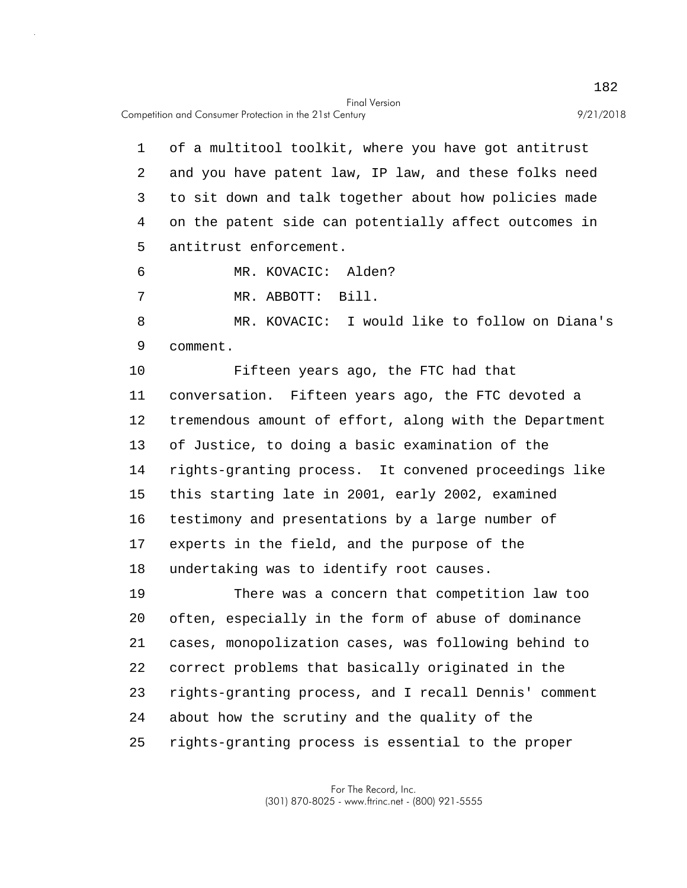of a multitool toolkit, where you have got antitrust and you have patent law, IP law, and these folks need to sit down and talk together about how policies made on the patent side can potentially affect outcomes in antitrust enforcement.

MR. KOVACIC: Alden?

MR. ABBOTT: Bill.

MR. KOVACIC: I would like to follow on Diana's comment.

Fifteen years ago, the FTC had that conversation. Fifteen years ago, the FTC devoted a tremendous amount of effort, along with the Department of Justice, to doing a basic examination of the rights-granting process. It convened proceedings like this starting late in 2001, early 2002, examined testimony and presentations by a large number of experts in the field, and the purpose of the undertaking was to identify root causes.

There was a concern that competition law too often, especially in the form of abuse of dominance cases, monopolization cases, was following behind to correct problems that basically originated in the rights-granting process, and I recall Dennis' comment about how the scrutiny and the quality of the rights-granting process is essential to the proper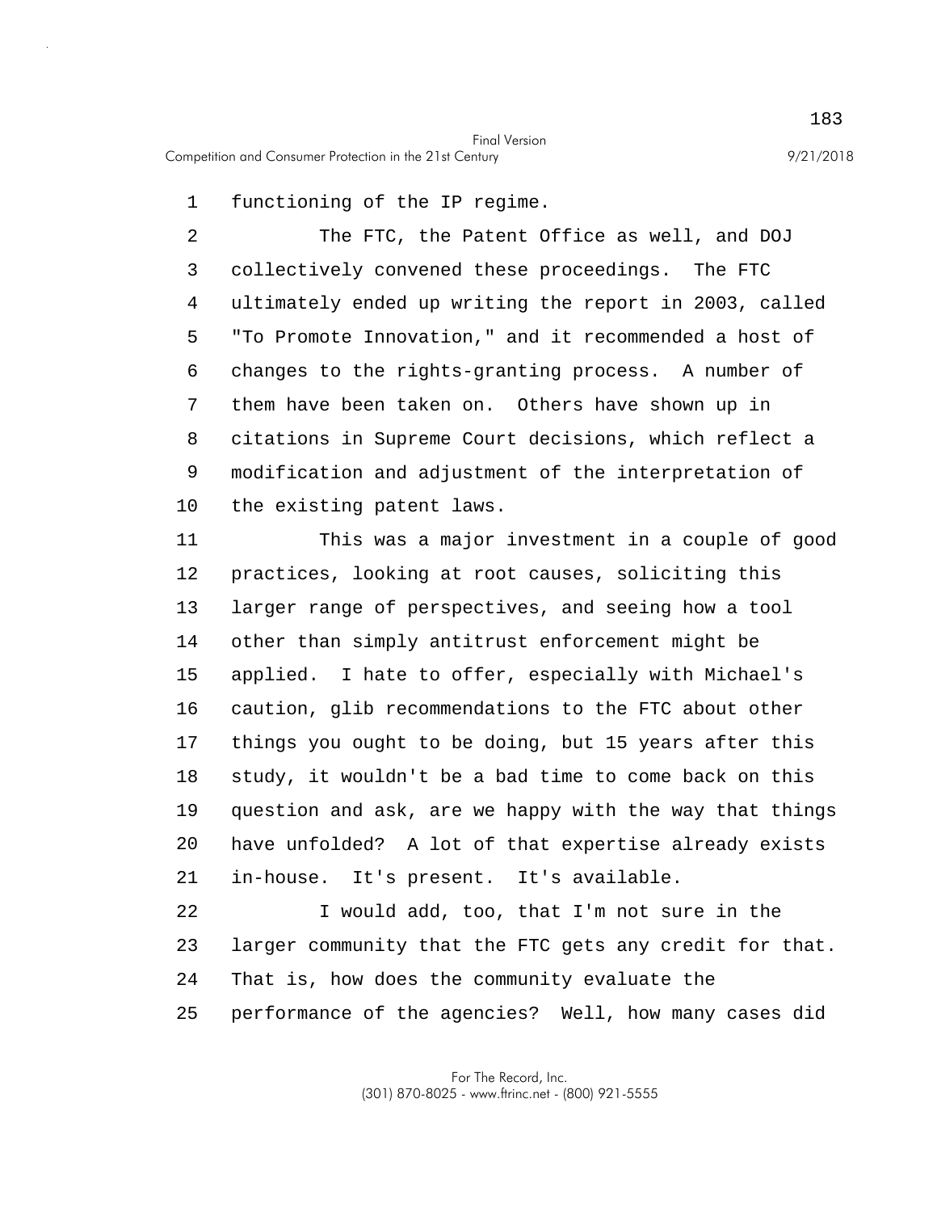functioning of the IP regime.

The FTC, the Patent Office as well, and DOJ collectively convened these proceedings. The FTC ultimately ended up writing the report in 2003, called "To Promote Innovation," and it recommended a host of changes to the rights-granting process. A number of them have been taken on. Others have shown up in citations in Supreme Court decisions, which reflect a modification and adjustment of the interpretation of the existing patent laws.

This was a major investment in a couple of good practices, looking at root causes, soliciting this larger range of perspectives, and seeing how a tool other than simply antitrust enforcement might be applied. I hate to offer, especially with Michael's caution, glib recommendations to the FTC about other things you ought to be doing, but 15 years after this study, it wouldn't be a bad time to come back on this question and ask, are we happy with the way that things have unfolded? A lot of that expertise already exists in-house. It's present. It's available.

I would add, too, that I'm not sure in the larger community that the FTC gets any credit for that. That is, how does the community evaluate the performance of the agencies? Well, how many cases did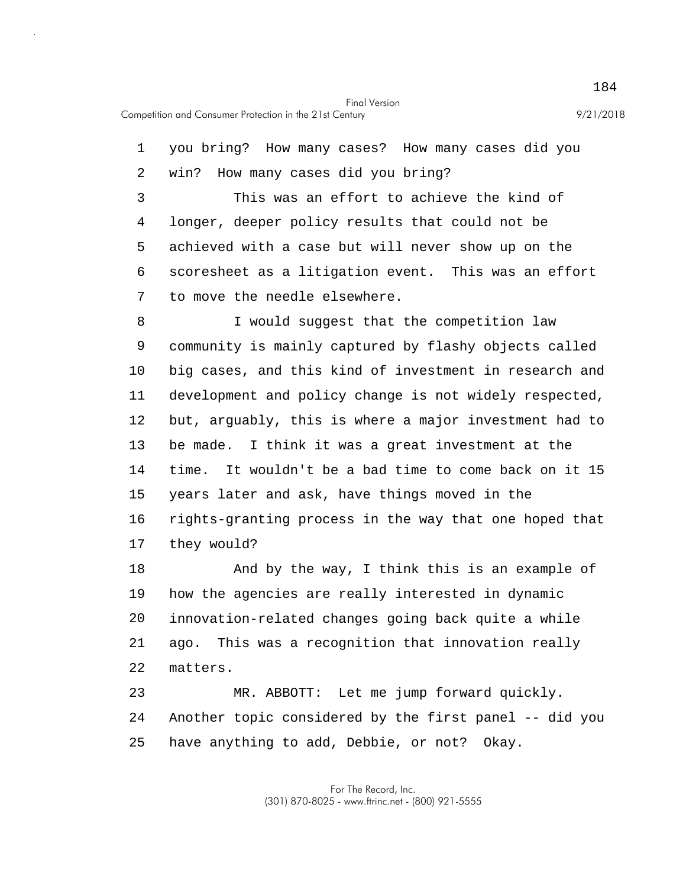you bring? How many cases? How many cases did you win? How many cases did you bring?

This was an effort to achieve the kind of longer, deeper policy results that could not be achieved with a case but will never show up on the scoresheet as a litigation event. This was an effort to move the needle elsewhere.

I would suggest that the competition law community is mainly captured by flashy objects called big cases, and this kind of investment in research and development and policy change is not widely respected, but, arguably, this is where a major investment had to be made. I think it was a great investment at the time. It wouldn't be a bad time to come back on it 15 years later and ask, have things moved in the rights-granting process in the way that one hoped that they would?

And by the way, I think this is an example of how the agencies are really interested in dynamic innovation-related changes going back quite a while ago. This was a recognition that innovation really matters.

MR. ABBOTT: Let me jump forward quickly. Another topic considered by the first panel -- did you have anything to add, Debbie, or not? Okay.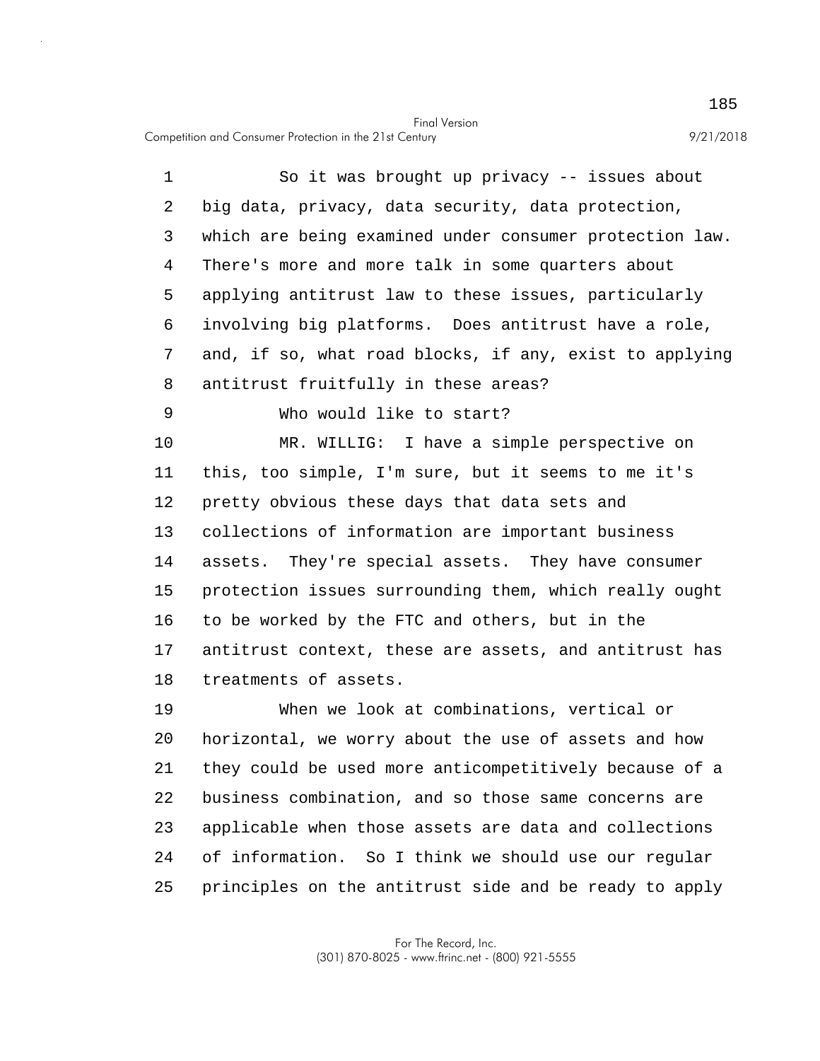So it was brought up privacy -- issues about big data, privacy, data security, data protection, which are being examined under consumer protection law. There's more and more talk in some quarters about applying antitrust law to these issues, particularly involving big platforms. Does antitrust have a role, and, if so, what road blocks, if any, exist to applying antitrust fruitfully in these areas?

Who would like to start?

MR. WILLIG: I have a simple perspective on this, too simple, I'm sure, but it seems to me it's pretty obvious these days that data sets and collections of information are important business assets. They're special assets. They have consumer protection issues surrounding them, which really ought to be worked by the FTC and others, but in the antitrust context, these are assets, and antitrust has treatments of assets.

When we look at combinations, vertical or horizontal, we worry about the use of assets and how they could be used more anticompetitively because of a business combination, and so those same concerns are applicable when those assets are data and collections of information. So I think we should use our regular principles on the antitrust side and be ready to apply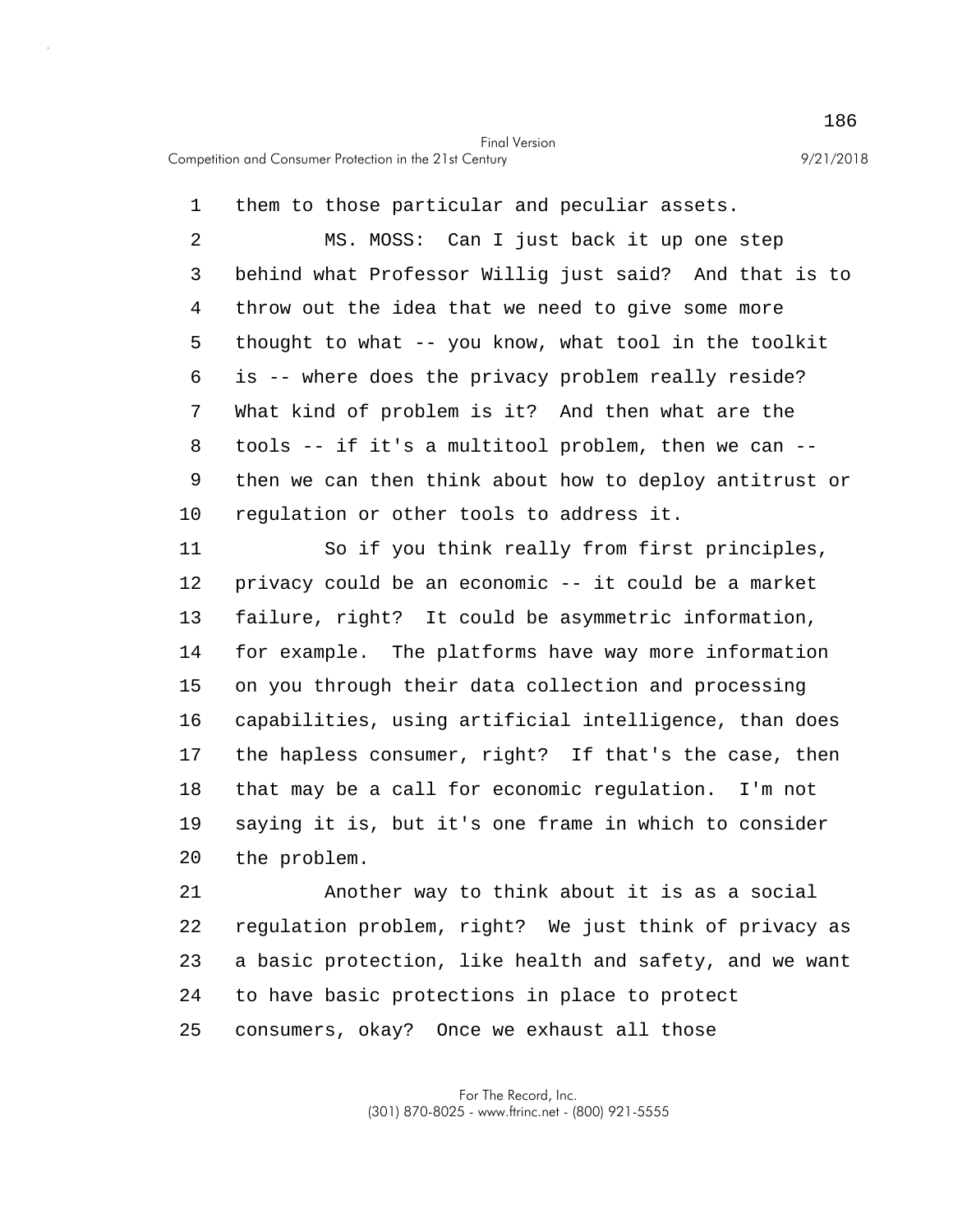them to those particular and peculiar assets.

MS. MOSS: Can I just back it up one step behind what Professor Willig just said? And that is to throw out the idea that we need to give some more thought to what -- you know, what tool in the toolkit is -- where does the privacy problem really reside? What kind of problem is it? And then what are the tools -- if it's a multitool problem, then we can -- then we can then think about how to deploy antitrust or regulation or other tools to address it.

So if you think really from first principles, privacy could be an economic -- it could be a market failure, right? It could be asymmetric information, for example. The platforms have way more information on you through their data collection and processing capabilities, using artificial intelligence, than does the hapless consumer, right? If that's the case, then that may be a call for economic regulation. I'm not saying it is, but it's one frame in which to consider the problem.

Another way to think about it is as a social regulation problem, right? We just think of privacy as a basic protection, like health and safety, and we want to have basic protections in place to protect consumers, okay? Once we exhaust all those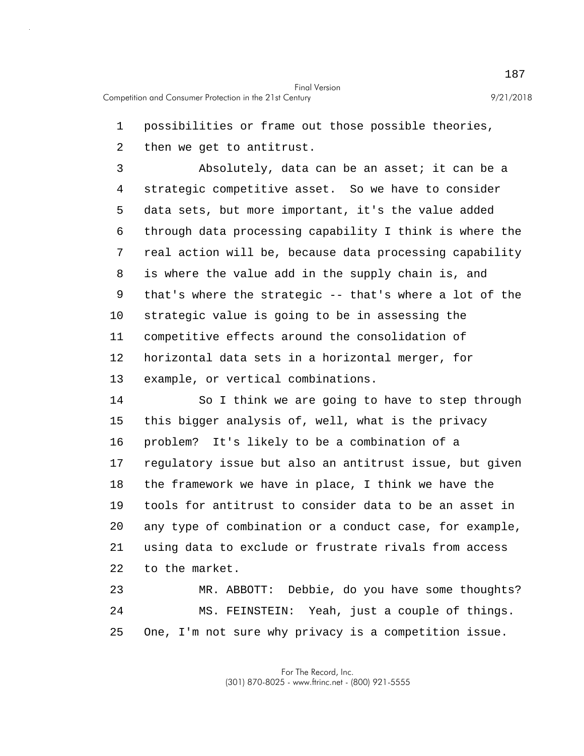possibilities or frame out those possible theories, then we get to antitrust.

Absolutely, data can be an asset; it can be a strategic competitive asset. So we have to consider data sets, but more important, it's the value added through data processing capability I think is where the real action will be, because data processing capability is where the value add in the supply chain is, and that's where the strategic -- that's where a lot of the strategic value is going to be in assessing the competitive effects around the consolidation of horizontal data sets in a horizontal merger, for example, or vertical combinations.

So I think we are going to have to step through this bigger analysis of, well, what is the privacy problem? It's likely to be a combination of a regulatory issue but also an antitrust issue, but given the framework we have in place, I think we have the tools for antitrust to consider data to be an asset in any type of combination or a conduct case, for example, using data to exclude or frustrate rivals from access to the market.

MR. ABBOTT: Debbie, do you have some thoughts?

MS. FEINSTEIN: Yeah, just a couple of things. One, I'm not sure why privacy is a competition issue.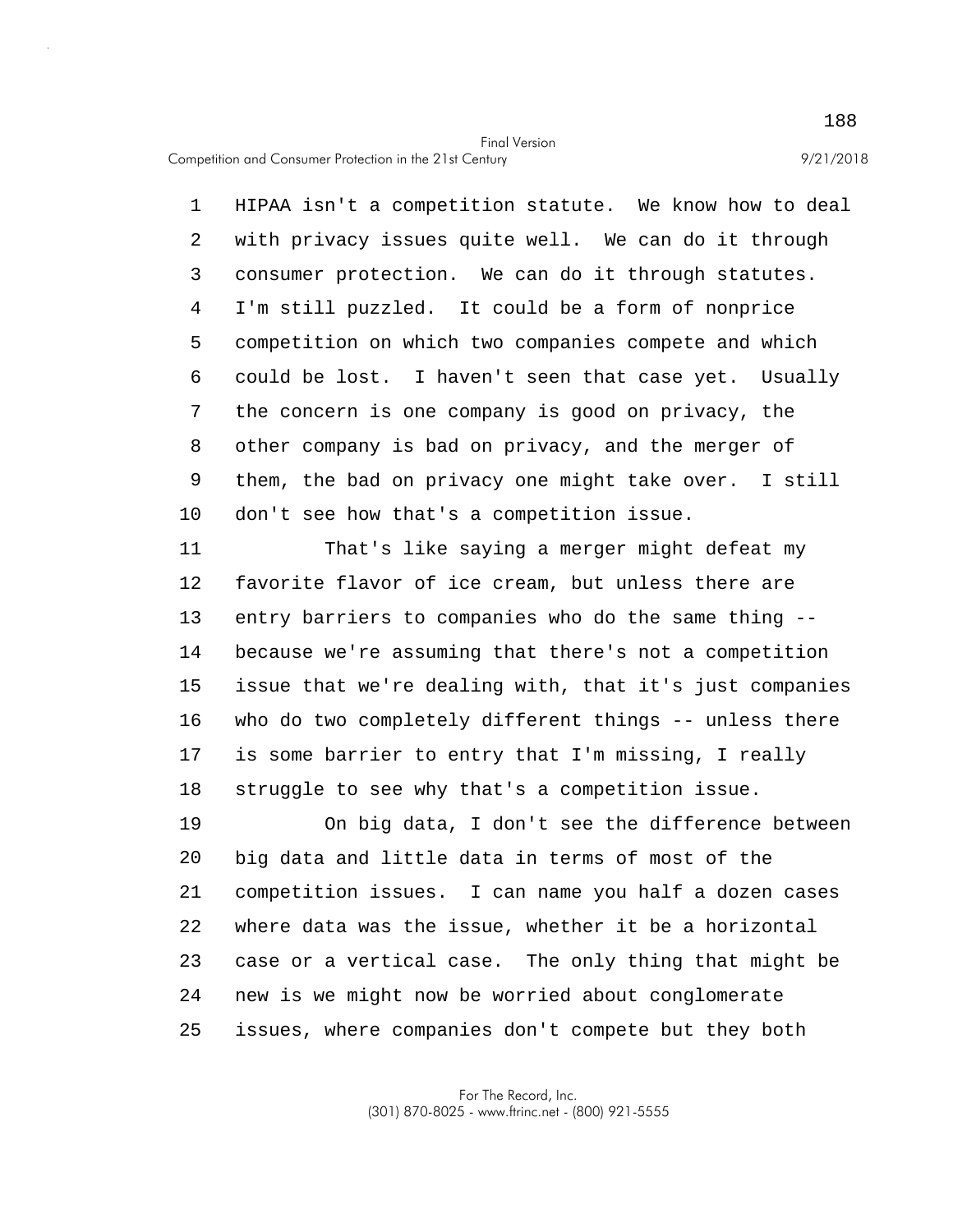HIPAA isn't a competition statute. We know how to deal with privacy issues quite well. We can do it through consumer protection. We can do it through statutes. I'm still puzzled. It could be a form of nonprice competition on which two companies compete and which could be lost. I haven't seen that case yet. Usually the concern is one company is good on privacy, the other company is bad on privacy, and the merger of them, the bad on privacy one might take over. I still don't see how that's a competition issue.

That's like saying a merger might defeat my favorite flavor of ice cream, but unless there are entry barriers to companies who do the same thing -- because we're assuming that there's not a competition issue that we're dealing with, that it's just companies who do two completely different things -- unless there is some barrier to entry that I'm missing, I really struggle to see why that's a competition issue.

On big data, I don't see the difference between big data and little data in terms of most of the competition issues. I can name you half a dozen cases where data was the issue, whether it be a horizontal case or a vertical case. The only thing that might be new is we might now be worried about conglomerate issues, where companies don't compete but they both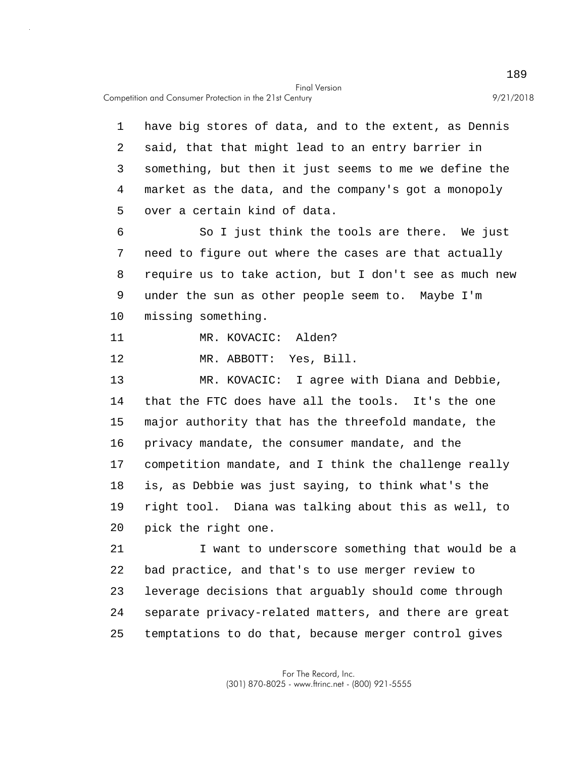have big stores of data, and to the extent, as Dennis said, that that might lead to an entry barrier in something, but then it just seems to me we define the market as the data, and the company's got a monopoly over a certain kind of data.

So I just think the tools are there. We just need to figure out where the cases are that actually require us to take action, but I don't see as much new under the sun as other people seem to. Maybe I'm missing something.

MR. KOVACIC: Alden?

MR. ABBOTT: Yes, Bill.

MR. KOVACIC: I agree with Diana and Debbie, that the FTC does have all the tools. It's the one major authority that has the threefold mandate, the privacy mandate, the consumer mandate, and the competition mandate, and I think the challenge really is, as Debbie was just saying, to think what's the right tool. Diana was talking about this as well, to pick the right one.

I want to underscore something that would be a bad practice, and that's to use merger review to leverage decisions that arguably should come through separate privacy-related matters, and there are great temptations to do that, because merger control gives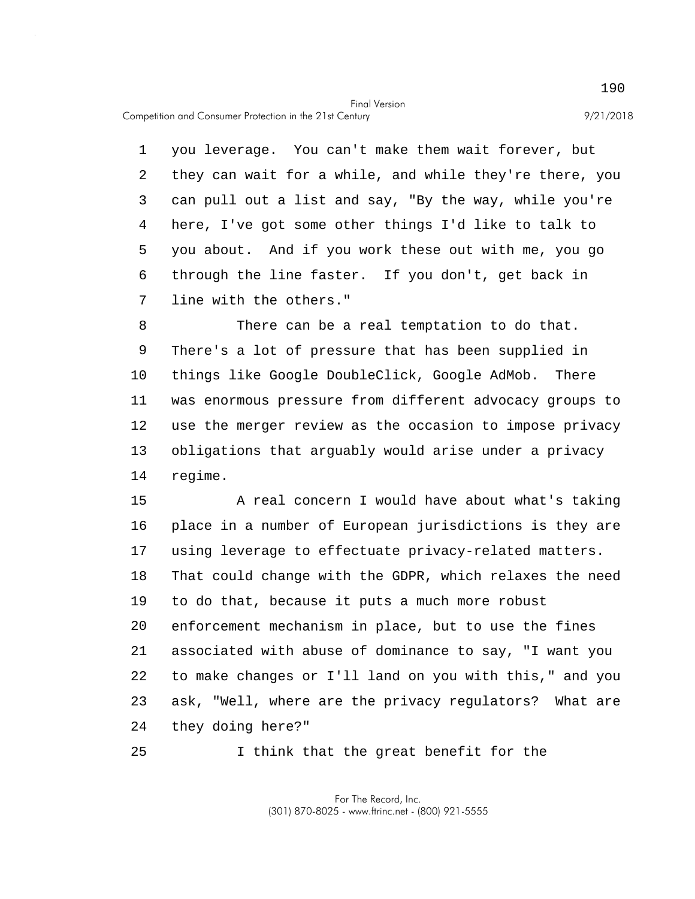you leverage. You can't make them wait forever, but they can wait for a while, and while they're there, you can pull out a list and say, "By the way, while you're here, I've got some other things I'd like to talk to you about. And if you work these out with me, you go through the line faster. If you don't, get back in line with the others."

There can be a real temptation to do that. There's a lot of pressure that has been supplied in things like Google DoubleClick, Google AdMob. There was enormous pressure from different advocacy groups to use the merger review as the occasion to impose privacy obligations that arguably would arise under a privacy regime.

A real concern I would have about what's taking place in a number of European jurisdictions is they are using leverage to effectuate privacy-related matters. That could change with the GDPR, which relaxes the need to do that, because it puts a much more robust enforcement mechanism in place, but to use the fines associated with abuse of dominance to say, "I want you to make changes or I'll land on you with this," and you ask, "Well, where are the privacy regulators? What are they doing here?"

I think that the great benefit for the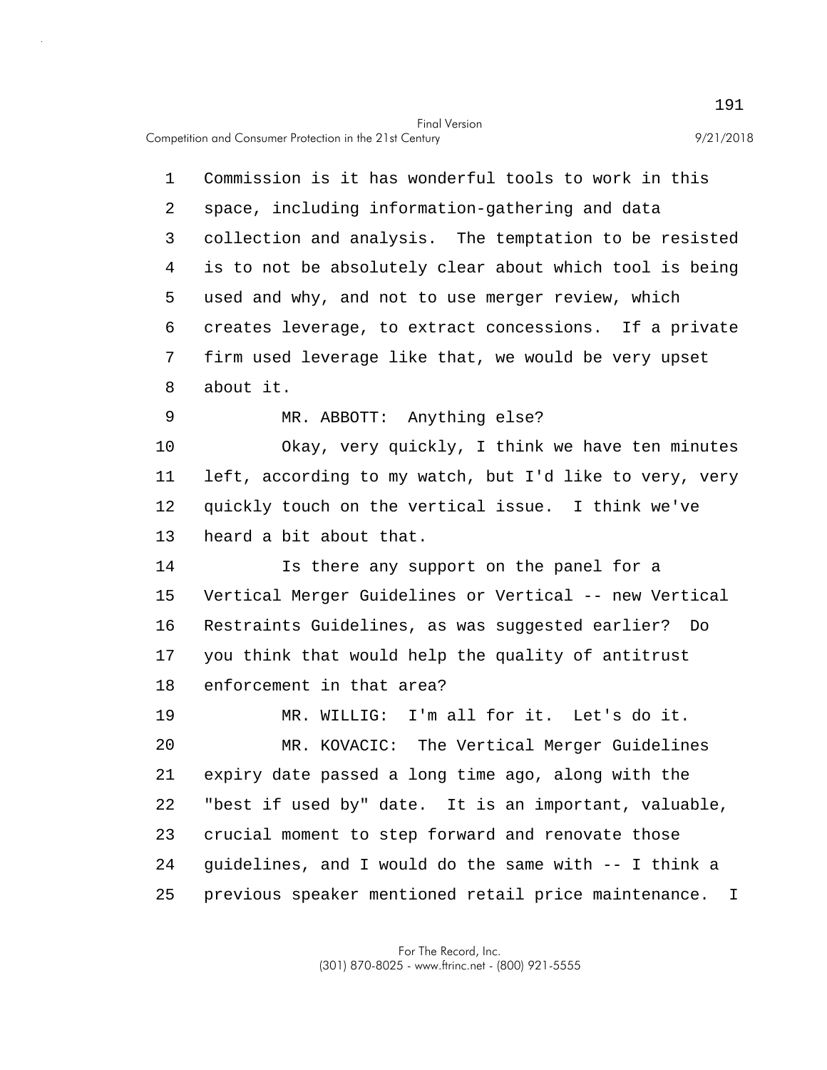Commission is it has wonderful tools to work in this space, including information-gathering and data collection and analysis. The temptation to be resisted is to not be absolutely clear about which tool is being used and why, and not to use merger review, which creates leverage, to extract concessions. If a private firm used leverage like that, we would be very upset about it.

MR. ABBOTT: Anything else?

Okay, very quickly, I think we have ten minutes left, according to my watch, but I'd like to very, very quickly touch on the vertical issue. I think we've heard a bit about that.

Is there any support on the panel for a Vertical Merger Guidelines or Vertical -- new Vertical Restraints Guidelines, as was suggested earlier? Do you think that would help the quality of antitrust enforcement in that area?

MR. WILLIG: I'm all for it. Let's do it.

MR. KOVACIC: The Vertical Merger Guidelines expiry date passed a long time ago, along with the "best if used by" date. It is an important, valuable, crucial moment to step forward and renovate those guidelines, and I would do the same with -- I think a previous speaker mentioned retail price maintenance. I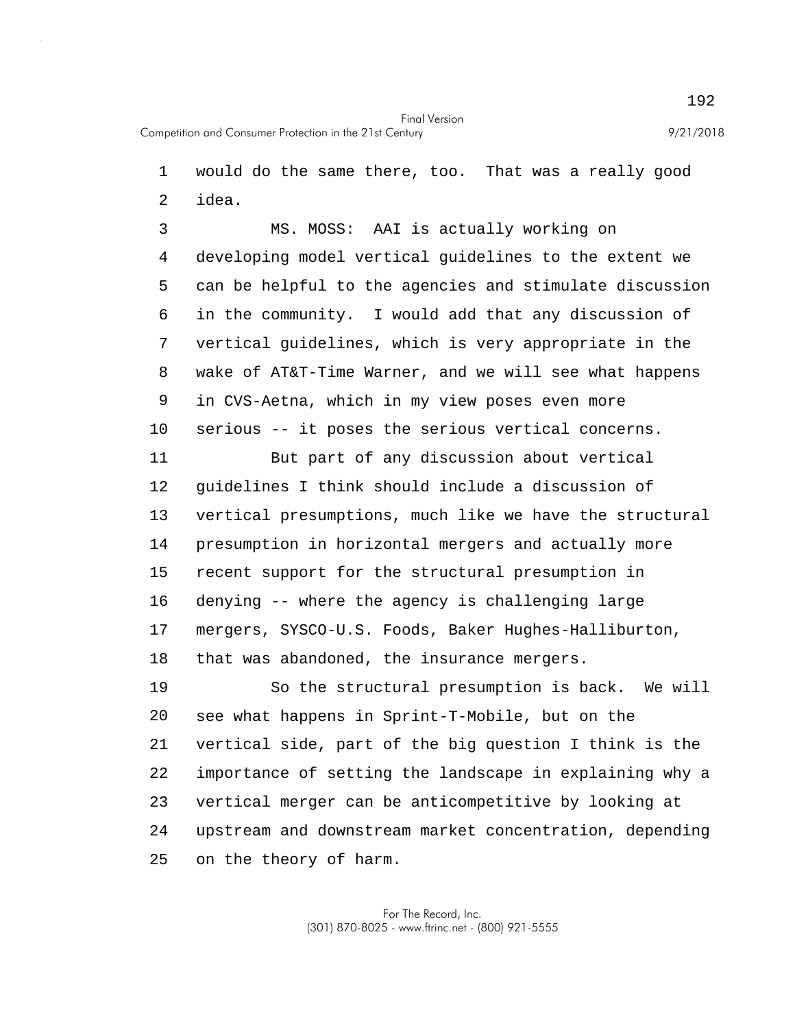would do the same there, too. That was a really good idea.

MS. MOSS: AAI is actually working on developing model vertical guidelines to the extent we can be helpful to the agencies and stimulate discussion in the community. I would add that any discussion of vertical guidelines, which is very appropriate in the wake of AT&T-Time Warner, and we will see what happens in CVS-Aetna, which in my view poses even more serious -- it poses the serious vertical concerns.

But part of any discussion about vertical guidelines I think should include a discussion of vertical presumptions, much like we have the structural presumption in horizontal mergers and actually more recent support for the structural presumption in denying -- where the agency is challenging large mergers, SYSCO-U.S. Foods, Baker Hughes-Halliburton, that was abandoned, the insurance mergers.

So the structural presumption is back. We will see what happens in Sprint-T-Mobile, but on the vertical side, part of the big question I think is the importance of setting the landscape in explaining why a vertical merger can be anticompetitive by looking at upstream and downstream market concentration, depending on the theory of harm.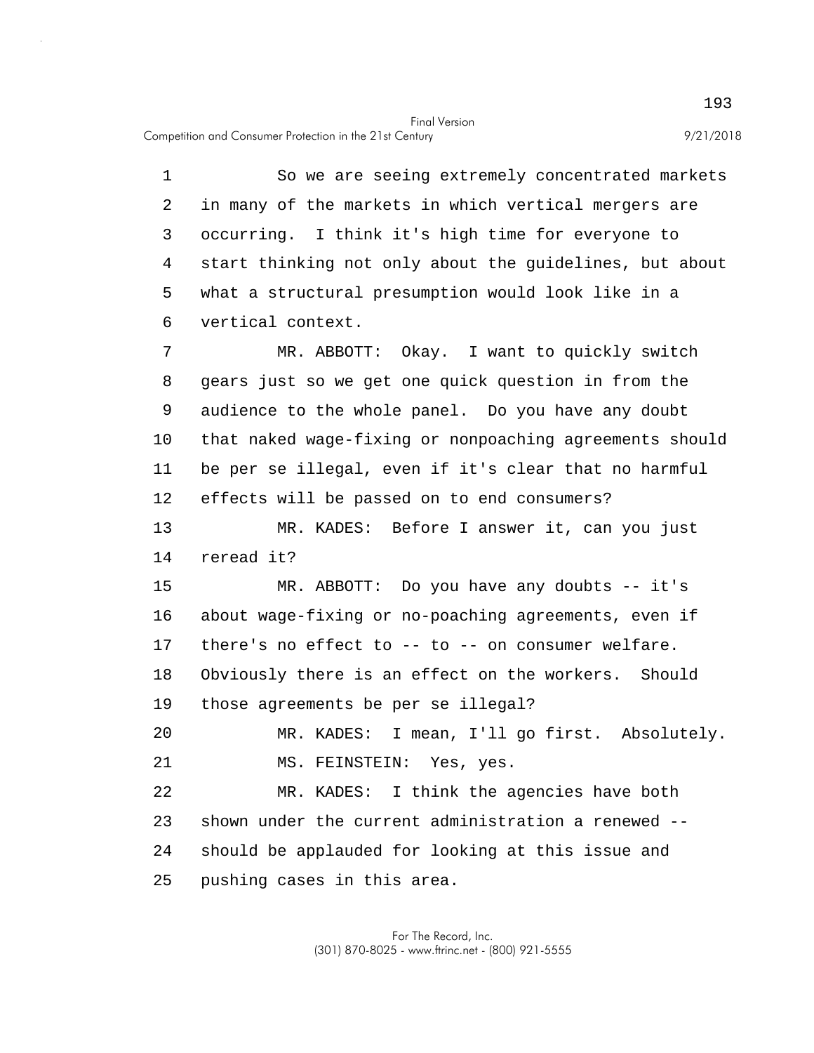So we are seeing extremely concentrated markets in many of the markets in which vertical mergers are occurring. I think it's high time for everyone to start thinking not only about the guidelines, but about what a structural presumption would look like in a vertical context.

MR. ABBOTT: Okay. I want to quickly switch gears just so we get one quick question in from the audience to the whole panel. Do you have any doubt that naked wage-fixing or nonpoaching agreements should be per se illegal, even if it's clear that no harmful effects will be passed on to end consumers?

MR. KADES: Before I answer it, can you just reread it?

MR. ABBOTT: Do you have any doubts -- it's about wage-fixing or no-poaching agreements, even if there's no effect to -- to -- on consumer welfare. Obviously there is an effect on the workers. Should those agreements be per se illegal?

MR. KADES: I mean, I'll go first. Absolutely.

MS. FEINSTEIN: Yes, yes.

MR. KADES: I think the agencies have both shown under the current administration a renewed -- should be applauded for looking at this issue and pushing cases in this area.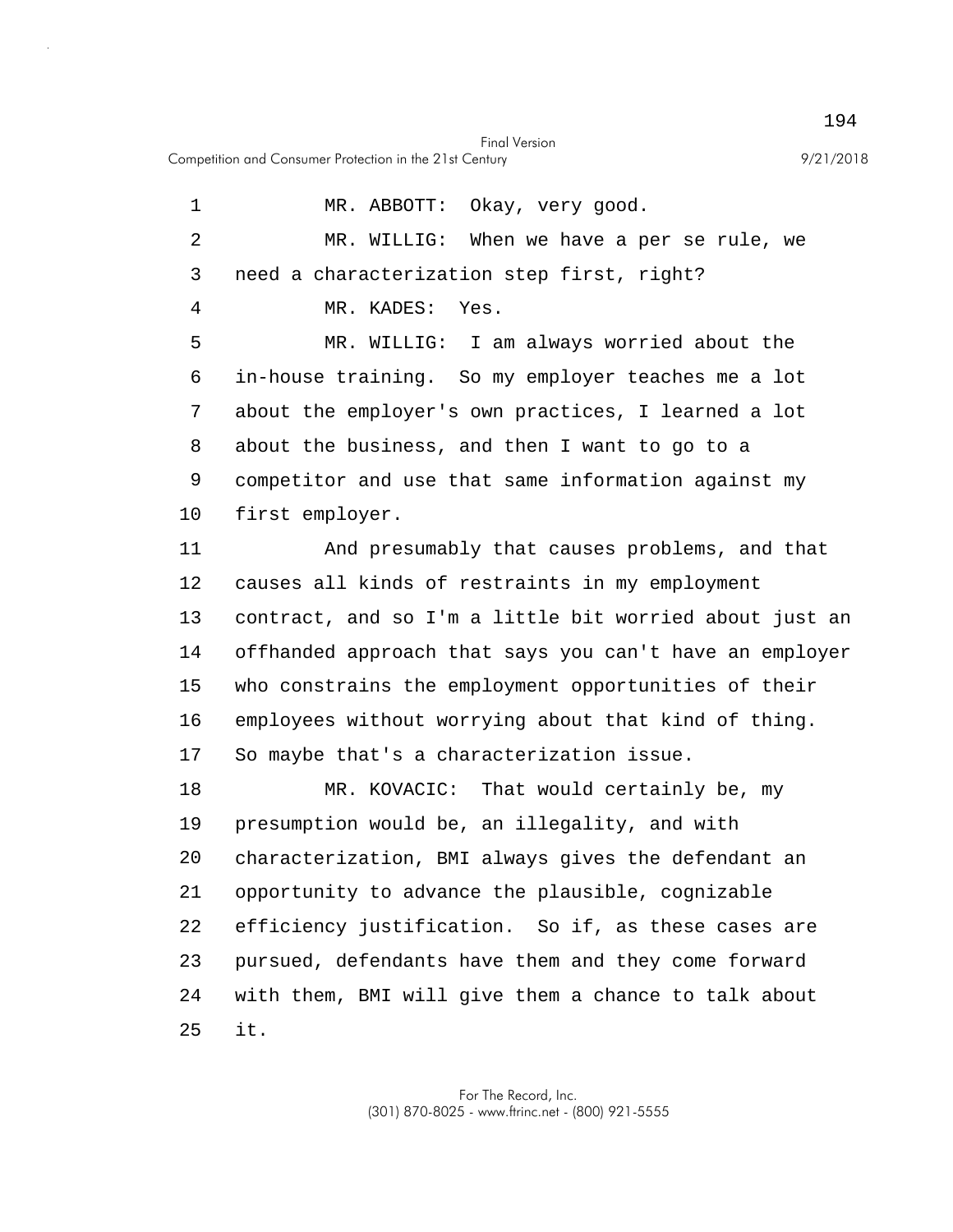MR. ABBOTT: Okay, very good.

MR. WILLIG: When we have a per se rule, we need a characterization step first, right?

MR. KADES: Yes.

MR. WILLIG: I am always worried about the in-house training. So my employer teaches me a lot about the employer's own practices, I learned a lot about the business, and then I want to go to a competitor and use that same information against my first employer.

And presumably that causes problems, and that causes all kinds of restraints in my employment contract, and so I'm a little bit worried about just an offhanded approach that says you can't have an employer who constrains the employment opportunities of their employees without worrying about that kind of thing. So maybe that's a characterization issue.

MR. KOVACIC: That would certainly be, my presumption would be, an illegality, and with characterization, BMI always gives the defendant an opportunity to advance the plausible, cognizable efficiency justification. So if, as these cases are pursued, defendants have them and they come forward with them, BMI will give them a chance to talk about it.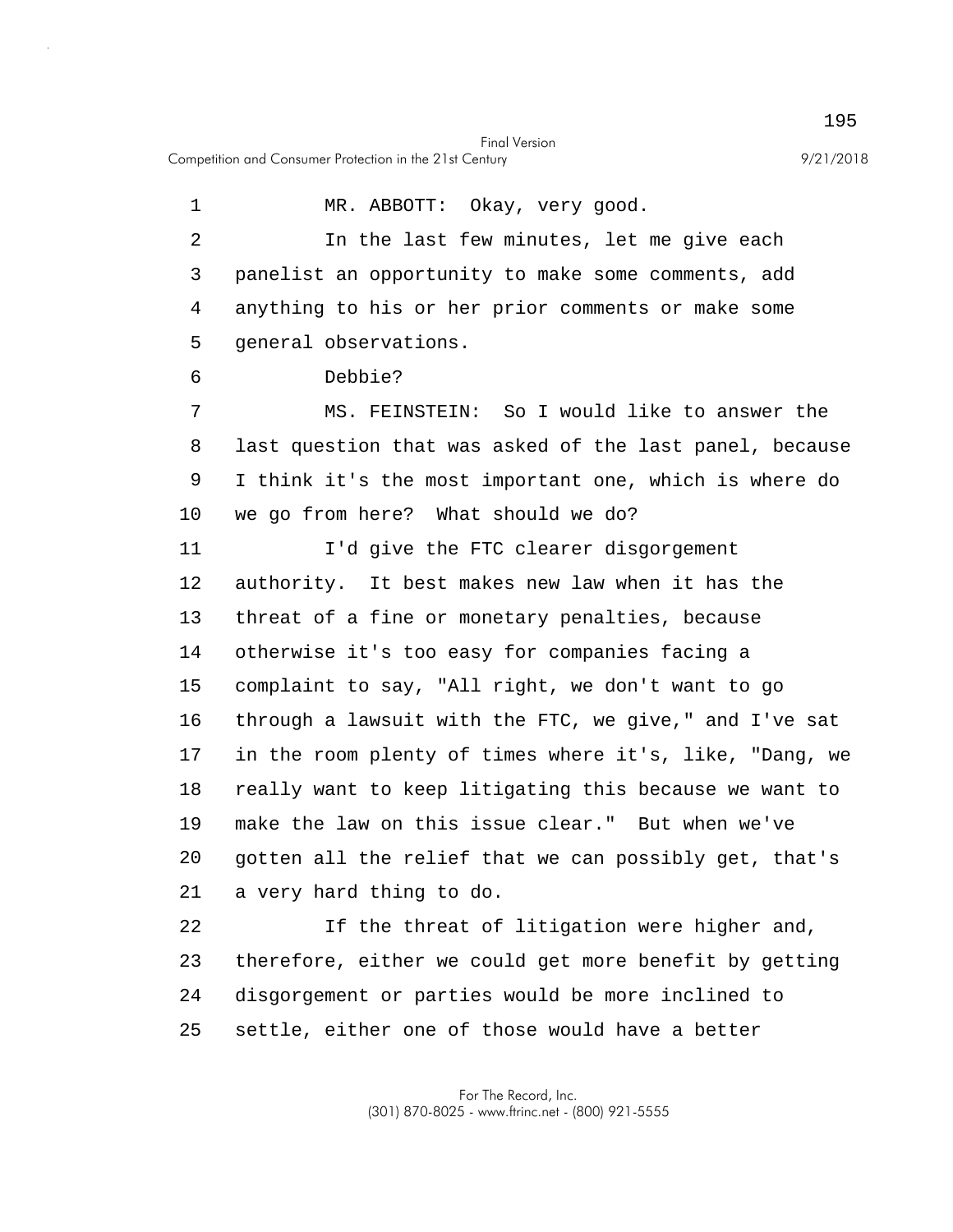MR. ABBOTT: Okay, very good.

In the last few minutes, let me give each panelist an opportunity to make some comments, add anything to his or her prior comments or make some general observations.

Debbie?

MS. FEINSTEIN: So I would like to answer the last question that was asked of the last panel, because I think it's the most important one, which is where do we go from here? What should we do?

I'd give the FTC clearer disgorgement authority. It best makes new law when it has the threat of a fine or monetary penalties, because otherwise it's too easy for companies facing a complaint to say, "All right, we don't want to go through a lawsuit with the FTC, we give," and I've sat in the room plenty of times where it's, like, "Dang, we really want to keep litigating this because we want to make the law on this issue clear." But when we've gotten all the relief that we can possibly get, that's a very hard thing to do.

If the threat of litigation were higher and, therefore, either we could get more benefit by getting disgorgement or parties would be more inclined to settle, either one of those would have a better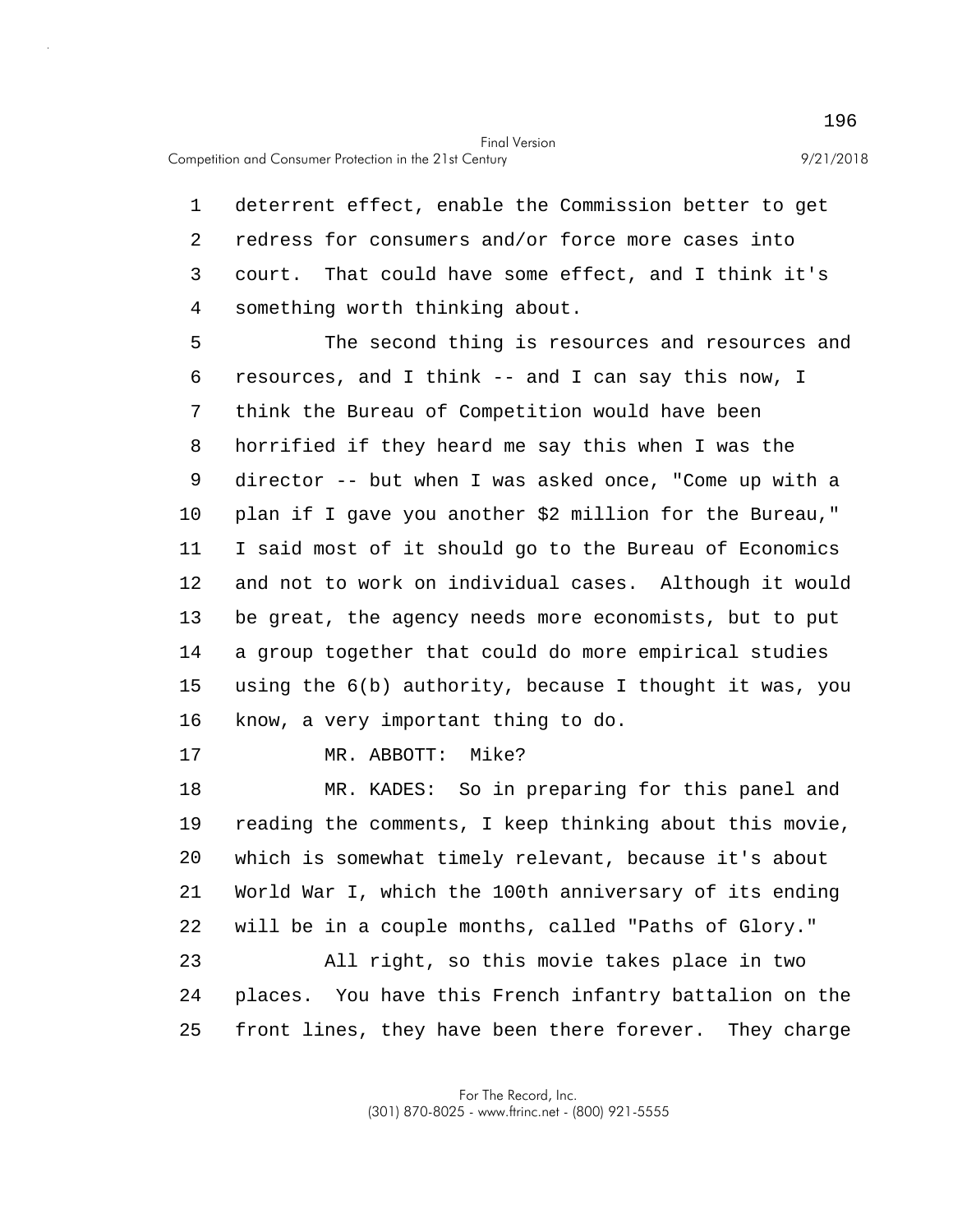deterrent effect, enable the Commission better to get redress for consumers and/or force more cases into court. That could have some effect, and I think it's something worth thinking about.

The second thing is resources and resources and resources, and I think -- and I can say this now, I think the Bureau of Competition would have been horrified if they heard me say this when I was the director -- but when I was asked once, "Come up with a plan if I gave you another $2 million for the Bureau," I said most of it should go to the Bureau of Economics and not to work on individual cases. Although it would be great, the agency needs more economists, but to put a group together that could do more empirical studies using the 6(b) authority, because I thought it was, you know, a very important thing to do.

MR. ABBOTT: Mike?

MR. KADES: So in preparing for this panel and reading the comments, I keep thinking about this movie, which is somewhat timely relevant, because it's about World War I, which the 100th anniversary of its ending will be in a couple months, called "Paths of Glory."

All right, so this movie takes place in two places. You have this French infantry battalion on the front lines, they have been there forever. They charge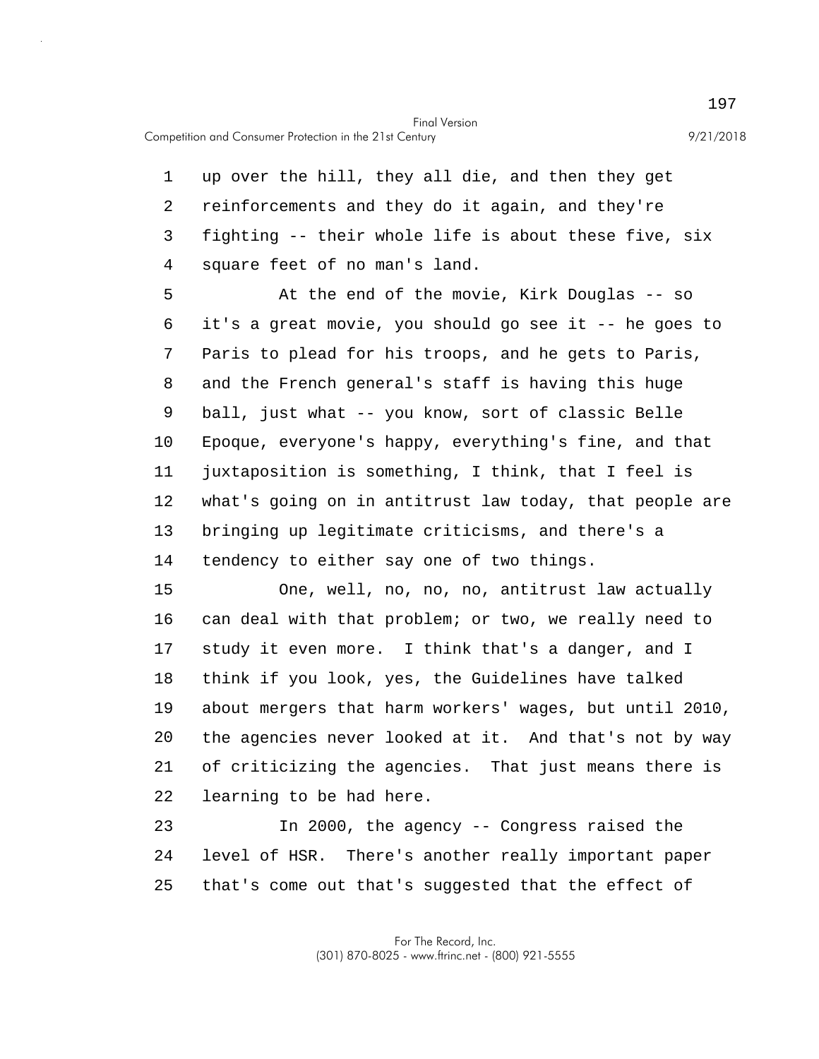up over the hill, they all die, and then they get reinforcements and they do it again, and they're fighting -- their whole life is about these five, six square feet of no man's land.

At the end of the movie, Kirk Douglas -- so it's a great movie, you should go see it -- he goes to Paris to plead for his troops, and he gets to Paris, and the French general's staff is having this huge ball, just what -- you know, sort of classic Belle Epoque, everyone's happy, everything's fine, and that juxtaposition is something, I think, that I feel is what's going on in antitrust law today, that people are bringing up legitimate criticisms, and there's a tendency to either say one of two things.

One, well, no, no, no, antitrust law actually can deal with that problem; or two, we really need to study it even more. I think that's a danger, and I think if you look, yes, the Guidelines have talked about mergers that harm workers' wages, but until 2010, the agencies never looked at it. And that's not by way of criticizing the agencies. That just means there is learning to be had here.

In 2000, the agency -- Congress raised the level of HSR. There's another really important paper that's come out that's suggested that the effect of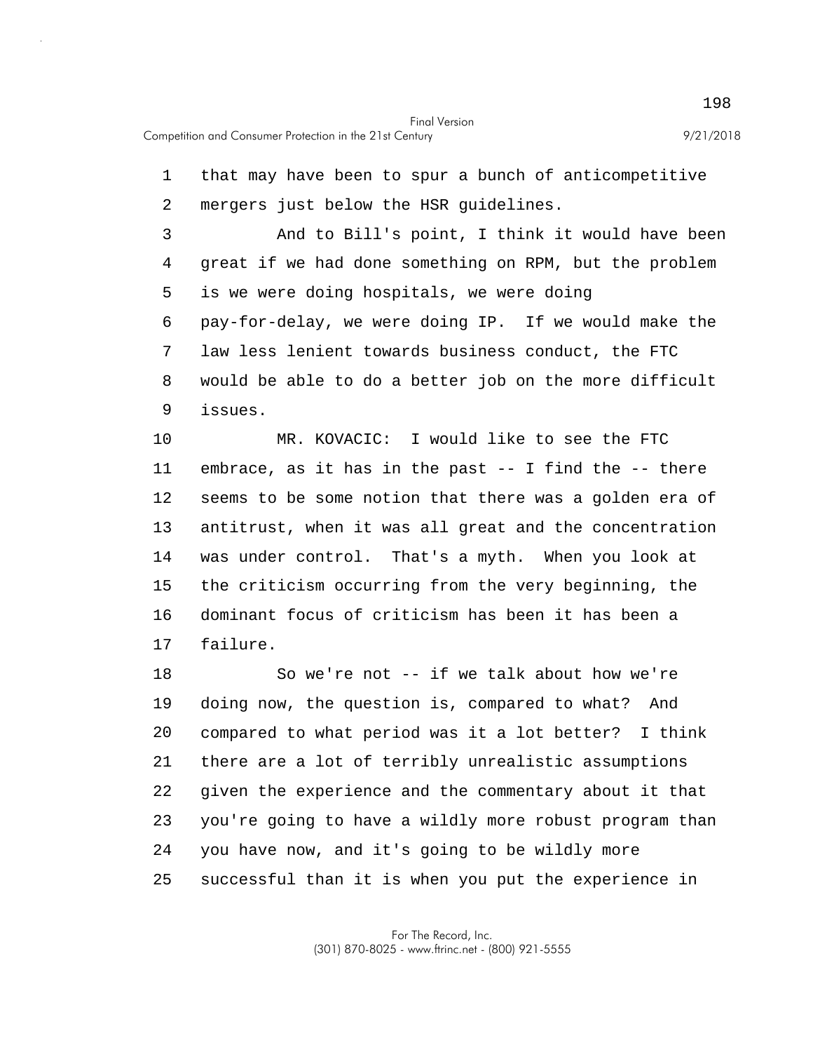that may have been to spur a bunch of anticompetitive mergers just below the HSR guidelines.

And to Bill's point, I think it would have been great if we had done something on RPM, but the problem is we were doing hospitals, we were doing pay-for-delay, we were doing IP. If we would make the law less lenient towards business conduct, the FTC would be able to do a better job on the more difficult issues.

MR. KOVACIC: I would like to see the FTC embrace, as it has in the past -- I find the -- there seems to be some notion that there was a golden era of antitrust, when it was all great and the concentration was under control. That's a myth. When you look at the criticism occurring from the very beginning, the dominant focus of criticism has been it has been a failure.

So we're not -- if we talk about how we're doing now, the question is, compared to what? And compared to what period was it a lot better? I think there are a lot of terribly unrealistic assumptions given the experience and the commentary about it that you're going to have a wildly more robust program than you have now, and it's going to be wildly more successful than it is when you put the experience in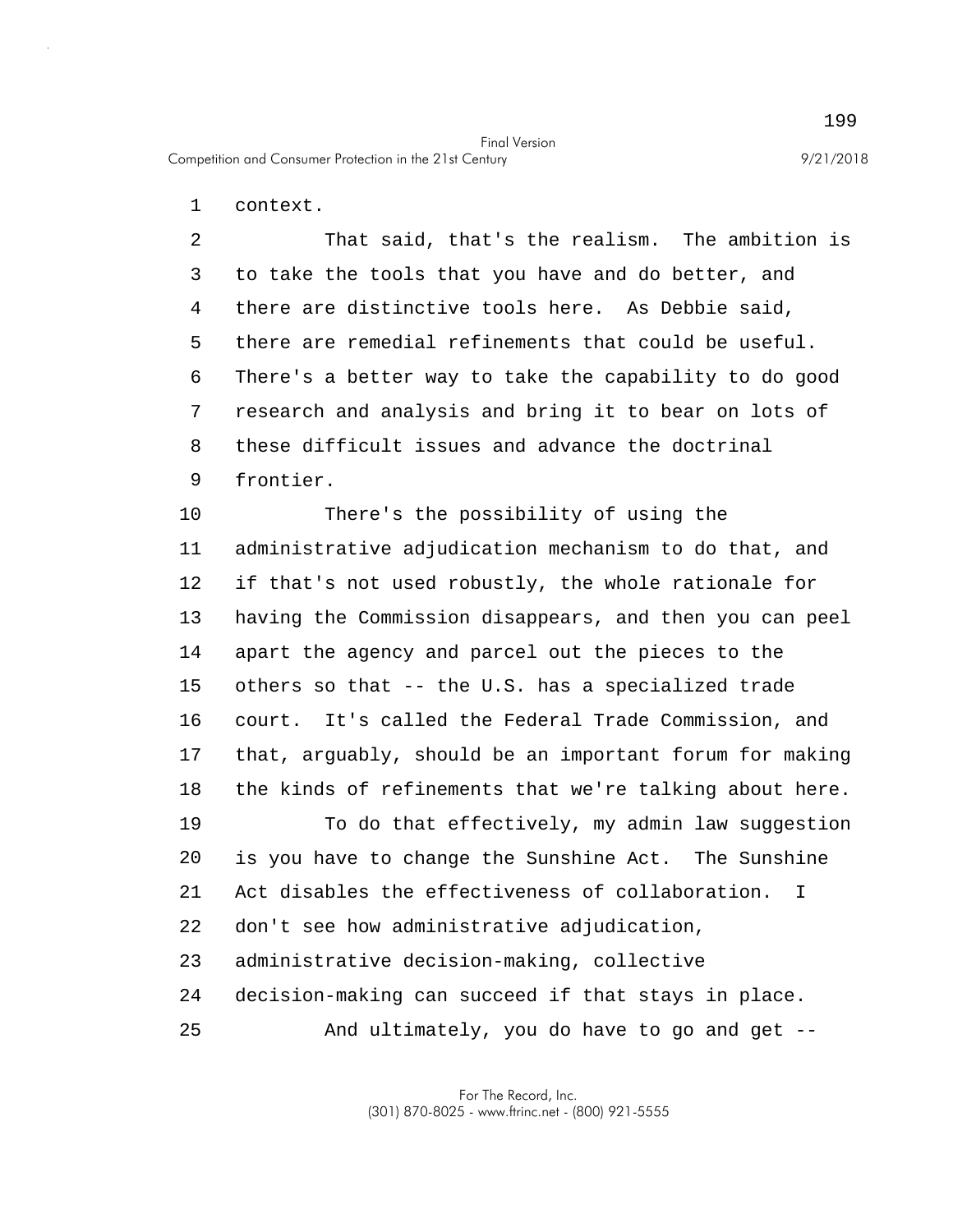context.

That said, that's the realism. The ambition is to take the tools that you have and do better, and there are distinctive tools here. As Debbie said, there are remedial refinements that could be useful. There's a better way to take the capability to do good research and analysis and bring it to bear on lots of these difficult issues and advance the doctrinal frontier.

There's the possibility of using the administrative adjudication mechanism to do that, and if that's not used robustly, the whole rationale for having the Commission disappears, and then you can peel apart the agency and parcel out the pieces to the others so that -- the U.S. has a specialized trade court. It's called the Federal Trade Commission, and that, arguably, should be an important forum for making the kinds of refinements that we're talking about here.

To do that effectively, my admin law suggestion is you have to change the Sunshine Act. The Sunshine Act disables the effectiveness of collaboration. I don't see how administrative adjudication, administrative decision-making, collective decision-making can succeed if that stays in place.

And ultimately, you do have to go and get --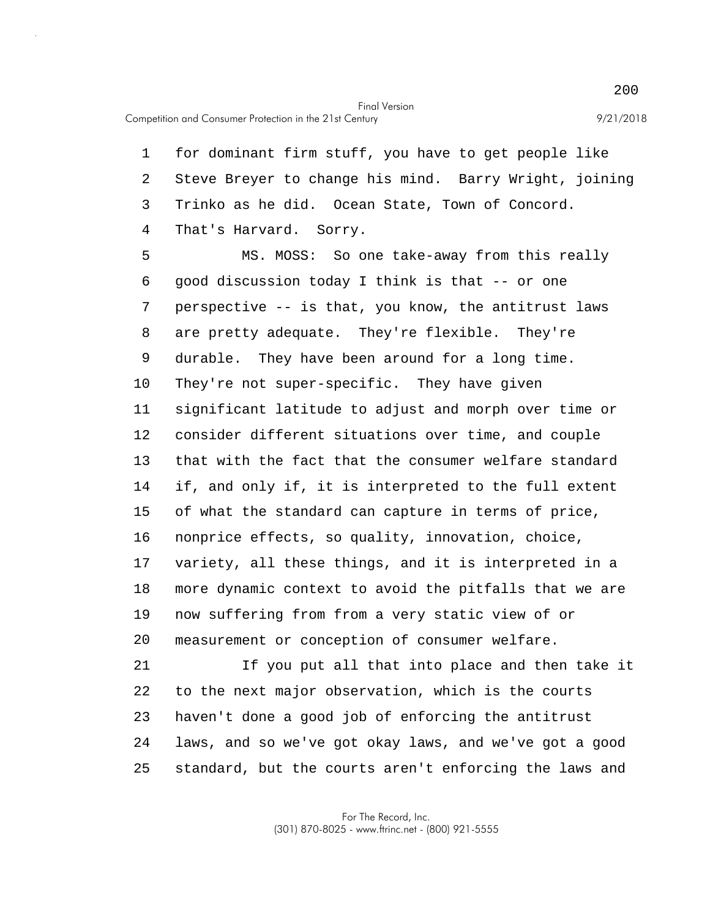for dominant firm stuff, you have to get people like Steve Breyer to change his mind. Barry Wright, joining Trinko as he did. Ocean State, Town of Concord. That's Harvard. Sorry.

MS. MOSS: So one take-away from this really good discussion today I think is that -- or one perspective -- is that, you know, the antitrust laws are pretty adequate. They're flexible. They're durable. They have been around for a long time. They're not super-specific. They have given significant latitude to adjust and morph over time or consider different situations over time, and couple that with the fact that the consumer welfare standard if, and only if, it is interpreted to the full extent of what the standard can capture in terms of price, nonprice effects, so quality, innovation, choice, variety, all these things, and it is interpreted in a more dynamic context to avoid the pitfalls that we are now suffering from from a very static view of or measurement or conception of consumer welfare.

If you put all that into place and then take it to the next major observation, which is the courts haven't done a good job of enforcing the antitrust laws, and so we've got okay laws, and we've got a good standard, but the courts aren't enforcing the laws and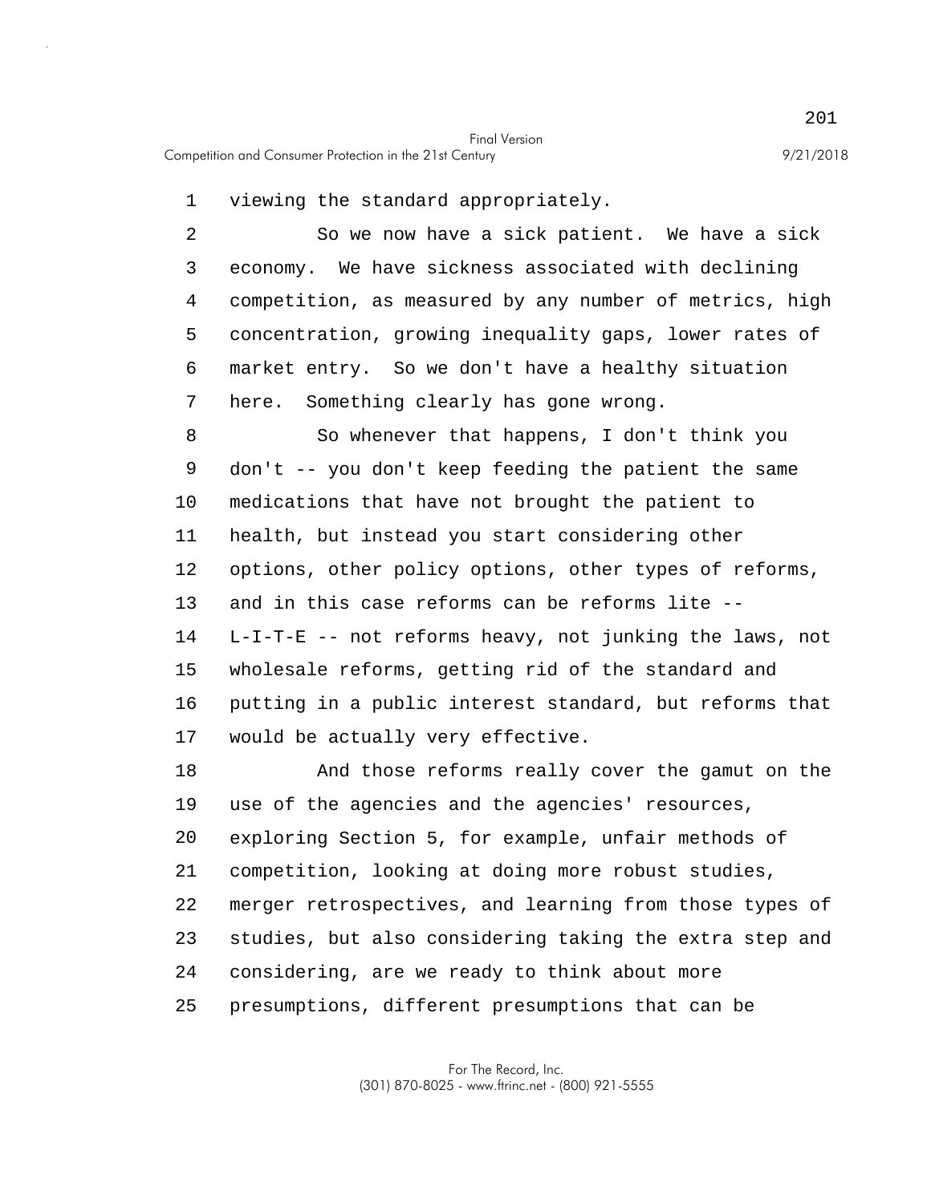viewing the standard appropriately.

So we now have a sick patient. We have a sick economy. We have sickness associated with declining competition, as measured by any number of metrics, high concentration, growing inequality gaps, lower rates of market entry. So we don't have a healthy situation here. Something clearly has gone wrong.

So whenever that happens, I don't think you don't -- you don't keep feeding the patient the same medications that have not brought the patient to health, but instead you start considering other options, other policy options, other types of reforms, and in this case reforms can be reforms lite -- L-I-T-E -- not reforms heavy, not junking the laws, not wholesale reforms, getting rid of the standard and putting in a public interest standard, but reforms that would be actually very effective.

And those reforms really cover the gamut on the use of the agencies and the agencies' resources, exploring Section 5, for example, unfair methods of competition, looking at doing more robust studies, merger retrospectives, and learning from those types of studies, but also considering taking the extra step and considering, are we ready to think about more presumptions, different presumptions that can be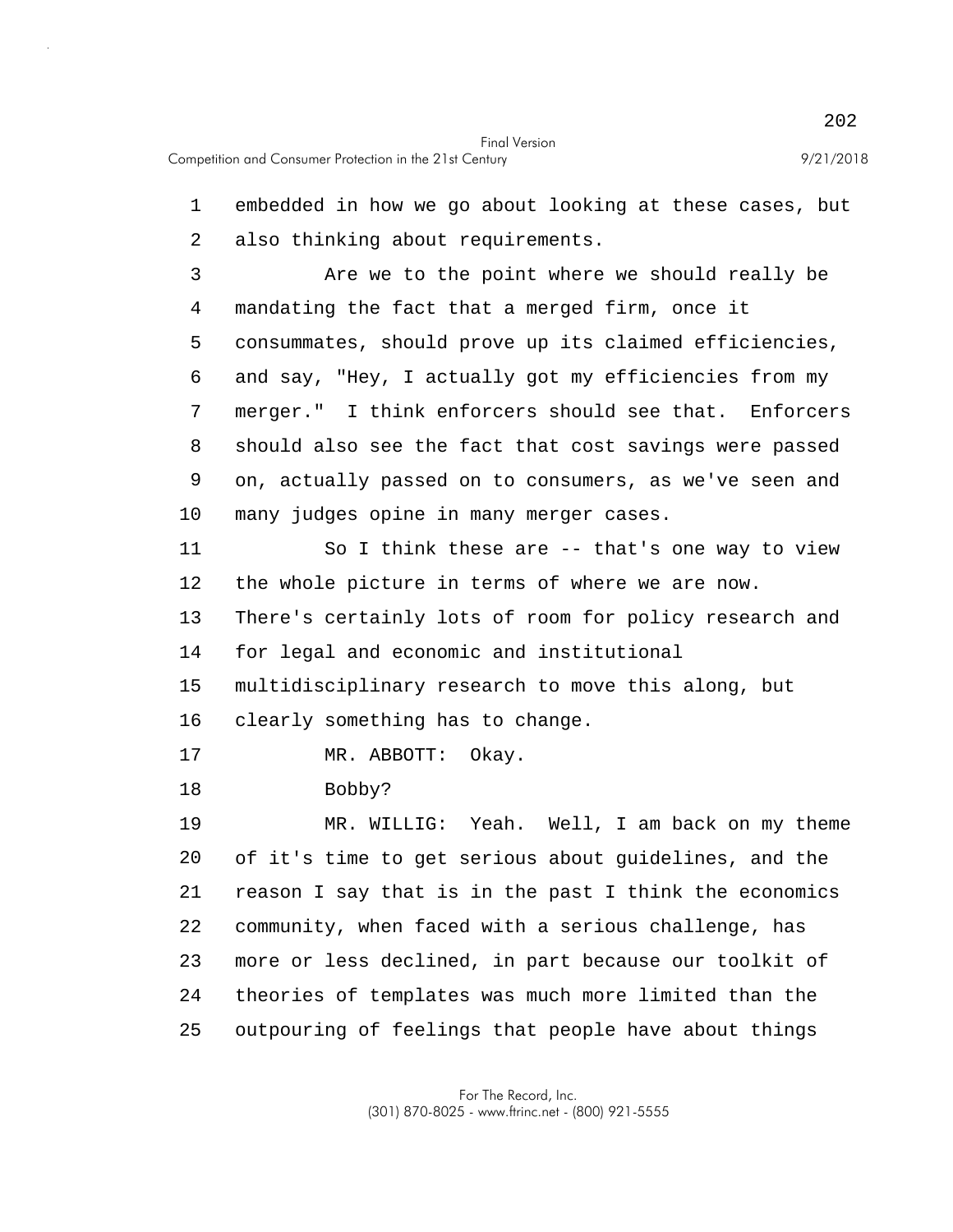embedded in how we go about looking at these cases, but also thinking about requirements.

Are we to the point where we should really be mandating the fact that a merged firm, once it consummates, should prove up its claimed efficiencies, and say, "Hey, I actually got my efficiencies from my merger." I think enforcers should see that. Enforcers should also see the fact that cost savings were passed on, actually passed on to consumers, as we've seen and many judges opine in many merger cases.

So I think these are -- that's one way to view the whole picture in terms of where we are now. There's certainly lots of room for policy research and for legal and economic and institutional multidisciplinary research to move this along, but clearly something has to change.

MR. ABBOTT: Okay.

Bobby?

MR. WILLIG: Yeah. Well, I am back on my theme of it's time to get serious about guidelines, and the reason I say that is in the past I think the economics community, when faced with a serious challenge, has more or less declined, in part because our toolkit of theories of templates was much more limited than the outpouring of feelings that people have about things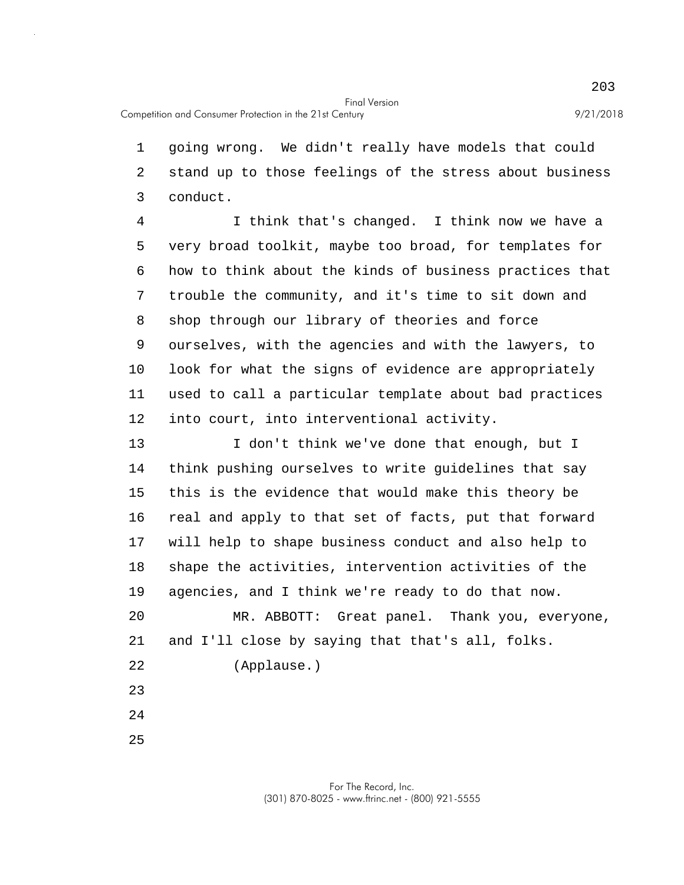going wrong. We didn't really have models that could stand up to those feelings of the stress about business conduct.

I think that's changed. I think now we have a very broad toolkit, maybe too broad, for templates for how to think about the kinds of business practices that trouble the community, and it's time to sit down and shop through our library of theories and force ourselves, with the agencies and with the lawyers, to look for what the signs of evidence are appropriately used to call a particular template about bad practices into court, into interventional activity.

I don't think we've done that enough, but I think pushing ourselves to write guidelines that say this is the evidence that would make this theory be real and apply to that set of facts, put that forward will help to shape business conduct and also help to shape the activities, intervention activities of the agencies, and I think we're ready to do that now.

MR. ABBOTT: Great panel. Thank you, everyone, and I'll close by saying that that's all, folks.

(Applause.)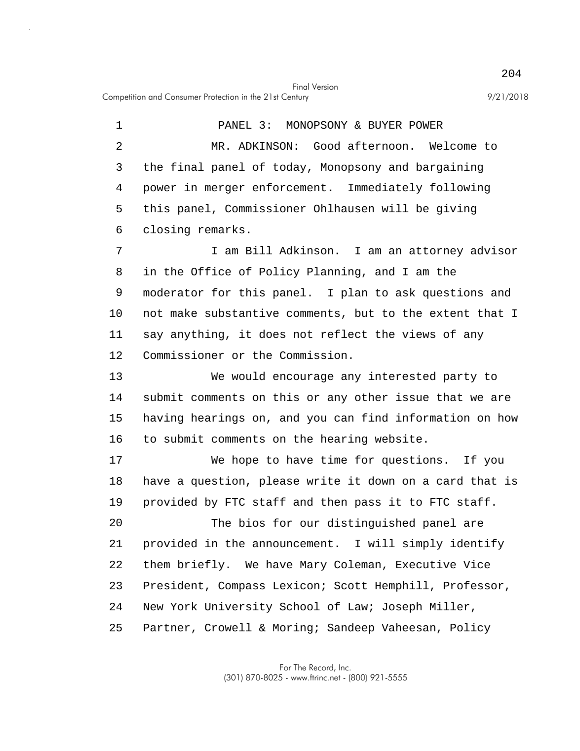PANEL 3: MONOPSONY & BUYER POWER

MR. ADKINSON: Good afternoon. Welcome to the final panel of today, Monopsony and bargaining power in merger enforcement. Immediately following this panel, Commissioner Ohlhausen will be giving closing remarks.

I am Bill Adkinson. I am an attorney advisor in the Office of Policy Planning, and I am the moderator for this panel. I plan to ask questions and not make substantive comments, but to the extent that I say anything, it does not reflect the views of any Commissioner or the Commission.

We would encourage any interested party to submit comments on this or any other issue that we are having hearings on, and you can find information on how to submit comments on the hearing website.

We hope to have time for questions. If you have a question, please write it down on a card that is provided by FTC staff and then pass it to FTC staff.

The bios for our distinguished panel are provided in the announcement. I will simply identify them briefly. We have Mary Coleman, Executive Vice President, Compass Lexicon; Scott Hemphill, Professor, New York University School of Law; Joseph Miller, Partner, Crowell & Moring; Sandeep Vaheesan, Policy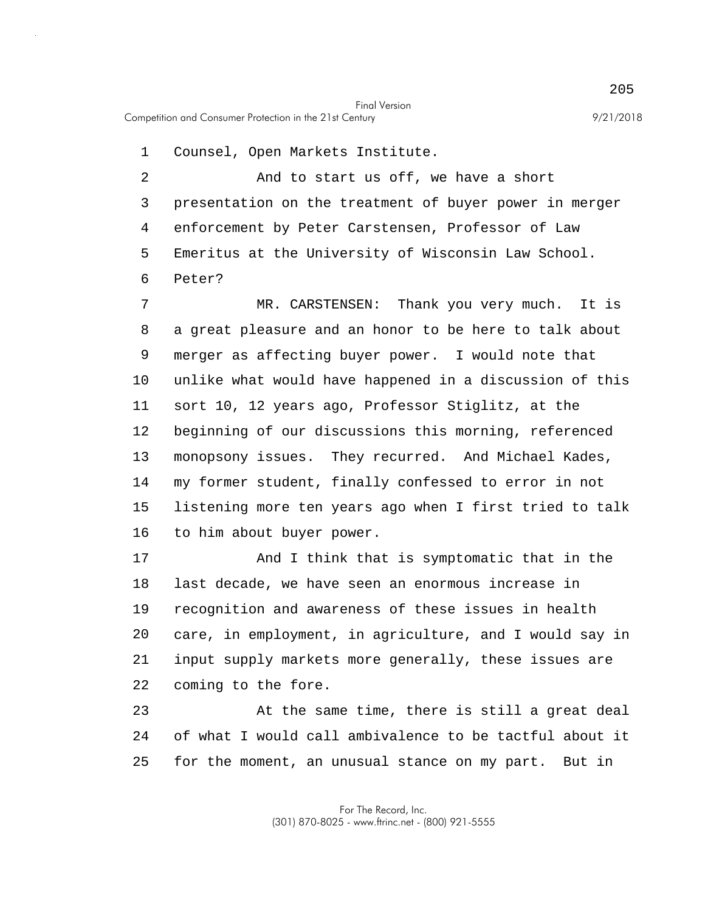Counsel, Open Markets Institute.

And to start us off, we have a short presentation on the treatment of buyer power in merger enforcement by Peter Carstensen, Professor of Law Emeritus at the University of Wisconsin Law School. Peter?

MR. CARSTENSEN: Thank you very much. It is a great pleasure and an honor to be here to talk about merger as affecting buyer power. I would note that unlike what would have happened in a discussion of this sort 10, 12 years ago, Professor Stiglitz, at the beginning of our discussions this morning, referenced monopsony issues. They recurred. And Michael Kades, my former student, finally confessed to error in not listening more ten years ago when I first tried to talk to him about buyer power.

And I think that is symptomatic that in the last decade, we have seen an enormous increase in recognition and awareness of these issues in health care, in employment, in agriculture, and I would say in input supply markets more generally, these issues are coming to the fore.

At the same time, there is still a great deal of what I would call ambivalence to be tactful about it for the moment, an unusual stance on my part. But in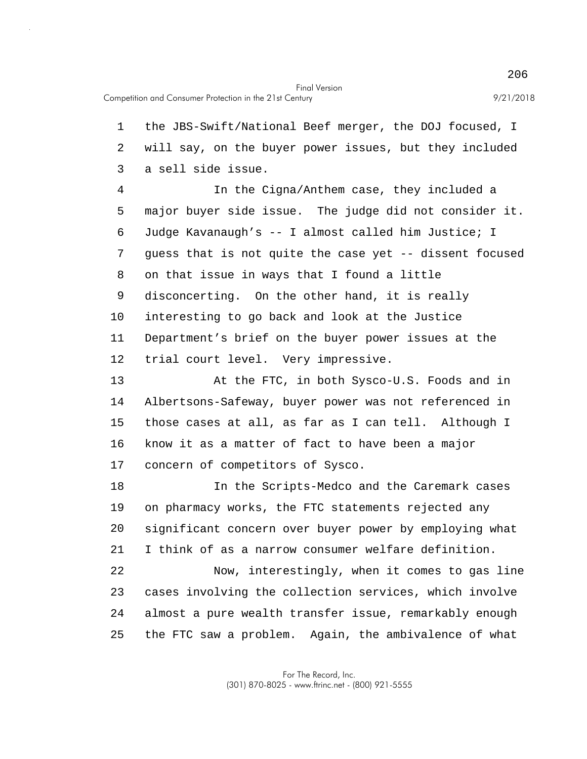the JBS-Swift/National Beef merger, the DOJ focused, I will say, on the buyer power issues, but they included a sell side issue.

In the Cigna/Anthem case, they included a major buyer side issue. The judge did not consider it. Judge Kavanaugh's -- I almost called him Justice; I guess that is not quite the case yet -- dissent focused on that issue in ways that I found a little disconcerting. On the other hand, it is really interesting to go back and look at the Justice Department's brief on the buyer power issues at the trial court level. Very impressive.

At the FTC, in both Sysco-U.S. Foods and in Albertsons-Safeway, buyer power was not referenced in those cases at all, as far as I can tell. Although I know it as a matter of fact to have been a major concern of competitors of Sysco.

In the Scripts-Medco and the Caremark cases on pharmacy works, the FTC statements rejected any significant concern over buyer power by employing what I think of as a narrow consumer welfare definition.

Now, interestingly, when it comes to gas line cases involving the collection services, which involve almost a pure wealth transfer issue, remarkably enough the FTC saw a problem. Again, the ambivalence of what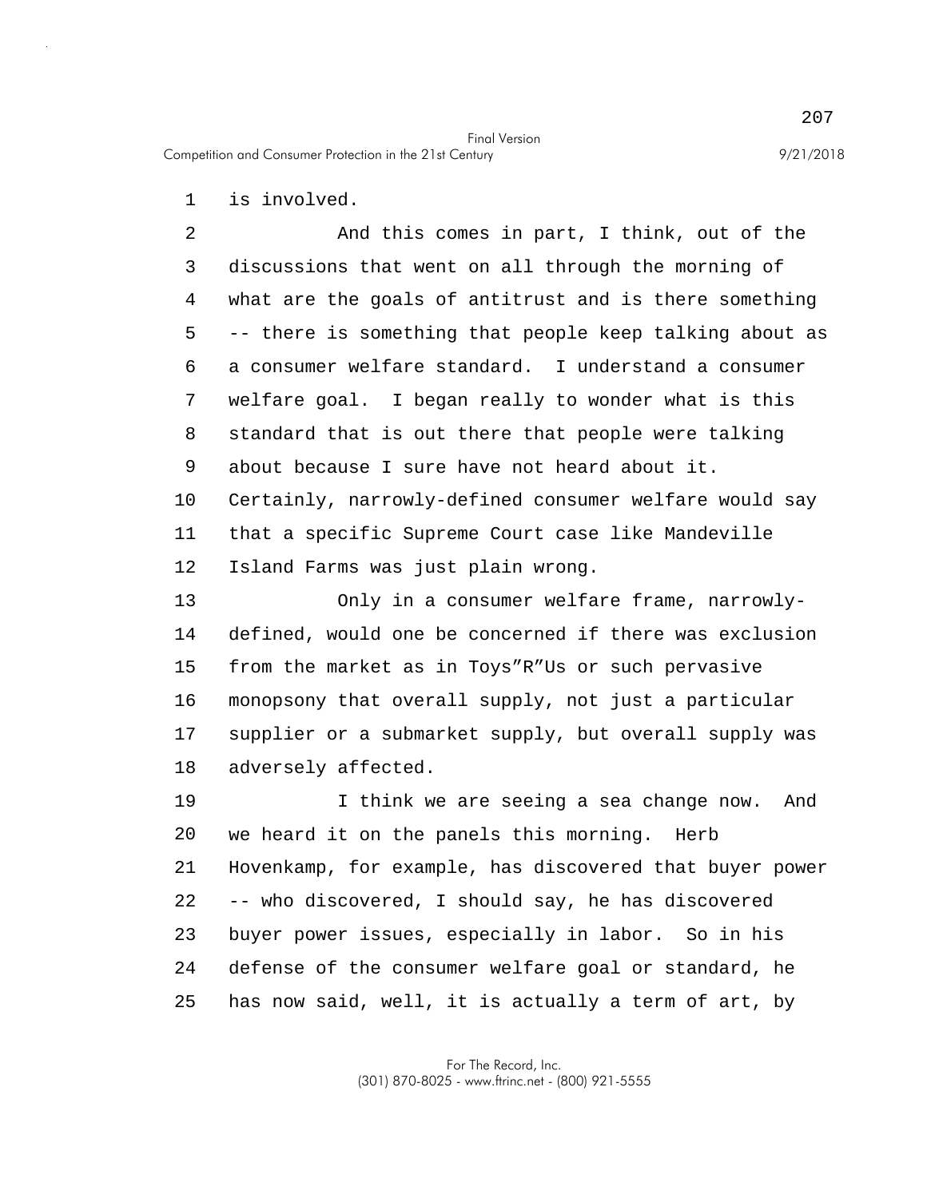is involved.

And this comes in part, I think, out of the discussions that went on all through the morning of what are the goals of antitrust and is there something -- there is something that people keep talking about as a consumer welfare standard. I understand a consumer welfare goal. I began really to wonder what is this standard that is out there that people were talking about because I sure have not heard about it. Certainly, narrowly-defined consumer welfare would say that a specific Supreme Court case like Mandeville Island Farms was just plain wrong.

Only in a consumer welfare frame, narrowly-defined, would one be concerned if there was exclusion from the market as in Toys"R"Us or such pervasive monopsony that overall supply, not just a particular supplier or a submarket supply, but overall supply was adversely affected.

I think we are seeing a sea change now. And we heard it on the panels this morning. Herb Hovenkamp, for example, has discovered that buyer power -- who discovered, I should say, he has discovered buyer power issues, especially in labor. So in his defense of the consumer welfare goal or standard, he has now said, well, it is actually a term of art, by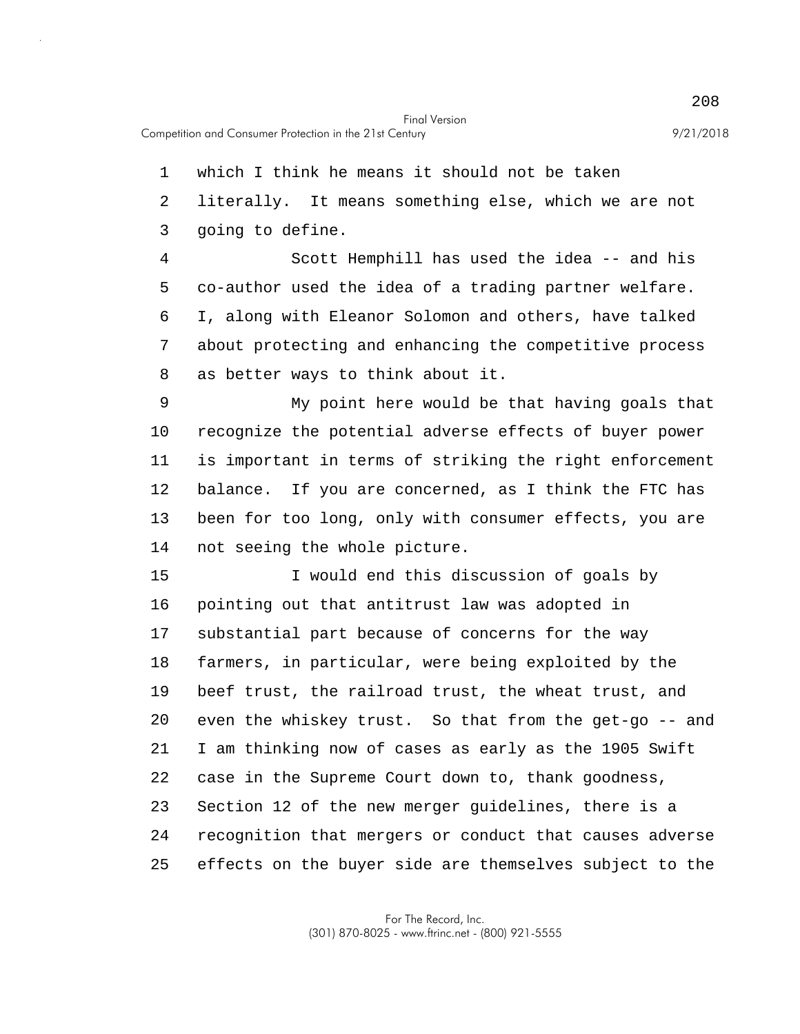which I think he means it should not be taken literally. It means something else, which we are not going to define.

Scott Hemphill has used the idea -- and his co-author used the idea of a trading partner welfare. I, along with Eleanor Solomon and others, have talked about protecting and enhancing the competitive process as better ways to think about it.

My point here would be that having goals that recognize the potential adverse effects of buyer power is important in terms of striking the right enforcement balance. If you are concerned, as I think the FTC has been for too long, only with consumer effects, you are not seeing the whole picture.

I would end this discussion of goals by pointing out that antitrust law was adopted in substantial part because of concerns for the way farmers, in particular, were being exploited by the beef trust, the railroad trust, the wheat trust, and even the whiskey trust. So that from the get-go -- and I am thinking now of cases as early as the 1905 Swift case in the Supreme Court down to, thank goodness, Section 12 of the new merger guidelines, there is a recognition that mergers or conduct that causes adverse effects on the buyer side are themselves subject to the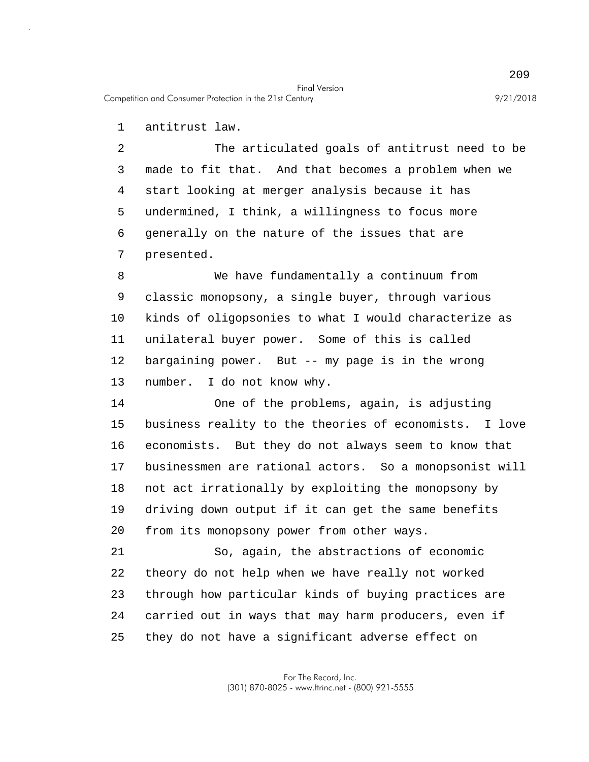antitrust law.

The articulated goals of antitrust need to be made to fit that. And that becomes a problem when we start looking at merger analysis because it has undermined, I think, a willingness to focus more generally on the nature of the issues that are presented.

We have fundamentally a continuum from classic monopsony, a single buyer, through various kinds of oligopsonies to what I would characterize as unilateral buyer power. Some of this is called bargaining power. But -- my page is in the wrong number. I do not know why.

One of the problems, again, is adjusting business reality to the theories of economists. I love economists. But they do not always seem to know that businessmen are rational actors. So a monopsonist will not act irrationally by exploiting the monopsony by driving down output if it can get the same benefits from its monopsony power from other ways.

So, again, the abstractions of economic theory do not help when we have really not worked through how particular kinds of buying practices are carried out in ways that may harm producers, even if they do not have a significant adverse effect on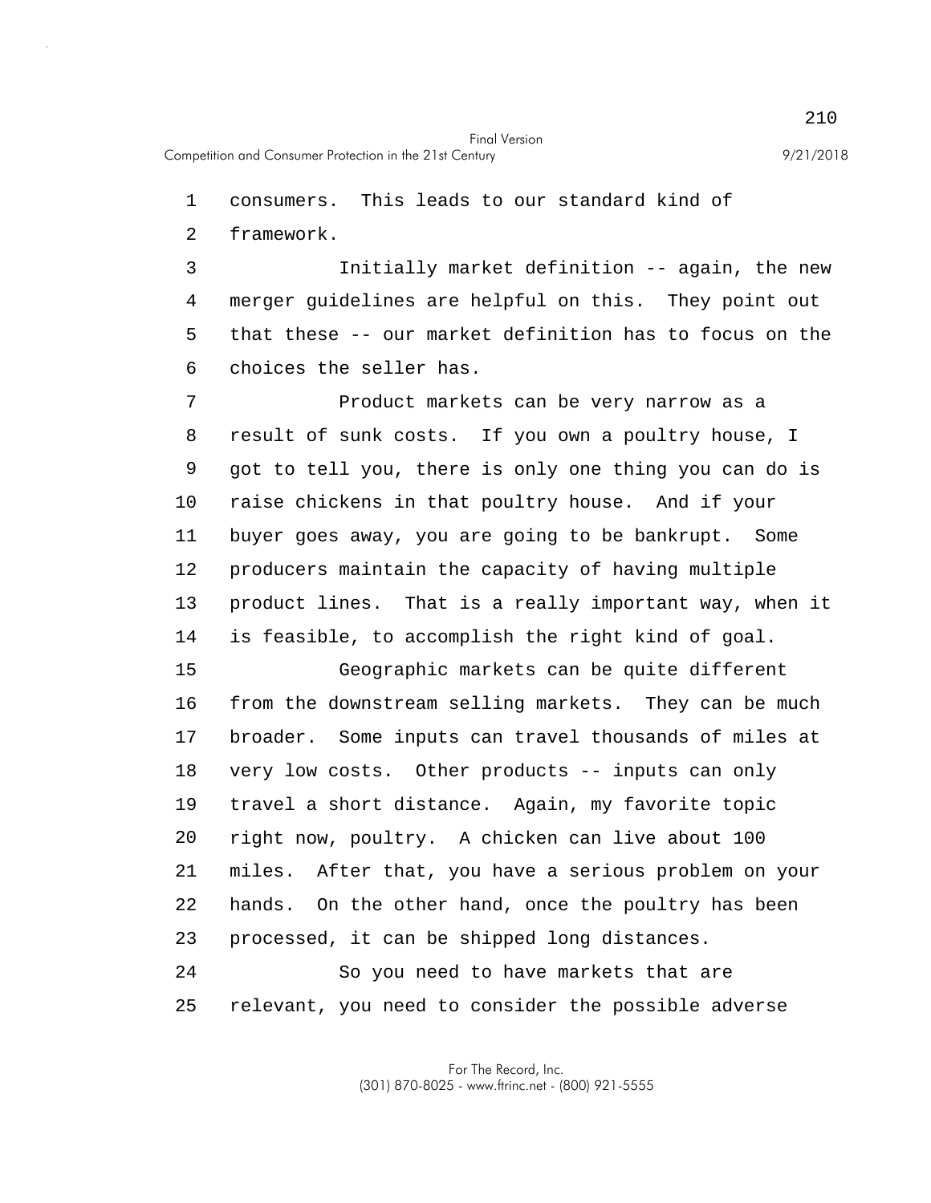consumers. This leads to our standard kind of framework.

Initially market definition -- again, the new merger guidelines are helpful on this. They point out that these -- our market definition has to focus on the choices the seller has.

Product markets can be very narrow as a result of sunk costs. If you own a poultry house, I got to tell you, there is only one thing you can do is raise chickens in that poultry house. And if your buyer goes away, you are going to be bankrupt. Some producers maintain the capacity of having multiple product lines. That is a really important way, when it is feasible, to accomplish the right kind of goal.

Geographic markets can be quite different from the downstream selling markets. They can be much broader. Some inputs can travel thousands of miles at very low costs. Other products -- inputs can only travel a short distance. Again, my favorite topic right now, poultry. A chicken can live about 100 miles. After that, you have a serious problem on your hands. On the other hand, once the poultry has been processed, it can be shipped long distances.

So you need to have markets that are relevant, you need to consider the possible adverse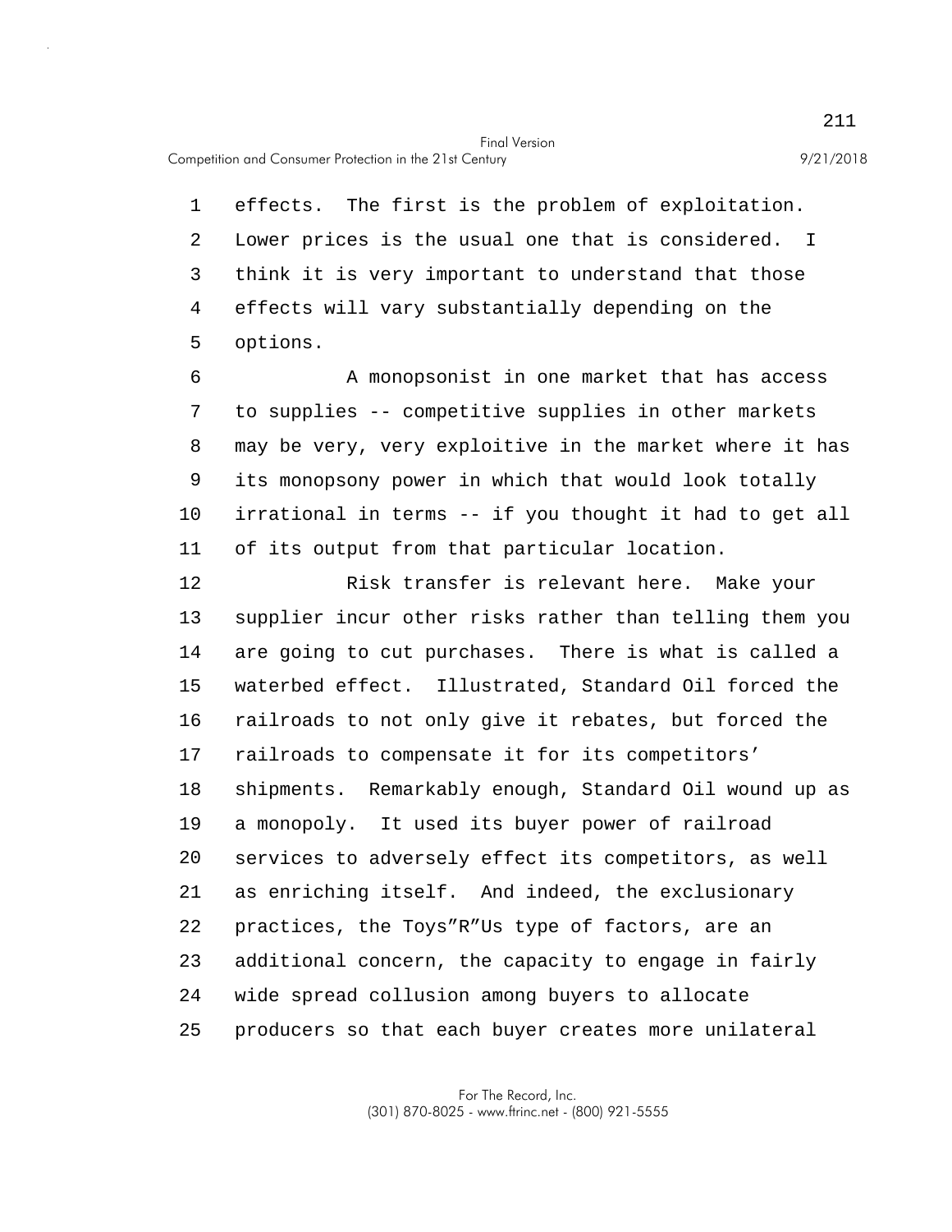effects. The first is the problem of exploitation. Lower prices is the usual one that is considered. I think it is very important to understand that those effects will vary substantially depending on the options.

A monopsonist in one market that has access to supplies -- competitive supplies in other markets may be very, very exploitive in the market where it has its monopsony power in which that would look totally irrational in terms -- if you thought it had to get all of its output from that particular location.

Risk transfer is relevant here. Make your supplier incur other risks rather than telling them you are going to cut purchases. There is what is called a waterbed effect. Illustrated, Standard Oil forced the railroads to not only give it rebates, but forced the railroads to compensate it for its competitors' shipments. Remarkably enough, Standard Oil wound up as a monopoly. It used its buyer power of railroad services to adversely effect its competitors, as well as enriching itself. And indeed, the exclusionary practices, the Toys"R"Us type of factors, are an additional concern, the capacity to engage in fairly wide spread collusion among buyers to allocate producers so that each buyer creates more unilateral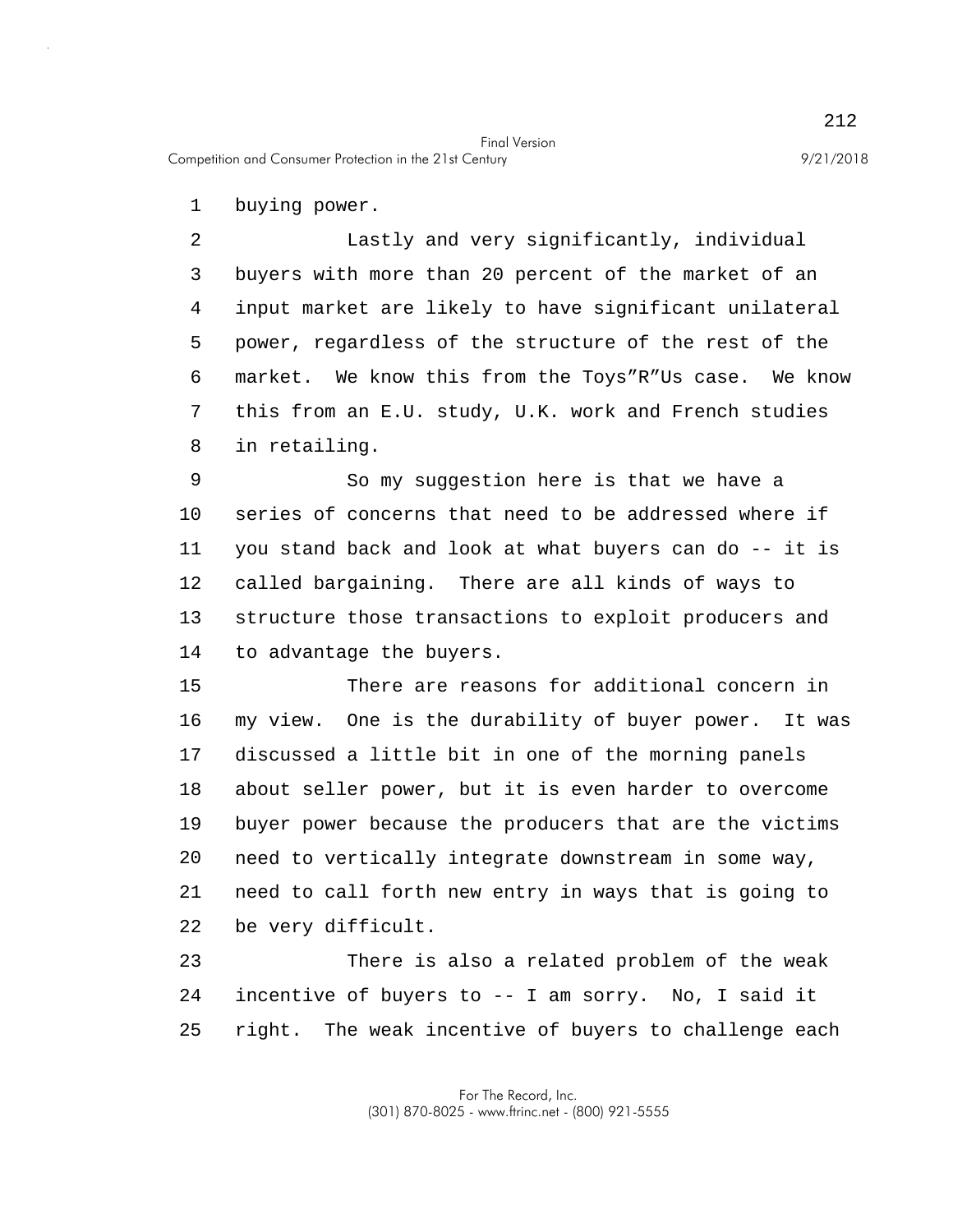buying power.

Lastly and very significantly, individual buyers with more than 20 percent of the market of an input market are likely to have significant unilateral power, regardless of the structure of the rest of the market. We know this from the Toys”R”Us case. We know this from an E.U. study, U.K. work and French studies in retailing.

So my suggestion here is that we have a series of concerns that need to be addressed where if you stand back and look at what buyers can do -- it is called bargaining. There are all kinds of ways to structure those transactions to exploit producers and to advantage the buyers.

There are reasons for additional concern in my view. One is the durability of buyer power. It was discussed a little bit in one of the morning panels about seller power, but it is even harder to overcome buyer power because the producers that are the victims need to vertically integrate downstream in some way, need to call forth new entry in ways that is going to be very difficult.

There is also a related problem of the weak incentive of buyers to -- I am sorry. No, I said it right. The weak incentive of buyers to challenge each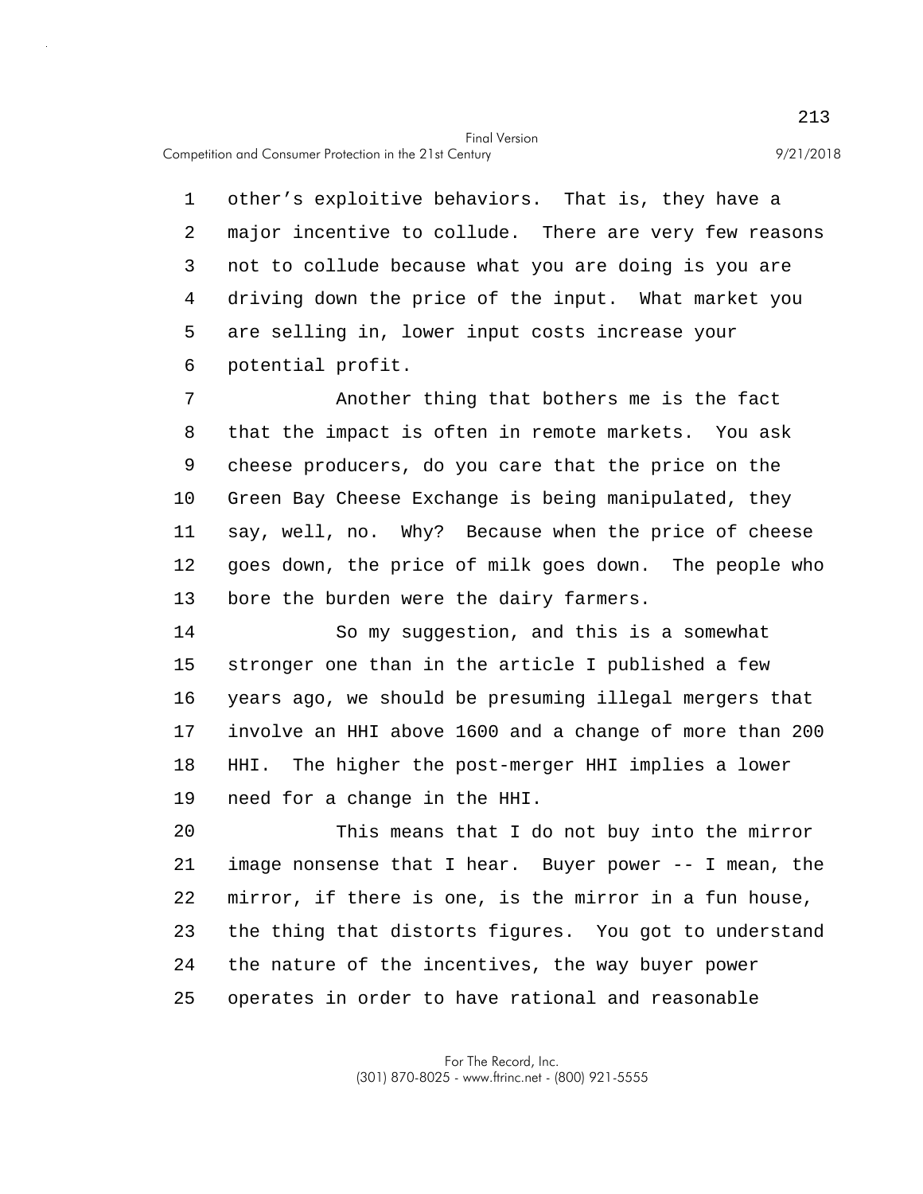other's exploitive behaviors. That is, they have a major incentive to collude. There are very few reasons not to collude because what you are doing is you are driving down the price of the input. What market you are selling in, lower input costs increase your potential profit.

Another thing that bothers me is the fact that the impact is often in remote markets. You ask cheese producers, do you care that the price on the Green Bay Cheese Exchange is being manipulated, they say, well, no. Why? Because when the price of cheese goes down, the price of milk goes down. The people who bore the burden were the dairy farmers.

So my suggestion, and this is a somewhat stronger one than in the article I published a few years ago, we should be presuming illegal mergers that involve an HHI above 1600 and a change of more than 200 HHI. The higher the post-merger HHI implies a lower need for a change in the HHI.

This means that I do not buy into the mirror image nonsense that I hear. Buyer power -- I mean, the mirror, if there is one, is the mirror in a fun house, the thing that distorts figures. You got to understand the nature of the incentives, the way buyer power operates in order to have rational and reasonable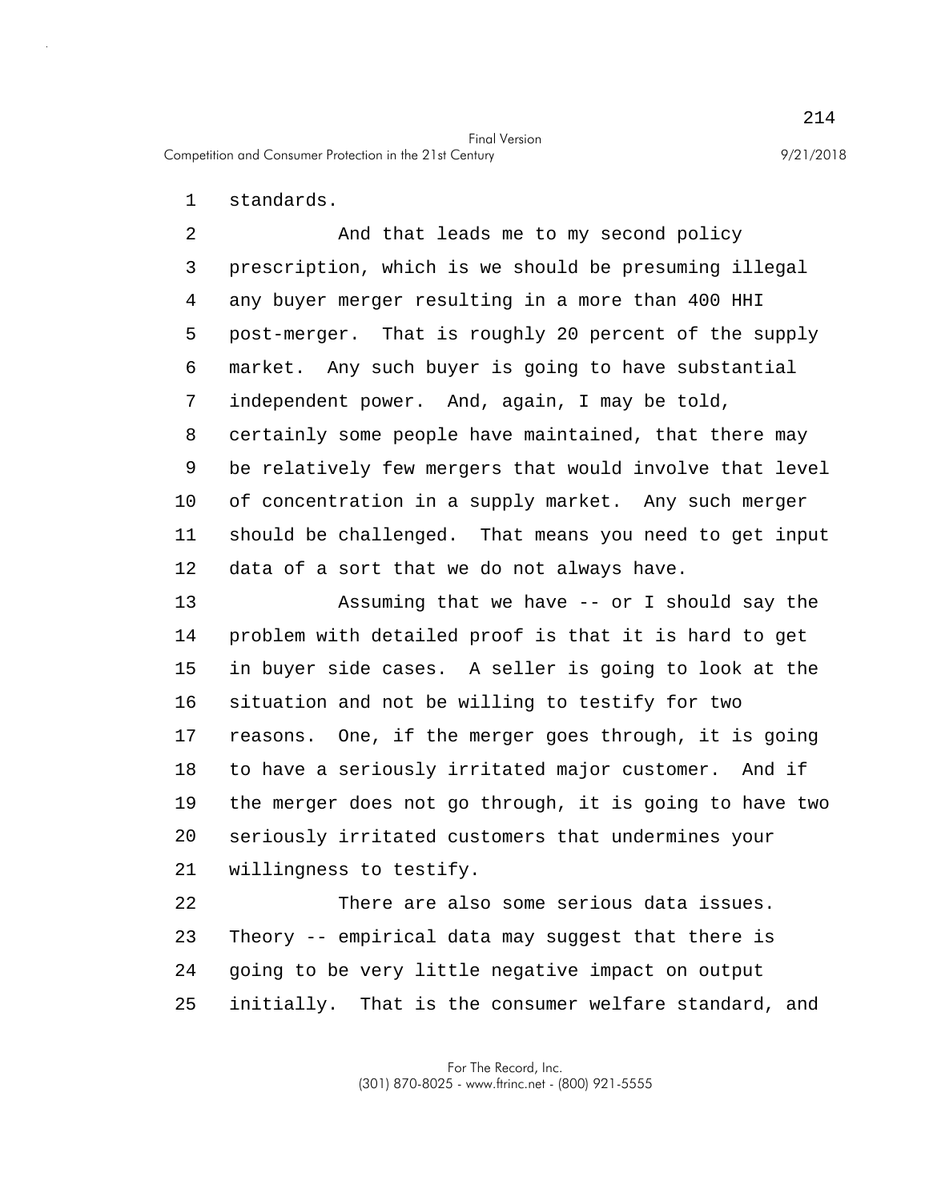standards.

And that leads me to my second policy prescription, which is we should be presuming illegal any buyer merger resulting in a more than 400 HHI post-merger. That is roughly 20 percent of the supply market. Any such buyer is going to have substantial independent power. And, again, I may be told, certainly some people have maintained, that there may be relatively few mergers that would involve that level of concentration in a supply market. Any such merger should be challenged. That means you need to get input data of a sort that we do not always have.

Assuming that we have -- or I should say the problem with detailed proof is that it is hard to get in buyer side cases. A seller is going to look at the situation and not be willing to testify for two reasons. One, if the merger goes through, it is going to have a seriously irritated major customer. And if the merger does not go through, it is going to have two seriously irritated customers that undermines your willingness to testify.

There are also some serious data issues. Theory -- empirical data may suggest that there is going to be very little negative impact on output initially. That is the consumer welfare standard, and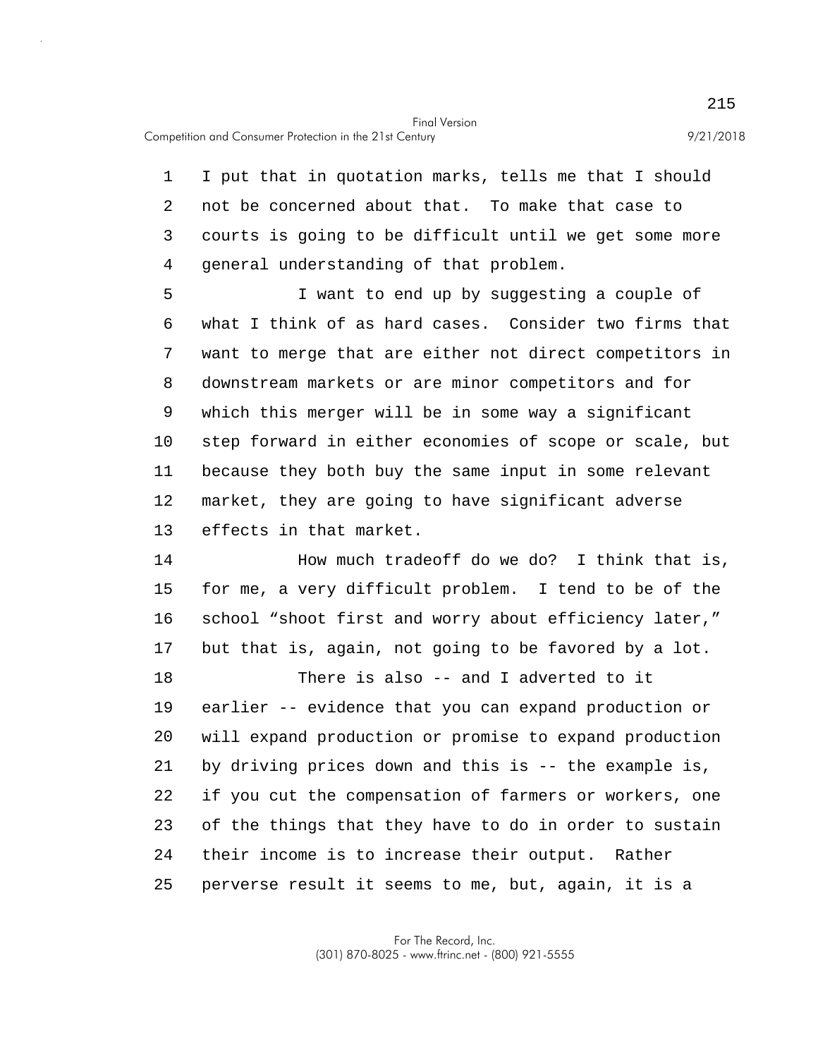I put that in quotation marks, tells me that I should not be concerned about that. To make that case to courts is going to be difficult until we get some more general understanding of that problem.

I want to end up by suggesting a couple of what I think of as hard cases. Consider two firms that want to merge that are either not direct competitors in downstream markets or are minor competitors and for which this merger will be in some way a significant step forward in either economies of scope or scale, but because they both buy the same input in some relevant market, they are going to have significant adverse effects in that market.

How much tradeoff do we do? I think that is, for me, a very difficult problem. I tend to be of the school "shoot first and worry about efficiency later," but that is, again, not going to be favored by a lot.

There is also -- and I adverted to it earlier -- evidence that you can expand production or will expand production or promise to expand production by driving prices down and this is -- the example is, if you cut the compensation of farmers or workers, one of the things that they have to do in order to sustain their income is to increase their output. Rather perverse result it seems to me, but, again, it is a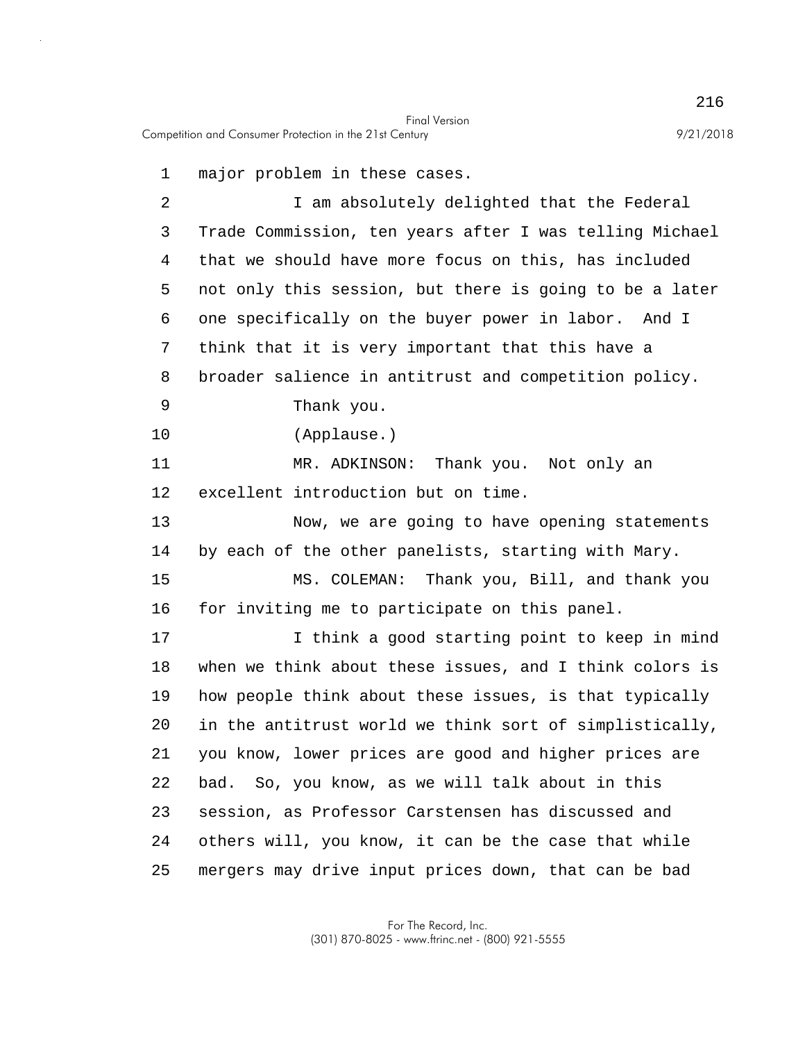major problem in these cases.

I am absolutely delighted that the Federal Trade Commission, ten years after I was telling Michael that we should have more focus on this, has included not only this session, but there is going to be a later one specifically on the buyer power in labor. And I think that it is very important that this have a broader salience in antitrust and competition policy.

Thank you.

(Applause.)

MR. ADKINSON: Thank you. Not only an excellent introduction but on time.

Now, we are going to have opening statements by each of the other panelists, starting with Mary.

MS. COLEMAN: Thank you, Bill, and thank you for inviting me to participate on this panel.

I think a good starting point to keep in mind when we think about these issues, and I think colors is how people think about these issues, is that typically in the antitrust world we think sort of simplistically, you know, lower prices are good and higher prices are bad. So, you know, as we will talk about in this session, as Professor Carstensen has discussed and others will, you know, it can be the case that while mergers may drive input prices down, that can be bad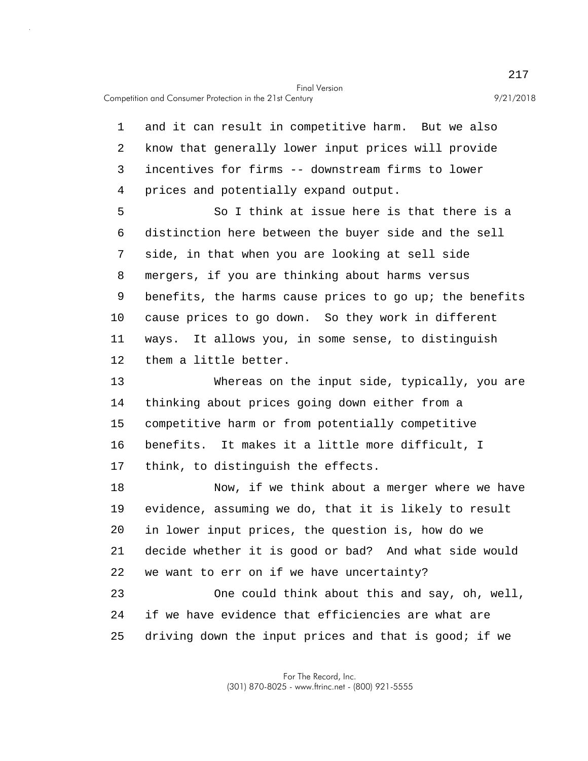and it can result in competitive harm. But we also know that generally lower input prices will provide incentives for firms -- downstream firms to lower prices and potentially expand output.

So I think at issue here is that there is a distinction here between the buyer side and the sell side, in that when you are looking at sell side mergers, if you are thinking about harms versus benefits, the harms cause prices to go up; the benefits cause prices to go down. So they work in different ways. It allows you, in some sense, to distinguish them a little better.

Whereas on the input side, typically, you are thinking about prices going down either from a competitive harm or from potentially competitive benefits. It makes it a little more difficult, I think, to distinguish the effects.

Now, if we think about a merger where we have evidence, assuming we do, that it is likely to result in lower input prices, the question is, how do we decide whether it is good or bad? And what side would we want to err on if we have uncertainty?

One could think about this and say, oh, well, if we have evidence that efficiencies are what are driving down the input prices and that is good; if we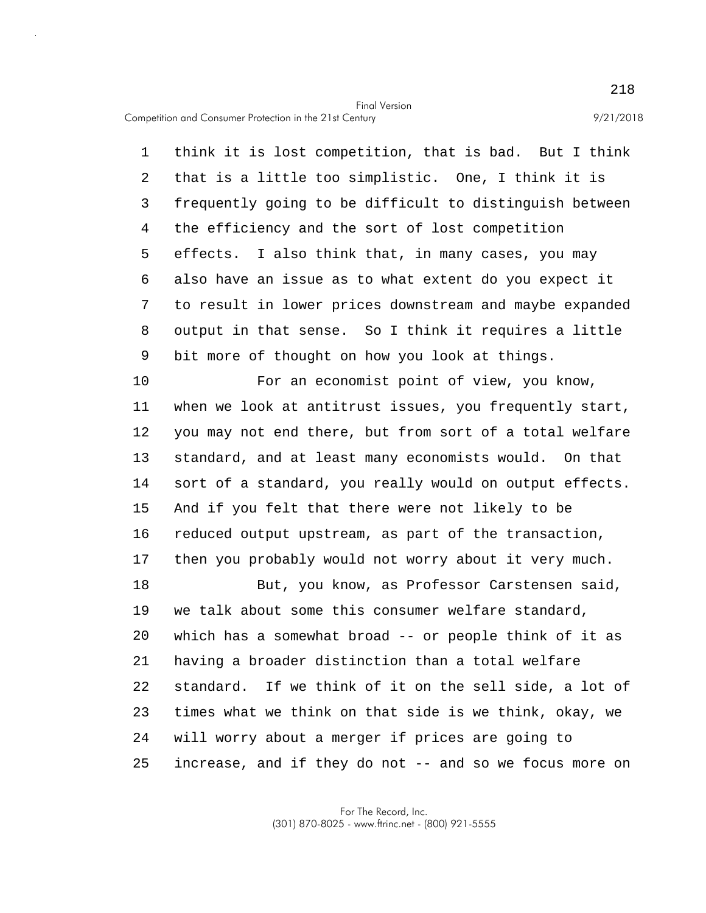think it is lost competition, that is bad. But I think that is a little too simplistic. One, I think it is frequently going to be difficult to distinguish between the efficiency and the sort of lost competition effects. I also think that, in many cases, you may also have an issue as to what extent do you expect it to result in lower prices downstream and maybe expanded output in that sense. So I think it requires a little bit more of thought on how you look at things.

For an economist point of view, you know, when we look at antitrust issues, you frequently start, you may not end there, but from sort of a total welfare standard, and at least many economists would. On that sort of a standard, you really would on output effects. And if you felt that there were not likely to be reduced output upstream, as part of the transaction, then you probably would not worry about it very much.

But, you know, as Professor Carstensen said, we talk about some this consumer welfare standard, which has a somewhat broad -- or people think of it as having a broader distinction than a total welfare standard. If we think of it on the sell side, a lot of times what we think on that side is we think, okay, we will worry about a merger if prices are going to increase, and if they do not -- and so we focus more on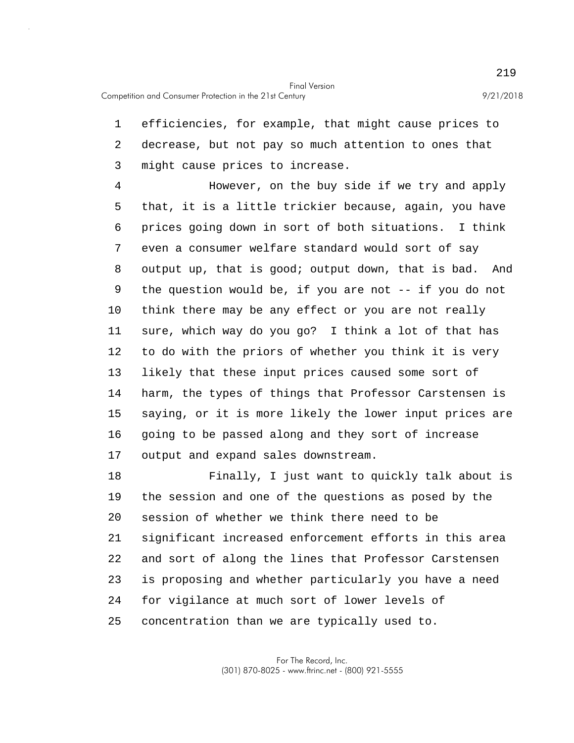efficiencies, for example, that might cause prices to decrease, but not pay so much attention to ones that might cause prices to increase.

However, on the buy side if we try and apply that, it is a little trickier because, again, you have prices going down in sort of both situations. I think even a consumer welfare standard would sort of say output up, that is good; output down, that is bad. And the question would be, if you are not -- if you do not think there may be any effect or you are not really sure, which way do you go? I think a lot of that has to do with the priors of whether you think it is very likely that these input prices caused some sort of harm, the types of things that Professor Carstensen is saying, or it is more likely the lower input prices are going to be passed along and they sort of increase output and expand sales downstream.

Finally, I just want to quickly talk about is the session and one of the questions as posed by the session of whether we think there need to be significant increased enforcement efforts in this area and sort of along the lines that Professor Carstensen is proposing and whether particularly you have a need for vigilance at much sort of lower levels of concentration than we are typically used to.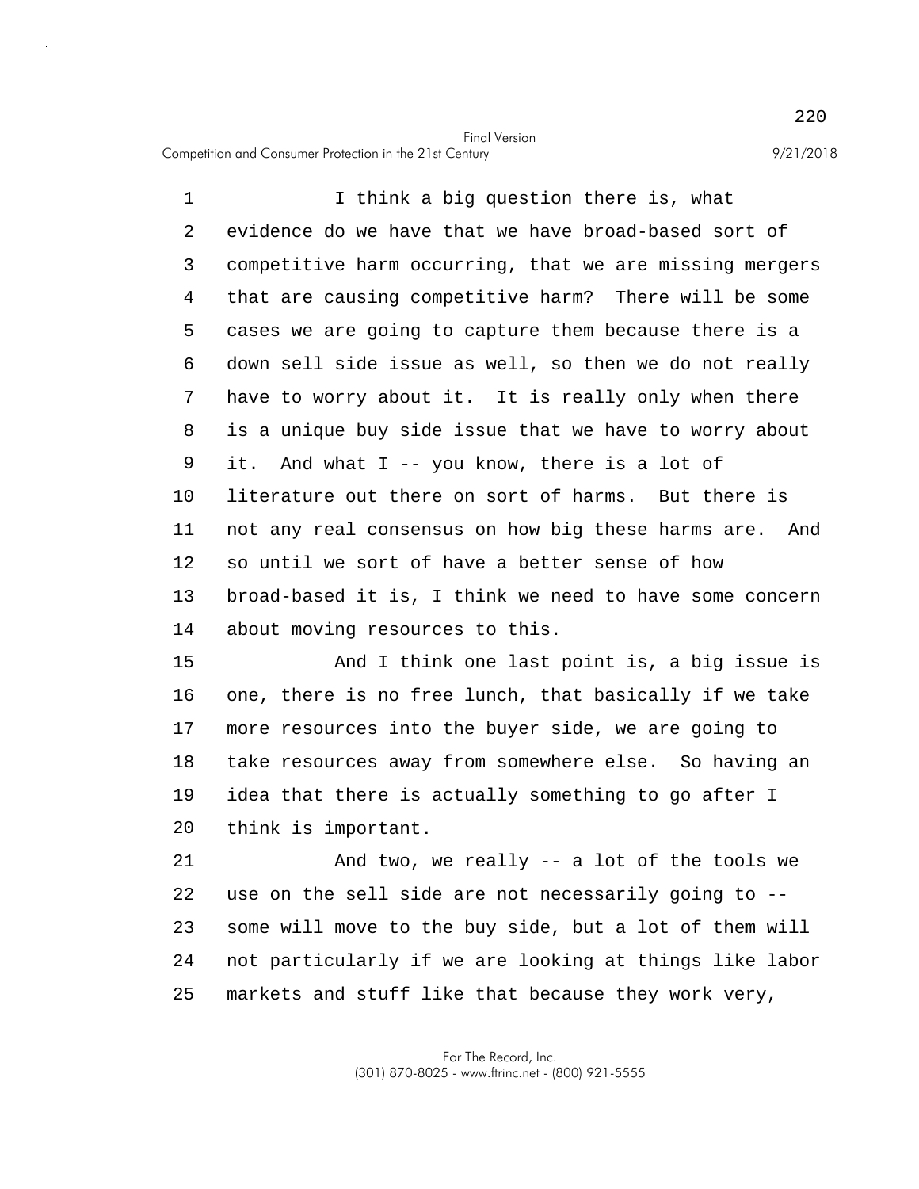I think a big question there is, what evidence do we have that we have broad-based sort of competitive harm occurring, that we are missing mergers that are causing competitive harm? There will be some cases we are going to capture them because there is a down sell side issue as well, so then we do not really have to worry about it. It is really only when there is a unique buy side issue that we have to worry about it. And what I -- you know, there is a lot of literature out there on sort of harms. But there is not any real consensus on how big these harms are. And so until we sort of have a better sense of how broad-based it is, I think we need to have some concern about moving resources to this.

And I think one last point is, a big issue is one, there is no free lunch, that basically if we take more resources into the buyer side, we are going to take resources away from somewhere else. So having an idea that there is actually something to go after I think is important.

And two, we really -- a lot of the tools we use on the sell side are not necessarily going to -- some will move to the buy side, but a lot of them will not particularly if we are looking at things like labor markets and stuff like that because they work very,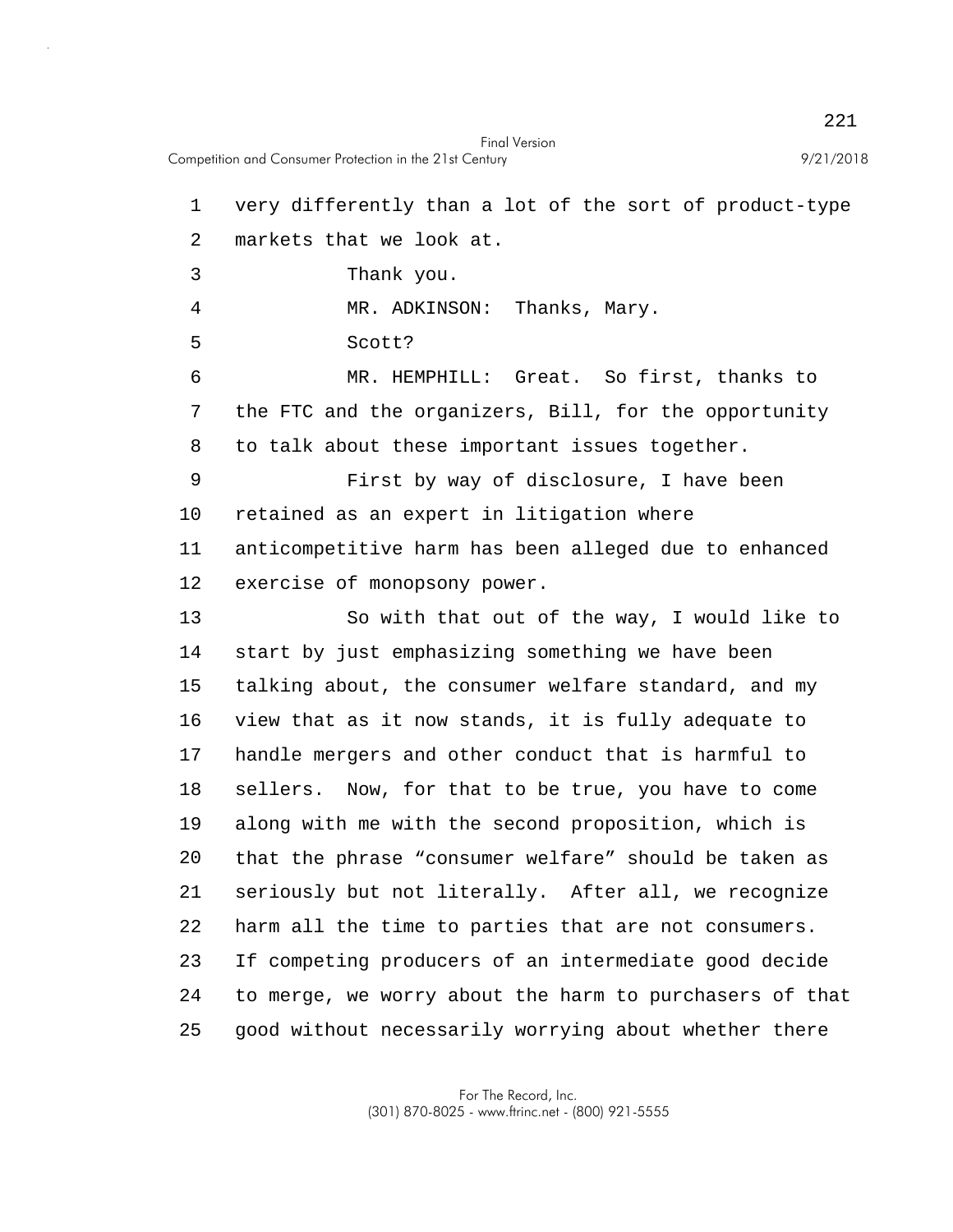very differently than a lot of the sort of product-type markets that we look at.

Thank you.

MR. ADKINSON: Thanks, Mary.

Scott?

MR. HEMPHILL: Great. So first, thanks to the FTC and the organizers, Bill, for the opportunity to talk about these important issues together.

First by way of disclosure, I have been retained as an expert in litigation where anticompetitive harm has been alleged due to enhanced exercise of monopsony power.

So with that out of the way, I would like to start by just emphasizing something we have been talking about, the consumer welfare standard, and my view that as it now stands, it is fully adequate to handle mergers and other conduct that is harmful to sellers. Now, for that to be true, you have to come along with me with the second proposition, which is that the phrase “consumer welfare” should be taken as seriously but not literally. After all, we recognize harm all the time to parties that are not consumers. If competing producers of an intermediate good decide to merge, we worry about the harm to purchasers of that good without necessarily worrying about whether there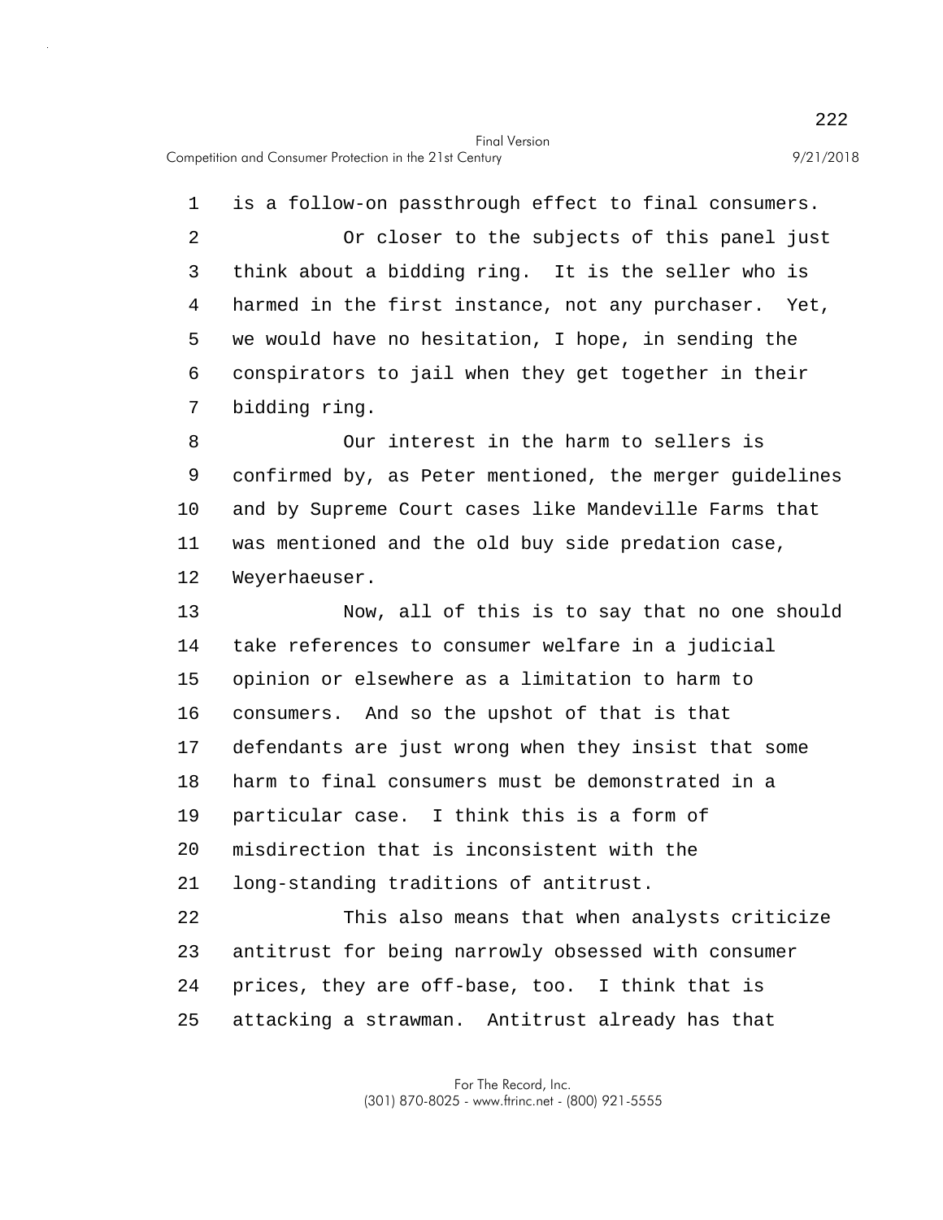is a follow-on passthrough effect to final consumers.

Or closer to the subjects of this panel just think about a bidding ring. It is the seller who is harmed in the first instance, not any purchaser. Yet, we would have no hesitation, I hope, in sending the conspirators to jail when they get together in their bidding ring.

Our interest in the harm to sellers is confirmed by, as Peter mentioned, the merger guidelines and by Supreme Court cases like Mandeville Farms that was mentioned and the old buy side predation case, Weyerhaeuser.

Now, all of this is to say that no one should take references to consumer welfare in a judicial opinion or elsewhere as a limitation to harm to consumers. And so the upshot of that is that defendants are just wrong when they insist that some harm to final consumers must be demonstrated in a particular case. I think this is a form of misdirection that is inconsistent with the long-standing traditions of antitrust.

This also means that when analysts criticize antitrust for being narrowly obsessed with consumer prices, they are off-base, too. I think that is attacking a strawman. Antitrust already has that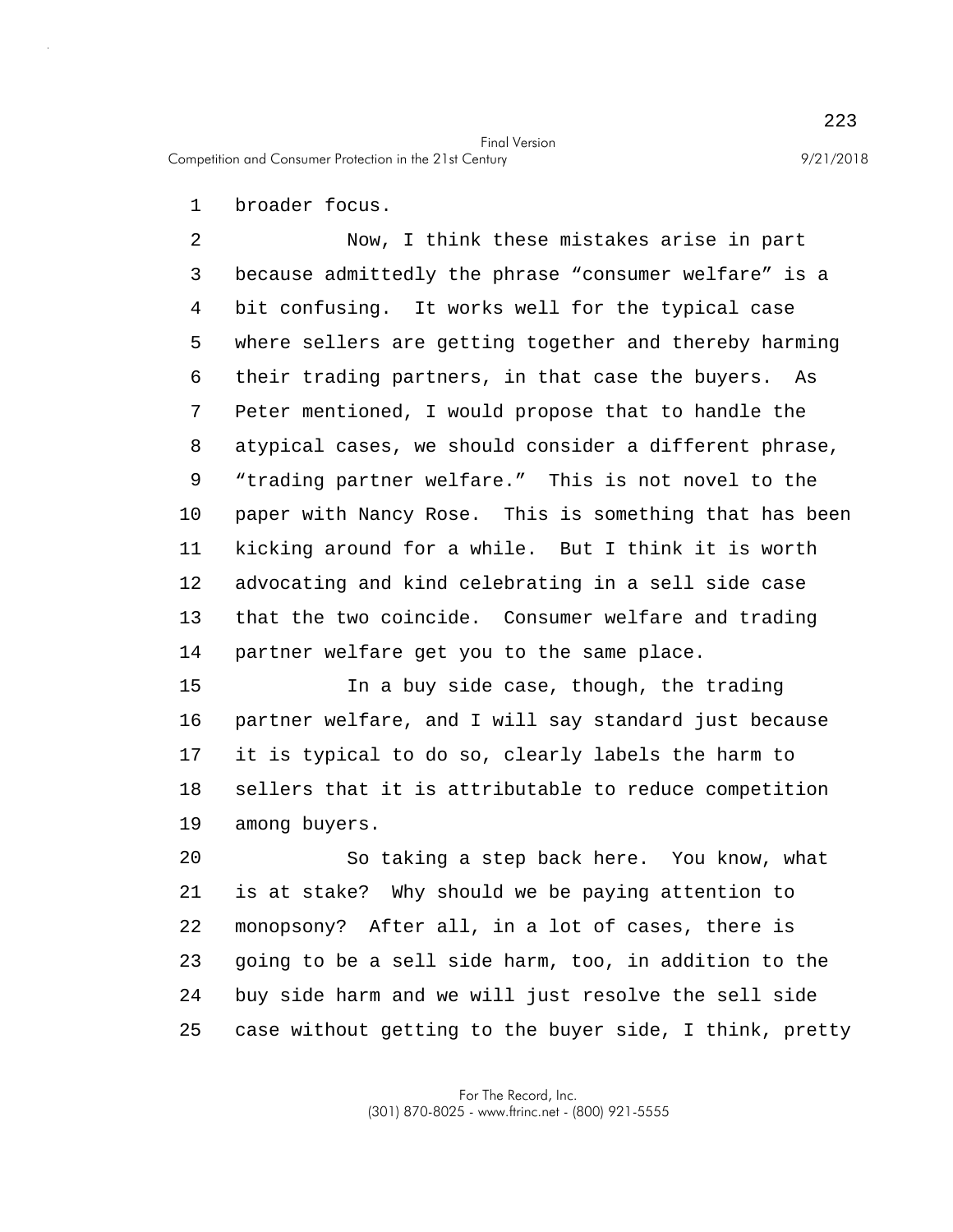broader focus.

Now, I think these mistakes arise in part because admittedly the phrase "consumer welfare" is a bit confusing. It works well for the typical case where sellers are getting together and thereby harming their trading partners, in that case the buyers. As Peter mentioned, I would propose that to handle the atypical cases, we should consider a different phrase, "trading partner welfare." This is not novel to the paper with Nancy Rose. This is something that has been kicking around for a while. But I think it is worth advocating and kind celebrating in a sell side case that the two coincide. Consumer welfare and trading partner welfare get you to the same place.

In a buy side case, though, the trading partner welfare, and I will say standard just because it is typical to do so, clearly labels the harm to sellers that it is attributable to reduce competition among buyers.

So taking a step back here. You know, what is at stake? Why should we be paying attention to monopsony? After all, in a lot of cases, there is going to be a sell side harm, too, in addition to the buy side harm and we will just resolve the sell side case without getting to the buyer side, I think, pretty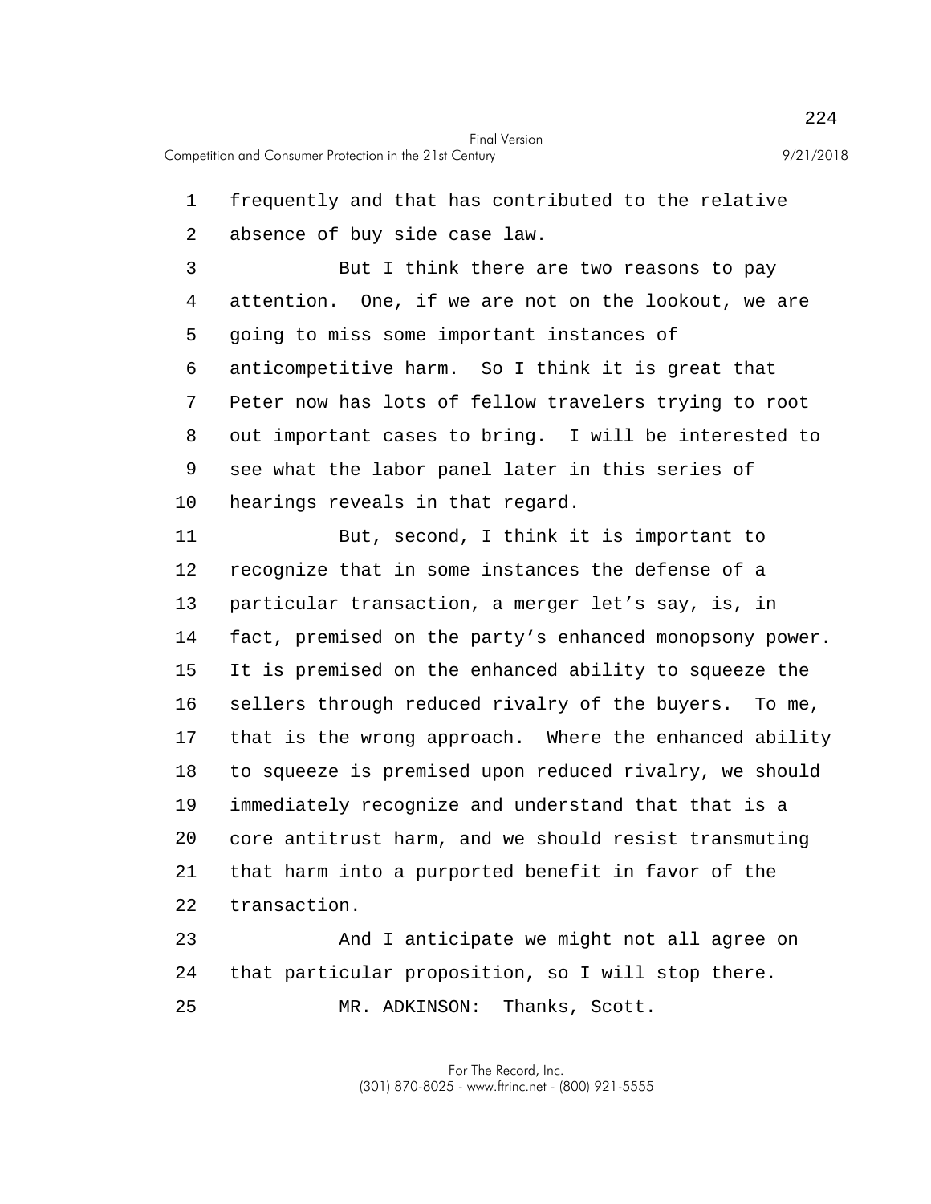frequently and that has contributed to the relative absence of buy side case law.

But I think there are two reasons to pay attention. One, if we are not on the lookout, we are going to miss some important instances of anticompetitive harm. So I think it is great that Peter now has lots of fellow travelers trying to root out important cases to bring. I will be interested to see what the labor panel later in this series of hearings reveals in that regard.

But, second, I think it is important to recognize that in some instances the defense of a particular transaction, a merger let's say, is, in fact, premised on the party's enhanced monopsony power. It is premised on the enhanced ability to squeeze the sellers through reduced rivalry of the buyers. To me, that is the wrong approach. Where the enhanced ability to squeeze is premised upon reduced rivalry, we should immediately recognize and understand that that is a core antitrust harm, and we should resist transmuting that harm into a purported benefit in favor of the transaction.

And I anticipate we might not all agree on that particular proposition, so I will stop there.

MR. ADKINSON: Thanks, Scott.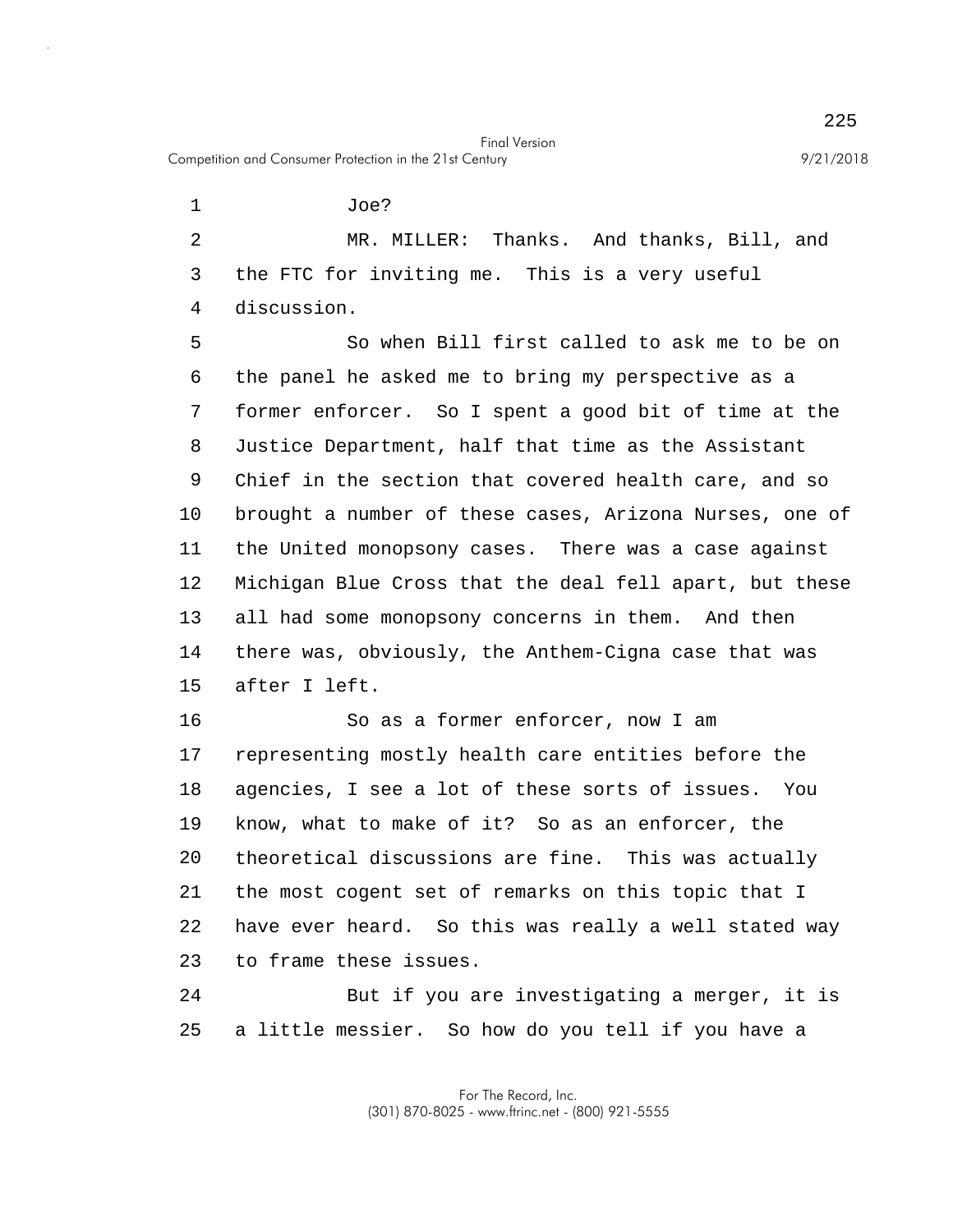Joe?

MR. MILLER: Thanks. And thanks, Bill, and the FTC for inviting me. This is a very useful discussion.

So when Bill first called to ask me to be on the panel he asked me to bring my perspective as a former enforcer. So I spent a good bit of time at the Justice Department, half that time as the Assistant Chief in the section that covered health care, and so brought a number of these cases, Arizona Nurses, one of the United monopsony cases. There was a case against Michigan Blue Cross that the deal fell apart, but these all had some monopsony concerns in them. And then there was, obviously, the Anthem-Cigna case that was after I left.

So as a former enforcer, now I am representing mostly health care entities before the agencies, I see a lot of these sorts of issues. You know, what to make of it? So as an enforcer, the theoretical discussions are fine. This was actually the most cogent set of remarks on this topic that I have ever heard. So this was really a well stated way to frame these issues.

But if you are investigating a merger, it is a little messier. So how do you tell if you have a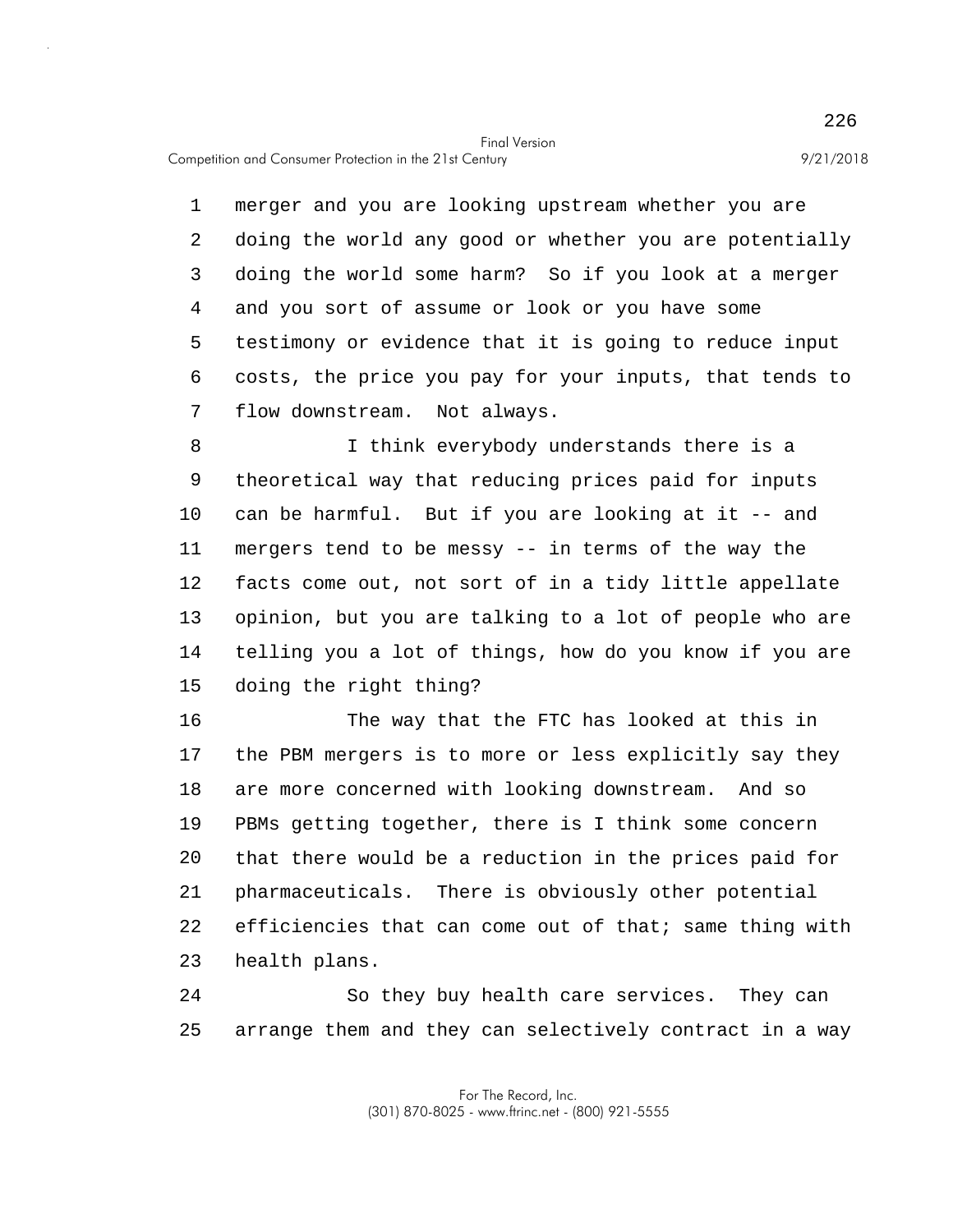merger and you are looking upstream whether you are doing the world any good or whether you are potentially doing the world some harm? So if you look at a merger and you sort of assume or look or you have some testimony or evidence that it is going to reduce input costs, the price you pay for your inputs, that tends to flow downstream. Not always.

I think everybody understands there is a theoretical way that reducing prices paid for inputs can be harmful. But if you are looking at it -- and mergers tend to be messy -- in terms of the way the facts come out, not sort of in a tidy little appellate opinion, but you are talking to a lot of people who are telling you a lot of things, how do you know if you are doing the right thing?

The way that the FTC has looked at this in the PBM mergers is to more or less explicitly say they are more concerned with looking downstream. And so PBMs getting together, there is I think some concern that there would be a reduction in the prices paid for pharmaceuticals. There is obviously other potential efficiencies that can come out of that; same thing with health plans.

So they buy health care services. They can arrange them and they can selectively contract in a way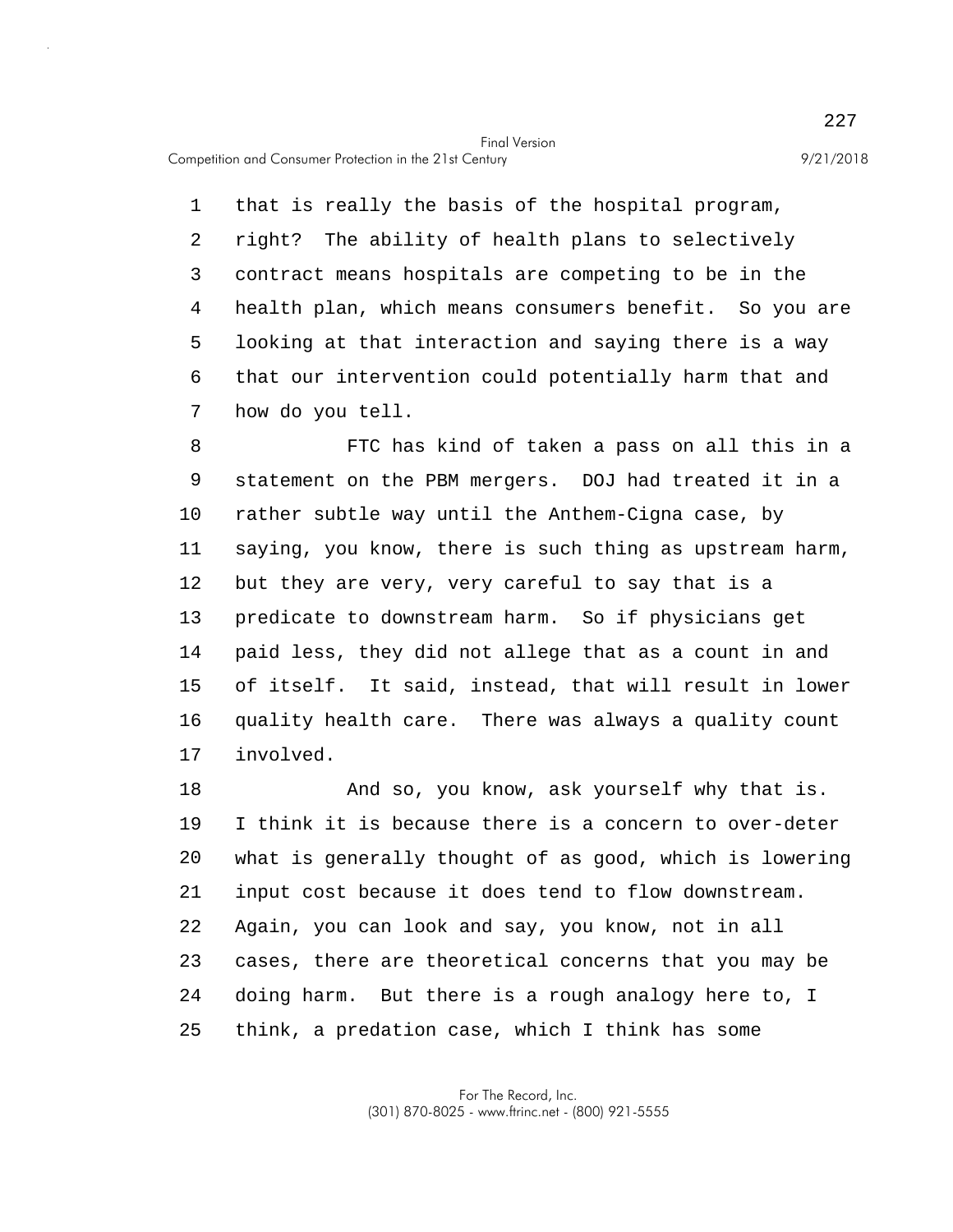that is really the basis of the hospital program, right? The ability of health plans to selectively contract means hospitals are competing to be in the health plan, which means consumers benefit. So you are looking at that interaction and saying there is a way that our intervention could potentially harm that and how do you tell.

FTC has kind of taken a pass on all this in a statement on the PBM mergers. DOJ had treated it in a rather subtle way until the Anthem-Cigna case, by saying, you know, there is such thing as upstream harm, but they are very, very careful to say that is a predicate to downstream harm. So if physicians get paid less, they did not allege that as a count in and of itself. It said, instead, that will result in lower quality health care. There was always a quality count involved.

And so, you know, ask yourself why that is. I think it is because there is a concern to over-deter what is generally thought of as good, which is lowering input cost because it does tend to flow downstream. Again, you can look and say, you know, not in all cases, there are theoretical concerns that you may be doing harm. But there is a rough analogy here to, I think, a predation case, which I think has some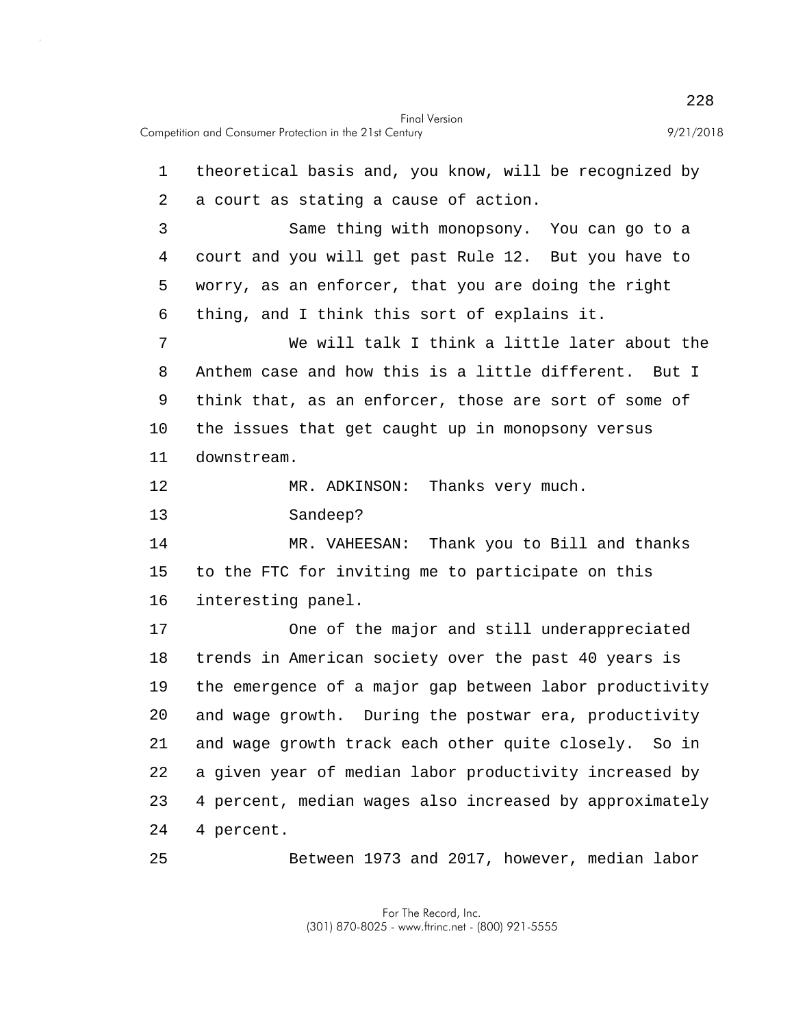1 theoretical basis and, you know, will be recognized by
2 a court as stating a cause of action.

3 Same thing with monopsony. You can go to a
4 court and you will get past Rule 12. But you have to
5 worry, as an enforcer, that you are doing the right
6 thing, and I think this sort of explains it.

7 We will talk I think a little later about the
8 Anthem case and how this is a little different. But I
9 think that, as an enforcer, those are sort of some of
10 the issues that get caught up in monopsony versus
11 downstream.

12 MR. ADKINSON: Thanks very much.

13 Sandeep?

14 MR. VAHEESAN: Thank you to Bill and thanks
15 to the FTC for inviting me to participate on this
16 interesting panel.

17 One of the major and still underappreciated
18 trends in American society over the past 40 years is
19 the emergence of a major gap between labor productivity
20 and wage growth. During the postwar era, productivity
21 and wage growth track each other quite closely. So in
22 a given year of median labor productivity increased by
23 4 percent, median wages also increased by approximately
24 4 percent.

25 Between 1973 and 2017, however, median labor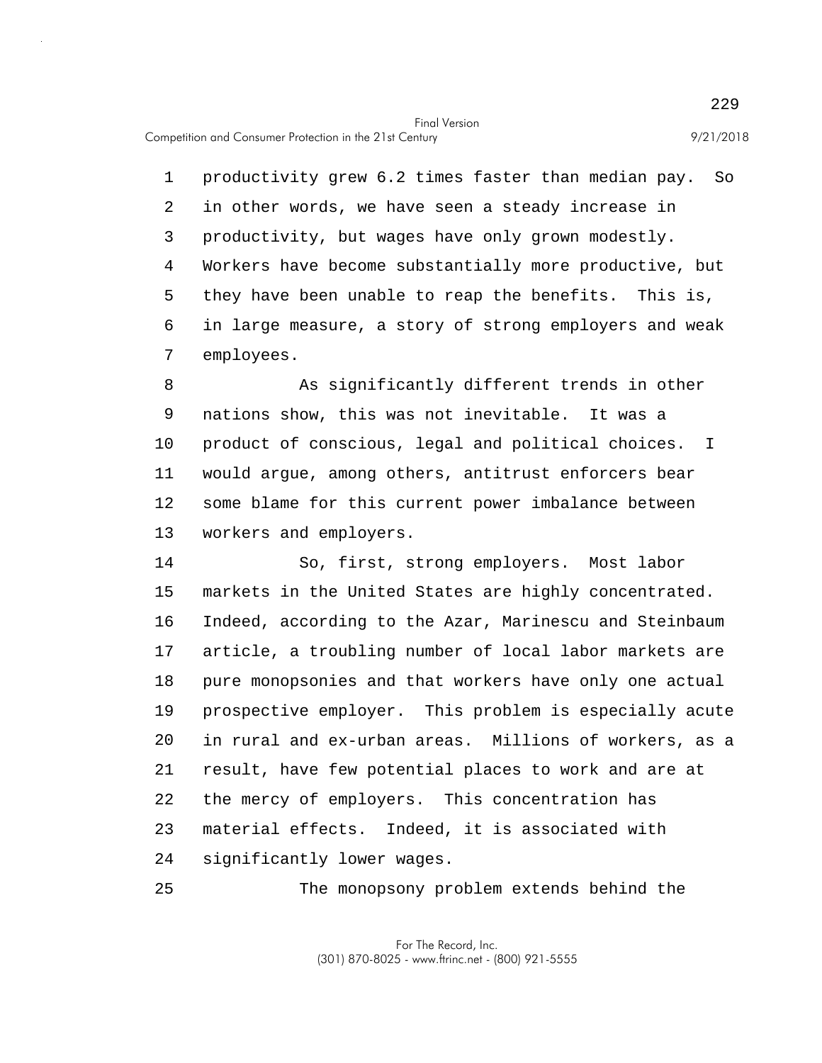productivity grew 6.2 times faster than median pay. So in other words, we have seen a steady increase in productivity, but wages have only grown modestly. Workers have become substantially more productive, but they have been unable to reap the benefits. This is, in large measure, a story of strong employers and weak employees.

As significantly different trends in other nations show, this was not inevitable. It was a product of conscious, legal and political choices. I would argue, among others, antitrust enforcers bear some blame for this current power imbalance between workers and employers.

So, first, strong employers. Most labor markets in the United States are highly concentrated. Indeed, according to the Azar, Marinescu and Steinbaum article, a troubling number of local labor markets are pure monopsonies and that workers have only one actual prospective employer. This problem is especially acute in rural and ex-urban areas. Millions of workers, as a result, have few potential places to work and are at the mercy of employers. This concentration has material effects. Indeed, it is associated with significantly lower wages.

The monopsony problem extends behind the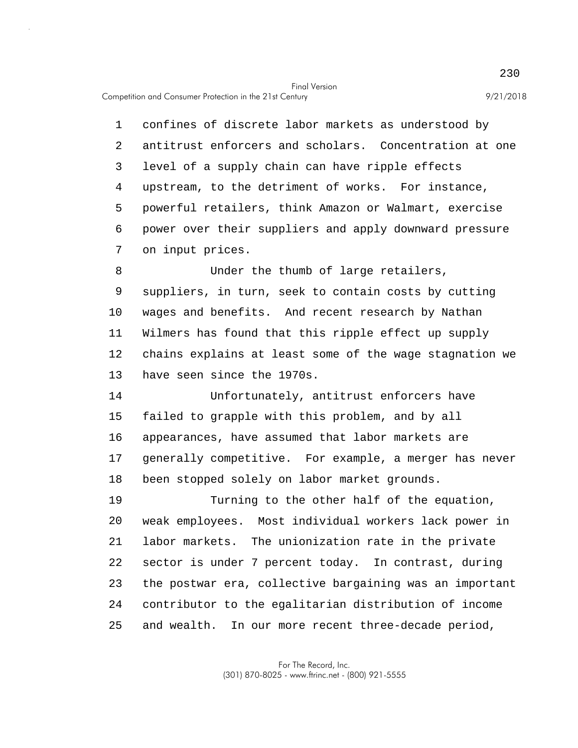confines of discrete labor markets as understood by antitrust enforcers and scholars. Concentration at one level of a supply chain can have ripple effects upstream, to the detriment of works. For instance, powerful retailers, think Amazon or Walmart, exercise power over their suppliers and apply downward pressure on input prices.

Under the thumb of large retailers, suppliers, in turn, seek to contain costs by cutting wages and benefits. And recent research by Nathan Wilmers has found that this ripple effect up supply chains explains at least some of the wage stagnation we have seen since the 1970s.

Unfortunately, antitrust enforcers have failed to grapple with this problem, and by all appearances, have assumed that labor markets are generally competitive. For example, a merger has never been stopped solely on labor market grounds.

Turning to the other half of the equation, weak employees. Most individual workers lack power in labor markets. The unionization rate in the private sector is under 7 percent today. In contrast, during the postwar era, collective bargaining was an important contributor to the egalitarian distribution of income and wealth. In our more recent three-decade period,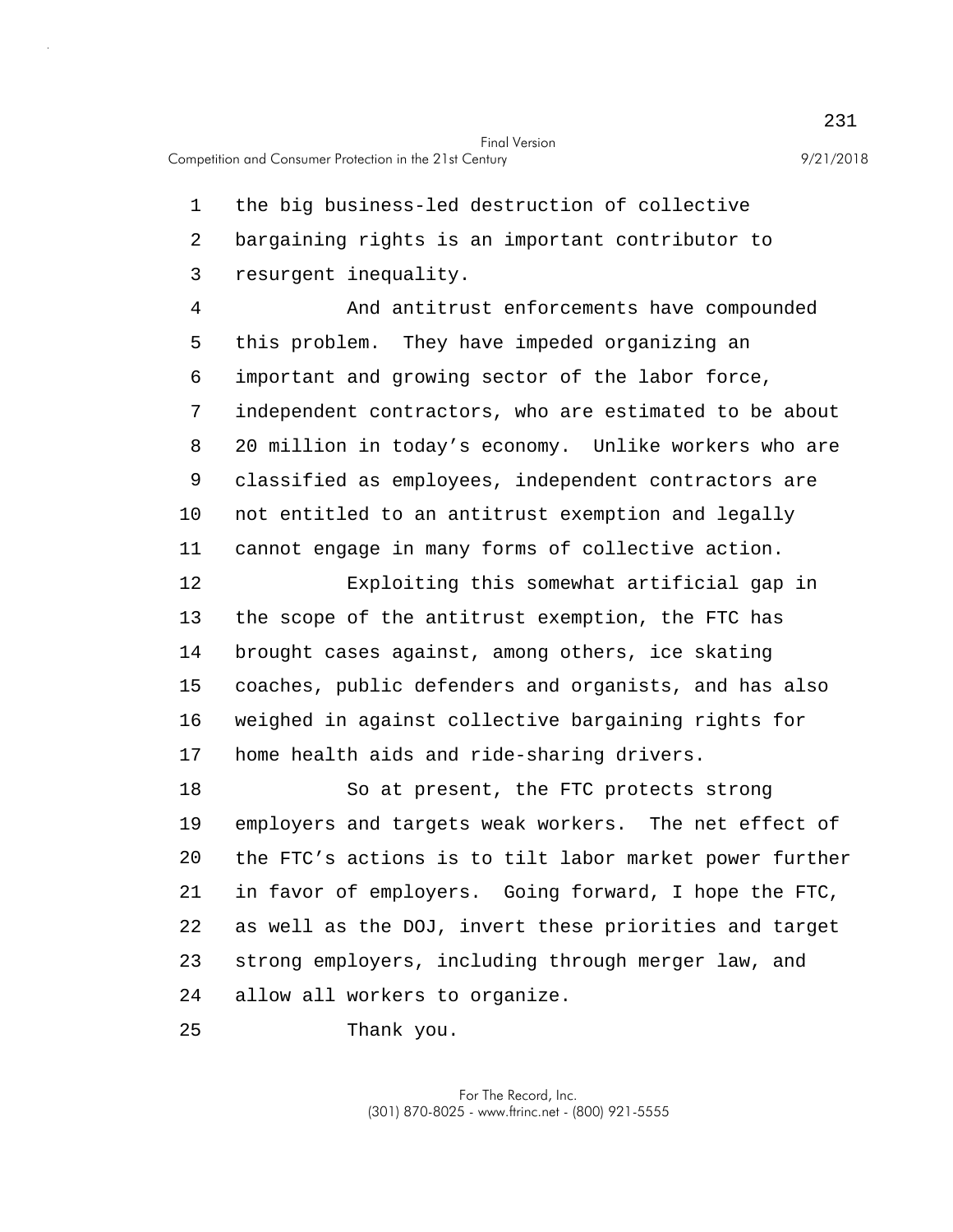the big business-led destruction of collective bargaining rights is an important contributor to resurgent inequality.

And antitrust enforcements have compounded this problem. They have impeded organizing an important and growing sector of the labor force, independent contractors, who are estimated to be about 20 million in today's economy. Unlike workers who are classified as employees, independent contractors are not entitled to an antitrust exemption and legally cannot engage in many forms of collective action.

Exploiting this somewhat artificial gap in the scope of the antitrust exemption, the FTC has brought cases against, among others, ice skating coaches, public defenders and organists, and has also weighed in against collective bargaining rights for home health aids and ride-sharing drivers.

So at present, the FTC protects strong employers and targets weak workers. The net effect of the FTC's actions is to tilt labor market power further in favor of employers. Going forward, I hope the FTC, as well as the DOJ, invert these priorities and target strong employers, including through merger law, and allow all workers to organize.

Thank you.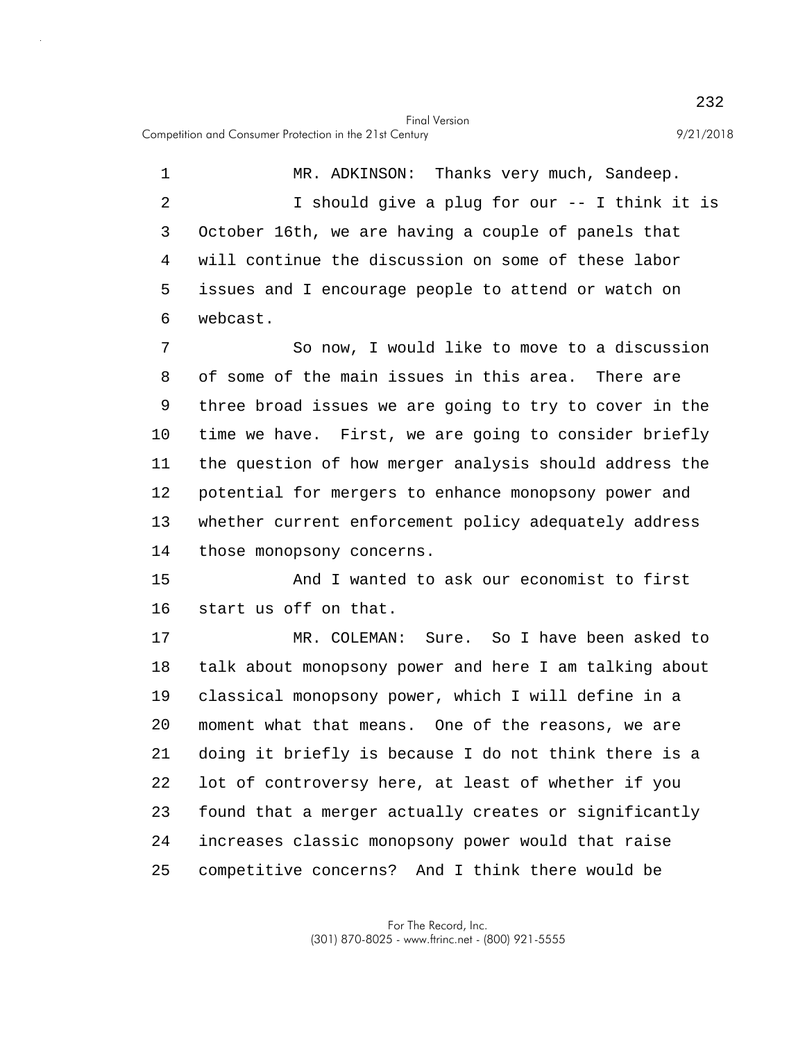MR. ADKINSON: Thanks very much, Sandeep.

I should give a plug for our -- I think it is October 16th, we are having a couple of panels that will continue the discussion on some of these labor issues and I encourage people to attend or watch on webcast.

So now, I would like to move to a discussion of some of the main issues in this area. There are three broad issues we are going to try to cover in the time we have. First, we are going to consider briefly the question of how merger analysis should address the potential for mergers to enhance monopsony power and whether current enforcement policy adequately address those monopsony concerns.

And I wanted to ask our economist to first start us off on that.

MR. COLEMAN: Sure. So I have been asked to talk about monopsony power and here I am talking about classical monopsony power, which I will define in a moment what that means. One of the reasons, we are doing it briefly is because I do not think there is a lot of controversy here, at least of whether if you found that a merger actually creates or significantly increases classic monopsony power would that raise competitive concerns? And I think there would be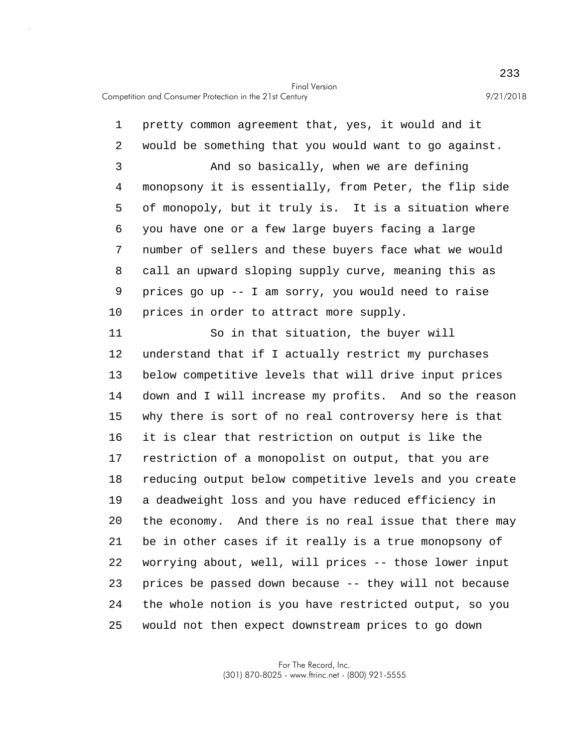pretty common agreement that, yes, it would and it would be something that you would want to go against.

And so basically, when we are defining monopsony it is essentially, from Peter, the flip side of monopoly, but it truly is. It is a situation where you have one or a few large buyers facing a large number of sellers and these buyers face what we would call an upward sloping supply curve, meaning this as prices go up -- I am sorry, you would need to raise prices in order to attract more supply.

So in that situation, the buyer will understand that if I actually restrict my purchases below competitive levels that will drive input prices down and I will increase my profits. And so the reason why there is sort of no real controversy here is that it is clear that restriction on output is like the restriction of a monopolist on output, that you are reducing output below competitive levels and you create a deadweight loss and you have reduced efficiency in the economy. And there is no real issue that there may be in other cases if it really is a true monopsony of worrying about, well, will prices -- those lower input prices be passed down because -- they will not because the whole notion is you have restricted output, so you would not then expect downstream prices to go down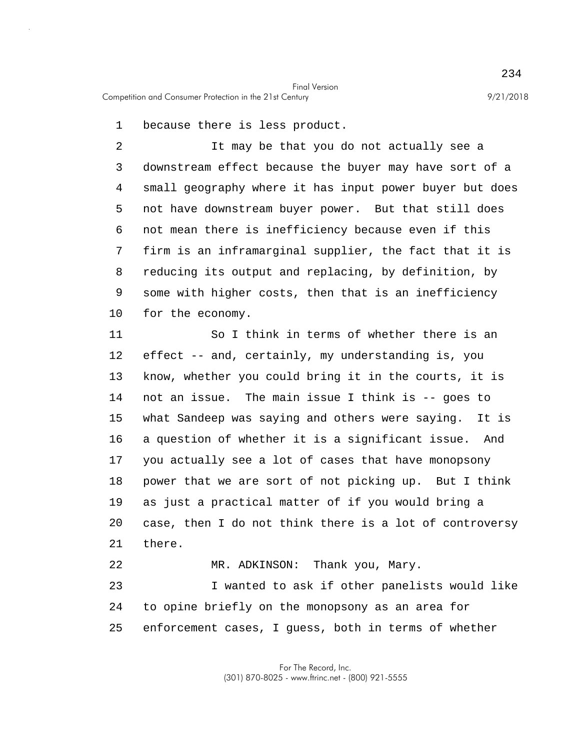because there is less product.

It may be that you do not actually see a downstream effect because the buyer may have sort of a small geography where it has input power buyer but does not have downstream buyer power. But that still does not mean there is inefficiency because even if this firm is an inframarginal supplier, the fact that it is reducing its output and replacing, by definition, by some with higher costs, then that is an inefficiency for the economy.

So I think in terms of whether there is an effect -- and, certainly, my understanding is, you know, whether you could bring it in the courts, it is not an issue. The main issue I think is -- goes to what Sandeep was saying and others were saying. It is a question of whether it is a significant issue. And you actually see a lot of cases that have monopsony power that we are sort of not picking up. But I think as just a practical matter of if you would bring a case, then I do not think there is a lot of controversy there.

MR. ADKINSON: Thank you, Mary.

I wanted to ask if other panelists would like to opine briefly on the monopsony as an area for enforcement cases, I guess, both in terms of whether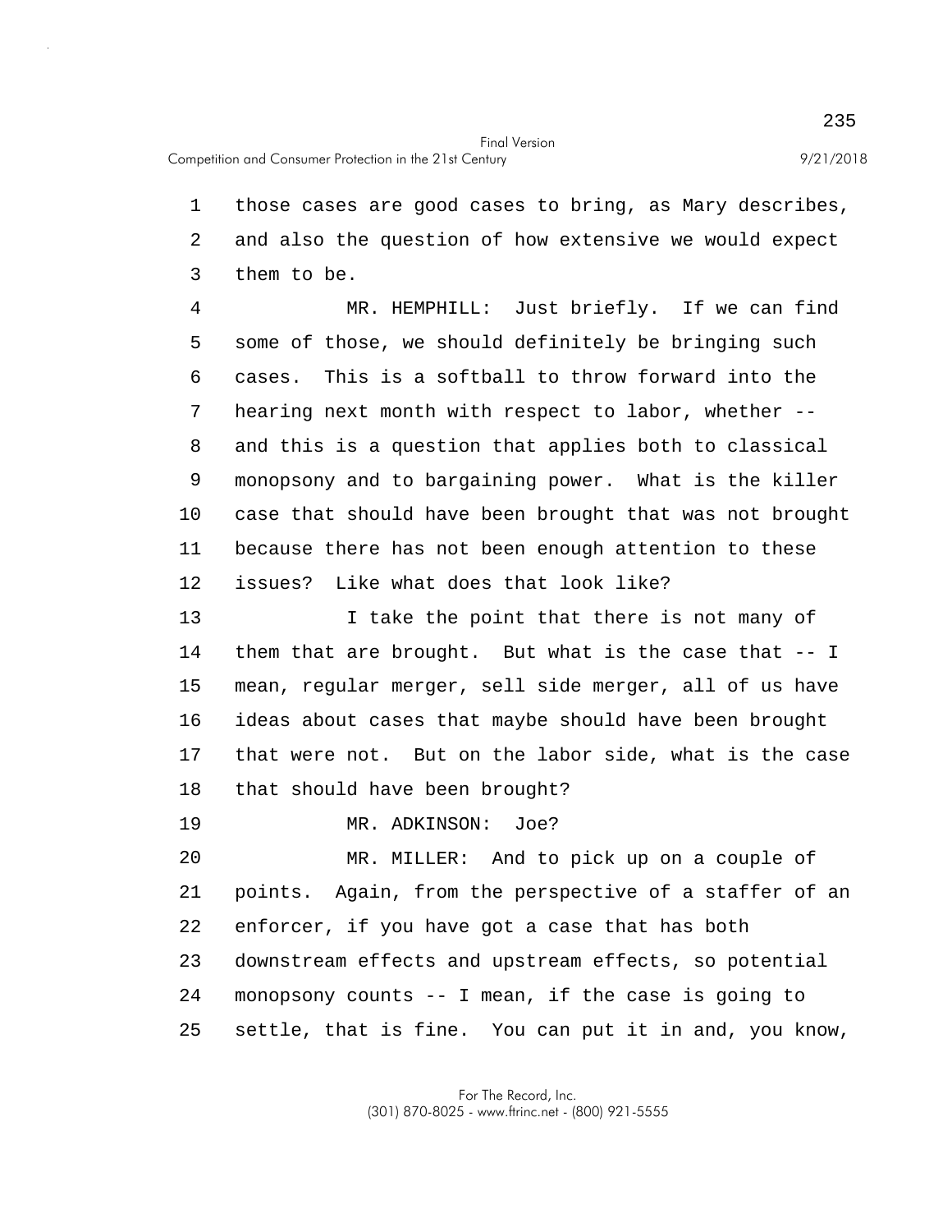those cases are good cases to bring, as Mary describes, and also the question of how extensive we would expect them to be.

MR. HEMPHILL: Just briefly. If we can find some of those, we should definitely be bringing such cases. This is a softball to throw forward into the hearing next month with respect to labor, whether -- and this is a question that applies both to classical monopsony and to bargaining power. What is the killer case that should have been brought that was not brought because there has not been enough attention to these issues? Like what does that look like?

I take the point that there is not many of them that are brought. But what is the case that -- I mean, regular merger, sell side merger, all of us have ideas about cases that maybe should have been brought that were not. But on the labor side, what is the case that should have been brought?

MR. ADKINSON: Joe?

MR. MILLER: And to pick up on a couple of points. Again, from the perspective of a staffer of an enforcer, if you have got a case that has both downstream effects and upstream effects, so potential monopsony counts -- I mean, if the case is going to settle, that is fine. You can put it in and, you know,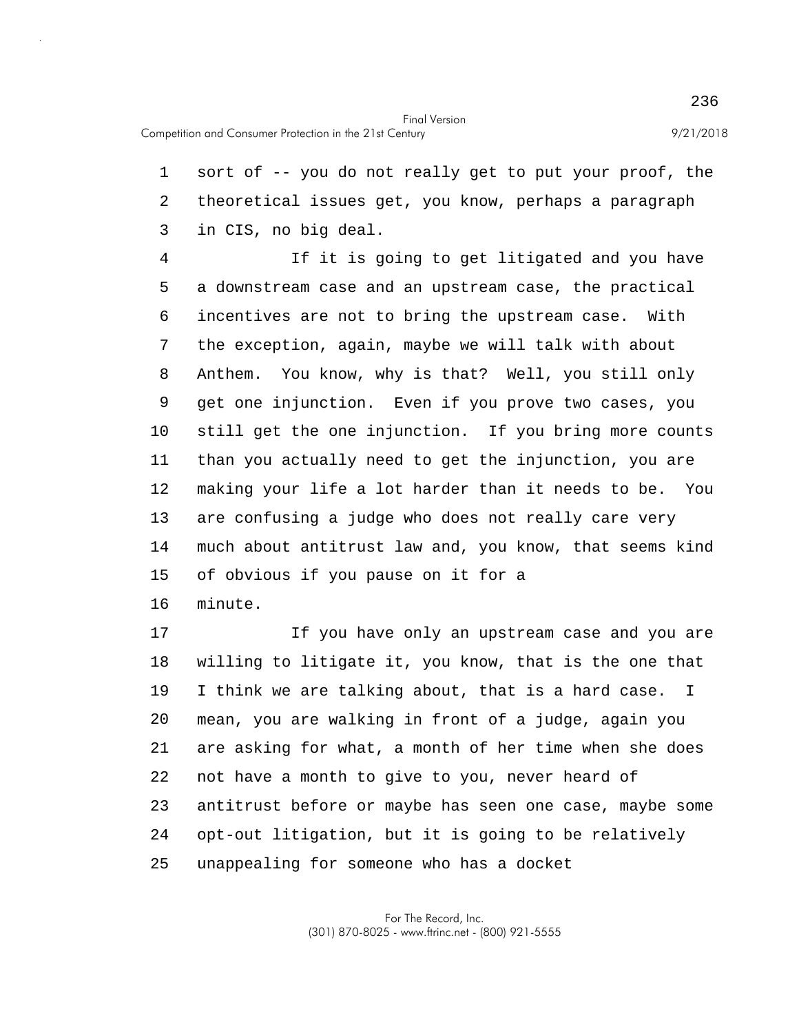sort of -- you do not really get to put your proof, the theoretical issues get, you know, perhaps a paragraph in CIS, no big deal.

If it is going to get litigated and you have a downstream case and an upstream case, the practical incentives are not to bring the upstream case. With the exception, again, maybe we will talk with about Anthem. You know, why is that? Well, you still only get one injunction. Even if you prove two cases, you still get the one injunction. If you bring more counts than you actually need to get the injunction, you are making your life a lot harder than it needs to be. You are confusing a judge who does not really care very much about antitrust law and, you know, that seems kind of obvious if you pause on it for a minute.

If you have only an upstream case and you are willing to litigate it, you know, that is the one that I think we are talking about, that is a hard case. I mean, you are walking in front of a judge, again you are asking for what, a month of her time when she does not have a month to give to you, never heard of antitrust before or maybe has seen one case, maybe some opt-out litigation, but it is going to be relatively unappealing for someone who has a docket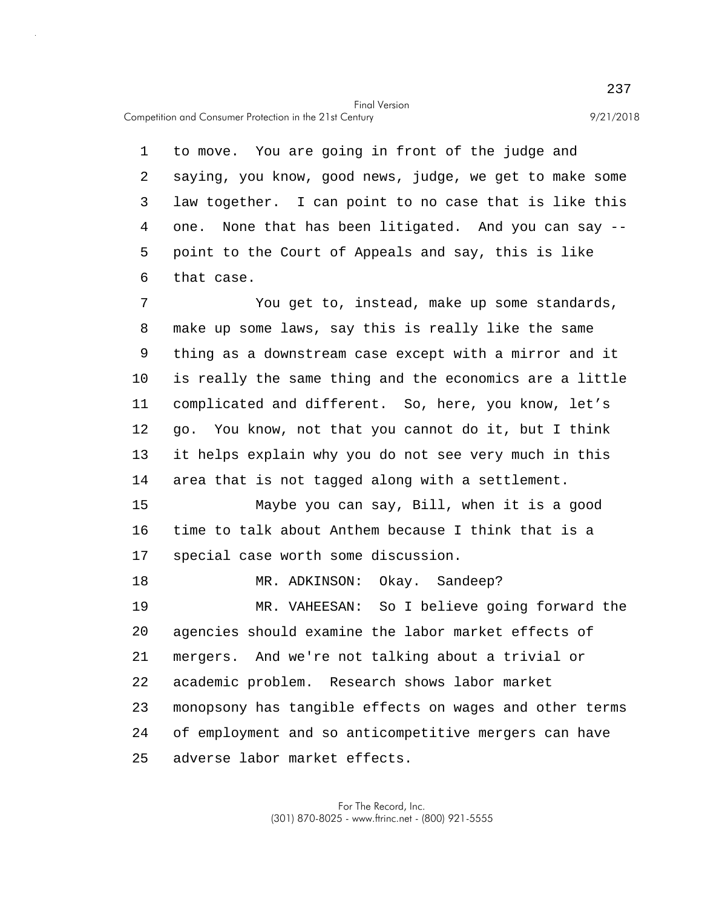to move. You are going in front of the judge and saying, you know, good news, judge, we get to make some law together. I can point to no case that is like this one. None that has been litigated. And you can say -- point to the Court of Appeals and say, this is like that case.

You get to, instead, make up some standards, make up some laws, say this is really like the same thing as a downstream case except with a mirror and it is really the same thing and the economics are a little complicated and different. So, here, you know, let's go. You know, not that you cannot do it, but I think it helps explain why you do not see very much in this area that is not tagged along with a settlement.

Maybe you can say, Bill, when it is a good time to talk about Anthem because I think that is a special case worth some discussion.

MR. ADKINSON: Okay. Sandeep?

MR. VAHEESAN: So I believe going forward the agencies should examine the labor market effects of mergers. And we're not talking about a trivial or academic problem. Research shows labor market monopsony has tangible effects on wages and other terms of employment and so anticompetitive mergers can have adverse labor market effects.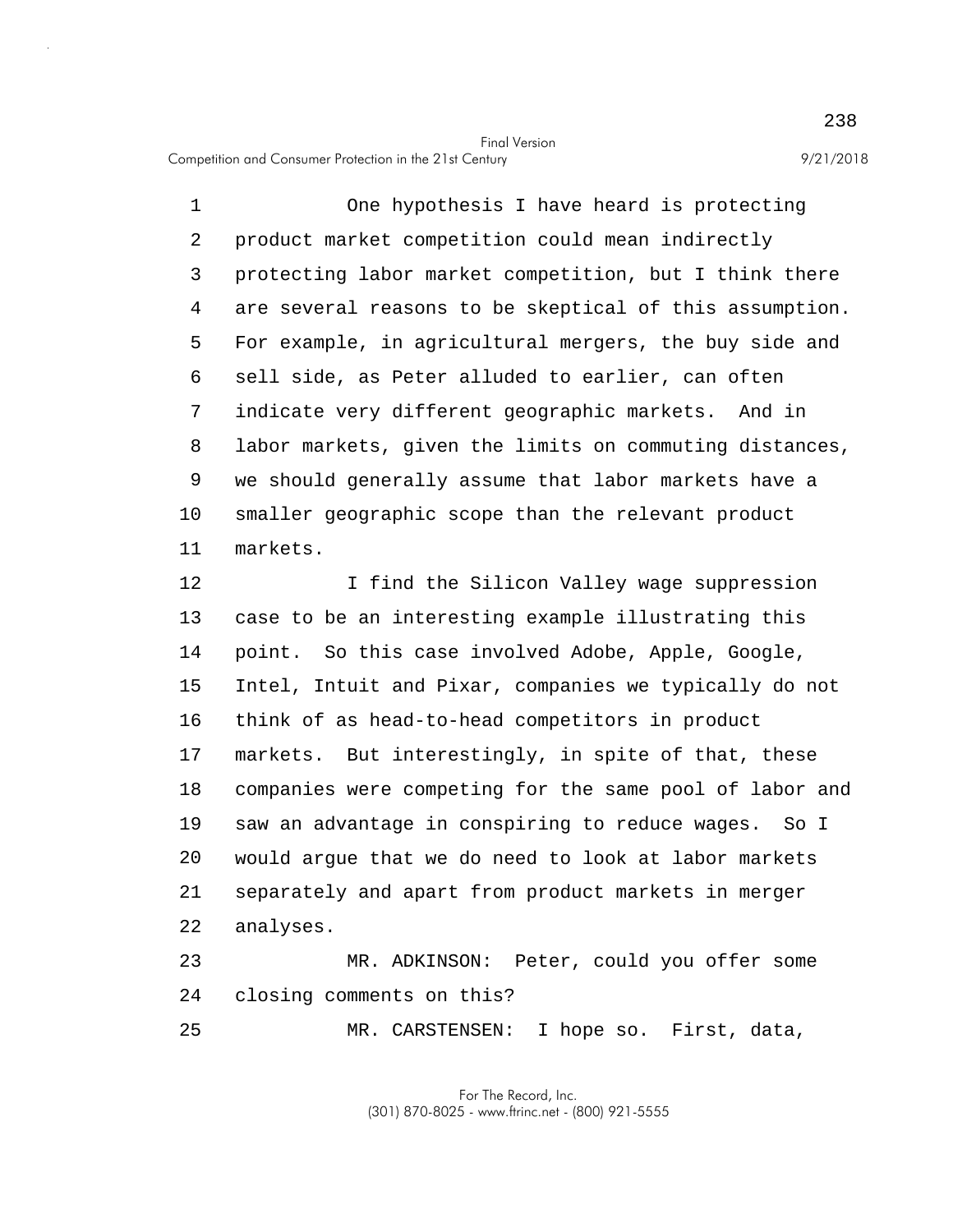One hypothesis I have heard is protecting product market competition could mean indirectly protecting labor market competition, but I think there are several reasons to be skeptical of this assumption. For example, in agricultural mergers, the buy side and sell side, as Peter alluded to earlier, can often indicate very different geographic markets. And in labor markets, given the limits on commuting distances, we should generally assume that labor markets have a smaller geographic scope than the relevant product markets.

I find the Silicon Valley wage suppression case to be an interesting example illustrating this point. So this case involved Adobe, Apple, Google, Intel, Intuit and Pixar, companies we typically do not think of as head-to-head competitors in product markets. But interestingly, in spite of that, these companies were competing for the same pool of labor and saw an advantage in conspiring to reduce wages. So I would argue that we do need to look at labor markets separately and apart from product markets in merger analyses.

MR. ADKINSON: Peter, could you offer some closing comments on this?

MR. CARSTENSEN: I hope so. First, data,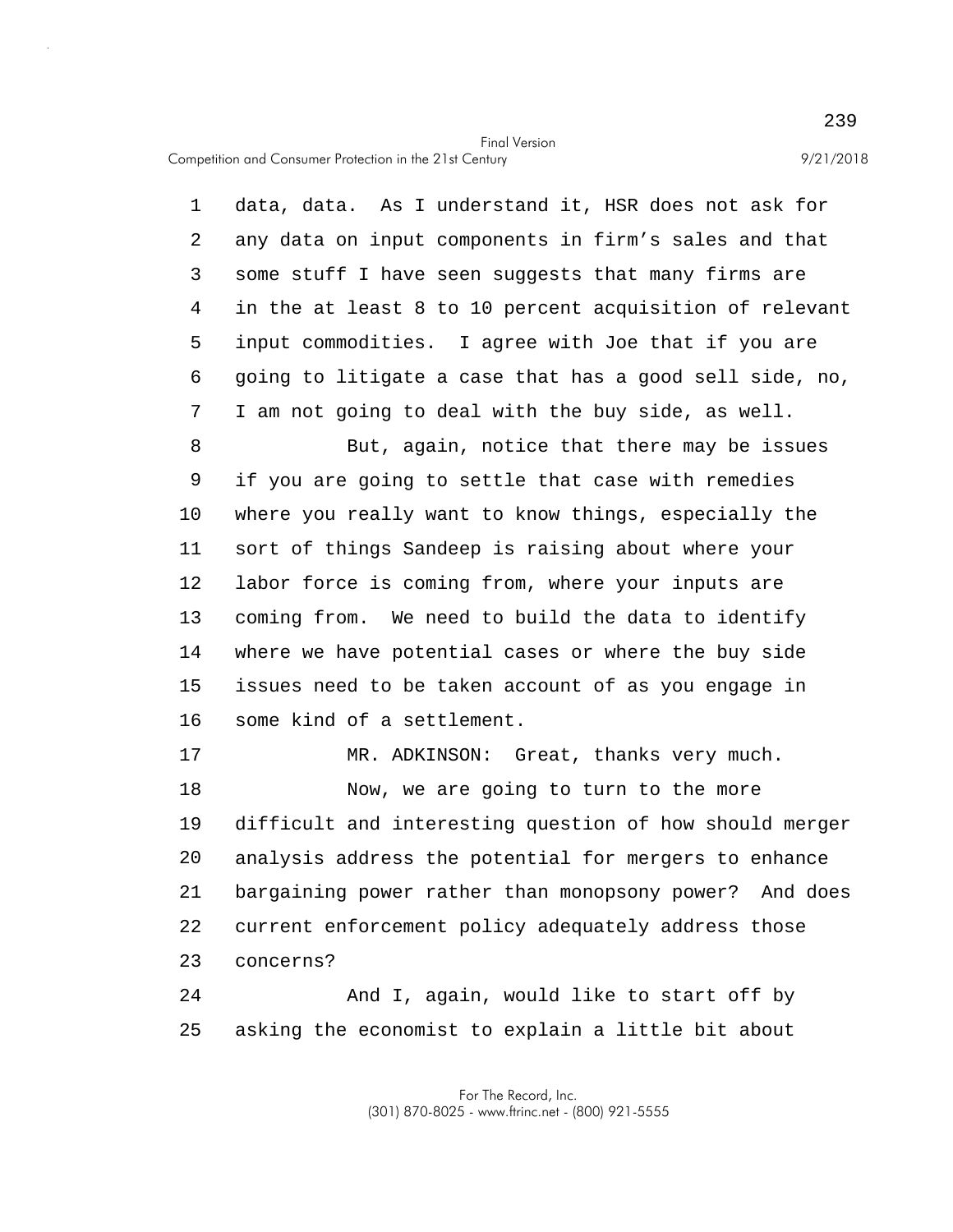data, data. As I understand it, HSR does not ask for any data on input components in firm's sales and that some stuff I have seen suggests that many firms are in the at least 8 to 10 percent acquisition of relevant input commodities. I agree with Joe that if you are going to litigate a case that has a good sell side, no, I am not going to deal with the buy side, as well.

But, again, notice that there may be issues if you are going to settle that case with remedies where you really want to know things, especially the sort of things Sandeep is raising about where your labor force is coming from, where your inputs are coming from. We need to build the data to identify where we have potential cases or where the buy side issues need to be taken account of as you engage in some kind of a settlement.

MR. ADKINSON: Great, thanks very much.

Now, we are going to turn to the more difficult and interesting question of how should merger analysis address the potential for mergers to enhance bargaining power rather than monopsony power? And does current enforcement policy adequately address those concerns?

And I, again, would like to start off by asking the economist to explain a little bit about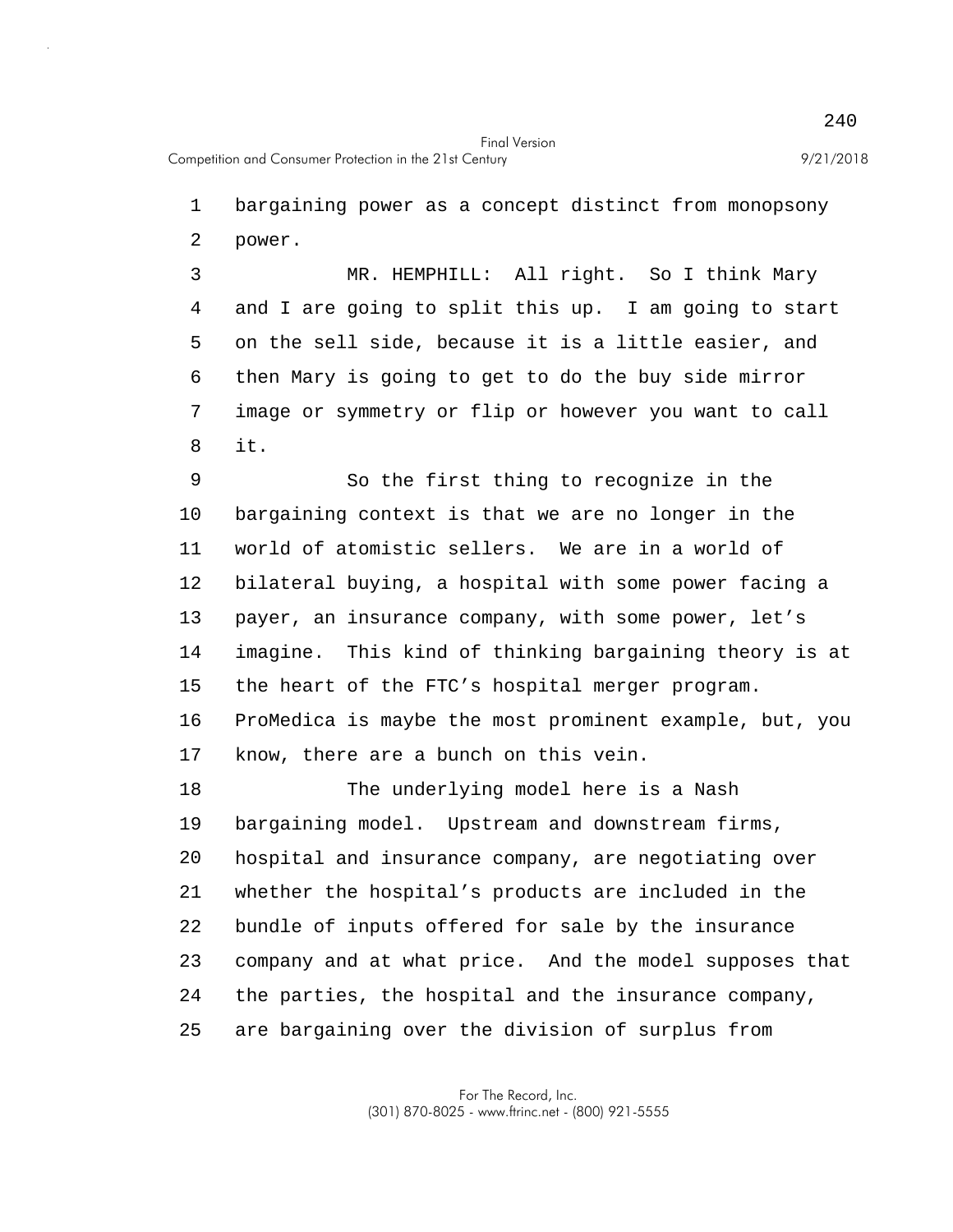bargaining power as a concept distinct from monopsony power.

MR. HEMPHILL: All right. So I think Mary and I are going to split this up. I am going to start on the sell side, because it is a little easier, and then Mary is going to get to do the buy side mirror image or symmetry or flip or however you want to call it.

So the first thing to recognize in the bargaining context is that we are no longer in the world of atomistic sellers. We are in a world of bilateral buying, a hospital with some power facing a payer, an insurance company, with some power, let's imagine. This kind of thinking bargaining theory is at the heart of the FTC's hospital merger program. ProMedica is maybe the most prominent example, but, you know, there are a bunch on this vein.

The underlying model here is a Nash bargaining model. Upstream and downstream firms, hospital and insurance company, are negotiating over whether the hospital's products are included in the bundle of inputs offered for sale by the insurance company and at what price. And the model supposes that the parties, the hospital and the insurance company, are bargaining over the division of surplus from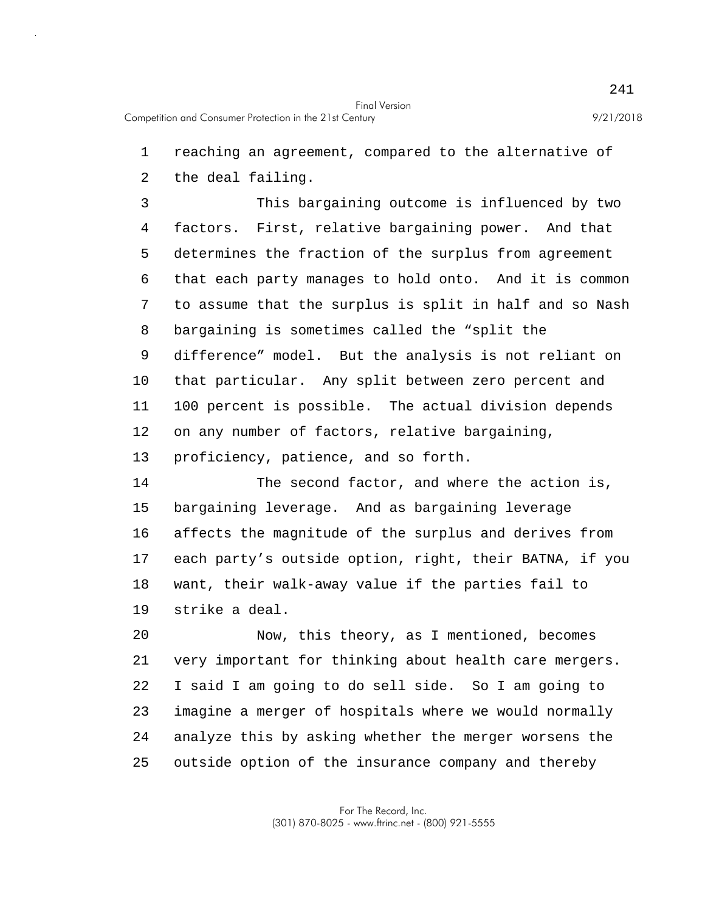reaching an agreement, compared to the alternative of the deal failing.

This bargaining outcome is influenced by two factors. First, relative bargaining power. And that determines the fraction of the surplus from agreement that each party manages to hold onto. And it is common to assume that the surplus is split in half and so Nash bargaining is sometimes called the "split the difference" model. But the analysis is not reliant on that particular. Any split between zero percent and 100 percent is possible. The actual division depends on any number of factors, relative bargaining, proficiency, patience, and so forth.

The second factor, and where the action is, bargaining leverage. And as bargaining leverage affects the magnitude of the surplus and derives from each party's outside option, right, their BATNA, if you want, their walk-away value if the parties fail to strike a deal.

Now, this theory, as I mentioned, becomes very important for thinking about health care mergers. I said I am going to do sell side. So I am going to imagine a merger of hospitals where we would normally analyze this by asking whether the merger worsens the outside option of the insurance company and thereby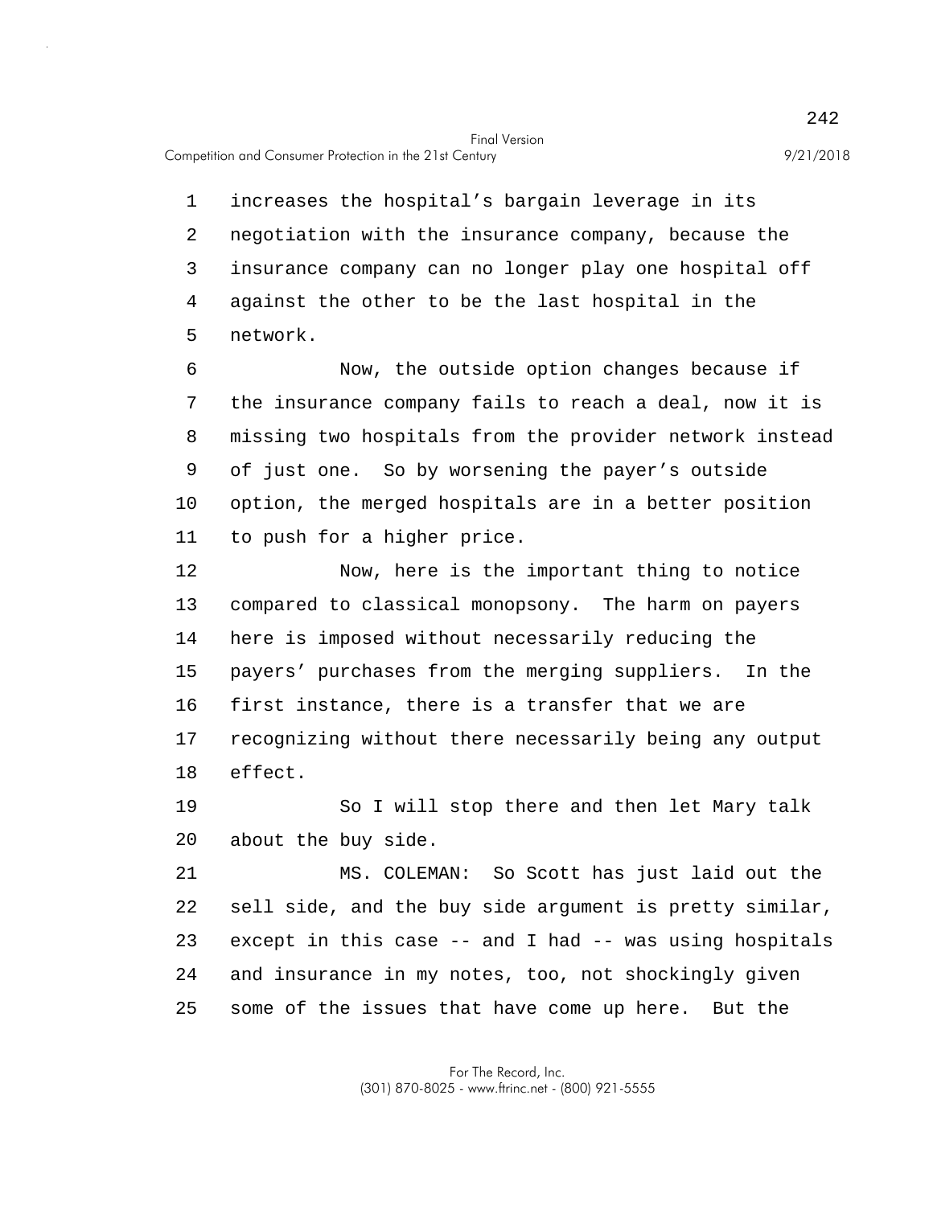increases the hospital's bargain leverage in its negotiation with the insurance company, because the insurance company can no longer play one hospital off against the other to be the last hospital in the network.

Now, the outside option changes because if the insurance company fails to reach a deal, now it is missing two hospitals from the provider network instead of just one. So by worsening the payer's outside option, the merged hospitals are in a better position to push for a higher price.

Now, here is the important thing to notice compared to classical monopsony. The harm on payers here is imposed without necessarily reducing the payers' purchases from the merging suppliers. In the first instance, there is a transfer that we are recognizing without there necessarily being any output effect.

So I will stop there and then let Mary talk about the buy side.

MS. COLEMAN: So Scott has just laid out the sell side, and the buy side argument is pretty similar, except in this case -- and I had -- was using hospitals and insurance in my notes, too, not shockingly given some of the issues that have come up here. But the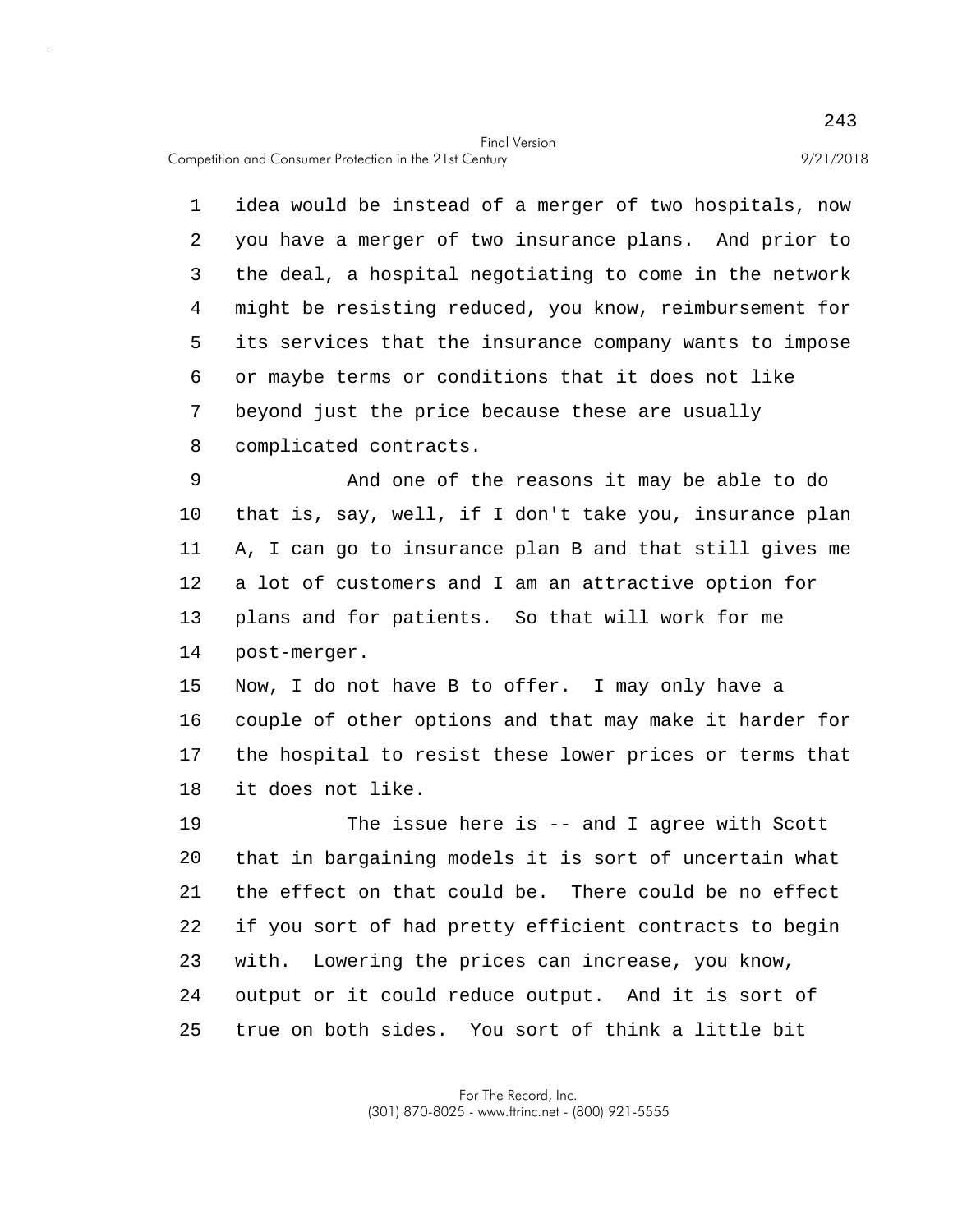idea would be instead of a merger of two hospitals, now you have a merger of two insurance plans. And prior to the deal, a hospital negotiating to come in the network might be resisting reduced, you know, reimbursement for its services that the insurance company wants to impose or maybe terms or conditions that it does not like beyond just the price because these are usually complicated contracts.

And one of the reasons it may be able to do that is, say, well, if I don't take you, insurance plan A, I can go to insurance plan B and that still gives me a lot of customers and I am an attractive option for plans and for patients. So that will work for me post-merger.

Now, I do not have B to offer. I may only have a couple of other options and that may make it harder for the hospital to resist these lower prices or terms that it does not like.

The issue here is -- and I agree with Scott that in bargaining models it is sort of uncertain what the effect on that could be. There could be no effect if you sort of had pretty efficient contracts to begin with. Lowering the prices can increase, you know, output or it could reduce output. And it is sort of true on both sides. You sort of think a little bit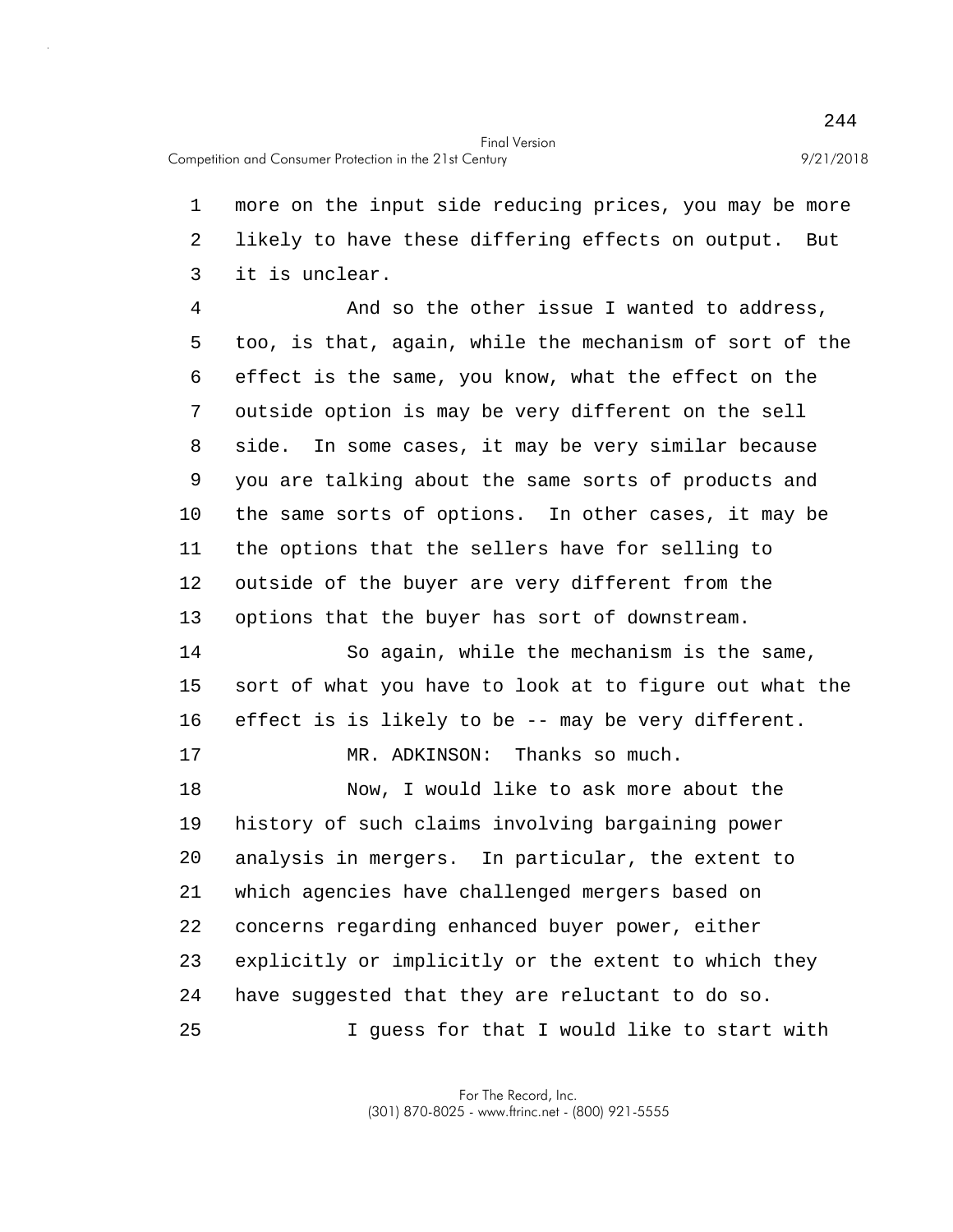more on the input side reducing prices, you may be more likely to have these differing effects on output. But it is unclear.

And so the other issue I wanted to address, too, is that, again, while the mechanism of sort of the effect is the same, you know, what the effect on the outside option is may be very different on the sell side. In some cases, it may be very similar because you are talking about the same sorts of products and the same sorts of options. In other cases, it may be the options that the sellers have for selling to outside of the buyer are very different from the options that the buyer has sort of downstream.

So again, while the mechanism is the same, sort of what you have to look at to figure out what the effect is is likely to be -- may be very different.

MR. ADKINSON: Thanks so much.

Now, I would like to ask more about the history of such claims involving bargaining power analysis in mergers. In particular, the extent to which agencies have challenged mergers based on concerns regarding enhanced buyer power, either explicitly or implicitly or the extent to which they have suggested that they are reluctant to do so.

I guess for that I would like to start with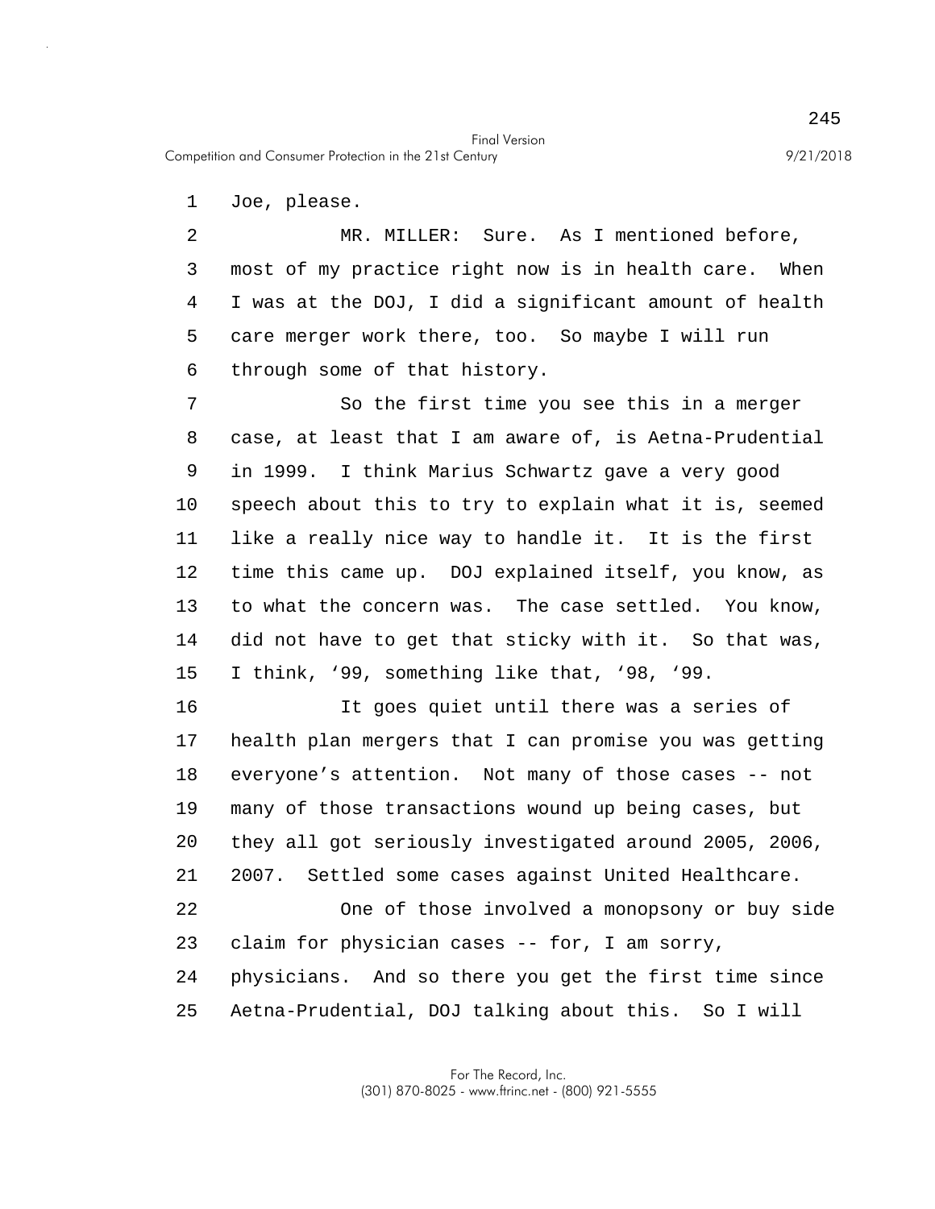Joe, please.

MR. MILLER: Sure. As I mentioned before, most of my practice right now is in health care. When I was at the DOJ, I did a significant amount of health care merger work there, too. So maybe I will run through some of that history.

So the first time you see this in a merger case, at least that I am aware of, is Aetna-Prudential in 1999. I think Marius Schwartz gave a very good speech about this to try to explain what it is, seemed like a really nice way to handle it. It is the first time this came up. DOJ explained itself, you know, as to what the concern was. The case settled. You know, did not have to get that sticky with it. So that was, I think, '99, something like that, '98, '99.

It goes quiet until there was a series of health plan mergers that I can promise you was getting everyone's attention. Not many of those cases -- not many of those transactions wound up being cases, but they all got seriously investigated around 2005, 2006, 2007. Settled some cases against United Healthcare.

One of those involved a monopsony or buy side claim for physician cases -- for, I am sorry, physicians. And so there you get the first time since Aetna-Prudential, DOJ talking about this. So I will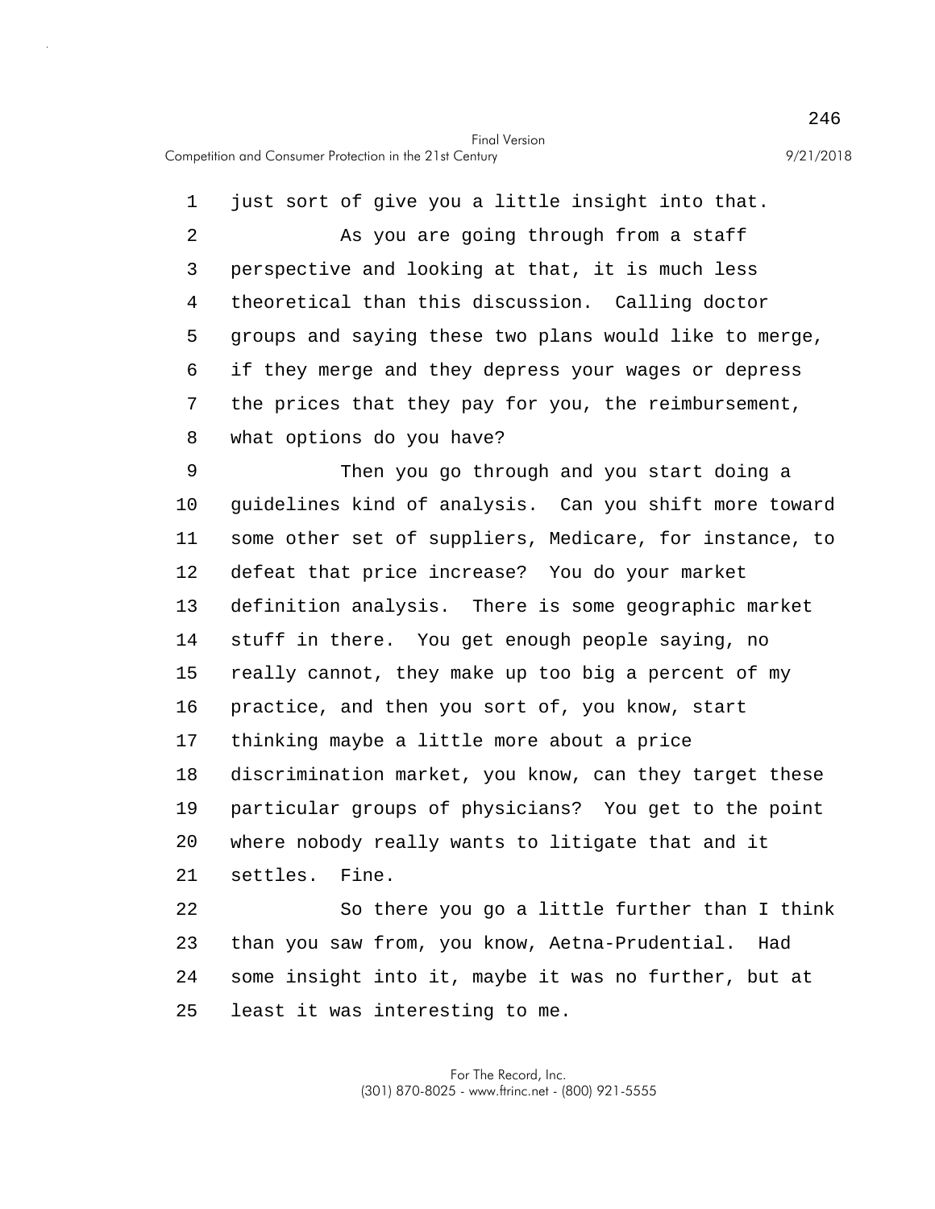just sort of give you a little insight into that.

As you are going through from a staff perspective and looking at that, it is much less theoretical than this discussion. Calling doctor groups and saying these two plans would like to merge, if they merge and they depress your wages or depress the prices that they pay for you, the reimbursement, what options do you have?

Then you go through and you start doing a guidelines kind of analysis. Can you shift more toward some other set of suppliers, Medicare, for instance, to defeat that price increase? You do your market definition analysis. There is some geographic market stuff in there. You get enough people saying, no really cannot, they make up too big a percent of my practice, and then you sort of, you know, start thinking maybe a little more about a price discrimination market, you know, can they target these particular groups of physicians? You get to the point where nobody really wants to litigate that and it settles. Fine.

So there you go a little further than I think than you saw from, you know, Aetna-Prudential. Had some insight into it, maybe it was no further, but at least it was interesting to me.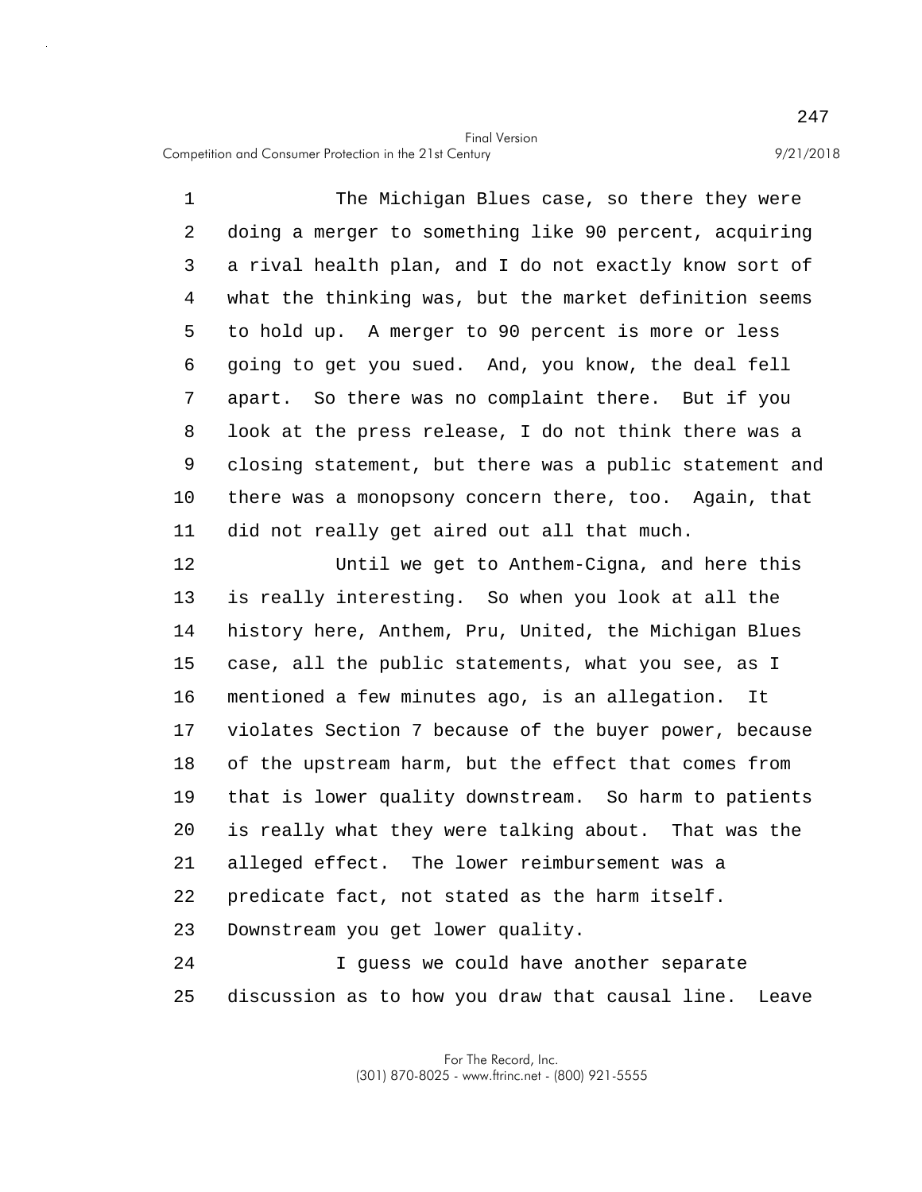The Michigan Blues case, so there they were doing a merger to something like 90 percent, acquiring a rival health plan, and I do not exactly know sort of what the thinking was, but the market definition seems to hold up. A merger to 90 percent is more or less going to get you sued. And, you know, the deal fell apart. So there was no complaint there. But if you look at the press release, I do not think there was a closing statement, but there was a public statement and there was a monopsony concern there, too. Again, that did not really get aired out all that much.

Until we get to Anthem-Cigna, and here this is really interesting. So when you look at all the history here, Anthem, Pru, United, the Michigan Blues case, all the public statements, what you see, as I mentioned a few minutes ago, is an allegation. It violates Section 7 because of the buyer power, because of the upstream harm, but the effect that comes from that is lower quality downstream. So harm to patients is really what they were talking about. That was the alleged effect. The lower reimbursement was a predicate fact, not stated as the harm itself. Downstream you get lower quality.

I guess we could have another separate discussion as to how you draw that causal line. Leave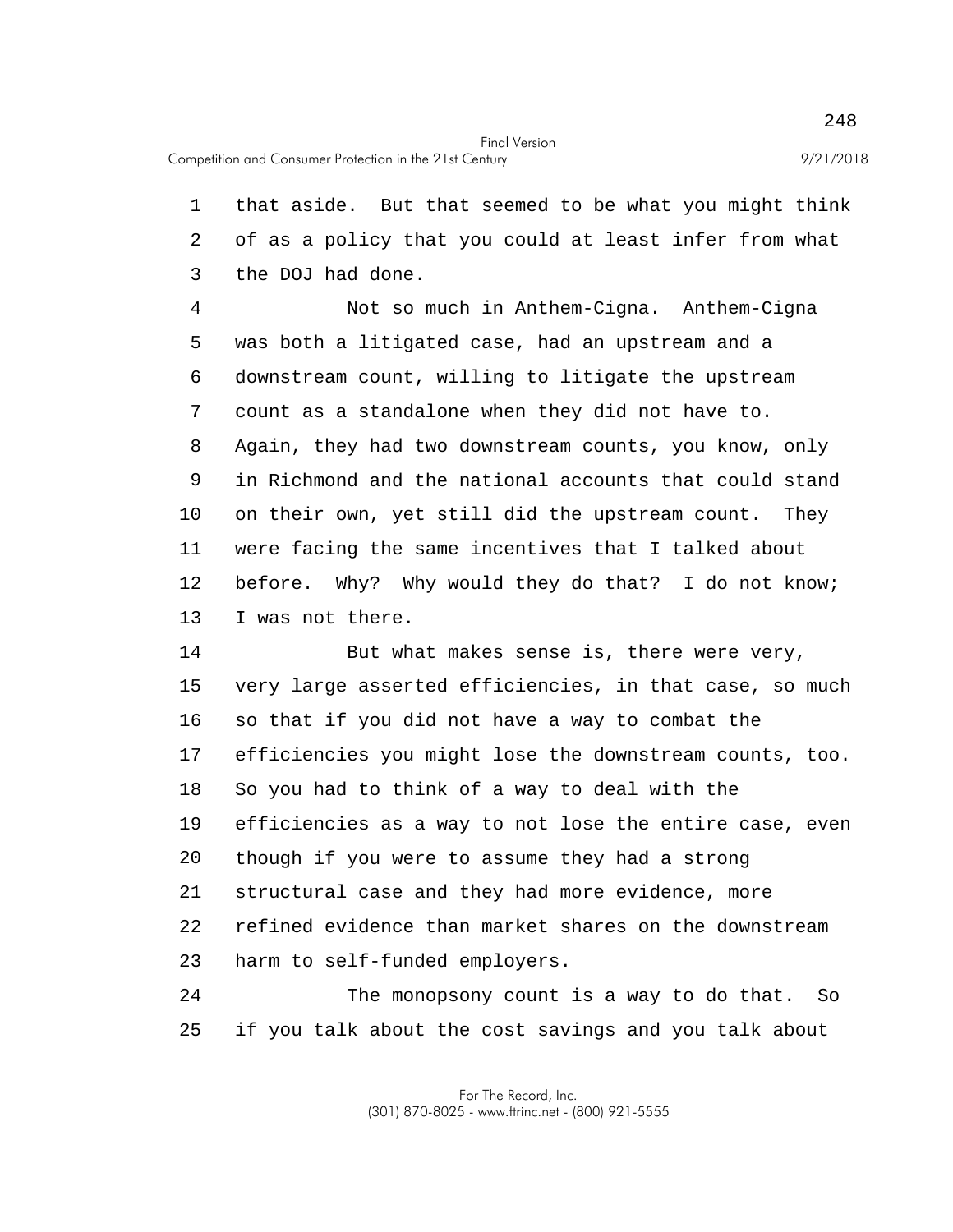that aside. But that seemed to be what you might think of as a policy that you could at least infer from what the DOJ had done.

Not so much in Anthem-Cigna. Anthem-Cigna was both a litigated case, had an upstream and a downstream count, willing to litigate the upstream count as a standalone when they did not have to. Again, they had two downstream counts, you know, only in Richmond and the national accounts that could stand on their own, yet still did the upstream count. They were facing the same incentives that I talked about before. Why? Why would they do that? I do not know; I was not there.

But what makes sense is, there were very, very large asserted efficiencies, in that case, so much so that if you did not have a way to combat the efficiencies you might lose the downstream counts, too. So you had to think of a way to deal with the efficiencies as a way to not lose the entire case, even though if you were to assume they had a strong structural case and they had more evidence, more refined evidence than market shares on the downstream harm to self-funded employers.

The monopsony count is a way to do that. So if you talk about the cost savings and you talk about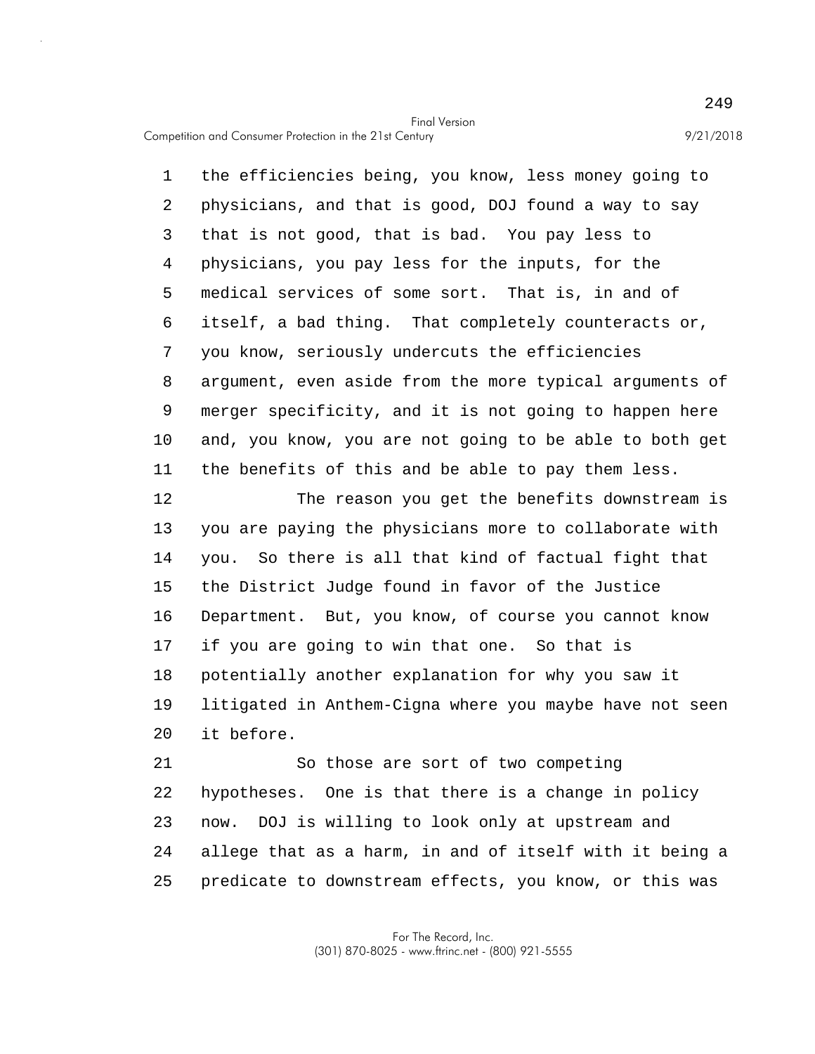the efficiencies being, you know, less money going to physicians, and that is good, DOJ found a way to say that is not good, that is bad. You pay less to physicians, you pay less for the inputs, for the medical services of some sort. That is, in and of itself, a bad thing. That completely counteracts or, you know, seriously undercuts the efficiencies argument, even aside from the more typical arguments of merger specificity, and it is not going to happen here and, you know, you are not going to be able to both get the benefits of this and be able to pay them less.

The reason you get the benefits downstream is you are paying the physicians more to collaborate with you. So there is all that kind of factual fight that the District Judge found in favor of the Justice Department. But, you know, of course you cannot know if you are going to win that one. So that is potentially another explanation for why you saw it litigated in Anthem-Cigna where you maybe have not seen it before.

So those are sort of two competing hypotheses. One is that there is a change in policy now. DOJ is willing to look only at upstream and allege that as a harm, in and of itself with it being a predicate to downstream effects, you know, or this was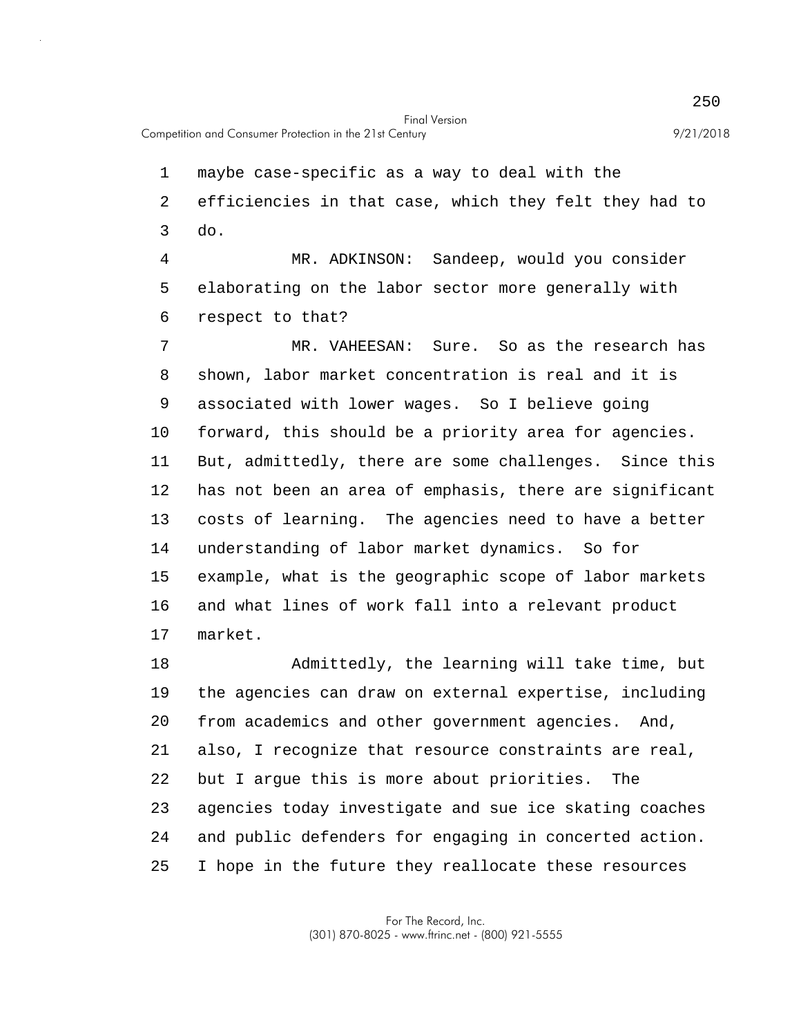maybe case-specific as a way to deal with the efficiencies in that case, which they felt they had to do.

MR. ADKINSON: Sandeep, would you consider elaborating on the labor sector more generally with respect to that?

MR. VAHEESAN: Sure. So as the research has shown, labor market concentration is real and it is associated with lower wages. So I believe going forward, this should be a priority area for agencies. But, admittedly, there are some challenges. Since this has not been an area of emphasis, there are significant costs of learning. The agencies need to have a better understanding of labor market dynamics. So for example, what is the geographic scope of labor markets and what lines of work fall into a relevant product market.

Admittedly, the learning will take time, but the agencies can draw on external expertise, including from academics and other government agencies. And, also, I recognize that resource constraints are real, but I argue this is more about priorities. The agencies today investigate and sue ice skating coaches and public defenders for engaging in concerted action. I hope in the future they reallocate these resources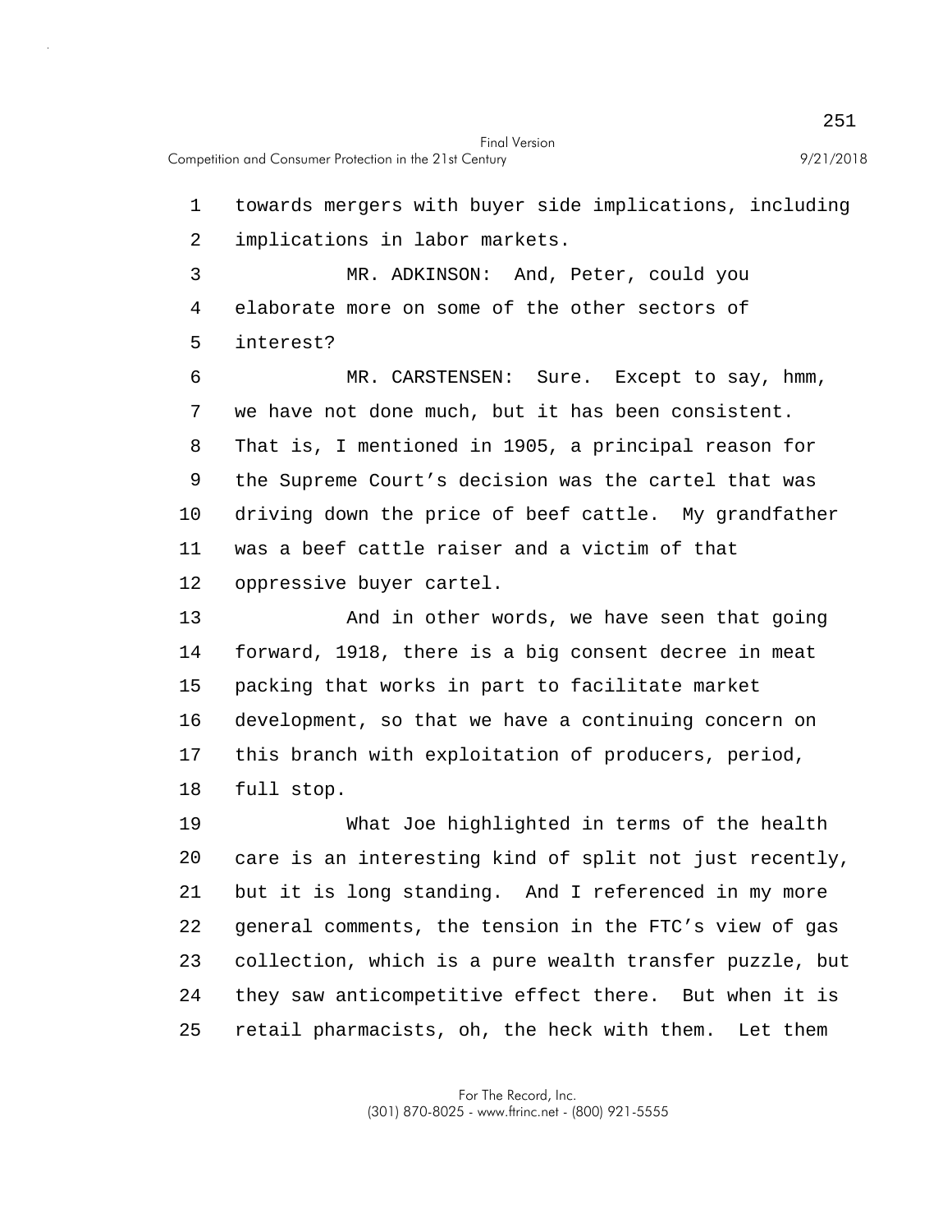towards mergers with buyer side implications, including implications in labor markets.

MR. ADKINSON: And, Peter, could you elaborate more on some of the other sectors of interest?

MR. CARSTENSEN: Sure. Except to say, hmm, we have not done much, but it has been consistent. That is, I mentioned in 1905, a principal reason for the Supreme Court's decision was the cartel that was driving down the price of beef cattle. My grandfather was a beef cattle raiser and a victim of that oppressive buyer cartel.

And in other words, we have seen that going forward, 1918, there is a big consent decree in meat packing that works in part to facilitate market development, so that we have a continuing concern on this branch with exploitation of producers, period, full stop.

What Joe highlighted in terms of the health care is an interesting kind of split not just recently, but it is long standing. And I referenced in my more general comments, the tension in the FTC's view of gas collection, which is a pure wealth transfer puzzle, but they saw anticompetitive effect there. But when it is retail pharmacists, oh, the heck with them. Let them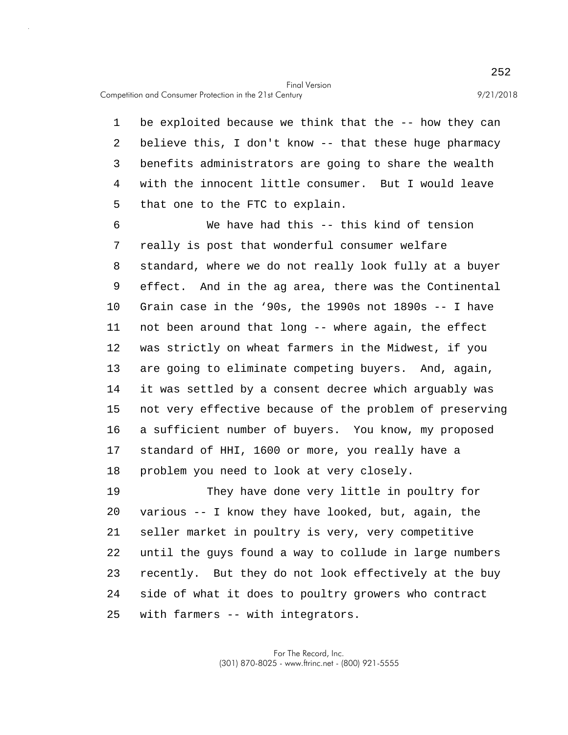be exploited because we think that the -- how they can believe this, I don't know -- that these huge pharmacy benefits administrators are going to share the wealth with the innocent little consumer. But I would leave that one to the FTC to explain.

We have had this -- this kind of tension really is post that wonderful consumer welfare standard, where we do not really look fully at a buyer effect. And in the ag area, there was the Continental Grain case in the '90s, the 1990s not 1890s -- I have not been around that long -- where again, the effect was strictly on wheat farmers in the Midwest, if you are going to eliminate competing buyers. And, again, it was settled by a consent decree which arguably was not very effective because of the problem of preserving a sufficient number of buyers. You know, my proposed standard of HHI, 1600 or more, you really have a problem you need to look at very closely.

They have done very little in poultry for various -- I know they have looked, but, again, the seller market in poultry is very, very competitive until the guys found a way to collude in large numbers recently. But they do not look effectively at the buy side of what it does to poultry growers who contract with farmers -- with integrators.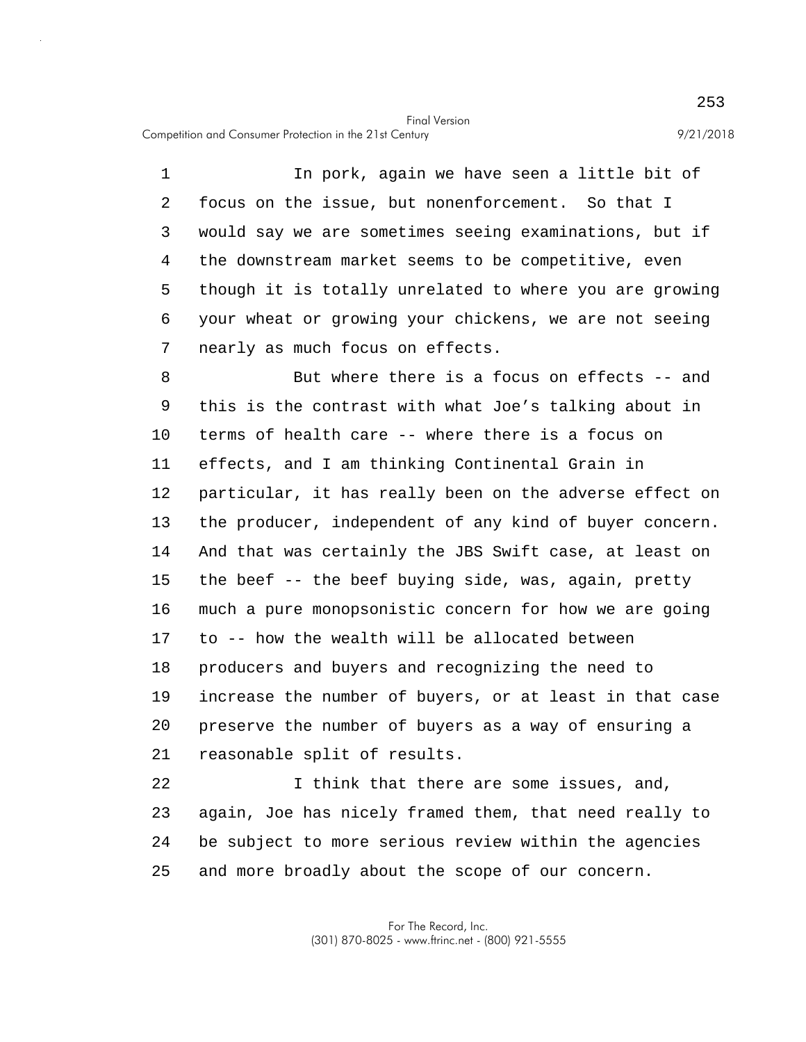In pork, again we have seen a little bit of focus on the issue, but nonenforcement. So that I would say we are sometimes seeing examinations, but if the downstream market seems to be competitive, even though it is totally unrelated to where you are growing your wheat or growing your chickens, we are not seeing nearly as much focus on effects.

But where there is a focus on effects -- and this is the contrast with what Joe's talking about in terms of health care -- where there is a focus on effects, and I am thinking Continental Grain in particular, it has really been on the adverse effect on the producer, independent of any kind of buyer concern. And that was certainly the JBS Swift case, at least on the beef -- the beef buying side, was, again, pretty much a pure monopsonistic concern for how we are going to -- how the wealth will be allocated between producers and buyers and recognizing the need to increase the number of buyers, or at least in that case preserve the number of buyers as a way of ensuring a reasonable split of results.

I think that there are some issues, and, again, Joe has nicely framed them, that need really to be subject to more serious review within the agencies and more broadly about the scope of our concern.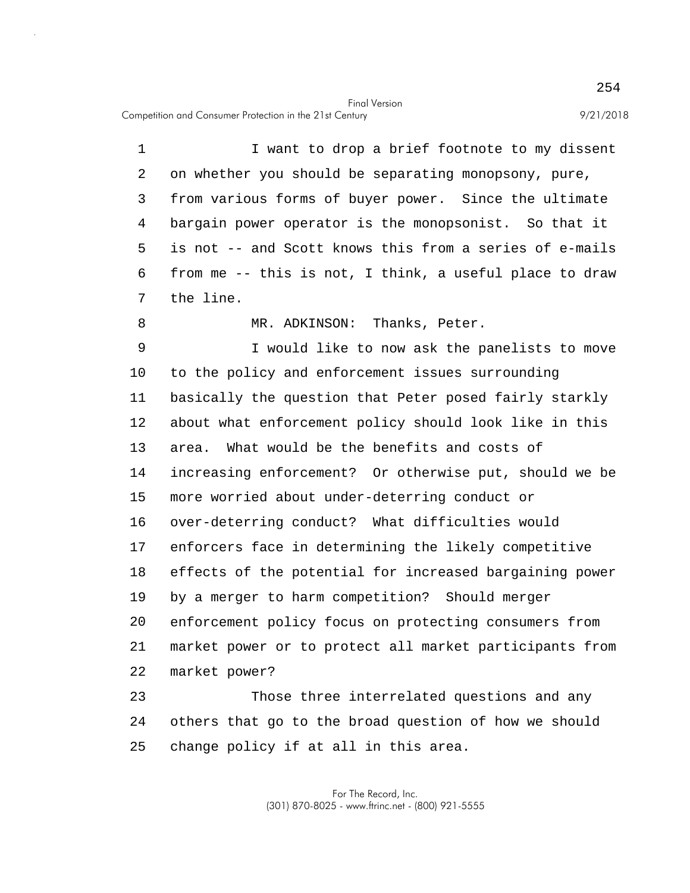I want to drop a brief footnote to my dissent on whether you should be separating monopsony, pure, from various forms of buyer power. Since the ultimate bargain power operator is the monopsonist. So that it is not -- and Scott knows this from a series of e-mails from me -- this is not, I think, a useful place to draw the line.

MR. ADKINSON: Thanks, Peter.

I would like to now ask the panelists to move to the policy and enforcement issues surrounding basically the question that Peter posed fairly starkly about what enforcement policy should look like in this area. What would be the benefits and costs of increasing enforcement? Or otherwise put, should we be more worried about under-deterring conduct or over-deterring conduct? What difficulties would enforcers face in determining the likely competitive effects of the potential for increased bargaining power by a merger to harm competition? Should merger enforcement policy focus on protecting consumers from market power or to protect all market participants from market power?

Those three interrelated questions and any others that go to the broad question of how we should change policy if at all in this area.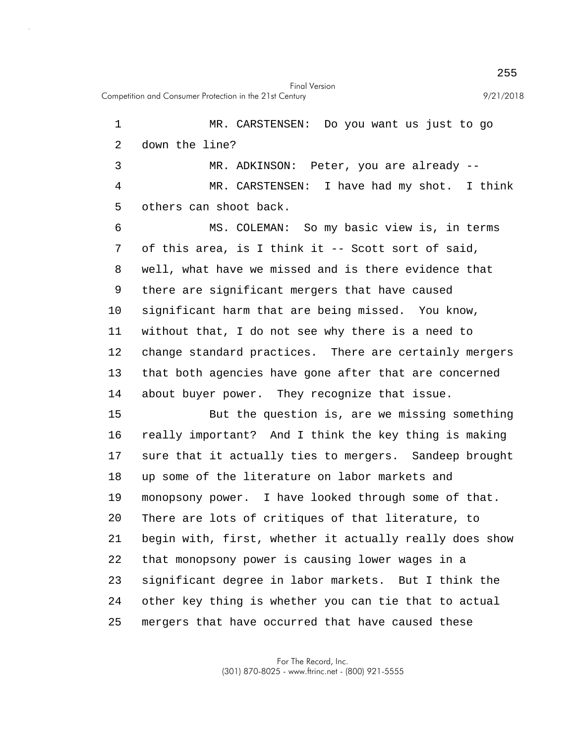MR. CARSTENSEN: Do you want us just to go down the line?

MR. ADKINSON: Peter, you are already --

MR. CARSTENSEN: I have had my shot. I think others can shoot back.

MS. COLEMAN: So my basic view is, in terms of this area, is I think it -- Scott sort of said, well, what have we missed and is there evidence that there are significant mergers that have caused significant harm that are being missed. You know, without that, I do not see why there is a need to change standard practices. There are certainly mergers that both agencies have gone after that are concerned about buyer power. They recognize that issue.

But the question is, are we missing something really important? And I think the key thing is making sure that it actually ties to mergers. Sandeep brought up some of the literature on labor markets and monopsony power. I have looked through some of that. There are lots of critiques of that literature, to begin with, first, whether it actually really does show that monopsony power is causing lower wages in a significant degree in labor markets. But I think the other key thing is whether you can tie that to actual mergers that have occurred that have caused these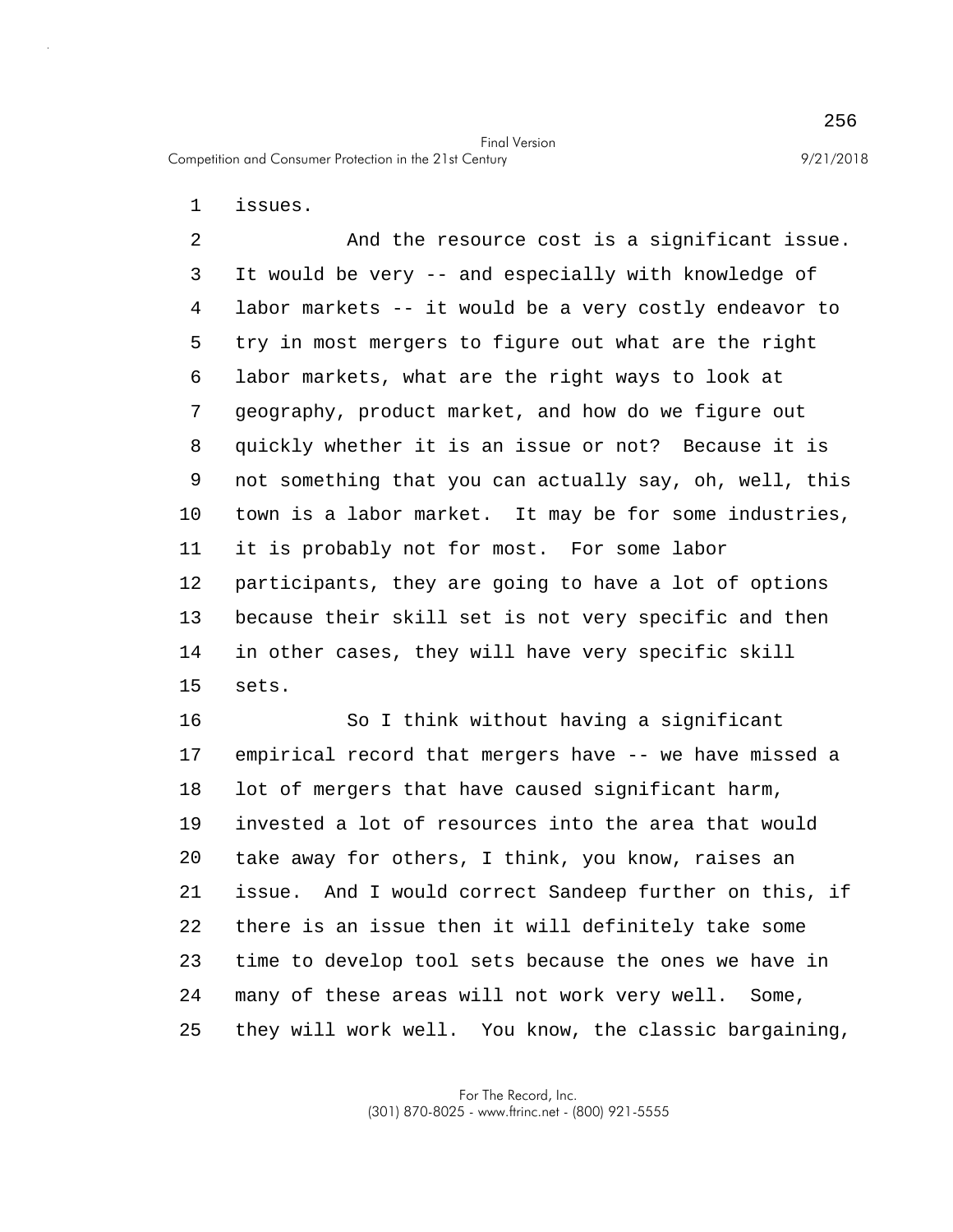issues.

And the resource cost is a significant issue. It would be very -- and especially with knowledge of labor markets -- it would be a very costly endeavor to try in most mergers to figure out what are the right labor markets, what are the right ways to look at geography, product market, and how do we figure out quickly whether it is an issue or not? Because it is not something that you can actually say, oh, well, this town is a labor market. It may be for some industries, it is probably not for most. For some labor participants, they are going to have a lot of options because their skill set is not very specific and then in other cases, they will have very specific skill sets.

So I think without having a significant empirical record that mergers have -- we have missed a lot of mergers that have caused significant harm, invested a lot of resources into the area that would take away for others, I think, you know, raises an issue. And I would correct Sandeep further on this, if there is an issue then it will definitely take some time to develop tool sets because the ones we have in many of these areas will not work very well. Some, they will work well. You know, the classic bargaining,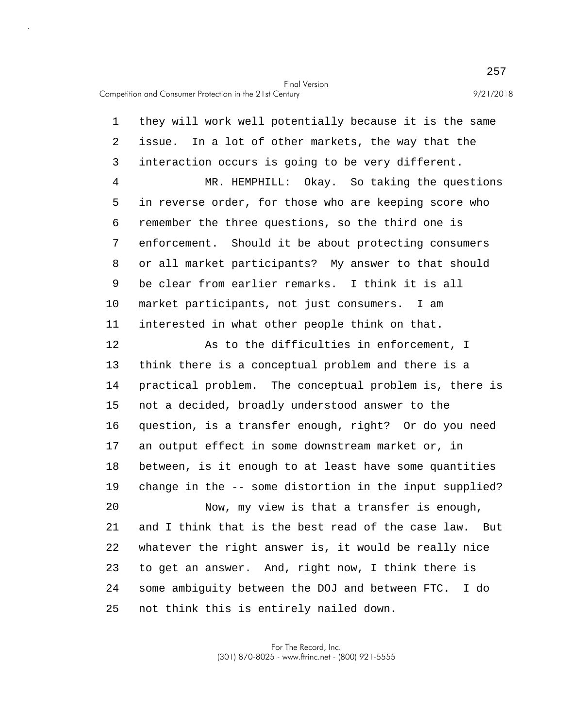they will work well potentially because it is the same issue. In a lot of other markets, the way that the interaction occurs is going to be very different.

MR. HEMPHILL: Okay. So taking the questions in reverse order, for those who are keeping score who remember the three questions, so the third one is enforcement. Should it be about protecting consumers or all market participants? My answer to that should be clear from earlier remarks. I think it is all market participants, not just consumers. I am interested in what other people think on that.

As to the difficulties in enforcement, I think there is a conceptual problem and there is a practical problem. The conceptual problem is, there is not a decided, broadly understood answer to the question, is a transfer enough, right? Or do you need an output effect in some downstream market or, in between, is it enough to at least have some quantities change in the -- some distortion in the input supplied?

Now, my view is that a transfer is enough, and I think that is the best read of the case law. But whatever the right answer is, it would be really nice to get an answer. And, right now, I think there is some ambiguity between the DOJ and between FTC. I do not think this is entirely nailed down.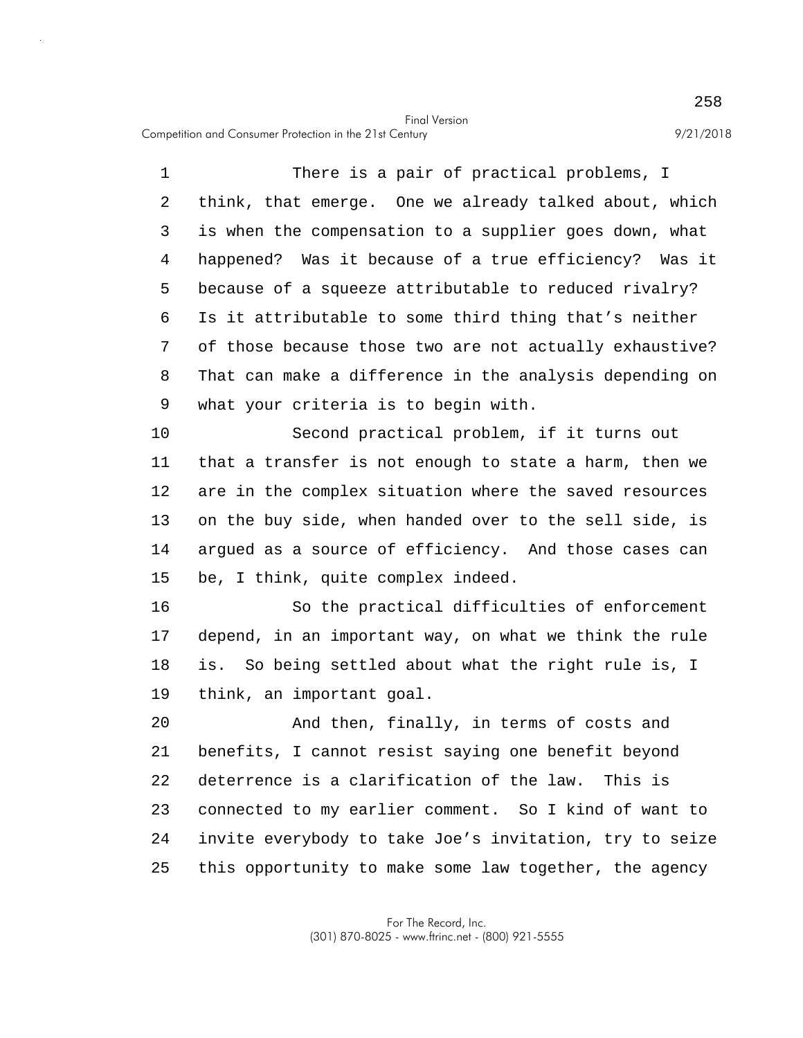There is a pair of practical problems, I think, that emerge. One we already talked about, which is when the compensation to a supplier goes down, what happened? Was it because of a true efficiency? Was it because of a squeeze attributable to reduced rivalry? Is it attributable to some third thing that's neither of those because those two are not actually exhaustive? That can make a difference in the analysis depending on what your criteria is to begin with.

Second practical problem, if it turns out that a transfer is not enough to state a harm, then we are in the complex situation where the saved resources on the buy side, when handed over to the sell side, is argued as a source of efficiency. And those cases can be, I think, quite complex indeed.

So the practical difficulties of enforcement depend, in an important way, on what we think the rule is. So being settled about what the right rule is, I think, an important goal.

And then, finally, in terms of costs and benefits, I cannot resist saying one benefit beyond deterrence is a clarification of the law. This is connected to my earlier comment. So I kind of want to invite everybody to take Joe's invitation, try to seize this opportunity to make some law together, the agency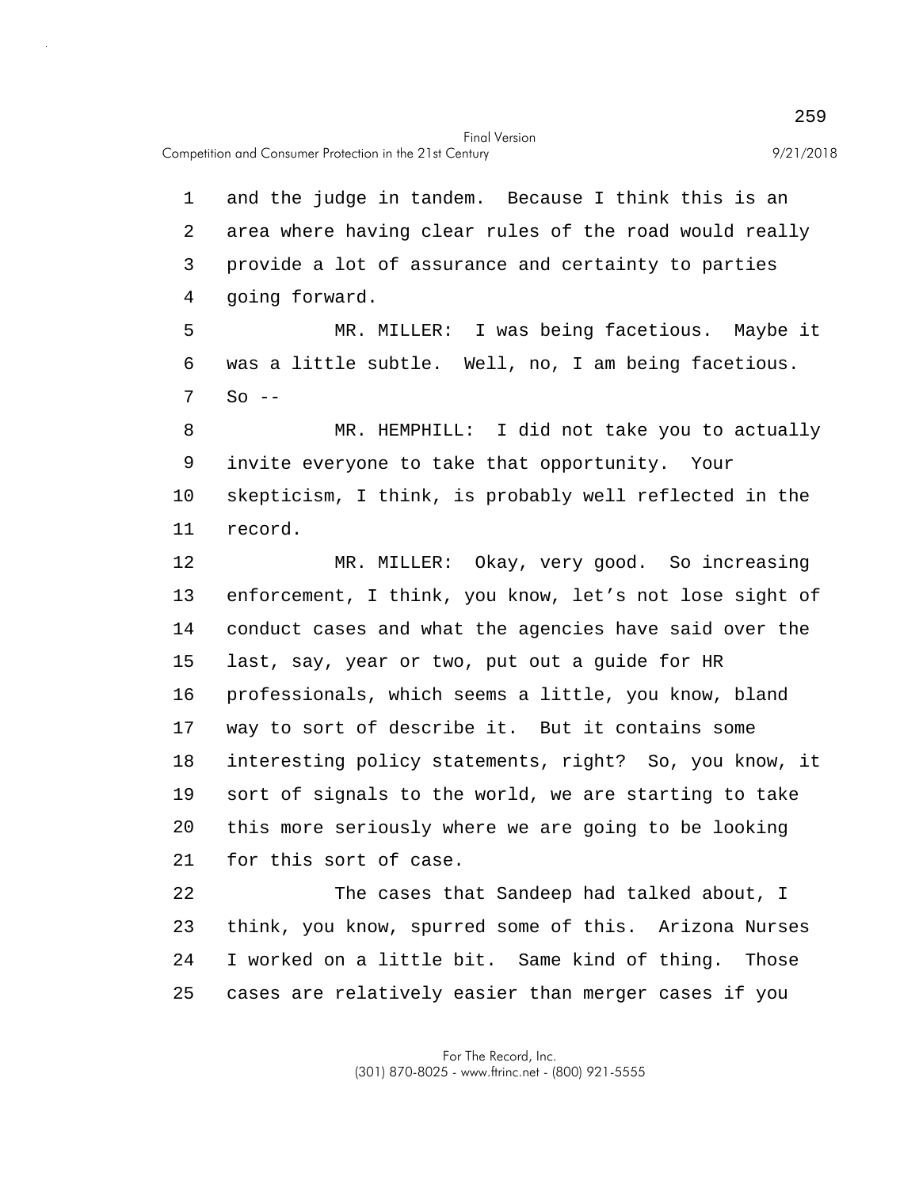and the judge in tandem. Because I think this is an area where having clear rules of the road would really provide a lot of assurance and certainty to parties going forward.

MR. MILLER: I was being facetious. Maybe it was a little subtle. Well, no, I am being facetious. So --

MR. HEMPHILL: I did not take you to actually invite everyone to take that opportunity. Your skepticism, I think, is probably well reflected in the record.

MR. MILLER: Okay, very good. So increasing enforcement, I think, you know, let's not lose sight of conduct cases and what the agencies have said over the last, say, year or two, put out a guide for HR professionals, which seems a little, you know, bland way to sort of describe it. But it contains some interesting policy statements, right? So, you know, it sort of signals to the world, we are starting to take this more seriously where we are going to be looking for this sort of case.

The cases that Sandeep had talked about, I think, you know, spurred some of this. Arizona Nurses I worked on a little bit. Same kind of thing. Those cases are relatively easier than merger cases if you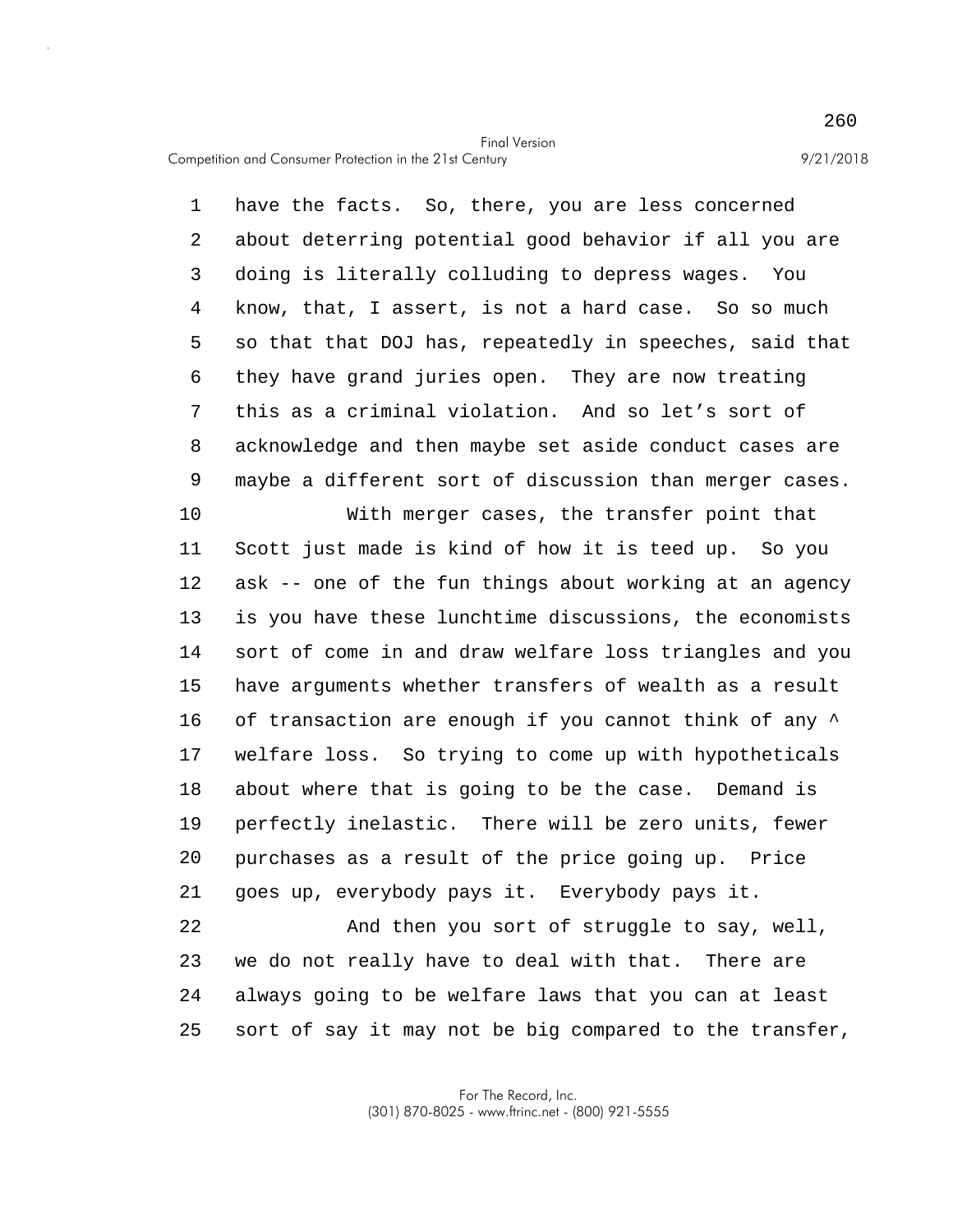have the facts. So, there, you are less concerned about deterring potential good behavior if all you are doing is literally colluding to depress wages. You know, that, I assert, is not a hard case. So so much so that that DOJ has, repeatedly in speeches, said that they have grand juries open. They are now treating this as a criminal violation. And so let's sort of acknowledge and then maybe set aside conduct cases are maybe a different sort of discussion than merger cases.

With merger cases, the transfer point that Scott just made is kind of how it is teed up. So you ask -- one of the fun things about working at an agency is you have these lunchtime discussions, the economists sort of come in and draw welfare loss triangles and you have arguments whether transfers of wealth as a result of transaction are enough if you cannot think of any ^ welfare loss. So trying to come up with hypotheticals about where that is going to be the case. Demand is perfectly inelastic. There will be zero units, fewer purchases as a result of the price going up. Price goes up, everybody pays it. Everybody pays it.

And then you sort of struggle to say, well, we do not really have to deal with that. There are always going to be welfare laws that you can at least sort of say it may not be big compared to the transfer,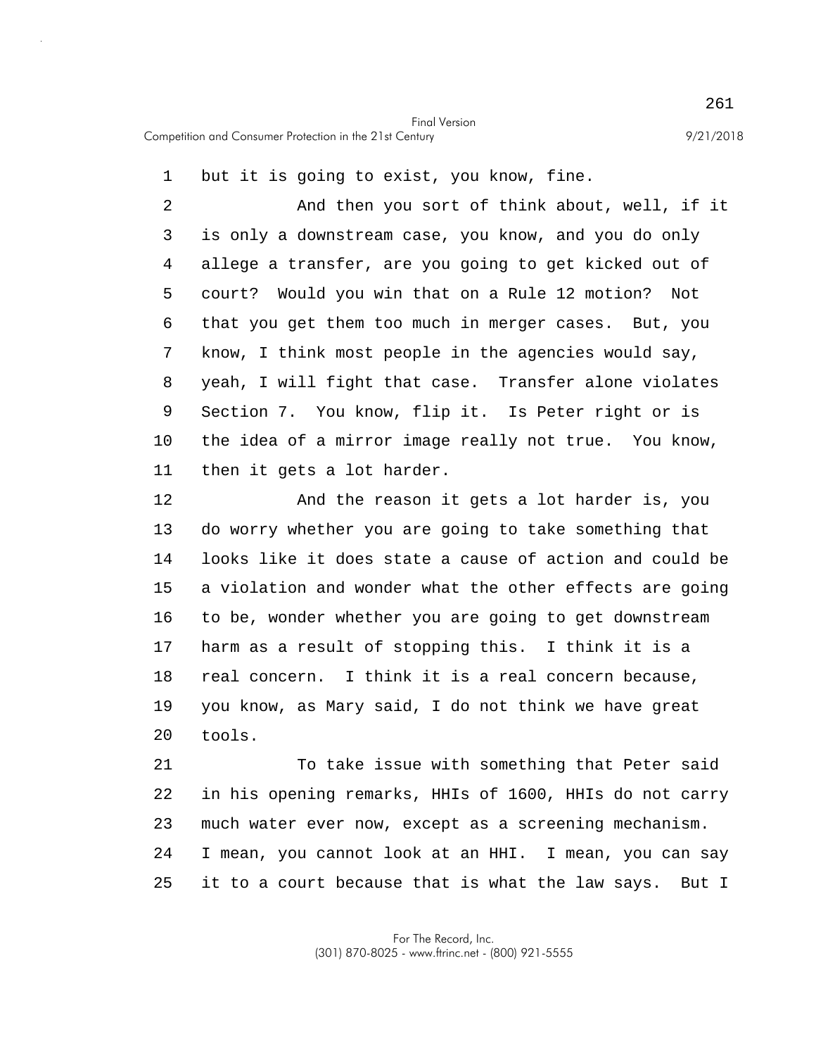but it is going to exist, you know, fine.

And then you sort of think about, well, if it is only a downstream case, you know, and you do only allege a transfer, are you going to get kicked out of court? Would you win that on a Rule 12 motion? Not that you get them too much in merger cases. But, you know, I think most people in the agencies would say, yeah, I will fight that case. Transfer alone violates Section 7. You know, flip it. Is Peter right or is the idea of a mirror image really not true. You know, then it gets a lot harder.

And the reason it gets a lot harder is, you do worry whether you are going to take something that looks like it does state a cause of action and could be a violation and wonder what the other effects are going to be, wonder whether you are going to get downstream harm as a result of stopping this. I think it is a real concern. I think it is a real concern because, you know, as Mary said, I do not think we have great tools.

To take issue with something that Peter said in his opening remarks, HHIs of 1600, HHIs do not carry much water ever now, except as a screening mechanism. I mean, you cannot look at an HHI. I mean, you can say it to a court because that is what the law says. But I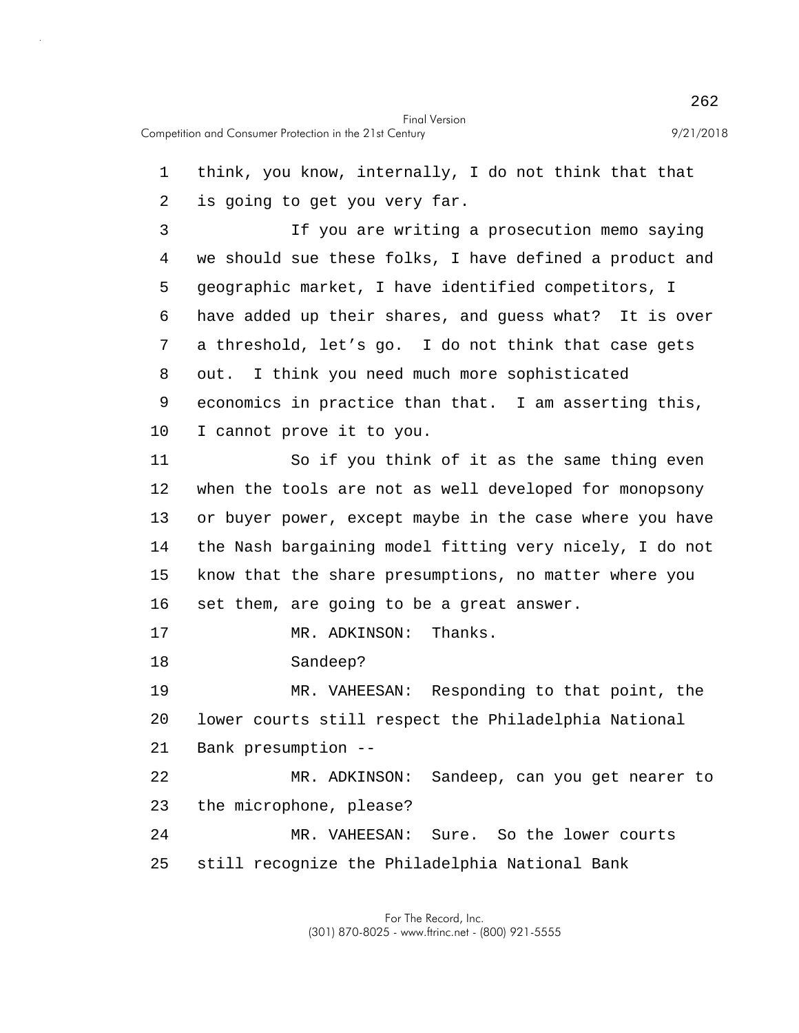think, you know, internally, I do not think that that is going to get you very far.

If you are writing a prosecution memo saying we should sue these folks, I have defined a product and geographic market, I have identified competitors, I have added up their shares, and guess what? It is over a threshold, let's go. I do not think that case gets out. I think you need much more sophisticated economics in practice than that. I am asserting this, I cannot prove it to you.

So if you think of it as the same thing even when the tools are not as well developed for monopsony or buyer power, except maybe in the case where you have the Nash bargaining model fitting very nicely, I do not know that the share presumptions, no matter where you set them, are going to be a great answer.

MR. ADKINSON: Thanks.

Sandeep?

MR. VAHEESAN: Responding to that point, the lower courts still respect the Philadelphia National Bank presumption --

MR. ADKINSON: Sandeep, can you get nearer to the microphone, please?

MR. VAHEESAN: Sure. So the lower courts still recognize the Philadelphia National Bank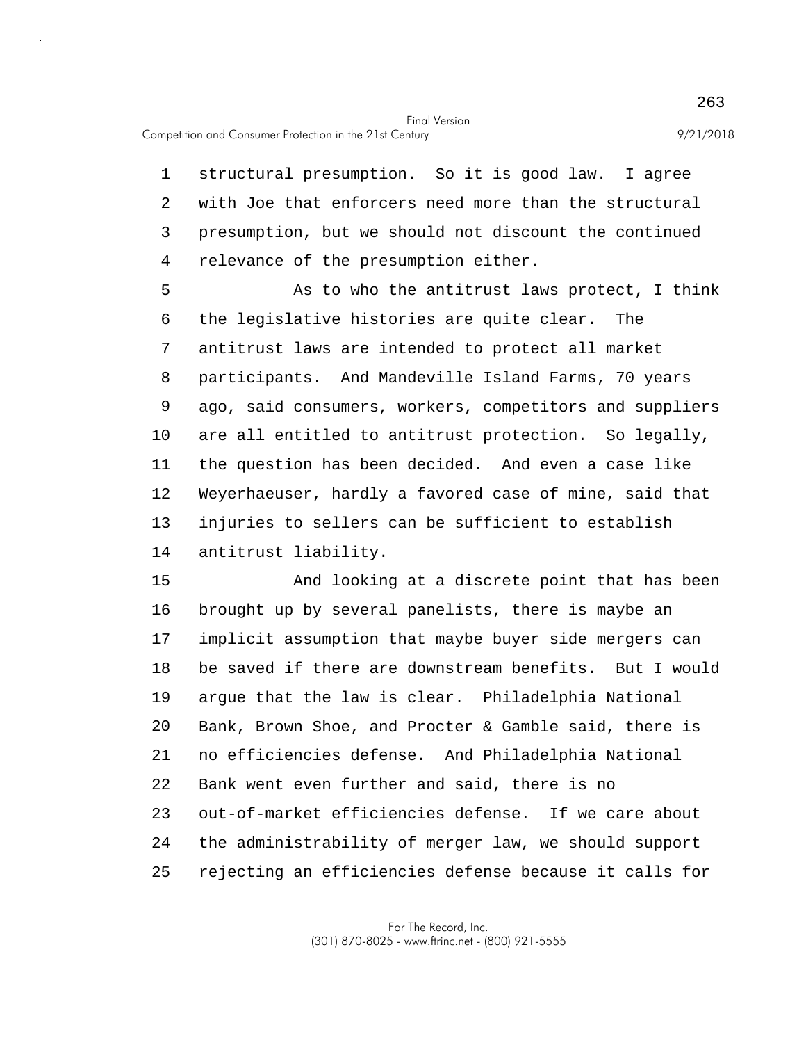structural presumption. So it is good law. I agree with Joe that enforcers need more than the structural presumption, but we should not discount the continued relevance of the presumption either.

As to who the antitrust laws protect, I think the legislative histories are quite clear. The antitrust laws are intended to protect all market participants. And Mandeville Island Farms, 70 years ago, said consumers, workers, competitors and suppliers are all entitled to antitrust protection. So legally, the question has been decided. And even a case like Weyerhaeuser, hardly a favored case of mine, said that injuries to sellers can be sufficient to establish antitrust liability.

And looking at a discrete point that has been brought up by several panelists, there is maybe an implicit assumption that maybe buyer side mergers can be saved if there are downstream benefits. But I would argue that the law is clear. Philadelphia National Bank, Brown Shoe, and Procter & Gamble said, there is no efficiencies defense. And Philadelphia National Bank went even further and said, there is no out-of-market efficiencies defense. If we care about the administrability of merger law, we should support rejecting an efficiencies defense because it calls for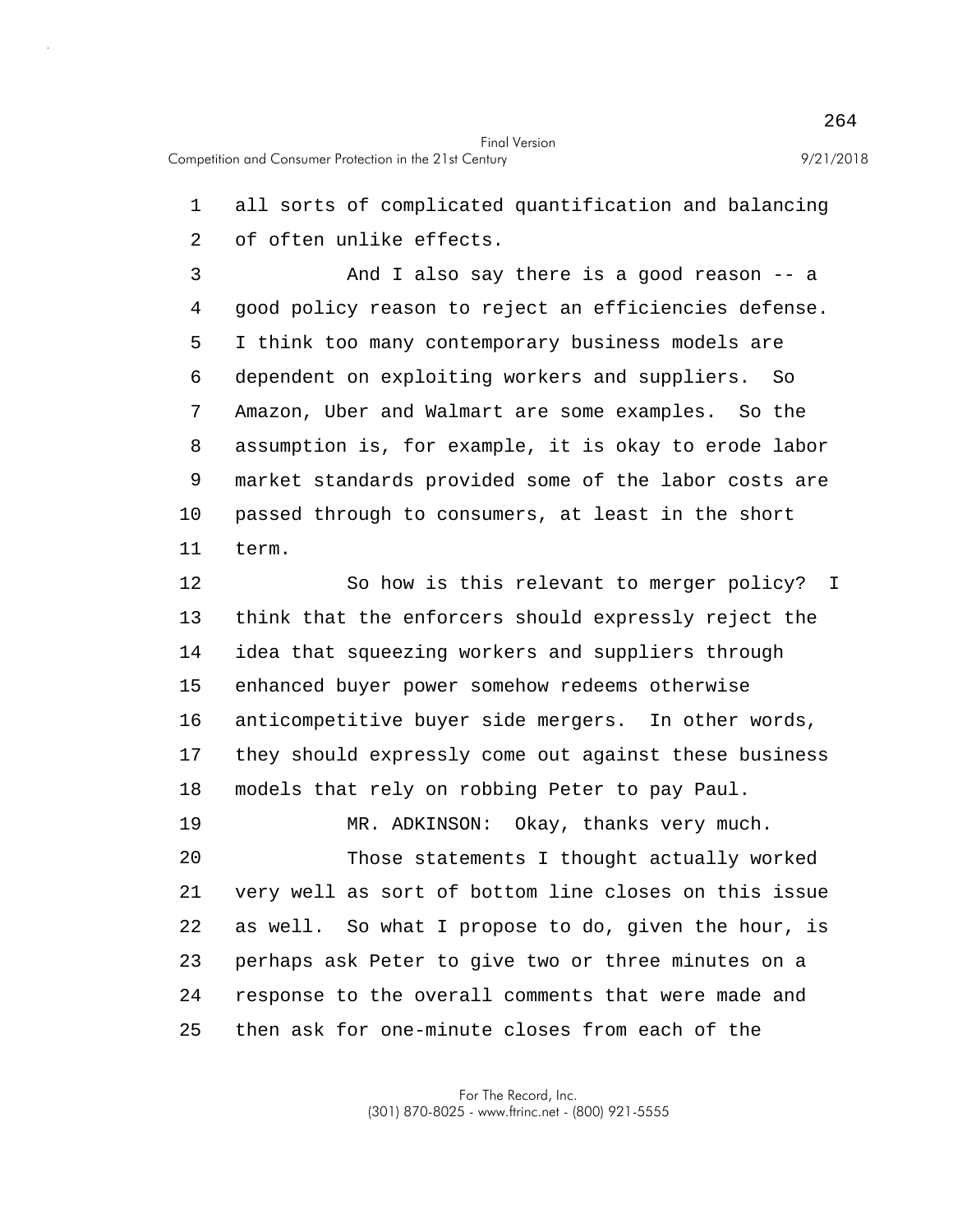all sorts of complicated quantification and balancing of often unlike effects.

And I also say there is a good reason -- a good policy reason to reject an efficiencies defense. I think too many contemporary business models are dependent on exploiting workers and suppliers. So Amazon, Uber and Walmart are some examples. So the assumption is, for example, it is okay to erode labor market standards provided some of the labor costs are passed through to consumers, at least in the short term.

So how is this relevant to merger policy? I think that the enforcers should expressly reject the idea that squeezing workers and suppliers through enhanced buyer power somehow redeems otherwise anticompetitive buyer side mergers. In other words, they should expressly come out against these business models that rely on robbing Peter to pay Paul.

MR. ADKINSON: Okay, thanks very much.

Those statements I thought actually worked very well as sort of bottom line closes on this issue as well. So what I propose to do, given the hour, is perhaps ask Peter to give two or three minutes on a response to the overall comments that were made and then ask for one-minute closes from each of the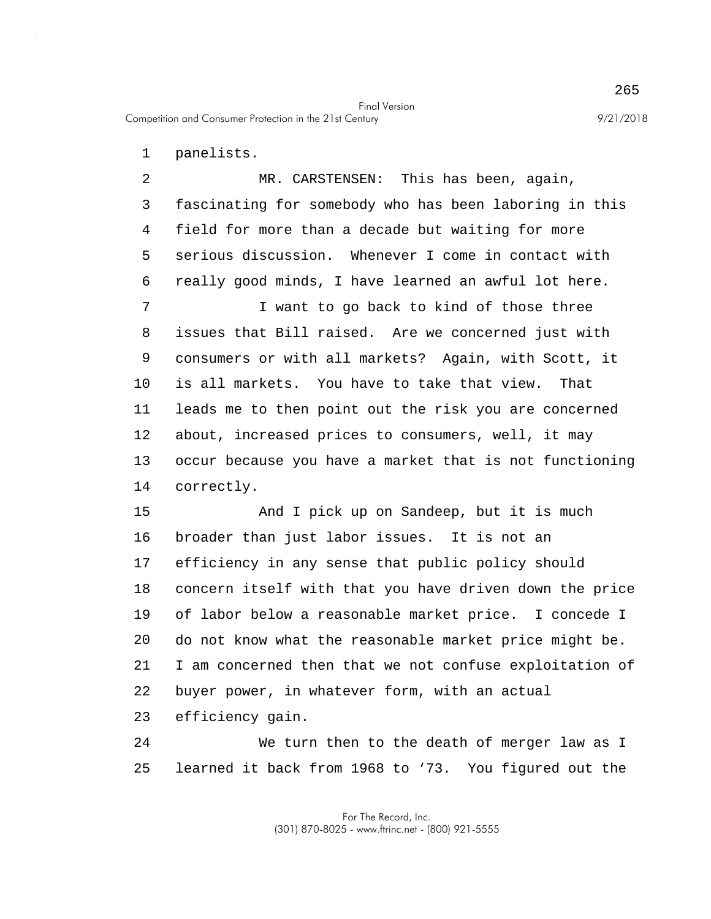panelists.

MR. CARSTENSEN: This has been, again, fascinating for somebody who has been laboring in this field for more than a decade but waiting for more serious discussion. Whenever I come in contact with really good minds, I have learned an awful lot here.

I want to go back to kind of those three issues that Bill raised. Are we concerned just with consumers or with all markets? Again, with Scott, it is all markets. You have to take that view. That leads me to then point out the risk you are concerned about, increased prices to consumers, well, it may occur because you have a market that is not functioning correctly.

And I pick up on Sandeep, but it is much broader than just labor issues. It is not an efficiency in any sense that public policy should concern itself with that you have driven down the price of labor below a reasonable market price. I concede I do not know what the reasonable market price might be. I am concerned then that we not confuse exploitation of buyer power, in whatever form, with an actual efficiency gain.

We turn then to the death of merger law as I learned it back from 1968 to '73. You figured out the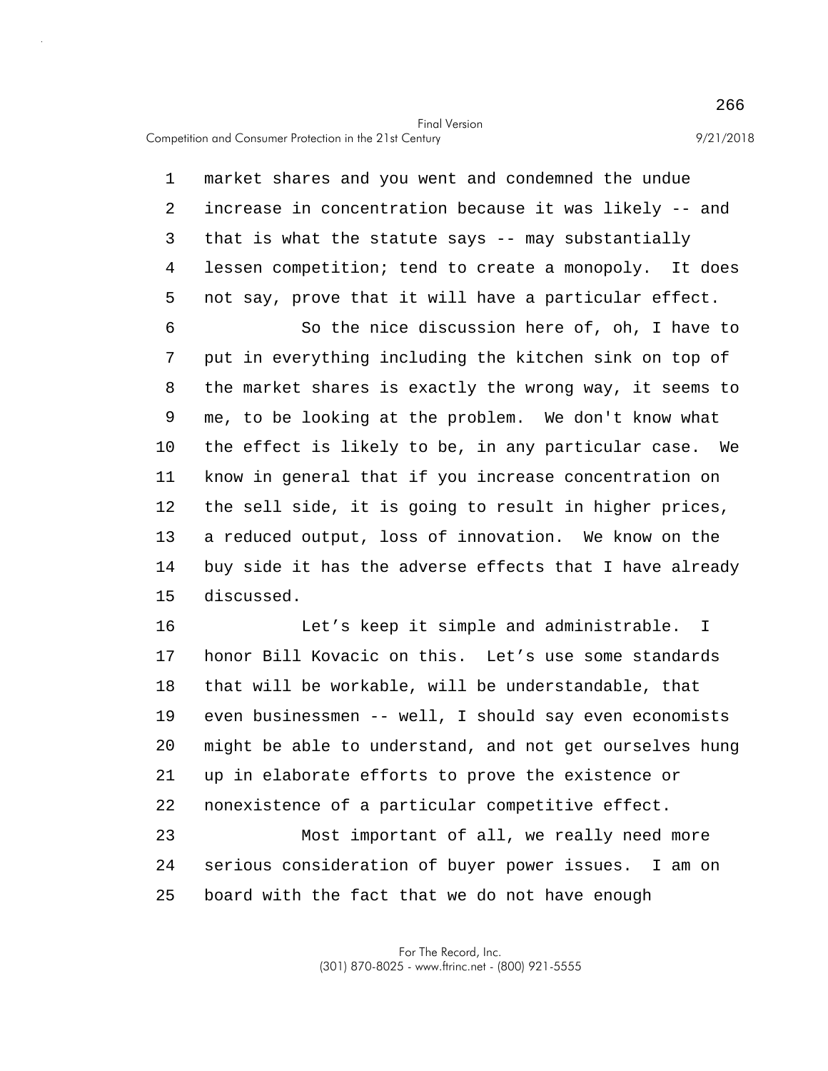market shares and you went and condemned the undue increase in concentration because it was likely -- and that is what the statute says -- may substantially lessen competition; tend to create a monopoly. It does not say, prove that it will have a particular effect.

So the nice discussion here of, oh, I have to put in everything including the kitchen sink on top of the market shares is exactly the wrong way, it seems to me, to be looking at the problem. We don't know what the effect is likely to be, in any particular case. We know in general that if you increase concentration on the sell side, it is going to result in higher prices, a reduced output, loss of innovation. We know on the buy side it has the adverse effects that I have already discussed.

Let’s keep it simple and administrable. I honor Bill Kovacic on this. Let’s use some standards that will be workable, will be understandable, that even businessmen -- well, I should say even economists might be able to understand, and not get ourselves hung up in elaborate efforts to prove the existence or nonexistence of a particular competitive effect.

Most important of all, we really need more serious consideration of buyer power issues. I am on board with the fact that we do not have enough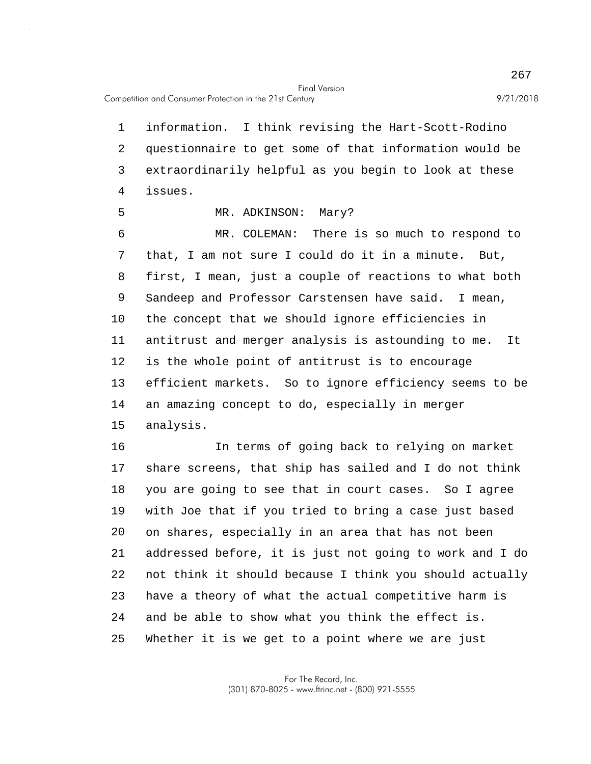information. I think revising the Hart-Scott-Rodino questionnaire to get some of that information would be extraordinarily helpful as you begin to look at these issues.

MR. ADKINSON: Mary?

MR. COLEMAN: There is so much to respond to that, I am not sure I could do it in a minute. But, first, I mean, just a couple of reactions to what both Sandeep and Professor Carstensen have said. I mean, the concept that we should ignore efficiencies in antitrust and merger analysis is astounding to me. It is the whole point of antitrust is to encourage efficient markets. So to ignore efficiency seems to be an amazing concept to do, especially in merger analysis.

In terms of going back to relying on market share screens, that ship has sailed and I do not think you are going to see that in court cases. So I agree with Joe that if you tried to bring a case just based on shares, especially in an area that has not been addressed before, it is just not going to work and I do not think it should because I think you should actually have a theory of what the actual competitive harm is and be able to show what you think the effect is. Whether it is we get to a point where we are just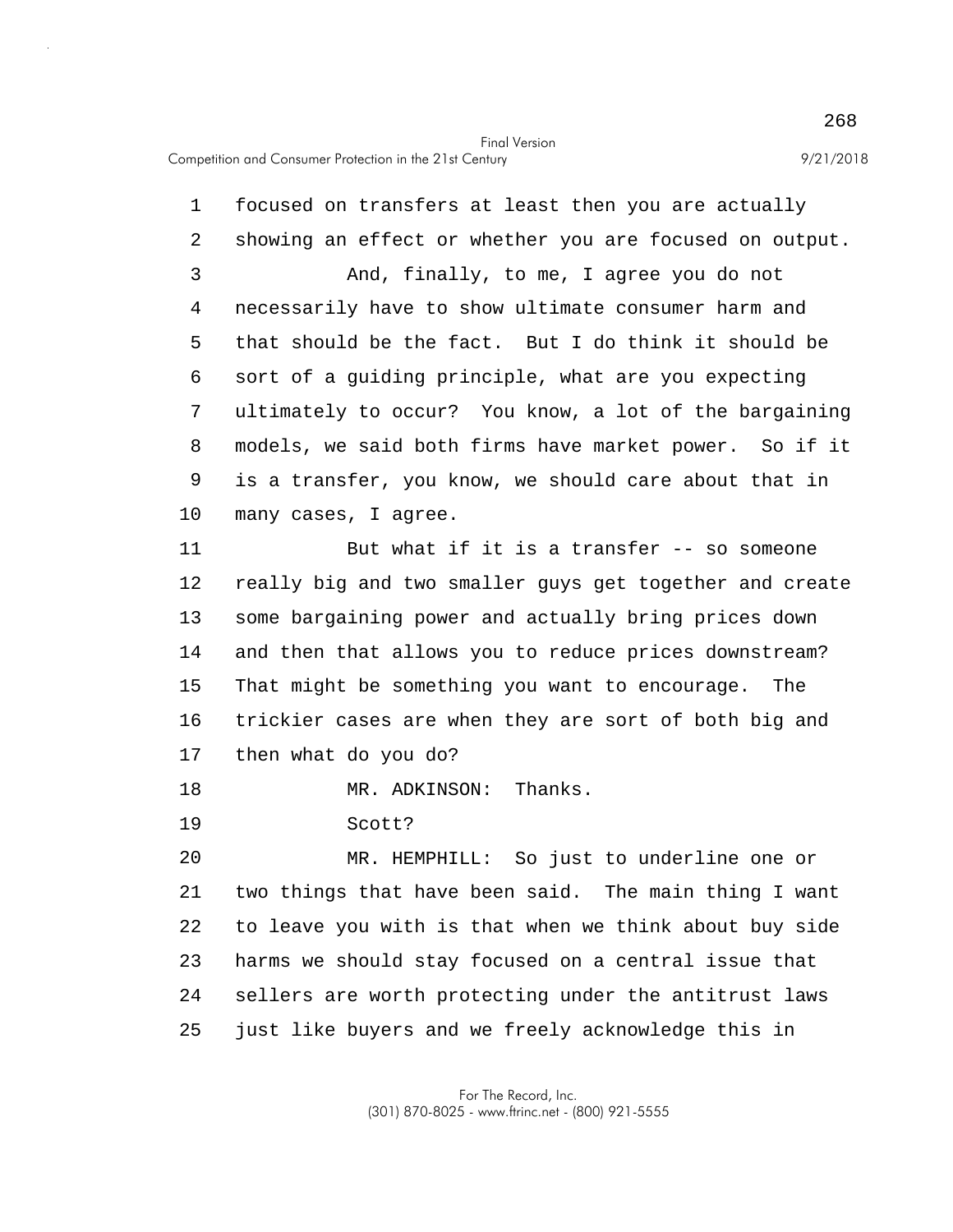1 focused on transfers at least then you are actually
2 showing an effect or whether you are focused on output.
3 And, finally, to me, I agree you do not
4 necessarily have to show ultimate consumer harm and
5 that should be the fact. But I do think it should be
6 sort of a guiding principle, what are you expecting
7 ultimately to occur? You know, a lot of the bargaining
8 models, we said both firms have market power. So if it
9 is a transfer, you know, we should care about that in
10 many cases, I agree.
11 But what if it is a transfer -- so someone
12 really big and two smaller guys get together and create
13 some bargaining power and actually bring prices down
14 and then that allows you to reduce prices downstream?
15 That might be something you want to encourage. The
16 trickier cases are when they are sort of both big and
17 then what do you do?
18 MR. ADKINSON: Thanks.
19 Scott?
20 MR. HEMPHILL: So just to underline one or
21 two things that have been said. The main thing I want
22 to leave you with is that when we think about buy side
23 harms we should stay focused on a central issue that
24 sellers are worth protecting under the antitrust laws
25 just like buyers and we freely acknowledge this in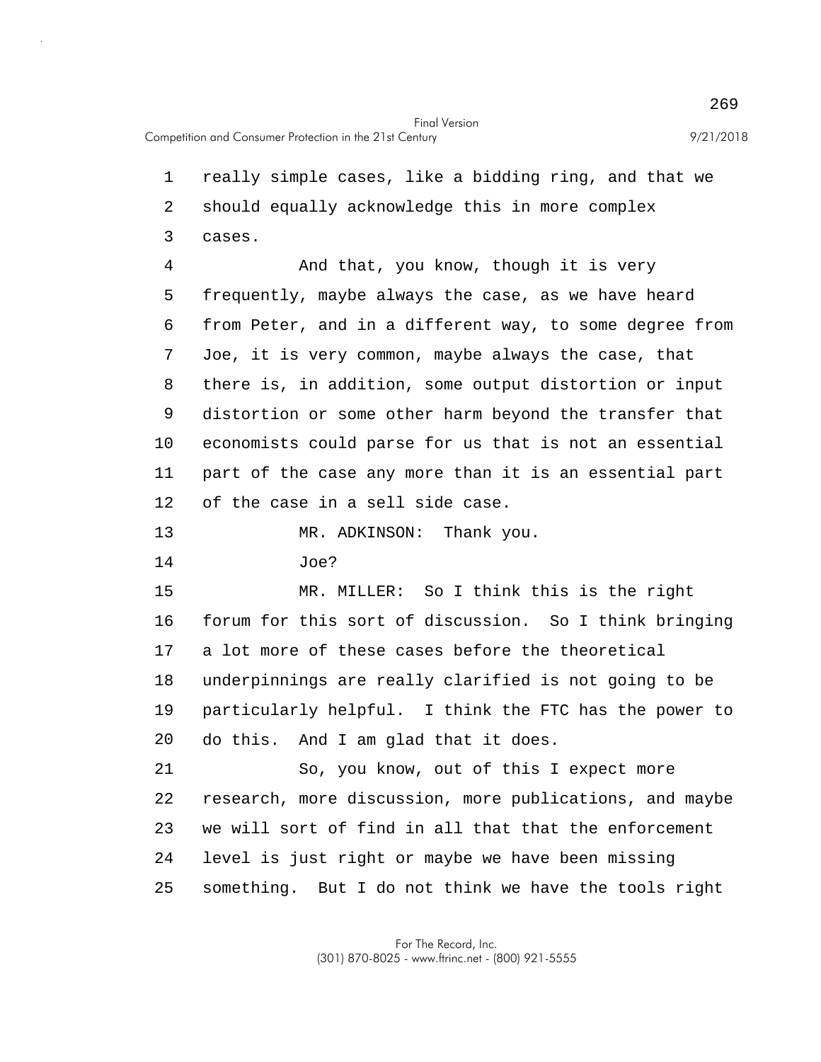really simple cases, like a bidding ring, and that we should equally acknowledge this in more complex cases.

And that, you know, though it is very frequently, maybe always the case, as we have heard from Peter, and in a different way, to some degree from Joe, it is very common, maybe always the case, that there is, in addition, some output distortion or input distortion or some other harm beyond the transfer that economists could parse for us that is not an essential part of the case any more than it is an essential part of the case in a sell side case.

MR. ADKINSON: Thank you.

Joe?

MR. MILLER: So I think this is the right forum for this sort of discussion. So I think bringing a lot more of these cases before the theoretical underpinnings are really clarified is not going to be particularly helpful. I think the FTC has the power to do this. And I am glad that it does.

So, you know, out of this I expect more research, more discussion, more publications, and maybe we will sort of find in all that that the enforcement level is just right or maybe we have been missing something. But I do not think we have the tools right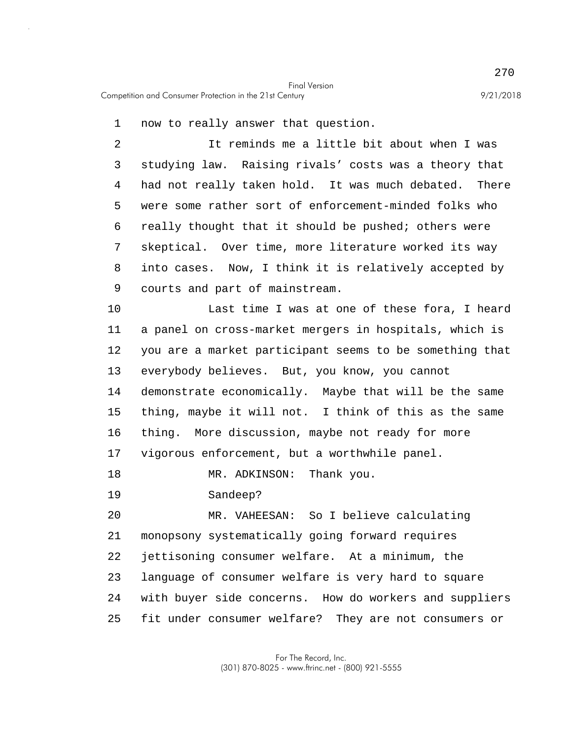now to really answer that question.

It reminds me a little bit about when I was studying law. Raising rivals' costs was a theory that had not really taken hold. It was much debated. There were some rather sort of enforcement-minded folks who really thought that it should be pushed; others were skeptical. Over time, more literature worked its way into cases. Now, I think it is relatively accepted by courts and part of mainstream.

Last time I was at one of these fora, I heard a panel on cross-market mergers in hospitals, which is you are a market participant seems to be something that everybody believes. But, you know, you cannot demonstrate economically. Maybe that will be the same thing, maybe it will not. I think of this as the same thing. More discussion, maybe not ready for more vigorous enforcement, but a worthwhile panel.

MR. ADKINSON: Thank you.

Sandeep?

MR. VAHEESAN: So I believe calculating monopsony systematically going forward requires jettisoning consumer welfare. At a minimum, the language of consumer welfare is very hard to square with buyer side concerns. How do workers and suppliers fit under consumer welfare? They are not consumers or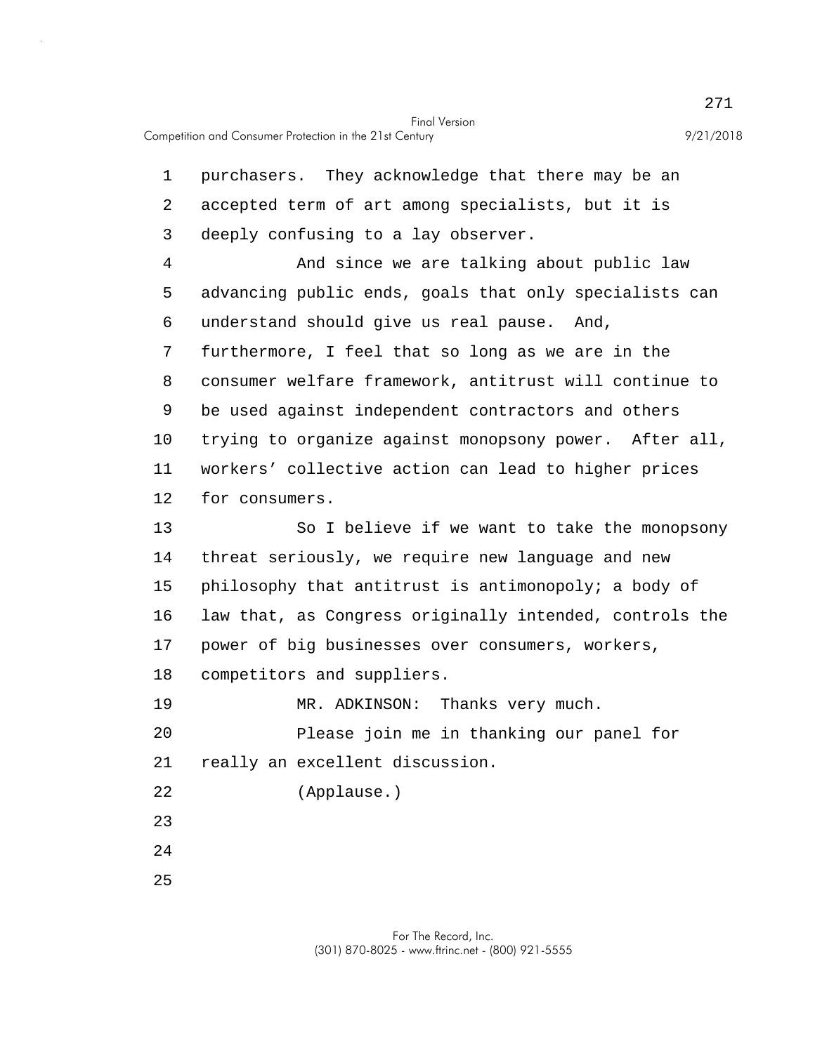purchasers. They acknowledge that there may be an accepted term of art among specialists, but it is deeply confusing to a lay observer.

And since we are talking about public law advancing public ends, goals that only specialists can understand should give us real pause. And, furthermore, I feel that so long as we are in the consumer welfare framework, antitrust will continue to be used against independent contractors and others trying to organize against monopsony power. After all, workers' collective action can lead to higher prices for consumers.

So I believe if we want to take the monopsony threat seriously, we require new language and new philosophy that antitrust is antimonopoly; a body of law that, as Congress originally intended, controls the power of big businesses over consumers, workers, competitors and suppliers.

MR. ADKINSON: Thanks very much.

Please join me in thanking our panel for really an excellent discussion.

(Applause.)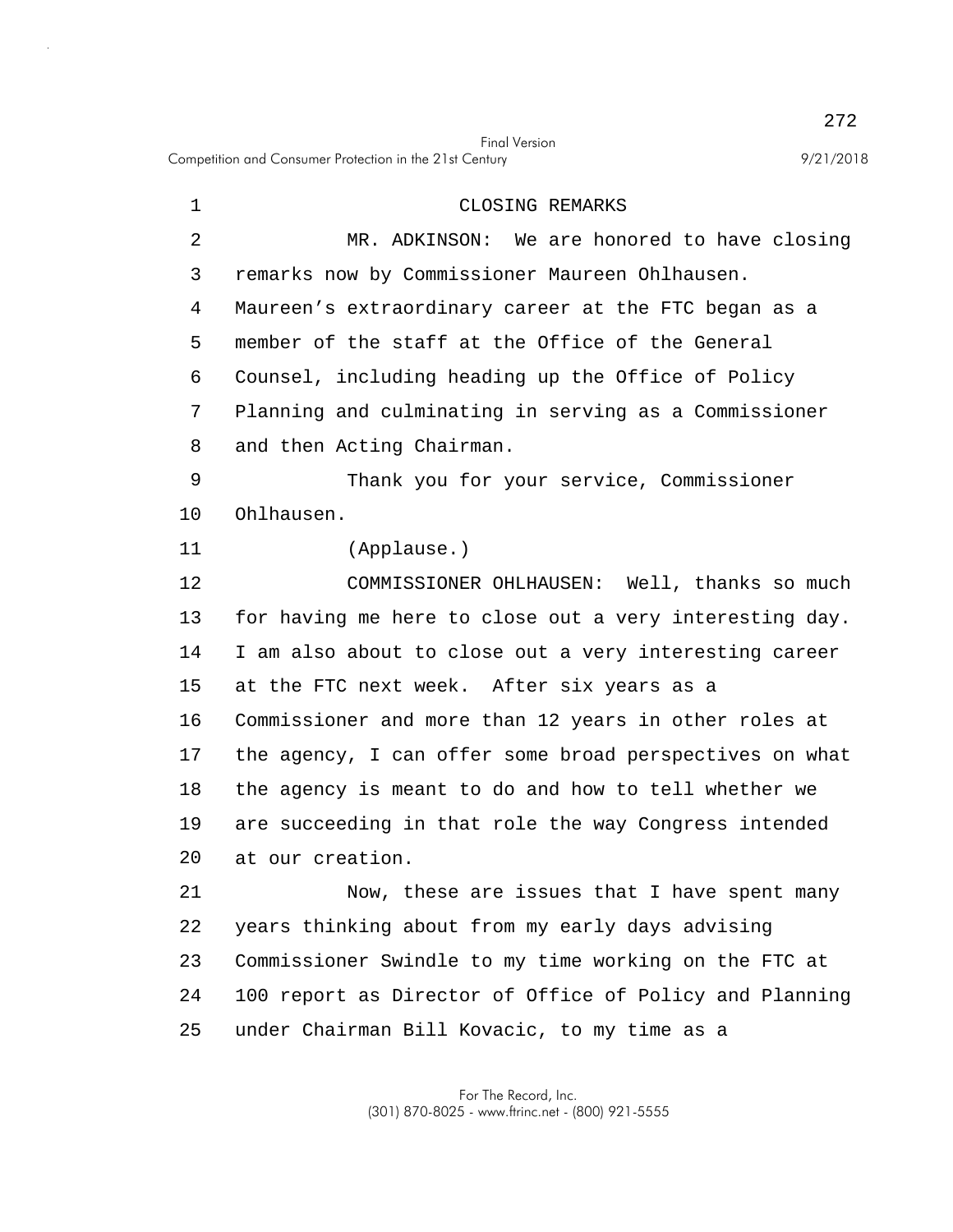## CLOSING REMARKS

MR. ADKINSON: We are honored to have closing remarks now by Commissioner Maureen Ohlhausen. Maureen's extraordinary career at the FTC began as a member of the staff at the Office of the General Counsel, including heading up the Office of Policy Planning and culminating in serving as a Commissioner and then Acting Chairman.

Thank you for your service, Commissioner Ohlhausen.

(Applause.)

COMMISSIONER OHLHAUSEN: Well, thanks so much for having me here to close out a very interesting day. I am also about to close out a very interesting career at the FTC next week. After six years as a Commissioner and more than 12 years in other roles at the agency, I can offer some broad perspectives on what the agency is meant to do and how to tell whether we are succeeding in that role the way Congress intended at our creation.

Now, these are issues that I have spent many years thinking about from my early days advising Commissioner Swindle to my time working on the FTC at 100 report as Director of Office of Policy and Planning under Chairman Bill Kovacic, to my time as a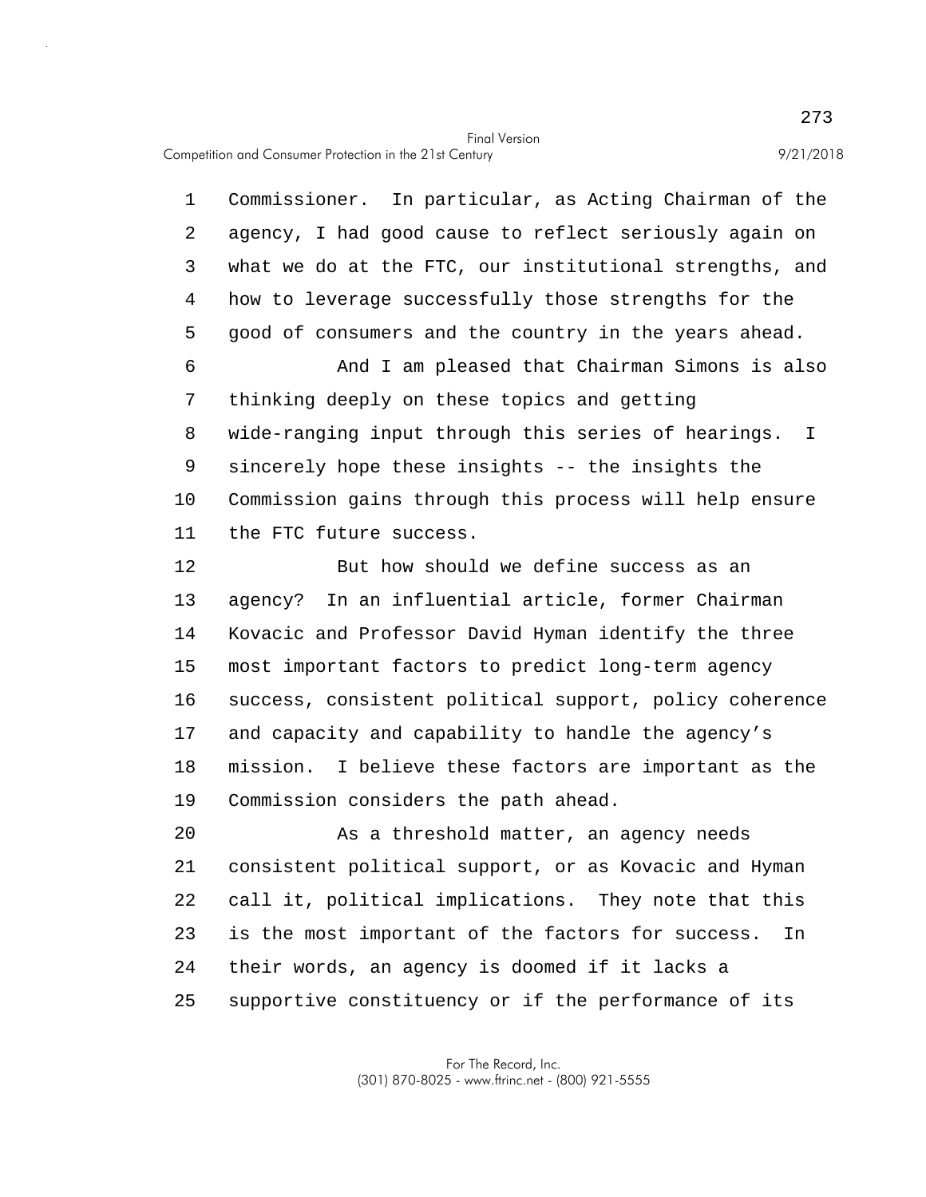Commissioner. In particular, as Acting Chairman of the agency, I had good cause to reflect seriously again on what we do at the FTC, our institutional strengths, and how to leverage successfully those strengths for the good of consumers and the country in the years ahead.

And I am pleased that Chairman Simons is also thinking deeply on these topics and getting wide-ranging input through this series of hearings. I sincerely hope these insights -- the insights the Commission gains through this process will help ensure the FTC future success.

But how should we define success as an agency? In an influential article, former Chairman Kovacic and Professor David Hyman identify the three most important factors to predict long-term agency success, consistent political support, policy coherence and capacity and capability to handle the agency's mission. I believe these factors are important as the Commission considers the path ahead.

As a threshold matter, an agency needs consistent political support, or as Kovacic and Hyman call it, political implications. They note that this is the most important of the factors for success. In their words, an agency is doomed if it lacks a supportive constituency or if the performance of its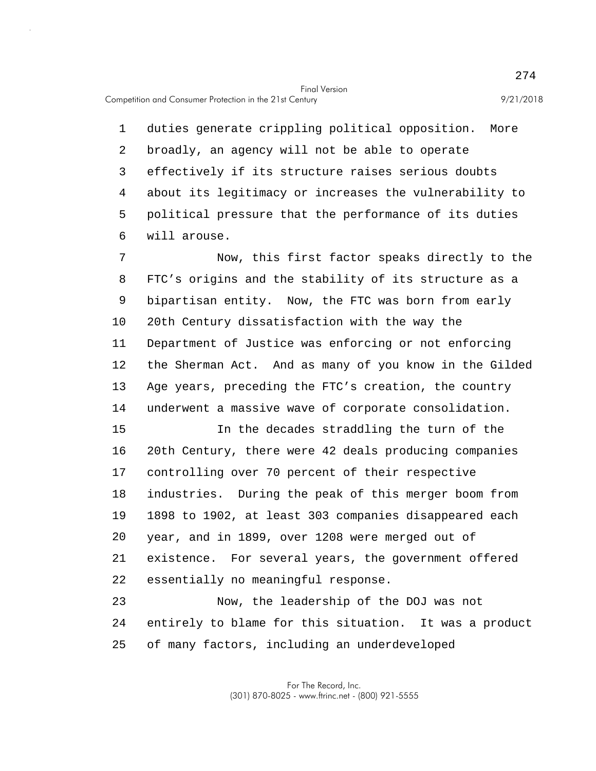duties generate crippling political opposition. More broadly, an agency will not be able to operate effectively if its structure raises serious doubts about its legitimacy or increases the vulnerability to political pressure that the performance of its duties will arouse.

Now, this first factor speaks directly to the FTC's origins and the stability of its structure as a bipartisan entity. Now, the FTC was born from early 20th Century dissatisfaction with the way the Department of Justice was enforcing or not enforcing the Sherman Act. And as many of you know in the Gilded Age years, preceding the FTC's creation, the country underwent a massive wave of corporate consolidation.

In the decades straddling the turn of the 20th Century, there were 42 deals producing companies controlling over 70 percent of their respective industries. During the peak of this merger boom from 1898 to 1902, at least 303 companies disappeared each year, and in 1899, over 1208 were merged out of existence. For several years, the government offered essentially no meaningful response.

Now, the leadership of the DOJ was not entirely to blame for this situation. It was a product of many factors, including an underdeveloped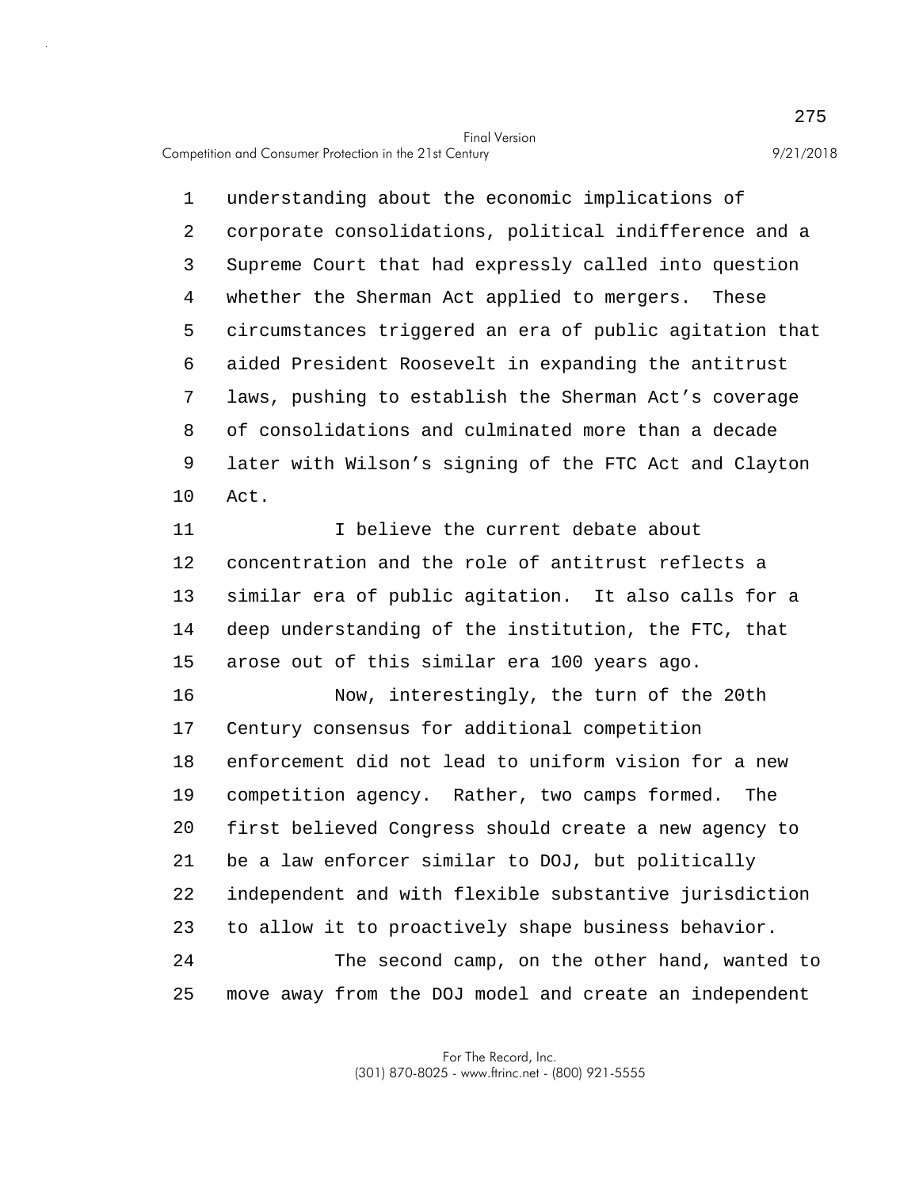understanding about the economic implications of corporate consolidations, political indifference and a Supreme Court that had expressly called into question whether the Sherman Act applied to mergers. These circumstances triggered an era of public agitation that aided President Roosevelt in expanding the antitrust laws, pushing to establish the Sherman Act's coverage of consolidations and culminated more than a decade later with Wilson's signing of the FTC Act and Clayton Act.

I believe the current debate about concentration and the role of antitrust reflects a similar era of public agitation. It also calls for a deep understanding of the institution, the FTC, that arose out of this similar era 100 years ago.

Now, interestingly, the turn of the 20th Century consensus for additional competition enforcement did not lead to uniform vision for a new competition agency. Rather, two camps formed. The first believed Congress should create a new agency to be a law enforcer similar to DOJ, but politically independent and with flexible substantive jurisdiction to allow it to proactively shape business behavior.

The second camp, on the other hand, wanted to move away from the DOJ model and create an independent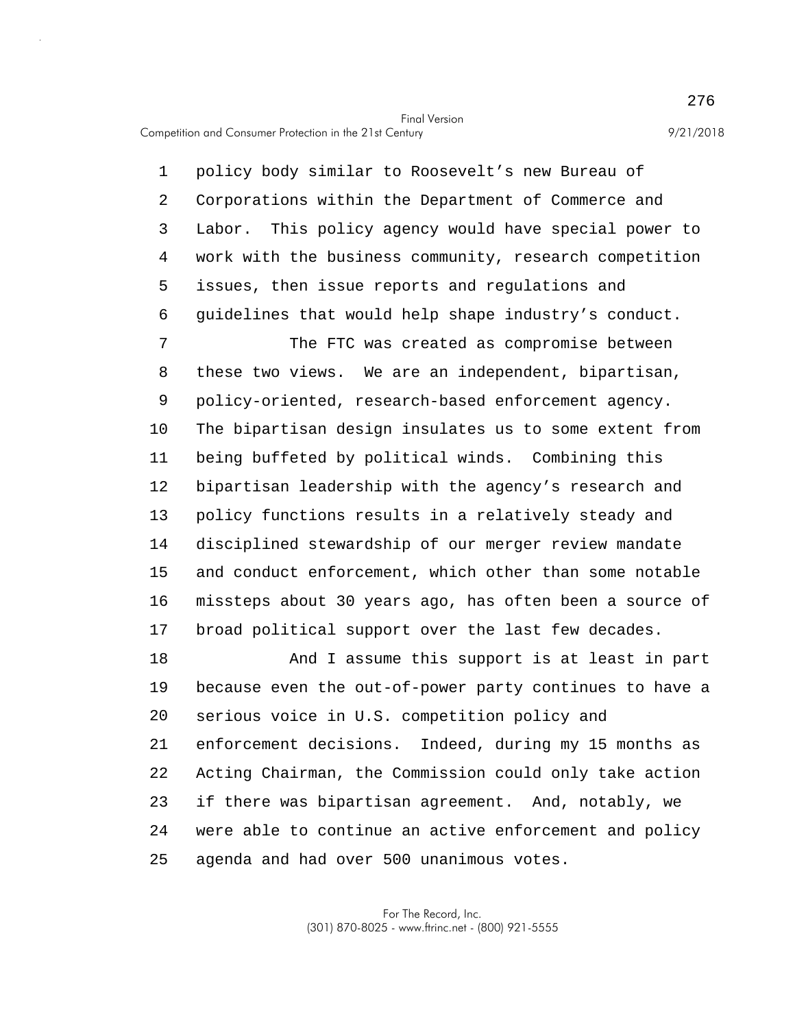policy body similar to Roosevelt's new Bureau of Corporations within the Department of Commerce and Labor. This policy agency would have special power to work with the business community, research competition issues, then issue reports and regulations and guidelines that would help shape industry's conduct.

The FTC was created as compromise between these two views. We are an independent, bipartisan, policy-oriented, research-based enforcement agency. The bipartisan design insulates us to some extent from being buffeted by political winds. Combining this bipartisan leadership with the agency's research and policy functions results in a relatively steady and disciplined stewardship of our merger review mandate and conduct enforcement, which other than some notable missteps about 30 years ago, has often been a source of broad political support over the last few decades.

And I assume this support is at least in part because even the out-of-power party continues to have a serious voice in U.S. competition policy and enforcement decisions. Indeed, during my 15 months as Acting Chairman, the Commission could only take action if there was bipartisan agreement. And, notably, we were able to continue an active enforcement and policy agenda and had over 500 unanimous votes.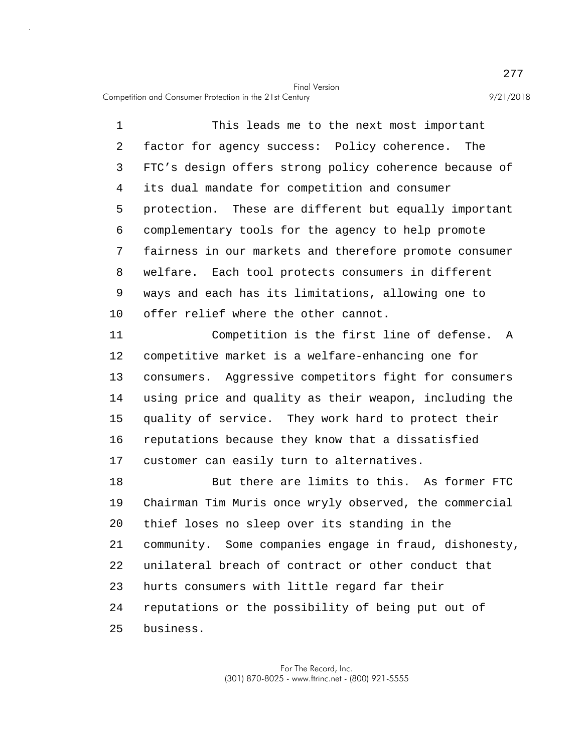This leads me to the next most important factor for agency success: Policy coherence. The FTC's design offers strong policy coherence because of its dual mandate for competition and consumer protection. These are different but equally important complementary tools for the agency to help promote fairness in our markets and therefore promote consumer welfare. Each tool protects consumers in different ways and each has its limitations, allowing one to offer relief where the other cannot.

Competition is the first line of defense. A competitive market is a welfare-enhancing one for consumers. Aggressive competitors fight for consumers using price and quality as their weapon, including the quality of service. They work hard to protect their reputations because they know that a dissatisfied customer can easily turn to alternatives.

But there are limits to this. As former FTC Chairman Tim Muris once wryly observed, the commercial thief loses no sleep over its standing in the community. Some companies engage in fraud, dishonesty, unilateral breach of contract or other conduct that hurts consumers with little regard far their reputations or the possibility of being put out of business.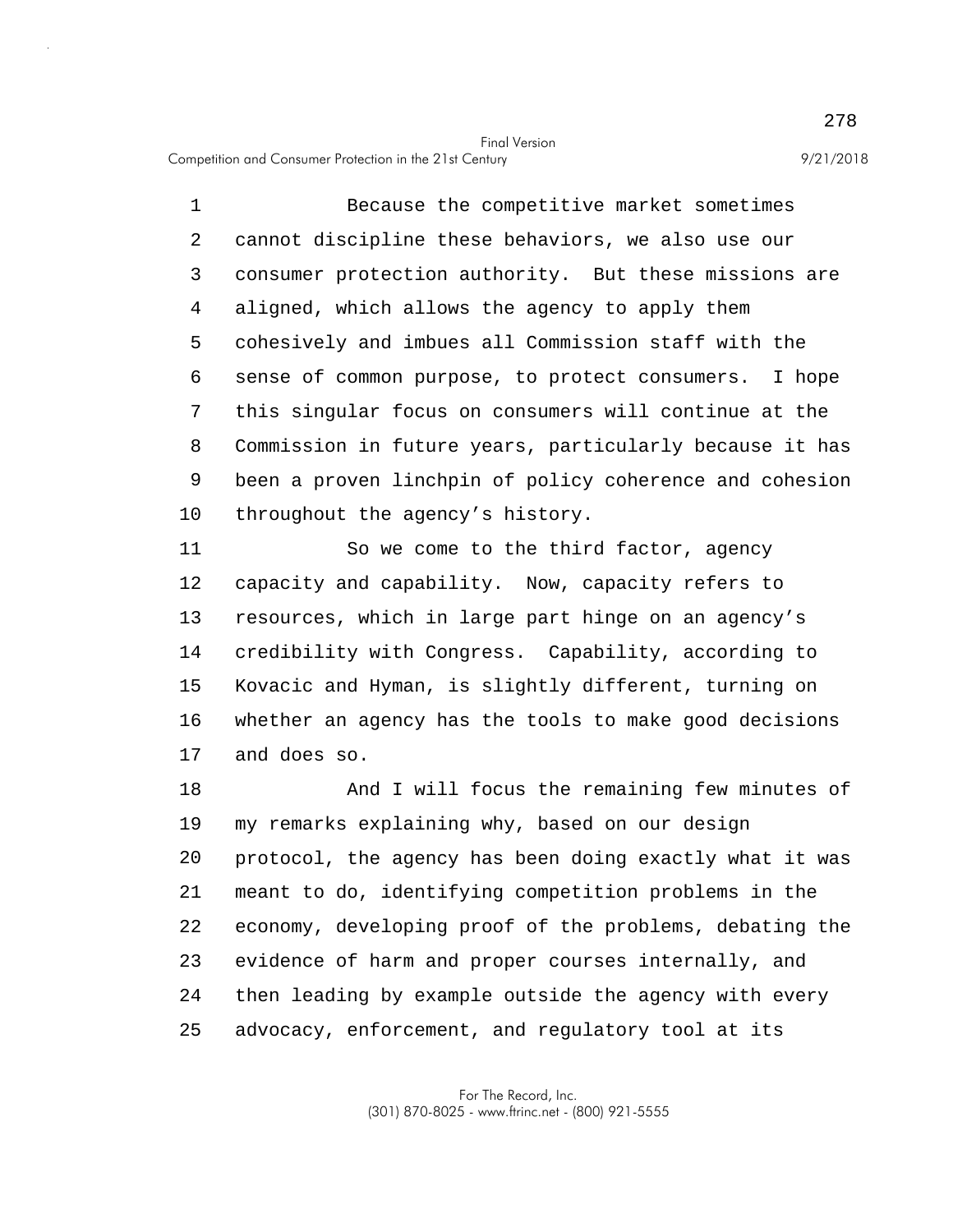Because the competitive market sometimes cannot discipline these behaviors, we also use our consumer protection authority. But these missions are aligned, which allows the agency to apply them cohesively and imbues all Commission staff with the sense of common purpose, to protect consumers. I hope this singular focus on consumers will continue at the Commission in future years, particularly because it has been a proven linchpin of policy coherence and cohesion throughout the agency's history.

So we come to the third factor, agency capacity and capability. Now, capacity refers to resources, which in large part hinge on an agency's credibility with Congress. Capability, according to Kovacic and Hyman, is slightly different, turning on whether an agency has the tools to make good decisions and does so.

And I will focus the remaining few minutes of my remarks explaining why, based on our design protocol, the agency has been doing exactly what it was meant to do, identifying competition problems in the economy, developing proof of the problems, debating the evidence of harm and proper courses internally, and then leading by example outside the agency with every advocacy, enforcement, and regulatory tool at its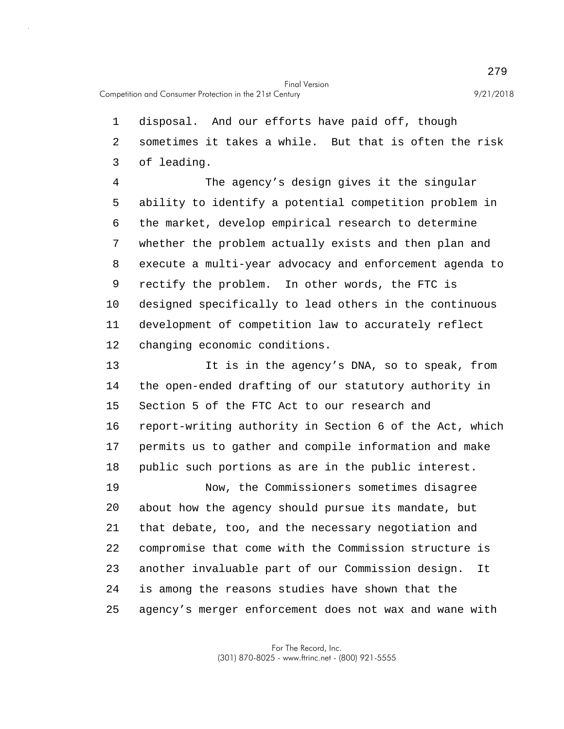disposal. And our efforts have paid off, though sometimes it takes a while. But that is often the risk of leading.

The agency's design gives it the singular ability to identify a potential competition problem in the market, develop empirical research to determine whether the problem actually exists and then plan and execute a multi-year advocacy and enforcement agenda to rectify the problem. In other words, the FTC is designed specifically to lead others in the continuous development of competition law to accurately reflect changing economic conditions.

It is in the agency's DNA, so to speak, from the open-ended drafting of our statutory authority in Section 5 of the FTC Act to our research and report-writing authority in Section 6 of the Act, which permits us to gather and compile information and make public such portions as are in the public interest.

Now, the Commissioners sometimes disagree about how the agency should pursue its mandate, but that debate, too, and the necessary negotiation and compromise that come with the Commission structure is another invaluable part of our Commission design. It is among the reasons studies have shown that the agency's merger enforcement does not wax and wane with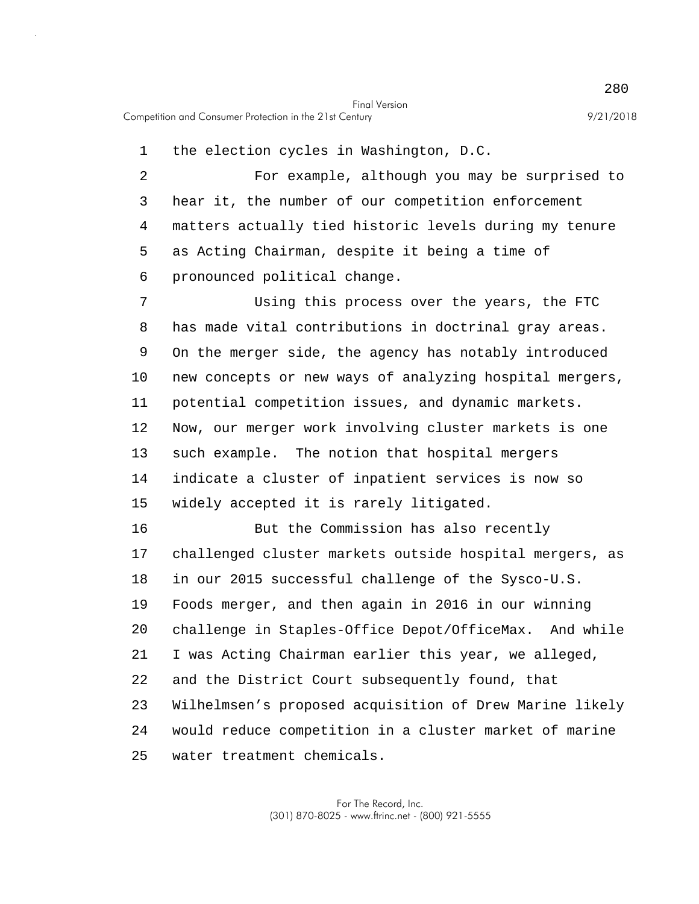the election cycles in Washington, D.C.

For example, although you may be surprised to hear it, the number of our competition enforcement matters actually tied historic levels during my tenure as Acting Chairman, despite it being a time of pronounced political change.

Using this process over the years, the FTC has made vital contributions in doctrinal gray areas. On the merger side, the agency has notably introduced new concepts or new ways of analyzing hospital mergers, potential competition issues, and dynamic markets. Now, our merger work involving cluster markets is one such example. The notion that hospital mergers indicate a cluster of inpatient services is now so widely accepted it is rarely litigated.

But the Commission has also recently challenged cluster markets outside hospital mergers, as in our 2015 successful challenge of the Sysco-U.S. Foods merger, and then again in 2016 in our winning challenge in Staples-Office Depot/OfficeMax. And while I was Acting Chairman earlier this year, we alleged, and the District Court subsequently found, that Wilhelmsen's proposed acquisition of Drew Marine likely would reduce competition in a cluster market of marine water treatment chemicals.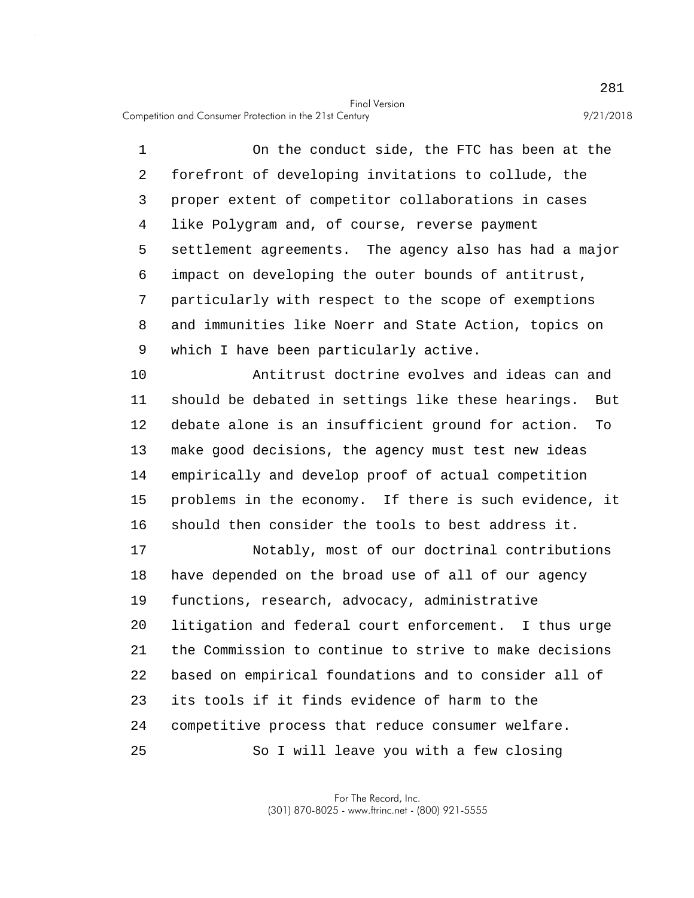On the conduct side, the FTC has been at the forefront of developing invitations to collude, the proper extent of competitor collaborations in cases like Polygram and, of course, reverse payment settlement agreements. The agency also has had a major impact on developing the outer bounds of antitrust, particularly with respect to the scope of exemptions and immunities like Noerr and State Action, topics on which I have been particularly active.

Antitrust doctrine evolves and ideas can and should be debated in settings like these hearings. But debate alone is an insufficient ground for action. To make good decisions, the agency must test new ideas empirically and develop proof of actual competition problems in the economy. If there is such evidence, it should then consider the tools to best address it.

Notably, most of our doctrinal contributions have depended on the broad use of all of our agency functions, research, advocacy, administrative litigation and federal court enforcement. I thus urge the Commission to continue to strive to make decisions based on empirical foundations and to consider all of its tools if it finds evidence of harm to the competitive process that reduce consumer welfare.

So I will leave you with a few closing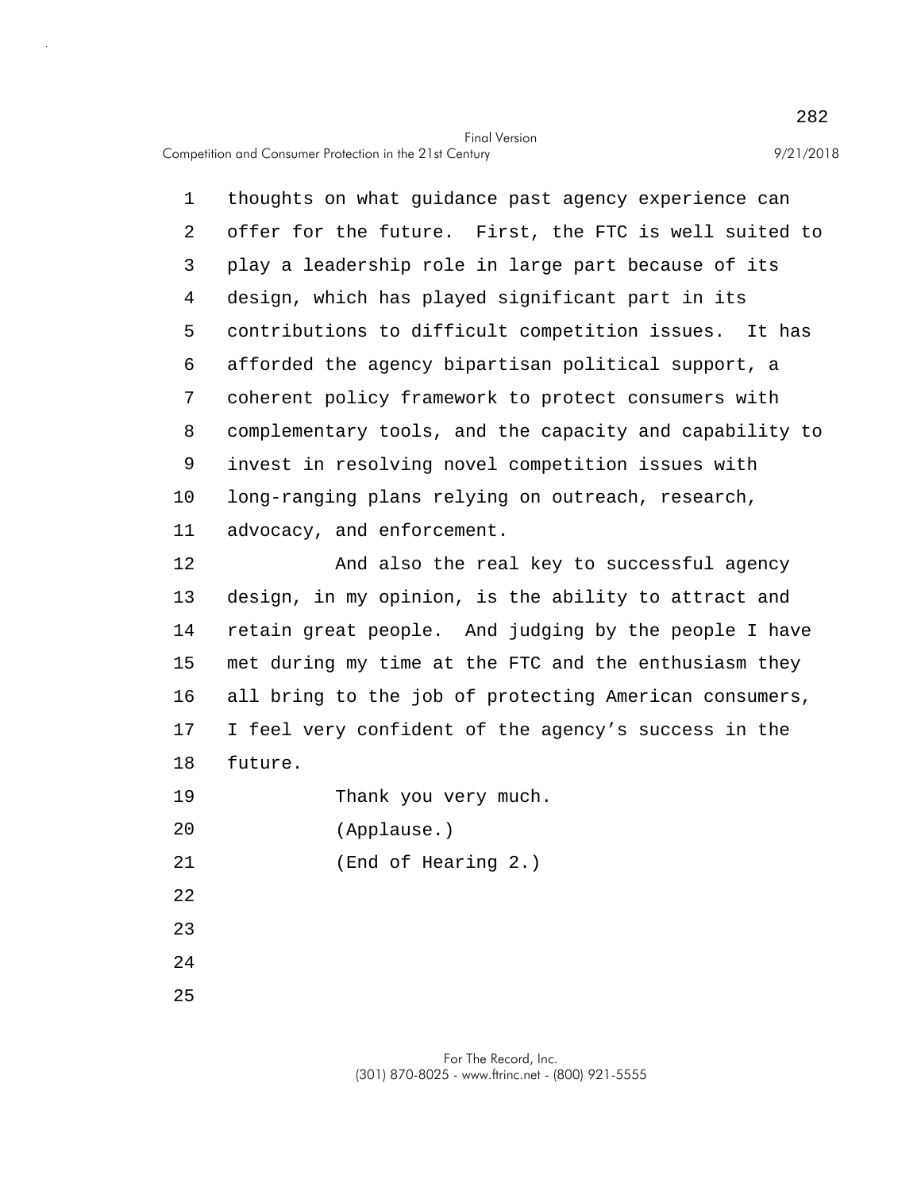thoughts on what guidance past agency experience can offer for the future. First, the FTC is well suited to play a leadership role in large part because of its design, which has played significant part in its contributions to difficult competition issues. It has afforded the agency bipartisan political support, a coherent policy framework to protect consumers with complementary tools, and the capacity and capability to invest in resolving novel competition issues with long-ranging plans relying on outreach, research, advocacy, and enforcement.

And also the real key to successful agency design, in my opinion, is the ability to attract and retain great people. And judging by the people I have met during my time at the FTC and the enthusiasm they all bring to the job of protecting American consumers, I feel very confident of the agency's success in the future.

Thank you very much.

(Applause.)

(End of Hearing 2.)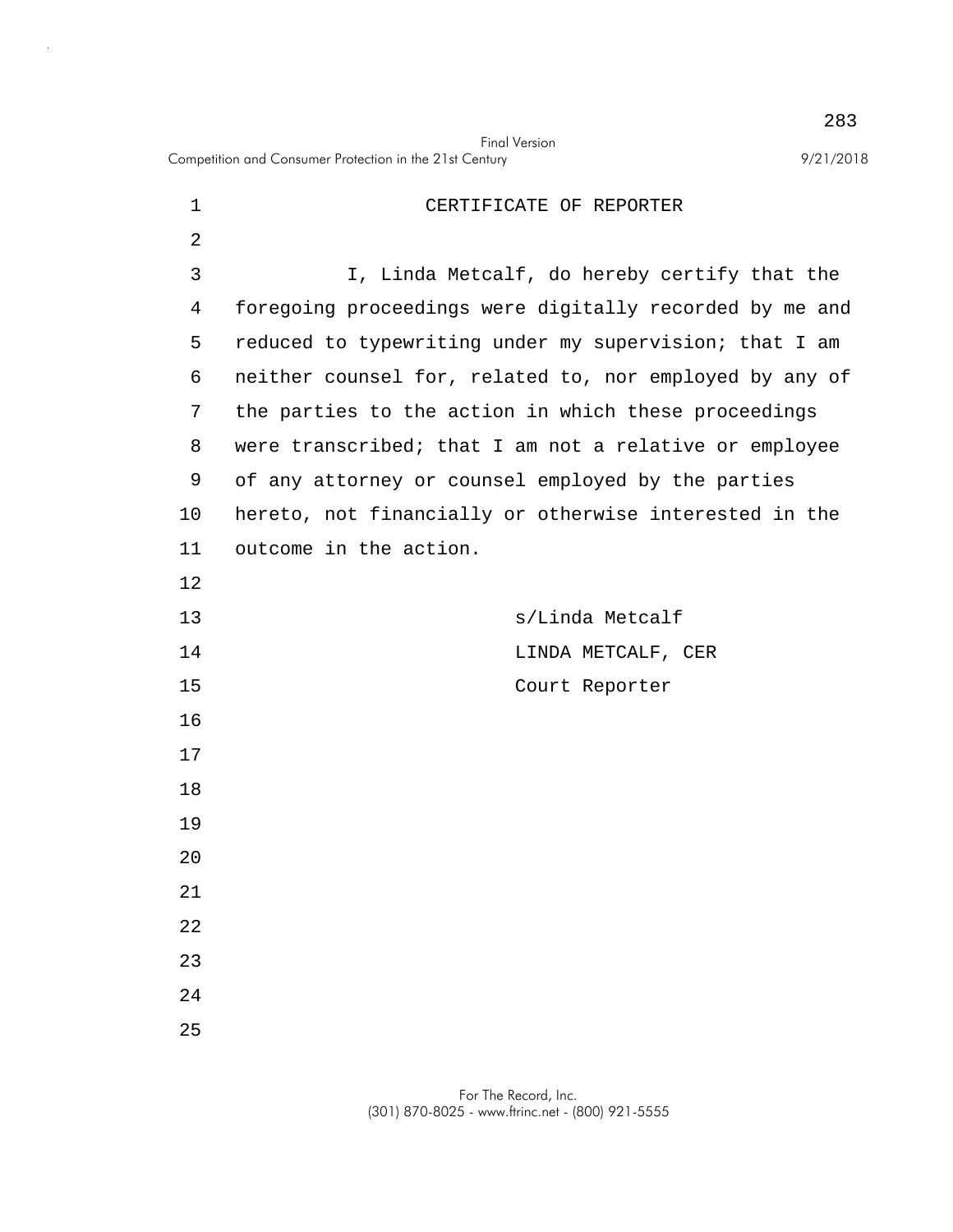# CERTIFICATE OF REPORTER

I, Linda Metcalf, do hereby certify that the foregoing proceedings were digitally recorded by me and reduced to typewriting under my supervision; that I am neither counsel for, related to, nor employed by any of the parties to the action in which these proceedings were transcribed; that I am not a relative or employee of any attorney or counsel employed by the parties hereto, not financially or otherwise interested in the outcome in the action.

s/Linda Metcalf
LINDA METCALF, CER
Court Reporter